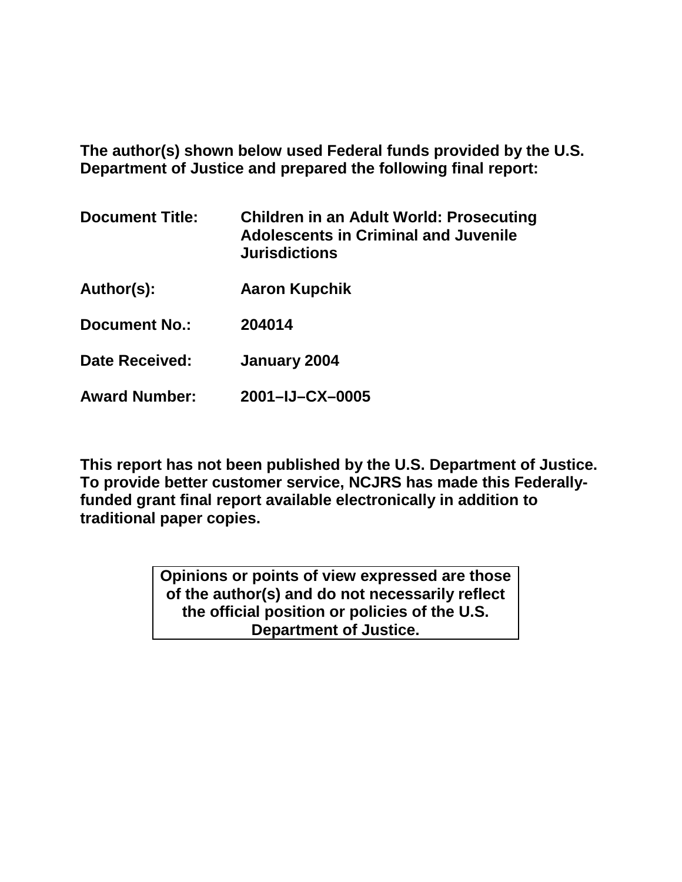**The author(s) shown below used Federal funds provided by the U.S. Department of Justice and prepared the following final report:**

| | |
|---|---|
| **Document Title:** | **Children in an Adult World: Prosecuting Adolescents in Criminal and Juvenile Jurisdictions** |
| **Author(s):** | **Aaron Kupchik** |
| **Document No.:** | **204014** |
| **Date Received:** | **January 2004** |
| **Award Number:** | **2001–IJ–CX–0005** |

**This report has not been published by the U.S. Department of Justice. To provide better customer service, NCJRS has made this Federally-funded grant final report available electronically in addition to traditional paper copies.**

**Opinions or points of view expressed are those of the author(s) and do not necessarily reflect the official position or policies of the U.S. Department of Justice.**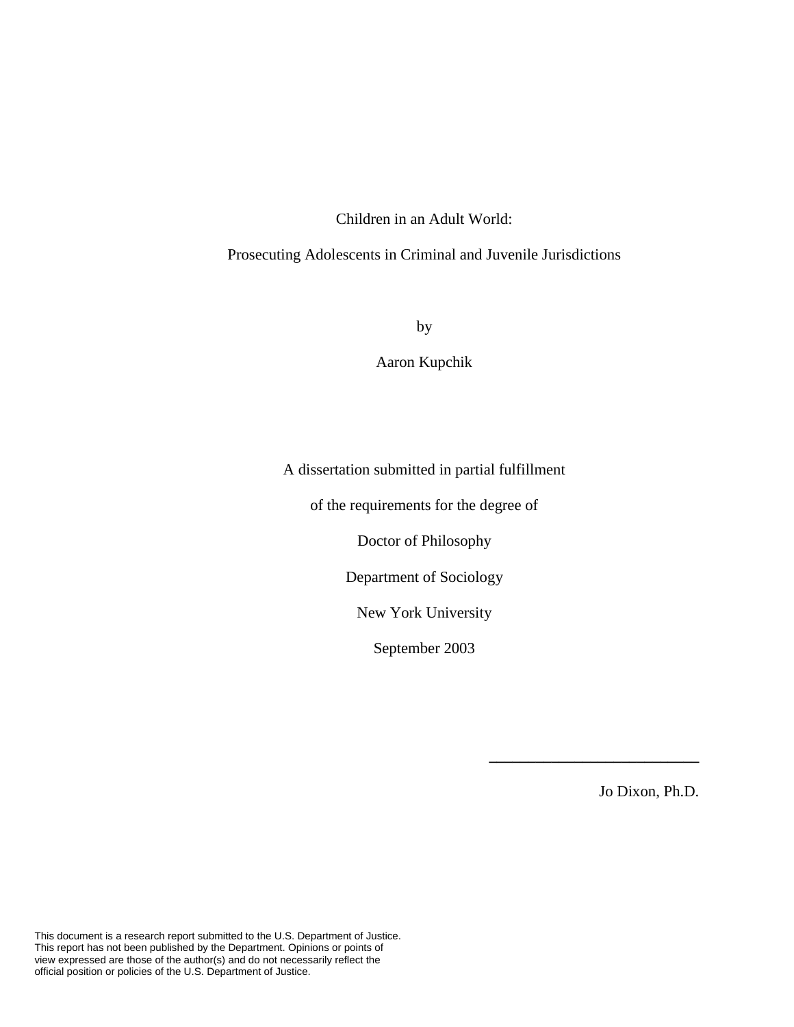Children in an Adult World:

Prosecuting Adolescents in Criminal and Juvenile Jurisdictions

by

Aaron Kupchik

A dissertation submitted in partial fulfillment

of the requirements for the degree of

Doctor of Philosophy

Department of Sociology

New York University

September 2003

\_\_\_\_\_\_\_\_\_\_\_\_\_\_\_\_\_\_\_\_\_\_\_\_\_\_

Jo Dixon, Ph.D.

This document is a research report submitted to the U.S. Department of Justice. This report has not been published by the Department. Opinions or points of view expressed are those of the author(s) and do not necessarily reflect the official position or policies of the U.S. Department of Justice.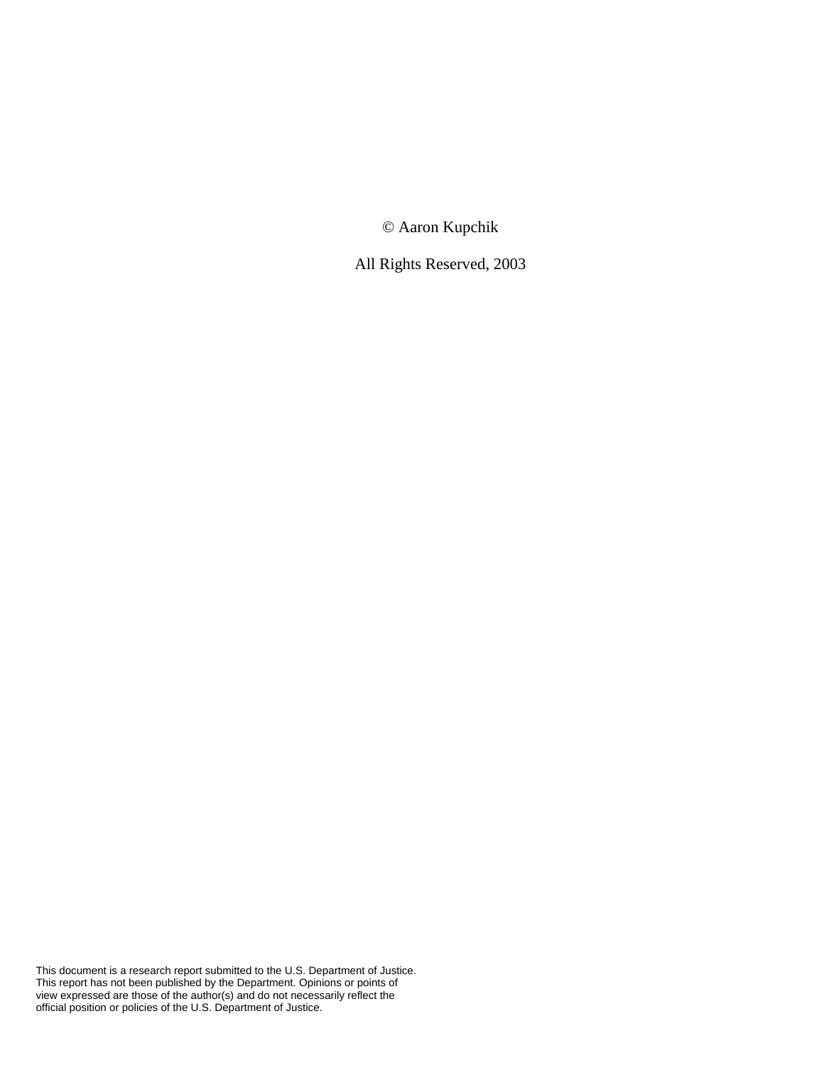© Aaron Kupchik

All Rights Reserved, 2003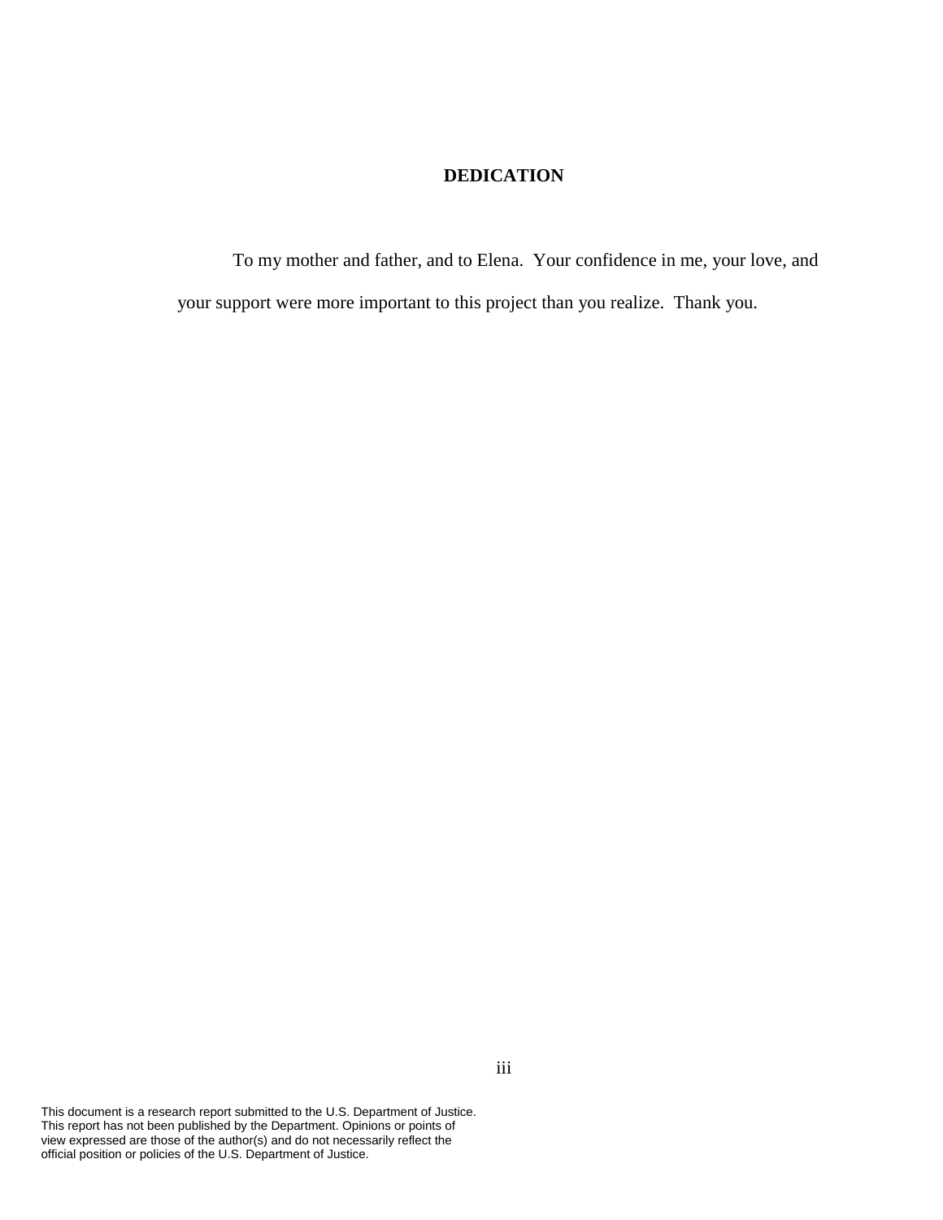# DEDICATION

To my mother and father, and to Elena. Your confidence in me, your love, and your support were more important to this project than you realize. Thank you.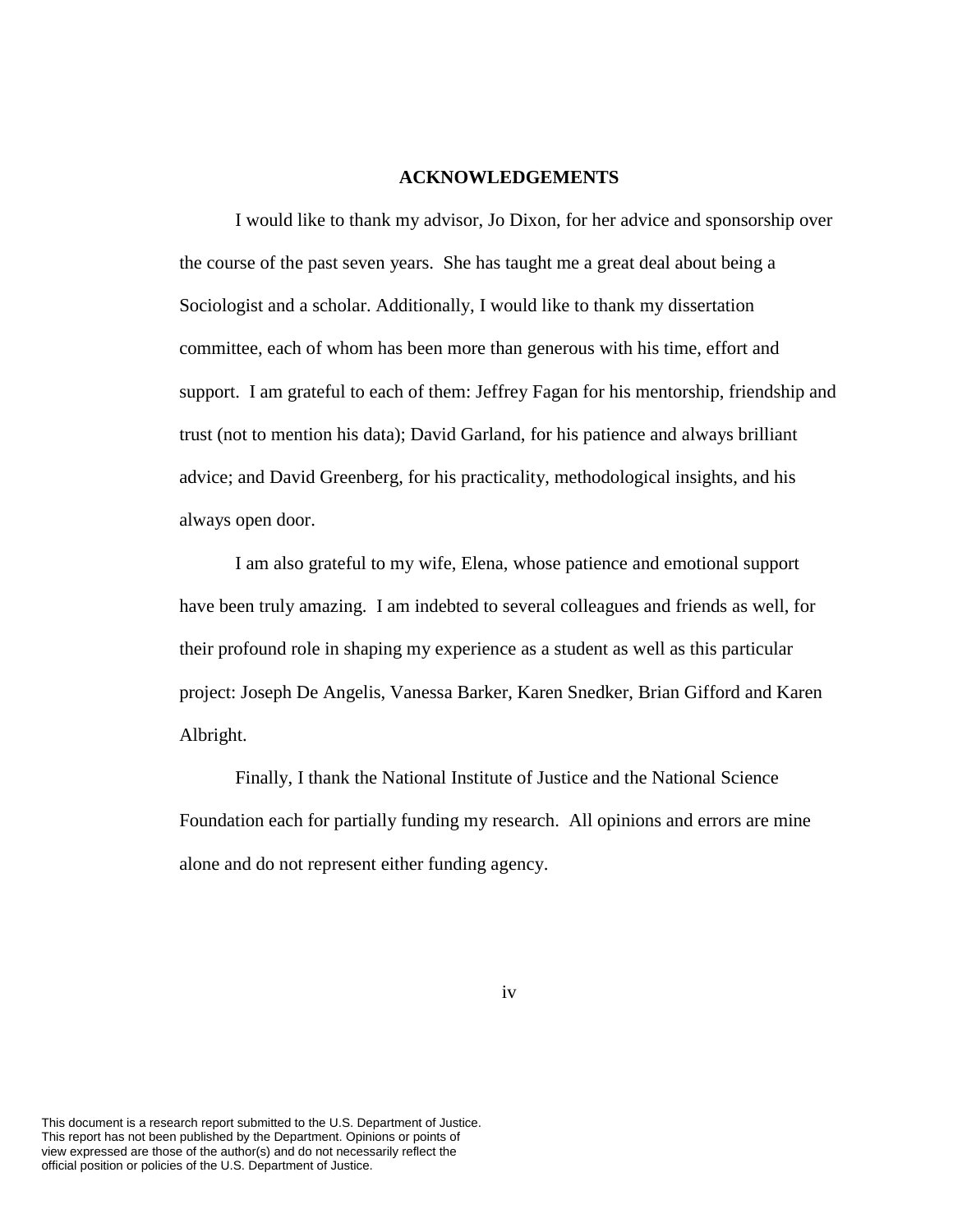## ACKNOWLEDGEMENTS

I would like to thank my advisor, Jo Dixon, for her advice and sponsorship over the course of the past seven years. She has taught me a great deal about being a Sociologist and a scholar. Additionally, I would like to thank my dissertation committee, each of whom has been more than generous with his time, effort and support. I am grateful to each of them: Jeffrey Fagan for his mentorship, friendship and trust (not to mention his data); David Garland, for his patience and always brilliant advice; and David Greenberg, for his practicality, methodological insights, and his always open door.

I am also grateful to my wife, Elena, whose patience and emotional support have been truly amazing. I am indebted to several colleagues and friends as well, for their profound role in shaping my experience as a student as well as this particular project: Joseph De Angelis, Vanessa Barker, Karen Snedker, Brian Gifford and Karen Albright.

Finally, I thank the National Institute of Justice and the National Science Foundation each for partially funding my research. All opinions and errors are mine alone and do not represent either funding agency.

This document is a research report submitted to the U.S. Department of Justice. This report has not been published by the Department. Opinions or points of view expressed are those of the author(s) and do not necessarily reflect the official position or policies of the U.S. Department of Justice.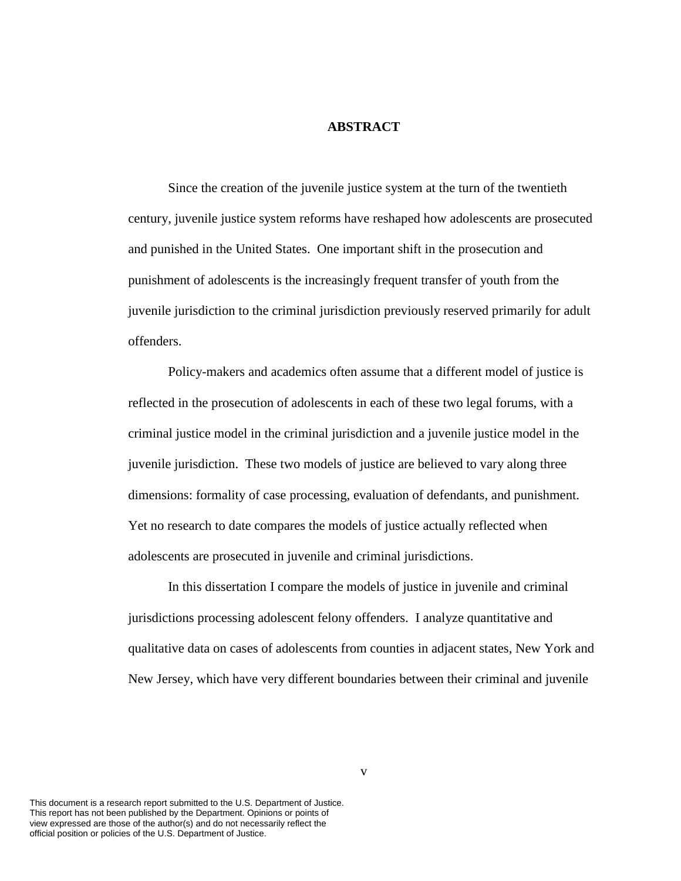# ABSTRACT

Since the creation of the juvenile justice system at the turn of the twentieth century, juvenile justice system reforms have reshaped how adolescents are prosecuted and punished in the United States. One important shift in the prosecution and punishment of adolescents is the increasingly frequent transfer of youth from the juvenile jurisdiction to the criminal jurisdiction previously reserved primarily for adult offenders.

Policy-makers and academics often assume that a different model of justice is reflected in the prosecution of adolescents in each of these two legal forums, with a criminal justice model in the criminal jurisdiction and a juvenile justice model in the juvenile jurisdiction. These two models of justice are believed to vary along three dimensions: formality of case processing, evaluation of defendants, and punishment. Yet no research to date compares the models of justice actually reflected when adolescents are prosecuted in juvenile and criminal jurisdictions.

In this dissertation I compare the models of justice in juvenile and criminal jurisdictions processing adolescent felony offenders. I analyze quantitative and qualitative data on cases of adolescents from counties in adjacent states, New York and New Jersey, which have very different boundaries between their criminal and juvenile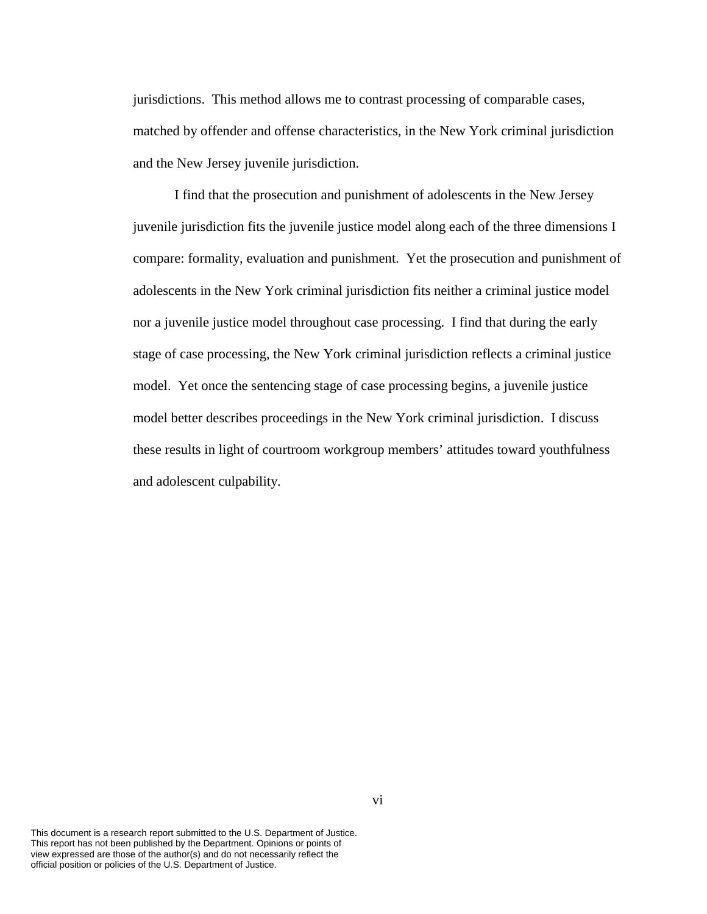jurisdictions. This method allows me to contrast processing of comparable cases, matched by offender and offense characteristics, in the New York criminal jurisdiction and the New Jersey juvenile jurisdiction.

I find that the prosecution and punishment of adolescents in the New Jersey juvenile jurisdiction fits the juvenile justice model along each of the three dimensions I compare: formality, evaluation and punishment. Yet the prosecution and punishment of adolescents in the New York criminal jurisdiction fits neither a criminal justice model nor a juvenile justice model throughout case processing. I find that during the early stage of case processing, the New York criminal jurisdiction reflects a criminal justice model. Yet once the sentencing stage of case processing begins, a juvenile justice model better describes proceedings in the New York criminal jurisdiction. I discuss these results in light of courtroom workgroup members' attitudes toward youthfulness and adolescent culpability.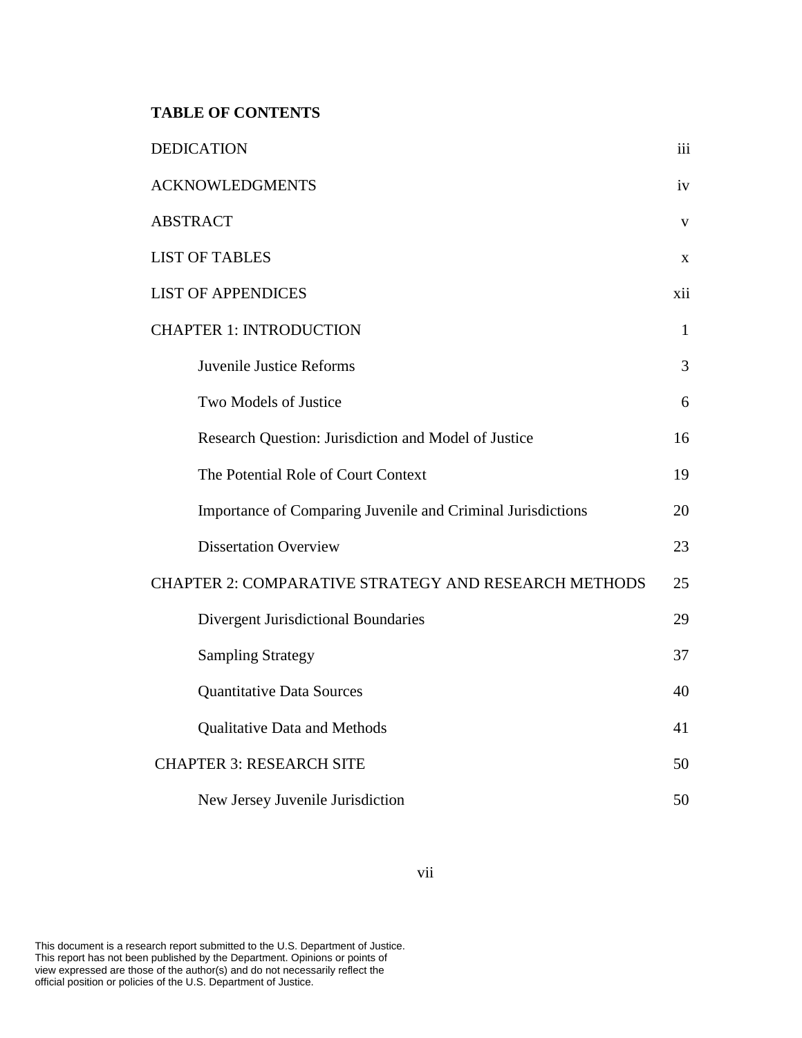**TABLE OF CONTENTS**

| | |
|---|---|
| DEDICATION | iii |
| ACKNOWLEDGMENTS | iv |
| ABSTRACT | v |
| LIST OF TABLES | x |
| LIST OF APPENDICES | xii |
| CHAPTER 1: INTRODUCTION | 1 |
| Juvenile Justice Reforms | 3 |
| Two Models of Justice | 6 |
| Research Question: Jurisdiction and Model of Justice | 16 |
| The Potential Role of Court Context | 19 |
| Importance of Comparing Juvenile and Criminal Jurisdictions | 20 |
| Dissertation Overview | 23 |
| CHAPTER 2: COMPARATIVE STRATEGY AND RESEARCH METHODS | 25 |
| Divergent Jurisdictional Boundaries | 29 |
| Sampling Strategy | 37 |
| Quantitative Data Sources | 40 |
| Qualitative Data and Methods | 41 |
| CHAPTER 3: RESEARCH SITE | 50 |
| New Jersey Juvenile Jurisdiction | 50 |

This document is a research report submitted to the U.S. Department of Justice. This report has not been published by the Department. Opinions or points of view expressed are those of the author(s) and do not necessarily reflect the official position or policies of the U.S. Department of Justice.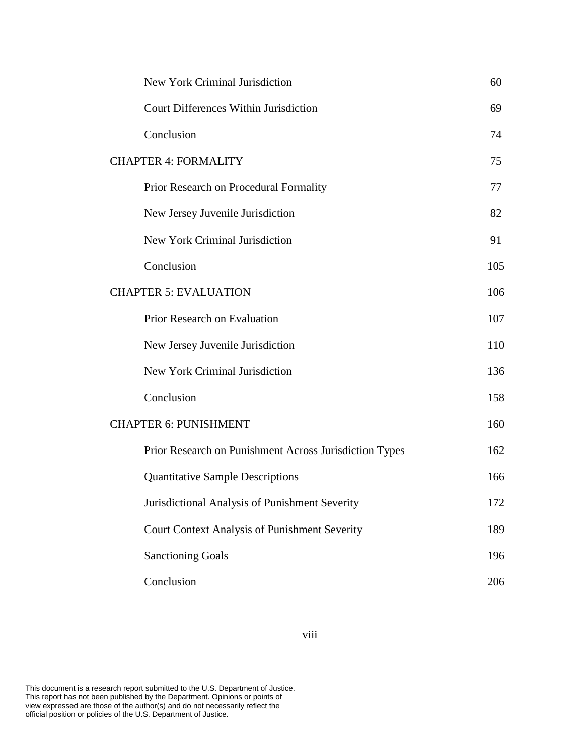| | |
|---|---|
| New York Criminal Jurisdiction | 60 |
| Court Differences Within Jurisdiction | 69 |
| Conclusion | 74 |
| CHAPTER 4: FORMALITY | 75 |
| Prior Research on Procedural Formality | 77 |
| New Jersey Juvenile Jurisdiction | 82 |
| New York Criminal Jurisdiction | 91 |
| Conclusion | 105 |
| CHAPTER 5: EVALUATION | 106 |
| Prior Research on Evaluation | 107 |
| New Jersey Juvenile Jurisdiction | 110 |
| New York Criminal Jurisdiction | 136 |
| Conclusion | 158 |
| CHAPTER 6: PUNISHMENT | 160 |
| Prior Research on Punishment Across Jurisdiction Types | 162 |
| Quantitative Sample Descriptions | 166 |
| Jurisdictional Analysis of Punishment Severity | 172 |
| Court Context Analysis of Punishment Severity | 189 |
| Sanctioning Goals | 196 |
| Conclusion | 206 |

This document is a research report submitted to the U.S. Department of Justice. This report has not been published by the Department. Opinions or points of view expressed are those of the author(s) and do not necessarily reflect the official position or policies of the U.S. Department of Justice.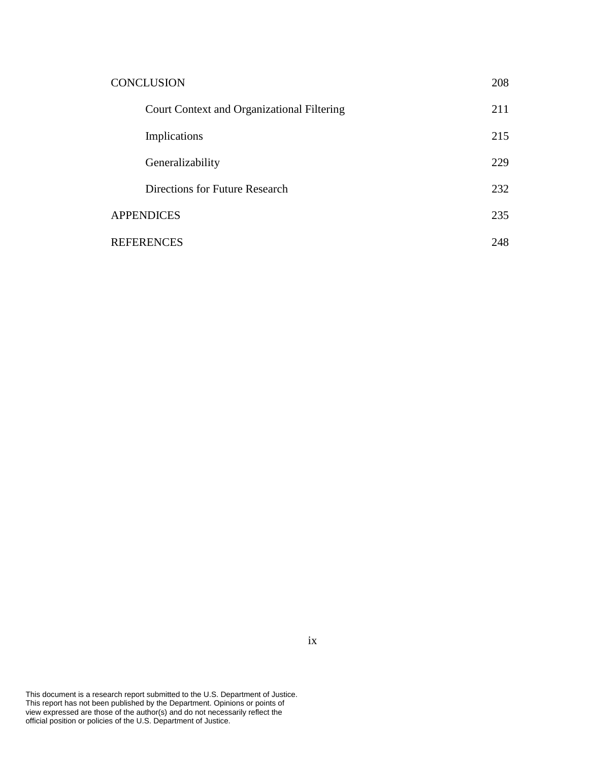| | |
|---|---|
| CONCLUSION | 208 |
| Court Context and Organizational Filtering | 211 |
| Implications | 215 |
| Generalizability | 229 |
| Directions for Future Research | 232 |
| APPENDICES | 235 |
| REFERENCES | 248 |

This document is a research report submitted to the U.S. Department of Justice. This report has not been published by the Department. Opinions or points of view expressed are those of the author(s) and do not necessarily reflect the official position or policies of the U.S. Department of Justice.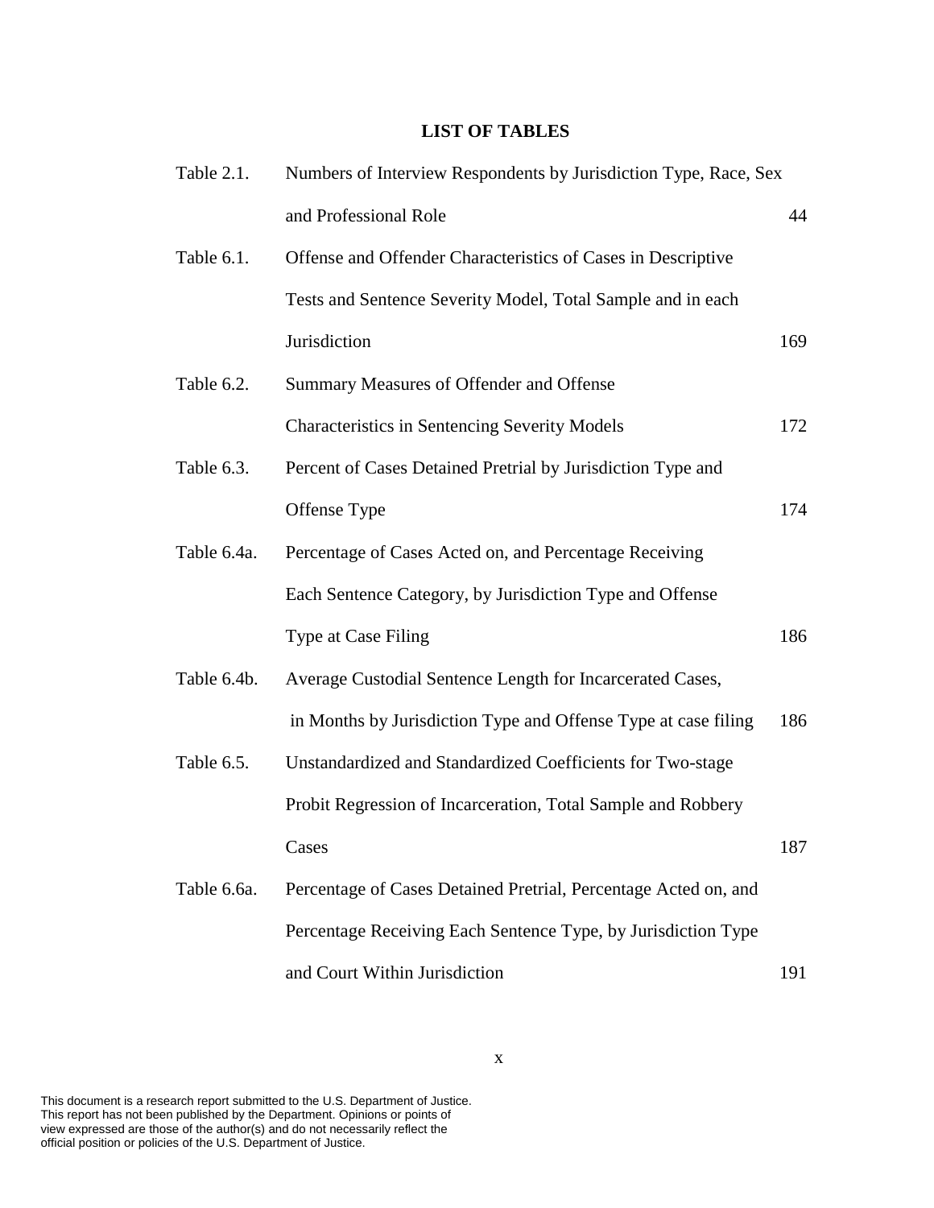## LIST OF TABLES

| | | |
|---|---|---|
| Table 2.1. | Numbers of Interview Respondents by Jurisdiction Type, Race, Sex and Professional Role | 44 |
| Table 6.1. | Offense and Offender Characteristics of Cases in Descriptive Tests and Sentence Severity Model, Total Sample and in each Jurisdiction | 169 |
| Table 6.2. | Summary Measures of Offender and Offense Characteristics in Sentencing Severity Models | 172 |
| Table 6.3. | Percent of Cases Detained Pretrial by Jurisdiction Type and Offense Type | 174 |
| Table 6.4a. | Percentage of Cases Acted on, and Percentage Receiving Each Sentence Category, by Jurisdiction Type and Offense Type at Case Filing | 186 |
| Table 6.4b. | Average Custodial Sentence Length for Incarcerated Cases, in Months by Jurisdiction Type and Offense Type at case filing | 186 |
| Table 6.5. | Unstandardized and Standardized Coefficients for Two-stage Probit Regression of Incarceration, Total Sample and Robbery Cases | 187 |
| Table 6.6a. | Percentage of Cases Detained Pretrial, Percentage Acted on, and Percentage Receiving Each Sentence Type, by Jurisdiction Type and Court Within Jurisdiction | 191 |

This document is a research report submitted to the U.S. Department of Justice. This report has not been published by the Department. Opinions or points of view expressed are those of the author(s) and do not necessarily reflect the official position or policies of the U.S. Department of Justice.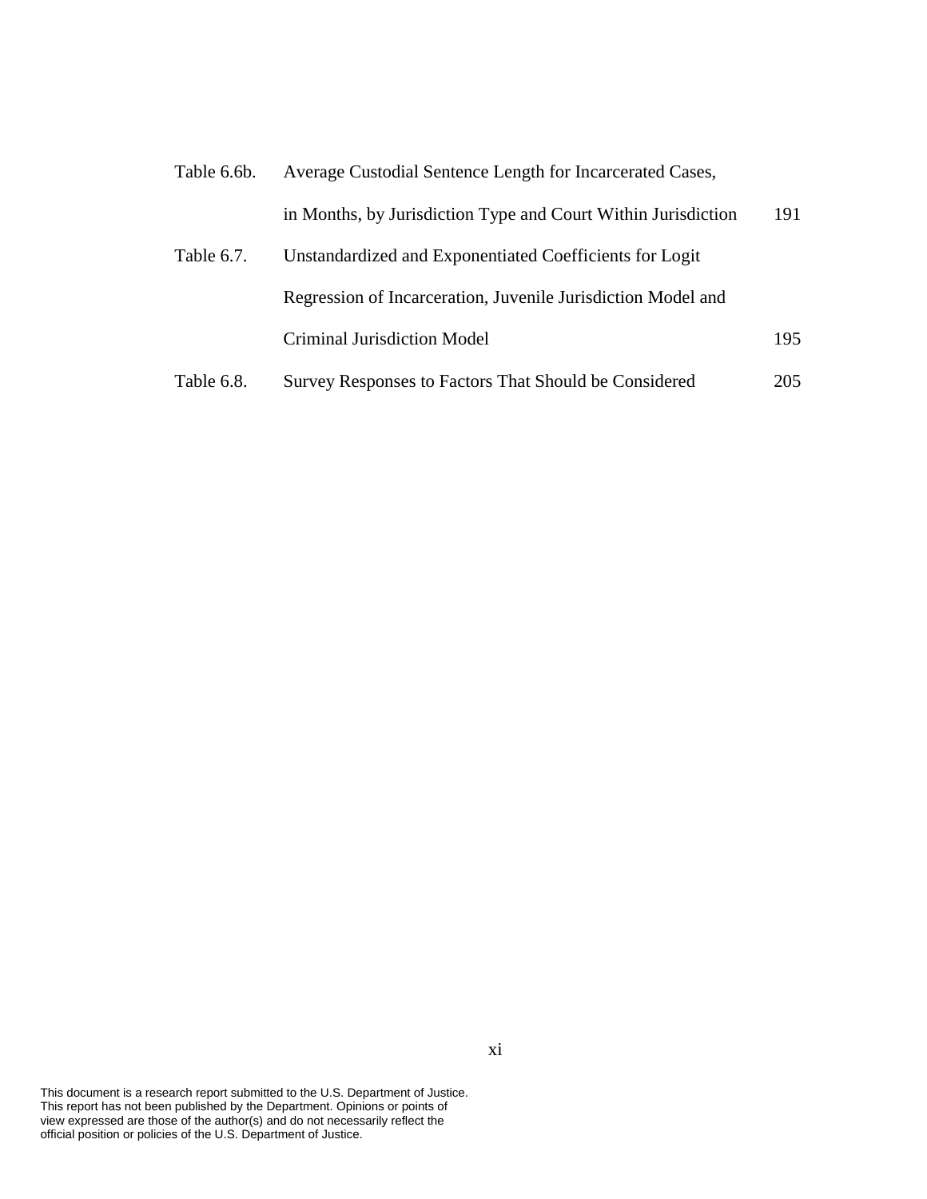| | | |
|---|---|---|
| Table 6.6b. | Average Custodial Sentence Length for Incarcerated Cases, in Months, by Jurisdiction Type and Court Within Jurisdiction | 191 |
| Table 6.7. | Unstandardized and Exponentiated Coefficients for Logit Regression of Incarceration, Juvenile Jurisdiction Model and Criminal Jurisdiction Model | 195 |
| Table 6.8. | Survey Responses to Factors That Should be Considered | 205 |

This document is a research report submitted to the U.S. Department of Justice. This report has not been published by the Department. Opinions or points of view expressed are those of the author(s) and do not necessarily reflect the official position or policies of the U.S. Department of Justice.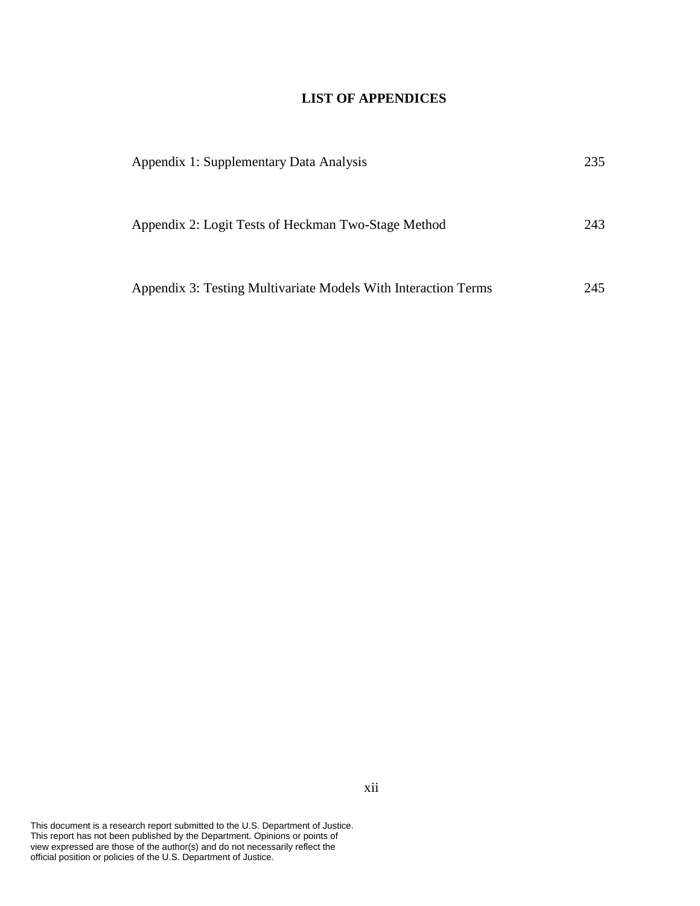# LIST OF APPENDICES

| | |
|---|---|
| Appendix 1: Supplementary Data Analysis | 235 |
| Appendix 2: Logit Tests of Heckman Two-Stage Method | 243 |
| Appendix 3: Testing Multivariate Models With Interaction Terms | 245 |

This document is a research report submitted to the U.S. Department of Justice. This report has not been published by the Department. Opinions or points of view expressed are those of the author(s) and do not necessarily reflect the official position or policies of the U.S. Department of Justice.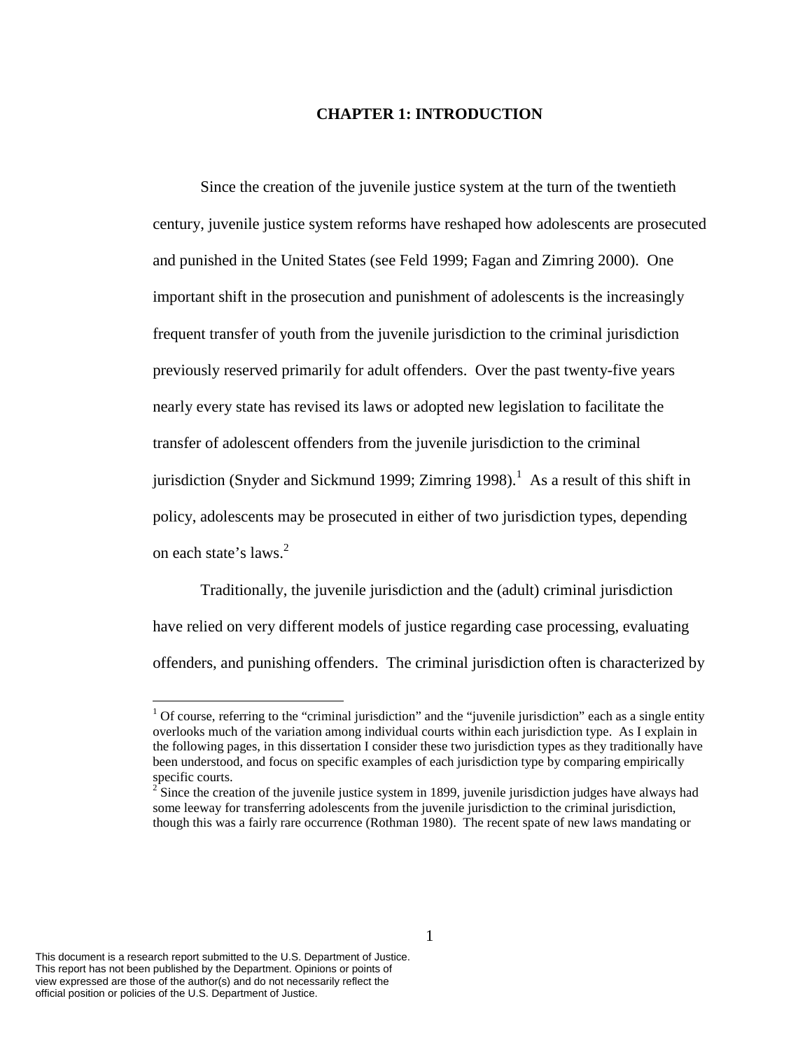# CHAPTER 1: INTRODUCTION

Since the creation of the juvenile justice system at the turn of the twentieth century, juvenile justice system reforms have reshaped how adolescents are prosecuted and punished in the United States (see Feld 1999; Fagan and Zimring 2000). One important shift in the prosecution and punishment of adolescents is the increasingly frequent transfer of youth from the juvenile jurisdiction to the criminal jurisdiction previously reserved primarily for adult offenders. Over the past twenty-five years nearly every state has revised its laws or adopted new legislation to facilitate the transfer of adolescent offenders from the juvenile jurisdiction to the criminal jurisdiction (Snyder and Sickmund 1999; Zimring 1998).[1] As a result of this shift in policy, adolescents may be prosecuted in either of two jurisdiction types, depending on each state's laws.[2]

Traditionally, the juvenile jurisdiction and the (adult) criminal jurisdiction have relied on very different models of justice regarding case processing, evaluating offenders, and punishing offenders. The criminal jurisdiction often is characterized by

---

[1] Of course, referring to the "criminal jurisdiction" and the "juvenile jurisdiction" each as a single entity overlooks much of the variation among individual courts within each jurisdiction type. As I explain in the following pages, in this dissertation I consider these two jurisdiction types as they traditionally have been understood, and focus on specific examples of each jurisdiction type by comparing empirically specific courts.

[2] Since the creation of the juvenile justice system in 1899, juvenile jurisdiction judges have always had some leeway for transferring adolescents from the juvenile jurisdiction to the criminal jurisdiction, though this was a fairly rare occurrence (Rothman 1980). The recent spate of new laws mandating or

This document is a research report submitted to the U.S. Department of Justice. This report has not been published by the Department. Opinions or points of view expressed are those of the author(s) and do not necessarily reflect the official position or policies of the U.S. Department of Justice.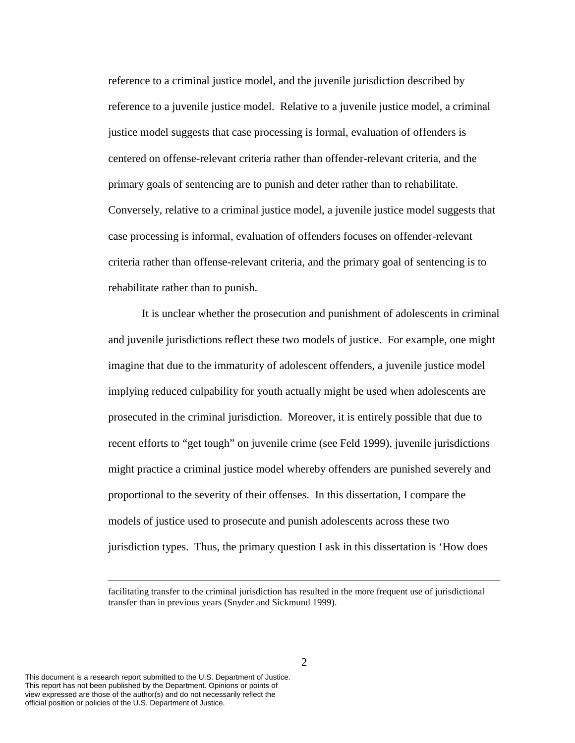reference to a criminal justice model, and the juvenile jurisdiction described by reference to a juvenile justice model. Relative to a juvenile justice model, a criminal justice model suggests that case processing is formal, evaluation of offenders is centered on offense-relevant criteria rather than offender-relevant criteria, and the primary goals of sentencing are to punish and deter rather than to rehabilitate. Conversely, relative to a criminal justice model, a juvenile justice model suggests that case processing is informal, evaluation of offenders focuses on offender-relevant criteria rather than offense-relevant criteria, and the primary goal of sentencing is to rehabilitate rather than to punish.

It is unclear whether the prosecution and punishment of adolescents in criminal and juvenile jurisdictions reflect these two models of justice. For example, one might imagine that due to the immaturity of adolescent offenders, a juvenile justice model implying reduced culpability for youth actually might be used when adolescents are prosecuted in the criminal jurisdiction. Moreover, it is entirely possible that due to recent efforts to "get tough" on juvenile crime (see Feld 1999), juvenile jurisdictions might practice a criminal justice model whereby offenders are punished severely and proportional to the severity of their offenses. In this dissertation, I compare the models of justice used to prosecute and punish adolescents across these two jurisdiction types. Thus, the primary question I ask in this dissertation is 'How does

---

facilitating transfer to the criminal jurisdiction has resulted in the more frequent use of jurisdictional transfer than in previous years (Snyder and Sickmund 1999).

This document is a research report submitted to the U.S. Department of Justice. This report has not been published by the Department. Opinions or points of view expressed are those of the author(s) and do not necessarily reflect the official position or policies of the U.S. Department of Justice.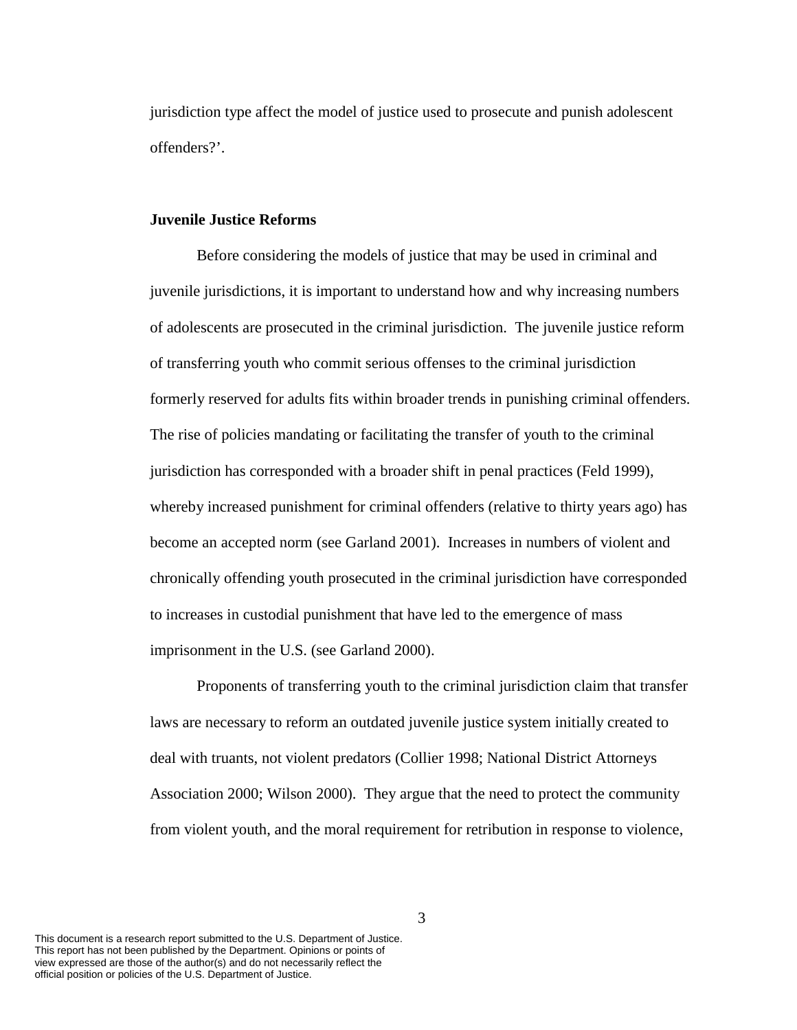jurisdiction type affect the model of justice used to prosecute and punish adolescent offenders?'.

**Juvenile Justice Reforms**

Before considering the models of justice that may be used in criminal and juvenile jurisdictions, it is important to understand how and why increasing numbers of adolescents are prosecuted in the criminal jurisdiction. The juvenile justice reform of transferring youth who commit serious offenses to the criminal jurisdiction formerly reserved for adults fits within broader trends in punishing criminal offenders. The rise of policies mandating or facilitating the transfer of youth to the criminal jurisdiction has corresponded with a broader shift in penal practices (Feld 1999), whereby increased punishment for criminal offenders (relative to thirty years ago) has become an accepted norm (see Garland 2001). Increases in numbers of violent and chronically offending youth prosecuted in the criminal jurisdiction have corresponded to increases in custodial punishment that have led to the emergence of mass imprisonment in the U.S. (see Garland 2000).

Proponents of transferring youth to the criminal jurisdiction claim that transfer laws are necessary to reform an outdated juvenile justice system initially created to deal with truants, not violent predators (Collier 1998; National District Attorneys Association 2000; Wilson 2000). They argue that the need to protect the community from violent youth, and the moral requirement for retribution in response to violence,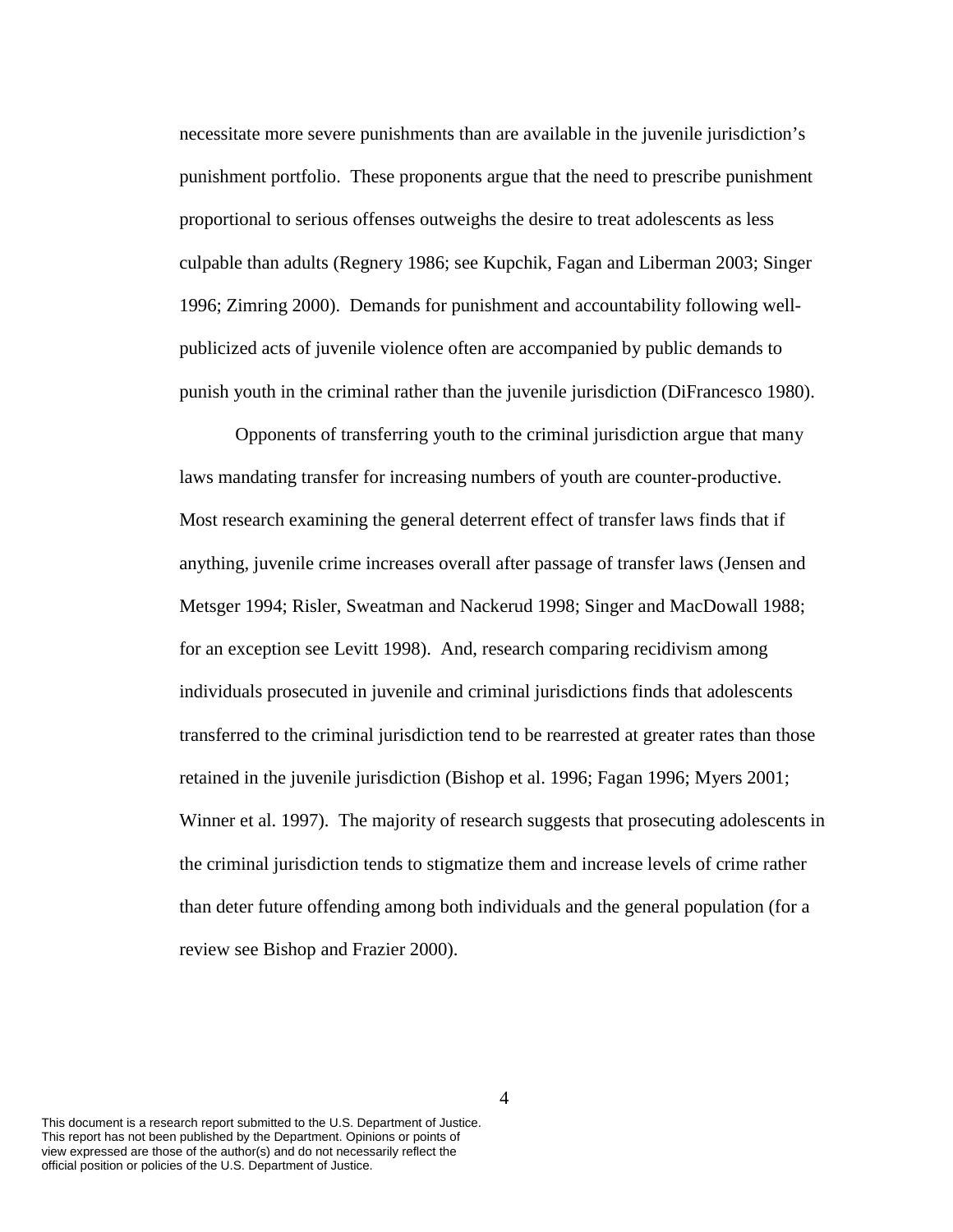necessitate more severe punishments than are available in the juvenile jurisdiction's punishment portfolio. These proponents argue that the need to prescribe punishment proportional to serious offenses outweighs the desire to treat adolescents as less culpable than adults (Regnery 1986; see Kupchik, Fagan and Liberman 2003; Singer 1996; Zimring 2000). Demands for punishment and accountability following well-publicized acts of juvenile violence often are accompanied by public demands to punish youth in the criminal rather than the juvenile jurisdiction (DiFrancesco 1980).

Opponents of transferring youth to the criminal jurisdiction argue that many laws mandating transfer for increasing numbers of youth are counter-productive. Most research examining the general deterrent effect of transfer laws finds that if anything, juvenile crime increases overall after passage of transfer laws (Jensen and Metsger 1994; Risler, Sweatman and Nackerud 1998; Singer and MacDowall 1988; for an exception see Levitt 1998). And, research comparing recidivism among individuals prosecuted in juvenile and criminal jurisdictions finds that adolescents transferred to the criminal jurisdiction tend to be rearrested at greater rates than those retained in the juvenile jurisdiction (Bishop et al. 1996; Fagan 1996; Myers 2001; Winner et al. 1997). The majority of research suggests that prosecuting adolescents in the criminal jurisdiction tends to stigmatize them and increase levels of crime rather than deter future offending among both individuals and the general population (for a review see Bishop and Frazier 2000).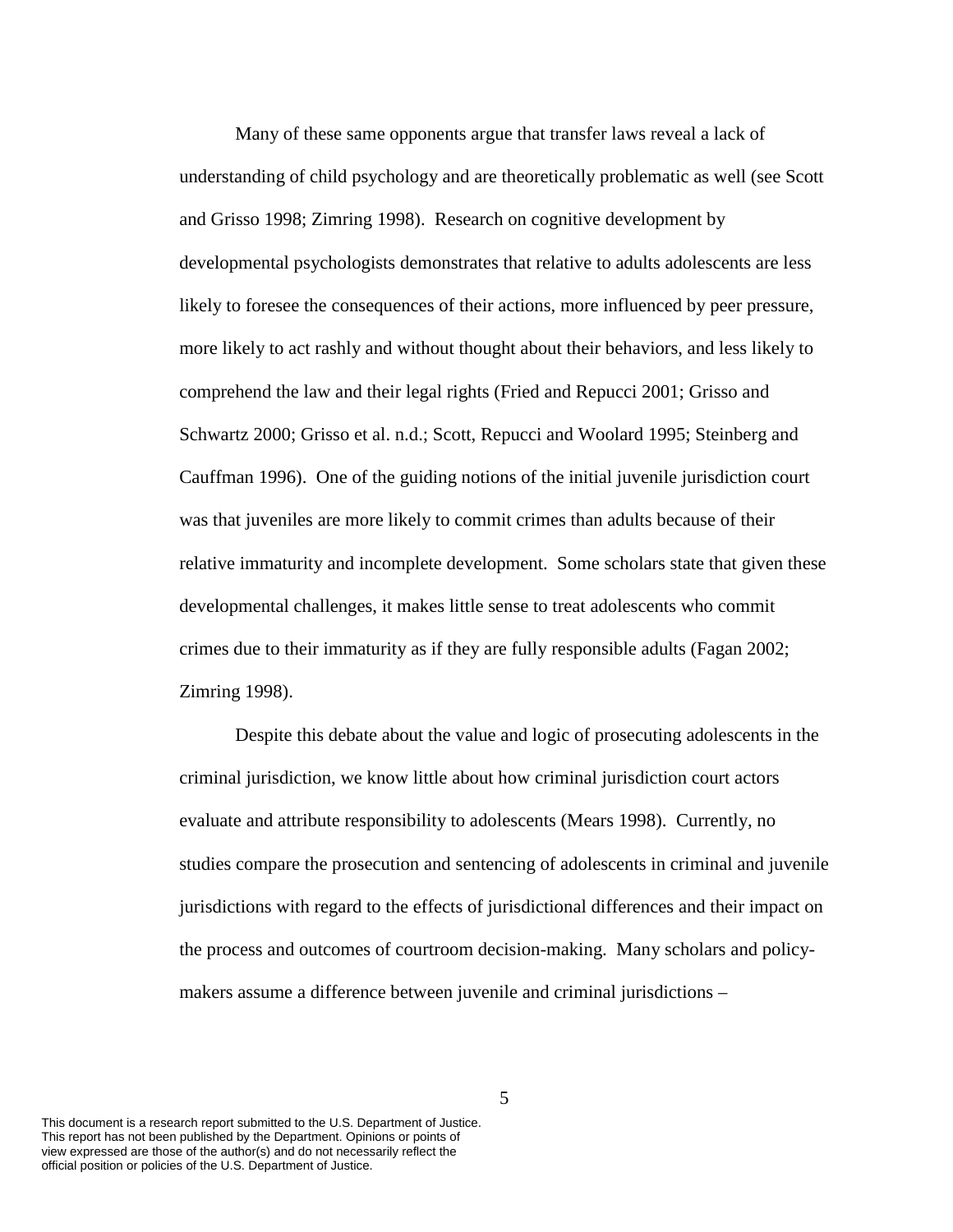Many of these same opponents argue that transfer laws reveal a lack of understanding of child psychology and are theoretically problematic as well (see Scott and Grisso 1998; Zimring 1998). Research on cognitive development by developmental psychologists demonstrates that relative to adults adolescents are less likely to foresee the consequences of their actions, more influenced by peer pressure, more likely to act rashly and without thought about their behaviors, and less likely to comprehend the law and their legal rights (Fried and Repucci 2001; Grisso and Schwartz 2000; Grisso et al. n.d.; Scott, Repucci and Woolard 1995; Steinberg and Cauffman 1996). One of the guiding notions of the initial juvenile jurisdiction court was that juveniles are more likely to commit crimes than adults because of their relative immaturity and incomplete development. Some scholars state that given these developmental challenges, it makes little sense to treat adolescents who commit crimes due to their immaturity as if they are fully responsible adults (Fagan 2002; Zimring 1998).

Despite this debate about the value and logic of prosecuting adolescents in the criminal jurisdiction, we know little about how criminal jurisdiction court actors evaluate and attribute responsibility to adolescents (Mears 1998). Currently, no studies compare the prosecution and sentencing of adolescents in criminal and juvenile jurisdictions with regard to the effects of jurisdictional differences and their impact on the process and outcomes of courtroom decision-making. Many scholars and policy-makers assume a difference between juvenile and criminal jurisdictions –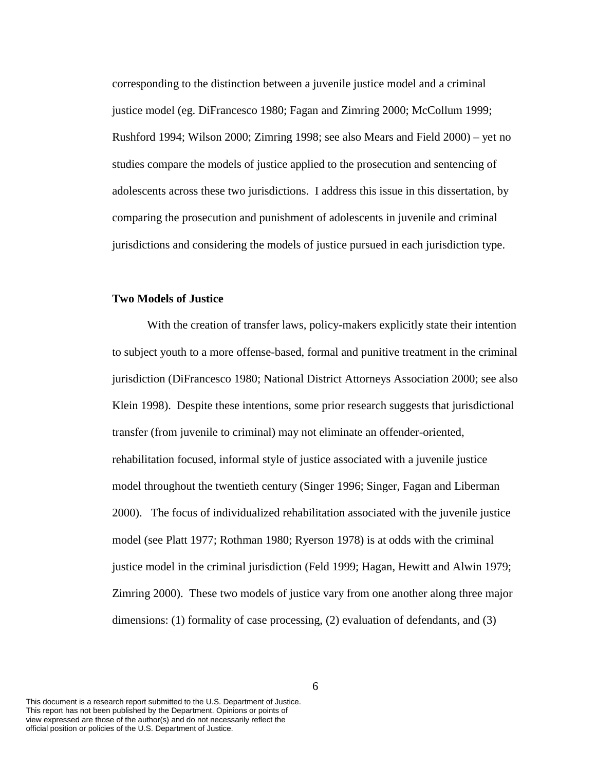corresponding to the distinction between a juvenile justice model and a criminal justice model (eg. DiFrancesco 1980; Fagan and Zimring 2000; McCollum 1999; Rushford 1994; Wilson 2000; Zimring 1998; see also Mears and Field 2000) – yet no studies compare the models of justice applied to the prosecution and sentencing of adolescents across these two jurisdictions. I address this issue in this dissertation, by comparing the prosecution and punishment of adolescents in juvenile and criminal jurisdictions and considering the models of justice pursued in each jurisdiction type.

**Two Models of Justice**

With the creation of transfer laws, policy-makers explicitly state their intention to subject youth to a more offense-based, formal and punitive treatment in the criminal jurisdiction (DiFrancesco 1980; National District Attorneys Association 2000; see also Klein 1998). Despite these intentions, some prior research suggests that jurisdictional transfer (from juvenile to criminal) may not eliminate an offender-oriented, rehabilitation focused, informal style of justice associated with a juvenile justice model throughout the twentieth century (Singer 1996; Singer, Fagan and Liberman 2000). The focus of individualized rehabilitation associated with the juvenile justice model (see Platt 1977; Rothman 1980; Ryerson 1978) is at odds with the criminal justice model in the criminal jurisdiction (Feld 1999; Hagan, Hewitt and Alwin 1979; Zimring 2000). These two models of justice vary from one another along three major dimensions: (1) formality of case processing, (2) evaluation of defendants, and (3)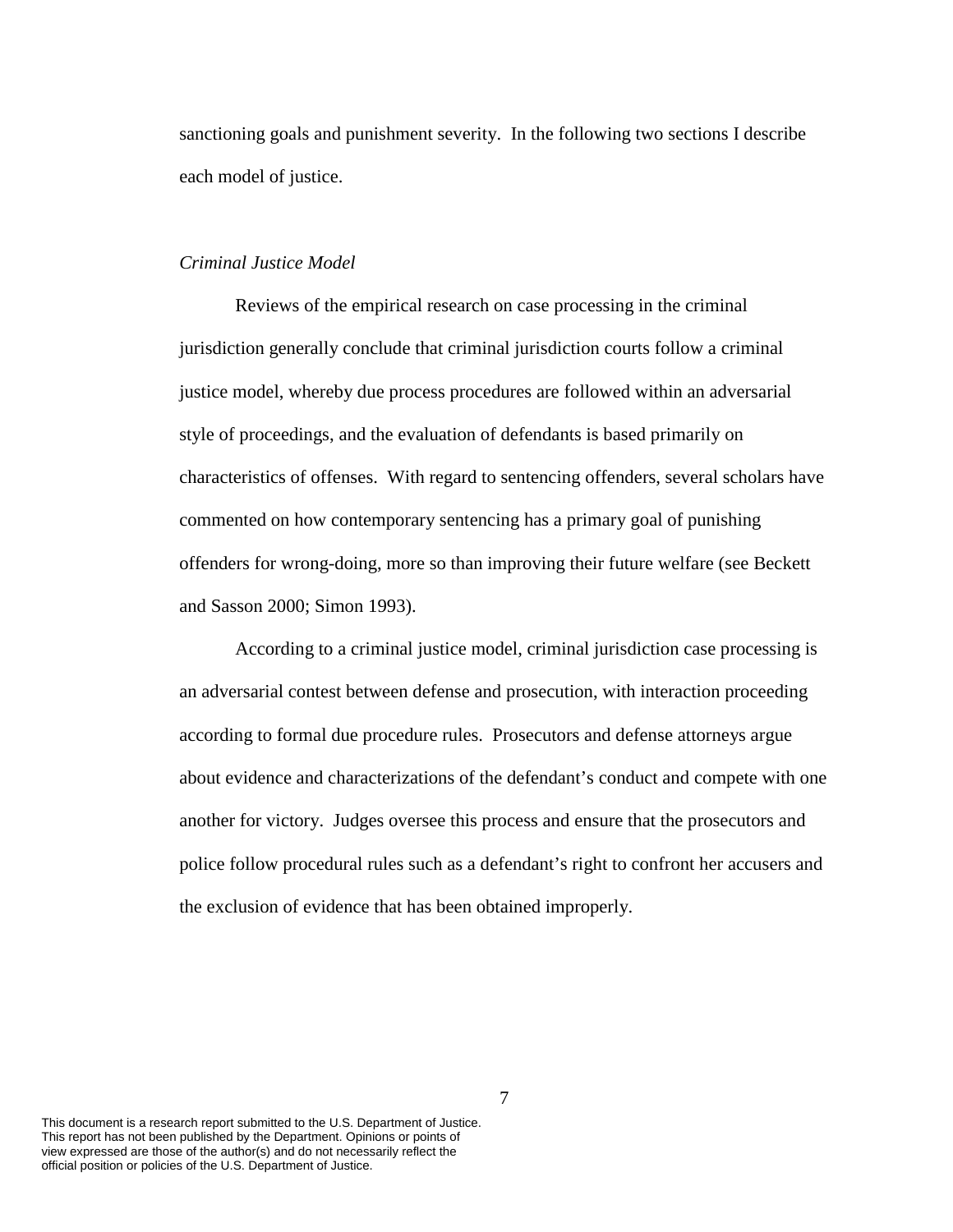sanctioning goals and punishment severity. In the following two sections I describe each model of justice.

### *Criminal Justice Model*

Reviews of the empirical research on case processing in the criminal jurisdiction generally conclude that criminal jurisdiction courts follow a criminal justice model, whereby due process procedures are followed within an adversarial style of proceedings, and the evaluation of defendants is based primarily on characteristics of offenses. With regard to sentencing offenders, several scholars have commented on how contemporary sentencing has a primary goal of punishing offenders for wrong-doing, more so than improving their future welfare (see Beckett and Sasson 2000; Simon 1993).

According to a criminal justice model, criminal jurisdiction case processing is an adversarial contest between defense and prosecution, with interaction proceeding according to formal due procedure rules. Prosecutors and defense attorneys argue about evidence and characterizations of the defendant's conduct and compete with one another for victory. Judges oversee this process and ensure that the prosecutors and police follow procedural rules such as a defendant's right to confront her accusers and the exclusion of evidence that has been obtained improperly.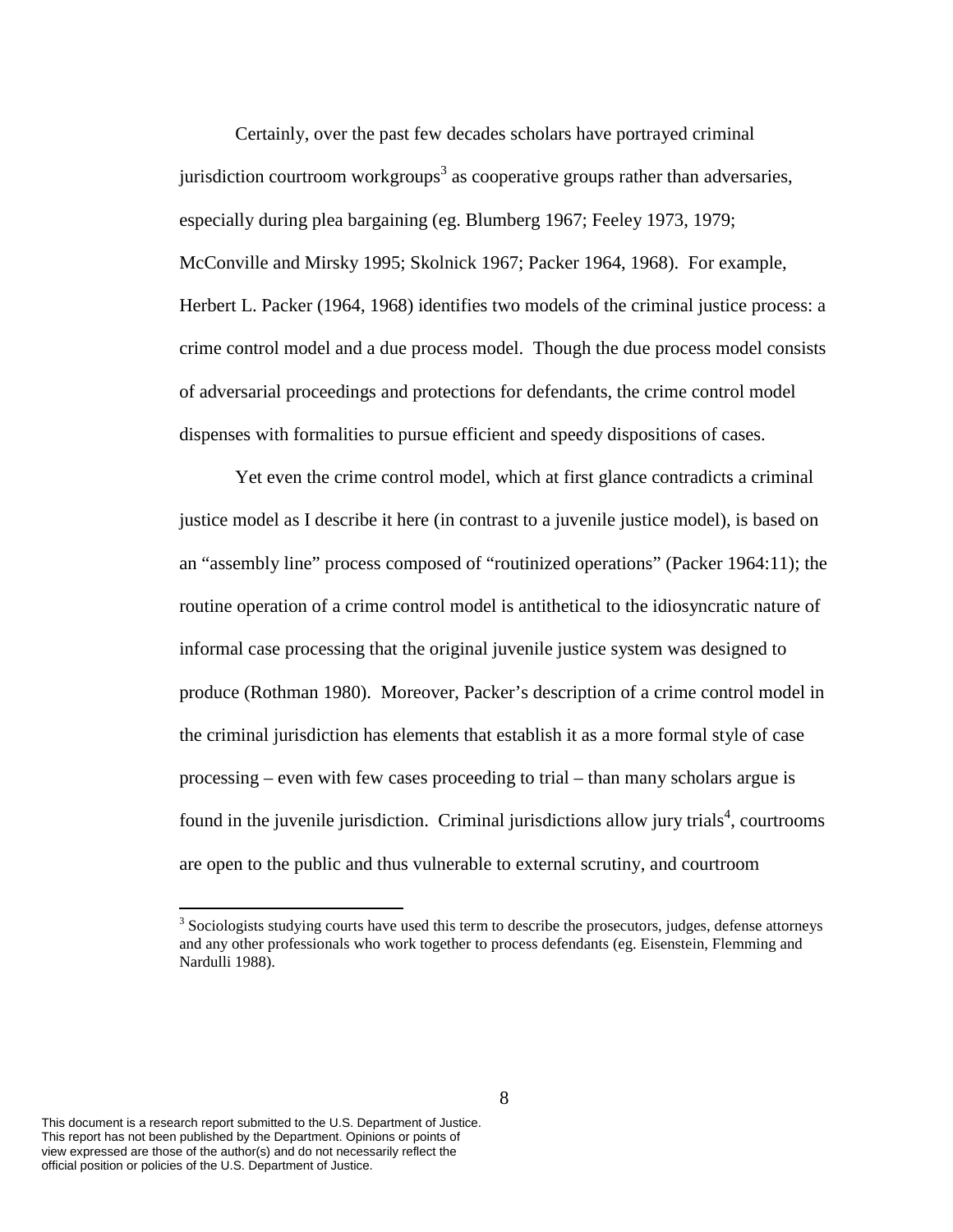Certainly, over the past few decades scholars have portrayed criminal jurisdiction courtroom workgroups[3] as cooperative groups rather than adversaries, especially during plea bargaining (eg. Blumberg 1967; Feeley 1973, 1979; McConville and Mirsky 1995; Skolnick 1967; Packer 1964, 1968). For example, Herbert L. Packer (1964, 1968) identifies two models of the criminal justice process: a crime control model and a due process model. Though the due process model consists of adversarial proceedings and protections for defendants, the crime control model dispenses with formalities to pursue efficient and speedy dispositions of cases.

Yet even the crime control model, which at first glance contradicts a criminal justice model as I describe it here (in contrast to a juvenile justice model), is based on an "assembly line" process composed of "routinized operations" (Packer 1964:11); the routine operation of a crime control model is antithetical to the idiosyncratic nature of informal case processing that the original juvenile justice system was designed to produce (Rothman 1980). Moreover, Packer's description of a crime control model in the criminal jurisdiction has elements that establish it as a more formal style of case processing – even with few cases proceeding to trial – than many scholars argue is found in the juvenile jurisdiction. Criminal jurisdictions allow jury trials[4], courtrooms are open to the public and thus vulnerable to external scrutiny, and courtroom

[3] Sociologists studying courts have used this term to describe the prosecutors, judges, defense attorneys and any other professionals who work together to process defendants (eg. Eisenstein, Flemming and Nardulli 1988).

This document is a research report submitted to the U.S. Department of Justice. This report has not been published by the Department. Opinions or points of view expressed are those of the author(s) and do not necessarily reflect the official position or policies of the U.S. Department of Justice.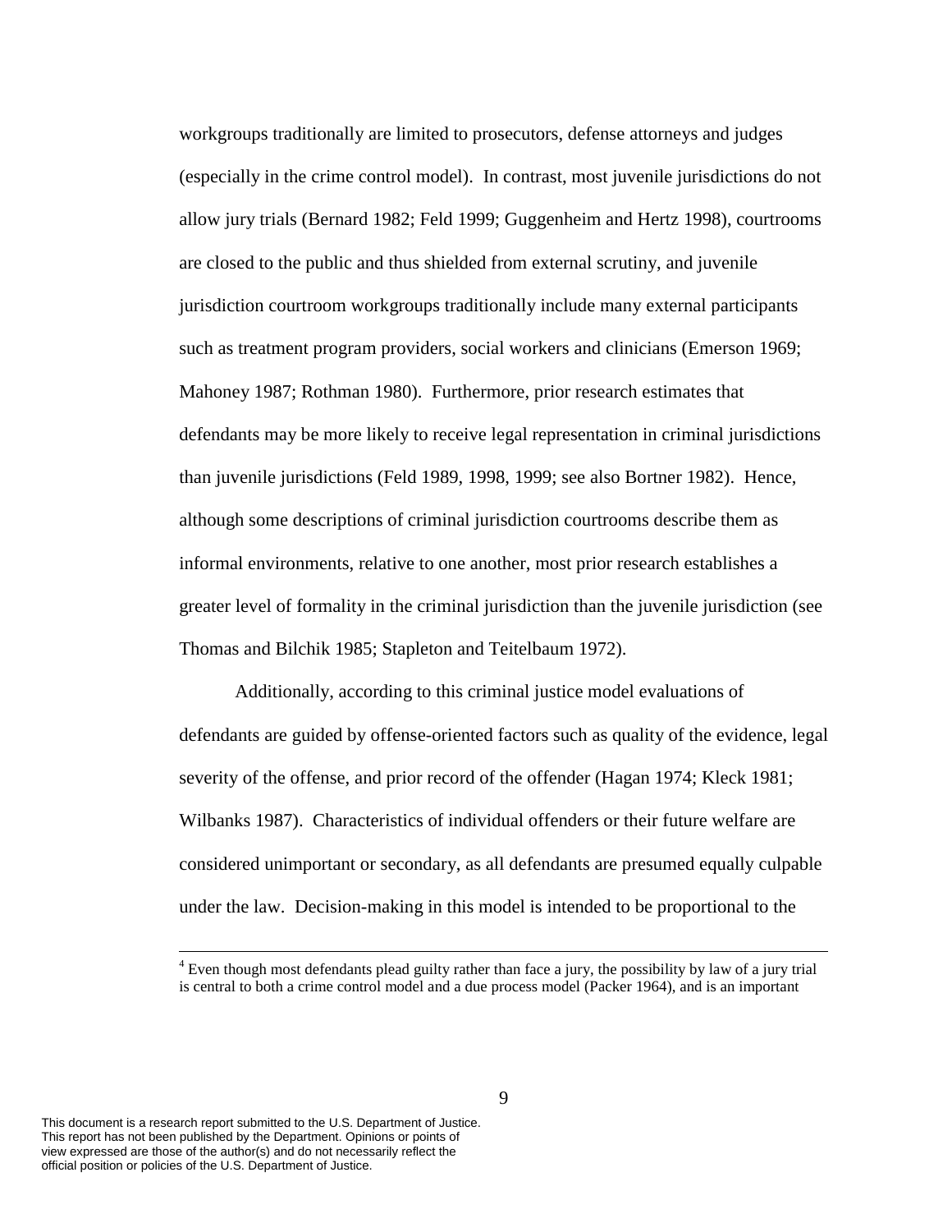workgroups traditionally are limited to prosecutors, defense attorneys and judges (especially in the crime control model). In contrast, most juvenile jurisdictions do not allow jury trials (Bernard 1982; Feld 1999; Guggenheim and Hertz 1998), courtrooms are closed to the public and thus shielded from external scrutiny, and juvenile jurisdiction courtroom workgroups traditionally include many external participants such as treatment program providers, social workers and clinicians (Emerson 1969; Mahoney 1987; Rothman 1980). Furthermore, prior research estimates that defendants may be more likely to receive legal representation in criminal jurisdictions than juvenile jurisdictions (Feld 1989, 1998, 1999; see also Bortner 1982). Hence, although some descriptions of criminal jurisdiction courtrooms describe them as informal environments, relative to one another, most prior research establishes a greater level of formality in the criminal jurisdiction than the juvenile jurisdiction (see Thomas and Bilchik 1985; Stapleton and Teitelbaum 1972).

Additionally, according to this criminal justice model evaluations of defendants are guided by offense-oriented factors such as quality of the evidence, legal severity of the offense, and prior record of the offender (Hagan 1974; Kleck 1981; Wilbanks 1987). Characteristics of individual offenders or their future welfare are considered unimportant or secondary, as all defendants are presumed equally culpable under the law. Decision-making in this model is intended to be proportional to the

---

[4] Even though most defendants plead guilty rather than face a jury, the possibility by law of a jury trial is central to both a crime control model and a due process model (Packer 1964), and is an important

This document is a research report submitted to the U.S. Department of Justice. This report has not been published by the Department. Opinions or points of view expressed are those of the author(s) and do not necessarily reflect the official position or policies of the U.S. Department of Justice.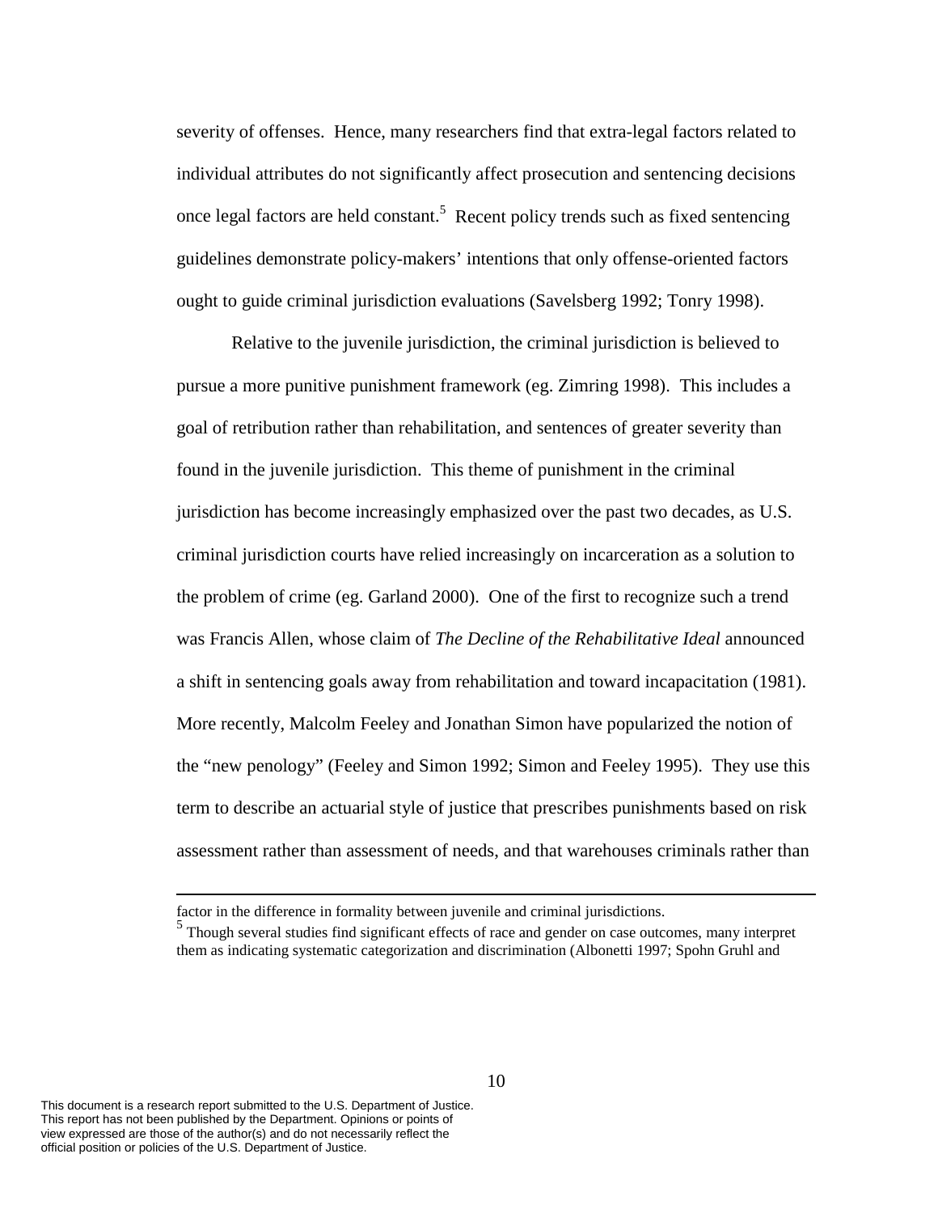severity of offenses. Hence, many researchers find that extra-legal factors related to individual attributes do not significantly affect prosecution and sentencing decisions once legal factors are held constant.[5] Recent policy trends such as fixed sentencing guidelines demonstrate policy-makers' intentions that only offense-oriented factors ought to guide criminal jurisdiction evaluations (Savelsberg 1992; Tonry 1998).

Relative to the juvenile jurisdiction, the criminal jurisdiction is believed to pursue a more punitive punishment framework (eg. Zimring 1998). This includes a goal of retribution rather than rehabilitation, and sentences of greater severity than found in the juvenile jurisdiction. This theme of punishment in the criminal jurisdiction has become increasingly emphasized over the past two decades, as U.S. criminal jurisdiction courts have relied increasingly on incarceration as a solution to the problem of crime (eg. Garland 2000). One of the first to recognize such a trend was Francis Allen, whose claim of *The Decline of the Rehabilitative Ideal* announced a shift in sentencing goals away from rehabilitation and toward incapacitation (1981). More recently, Malcolm Feeley and Jonathan Simon have popularized the notion of the "new penology" (Feeley and Simon 1992; Simon and Feeley 1995). They use this term to describe an actuarial style of justice that prescribes punishments based on risk assessment rather than assessment of needs, and that warehouses criminals rather than

---

factor in the difference in formality between juvenile and criminal jurisdictions.

[5] Though several studies find significant effects of race and gender on case outcomes, many interpret them as indicating systematic categorization and discrimination (Albonetti 1997; Spohn Gruhl and

This document is a research report submitted to the U.S. Department of Justice. This report has not been published by the Department. Opinions or points of view expressed are those of the author(s) and do not necessarily reflect the official position or policies of the U.S. Department of Justice.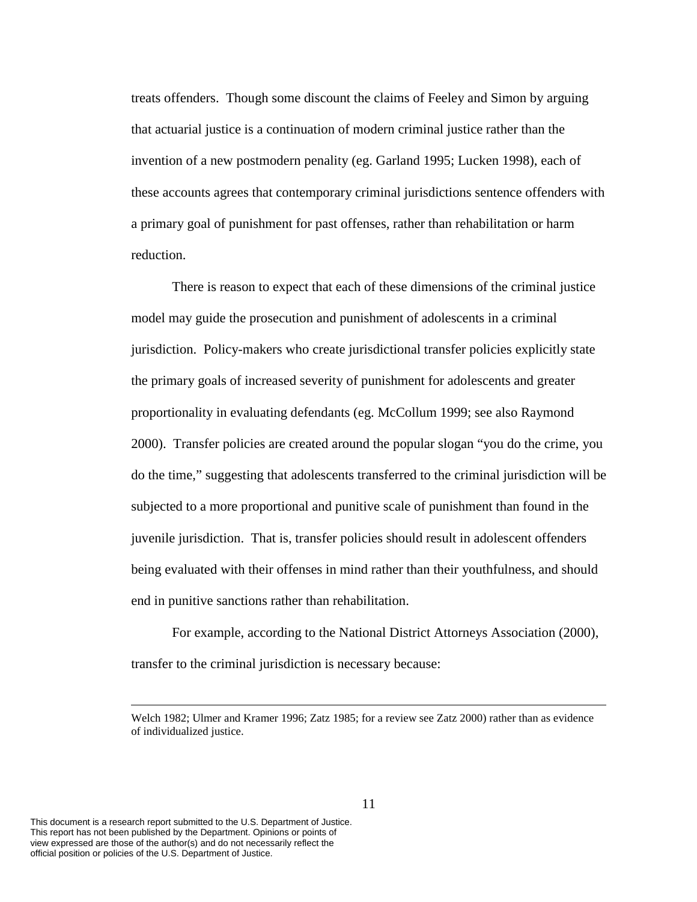treats offenders. Though some discount the claims of Feeley and Simon by arguing that actuarial justice is a continuation of modern criminal justice rather than the invention of a new postmodern penality (eg. Garland 1995; Lucken 1998), each of these accounts agrees that contemporary criminal jurisdictions sentence offenders with a primary goal of punishment for past offenses, rather than rehabilitation or harm reduction.

There is reason to expect that each of these dimensions of the criminal justice model may guide the prosecution and punishment of adolescents in a criminal jurisdiction. Policy-makers who create jurisdictional transfer policies explicitly state the primary goals of increased severity of punishment for adolescents and greater proportionality in evaluating defendants (eg. McCollum 1999; see also Raymond 2000). Transfer policies are created around the popular slogan "you do the crime, you do the time," suggesting that adolescents transferred to the criminal jurisdiction will be subjected to a more proportional and punitive scale of punishment than found in the juvenile jurisdiction. That is, transfer policies should result in adolescent offenders being evaluated with their offenses in mind rather than their youthfulness, and should end in punitive sanctions rather than rehabilitation.

For example, according to the National District Attorneys Association (2000), transfer to the criminal jurisdiction is necessary because:

---

Welch 1982; Ulmer and Kramer 1996; Zatz 1985; for a review see Zatz 2000) rather than as evidence of individualized justice.

This document is a research report submitted to the U.S. Department of Justice. This report has not been published by the Department. Opinions or points of view expressed are those of the author(s) and do not necessarily reflect the official position or policies of the U.S. Department of Justice.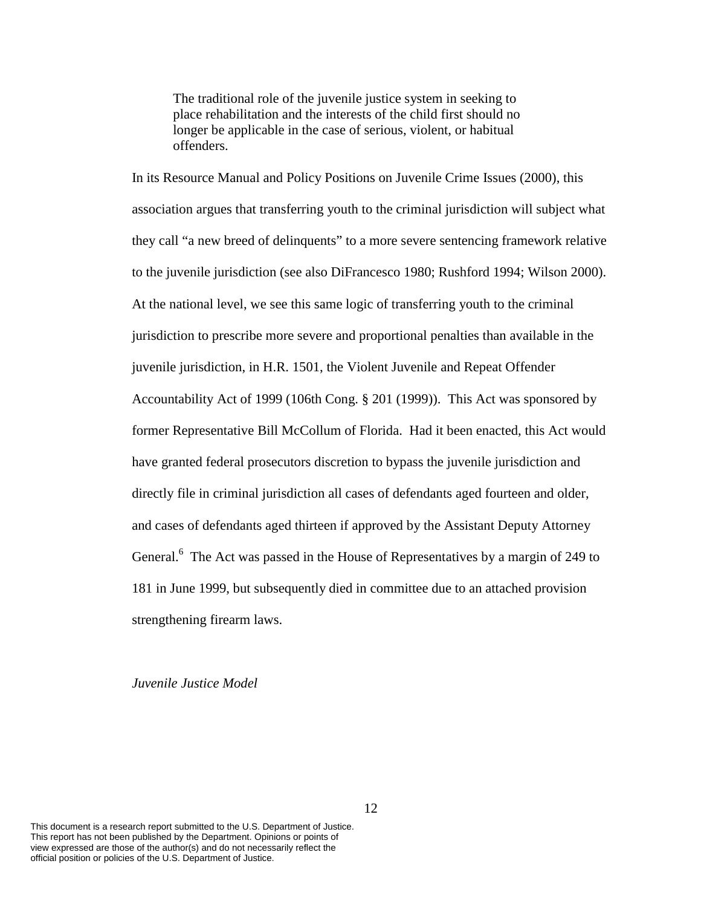> The traditional role of the juvenile justice system in seeking to place rehabilitation and the interests of the child first should no longer be applicable in the case of serious, violent, or habitual offenders.

In its Resource Manual and Policy Positions on Juvenile Crime Issues (2000), this association argues that transferring youth to the criminal jurisdiction will subject what they call "a new breed of delinquents" to a more severe sentencing framework relative to the juvenile jurisdiction (see also DiFrancesco 1980; Rushford 1994; Wilson 2000). At the national level, we see this same logic of transferring youth to the criminal jurisdiction to prescribe more severe and proportional penalties than available in the juvenile jurisdiction, in H.R. 1501, the Violent Juvenile and Repeat Offender Accountability Act of 1999 (106th Cong. § 201 (1999)). This Act was sponsored by former Representative Bill McCollum of Florida. Had it been enacted, this Act would have granted federal prosecutors discretion to bypass the juvenile jurisdiction and directly file in criminal jurisdiction all cases of defendants aged fourteen and older, and cases of defendants aged thirteen if approved by the Assistant Deputy Attorney General.[6] The Act was passed in the House of Representatives by a margin of 249 to 181 in June 1999, but subsequently died in committee due to an attached provision strengthening firearm laws.

*Juvenile Justice Model*

This document is a research report submitted to the U.S. Department of Justice. This report has not been published by the Department. Opinions or points of view expressed are those of the author(s) and do not necessarily reflect the official position or policies of the U.S. Department of Justice.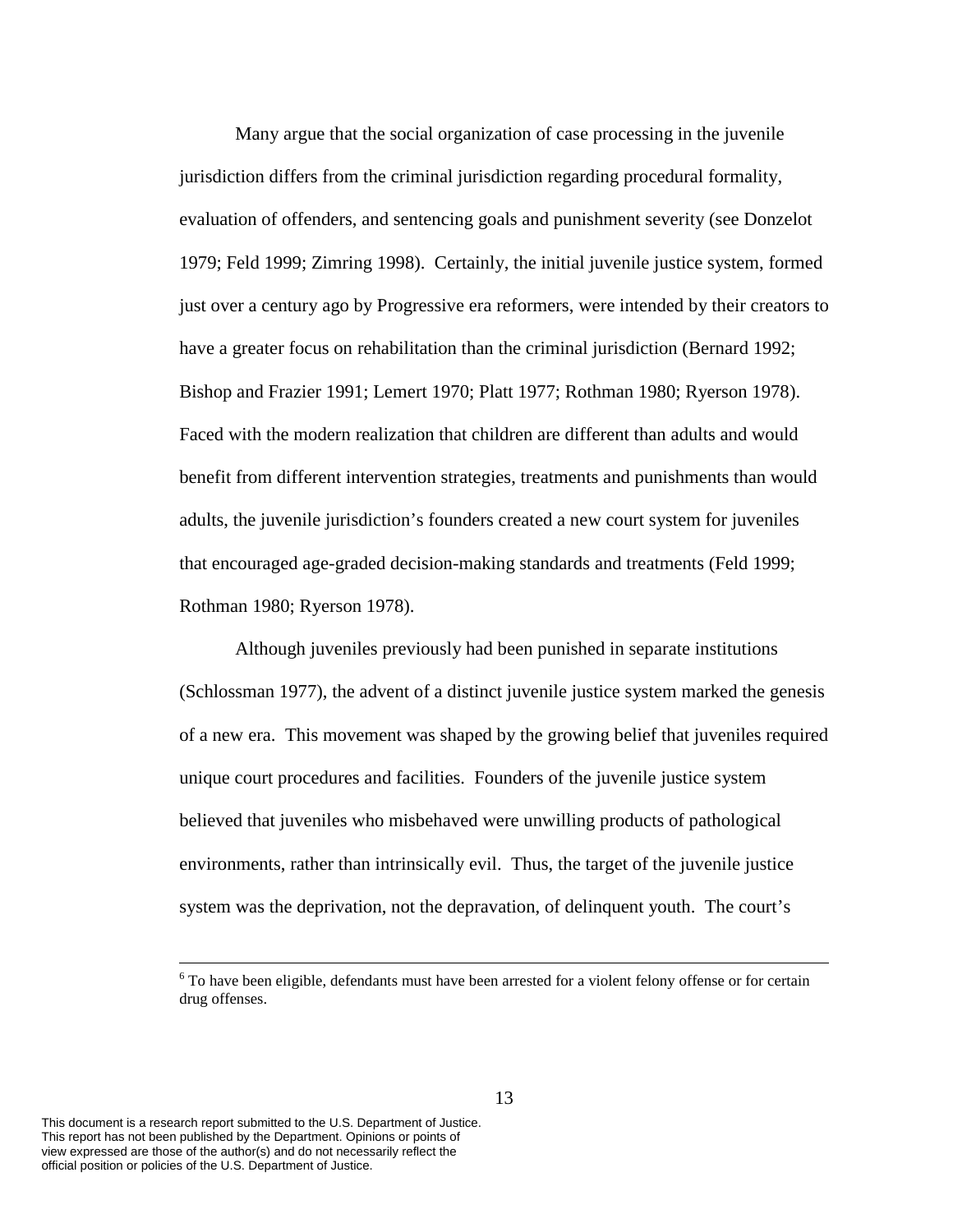Many argue that the social organization of case processing in the juvenile jurisdiction differs from the criminal jurisdiction regarding procedural formality, evaluation of offenders, and sentencing goals and punishment severity (see Donzelot 1979; Feld 1999; Zimring 1998). Certainly, the initial juvenile justice system, formed just over a century ago by Progressive era reformers, were intended by their creators to have a greater focus on rehabilitation than the criminal jurisdiction (Bernard 1992; Bishop and Frazier 1991; Lemert 1970; Platt 1977; Rothman 1980; Ryerson 1978). Faced with the modern realization that children are different than adults and would benefit from different intervention strategies, treatments and punishments than would adults, the juvenile jurisdiction's founders created a new court system for juveniles that encouraged age-graded decision-making standards and treatments (Feld 1999; Rothman 1980; Ryerson 1978).

Although juveniles previously had been punished in separate institutions (Schlossman 1977), the advent of a distinct juvenile justice system marked the genesis of a new era. This movement was shaped by the growing belief that juveniles required unique court procedures and facilities. Founders of the juvenile justice system believed that juveniles who misbehaved were unwilling products of pathological environments, rather than intrinsically evil. Thus, the target of the juvenile justice system was the deprivation, not the depravation, of delinquent youth. The court's

---

[6] To have been eligible, defendants must have been arrested for a violent felony offense or for certain drug offenses.

This document is a research report submitted to the U.S. Department of Justice. This report has not been published by the Department. Opinions or points of view expressed are those of the author(s) and do not necessarily reflect the official position or policies of the U.S. Department of Justice.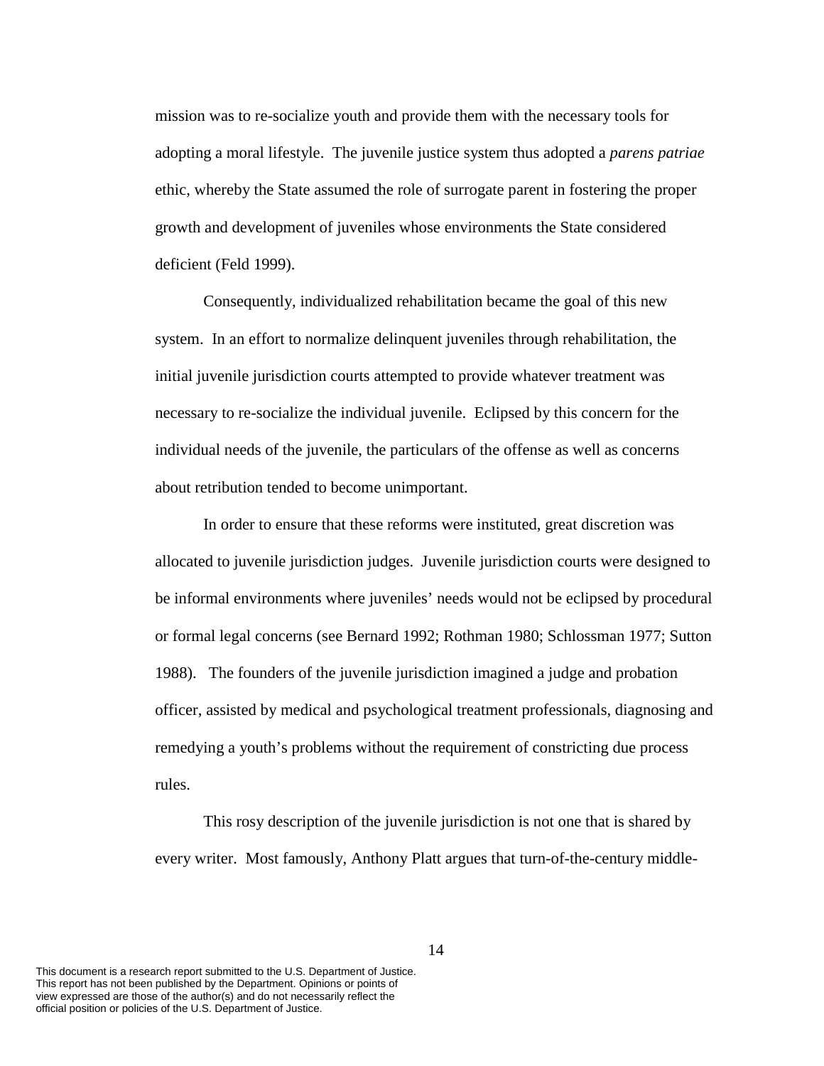mission was to re-socialize youth and provide them with the necessary tools for adopting a moral lifestyle. The juvenile justice system thus adopted a *parens patriae* ethic, whereby the State assumed the role of surrogate parent in fostering the proper growth and development of juveniles whose environments the State considered deficient (Feld 1999).

Consequently, individualized rehabilitation became the goal of this new system. In an effort to normalize delinquent juveniles through rehabilitation, the initial juvenile jurisdiction courts attempted to provide whatever treatment was necessary to re-socialize the individual juvenile. Eclipsed by this concern for the individual needs of the juvenile, the particulars of the offense as well as concerns about retribution tended to become unimportant.

In order to ensure that these reforms were instituted, great discretion was allocated to juvenile jurisdiction judges. Juvenile jurisdiction courts were designed to be informal environments where juveniles' needs would not be eclipsed by procedural or formal legal concerns (see Bernard 1992; Rothman 1980; Schlossman 1977; Sutton 1988). The founders of the juvenile jurisdiction imagined a judge and probation officer, assisted by medical and psychological treatment professionals, diagnosing and remedying a youth's problems without the requirement of constricting due process rules.

This rosy description of the juvenile jurisdiction is not one that is shared by every writer. Most famously, Anthony Platt argues that turn-of-the-century middle-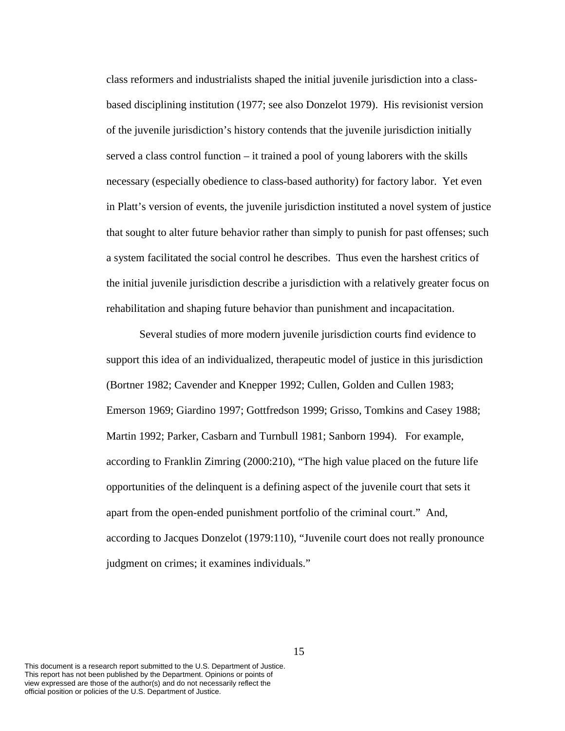class reformers and industrialists shaped the initial juvenile jurisdiction into a class-based disciplining institution (1977; see also Donzelot 1979). His revisionist version of the juvenile jurisdiction's history contends that the juvenile jurisdiction initially served a class control function – it trained a pool of young laborers with the skills necessary (especially obedience to class-based authority) for factory labor. Yet even in Platt's version of events, the juvenile jurisdiction instituted a novel system of justice that sought to alter future behavior rather than simply to punish for past offenses; such a system facilitated the social control he describes. Thus even the harshest critics of the initial juvenile jurisdiction describe a jurisdiction with a relatively greater focus on rehabilitation and shaping future behavior than punishment and incapacitation.

Several studies of more modern juvenile jurisdiction courts find evidence to support this idea of an individualized, therapeutic model of justice in this jurisdiction (Bortner 1982; Cavender and Knepper 1992; Cullen, Golden and Cullen 1983; Emerson 1969; Giardino 1997; Gottfredson 1999; Grisso, Tomkins and Casey 1988; Martin 1992; Parker, Casbarn and Turnbull 1981; Sanborn 1994). For example, according to Franklin Zimring (2000:210), "The high value placed on the future life opportunities of the delinquent is a defining aspect of the juvenile court that sets it apart from the open-ended punishment portfolio of the criminal court." And, according to Jacques Donzelot (1979:110), "Juvenile court does not really pronounce judgment on crimes; it examines individuals."

This document is a research report submitted to the U.S. Department of Justice. This report has not been published by the Department. Opinions or points of view expressed are those of the author(s) and do not necessarily reflect the official position or policies of the U.S. Department of Justice.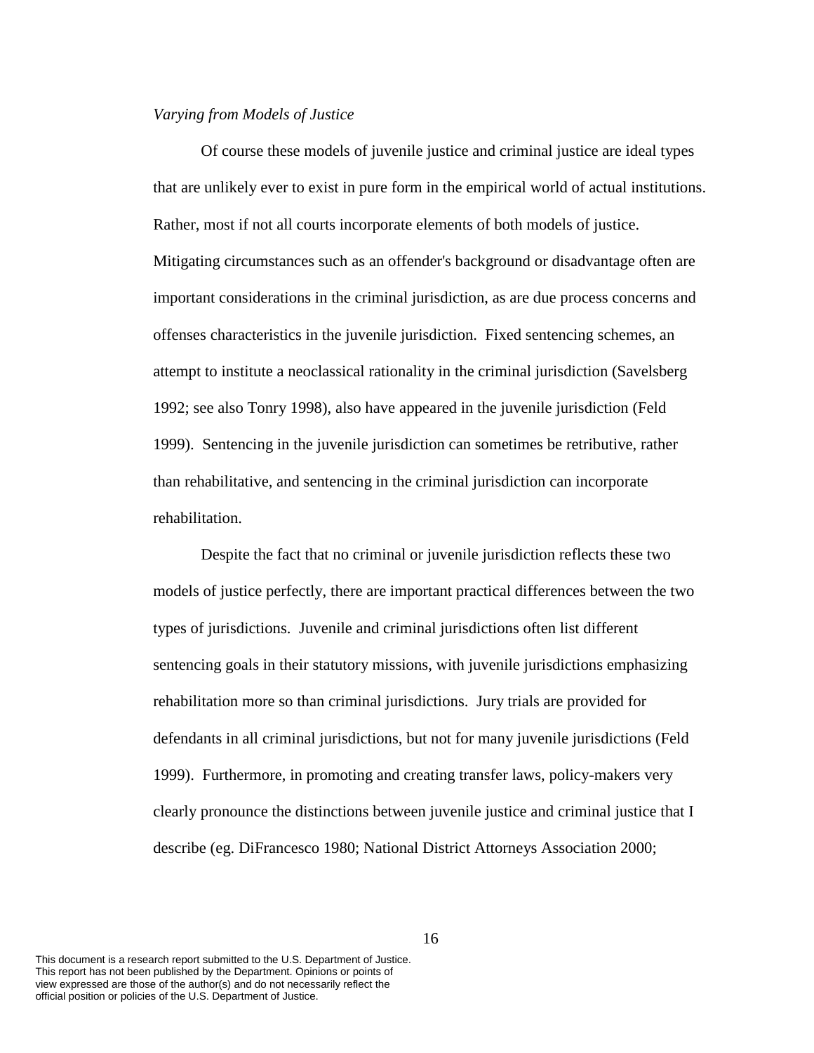*Varying from Models of Justice*

Of course these models of juvenile justice and criminal justice are ideal types that are unlikely ever to exist in pure form in the empirical world of actual institutions. Rather, most if not all courts incorporate elements of both models of justice. Mitigating circumstances such as an offender's background or disadvantage often are important considerations in the criminal jurisdiction, as are due process concerns and offenses characteristics in the juvenile jurisdiction. Fixed sentencing schemes, an attempt to institute a neoclassical rationality in the criminal jurisdiction (Savelsberg 1992; see also Tonry 1998), also have appeared in the juvenile jurisdiction (Feld 1999). Sentencing in the juvenile jurisdiction can sometimes be retributive, rather than rehabilitative, and sentencing in the criminal jurisdiction can incorporate rehabilitation.

Despite the fact that no criminal or juvenile jurisdiction reflects these two models of justice perfectly, there are important practical differences between the two types of jurisdictions. Juvenile and criminal jurisdictions often list different sentencing goals in their statutory missions, with juvenile jurisdictions emphasizing rehabilitation more so than criminal jurisdictions. Jury trials are provided for defendants in all criminal jurisdictions, but not for many juvenile jurisdictions (Feld 1999). Furthermore, in promoting and creating transfer laws, policy-makers very clearly pronounce the distinctions between juvenile justice and criminal justice that I describe (eg. DiFrancesco 1980; National District Attorneys Association 2000;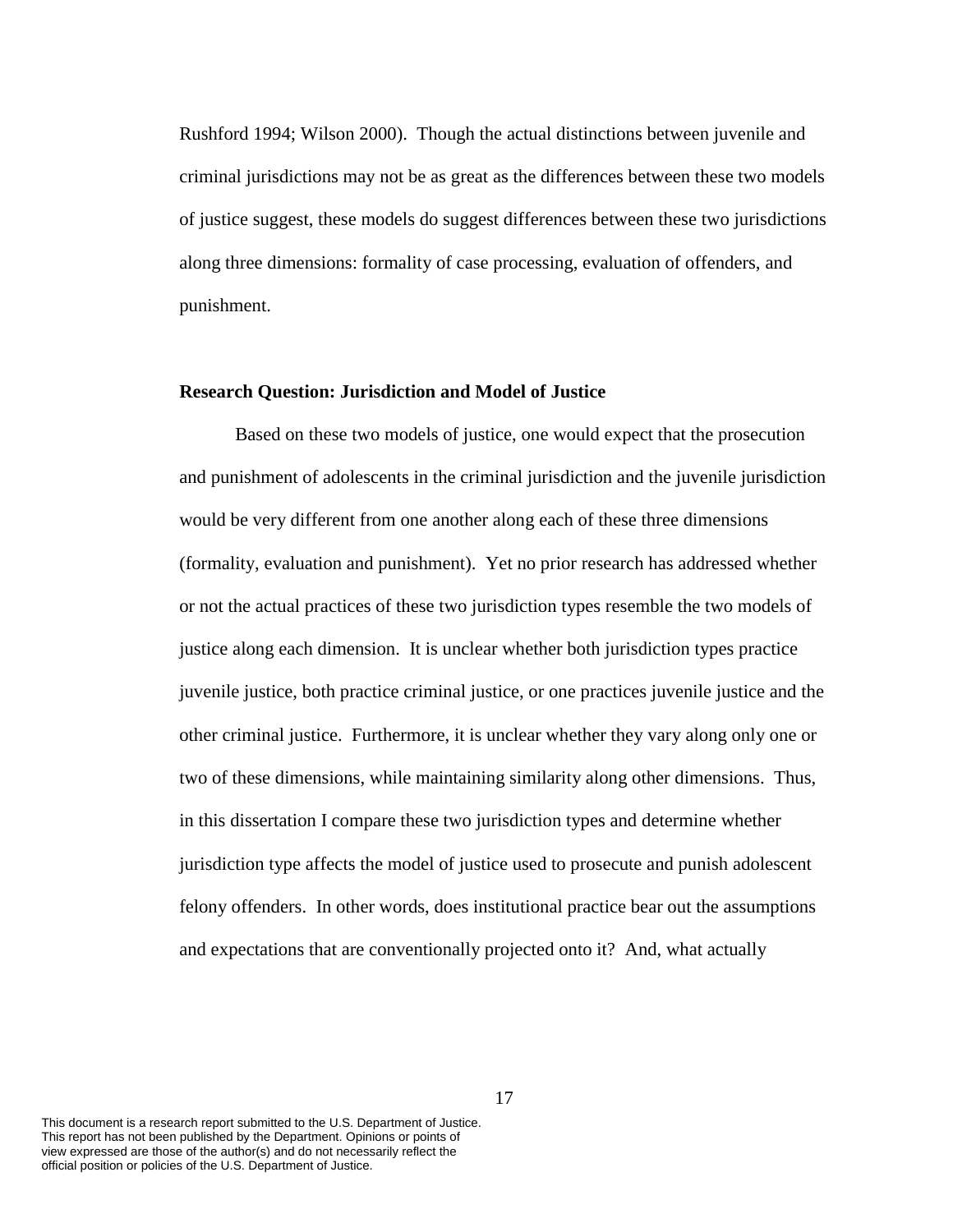Rushford 1994; Wilson 2000). Though the actual distinctions between juvenile and criminal jurisdictions may not be as great as the differences between these two models of justice suggest, these models do suggest differences between these two jurisdictions along three dimensions: formality of case processing, evaluation of offenders, and punishment.

**Research Question: Jurisdiction and Model of Justice**

Based on these two models of justice, one would expect that the prosecution and punishment of adolescents in the criminal jurisdiction and the juvenile jurisdiction would be very different from one another along each of these three dimensions (formality, evaluation and punishment). Yet no prior research has addressed whether or not the actual practices of these two jurisdiction types resemble the two models of justice along each dimension. It is unclear whether both jurisdiction types practice juvenile justice, both practice criminal justice, or one practices juvenile justice and the other criminal justice. Furthermore, it is unclear whether they vary along only one or two of these dimensions, while maintaining similarity along other dimensions. Thus, in this dissertation I compare these two jurisdiction types and determine whether jurisdiction type affects the model of justice used to prosecute and punish adolescent felony offenders. In other words, does institutional practice bear out the assumptions and expectations that are conventionally projected onto it? And, what actually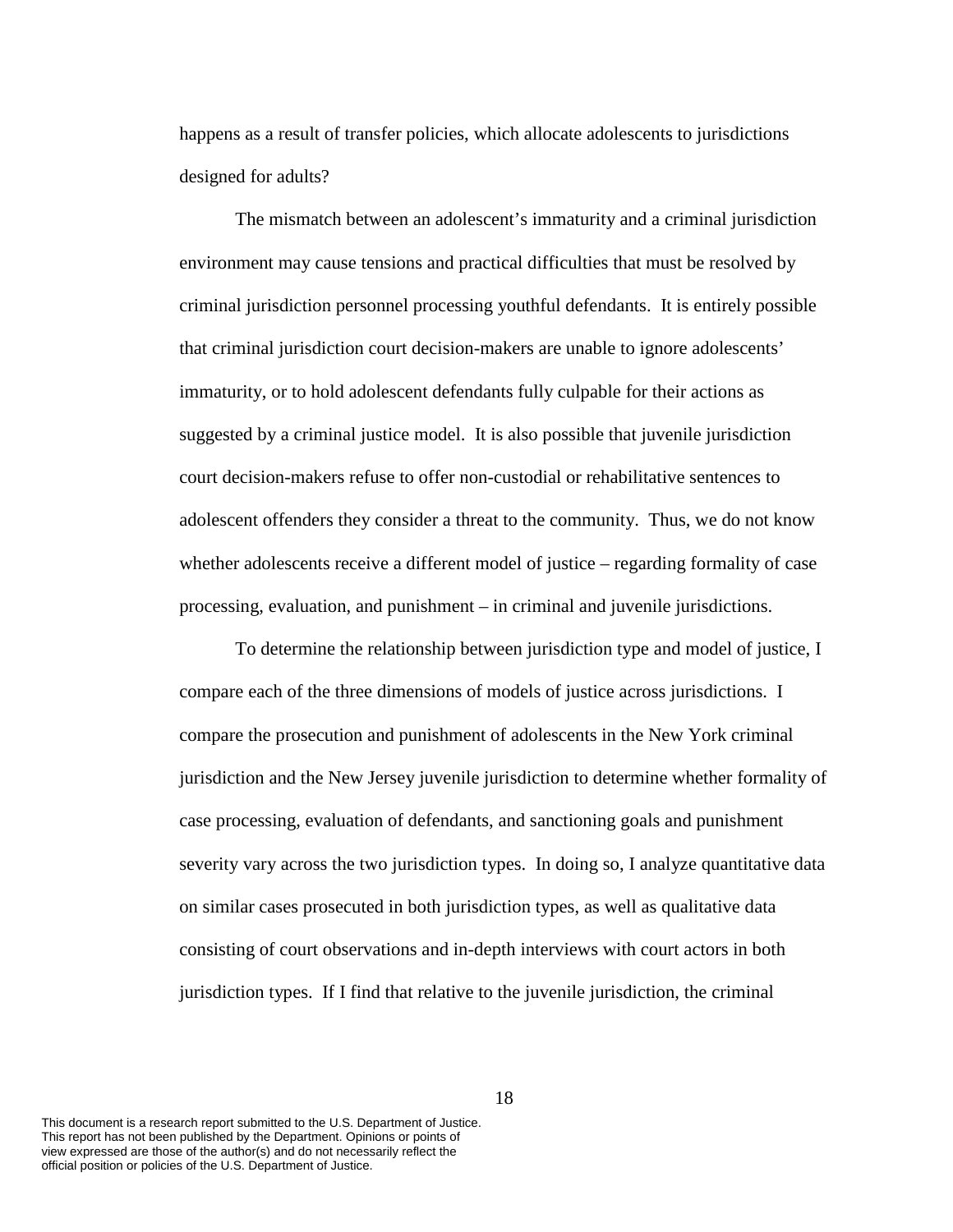happens as a result of transfer policies, which allocate adolescents to jurisdictions designed for adults?

The mismatch between an adolescent's immaturity and a criminal jurisdiction environment may cause tensions and practical difficulties that must be resolved by criminal jurisdiction personnel processing youthful defendants. It is entirely possible that criminal jurisdiction court decision-makers are unable to ignore adolescents' immaturity, or to hold adolescent defendants fully culpable for their actions as suggested by a criminal justice model. It is also possible that juvenile jurisdiction court decision-makers refuse to offer non-custodial or rehabilitative sentences to adolescent offenders they consider a threat to the community. Thus, we do not know whether adolescents receive a different model of justice – regarding formality of case processing, evaluation, and punishment – in criminal and juvenile jurisdictions.

To determine the relationship between jurisdiction type and model of justice, I compare each of the three dimensions of models of justice across jurisdictions. I compare the prosecution and punishment of adolescents in the New York criminal jurisdiction and the New Jersey juvenile jurisdiction to determine whether formality of case processing, evaluation of defendants, and sanctioning goals and punishment severity vary across the two jurisdiction types. In doing so, I analyze quantitative data on similar cases prosecuted in both jurisdiction types, as well as qualitative data consisting of court observations and in-depth interviews with court actors in both jurisdiction types. If I find that relative to the juvenile jurisdiction, the criminal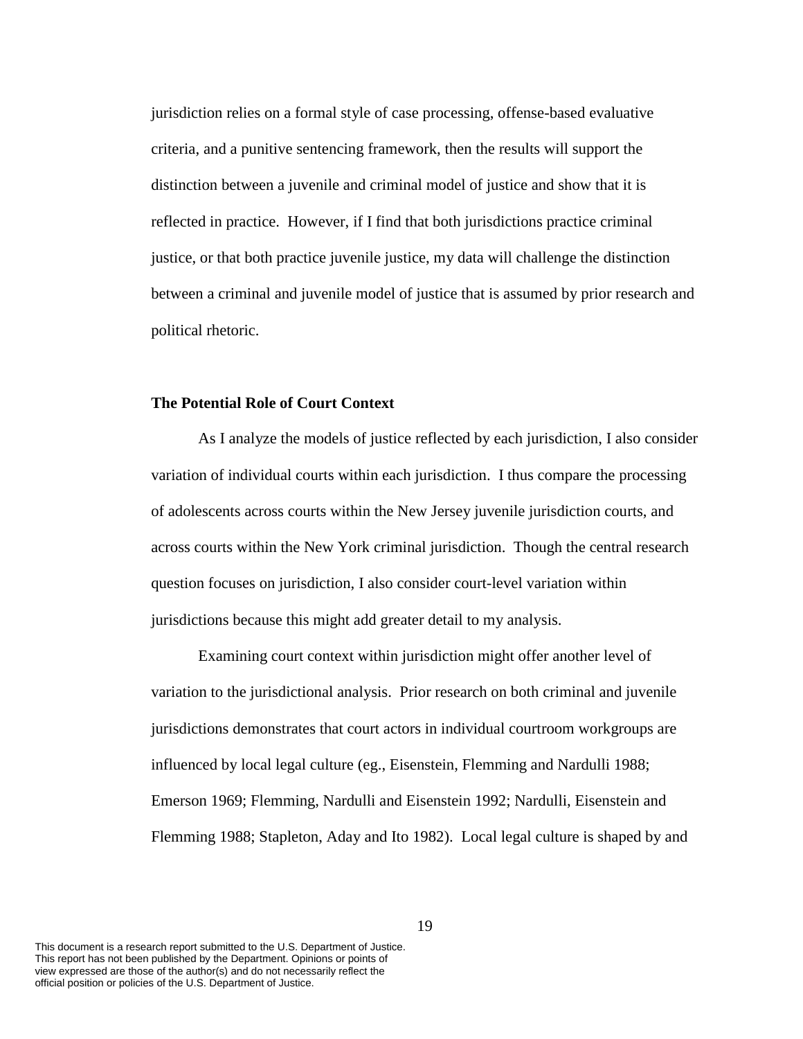jurisdiction relies on a formal style of case processing, offense-based evaluative criteria, and a punitive sentencing framework, then the results will support the distinction between a juvenile and criminal model of justice and show that it is reflected in practice. However, if I find that both jurisdictions practice criminal justice, or that both practice juvenile justice, my data will challenge the distinction between a criminal and juvenile model of justice that is assumed by prior research and political rhetoric.

**The Potential Role of Court Context**

As I analyze the models of justice reflected by each jurisdiction, I also consider variation of individual courts within each jurisdiction. I thus compare the processing of adolescents across courts within the New Jersey juvenile jurisdiction courts, and across courts within the New York criminal jurisdiction. Though the central research question focuses on jurisdiction, I also consider court-level variation within jurisdictions because this might add greater detail to my analysis.

Examining court context within jurisdiction might offer another level of variation to the jurisdictional analysis. Prior research on both criminal and juvenile jurisdictions demonstrates that court actors in individual courtroom workgroups are influenced by local legal culture (eg., Eisenstein, Flemming and Nardulli 1988; Emerson 1969; Flemming, Nardulli and Eisenstein 1992; Nardulli, Eisenstein and Flemming 1988; Stapleton, Aday and Ito 1982). Local legal culture is shaped by and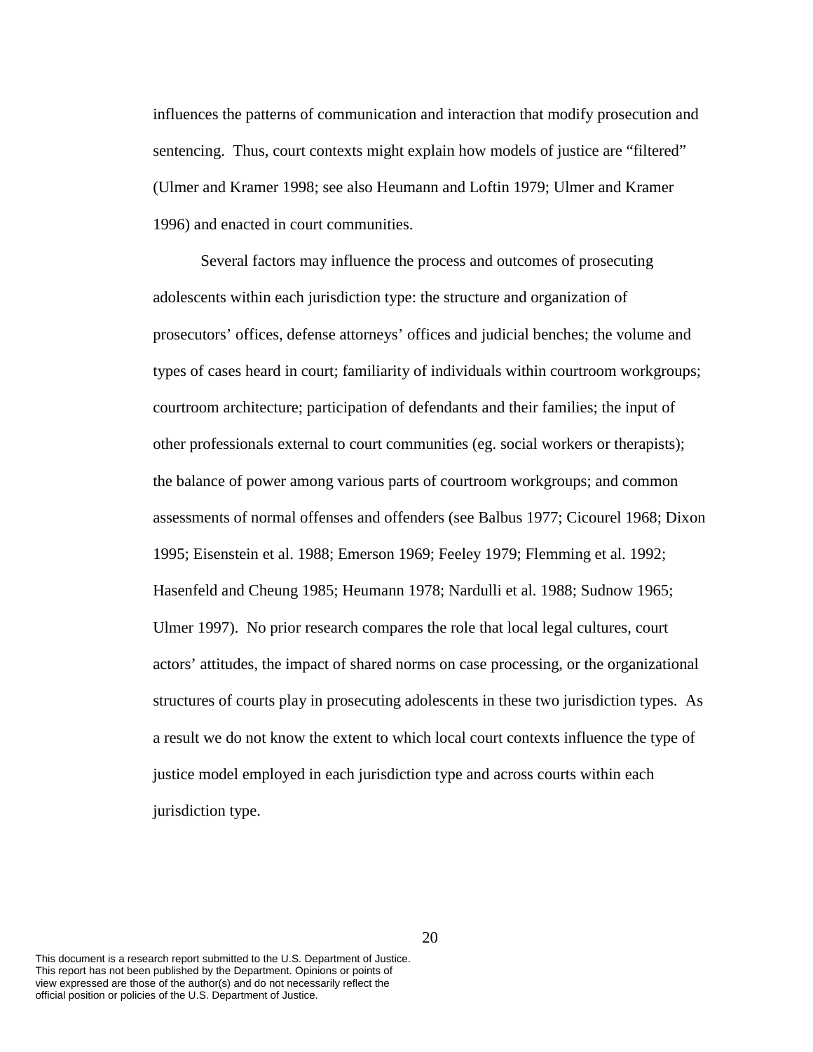influences the patterns of communication and interaction that modify prosecution and sentencing. Thus, court contexts might explain how models of justice are "filtered" (Ulmer and Kramer 1998; see also Heumann and Loftin 1979; Ulmer and Kramer 1996) and enacted in court communities.

Several factors may influence the process and outcomes of prosecuting adolescents within each jurisdiction type: the structure and organization of prosecutors' offices, defense attorneys' offices and judicial benches; the volume and types of cases heard in court; familiarity of individuals within courtroom workgroups; courtroom architecture; participation of defendants and their families; the input of other professionals external to court communities (eg. social workers or therapists); the balance of power among various parts of courtroom workgroups; and common assessments of normal offenses and offenders (see Balbus 1977; Cicourel 1968; Dixon 1995; Eisenstein et al. 1988; Emerson 1969; Feeley 1979; Flemming et al. 1992; Hasenfeld and Cheung 1985; Heumann 1978; Nardulli et al. 1988; Sudnow 1965; Ulmer 1997). No prior research compares the role that local legal cultures, court actors' attitudes, the impact of shared norms on case processing, or the organizational structures of courts play in prosecuting adolescents in these two jurisdiction types. As a result we do not know the extent to which local court contexts influence the type of justice model employed in each jurisdiction type and across courts within each jurisdiction type.

This document is a research report submitted to the U.S. Department of Justice. This report has not been published by the Department. Opinions or points of view expressed are those of the author(s) and do not necessarily reflect the official position or policies of the U.S. Department of Justice.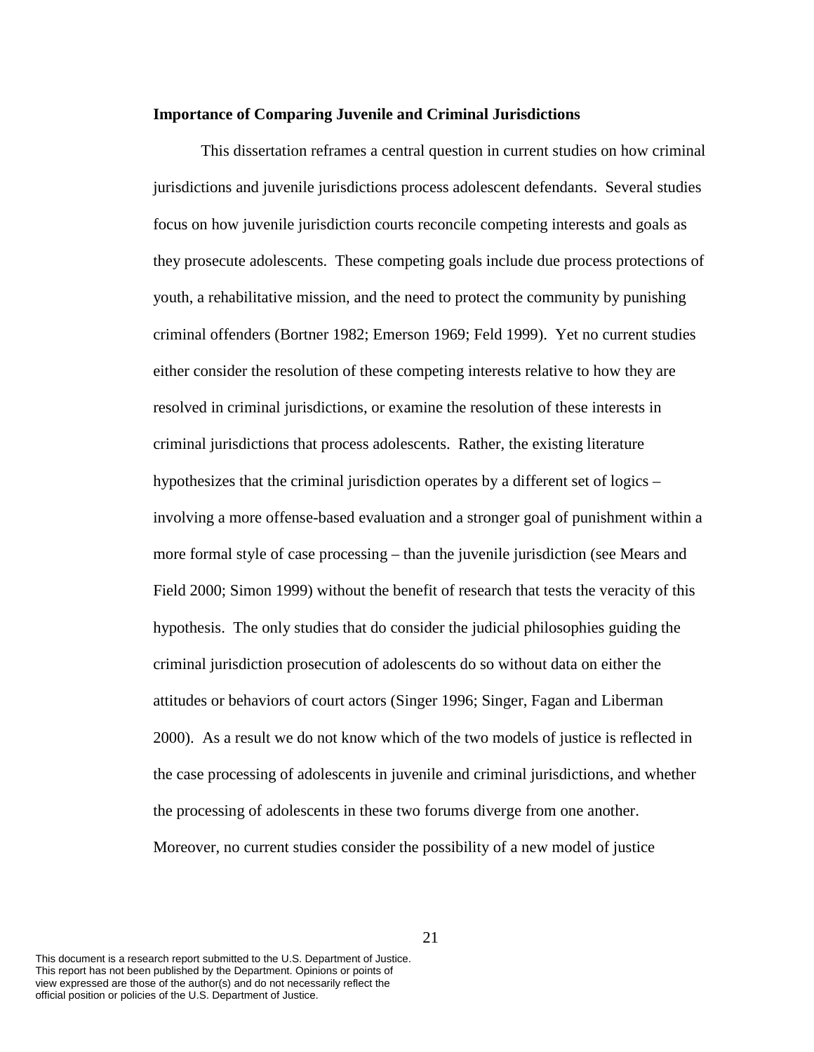**Importance of Comparing Juvenile and Criminal Jurisdictions**

This dissertation reframes a central question in current studies on how criminal jurisdictions and juvenile jurisdictions process adolescent defendants. Several studies focus on how juvenile jurisdiction courts reconcile competing interests and goals as they prosecute adolescents. These competing goals include due process protections of youth, a rehabilitative mission, and the need to protect the community by punishing criminal offenders (Bortner 1982; Emerson 1969; Feld 1999). Yet no current studies either consider the resolution of these competing interests relative to how they are resolved in criminal jurisdictions, or examine the resolution of these interests in criminal jurisdictions that process adolescents. Rather, the existing literature hypothesizes that the criminal jurisdiction operates by a different set of logics – involving a more offense-based evaluation and a stronger goal of punishment within a more formal style of case processing – than the juvenile jurisdiction (see Mears and Field 2000; Simon 1999) without the benefit of research that tests the veracity of this hypothesis. The only studies that do consider the judicial philosophies guiding the criminal jurisdiction prosecution of adolescents do so without data on either the attitudes or behaviors of court actors (Singer 1996; Singer, Fagan and Liberman 2000). As a result we do not know which of the two models of justice is reflected in the case processing of adolescents in juvenile and criminal jurisdictions, and whether the processing of adolescents in these two forums diverge from one another. Moreover, no current studies consider the possibility of a new model of justice

This document is a research report submitted to the U.S. Department of Justice. This report has not been published by the Department. Opinions or points of view expressed are those of the author(s) and do not necessarily reflect the official position or policies of the U.S. Department of Justice.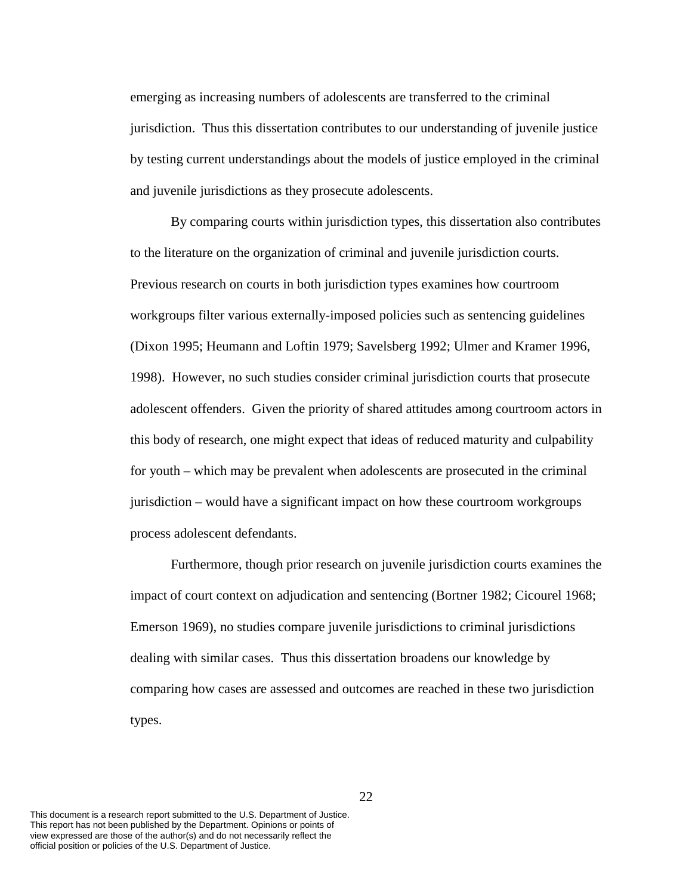emerging as increasing numbers of adolescents are transferred to the criminal jurisdiction. Thus this dissertation contributes to our understanding of juvenile justice by testing current understandings about the models of justice employed in the criminal and juvenile jurisdictions as they prosecute adolescents.

By comparing courts within jurisdiction types, this dissertation also contributes to the literature on the organization of criminal and juvenile jurisdiction courts. Previous research on courts in both jurisdiction types examines how courtroom workgroups filter various externally-imposed policies such as sentencing guidelines (Dixon 1995; Heumann and Loftin 1979; Savelsberg 1992; Ulmer and Kramer 1996, 1998). However, no such studies consider criminal jurisdiction courts that prosecute adolescent offenders. Given the priority of shared attitudes among courtroom actors in this body of research, one might expect that ideas of reduced maturity and culpability for youth – which may be prevalent when adolescents are prosecuted in the criminal jurisdiction – would have a significant impact on how these courtroom workgroups process adolescent defendants.

Furthermore, though prior research on juvenile jurisdiction courts examines the impact of court context on adjudication and sentencing (Bortner 1982; Cicourel 1968; Emerson 1969), no studies compare juvenile jurisdictions to criminal jurisdictions dealing with similar cases. Thus this dissertation broadens our knowledge by comparing how cases are assessed and outcomes are reached in these two jurisdiction types.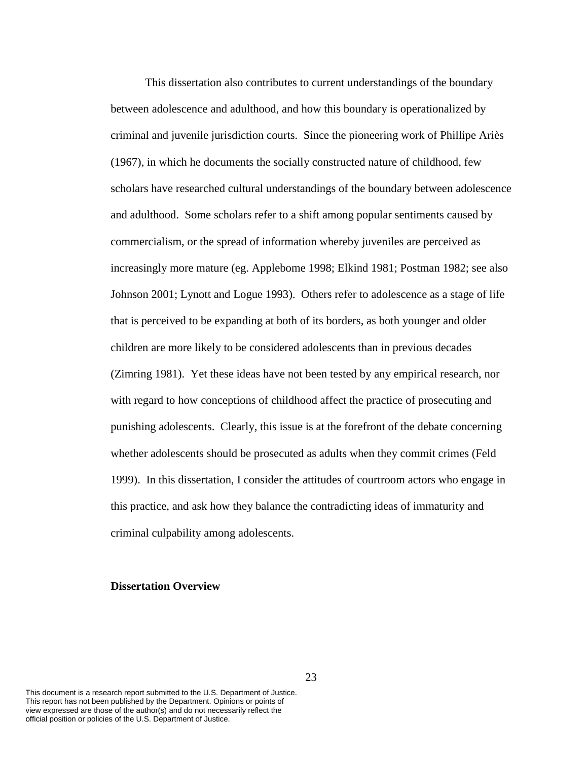This dissertation also contributes to current understandings of the boundary between adolescence and adulthood, and how this boundary is operationalized by criminal and juvenile jurisdiction courts. Since the pioneering work of Phillipe Ariès (1967), in which he documents the socially constructed nature of childhood, few scholars have researched cultural understandings of the boundary between adolescence and adulthood. Some scholars refer to a shift among popular sentiments caused by commercialism, or the spread of information whereby juveniles are perceived as increasingly more mature (eg. Applebome 1998; Elkind 1981; Postman 1982; see also Johnson 2001; Lynott and Logue 1993). Others refer to adolescence as a stage of life that is perceived to be expanding at both of its borders, as both younger and older children are more likely to be considered adolescents than in previous decades (Zimring 1981). Yet these ideas have not been tested by any empirical research, nor with regard to how conceptions of childhood affect the practice of prosecuting and punishing adolescents. Clearly, this issue is at the forefront of the debate concerning whether adolescents should be prosecuted as adults when they commit crimes (Feld 1999). In this dissertation, I consider the attitudes of courtroom actors who engage in this practice, and ask how they balance the contradicting ideas of immaturity and criminal culpability among adolescents.

**Dissertation Overview**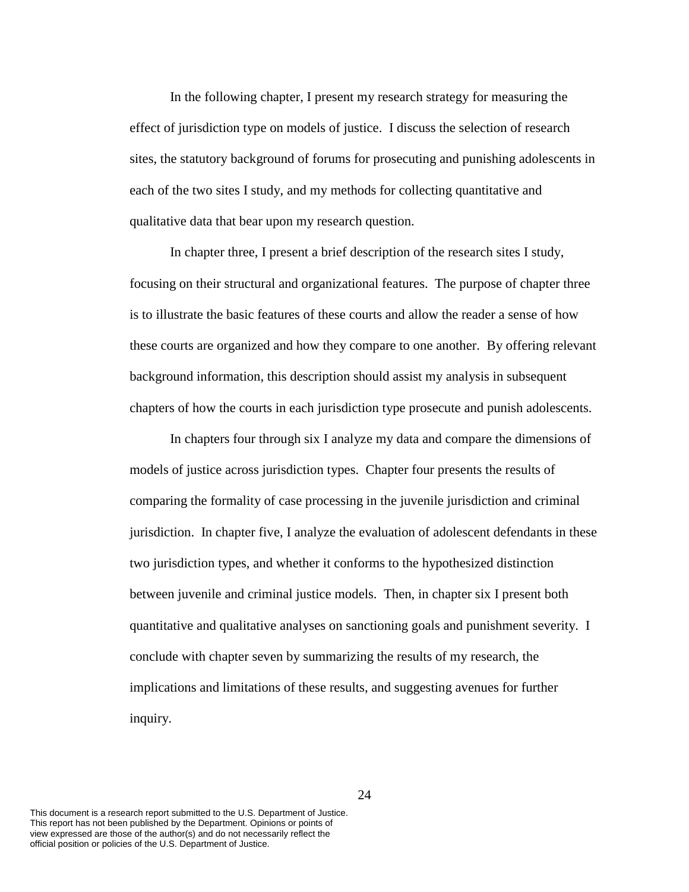In the following chapter, I present my research strategy for measuring the effect of jurisdiction type on models of justice. I discuss the selection of research sites, the statutory background of forums for prosecuting and punishing adolescents in each of the two sites I study, and my methods for collecting quantitative and qualitative data that bear upon my research question.

In chapter three, I present a brief description of the research sites I study, focusing on their structural and organizational features. The purpose of chapter three is to illustrate the basic features of these courts and allow the reader a sense of how these courts are organized and how they compare to one another. By offering relevant background information, this description should assist my analysis in subsequent chapters of how the courts in each jurisdiction type prosecute and punish adolescents.

In chapters four through six I analyze my data and compare the dimensions of models of justice across jurisdiction types. Chapter four presents the results of comparing the formality of case processing in the juvenile jurisdiction and criminal jurisdiction. In chapter five, I analyze the evaluation of adolescent defendants in these two jurisdiction types, and whether it conforms to the hypothesized distinction between juvenile and criminal justice models. Then, in chapter six I present both quantitative and qualitative analyses on sanctioning goals and punishment severity. I conclude with chapter seven by summarizing the results of my research, the implications and limitations of these results, and suggesting avenues for further inquiry.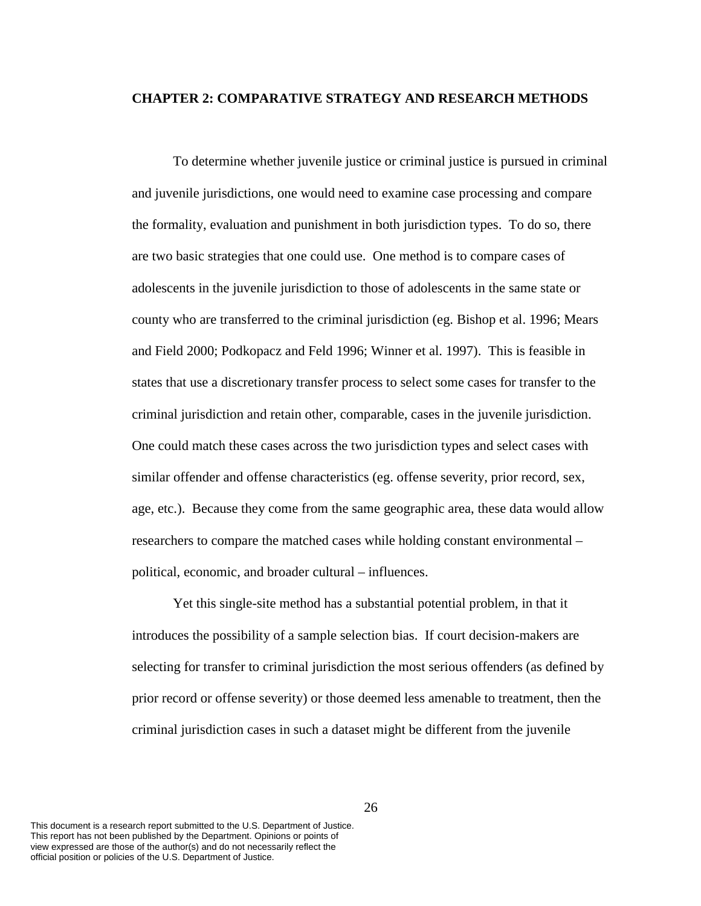## CHAPTER 2: COMPARATIVE STRATEGY AND RESEARCH METHODS

To determine whether juvenile justice or criminal justice is pursued in criminal and juvenile jurisdictions, one would need to examine case processing and compare the formality, evaluation and punishment in both jurisdiction types. To do so, there are two basic strategies that one could use. One method is to compare cases of adolescents in the juvenile jurisdiction to those of adolescents in the same state or county who are transferred to the criminal jurisdiction (eg. Bishop et al. 1996; Mears and Field 2000; Podkopacz and Feld 1996; Winner et al. 1997). This is feasible in states that use a discretionary transfer process to select some cases for transfer to the criminal jurisdiction and retain other, comparable, cases in the juvenile jurisdiction. One could match these cases across the two jurisdiction types and select cases with similar offender and offense characteristics (eg. offense severity, prior record, sex, age, etc.). Because they come from the same geographic area, these data would allow researchers to compare the matched cases while holding constant environmental – political, economic, and broader cultural – influences.

Yet this single-site method has a substantial potential problem, in that it introduces the possibility of a sample selection bias. If court decision-makers are selecting for transfer to criminal jurisdiction the most serious offenders (as defined by prior record or offense severity) or those deemed less amenable to treatment, then the criminal jurisdiction cases in such a dataset might be different from the juvenile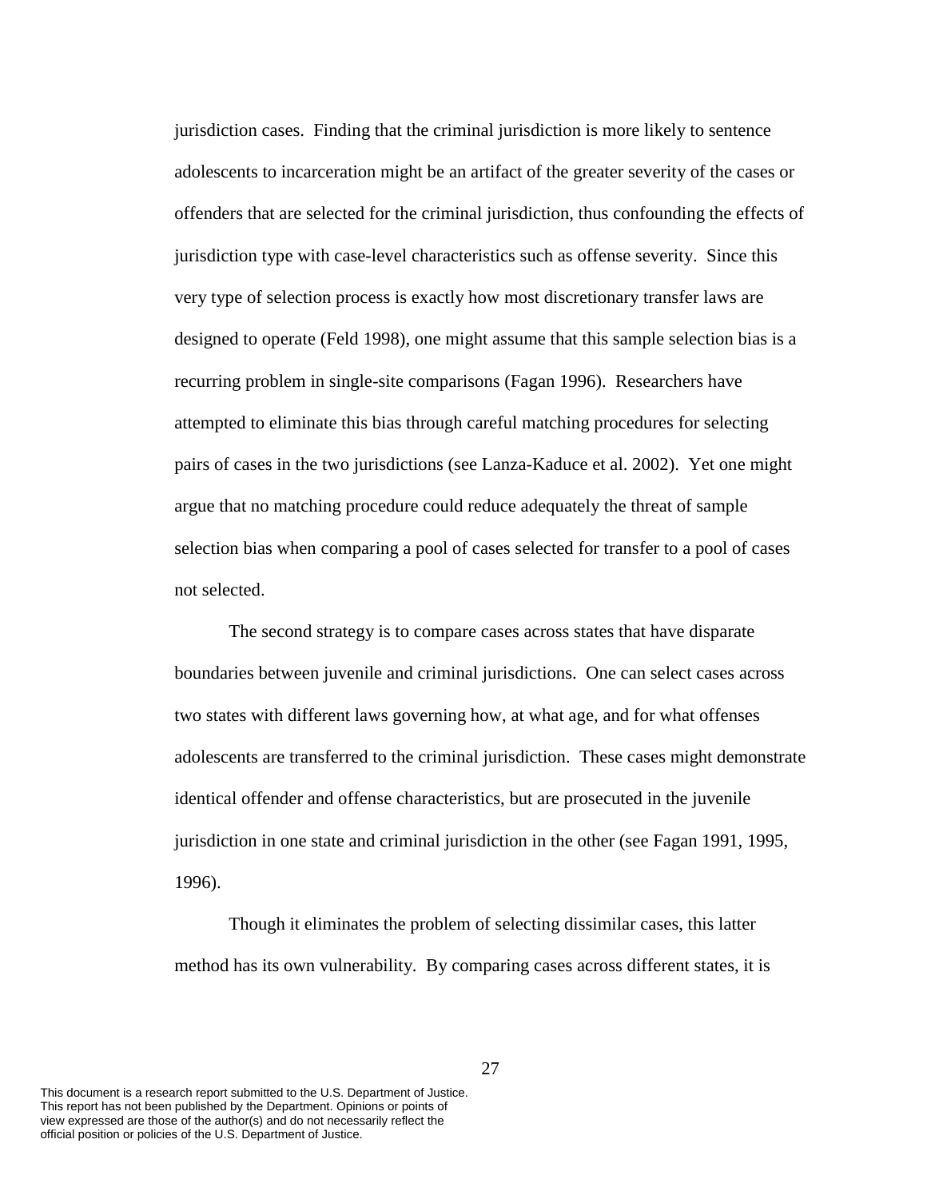jurisdiction cases. Finding that the criminal jurisdiction is more likely to sentence adolescents to incarceration might be an artifact of the greater severity of the cases or offenders that are selected for the criminal jurisdiction, thus confounding the effects of jurisdiction type with case-level characteristics such as offense severity. Since this very type of selection process is exactly how most discretionary transfer laws are designed to operate (Feld 1998), one might assume that this sample selection bias is a recurring problem in single-site comparisons (Fagan 1996). Researchers have attempted to eliminate this bias through careful matching procedures for selecting pairs of cases in the two jurisdictions (see Lanza-Kaduce et al. 2002). Yet one might argue that no matching procedure could reduce adequately the threat of sample selection bias when comparing a pool of cases selected for transfer to a pool of cases not selected.

The second strategy is to compare cases across states that have disparate boundaries between juvenile and criminal jurisdictions. One can select cases across two states with different laws governing how, at what age, and for what offenses adolescents are transferred to the criminal jurisdiction. These cases might demonstrate identical offender and offense characteristics, but are prosecuted in the juvenile jurisdiction in one state and criminal jurisdiction in the other (see Fagan 1991, 1995, 1996).

Though it eliminates the problem of selecting dissimilar cases, this latter method has its own vulnerability. By comparing cases across different states, it is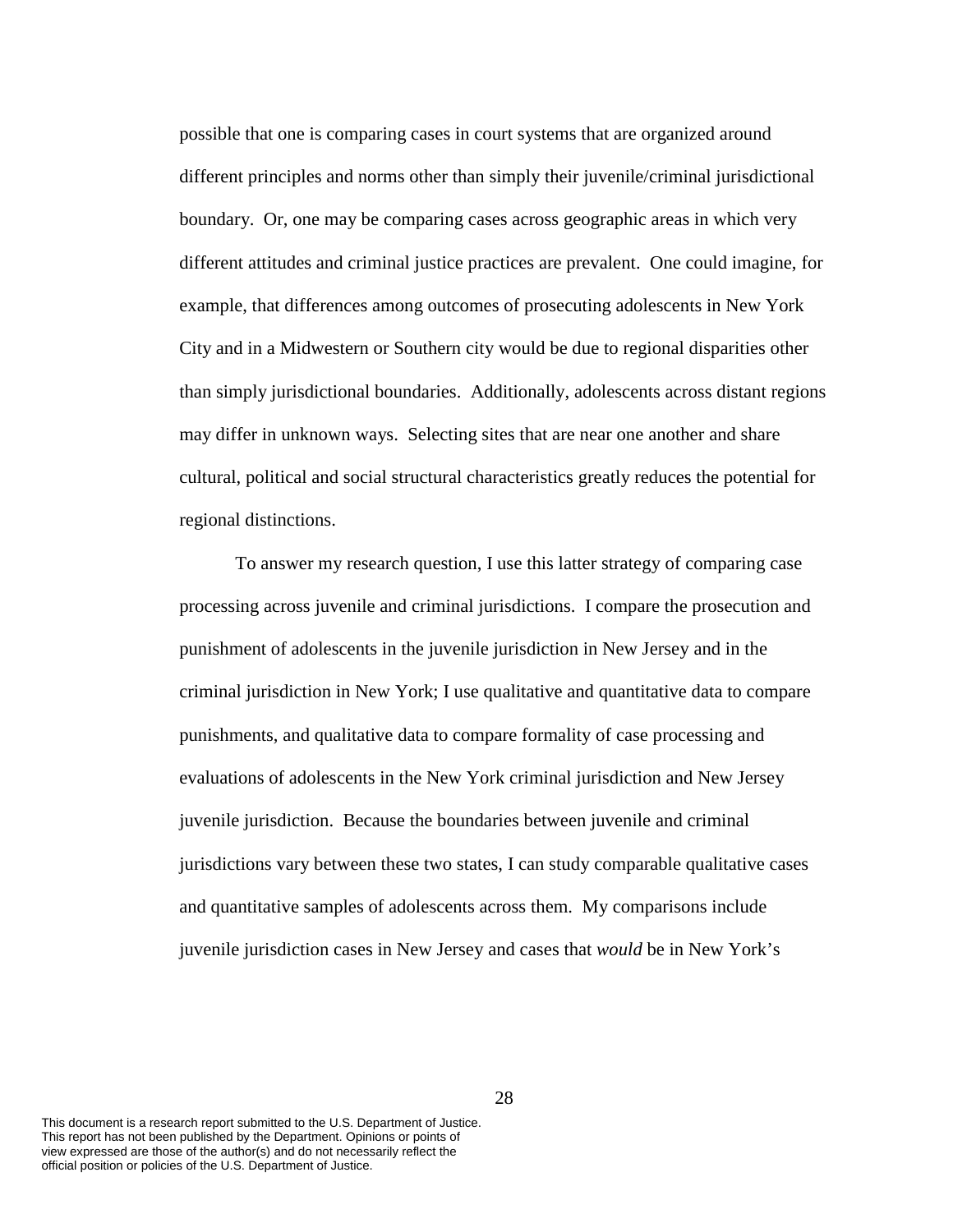possible that one is comparing cases in court systems that are organized around different principles and norms other than simply their juvenile/criminal jurisdictional boundary. Or, one may be comparing cases across geographic areas in which very different attitudes and criminal justice practices are prevalent. One could imagine, for example, that differences among outcomes of prosecuting adolescents in New York City and in a Midwestern or Southern city would be due to regional disparities other than simply jurisdictional boundaries. Additionally, adolescents across distant regions may differ in unknown ways. Selecting sites that are near one another and share cultural, political and social structural characteristics greatly reduces the potential for regional distinctions.

To answer my research question, I use this latter strategy of comparing case processing across juvenile and criminal jurisdictions. I compare the prosecution and punishment of adolescents in the juvenile jurisdiction in New Jersey and in the criminal jurisdiction in New York; I use qualitative and quantitative data to compare punishments, and qualitative data to compare formality of case processing and evaluations of adolescents in the New York criminal jurisdiction and New Jersey juvenile jurisdiction. Because the boundaries between juvenile and criminal jurisdictions vary between these two states, I can study comparable qualitative cases and quantitative samples of adolescents across them. My comparisons include juvenile jurisdiction cases in New Jersey and cases that *would* be in New York's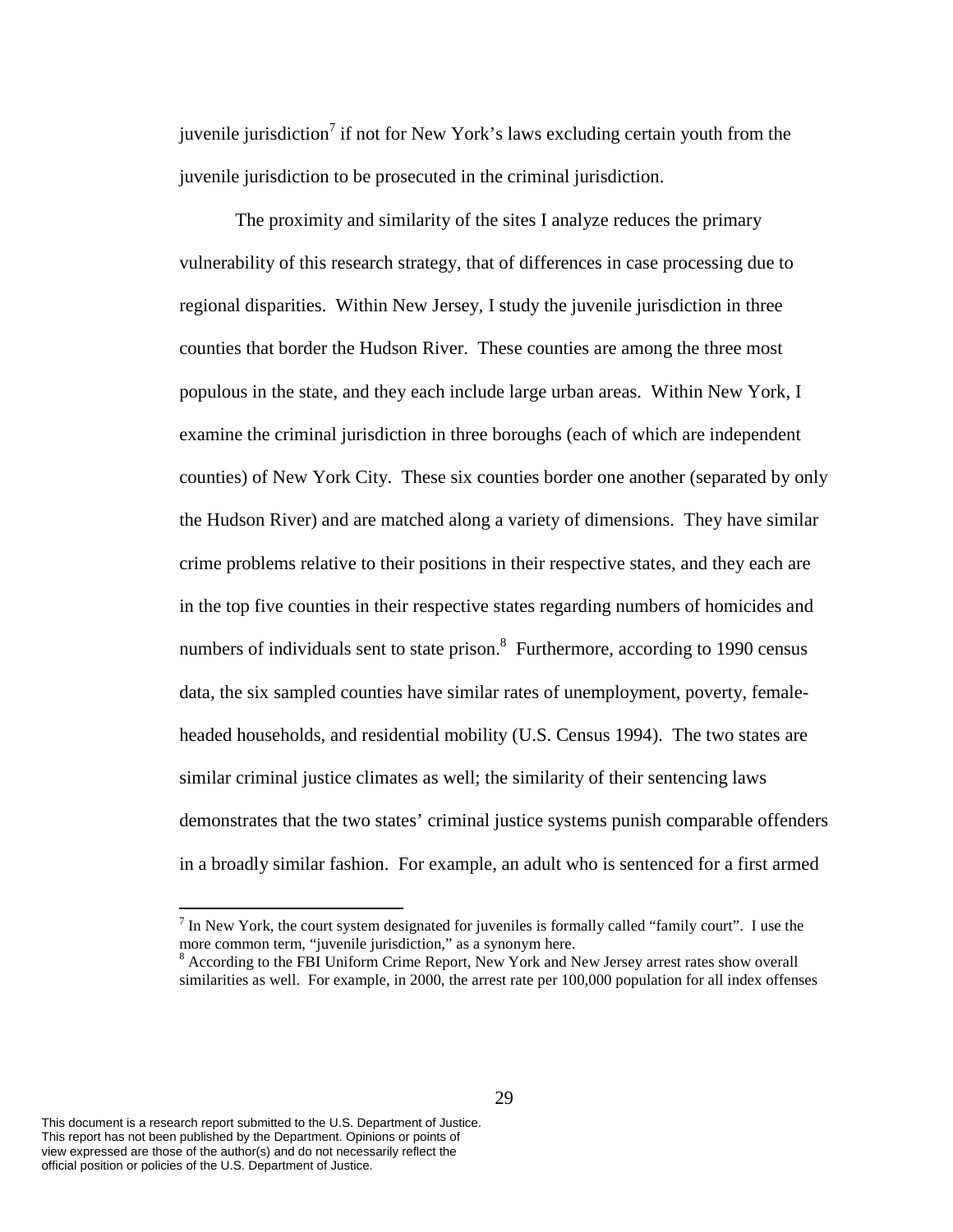juvenile jurisdiction[7] if not for New York's laws excluding certain youth from the juvenile jurisdiction to be prosecuted in the criminal jurisdiction.

The proximity and similarity of the sites I analyze reduces the primary vulnerability of this research strategy, that of differences in case processing due to regional disparities. Within New Jersey, I study the juvenile jurisdiction in three counties that border the Hudson River. These counties are among the three most populous in the state, and they each include large urban areas. Within New York, I examine the criminal jurisdiction in three boroughs (each of which are independent counties) of New York City. These six counties border one another (separated by only the Hudson River) and are matched along a variety of dimensions. They have similar crime problems relative to their positions in their respective states, and they each are in the top five counties in their respective states regarding numbers of homicides and numbers of individuals sent to state prison.[8] Furthermore, according to 1990 census data, the six sampled counties have similar rates of unemployment, poverty, female-headed households, and residential mobility (U.S. Census 1994). The two states are similar criminal justice climates as well; the similarity of their sentencing laws demonstrates that the two states' criminal justice systems punish comparable offenders in a broadly similar fashion. For example, an adult who is sentenced for a first armed

[7] In New York, the court system designated for juveniles is formally called "family court". I use the more common term, "juvenile jurisdiction," as a synonym here.

[8] According to the FBI Uniform Crime Report, New York and New Jersey arrest rates show overall similarities as well. For example, in 2000, the arrest rate per 100,000 population for all index offenses

This document is a research report submitted to the U.S. Department of Justice. This report has not been published by the Department. Opinions or points of view expressed are those of the author(s) and do not necessarily reflect the official position or policies of the U.S. Department of Justice.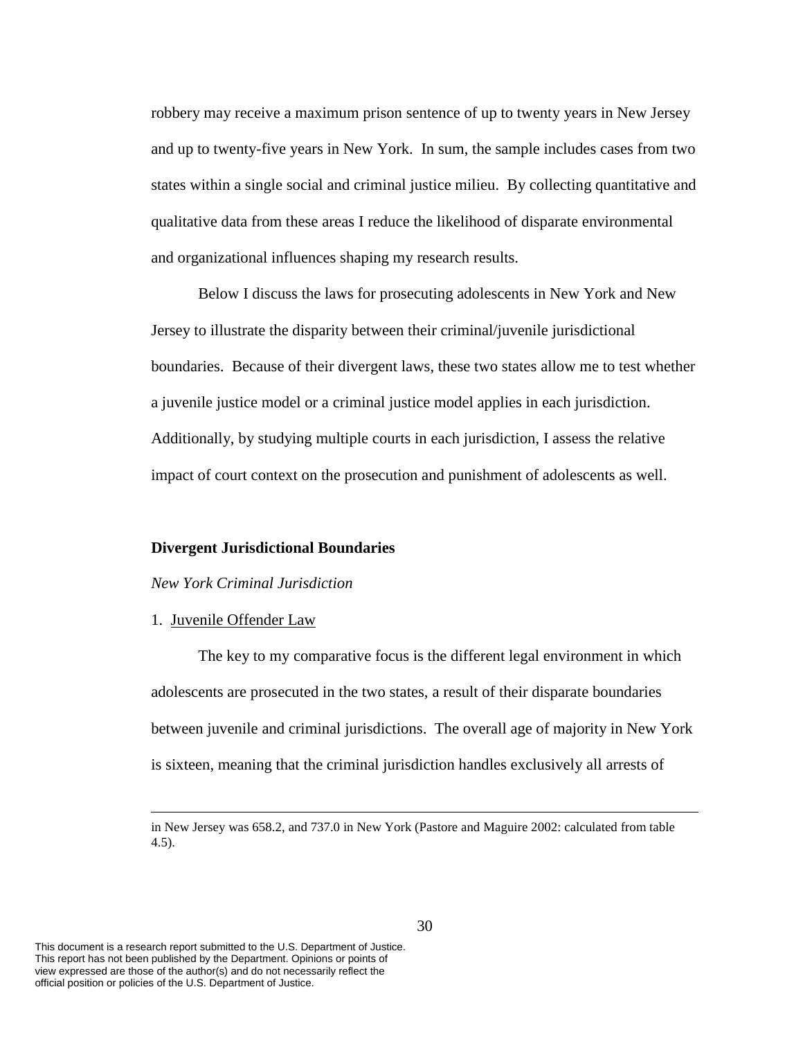robbery may receive a maximum prison sentence of up to twenty years in New Jersey and up to twenty-five years in New York. In sum, the sample includes cases from two states within a single social and criminal justice milieu. By collecting quantitative and qualitative data from these areas I reduce the likelihood of disparate environmental and organizational influences shaping my research results.

Below I discuss the laws for prosecuting adolescents in New York and New Jersey to illustrate the disparity between their criminal/juvenile jurisdictional boundaries. Because of their divergent laws, these two states allow me to test whether a juvenile justice model or a criminal justice model applies in each jurisdiction. Additionally, by studying multiple courts in each jurisdiction, I assess the relative impact of court context on the prosecution and punishment of adolescents as well.

## Divergent Jurisdictional Boundaries

### *New York Criminal Jurisdiction*

1. Juvenile Offender Law

The key to my comparative focus is the different legal environment in which adolescents are prosecuted in the two states, a result of their disparate boundaries between juvenile and criminal jurisdictions. The overall age of majority in New York is sixteen, meaning that the criminal jurisdiction handles exclusively all arrests of

---

in New Jersey was 658.2, and 737.0 in New York (Pastore and Maguire 2002: calculated from table 4.5).

This document is a research report submitted to the U.S. Department of Justice. This report has not been published by the Department. Opinions or points of view expressed are those of the author(s) and do not necessarily reflect the official position or policies of the U.S. Department of Justice.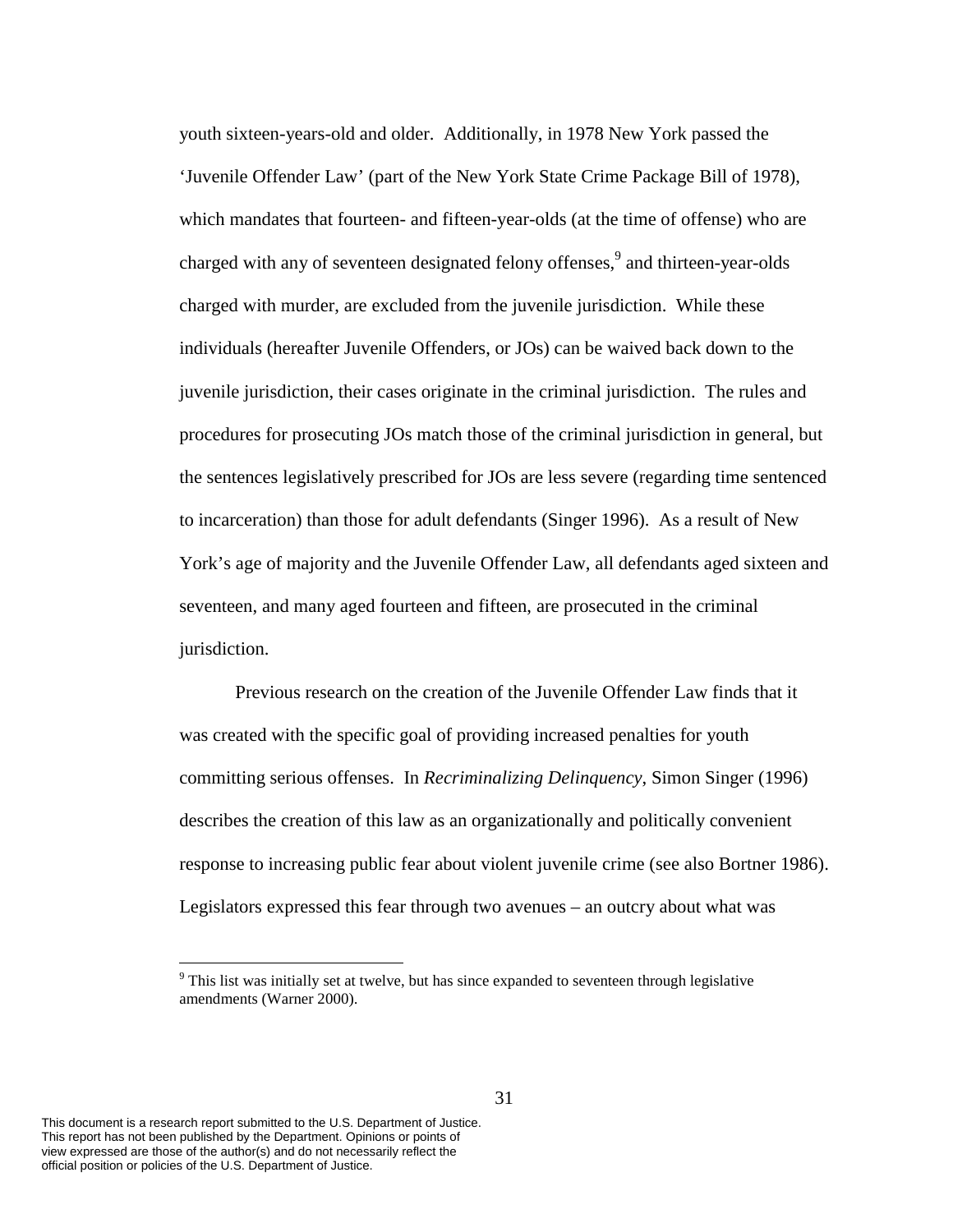youth sixteen-years-old and older. Additionally, in 1978 New York passed the 'Juvenile Offender Law' (part of the New York State Crime Package Bill of 1978), which mandates that fourteen- and fifteen-year-olds (at the time of offense) who are charged with any of seventeen designated felony offenses,[9] and thirteen-year-olds charged with murder, are excluded from the juvenile jurisdiction. While these individuals (hereafter Juvenile Offenders, or JOs) can be waived back down to the juvenile jurisdiction, their cases originate in the criminal jurisdiction. The rules and procedures for prosecuting JOs match those of the criminal jurisdiction in general, but the sentences legislatively prescribed for JOs are less severe (regarding time sentenced to incarceration) than those for adult defendants (Singer 1996). As a result of New York's age of majority and the Juvenile Offender Law, all defendants aged sixteen and seventeen, and many aged fourteen and fifteen, are prosecuted in the criminal jurisdiction.

Previous research on the creation of the Juvenile Offender Law finds that it was created with the specific goal of providing increased penalties for youth committing serious offenses. In *Recriminalizing Delinquency*, Simon Singer (1996) describes the creation of this law as an organizationally and politically convenient response to increasing public fear about violent juvenile crime (see also Bortner 1986). Legislators expressed this fear through two avenues – an outcry about what was

[9] This list was initially set at twelve, but has since expanded to seventeen through legislative amendments (Warner 2000).

This document is a research report submitted to the U.S. Department of Justice. This report has not been published by the Department. Opinions or points of view expressed are those of the author(s) and do not necessarily reflect the official position or policies of the U.S. Department of Justice.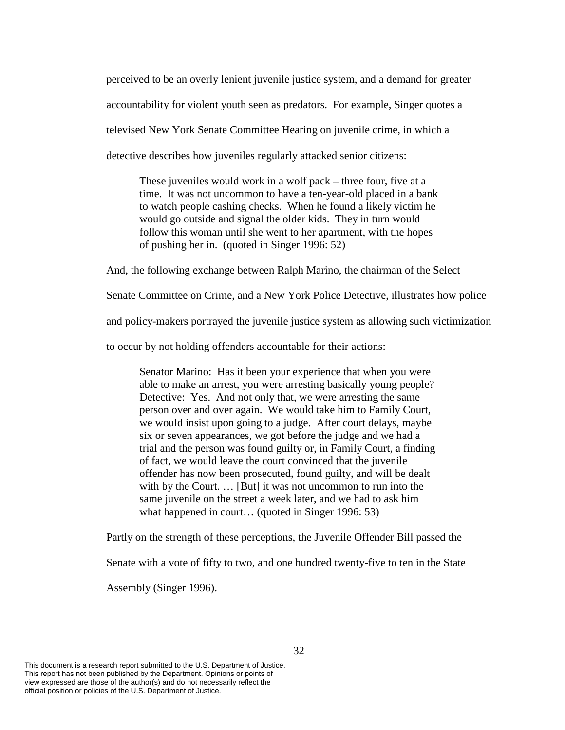perceived to be an overly lenient juvenile justice system, and a demand for greater accountability for violent youth seen as predators. For example, Singer quotes a televised New York Senate Committee Hearing on juvenile crime, in which a detective describes how juveniles regularly attacked senior citizens:

> These juveniles would work in a wolf pack – three four, five at a time. It was not uncommon to have a ten-year-old placed in a bank to watch people cashing checks. When he found a likely victim he would go outside and signal the older kids. They in turn would follow this woman until she went to her apartment, with the hopes of pushing her in. (quoted in Singer 1996: 52)

And, the following exchange between Ralph Marino, the chairman of the Select Senate Committee on Crime, and a New York Police Detective, illustrates how police and policy-makers portrayed the juvenile justice system as allowing such victimization to occur by not holding offenders accountable for their actions:

> Senator Marino: Has it been your experience that when you were able to make an arrest, you were arresting basically young people?
> Detective: Yes. And not only that, we were arresting the same person over and over again. We would take him to Family Court, we would insist upon going to a judge. After court delays, maybe six or seven appearances, we got before the judge and we had a trial and the person was found guilty or, in Family Court, a finding of fact, we would leave the court convinced that the juvenile offender has now been prosecuted, found guilty, and will be dealt with by the Court. … [But] it was not uncommon to run into the same juvenile on the street a week later, and we had to ask him what happened in court… (quoted in Singer 1996: 53)

Partly on the strength of these perceptions, the Juvenile Offender Bill passed the Senate with a vote of fifty to two, and one hundred twenty-five to ten in the State Assembly (Singer 1996).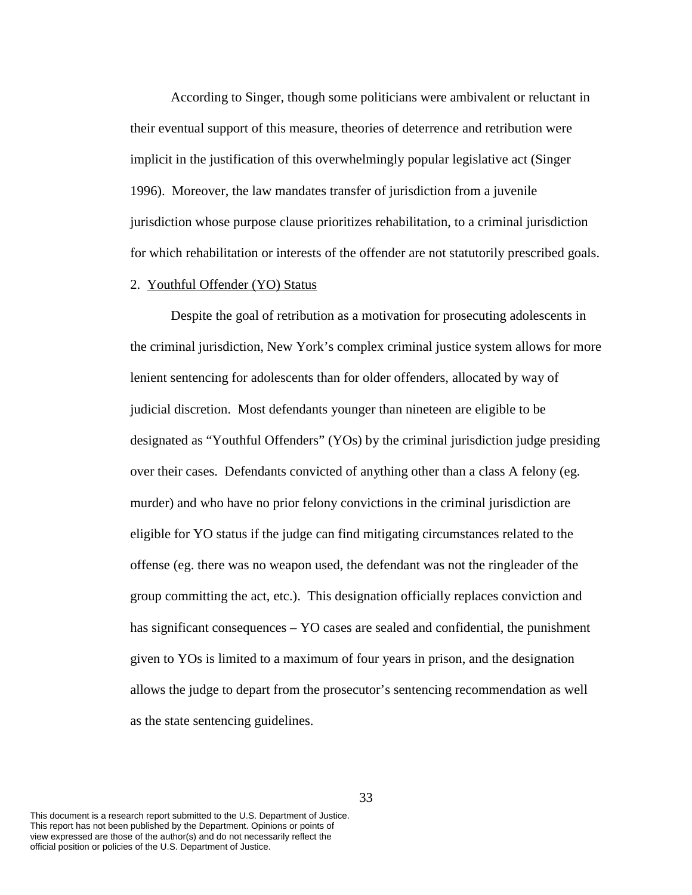According to Singer, though some politicians were ambivalent or reluctant in their eventual support of this measure, theories of deterrence and retribution were implicit in the justification of this overwhelmingly popular legislative act (Singer 1996). Moreover, the law mandates transfer of jurisdiction from a juvenile jurisdiction whose purpose clause prioritizes rehabilitation, to a criminal jurisdiction for which rehabilitation or interests of the offender are not statutorily prescribed goals.

2. Youthful Offender (YO) Status

Despite the goal of retribution as a motivation for prosecuting adolescents in the criminal jurisdiction, New York's complex criminal justice system allows for more lenient sentencing for adolescents than for older offenders, allocated by way of judicial discretion. Most defendants younger than nineteen are eligible to be designated as "Youthful Offenders" (YOs) by the criminal jurisdiction judge presiding over their cases. Defendants convicted of anything other than a class A felony (eg. murder) and who have no prior felony convictions in the criminal jurisdiction are eligible for YO status if the judge can find mitigating circumstances related to the offense (eg. there was no weapon used, the defendant was not the ringleader of the group committing the act, etc.). This designation officially replaces conviction and has significant consequences – YO cases are sealed and confidential, the punishment given to YOs is limited to a maximum of four years in prison, and the designation allows the judge to depart from the prosecutor's sentencing recommendation as well as the state sentencing guidelines.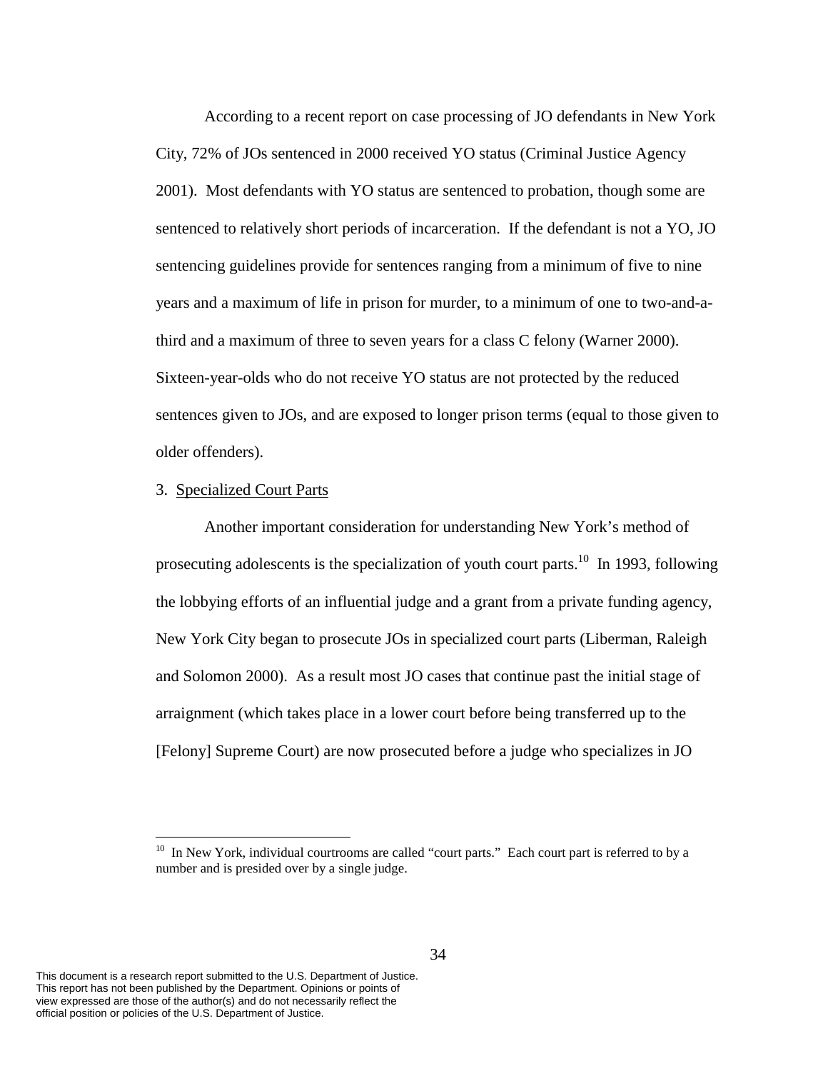According to a recent report on case processing of JO defendants in New York City, 72% of JOs sentenced in 2000 received YO status (Criminal Justice Agency 2001). Most defendants with YO status are sentenced to probation, though some are sentenced to relatively short periods of incarceration. If the defendant is not a YO, JO sentencing guidelines provide for sentences ranging from a minimum of five to nine years and a maximum of life in prison for murder, to a minimum of one to two-and-a-third and a maximum of three to seven years for a class C felony (Warner 2000). Sixteen-year-olds who do not receive YO status are not protected by the reduced sentences given to JOs, and are exposed to longer prison terms (equal to those given to older offenders).

3. <u>Specialized Court Parts</u>

Another important consideration for understanding New York's method of prosecuting adolescents is the specialization of youth court parts.[10] In 1993, following the lobbying efforts of an influential judge and a grant from a private funding agency, New York City began to prosecute JOs in specialized court parts (Liberman, Raleigh and Solomon 2000). As a result most JO cases that continue past the initial stage of arraignment (which takes place in a lower court before being transferred up to the [Felony] Supreme Court) are now prosecuted before a judge who specializes in JO

---

[10] In New York, individual courtrooms are called "court parts." Each court part is referred to by a number and is presided over by a single judge.

This document is a research report submitted to the U.S. Department of Justice. This report has not been published by the Department. Opinions or points of view expressed are those of the author(s) and do not necessarily reflect the official position or policies of the U.S. Department of Justice.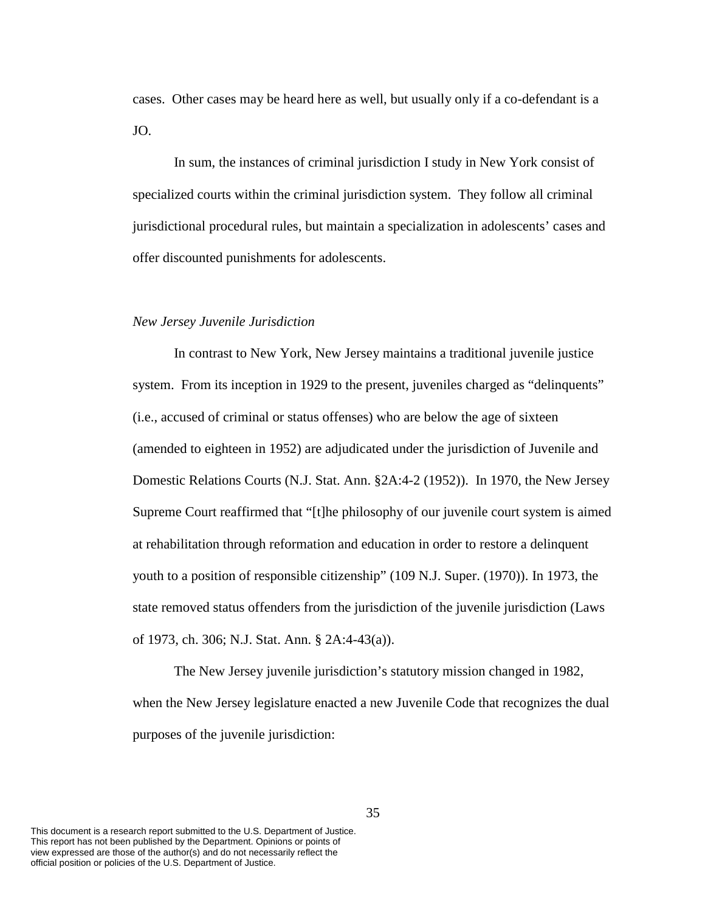cases. Other cases may be heard here as well, but usually only if a co-defendant is a JO.

In sum, the instances of criminal jurisdiction I study in New York consist of specialized courts within the criminal jurisdiction system. They follow all criminal jurisdictional procedural rules, but maintain a specialization in adolescents' cases and offer discounted punishments for adolescents.

*New Jersey Juvenile Jurisdiction*

In contrast to New York, New Jersey maintains a traditional juvenile justice system. From its inception in 1929 to the present, juveniles charged as "delinquents" (i.e., accused of criminal or status offenses) who are below the age of sixteen (amended to eighteen in 1952) are adjudicated under the jurisdiction of Juvenile and Domestic Relations Courts (N.J. Stat. Ann. §2A:4-2 (1952)). In 1970, the New Jersey Supreme Court reaffirmed that "[t]he philosophy of our juvenile court system is aimed at rehabilitation through reformation and education in order to restore a delinquent youth to a position of responsible citizenship" (109 N.J. Super. (1970)). In 1973, the state removed status offenders from the jurisdiction of the juvenile jurisdiction (Laws of 1973, ch. 306; N.J. Stat. Ann. § 2A:4-43(a)).

The New Jersey juvenile jurisdiction's statutory mission changed in 1982, when the New Jersey legislature enacted a new Juvenile Code that recognizes the dual purposes of the juvenile jurisdiction: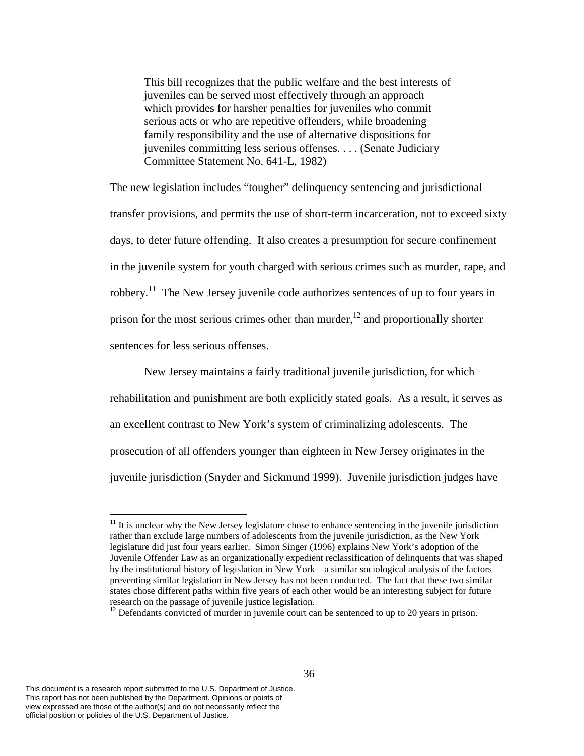> This bill recognizes that the public welfare and the best interests of juveniles can be served most effectively through an approach which provides for harsher penalties for juveniles who commit serious acts or who are repetitive offenders, while broadening family responsibility and the use of alternative dispositions for juveniles committing less serious offenses. . . . (Senate Judiciary Committee Statement No. 641-L, 1982)

The new legislation includes "tougher" delinquency sentencing and jurisdictional transfer provisions, and permits the use of short-term incarceration, not to exceed sixty days, to deter future offending. It also creates a presumption for secure confinement in the juvenile system for youth charged with serious crimes such as murder, rape, and robbery.[11] The New Jersey juvenile code authorizes sentences of up to four years in prison for the most serious crimes other than murder,[12] and proportionally shorter sentences for less serious offenses.

New Jersey maintains a fairly traditional juvenile jurisdiction, for which rehabilitation and punishment are both explicitly stated goals. As a result, it serves as an excellent contrast to New York's system of criminalizing adolescents. The prosecution of all offenders younger than eighteen in New Jersey originates in the juvenile jurisdiction (Snyder and Sickmund 1999). Juvenile jurisdiction judges have

---

[11] It is unclear why the New Jersey legislature chose to enhance sentencing in the juvenile jurisdiction rather than exclude large numbers of adolescents from the juvenile jurisdiction, as the New York legislature did just four years earlier. Simon Singer (1996) explains New York's adoption of the Juvenile Offender Law as an organizationally expedient reclassification of delinquents that was shaped by the institutional history of legislation in New York – a similar sociological analysis of the factors preventing similar legislation in New Jersey has not been conducted. The fact that these two similar states chose different paths within five years of each other would be an interesting subject for future research on the passage of juvenile justice legislation.

[12] Defendants convicted of murder in juvenile court can be sentenced to up to 20 years in prison.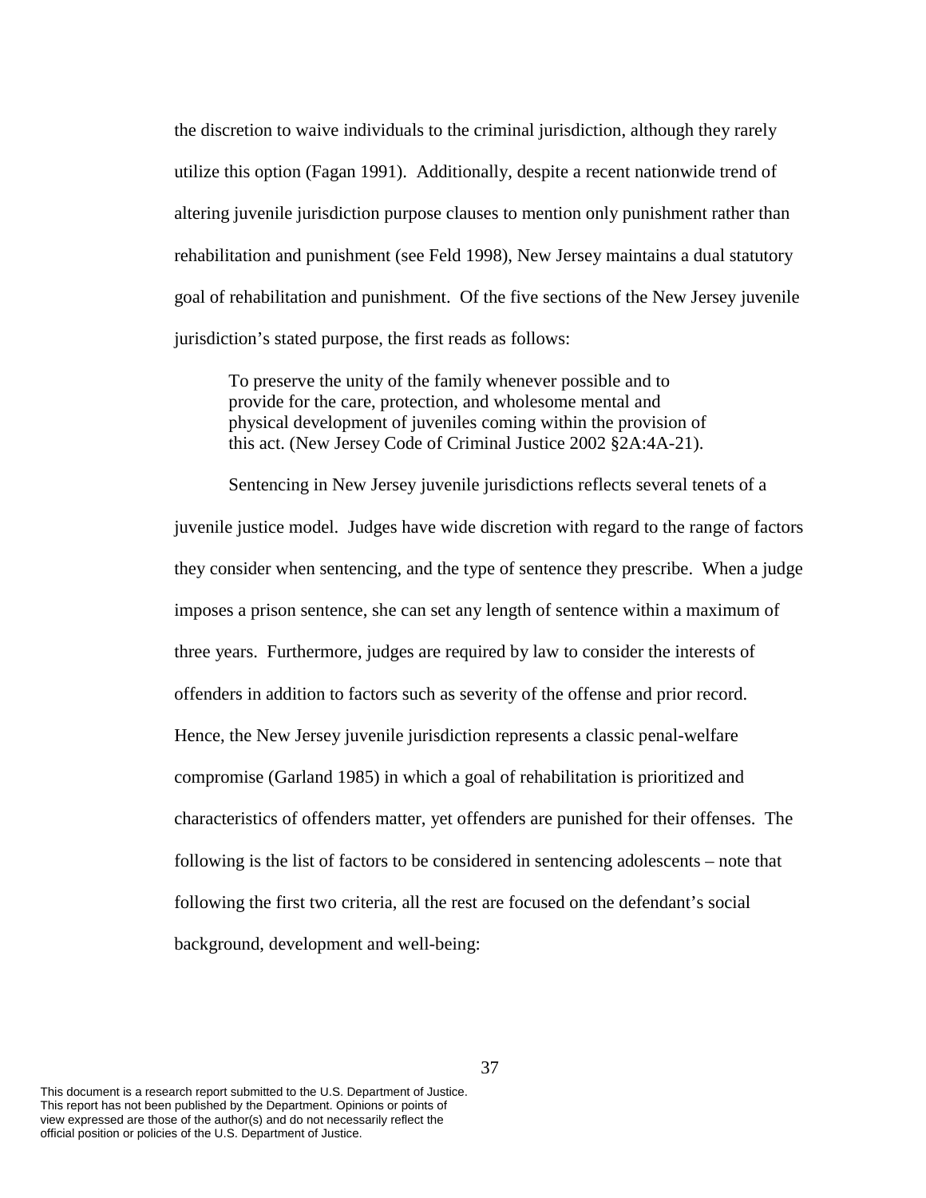the discretion to waive individuals to the criminal jurisdiction, although they rarely utilize this option (Fagan 1991). Additionally, despite a recent nationwide trend of altering juvenile jurisdiction purpose clauses to mention only punishment rather than rehabilitation and punishment (see Feld 1998), New Jersey maintains a dual statutory goal of rehabilitation and punishment. Of the five sections of the New Jersey juvenile jurisdiction's stated purpose, the first reads as follows:

> To preserve the unity of the family whenever possible and to provide for the care, protection, and wholesome mental and physical development of juveniles coming within the provision of this act. (New Jersey Code of Criminal Justice 2002 §2A:4A-21).

Sentencing in New Jersey juvenile jurisdictions reflects several tenets of a juvenile justice model. Judges have wide discretion with regard to the range of factors they consider when sentencing, and the type of sentence they prescribe. When a judge imposes a prison sentence, she can set any length of sentence within a maximum of three years. Furthermore, judges are required by law to consider the interests of offenders in addition to factors such as severity of the offense and prior record. Hence, the New Jersey juvenile jurisdiction represents a classic penal-welfare compromise (Garland 1985) in which a goal of rehabilitation is prioritized and characteristics of offenders matter, yet offenders are punished for their offenses. The following is the list of factors to be considered in sentencing adolescents – note that following the first two criteria, all the rest are focused on the defendant's social background, development and well-being: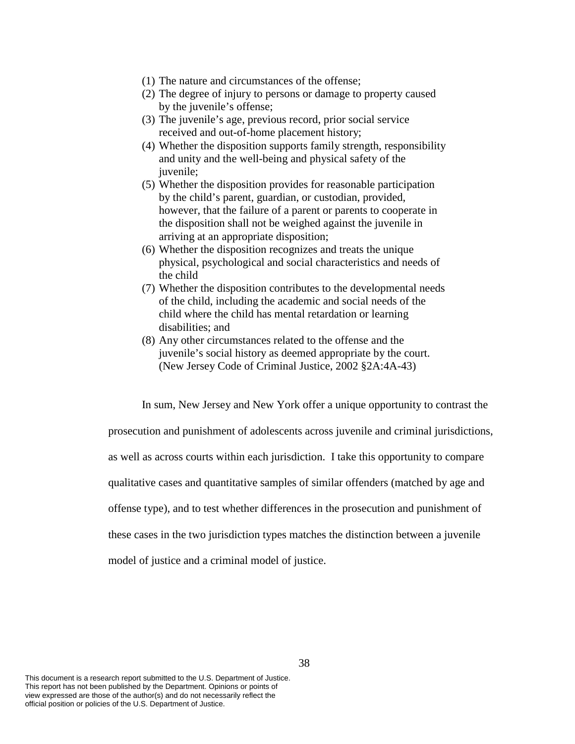(1) The nature and circumstances of the offense;
(2) The degree of injury to persons or damage to property caused by the juvenile's offense;
(3) The juvenile's age, previous record, prior social service received and out-of-home placement history;
(4) Whether the disposition supports family strength, responsibility and unity and the well-being and physical safety of the juvenile;
(5) Whether the disposition provides for reasonable participation by the child's parent, guardian, or custodian, provided, however, that the failure of a parent or parents to cooperate in the disposition shall not be weighed against the juvenile in arriving at an appropriate disposition;
(6) Whether the disposition recognizes and treats the unique physical, psychological and social characteristics and needs of the child
(7) Whether the disposition contributes to the developmental needs of the child, including the academic and social needs of the child where the child has mental retardation or learning disabilities; and
(8) Any other circumstances related to the offense and the juvenile's social history as deemed appropriate by the court. (New Jersey Code of Criminal Justice, 2002 §2A:4A-43)

In sum, New Jersey and New York offer a unique opportunity to contrast the prosecution and punishment of adolescents across juvenile and criminal jurisdictions, as well as across courts within each jurisdiction. I take this opportunity to compare qualitative cases and quantitative samples of similar offenders (matched by age and offense type), and to test whether differences in the prosecution and punishment of these cases in the two jurisdiction types matches the distinction between a juvenile model of justice and a criminal model of justice.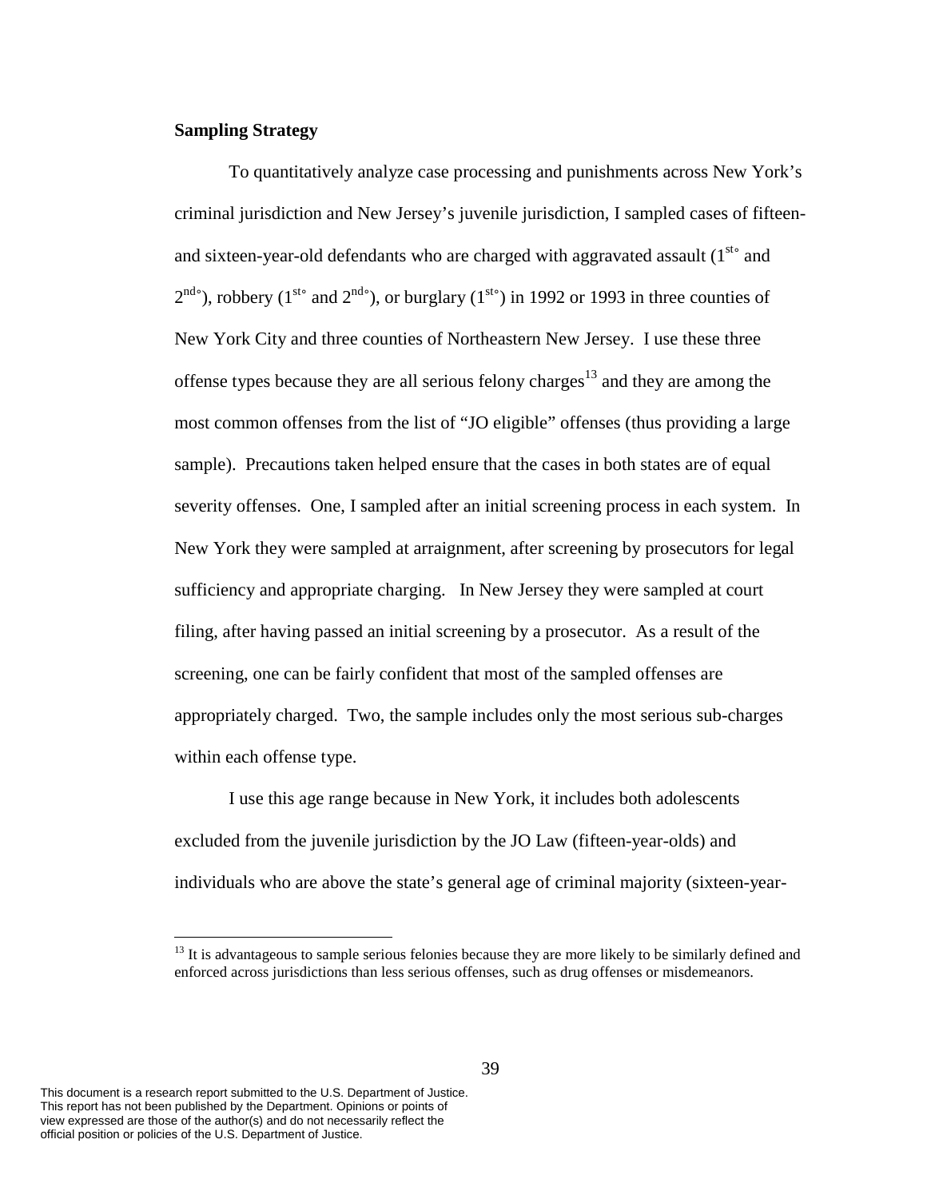**Sampling Strategy**

To quantitatively analyze case processing and punishments across New York's criminal jurisdiction and New Jersey's juvenile jurisdiction, I sampled cases of fifteen- and sixteen-year-old defendants who are charged with aggravated assault (1st° and 2nd°), robbery (1st° and 2nd°), or burglary (1st°) in 1992 or 1993 in three counties of New York City and three counties of Northeastern New Jersey. I use these three offense types because they are all serious felony charges[13] and they are among the most common offenses from the list of "JO eligible" offenses (thus providing a large sample). Precautions taken helped ensure that the cases in both states are of equal severity offenses. One, I sampled after an initial screening process in each system. In New York they were sampled at arraignment, after screening by prosecutors for legal sufficiency and appropriate charging. In New Jersey they were sampled at court filing, after having passed an initial screening by a prosecutor. As a result of the screening, one can be fairly confident that most of the sampled offenses are appropriately charged. Two, the sample includes only the most serious sub-charges within each offense type.

I use this age range because in New York, it includes both adolescents excluded from the juvenile jurisdiction by the JO Law (fifteen-year-olds) and individuals who are above the state's general age of criminal majority (sixteen-year-

[13] It is advantageous to sample serious felonies because they are more likely to be similarly defined and enforced across jurisdictions than less serious offenses, such as drug offenses or misdemeanors.

This document is a research report submitted to the U.S. Department of Justice. This report has not been published by the Department. Opinions or points of view expressed are those of the author(s) and do not necessarily reflect the official position or policies of the U.S. Department of Justice.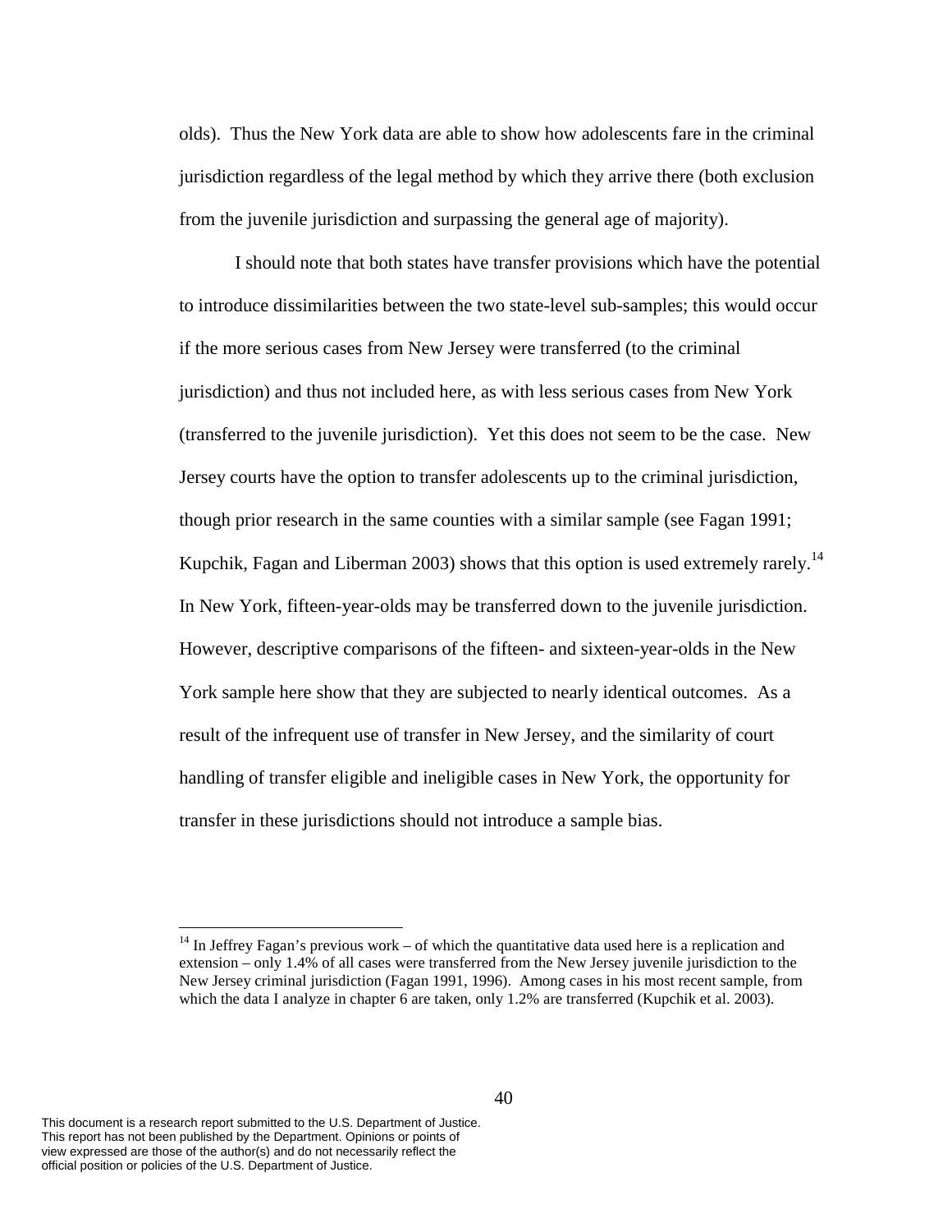olds). Thus the New York data are able to show how adolescents fare in the criminal jurisdiction regardless of the legal method by which they arrive there (both exclusion from the juvenile jurisdiction and surpassing the general age of majority).

I should note that both states have transfer provisions which have the potential to introduce dissimilarities between the two state-level sub-samples; this would occur if the more serious cases from New Jersey were transferred (to the criminal jurisdiction) and thus not included here, as with less serious cases from New York (transferred to the juvenile jurisdiction). Yet this does not seem to be the case. New Jersey courts have the option to transfer adolescents up to the criminal jurisdiction, though prior research in the same counties with a similar sample (see Fagan 1991; Kupchik, Fagan and Liberman 2003) shows that this option is used extremely rarely.[14] In New York, fifteen-year-olds may be transferred down to the juvenile jurisdiction. However, descriptive comparisons of the fifteen- and sixteen-year-olds in the New York sample here show that they are subjected to nearly identical outcomes. As a result of the infrequent use of transfer in New Jersey, and the similarity of court handling of transfer eligible and ineligible cases in New York, the opportunity for transfer in these jurisdictions should not introduce a sample bias.

[14] In Jeffrey Fagan's previous work – of which the quantitative data used here is a replication and extension – only 1.4% of all cases were transferred from the New Jersey juvenile jurisdiction to the New Jersey criminal jurisdiction (Fagan 1991, 1996). Among cases in his most recent sample, from which the data I analyze in chapter 6 are taken, only 1.2% are transferred (Kupchik et al. 2003).

This document is a research report submitted to the U.S. Department of Justice. This report has not been published by the Department. Opinions or points of view expressed are those of the author(s) and do not necessarily reflect the official position or policies of the U.S. Department of Justice.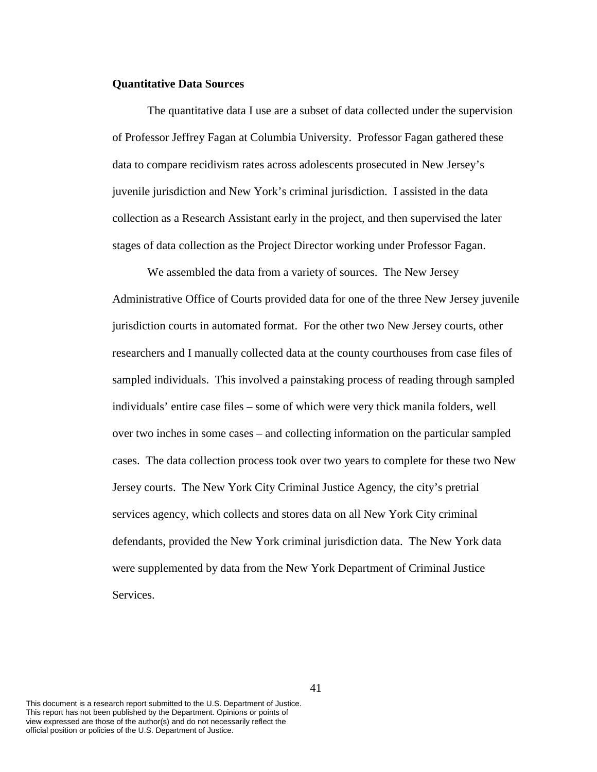**Quantitative Data Sources**

The quantitative data I use are a subset of data collected under the supervision of Professor Jeffrey Fagan at Columbia University. Professor Fagan gathered these data to compare recidivism rates across adolescents prosecuted in New Jersey's juvenile jurisdiction and New York's criminal jurisdiction. I assisted in the data collection as a Research Assistant early in the project, and then supervised the later stages of data collection as the Project Director working under Professor Fagan.

We assembled the data from a variety of sources. The New Jersey Administrative Office of Courts provided data for one of the three New Jersey juvenile jurisdiction courts in automated format. For the other two New Jersey courts, other researchers and I manually collected data at the county courthouses from case files of sampled individuals. This involved a painstaking process of reading through sampled individuals' entire case files – some of which were very thick manila folders, well over two inches in some cases – and collecting information on the particular sampled cases. The data collection process took over two years to complete for these two New Jersey courts. The New York City Criminal Justice Agency, the city's pretrial services agency, which collects and stores data on all New York City criminal defendants, provided the New York criminal jurisdiction data. The New York data were supplemented by data from the New York Department of Criminal Justice Services.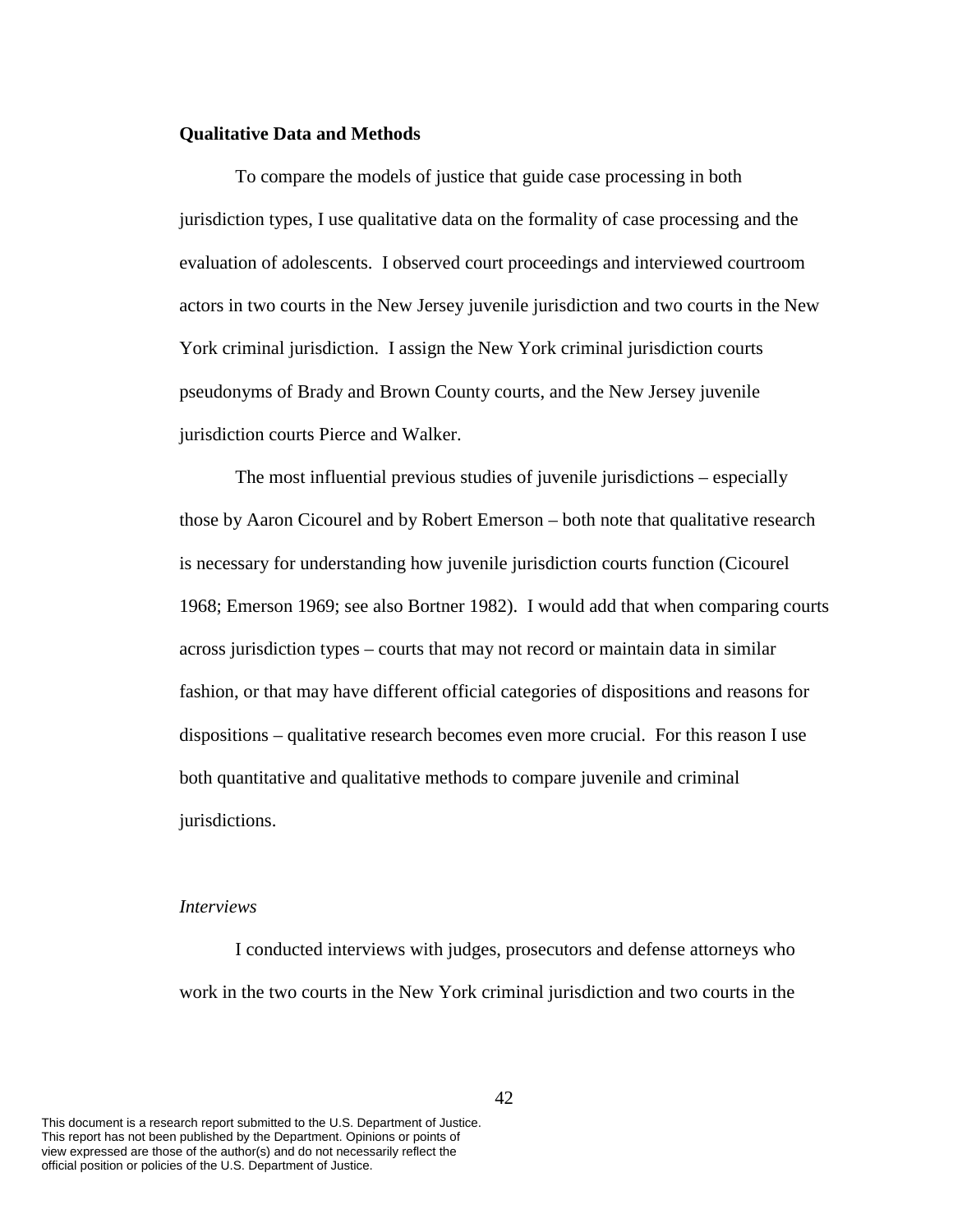**Qualitative Data and Methods**

To compare the models of justice that guide case processing in both jurisdiction types, I use qualitative data on the formality of case processing and the evaluation of adolescents. I observed court proceedings and interviewed courtroom actors in two courts in the New Jersey juvenile jurisdiction and two courts in the New York criminal jurisdiction. I assign the New York criminal jurisdiction courts pseudonyms of Brady and Brown County courts, and the New Jersey juvenile jurisdiction courts Pierce and Walker.

The most influential previous studies of juvenile jurisdictions – especially those by Aaron Cicourel and by Robert Emerson – both note that qualitative research is necessary for understanding how juvenile jurisdiction courts function (Cicourel 1968; Emerson 1969; see also Bortner 1982). I would add that when comparing courts across jurisdiction types – courts that may not record or maintain data in similar fashion, or that may have different official categories of dispositions and reasons for dispositions – qualitative research becomes even more crucial. For this reason I use both quantitative and qualitative methods to compare juvenile and criminal jurisdictions.

*Interviews*

I conducted interviews with judges, prosecutors and defense attorneys who work in the two courts in the New York criminal jurisdiction and two courts in the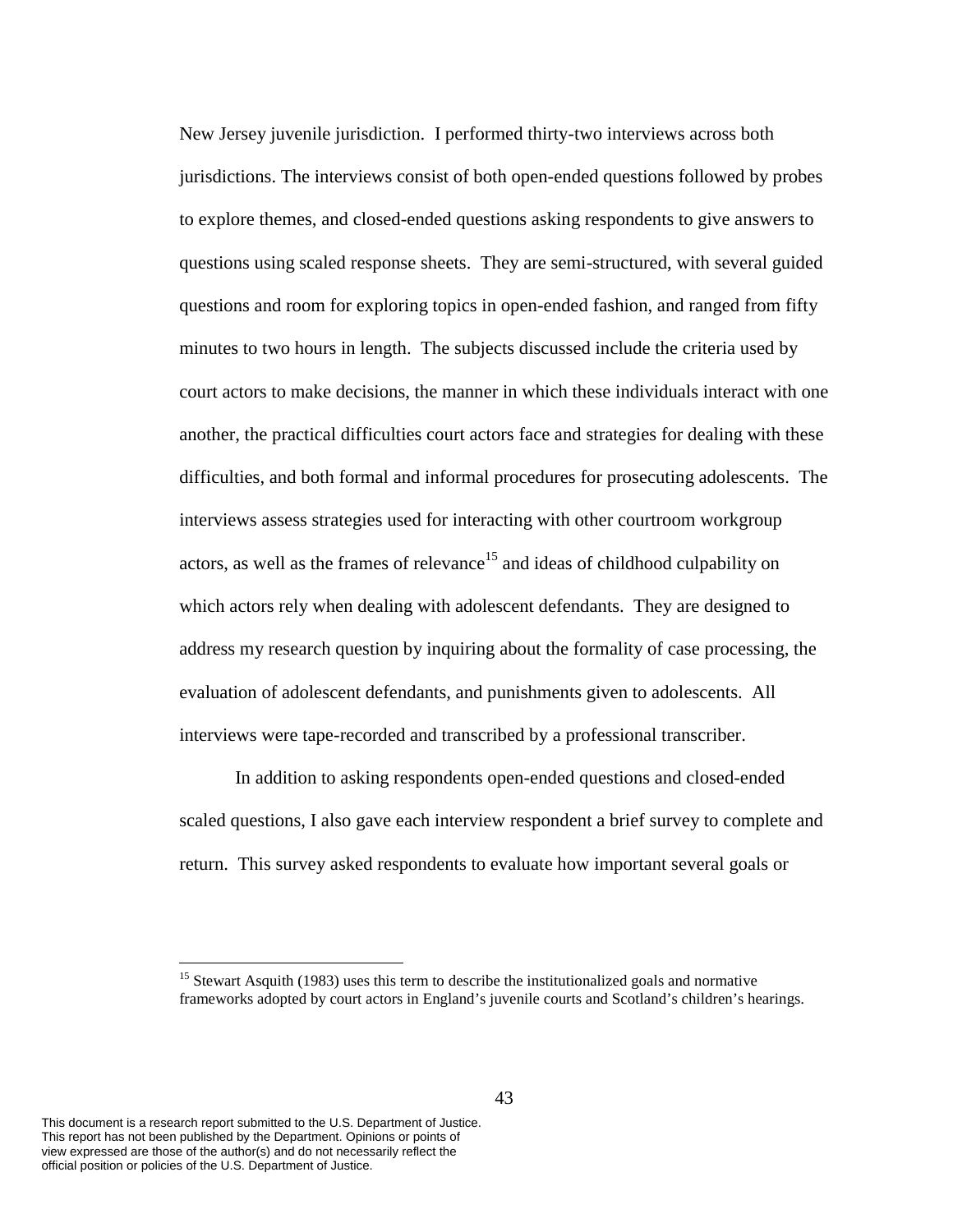New Jersey juvenile jurisdiction. I performed thirty-two interviews across both jurisdictions. The interviews consist of both open-ended questions followed by probes to explore themes, and closed-ended questions asking respondents to give answers to questions using scaled response sheets. They are semi-structured, with several guided questions and room for exploring topics in open-ended fashion, and ranged from fifty minutes to two hours in length. The subjects discussed include the criteria used by court actors to make decisions, the manner in which these individuals interact with one another, the practical difficulties court actors face and strategies for dealing with these difficulties, and both formal and informal procedures for prosecuting adolescents. The interviews assess strategies used for interacting with other courtroom workgroup actors, as well as the frames of relevance[15] and ideas of childhood culpability on which actors rely when dealing with adolescent defendants. They are designed to address my research question by inquiring about the formality of case processing, the evaluation of adolescent defendants, and punishments given to adolescents. All interviews were tape-recorded and transcribed by a professional transcriber.

In addition to asking respondents open-ended questions and closed-ended scaled questions, I also gave each interview respondent a brief survey to complete and return. This survey asked respondents to evaluate how important several goals or

[15] Stewart Asquith (1983) uses this term to describe the institutionalized goals and normative frameworks adopted by court actors in England's juvenile courts and Scotland's children's hearings.

This document is a research report submitted to the U.S. Department of Justice. This report has not been published by the Department. Opinions or points of view expressed are those of the author(s) and do not necessarily reflect the official position or policies of the U.S. Department of Justice.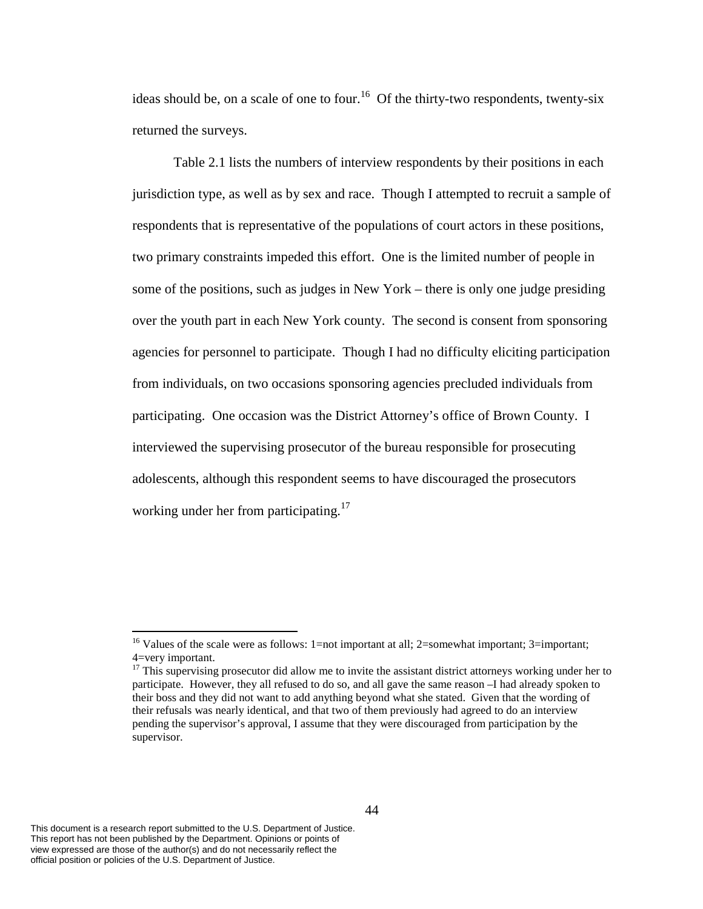ideas should be, on a scale of one to four.[16] Of the thirty-two respondents, twenty-six returned the surveys.

Table 2.1 lists the numbers of interview respondents by their positions in each jurisdiction type, as well as by sex and race. Though I attempted to recruit a sample of respondents that is representative of the populations of court actors in these positions, two primary constraints impeded this effort. One is the limited number of people in some of the positions, such as judges in New York – there is only one judge presiding over the youth part in each New York county. The second is consent from sponsoring agencies for personnel to participate. Though I had no difficulty eliciting participation from individuals, on two occasions sponsoring agencies precluded individuals from participating. One occasion was the District Attorney's office of Brown County. I interviewed the supervising prosecutor of the bureau responsible for prosecuting adolescents, although this respondent seems to have discouraged the prosecutors working under her from participating.[17]

---

[16] Values of the scale were as follows: 1=not important at all; 2=somewhat important; 3=important; 4=very important.

[17] This supervising prosecutor did allow me to invite the assistant district attorneys working under her to participate. However, they all refused to do so, and all gave the same reason –I had already spoken to their boss and they did not want to add anything beyond what she stated. Given that the wording of their refusals was nearly identical, and that two of them previously had agreed to do an interview pending the supervisor's approval, I assume that they were discouraged from participation by the supervisor.

This document is a research report submitted to the U.S. Department of Justice. This report has not been published by the Department. Opinions or points of view expressed are those of the author(s) and do not necessarily reflect the official position or policies of the U.S. Department of Justice.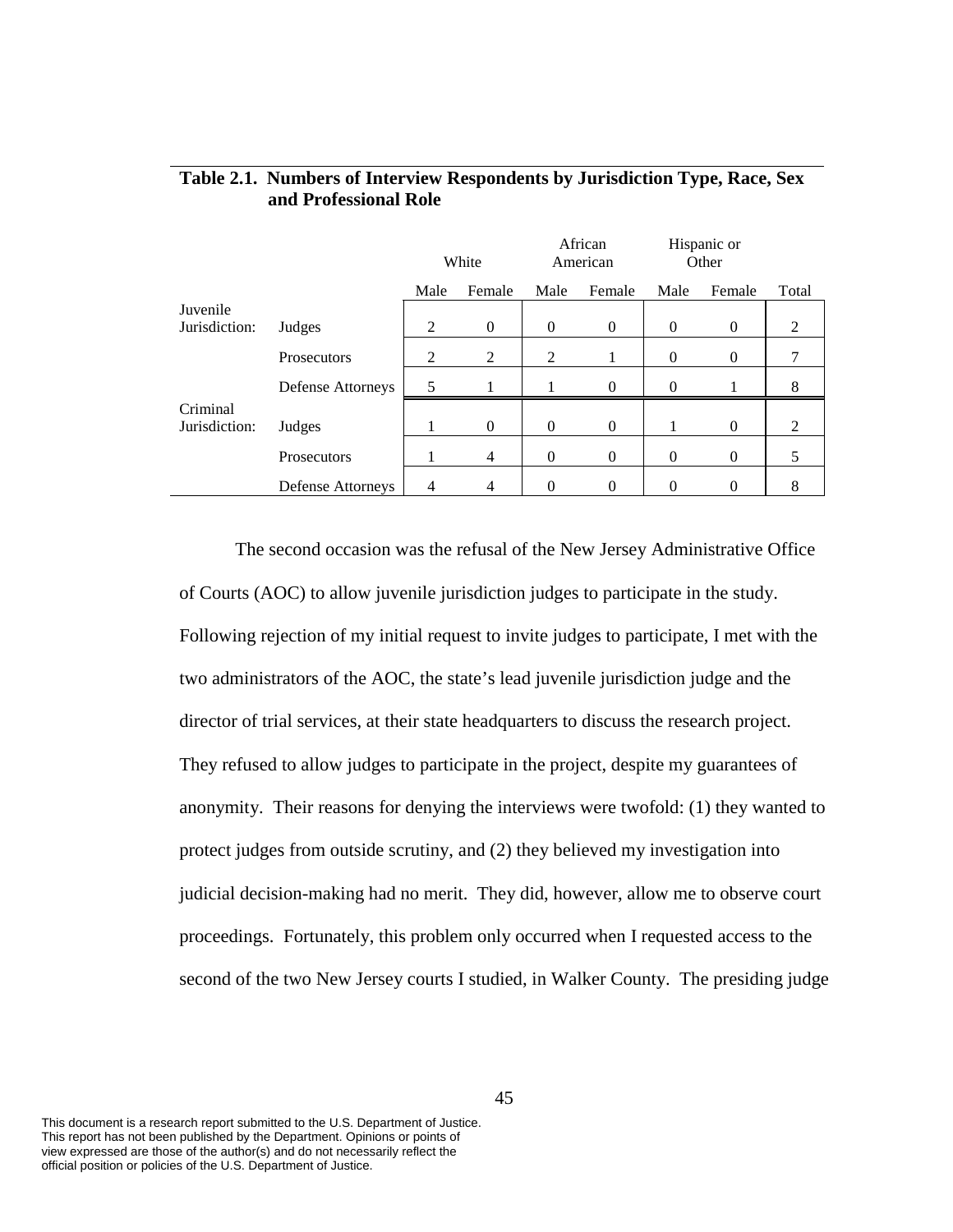**Table 2.1. Numbers of Interview Respondents by Jurisdiction Type, Race, Sex and Professional Role**

| | | White | | African American | | Hispanic or Other | | |
|---|---|---|---|---|---|---|---|---|
| | | Male | Female | Male | Female | Male | Female | Total |
| Juvenile Jurisdiction: | Judges | 2 | 0 | 0 | 0 | 0 | 0 | 2 |
| | Prosecutors | 2 | 2 | 2 | 1 | 0 | 0 | 7 |
| | Defense Attorneys | 5 | 1 | 1 | 0 | 0 | 1 | 8 |
| Criminal Jurisdiction: | Judges | 1 | 0 | 0 | 0 | 1 | 0 | 2 |
| | Prosecutors | 1 | 4 | 0 | 0 | 0 | 0 | 5 |
| | Defense Attorneys | 4 | 4 | 0 | 0 | 0 | 0 | 8 |

The second occasion was the refusal of the New Jersey Administrative Office of Courts (AOC) to allow juvenile jurisdiction judges to participate in the study. Following rejection of my initial request to invite judges to participate, I met with the two administrators of the AOC, the state's lead juvenile jurisdiction judge and the director of trial services, at their state headquarters to discuss the research project. They refused to allow judges to participate in the project, despite my guarantees of anonymity. Their reasons for denying the interviews were twofold: (1) they wanted to protect judges from outside scrutiny, and (2) they believed my investigation into judicial decision-making had no merit. They did, however, allow me to observe court proceedings. Fortunately, this problem only occurred when I requested access to the second of the two New Jersey courts I studied, in Walker County. The presiding judge

This document is a research report submitted to the U.S. Department of Justice. This report has not been published by the Department. Opinions or points of view expressed are those of the author(s) and do not necessarily reflect the official position or policies of the U.S. Department of Justice.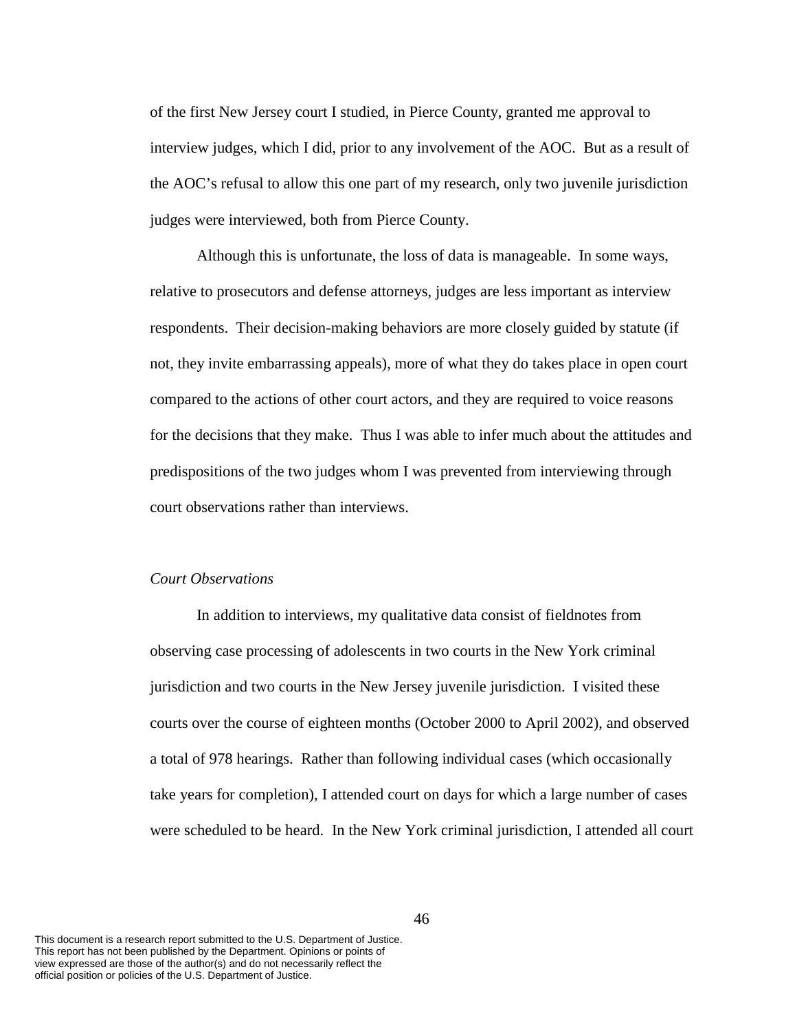of the first New Jersey court I studied, in Pierce County, granted me approval to interview judges, which I did, prior to any involvement of the AOC. But as a result of the AOC's refusal to allow this one part of my research, only two juvenile jurisdiction judges were interviewed, both from Pierce County.

Although this is unfortunate, the loss of data is manageable. In some ways, relative to prosecutors and defense attorneys, judges are less important as interview respondents. Their decision-making behaviors are more closely guided by statute (if not, they invite embarrassing appeals), more of what they do takes place in open court compared to the actions of other court actors, and they are required to voice reasons for the decisions that they make. Thus I was able to infer much about the attitudes and predispositions of the two judges whom I was prevented from interviewing through court observations rather than interviews.

*Court Observations*

In addition to interviews, my qualitative data consist of fieldnotes from observing case processing of adolescents in two courts in the New York criminal jurisdiction and two courts in the New Jersey juvenile jurisdiction. I visited these courts over the course of eighteen months (October 2000 to April 2002), and observed a total of 978 hearings. Rather than following individual cases (which occasionally take years for completion), I attended court on days for which a large number of cases were scheduled to be heard. In the New York criminal jurisdiction, I attended all court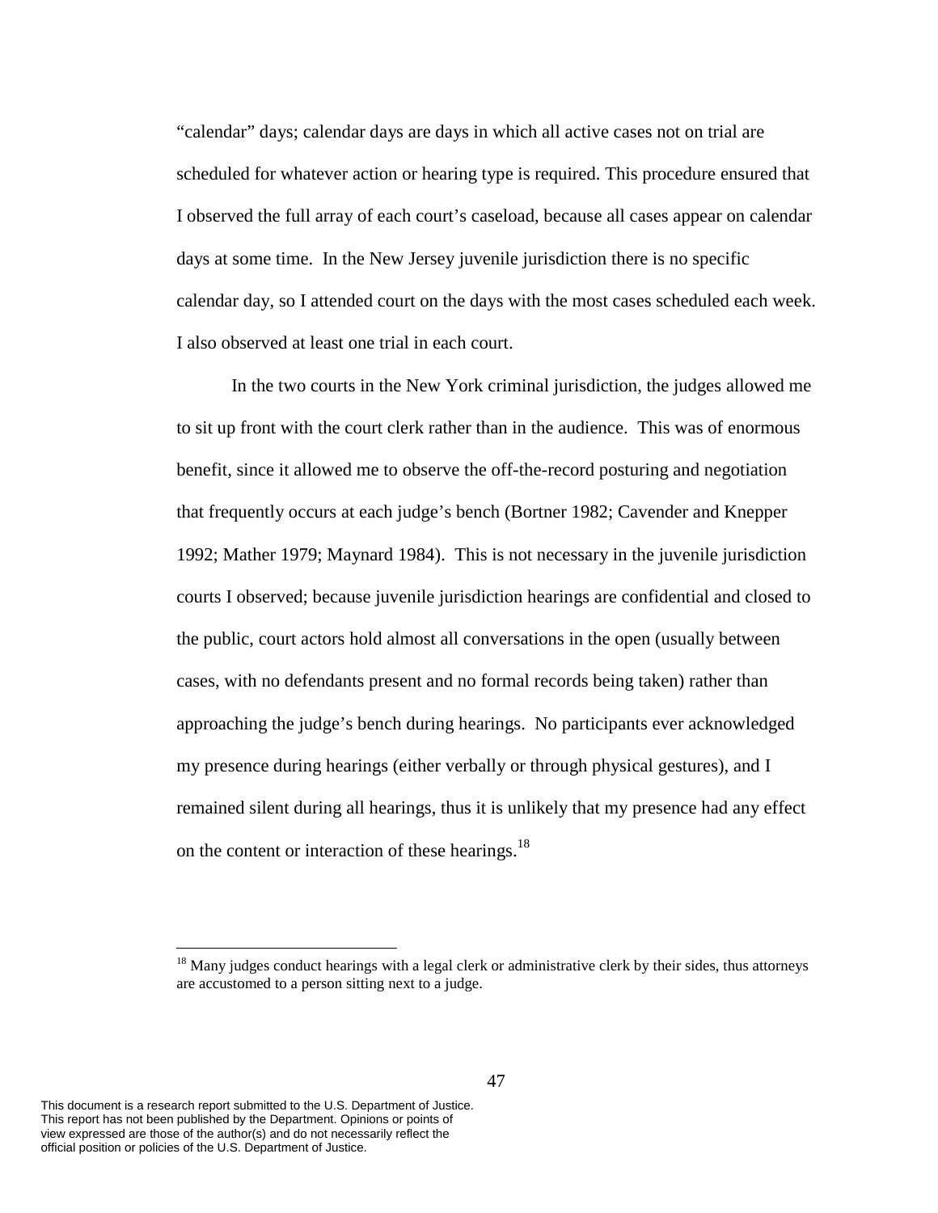"calendar" days; calendar days are days in which all active cases not on trial are scheduled for whatever action or hearing type is required. This procedure ensured that I observed the full array of each court's caseload, because all cases appear on calendar days at some time. In the New Jersey juvenile jurisdiction there is no specific calendar day, so I attended court on the days with the most cases scheduled each week. I also observed at least one trial in each court.

In the two courts in the New York criminal jurisdiction, the judges allowed me to sit up front with the court clerk rather than in the audience. This was of enormous benefit, since it allowed me to observe the off-the-record posturing and negotiation that frequently occurs at each judge's bench (Bortner 1982; Cavender and Knepper 1992; Mather 1979; Maynard 1984). This is not necessary in the juvenile jurisdiction courts I observed; because juvenile jurisdiction hearings are confidential and closed to the public, court actors hold almost all conversations in the open (usually between cases, with no defendants present and no formal records being taken) rather than approaching the judge's bench during hearings. No participants ever acknowledged my presence during hearings (either verbally or through physical gestures), and I remained silent during all hearings, thus it is unlikely that my presence had any effect on the content or interaction of these hearings.[18]

[18] Many judges conduct hearings with a legal clerk or administrative clerk by their sides, thus attorneys are accustomed to a person sitting next to a judge.

This document is a research report submitted to the U.S. Department of Justice. This report has not been published by the Department. Opinions or points of view expressed are those of the author(s) and do not necessarily reflect the official position or policies of the U.S. Department of Justice.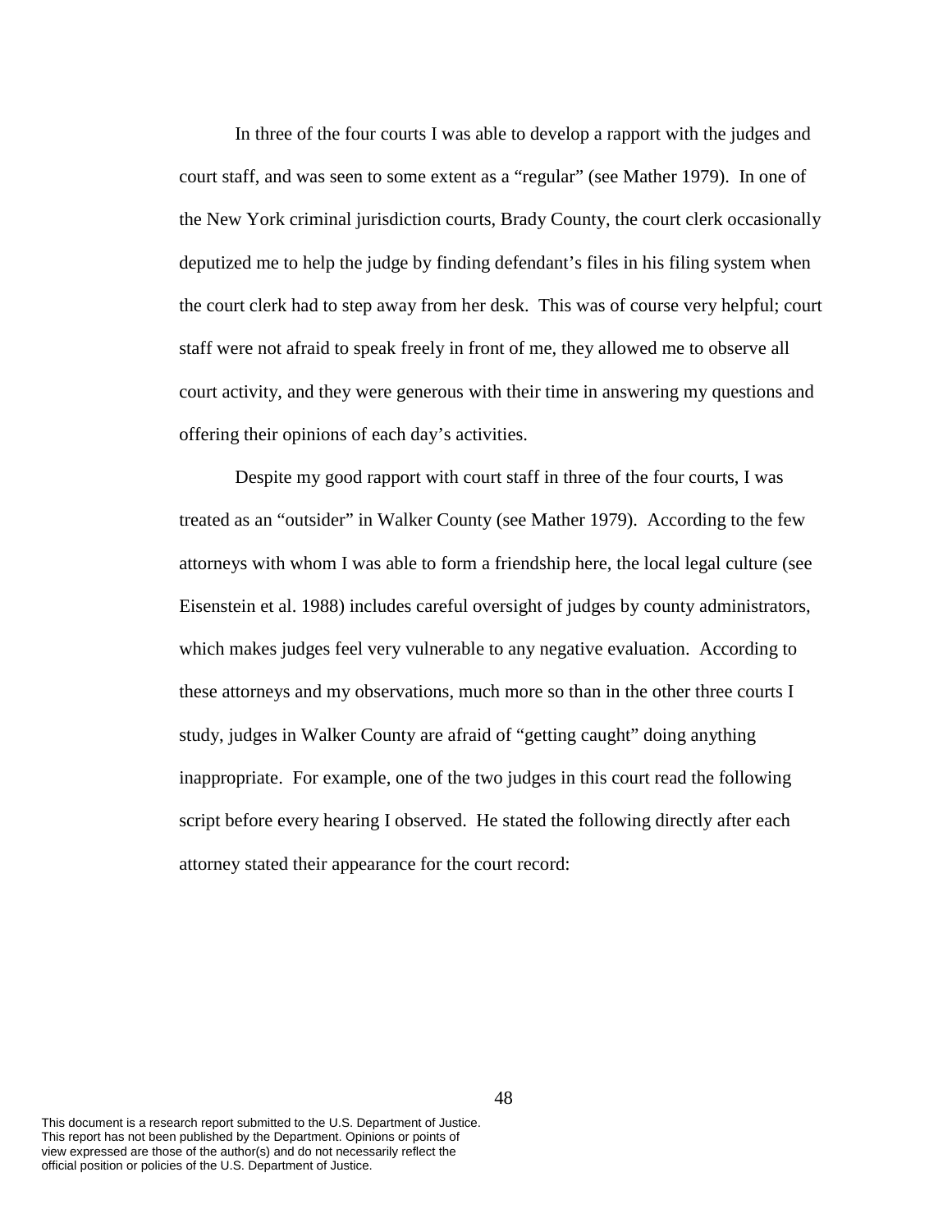In three of the four courts I was able to develop a rapport with the judges and court staff, and was seen to some extent as a "regular" (see Mather 1979). In one of the New York criminal jurisdiction courts, Brady County, the court clerk occasionally deputized me to help the judge by finding defendant's files in his filing system when the court clerk had to step away from her desk. This was of course very helpful; court staff were not afraid to speak freely in front of me, they allowed me to observe all court activity, and they were generous with their time in answering my questions and offering their opinions of each day's activities.

Despite my good rapport with court staff in three of the four courts, I was treated as an "outsider" in Walker County (see Mather 1979). According to the few attorneys with whom I was able to form a friendship here, the local legal culture (see Eisenstein et al. 1988) includes careful oversight of judges by county administrators, which makes judges feel very vulnerable to any negative evaluation. According to these attorneys and my observations, much more so than in the other three courts I study, judges in Walker County are afraid of "getting caught" doing anything inappropriate. For example, one of the two judges in this court read the following script before every hearing I observed. He stated the following directly after each attorney stated their appearance for the court record: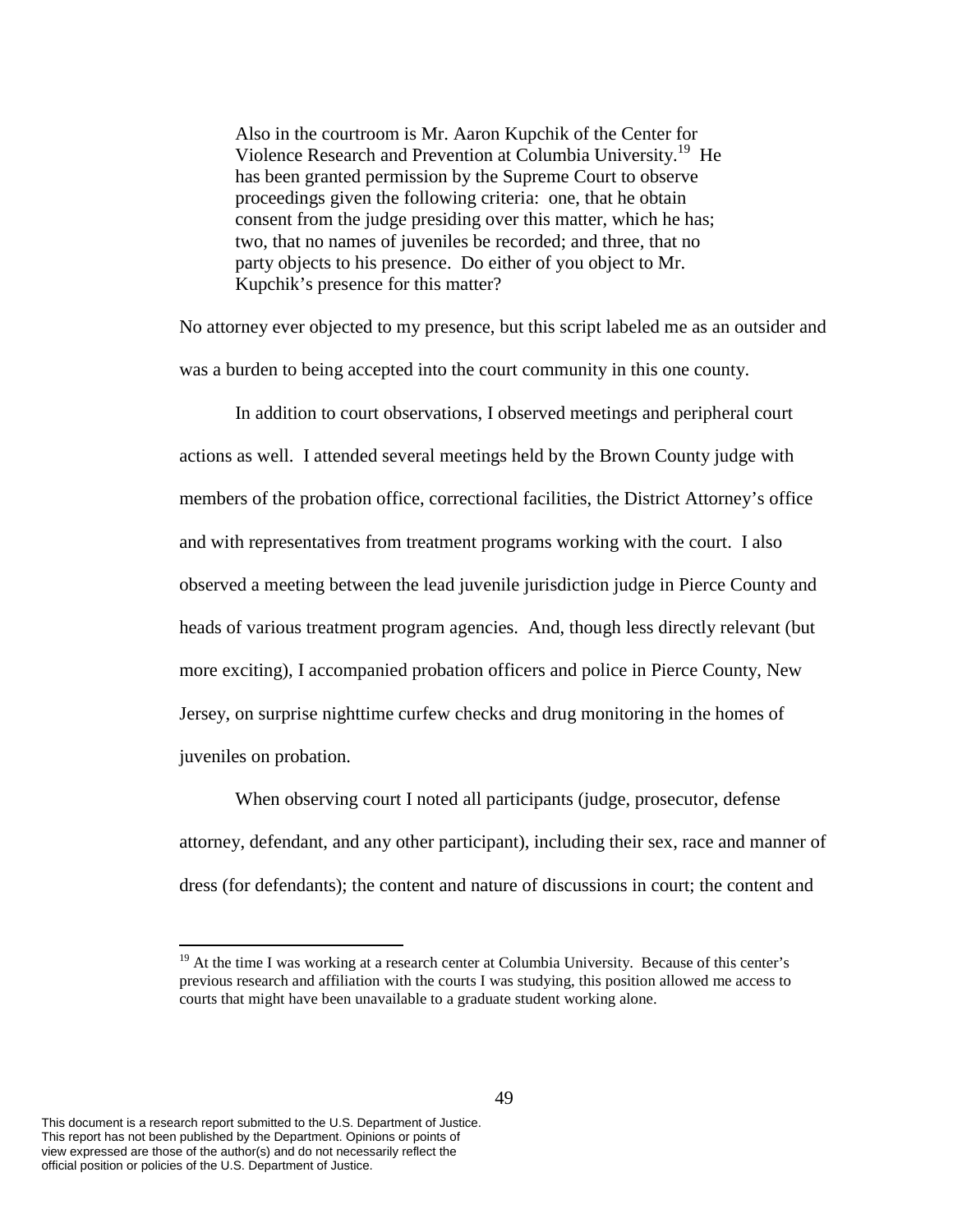> Also in the courtroom is Mr. Aaron Kupchik of the Center for Violence Research and Prevention at Columbia University.[19] He has been granted permission by the Supreme Court to observe proceedings given the following criteria: one, that he obtain consent from the judge presiding over this matter, which he has; two, that no names of juveniles be recorded; and three, that no party objects to his presence. Do either of you object to Mr. Kupchik's presence for this matter?

No attorney ever objected to my presence, but this script labeled me as an outsider and was a burden to being accepted into the court community in this one county.

In addition to court observations, I observed meetings and peripheral court actions as well. I attended several meetings held by the Brown County judge with members of the probation office, correctional facilities, the District Attorney's office and with representatives from treatment programs working with the court. I also observed a meeting between the lead juvenile jurisdiction judge in Pierce County and heads of various treatment program agencies. And, though less directly relevant (but more exciting), I accompanied probation officers and police in Pierce County, New Jersey, on surprise nighttime curfew checks and drug monitoring in the homes of juveniles on probation.

When observing court I noted all participants (judge, prosecutor, defense attorney, defendant, and any other participant), including their sex, race and manner of dress (for defendants); the content and nature of discussions in court; the content and

[19] At the time I was working at a research center at Columbia University. Because of this center's previous research and affiliation with the courts I was studying, this position allowed me access to courts that might have been unavailable to a graduate student working alone.

This document is a research report submitted to the U.S. Department of Justice. This report has not been published by the Department. Opinions or points of view expressed are those of the author(s) and do not necessarily reflect the official position or policies of the U.S. Department of Justice.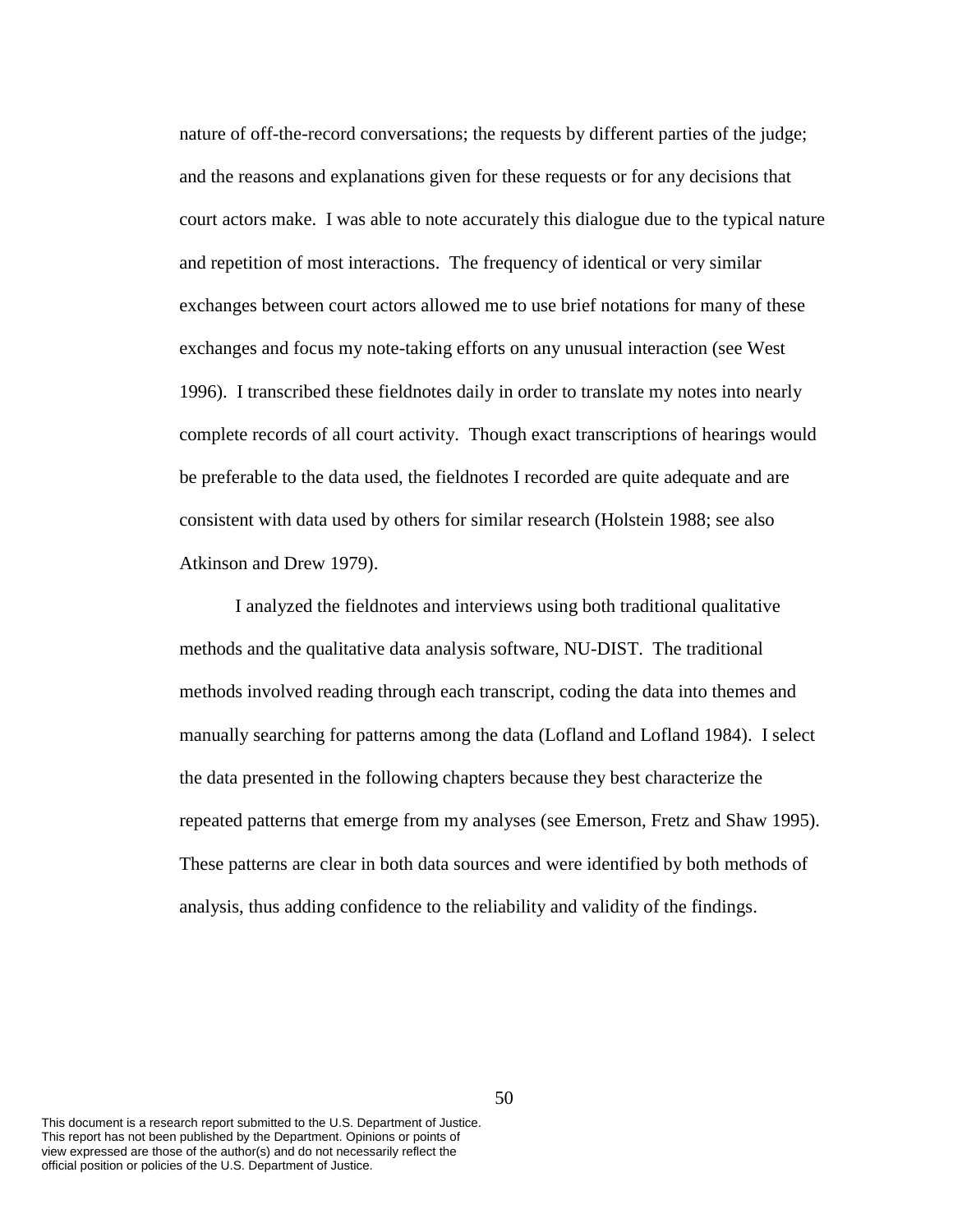nature of off-the-record conversations; the requests by different parties of the judge; and the reasons and explanations given for these requests or for any decisions that court actors make. I was able to note accurately this dialogue due to the typical nature and repetition of most interactions. The frequency of identical or very similar exchanges between court actors allowed me to use brief notations for many of these exchanges and focus my note-taking efforts on any unusual interaction (see West 1996). I transcribed these fieldnotes daily in order to translate my notes into nearly complete records of all court activity. Though exact transcriptions of hearings would be preferable to the data used, the fieldnotes I recorded are quite adequate and are consistent with data used by others for similar research (Holstein 1988; see also Atkinson and Drew 1979).

I analyzed the fieldnotes and interviews using both traditional qualitative methods and the qualitative data analysis software, NU-DIST. The traditional methods involved reading through each transcript, coding the data into themes and manually searching for patterns among the data (Lofland and Lofland 1984). I select the data presented in the following chapters because they best characterize the repeated patterns that emerge from my analyses (see Emerson, Fretz and Shaw 1995). These patterns are clear in both data sources and were identified by both methods of analysis, thus adding confidence to the reliability and validity of the findings.

This document is a research report submitted to the U.S. Department of Justice. This report has not been published by the Department. Opinions or points of view expressed are those of the author(s) and do not necessarily reflect the official position or policies of the U.S. Department of Justice.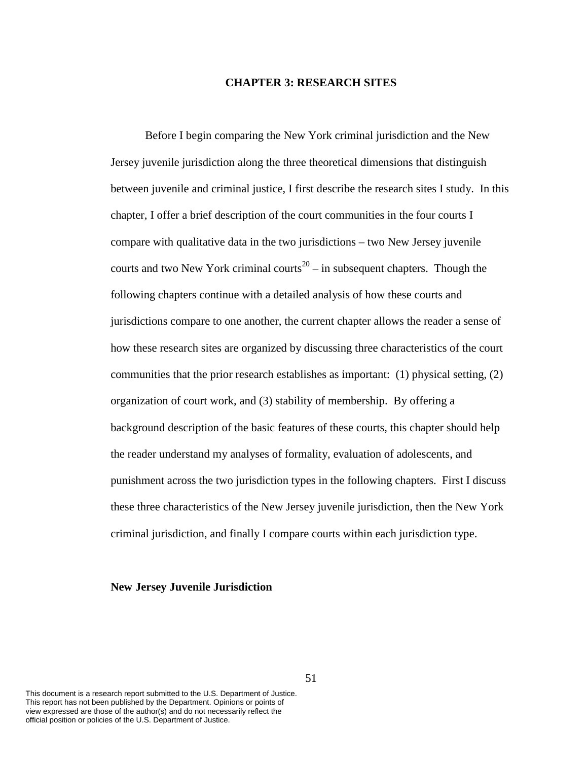# CHAPTER 3: RESEARCH SITES

Before I begin comparing the New York criminal jurisdiction and the New Jersey juvenile jurisdiction along the three theoretical dimensions that distinguish between juvenile and criminal justice, I first describe the research sites I study. In this chapter, I offer a brief description of the court communities in the four courts I compare with qualitative data in the two jurisdictions – two New Jersey juvenile courts and two New York criminal courts[20] – in subsequent chapters. Though the following chapters continue with a detailed analysis of how these courts and jurisdictions compare to one another, the current chapter allows the reader a sense of how these research sites are organized by discussing three characteristics of the court communities that the prior research establishes as important: (1) physical setting, (2) organization of court work, and (3) stability of membership. By offering a background description of the basic features of these courts, this chapter should help the reader understand my analyses of formality, evaluation of adolescents, and punishment across the two jurisdiction types in the following chapters. First I discuss these three characteristics of the New Jersey juvenile jurisdiction, then the New York criminal jurisdiction, and finally I compare courts within each jurisdiction type.

## New Jersey Juvenile Jurisdiction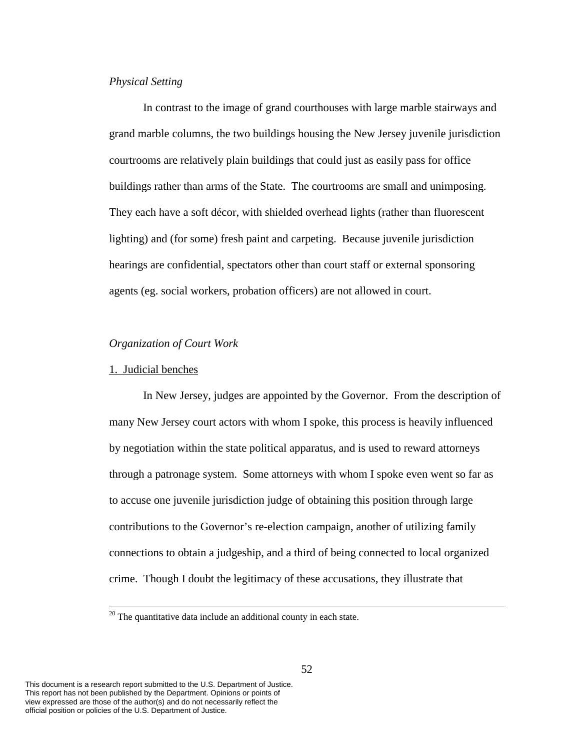*Physical Setting*

In contrast to the image of grand courthouses with large marble stairways and grand marble columns, the two buildings housing the New Jersey juvenile jurisdiction courtrooms are relatively plain buildings that could just as easily pass for office buildings rather than arms of the State. The courtrooms are small and unimposing. They each have a soft décor, with shielded overhead lights (rather than fluorescent lighting) and (for some) fresh paint and carpeting. Because juvenile jurisdiction hearings are confidential, spectators other than court staff or external sponsoring agents (eg. social workers, probation officers) are not allowed in court.

*Organization of Court Work*

<u>1. Judicial benches</u>

In New Jersey, judges are appointed by the Governor. From the description of many New Jersey court actors with whom I spoke, this process is heavily influenced by negotiation within the state political apparatus, and is used to reward attorneys through a patronage system. Some attorneys with whom I spoke even went so far as to accuse one juvenile jurisdiction judge of obtaining this position through large contributions to the Governor's re-election campaign, another of utilizing family connections to obtain a judgeship, and a third of being connected to local organized crime. Though I doubt the legitimacy of these accusations, they illustrate that

[20] The quantitative data include an additional county in each state.

This document is a research report submitted to the U.S. Department of Justice. This report has not been published by the Department. Opinions or points of view expressed are those of the author(s) and do not necessarily reflect the official position or policies of the U.S. Department of Justice.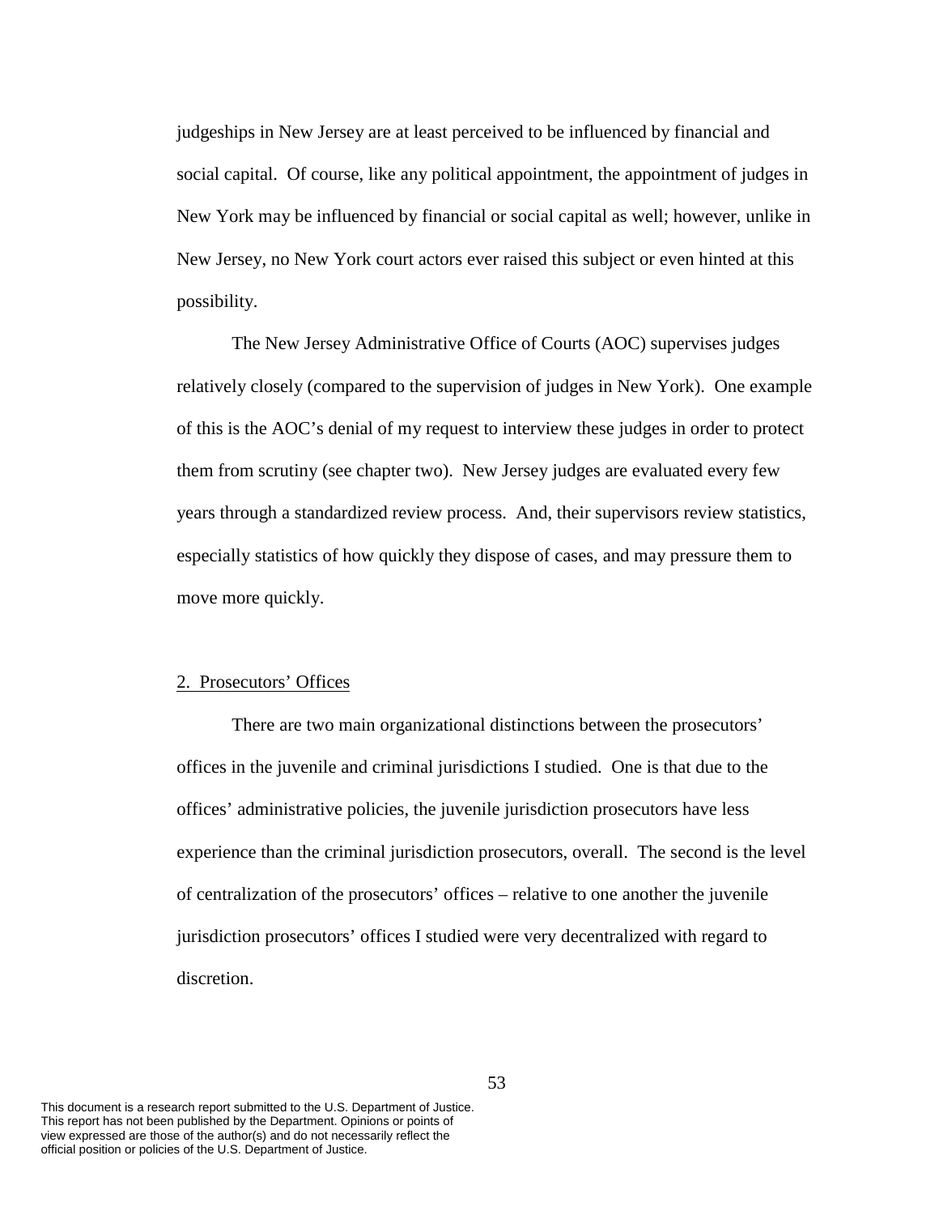judgeships in New Jersey are at least perceived to be influenced by financial and social capital. Of course, like any political appointment, the appointment of judges in New York may be influenced by financial or social capital as well; however, unlike in New Jersey, no New York court actors ever raised this subject or even hinted at this possibility.

The New Jersey Administrative Office of Courts (AOC) supervises judges relatively closely (compared to the supervision of judges in New York). One example of this is the AOC's denial of my request to interview these judges in order to protect them from scrutiny (see chapter two). New Jersey judges are evaluated every few years through a standardized review process. And, their supervisors review statistics, especially statistics of how quickly they dispose of cases, and may pressure them to move more quickly.

2. Prosecutors' Offices

There are two main organizational distinctions between the prosecutors' offices in the juvenile and criminal jurisdictions I studied. One is that due to the offices' administrative policies, the juvenile jurisdiction prosecutors have less experience than the criminal jurisdiction prosecutors, overall. The second is the level of centralization of the prosecutors' offices – relative to one another the juvenile jurisdiction prosecutors' offices I studied were very decentralized with regard to discretion.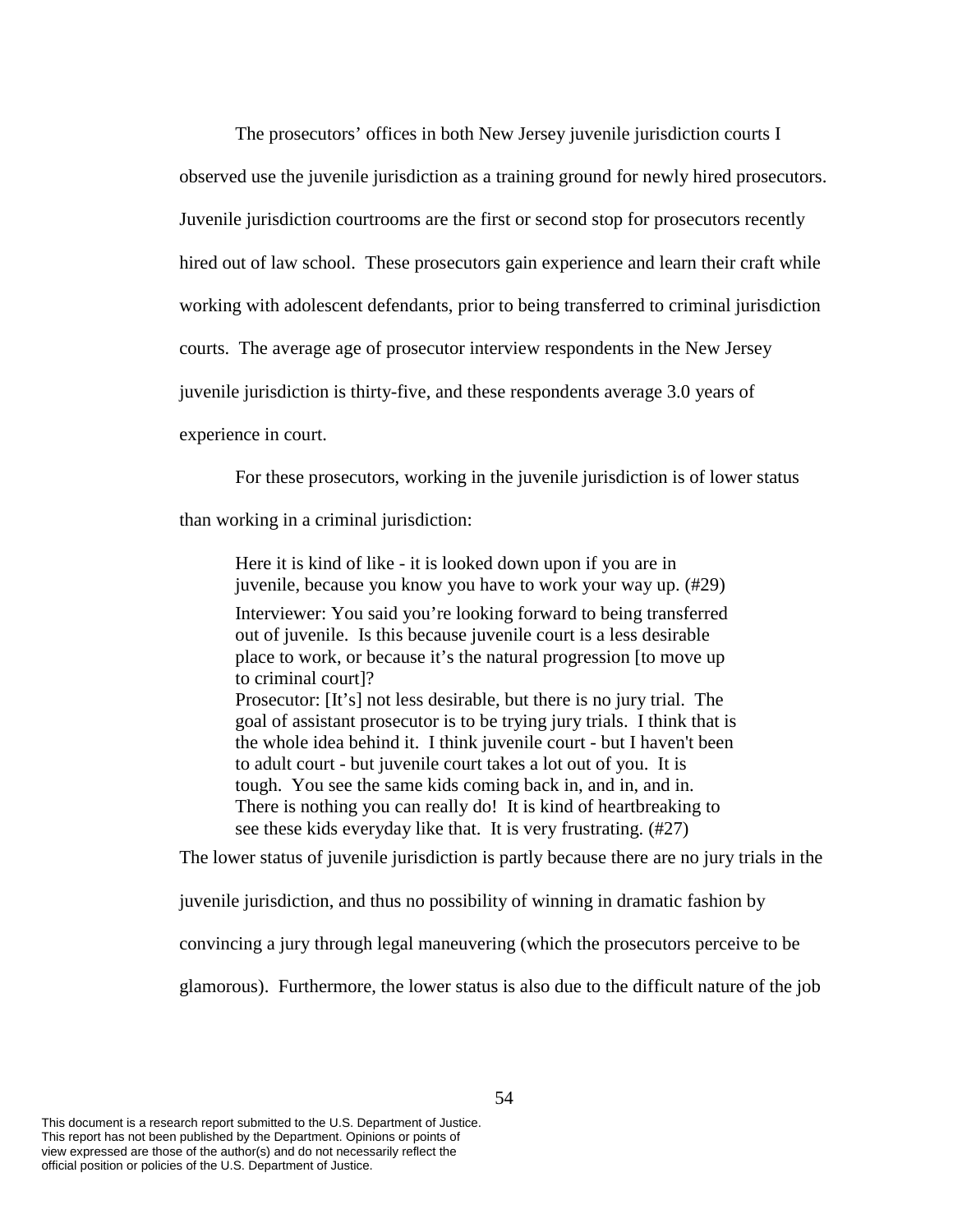The prosecutors' offices in both New Jersey juvenile jurisdiction courts I observed use the juvenile jurisdiction as a training ground for newly hired prosecutors. Juvenile jurisdiction courtrooms are the first or second stop for prosecutors recently hired out of law school. These prosecutors gain experience and learn their craft while working with adolescent defendants, prior to being transferred to criminal jurisdiction courts. The average age of prosecutor interview respondents in the New Jersey juvenile jurisdiction is thirty-five, and these respondents average 3.0 years of experience in court.

For these prosecutors, working in the juvenile jurisdiction is of lower status than working in a criminal jurisdiction:

> Here it is kind of like - it is looked down upon if you are in juvenile, because you know you have to work your way up. (#29)
>
> Interviewer: You said you're looking forward to being transferred out of juvenile. Is this because juvenile court is a less desirable place to work, or because it's the natural progression [to move up to criminal court]?
> Prosecutor: [It's] not less desirable, but there is no jury trial. The goal of assistant prosecutor is to be trying jury trials. I think that is the whole idea behind it. I think juvenile court - but I haven't been to adult court - but juvenile court takes a lot out of you. It is tough. You see the same kids coming back in, and in, and in. There is nothing you can really do! It is kind of heartbreaking to see these kids everyday like that. It is very frustrating. (#27)

The lower status of juvenile jurisdiction is partly because there are no jury trials in the juvenile jurisdiction, and thus no possibility of winning in dramatic fashion by convincing a jury through legal maneuvering (which the prosecutors perceive to be glamorous). Furthermore, the lower status is also due to the difficult nature of the job

This document is a research report submitted to the U.S. Department of Justice. This report has not been published by the Department. Opinions or points of view expressed are those of the author(s) and do not necessarily reflect the official position or policies of the U.S. Department of Justice.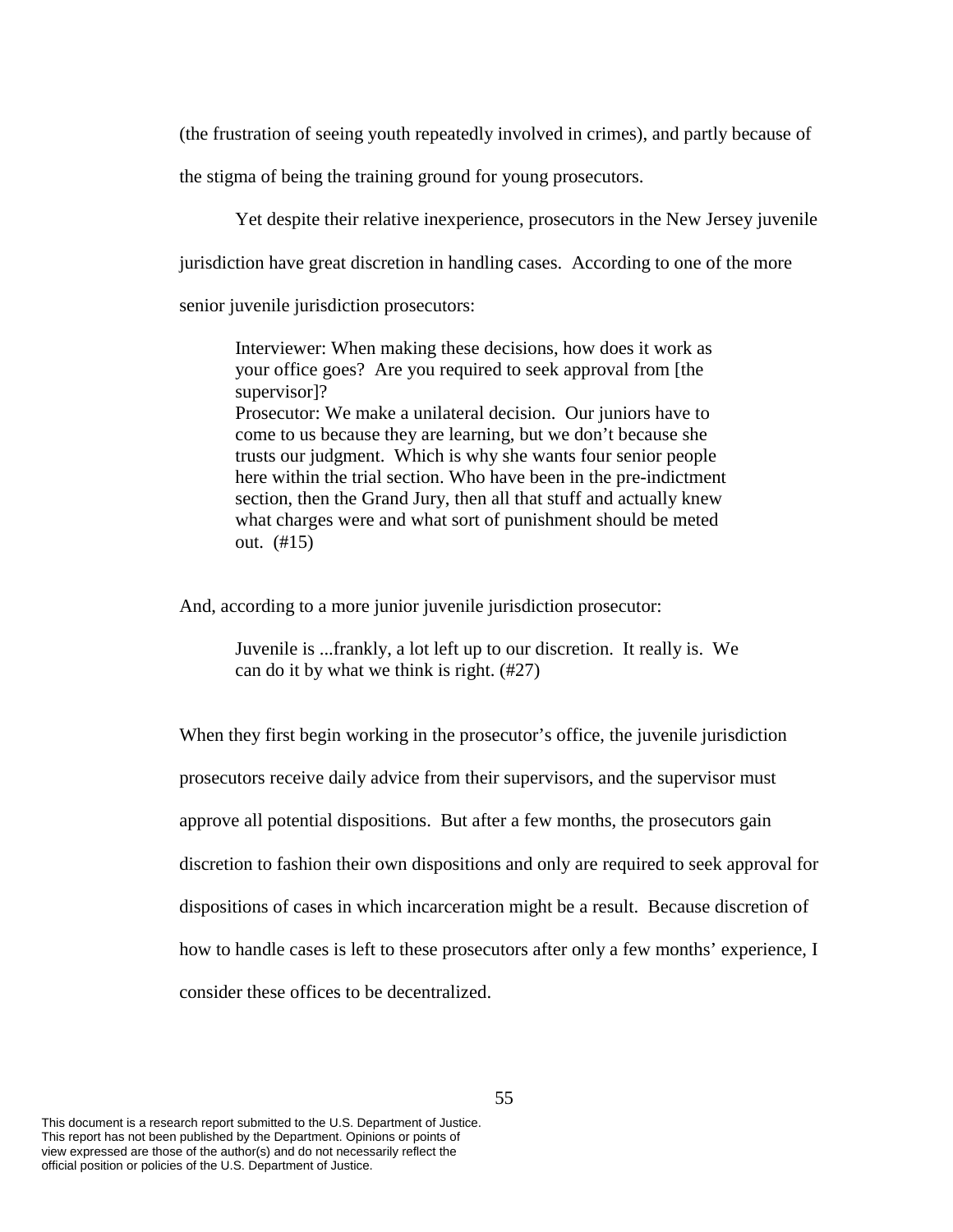(the frustration of seeing youth repeatedly involved in crimes), and partly because of the stigma of being the training ground for young prosecutors.

Yet despite their relative inexperience, prosecutors in the New Jersey juvenile jurisdiction have great discretion in handling cases. According to one of the more senior juvenile jurisdiction prosecutors:

> Interviewer: When making these decisions, how does it work as your office goes? Are you required to seek approval from [the supervisor]?
> Prosecutor: We make a unilateral decision. Our juniors have to come to us because they are learning, but we don't because she trusts our judgment. Which is why she wants four senior people here within the trial section. Who have been in the pre-indictment section, then the Grand Jury, then all that stuff and actually knew what charges were and what sort of punishment should be meted out. (#15)

And, according to a more junior juvenile jurisdiction prosecutor:

> Juvenile is ...frankly, a lot left up to our discretion. It really is. We can do it by what we think is right. (#27)

When they first begin working in the prosecutor's office, the juvenile jurisdiction prosecutors receive daily advice from their supervisors, and the supervisor must approve all potential dispositions. But after a few months, the prosecutors gain discretion to fashion their own dispositions and only are required to seek approval for dispositions of cases in which incarceration might be a result. Because discretion of how to handle cases is left to these prosecutors after only a few months' experience, I consider these offices to be decentralized.

This document is a research report submitted to the U.S. Department of Justice. This report has not been published by the Department. Opinions or points of view expressed are those of the author(s) and do not necessarily reflect the official position or policies of the U.S. Department of Justice.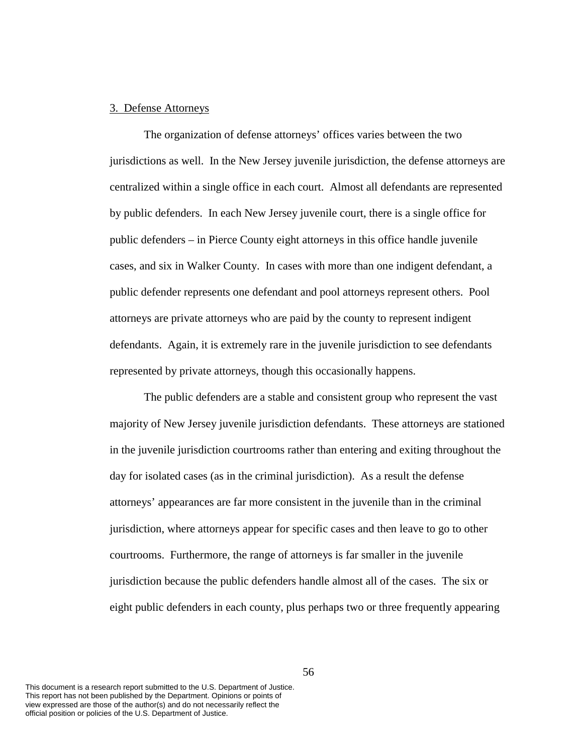3. Defense Attorneys

The organization of defense attorneys' offices varies between the two jurisdictions as well. In the New Jersey juvenile jurisdiction, the defense attorneys are centralized within a single office in each court. Almost all defendants are represented by public defenders. In each New Jersey juvenile court, there is a single office for public defenders – in Pierce County eight attorneys in this office handle juvenile cases, and six in Walker County. In cases with more than one indigent defendant, a public defender represents one defendant and pool attorneys represent others. Pool attorneys are private attorneys who are paid by the county to represent indigent defendants. Again, it is extremely rare in the juvenile jurisdiction to see defendants represented by private attorneys, though this occasionally happens.

The public defenders are a stable and consistent group who represent the vast majority of New Jersey juvenile jurisdiction defendants. These attorneys are stationed in the juvenile jurisdiction courtrooms rather than entering and exiting throughout the day for isolated cases (as in the criminal jurisdiction). As a result the defense attorneys' appearances are far more consistent in the juvenile than in the criminal jurisdiction, where attorneys appear for specific cases and then leave to go to other courtrooms. Furthermore, the range of attorneys is far smaller in the juvenile jurisdiction because the public defenders handle almost all of the cases. The six or eight public defenders in each county, plus perhaps two or three frequently appearing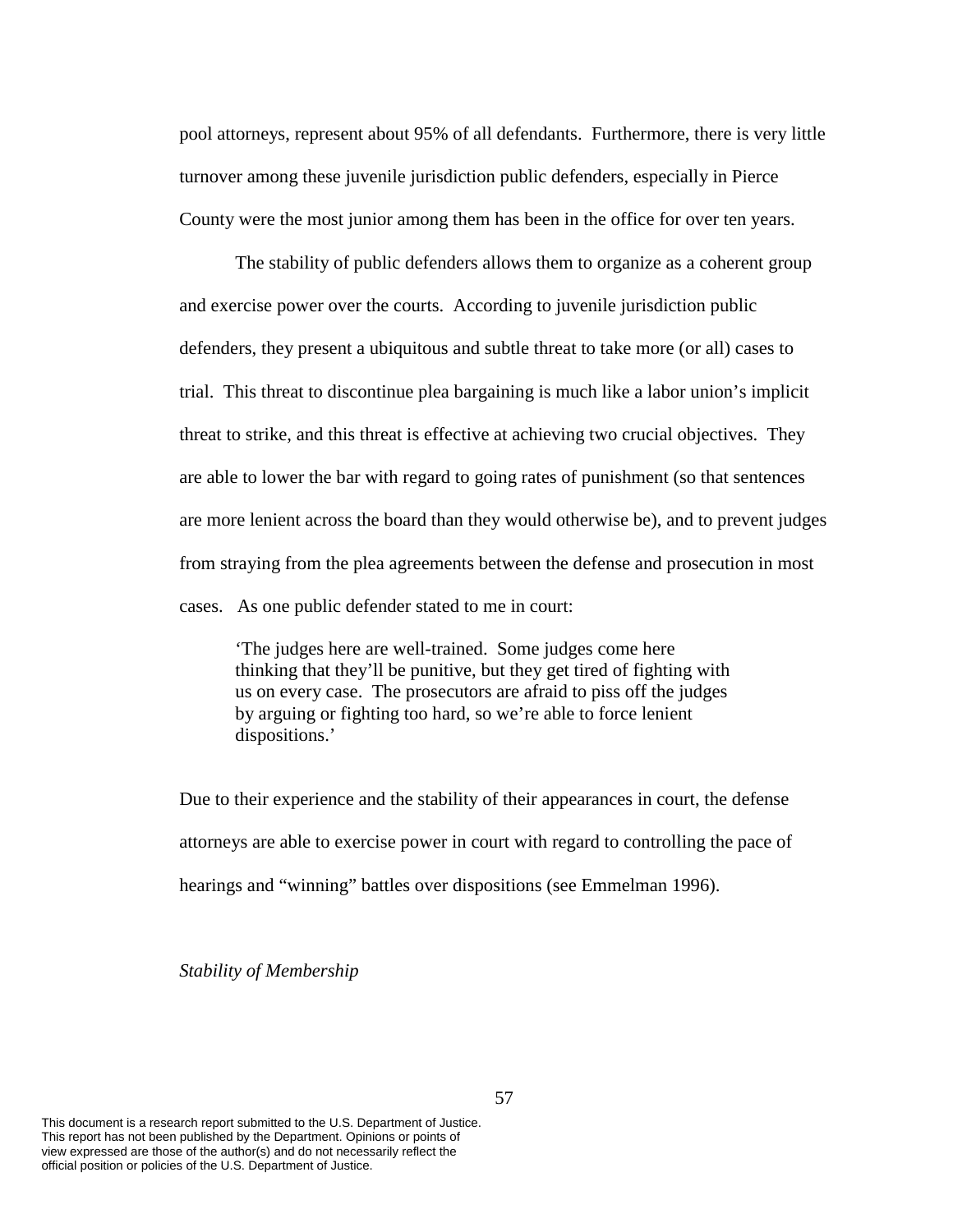pool attorneys, represent about 95% of all defendants. Furthermore, there is very little turnover among these juvenile jurisdiction public defenders, especially in Pierce County were the most junior among them has been in the office for over ten years.

The stability of public defenders allows them to organize as a coherent group and exercise power over the courts. According to juvenile jurisdiction public defenders, they present a ubiquitous and subtle threat to take more (or all) cases to trial. This threat to discontinue plea bargaining is much like a labor union's implicit threat to strike, and this threat is effective at achieving two crucial objectives. They are able to lower the bar with regard to going rates of punishment (so that sentences are more lenient across the board than they would otherwise be), and to prevent judges from straying from the plea agreements between the defense and prosecution in most cases. As one public defender stated to me in court:

> 'The judges here are well-trained. Some judges come here thinking that they'll be punitive, but they get tired of fighting with us on every case. The prosecutors are afraid to piss off the judges by arguing or fighting too hard, so we're able to force lenient dispositions.'

Due to their experience and the stability of their appearances in court, the defense attorneys are able to exercise power in court with regard to controlling the pace of hearings and "winning" battles over dispositions (see Emmelman 1996).

*Stability of Membership*

This document is a research report submitted to the U.S. Department of Justice. This report has not been published by the Department. Opinions or points of view expressed are those of the author(s) and do not necessarily reflect the official position or policies of the U.S. Department of Justice.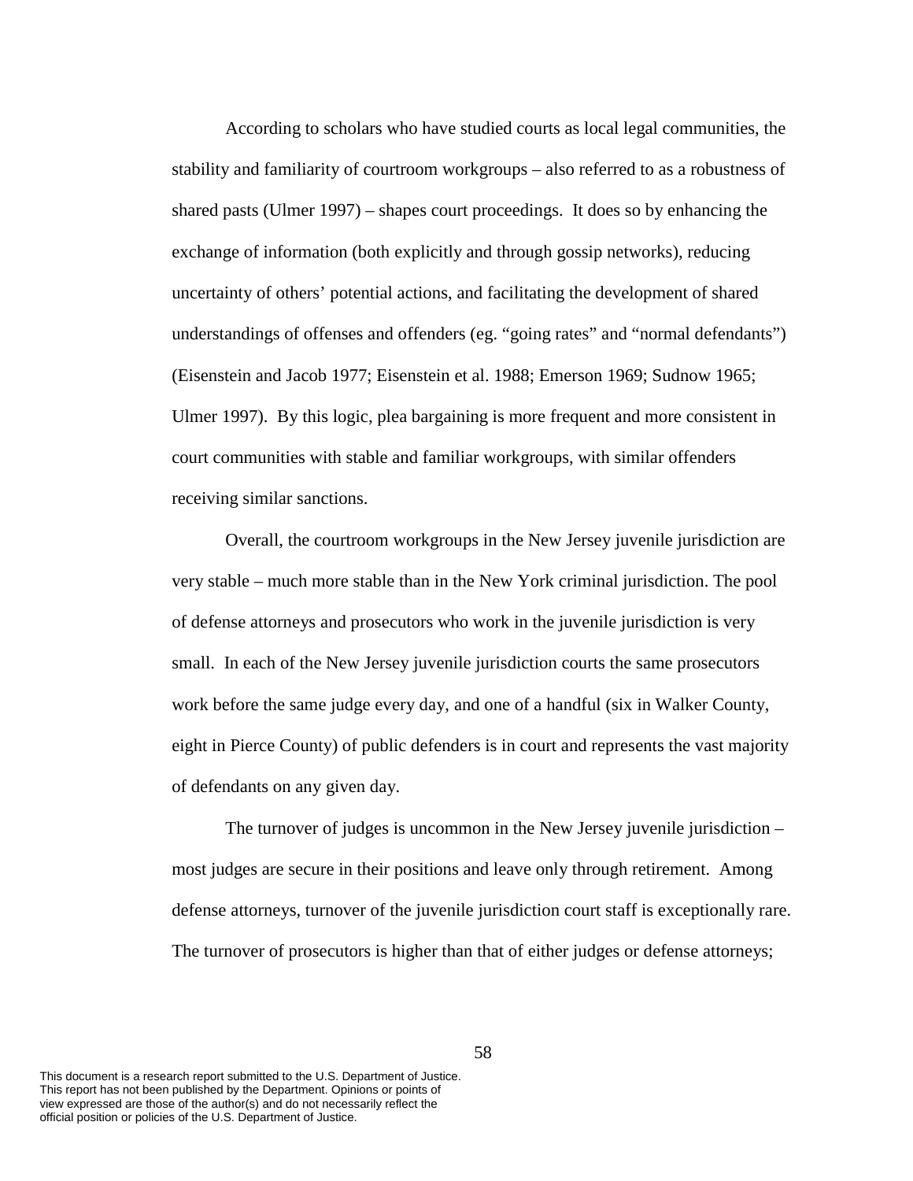According to scholars who have studied courts as local legal communities, the stability and familiarity of courtroom workgroups – also referred to as a robustness of shared pasts (Ulmer 1997) – shapes court proceedings. It does so by enhancing the exchange of information (both explicitly and through gossip networks), reducing uncertainty of others' potential actions, and facilitating the development of shared understandings of offenses and offenders (eg. "going rates" and "normal defendants") (Eisenstein and Jacob 1977; Eisenstein et al. 1988; Emerson 1969; Sudnow 1965; Ulmer 1997). By this logic, plea bargaining is more frequent and more consistent in court communities with stable and familiar workgroups, with similar offenders receiving similar sanctions.

Overall, the courtroom workgroups in the New Jersey juvenile jurisdiction are very stable – much more stable than in the New York criminal jurisdiction. The pool of defense attorneys and prosecutors who work in the juvenile jurisdiction is very small. In each of the New Jersey juvenile jurisdiction courts the same prosecutors work before the same judge every day, and one of a handful (six in Walker County, eight in Pierce County) of public defenders is in court and represents the vast majority of defendants on any given day.

The turnover of judges is uncommon in the New Jersey juvenile jurisdiction – most judges are secure in their positions and leave only through retirement. Among defense attorneys, turnover of the juvenile jurisdiction court staff is exceptionally rare. The turnover of prosecutors is higher than that of either judges or defense attorneys;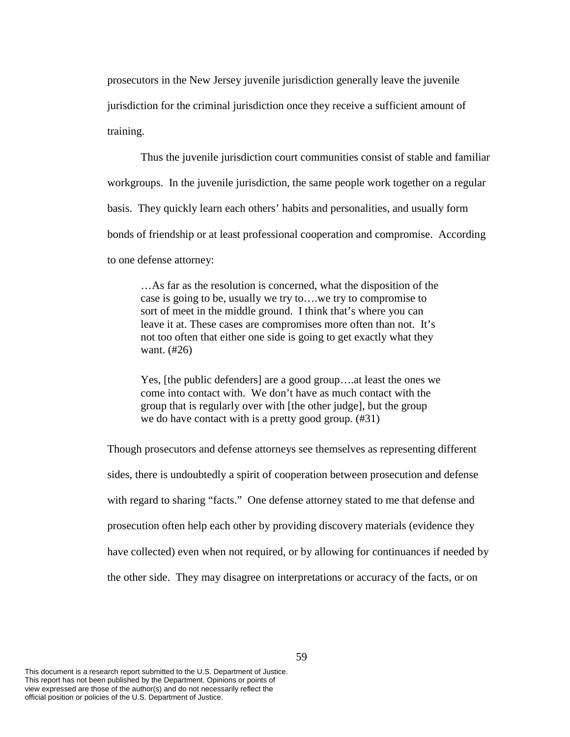prosecutors in the New Jersey juvenile jurisdiction generally leave the juvenile jurisdiction for the criminal jurisdiction once they receive a sufficient amount of training.

Thus the juvenile jurisdiction court communities consist of stable and familiar workgroups. In the juvenile jurisdiction, the same people work together on a regular basis. They quickly learn each others' habits and personalities, and usually form bonds of friendship or at least professional cooperation and compromise. According to one defense attorney:

> …As far as the resolution is concerned, what the disposition of the case is going to be, usually we try to….we try to compromise to sort of meet in the middle ground. I think that's where you can leave it at. These cases are compromises more often than not. It's not too often that either one side is going to get exactly what they want. (#26)

> Yes, [the public defenders] are a good group….at least the ones we come into contact with. We don't have as much contact with the group that is regularly over with [the other judge], but the group we do have contact with is a pretty good group. (#31)

Though prosecutors and defense attorneys see themselves as representing different sides, there is undoubtedly a spirit of cooperation between prosecution and defense with regard to sharing "facts." One defense attorney stated to me that defense and prosecution often help each other by providing discovery materials (evidence they have collected) even when not required, or by allowing for continuances if needed by the other side. They may disagree on interpretations or accuracy of the facts, or on

This document is a research report submitted to the U.S. Department of Justice. This report has not been published by the Department. Opinions or points of view expressed are those of the author(s) and do not necessarily reflect the official position or policies of the U.S. Department of Justice.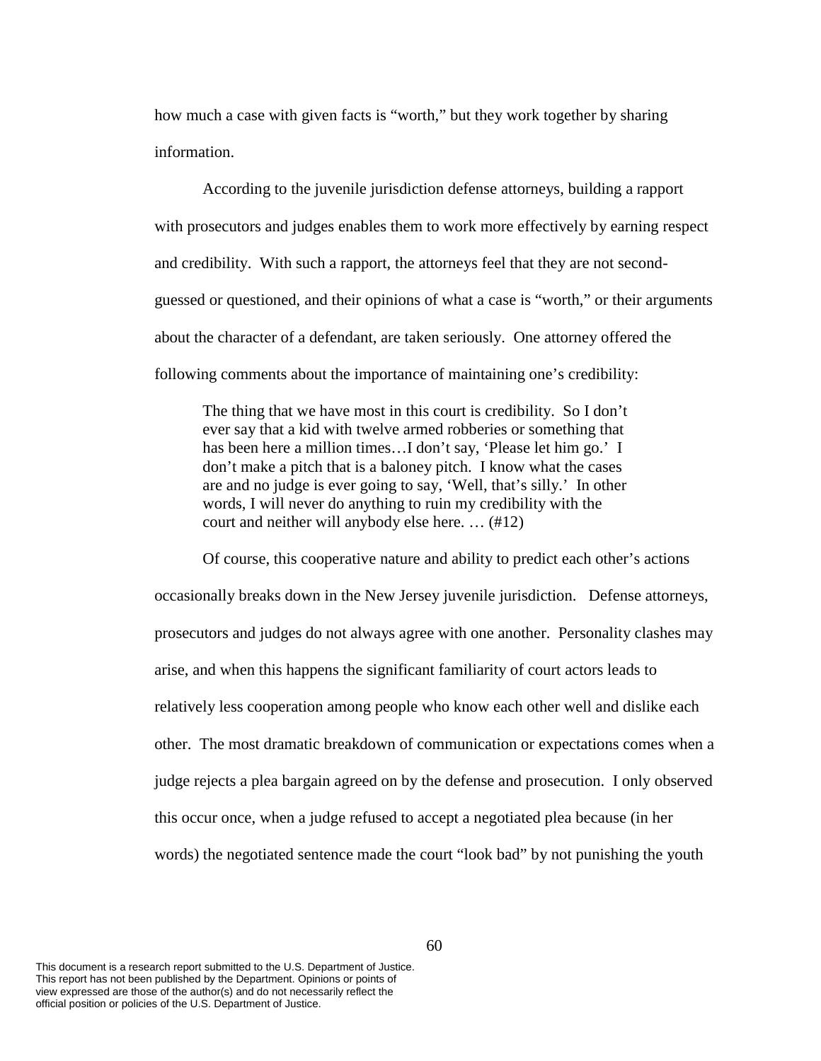how much a case with given facts is "worth," but they work together by sharing information.

According to the juvenile jurisdiction defense attorneys, building a rapport with prosecutors and judges enables them to work more effectively by earning respect and credibility. With such a rapport, the attorneys feel that they are not second-guessed or questioned, and their opinions of what a case is "worth," or their arguments about the character of a defendant, are taken seriously. One attorney offered the following comments about the importance of maintaining one's credibility:

> The thing that we have most in this court is credibility. So I don't ever say that a kid with twelve armed robberies or something that has been here a million times…I don't say, 'Please let him go.' I don't make a pitch that is a baloney pitch. I know what the cases are and no judge is ever going to say, 'Well, that's silly.' In other words, I will never do anything to ruin my credibility with the court and neither will anybody else here. … (#12)

Of course, this cooperative nature and ability to predict each other's actions occasionally breaks down in the New Jersey juvenile jurisdiction. Defense attorneys, prosecutors and judges do not always agree with one another. Personality clashes may arise, and when this happens the significant familiarity of court actors leads to relatively less cooperation among people who know each other well and dislike each other. The most dramatic breakdown of communication or expectations comes when a judge rejects a plea bargain agreed on by the defense and prosecution. I only observed this occur once, when a judge refused to accept a negotiated plea because (in her words) the negotiated sentence made the court "look bad" by not punishing the youth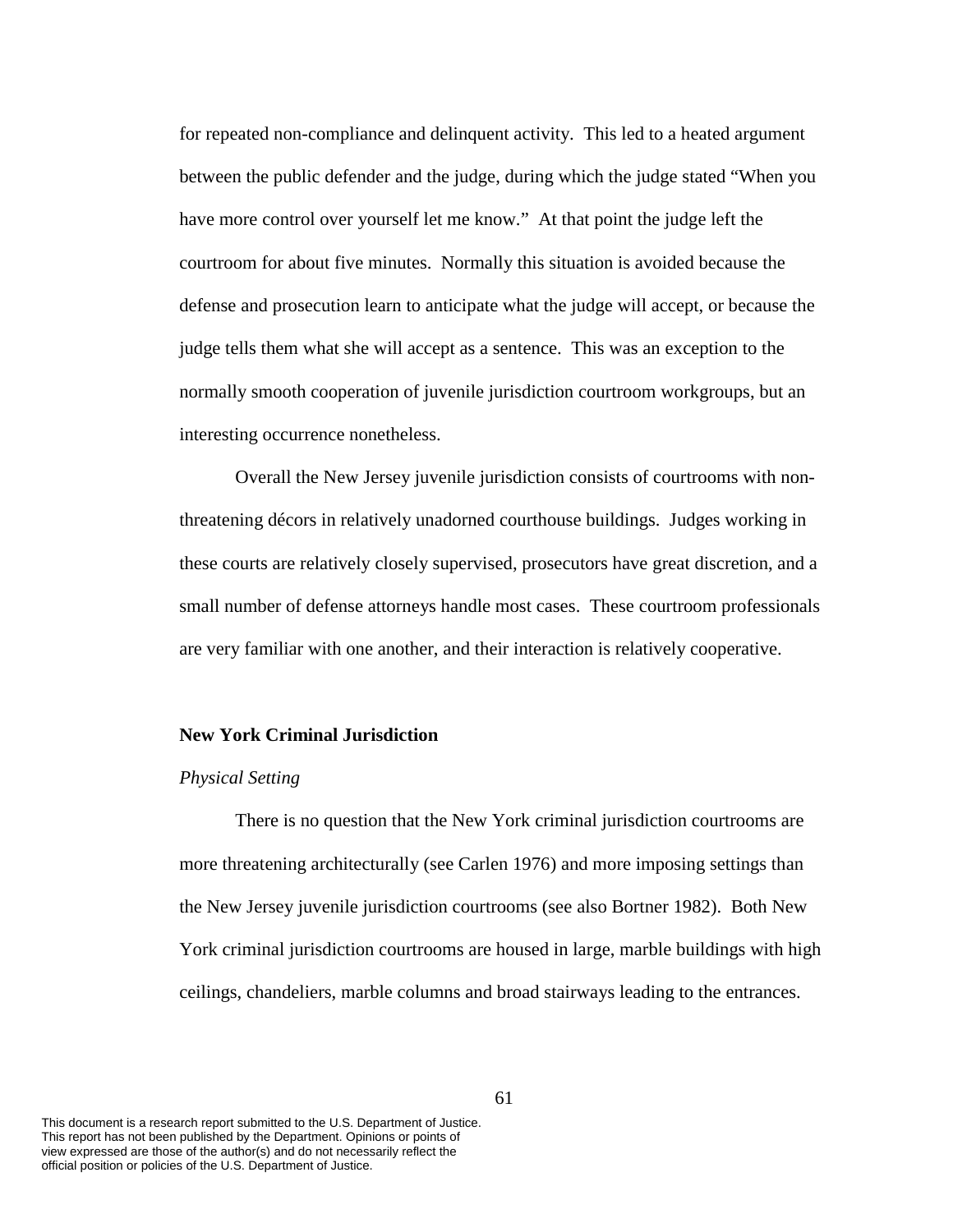for repeated non-compliance and delinquent activity. This led to a heated argument between the public defender and the judge, during which the judge stated "When you have more control over yourself let me know." At that point the judge left the courtroom for about five minutes. Normally this situation is avoided because the defense and prosecution learn to anticipate what the judge will accept, or because the judge tells them what she will accept as a sentence. This was an exception to the normally smooth cooperation of juvenile jurisdiction courtroom workgroups, but an interesting occurrence nonetheless.

Overall the New Jersey juvenile jurisdiction consists of courtrooms with non-threatening décors in relatively unadorned courthouse buildings. Judges working in these courts are relatively closely supervised, prosecutors have great discretion, and a small number of defense attorneys handle most cases. These courtroom professionals are very familiar with one another, and their interaction is relatively cooperative.

**New York Criminal Jurisdiction**

*Physical Setting*

There is no question that the New York criminal jurisdiction courtrooms are more threatening architecturally (see Carlen 1976) and more imposing settings than the New Jersey juvenile jurisdiction courtrooms (see also Bortner 1982). Both New York criminal jurisdiction courtrooms are housed in large, marble buildings with high ceilings, chandeliers, marble columns and broad stairways leading to the entrances.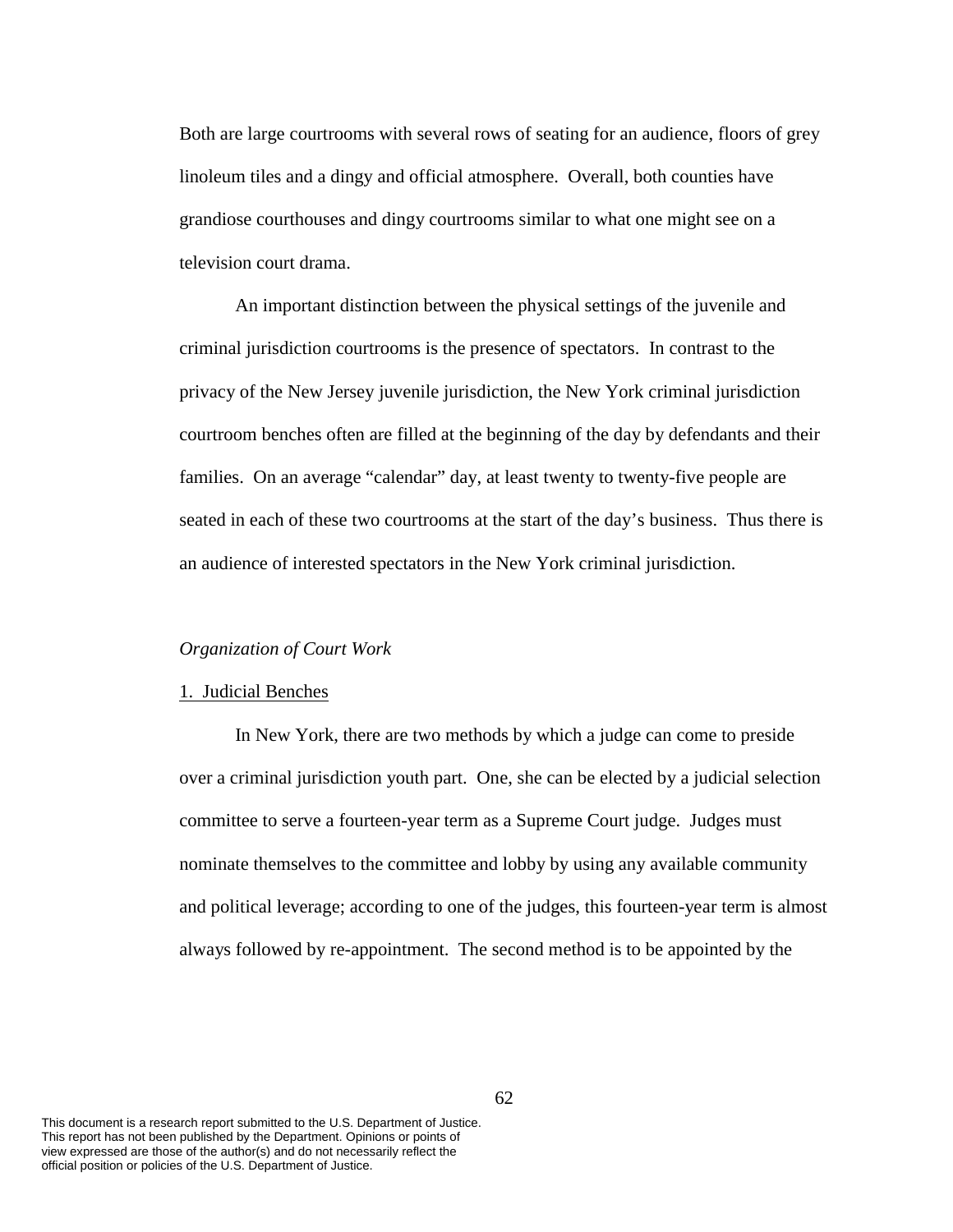Both are large courtrooms with several rows of seating for an audience, floors of grey linoleum tiles and a dingy and official atmosphere. Overall, both counties have grandiose courthouses and dingy courtrooms similar to what one might see on a television court drama.

An important distinction between the physical settings of the juvenile and criminal jurisdiction courtrooms is the presence of spectators. In contrast to the privacy of the New Jersey juvenile jurisdiction, the New York criminal jurisdiction courtroom benches often are filled at the beginning of the day by defendants and their families. On an average "calendar" day, at least twenty to twenty-five people are seated in each of these two courtrooms at the start of the day's business. Thus there is an audience of interested spectators in the New York criminal jurisdiction.

*Organization of Court Work*

1. Judicial Benches

In New York, there are two methods by which a judge can come to preside over a criminal jurisdiction youth part. One, she can be elected by a judicial selection committee to serve a fourteen-year term as a Supreme Court judge. Judges must nominate themselves to the committee and lobby by using any available community and political leverage; according to one of the judges, this fourteen-year term is almost always followed by re-appointment. The second method is to be appointed by the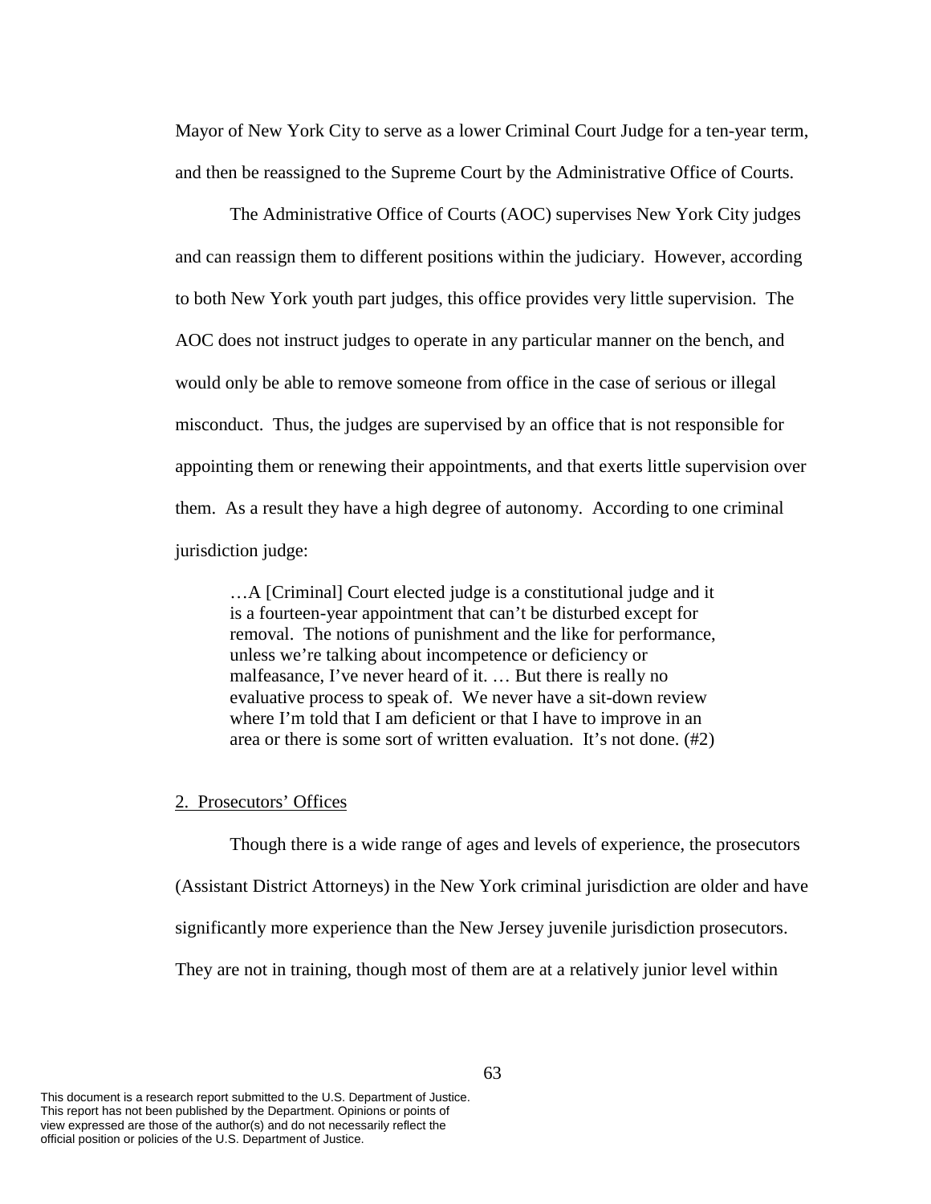Mayor of New York City to serve as a lower Criminal Court Judge for a ten-year term, and then be reassigned to the Supreme Court by the Administrative Office of Courts.

The Administrative Office of Courts (AOC) supervises New York City judges and can reassign them to different positions within the judiciary. However, according to both New York youth part judges, this office provides very little supervision. The AOC does not instruct judges to operate in any particular manner on the bench, and would only be able to remove someone from office in the case of serious or illegal misconduct. Thus, the judges are supervised by an office that is not responsible for appointing them or renewing their appointments, and that exerts little supervision over them. As a result they have a high degree of autonomy. According to one criminal jurisdiction judge:

> …A [Criminal] Court elected judge is a constitutional judge and it is a fourteen-year appointment that can't be disturbed except for removal. The notions of punishment and the like for performance, unless we're talking about incompetence or deficiency or malfeasance, I've never heard of it. … But there is really no evaluative process to speak of. We never have a sit-down review where I'm told that I am deficient or that I have to improve in an area or there is some sort of written evaluation. It's not done. (#2)

2. Prosecutors' Offices

Though there is a wide range of ages and levels of experience, the prosecutors (Assistant District Attorneys) in the New York criminal jurisdiction are older and have significantly more experience than the New Jersey juvenile jurisdiction prosecutors. They are not in training, though most of them are at a relatively junior level within

This document is a research report submitted to the U.S. Department of Justice. This report has not been published by the Department. Opinions or points of view expressed are those of the author(s) and do not necessarily reflect the official position or policies of the U.S. Department of Justice.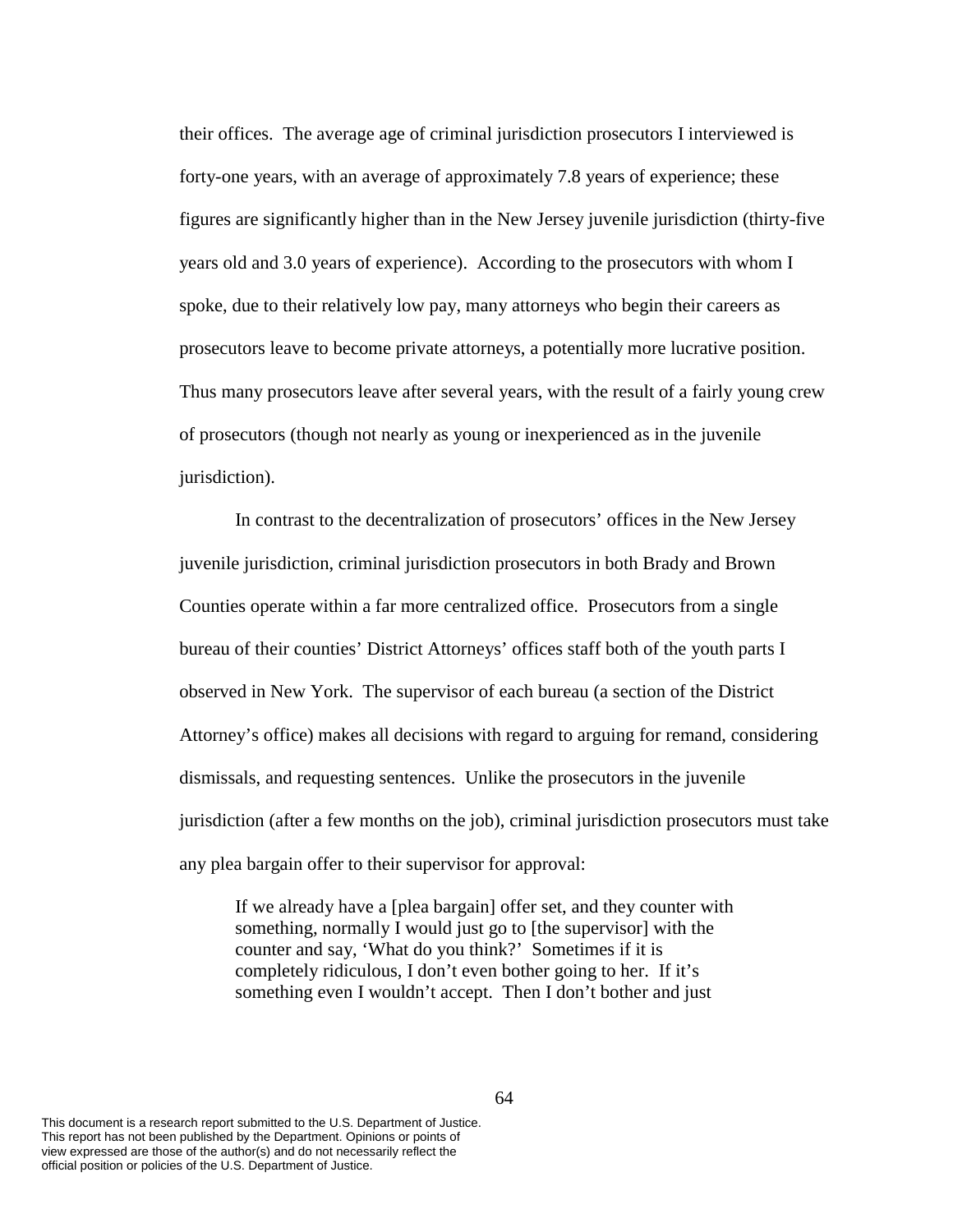their offices. The average age of criminal jurisdiction prosecutors I interviewed is forty-one years, with an average of approximately 7.8 years of experience; these figures are significantly higher than in the New Jersey juvenile jurisdiction (thirty-five years old and 3.0 years of experience). According to the prosecutors with whom I spoke, due to their relatively low pay, many attorneys who begin their careers as prosecutors leave to become private attorneys, a potentially more lucrative position. Thus many prosecutors leave after several years, with the result of a fairly young crew of prosecutors (though not nearly as young or inexperienced as in the juvenile jurisdiction).

In contrast to the decentralization of prosecutors' offices in the New Jersey juvenile jurisdiction, criminal jurisdiction prosecutors in both Brady and Brown Counties operate within a far more centralized office. Prosecutors from a single bureau of their counties' District Attorneys' offices staff both of the youth parts I observed in New York. The supervisor of each bureau (a section of the District Attorney's office) makes all decisions with regard to arguing for remand, considering dismissals, and requesting sentences. Unlike the prosecutors in the juvenile jurisdiction (after a few months on the job), criminal jurisdiction prosecutors must take any plea bargain offer to their supervisor for approval:

> If we already have a [plea bargain] offer set, and they counter with something, normally I would just go to [the supervisor] with the counter and say, 'What do you think?' Sometimes if it is completely ridiculous, I don't even bother going to her. If it's something even I wouldn't accept. Then I don't bother and just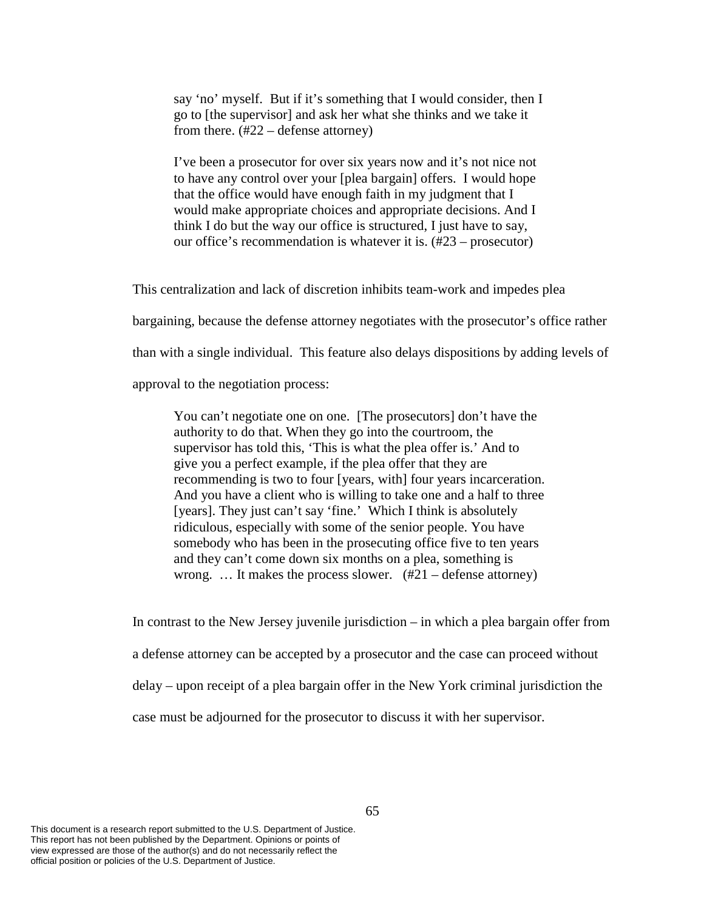> say 'no' myself. But if it's something that I would consider, then I go to [the supervisor] and ask her what she thinks and we take it from there. (#22 – defense attorney)

> I've been a prosecutor for over six years now and it's not nice not to have any control over your [plea bargain] offers. I would hope that the office would have enough faith in my judgment that I would make appropriate choices and appropriate decisions. And I think I do but the way our office is structured, I just have to say, our office's recommendation is whatever it is. (#23 – prosecutor)

This centralization and lack of discretion inhibits team-work and impedes plea bargaining, because the defense attorney negotiates with the prosecutor's office rather than with a single individual. This feature also delays dispositions by adding levels of approval to the negotiation process:

> You can't negotiate one on one. [The prosecutors] don't have the authority to do that. When they go into the courtroom, the supervisor has told this, 'This is what the plea offer is.' And to give you a perfect example, if the plea offer that they are recommending is two to four [years, with] four years incarceration. And you have a client who is willing to take one and a half to three [years]. They just can't say 'fine.' Which I think is absolutely ridiculous, especially with some of the senior people. You have somebody who has been in the prosecuting office five to ten years and they can't come down six months on a plea, something is wrong. … It makes the process slower. (#21 – defense attorney)

In contrast to the New Jersey juvenile jurisdiction – in which a plea bargain offer from a defense attorney can be accepted by a prosecutor and the case can proceed without delay – upon receipt of a plea bargain offer in the New York criminal jurisdiction the case must be adjourned for the prosecutor to discuss it with her supervisor.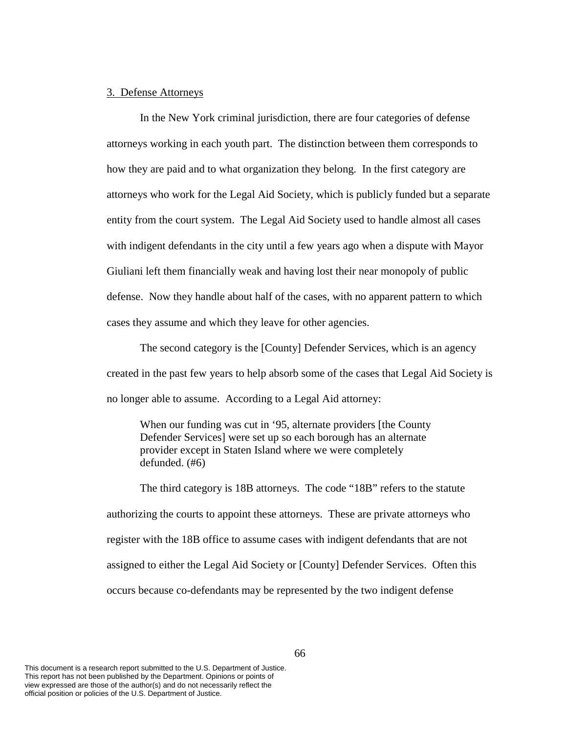3. Defense Attorneys

In the New York criminal jurisdiction, there are four categories of defense attorneys working in each youth part. The distinction between them corresponds to how they are paid and to what organization they belong. In the first category are attorneys who work for the Legal Aid Society, which is publicly funded but a separate entity from the court system. The Legal Aid Society used to handle almost all cases with indigent defendants in the city until a few years ago when a dispute with Mayor Giuliani left them financially weak and having lost their near monopoly of public defense. Now they handle about half of the cases, with no apparent pattern to which cases they assume and which they leave for other agencies.

The second category is the [County] Defender Services, which is an agency created in the past few years to help absorb some of the cases that Legal Aid Society is no longer able to assume. According to a Legal Aid attorney:

> When our funding was cut in '95, alternate providers [the County Defender Services] were set up so each borough has an alternate provider except in Staten Island where we were completely defunded. (#6)

The third category is 18B attorneys. The code "18B" refers to the statute authorizing the courts to appoint these attorneys. These are private attorneys who register with the 18B office to assume cases with indigent defendants that are not assigned to either the Legal Aid Society or [County] Defender Services. Often this occurs because co-defendants may be represented by the two indigent defense

This document is a research report submitted to the U.S. Department of Justice. This report has not been published by the Department. Opinions or points of view expressed are those of the author(s) and do not necessarily reflect the official position or policies of the U.S. Department of Justice.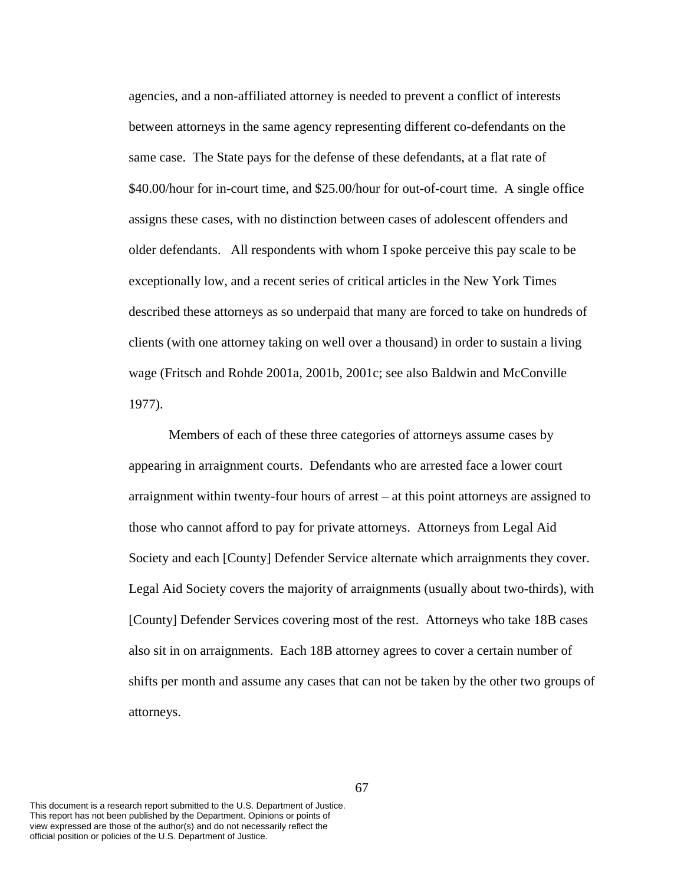agencies, and a non-affiliated attorney is needed to prevent a conflict of interests between attorneys in the same agency representing different co-defendants on the same case. The State pays for the defense of these defendants, at a flat rate of $40.00/hour for in-court time, and $25.00/hour for out-of-court time. A single office assigns these cases, with no distinction between cases of adolescent offenders and older defendants. All respondents with whom I spoke perceive this pay scale to be exceptionally low, and a recent series of critical articles in the New York Times described these attorneys as so underpaid that many are forced to take on hundreds of clients (with one attorney taking on well over a thousand) in order to sustain a living wage (Fritsch and Rohde 2001a, 2001b, 2001c; see also Baldwin and McConville 1977).

Members of each of these three categories of attorneys assume cases by appearing in arraignment courts. Defendants who are arrested face a lower court arraignment within twenty-four hours of arrest – at this point attorneys are assigned to those who cannot afford to pay for private attorneys. Attorneys from Legal Aid Society and each [County] Defender Service alternate which arraignments they cover. Legal Aid Society covers the majority of arraignments (usually about two-thirds), with [County] Defender Services covering most of the rest. Attorneys who take 18B cases also sit in on arraignments. Each 18B attorney agrees to cover a certain number of shifts per month and assume any cases that can not be taken by the other two groups of attorneys.

This document is a research report submitted to the U.S. Department of Justice. This report has not been published by the Department. Opinions or points of view expressed are those of the author(s) and do not necessarily reflect the official position or policies of the U.S. Department of Justice.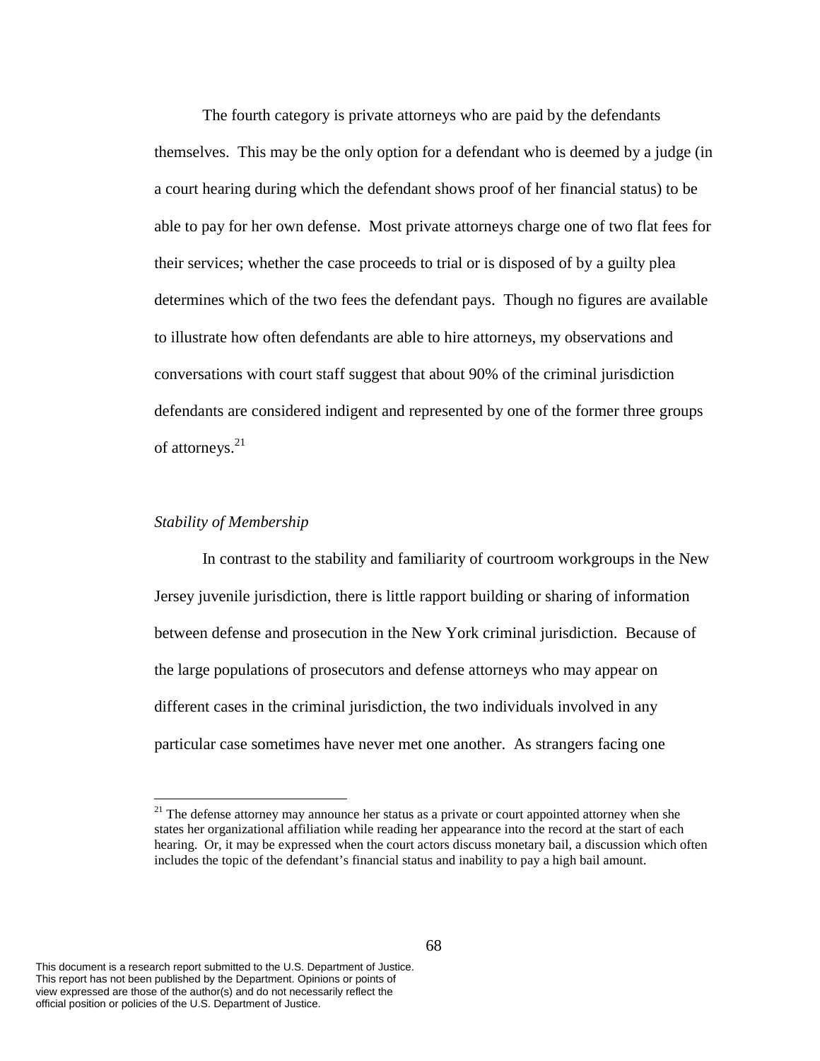The fourth category is private attorneys who are paid by the defendants themselves. This may be the only option for a defendant who is deemed by a judge (in a court hearing during which the defendant shows proof of her financial status) to be able to pay for her own defense. Most private attorneys charge one of two flat fees for their services; whether the case proceeds to trial or is disposed of by a guilty plea determines which of the two fees the defendant pays. Though no figures are available to illustrate how often defendants are able to hire attorneys, my observations and conversations with court staff suggest that about 90% of the criminal jurisdiction defendants are considered indigent and represented by one of the former three groups of attorneys.[21]

*Stability of Membership*

In contrast to the stability and familiarity of courtroom workgroups in the New Jersey juvenile jurisdiction, there is little rapport building or sharing of information between defense and prosecution in the New York criminal jurisdiction. Because of the large populations of prosecutors and defense attorneys who may appear on different cases in the criminal jurisdiction, the two individuals involved in any particular case sometimes have never met one another. As strangers facing one

[21] The defense attorney may announce her status as a private or court appointed attorney when she states her organizational affiliation while reading her appearance into the record at the start of each hearing. Or, it may be expressed when the court actors discuss monetary bail, a discussion which often includes the topic of the defendant's financial status and inability to pay a high bail amount.

This document is a research report submitted to the U.S. Department of Justice. This report has not been published by the Department. Opinions or points of view expressed are those of the author(s) and do not necessarily reflect the official position or policies of the U.S. Department of Justice.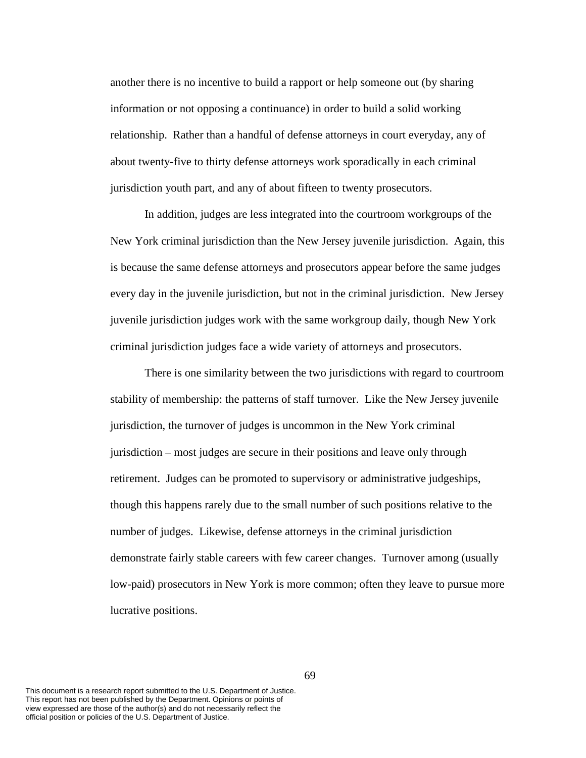another there is no incentive to build a rapport or help someone out (by sharing information or not opposing a continuance) in order to build a solid working relationship. Rather than a handful of defense attorneys in court everyday, any of about twenty-five to thirty defense attorneys work sporadically in each criminal jurisdiction youth part, and any of about fifteen to twenty prosecutors.

In addition, judges are less integrated into the courtroom workgroups of the New York criminal jurisdiction than the New Jersey juvenile jurisdiction. Again, this is because the same defense attorneys and prosecutors appear before the same judges every day in the juvenile jurisdiction, but not in the criminal jurisdiction. New Jersey juvenile jurisdiction judges work with the same workgroup daily, though New York criminal jurisdiction judges face a wide variety of attorneys and prosecutors.

There is one similarity between the two jurisdictions with regard to courtroom stability of membership: the patterns of staff turnover. Like the New Jersey juvenile jurisdiction, the turnover of judges is uncommon in the New York criminal jurisdiction – most judges are secure in their positions and leave only through retirement. Judges can be promoted to supervisory or administrative judgeships, though this happens rarely due to the small number of such positions relative to the number of judges. Likewise, defense attorneys in the criminal jurisdiction demonstrate fairly stable careers with few career changes. Turnover among (usually low-paid) prosecutors in New York is more common; often they leave to pursue more lucrative positions.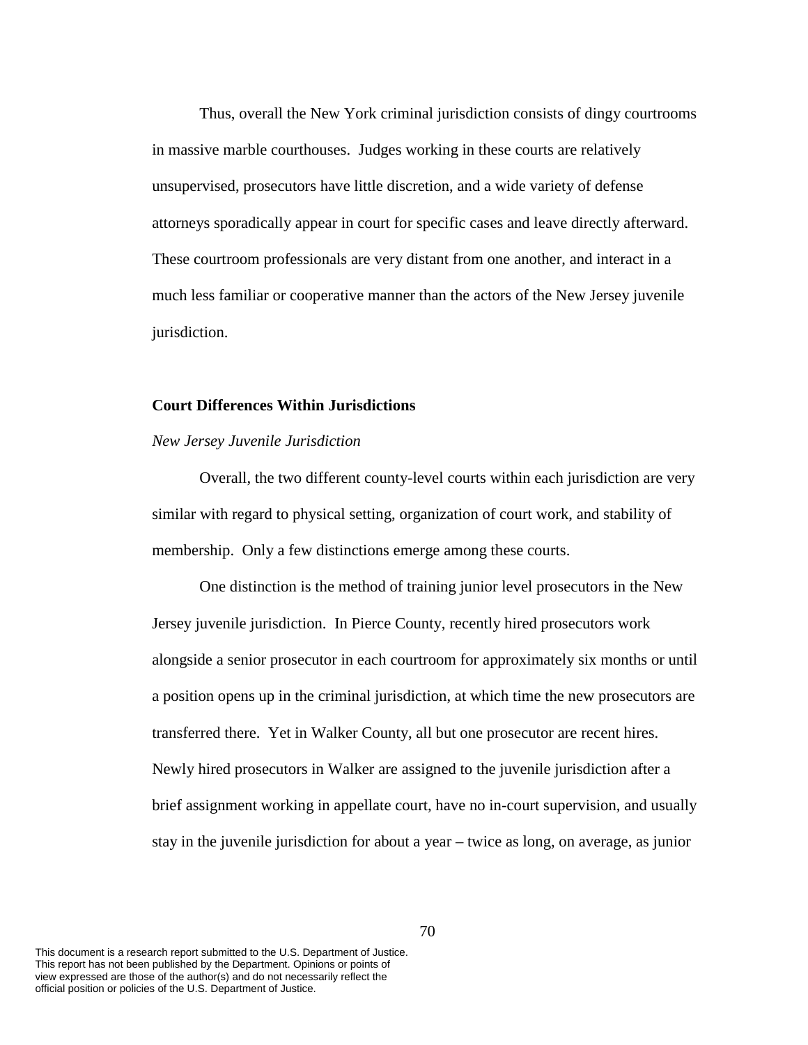Thus, overall the New York criminal jurisdiction consists of dingy courtrooms in massive marble courthouses. Judges working in these courts are relatively unsupervised, prosecutors have little discretion, and a wide variety of defense attorneys sporadically appear in court for specific cases and leave directly afterward. These courtroom professionals are very distant from one another, and interact in a much less familiar or cooperative manner than the actors of the New Jersey juvenile jurisdiction.

## Court Differences Within Jurisdictions

*New Jersey Juvenile Jurisdiction*

Overall, the two different county-level courts within each jurisdiction are very similar with regard to physical setting, organization of court work, and stability of membership. Only a few distinctions emerge among these courts.

One distinction is the method of training junior level prosecutors in the New Jersey juvenile jurisdiction. In Pierce County, recently hired prosecutors work alongside a senior prosecutor in each courtroom for approximately six months or until a position opens up in the criminal jurisdiction, at which time the new prosecutors are transferred there. Yet in Walker County, all but one prosecutor are recent hires. Newly hired prosecutors in Walker are assigned to the juvenile jurisdiction after a brief assignment working in appellate court, have no in-court supervision, and usually stay in the juvenile jurisdiction for about a year – twice as long, on average, as junior

This document is a research report submitted to the U.S. Department of Justice. This report has not been published by the Department. Opinions or points of view expressed are those of the author(s) and do not necessarily reflect the official position or policies of the U.S. Department of Justice.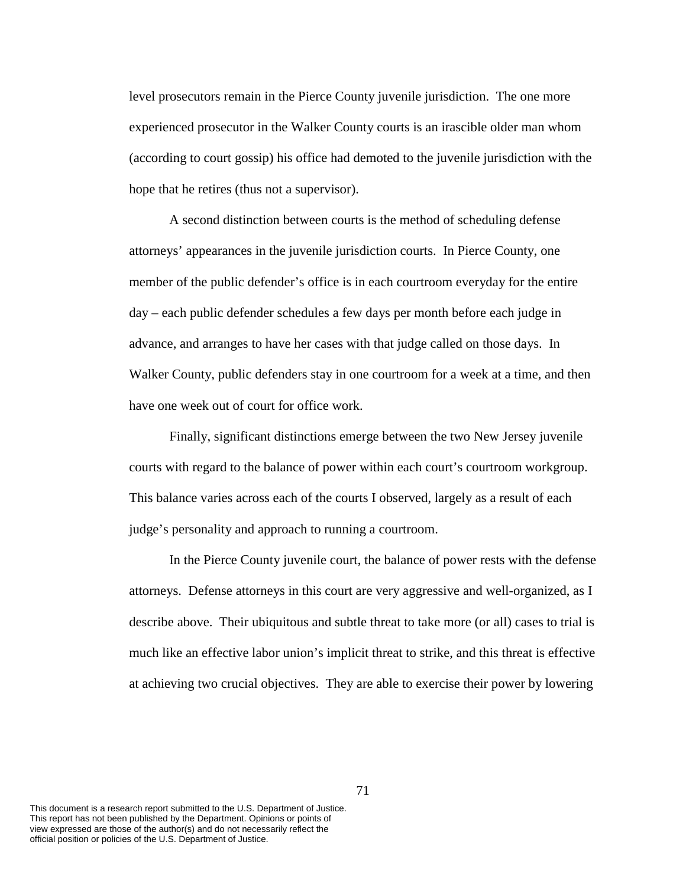level prosecutors remain in the Pierce County juvenile jurisdiction. The one more experienced prosecutor in the Walker County courts is an irascible older man whom (according to court gossip) his office had demoted to the juvenile jurisdiction with the hope that he retires (thus not a supervisor).

A second distinction between courts is the method of scheduling defense attorneys' appearances in the juvenile jurisdiction courts. In Pierce County, one member of the public defender's office is in each courtroom everyday for the entire day – each public defender schedules a few days per month before each judge in advance, and arranges to have her cases with that judge called on those days. In Walker County, public defenders stay in one courtroom for a week at a time, and then have one week out of court for office work.

Finally, significant distinctions emerge between the two New Jersey juvenile courts with regard to the balance of power within each court's courtroom workgroup. This balance varies across each of the courts I observed, largely as a result of each judge's personality and approach to running a courtroom.

In the Pierce County juvenile court, the balance of power rests with the defense attorneys. Defense attorneys in this court are very aggressive and well-organized, as I describe above. Their ubiquitous and subtle threat to take more (or all) cases to trial is much like an effective labor union's implicit threat to strike, and this threat is effective at achieving two crucial objectives. They are able to exercise their power by lowering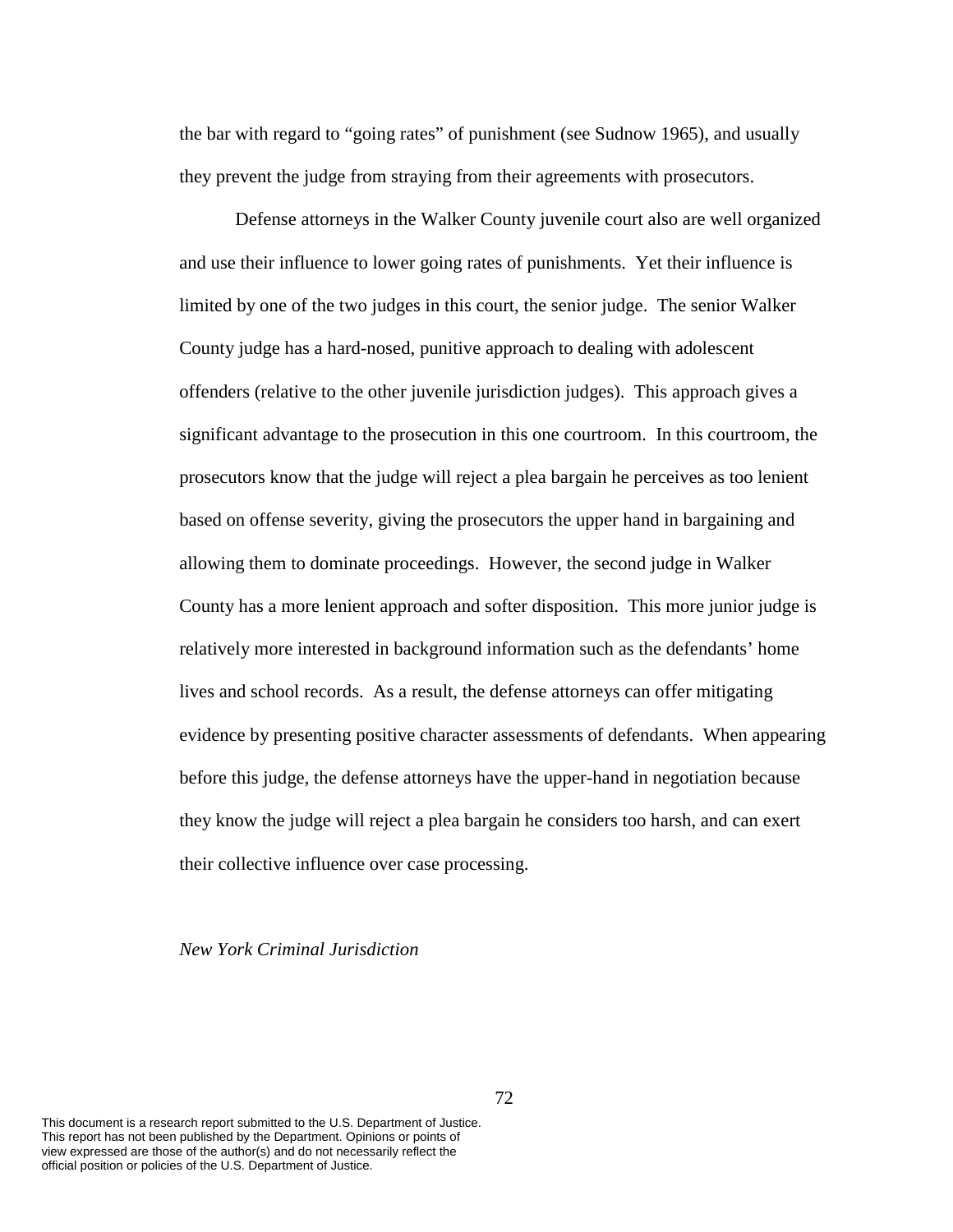the bar with regard to "going rates" of punishment (see Sudnow 1965), and usually they prevent the judge from straying from their agreements with prosecutors.

Defense attorneys in the Walker County juvenile court also are well organized and use their influence to lower going rates of punishments. Yet their influence is limited by one of the two judges in this court, the senior judge. The senior Walker County judge has a hard-nosed, punitive approach to dealing with adolescent offenders (relative to the other juvenile jurisdiction judges). This approach gives a significant advantage to the prosecution in this one courtroom. In this courtroom, the prosecutors know that the judge will reject a plea bargain he perceives as too lenient based on offense severity, giving the prosecutors the upper hand in bargaining and allowing them to dominate proceedings. However, the second judge in Walker County has a more lenient approach and softer disposition. This more junior judge is relatively more interested in background information such as the defendants' home lives and school records. As a result, the defense attorneys can offer mitigating evidence by presenting positive character assessments of defendants. When appearing before this judge, the defense attorneys have the upper-hand in negotiation because they know the judge will reject a plea bargain he considers too harsh, and can exert their collective influence over case processing.

*New York Criminal Jurisdiction*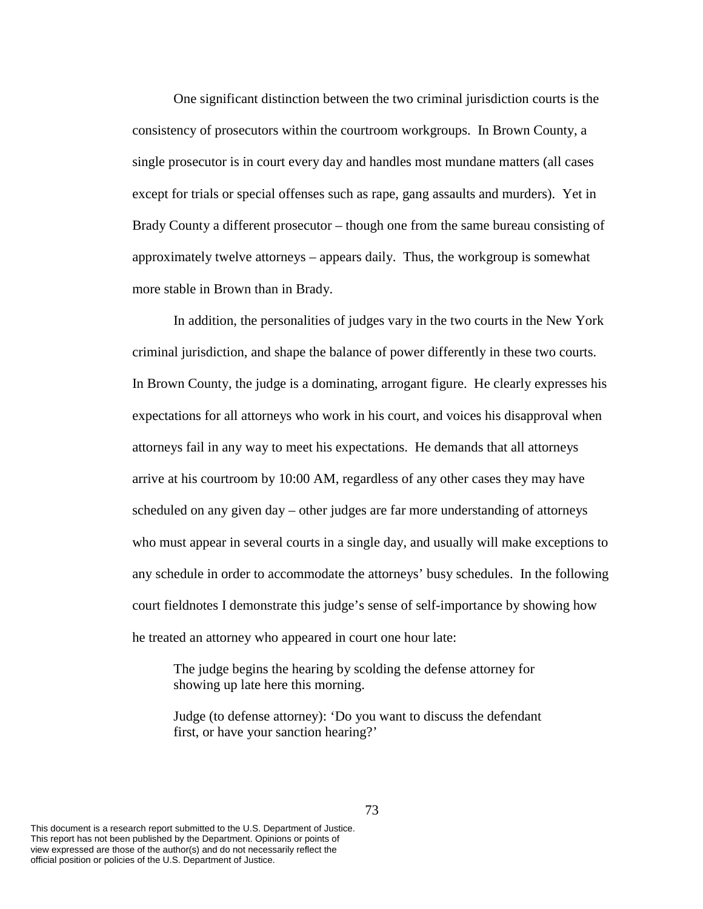One significant distinction between the two criminal jurisdiction courts is the consistency of prosecutors within the courtroom workgroups. In Brown County, a single prosecutor is in court every day and handles most mundane matters (all cases except for trials or special offenses such as rape, gang assaults and murders). Yet in Brady County a different prosecutor – though one from the same bureau consisting of approximately twelve attorneys – appears daily. Thus, the workgroup is somewhat more stable in Brown than in Brady.

In addition, the personalities of judges vary in the two courts in the New York criminal jurisdiction, and shape the balance of power differently in these two courts. In Brown County, the judge is a dominating, arrogant figure. He clearly expresses his expectations for all attorneys who work in his court, and voices his disapproval when attorneys fail in any way to meet his expectations. He demands that all attorneys arrive at his courtroom by 10:00 AM, regardless of any other cases they may have scheduled on any given day – other judges are far more understanding of attorneys who must appear in several courts in a single day, and usually will make exceptions to any schedule in order to accommodate the attorneys' busy schedules. In the following court fieldnotes I demonstrate this judge's sense of self-importance by showing how he treated an attorney who appeared in court one hour late:

> The judge begins the hearing by scolding the defense attorney for showing up late here this morning.
>
> Judge (to defense attorney): 'Do you want to discuss the defendant first, or have your sanction hearing?'

This document is a research report submitted to the U.S. Department of Justice. This report has not been published by the Department. Opinions or points of view expressed are those of the author(s) and do not necessarily reflect the official position or policies of the U.S. Department of Justice.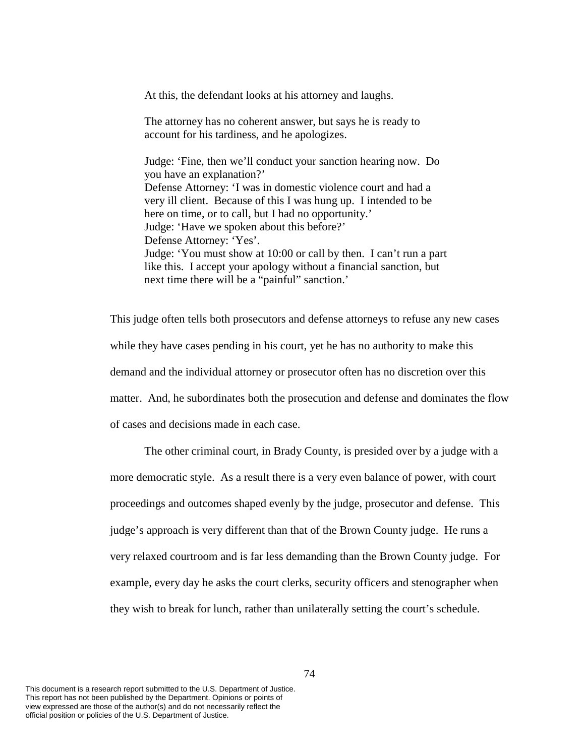> At this, the defendant looks at his attorney and laughs.
>
> The attorney has no coherent answer, but says he is ready to account for his tardiness, and he apologizes.
>
> Judge: 'Fine, then we'll conduct your sanction hearing now. Do you have an explanation?'
> Defense Attorney: 'I was in domestic violence court and had a very ill client. Because of this I was hung up. I intended to be here on time, or to call, but I had no opportunity.'
> Judge: 'Have we spoken about this before?'
> Defense Attorney: 'Yes'.
> Judge: 'You must show at 10:00 or call by then. I can't run a part like this. I accept your apology without a financial sanction, but next time there will be a "painful" sanction.'

This judge often tells both prosecutors and defense attorneys to refuse any new cases while they have cases pending in his court, yet he has no authority to make this demand and the individual attorney or prosecutor often has no discretion over this matter. And, he subordinates both the prosecution and defense and dominates the flow of cases and decisions made in each case.

The other criminal court, in Brady County, is presided over by a judge with a more democratic style. As a result there is a very even balance of power, with court proceedings and outcomes shaped evenly by the judge, prosecutor and defense. This judge's approach is very different than that of the Brown County judge. He runs a very relaxed courtroom and is far less demanding than the Brown County judge. For example, every day he asks the court clerks, security officers and stenographer when they wish to break for lunch, rather than unilaterally setting the court's schedule.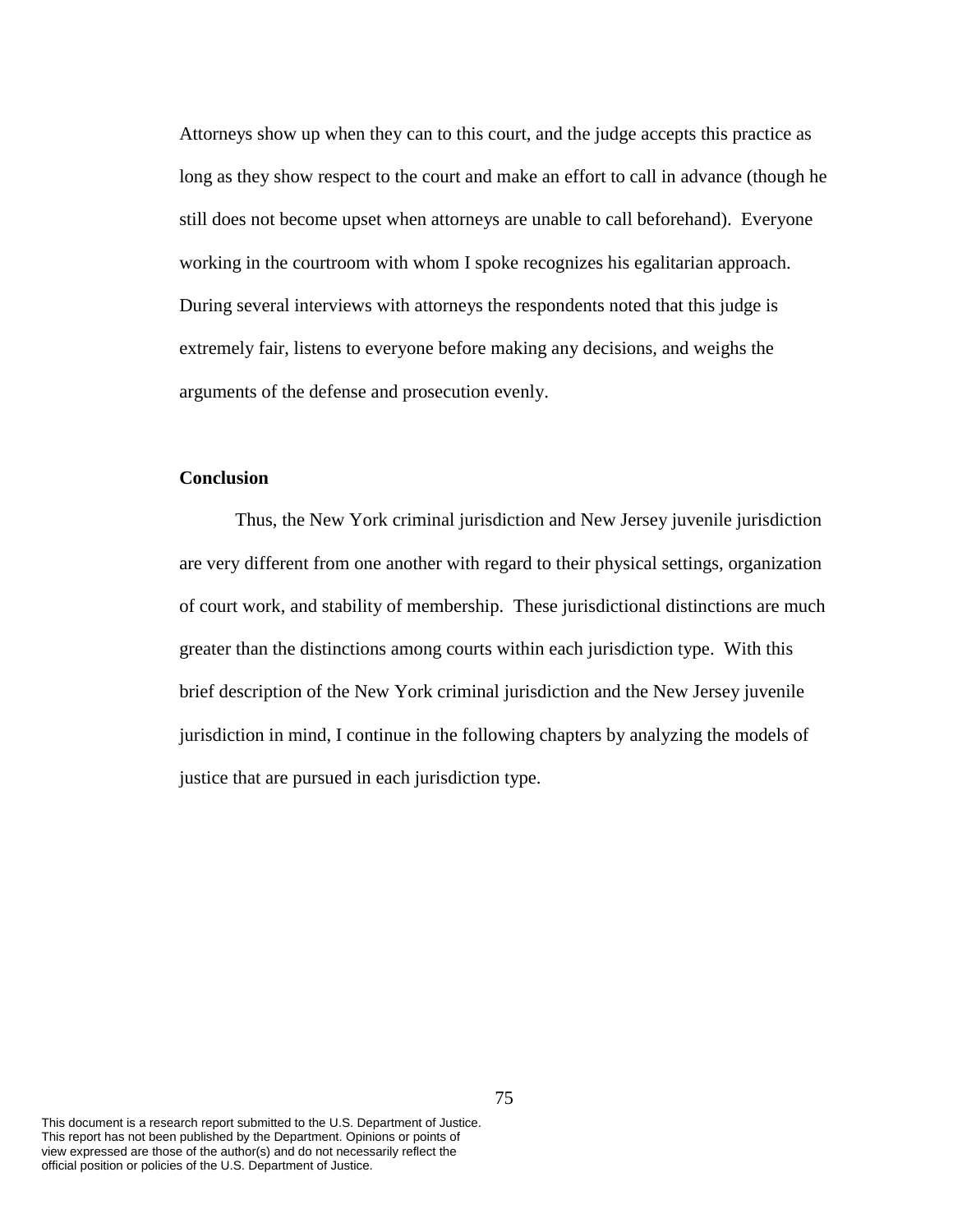Attorneys show up when they can to this court, and the judge accepts this practice as long as they show respect to the court and make an effort to call in advance (though he still does not become upset when attorneys are unable to call beforehand). Everyone working in the courtroom with whom I spoke recognizes his egalitarian approach. During several interviews with attorneys the respondents noted that this judge is extremely fair, listens to everyone before making any decisions, and weighs the arguments of the defense and prosecution evenly.

**Conclusion**

Thus, the New York criminal jurisdiction and New Jersey juvenile jurisdiction are very different from one another with regard to their physical settings, organization of court work, and stability of membership. These jurisdictional distinctions are much greater than the distinctions among courts within each jurisdiction type. With this brief description of the New York criminal jurisdiction and the New Jersey juvenile jurisdiction in mind, I continue in the following chapters by analyzing the models of justice that are pursued in each jurisdiction type.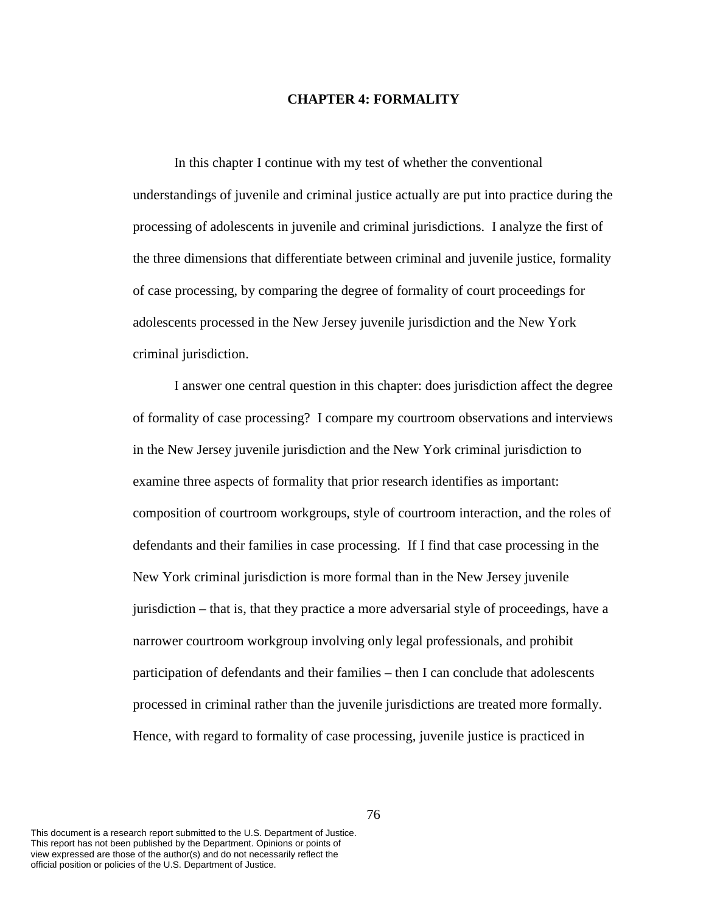# CHAPTER 4: FORMALITY

In this chapter I continue with my test of whether the conventional understandings of juvenile and criminal justice actually are put into practice during the processing of adolescents in juvenile and criminal jurisdictions. I analyze the first of the three dimensions that differentiate between criminal and juvenile justice, formality of case processing, by comparing the degree of formality of court proceedings for adolescents processed in the New Jersey juvenile jurisdiction and the New York criminal jurisdiction.

I answer one central question in this chapter: does jurisdiction affect the degree of formality of case processing? I compare my courtroom observations and interviews in the New Jersey juvenile jurisdiction and the New York criminal jurisdiction to examine three aspects of formality that prior research identifies as important: composition of courtroom workgroups, style of courtroom interaction, and the roles of defendants and their families in case processing. If I find that case processing in the New York criminal jurisdiction is more formal than in the New Jersey juvenile jurisdiction – that is, that they practice a more adversarial style of proceedings, have a narrower courtroom workgroup involving only legal professionals, and prohibit participation of defendants and their families – then I can conclude that adolescents processed in criminal rather than the juvenile jurisdictions are treated more formally. Hence, with regard to formality of case processing, juvenile justice is practiced in

This document is a research report submitted to the U.S. Department of Justice. This report has not been published by the Department. Opinions or points of view expressed are those of the author(s) and do not necessarily reflect the official position or policies of the U.S. Department of Justice.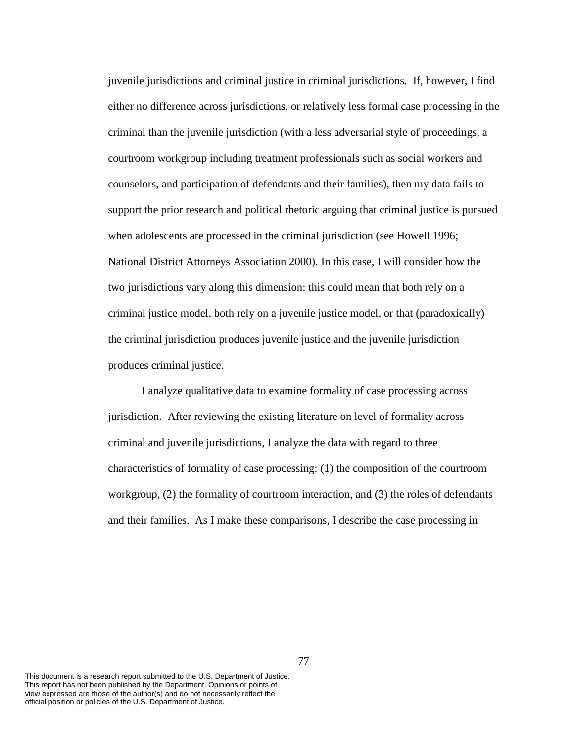juvenile jurisdictions and criminal justice in criminal jurisdictions. If, however, I find either no difference across jurisdictions, or relatively less formal case processing in the criminal than the juvenile jurisdiction (with a less adversarial style of proceedings, a courtroom workgroup including treatment professionals such as social workers and counselors, and participation of defendants and their families), then my data fails to support the prior research and political rhetoric arguing that criminal justice is pursued when adolescents are processed in the criminal jurisdiction (see Howell 1996; National District Attorneys Association 2000). In this case, I will consider how the two jurisdictions vary along this dimension: this could mean that both rely on a criminal justice model, both rely on a juvenile justice model, or that (paradoxically) the criminal jurisdiction produces juvenile justice and the juvenile jurisdiction produces criminal justice.

I analyze qualitative data to examine formality of case processing across jurisdiction. After reviewing the existing literature on level of formality across criminal and juvenile jurisdictions, I analyze the data with regard to three characteristics of formality of case processing: (1) the composition of the courtroom workgroup, (2) the formality of courtroom interaction, and (3) the roles of defendants and their families. As I make these comparisons, I describe the case processing in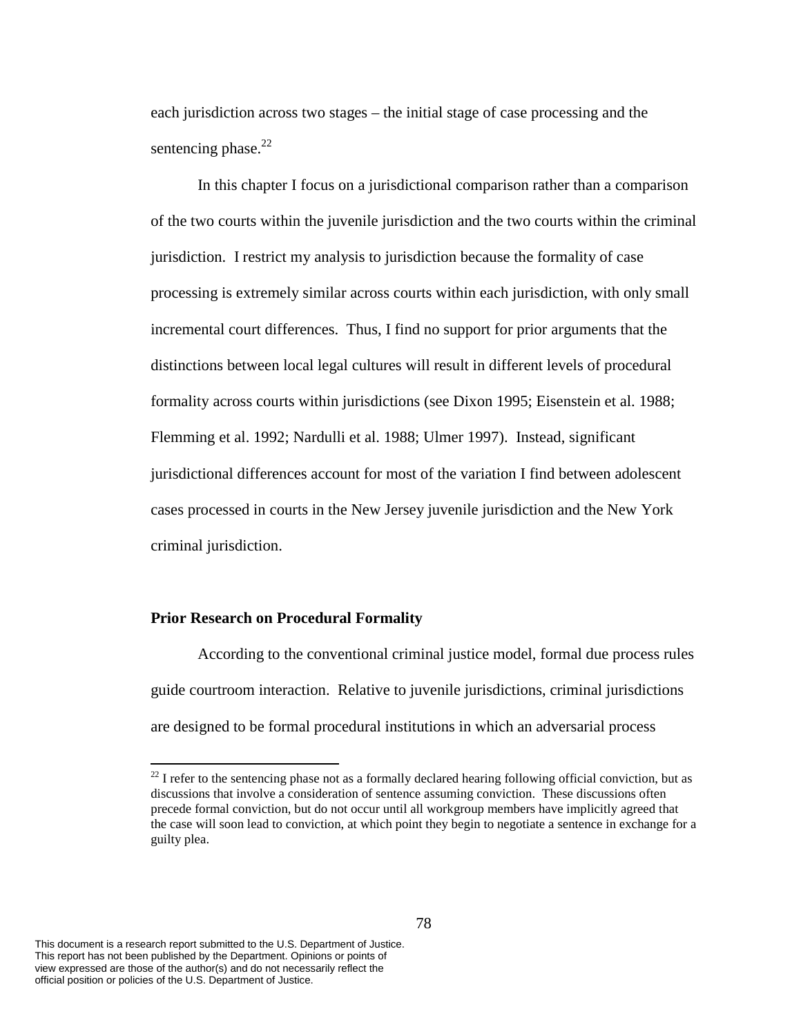each jurisdiction across two stages – the initial stage of case processing and the sentencing phase.[22]

In this chapter I focus on a jurisdictional comparison rather than a comparison of the two courts within the juvenile jurisdiction and the two courts within the criminal jurisdiction. I restrict my analysis to jurisdiction because the formality of case processing is extremely similar across courts within each jurisdiction, with only small incremental court differences. Thus, I find no support for prior arguments that the distinctions between local legal cultures will result in different levels of procedural formality across courts within jurisdictions (see Dixon 1995; Eisenstein et al. 1988; Flemming et al. 1992; Nardulli et al. 1988; Ulmer 1997). Instead, significant jurisdictional differences account for most of the variation I find between adolescent cases processed in courts in the New Jersey juvenile jurisdiction and the New York criminal jurisdiction.

**Prior Research on Procedural Formality**

According to the conventional criminal justice model, formal due process rules guide courtroom interaction. Relative to juvenile jurisdictions, criminal jurisdictions are designed to be formal procedural institutions in which an adversarial process

[22] I refer to the sentencing phase not as a formally declared hearing following official conviction, but as discussions that involve a consideration of sentence assuming conviction. These discussions often precede formal conviction, but do not occur until all workgroup members have implicitly agreed that the case will soon lead to conviction, at which point they begin to negotiate a sentence in exchange for a guilty plea.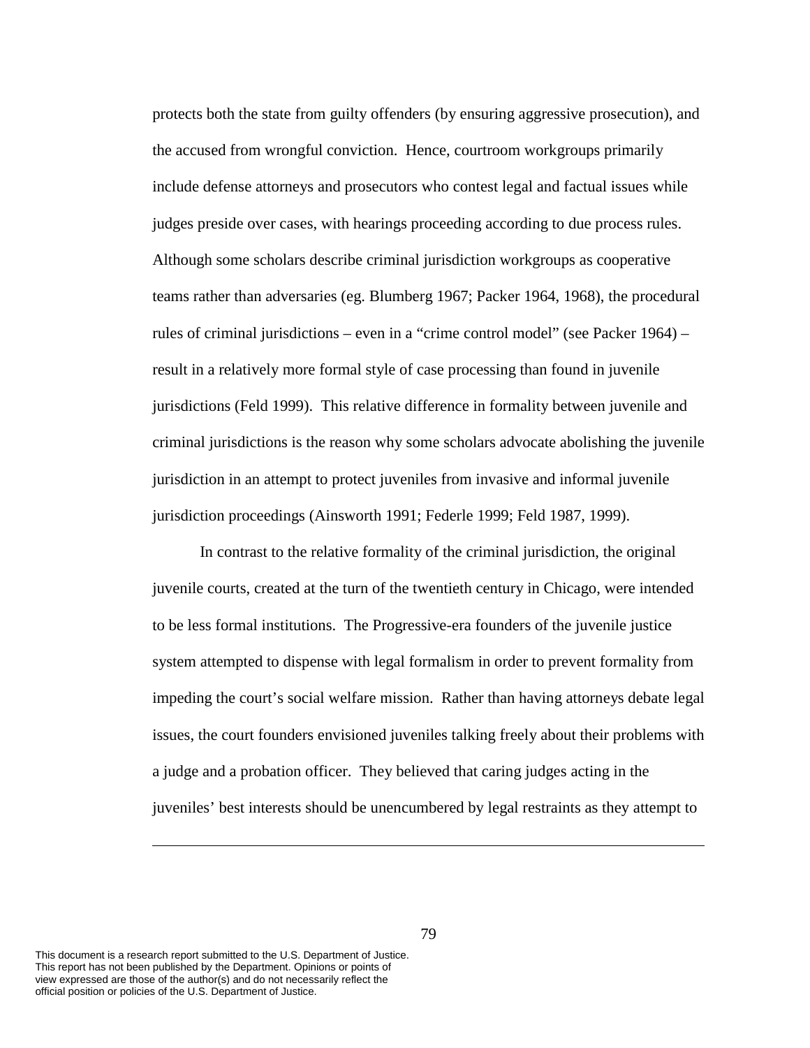protects both the state from guilty offenders (by ensuring aggressive prosecution), and the accused from wrongful conviction. Hence, courtroom workgroups primarily include defense attorneys and prosecutors who contest legal and factual issues while judges preside over cases, with hearings proceeding according to due process rules. Although some scholars describe criminal jurisdiction workgroups as cooperative teams rather than adversaries (eg. Blumberg 1967; Packer 1964, 1968), the procedural rules of criminal jurisdictions – even in a "crime control model" (see Packer 1964) – result in a relatively more formal style of case processing than found in juvenile jurisdictions (Feld 1999). This relative difference in formality between juvenile and criminal jurisdictions is the reason why some scholars advocate abolishing the juvenile jurisdiction in an attempt to protect juveniles from invasive and informal juvenile jurisdiction proceedings (Ainsworth 1991; Federle 1999; Feld 1987, 1999).

In contrast to the relative formality of the criminal jurisdiction, the original juvenile courts, created at the turn of the twentieth century in Chicago, were intended to be less formal institutions. The Progressive-era founders of the juvenile justice system attempted to dispense with legal formalism in order to prevent formality from impeding the court's social welfare mission. Rather than having attorneys debate legal issues, the court founders envisioned juveniles talking freely about their problems with a judge and a probation officer. They believed that caring judges acting in the juveniles' best interests should be unencumbered by legal restraints as they attempt to

This document is a research report submitted to the U.S. Department of Justice. This report has not been published by the Department. Opinions or points of view expressed are those of the author(s) and do not necessarily reflect the official position or policies of the U.S. Department of Justice.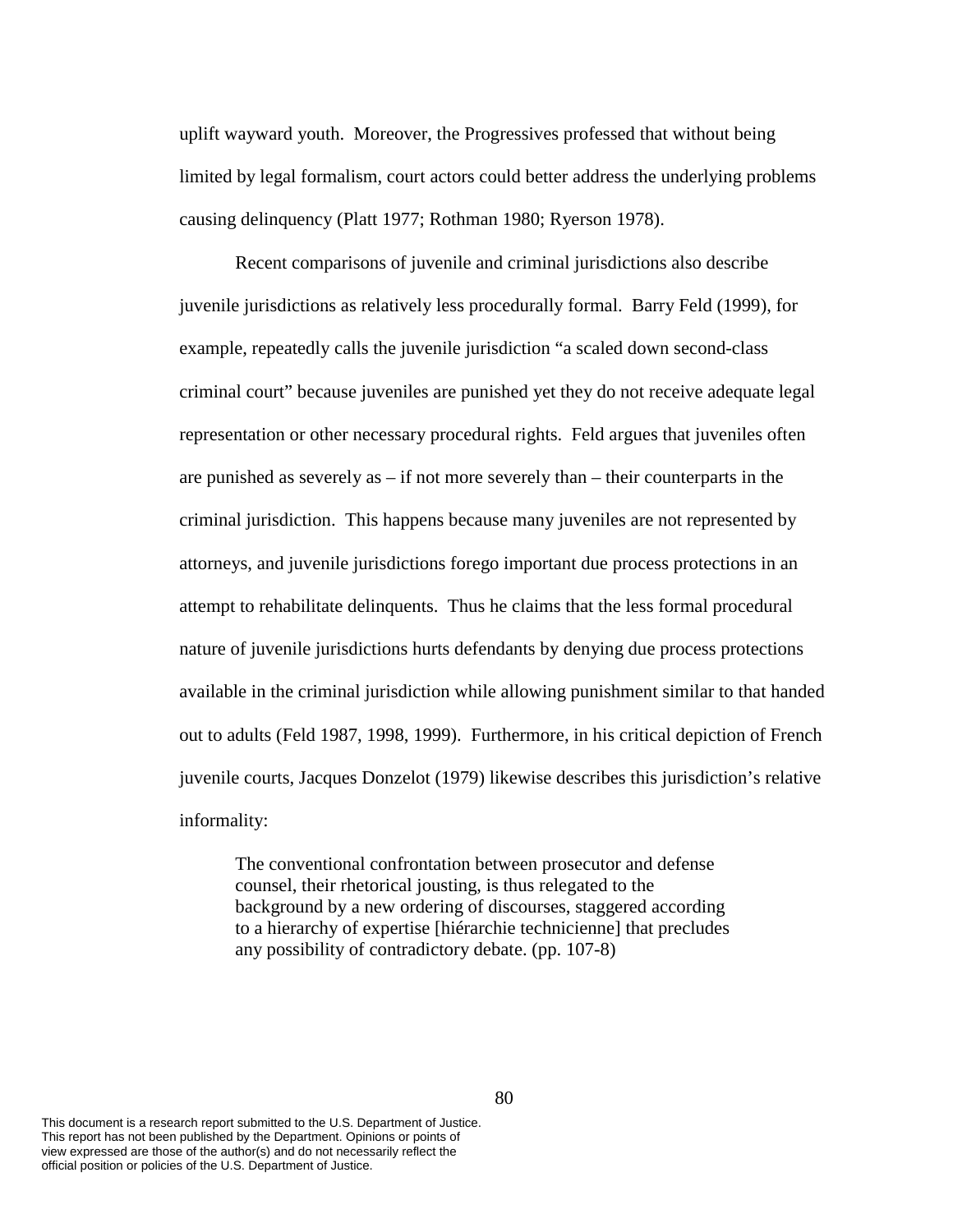uplift wayward youth. Moreover, the Progressives professed that without being limited by legal formalism, court actors could better address the underlying problems causing delinquency (Platt 1977; Rothman 1980; Ryerson 1978).

Recent comparisons of juvenile and criminal jurisdictions also describe juvenile jurisdictions as relatively less procedurally formal. Barry Feld (1999), for example, repeatedly calls the juvenile jurisdiction "a scaled down second-class criminal court" because juveniles are punished yet they do not receive adequate legal representation or other necessary procedural rights. Feld argues that juveniles often are punished as severely as – if not more severely than – their counterparts in the criminal jurisdiction. This happens because many juveniles are not represented by attorneys, and juvenile jurisdictions forego important due process protections in an attempt to rehabilitate delinquents. Thus he claims that the less formal procedural nature of juvenile jurisdictions hurts defendants by denying due process protections available in the criminal jurisdiction while allowing punishment similar to that handed out to adults (Feld 1987, 1998, 1999). Furthermore, in his critical depiction of French juvenile courts, Jacques Donzelot (1979) likewise describes this jurisdiction's relative informality:

> The conventional confrontation between prosecutor and defense counsel, their rhetorical jousting, is thus relegated to the background by a new ordering of discourses, staggered according to a hierarchy of expertise [hiérarchie technicienne] that precludes any possibility of contradictory debate. (pp. 107-8)

This document is a research report submitted to the U.S. Department of Justice. This report has not been published by the Department. Opinions or points of view expressed are those of the author(s) and do not necessarily reflect the official position or policies of the U.S. Department of Justice.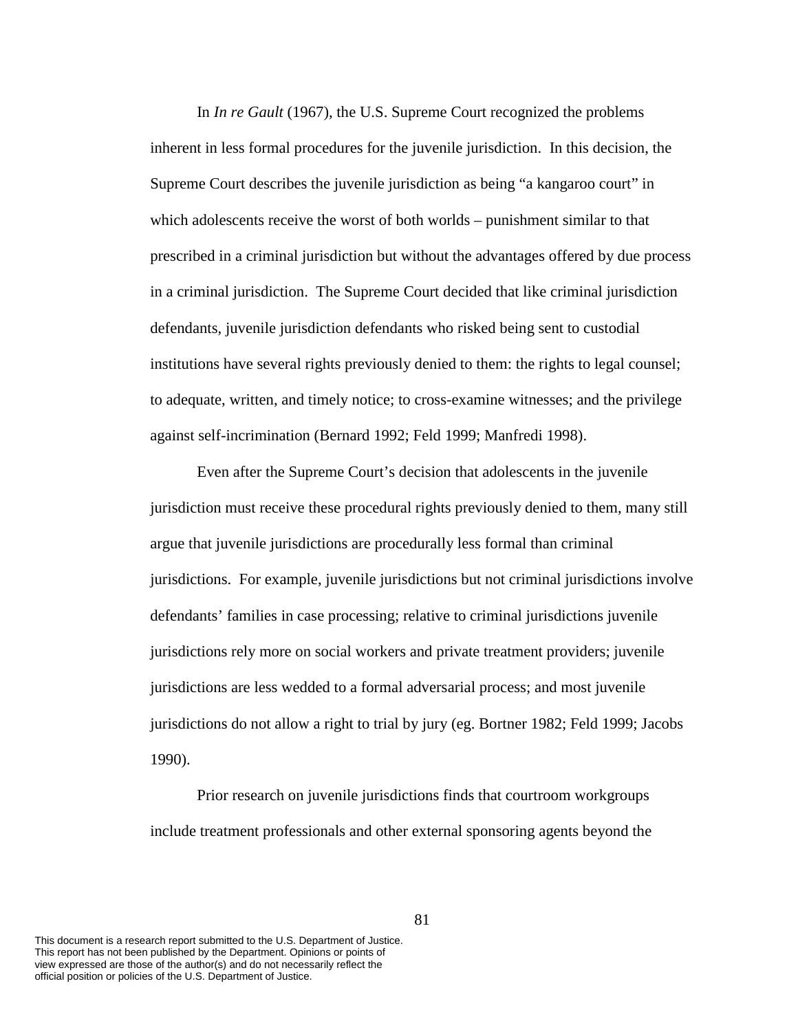In *In re Gault* (1967), the U.S. Supreme Court recognized the problems inherent in less formal procedures for the juvenile jurisdiction. In this decision, the Supreme Court describes the juvenile jurisdiction as being "a kangaroo court" in which adolescents receive the worst of both worlds – punishment similar to that prescribed in a criminal jurisdiction but without the advantages offered by due process in a criminal jurisdiction. The Supreme Court decided that like criminal jurisdiction defendants, juvenile jurisdiction defendants who risked being sent to custodial institutions have several rights previously denied to them: the rights to legal counsel; to adequate, written, and timely notice; to cross-examine witnesses; and the privilege against self-incrimination (Bernard 1992; Feld 1999; Manfredi 1998).

Even after the Supreme Court's decision that adolescents in the juvenile jurisdiction must receive these procedural rights previously denied to them, many still argue that juvenile jurisdictions are procedurally less formal than criminal jurisdictions. For example, juvenile jurisdictions but not criminal jurisdictions involve defendants' families in case processing; relative to criminal jurisdictions juvenile jurisdictions rely more on social workers and private treatment providers; juvenile jurisdictions are less wedded to a formal adversarial process; and most juvenile jurisdictions do not allow a right to trial by jury (eg. Bortner 1982; Feld 1999; Jacobs 1990).

Prior research on juvenile jurisdictions finds that courtroom workgroups include treatment professionals and other external sponsoring agents beyond the

This document is a research report submitted to the U.S. Department of Justice. This report has not been published by the Department. Opinions or points of view expressed are those of the author(s) and do not necessarily reflect the official position or policies of the U.S. Department of Justice.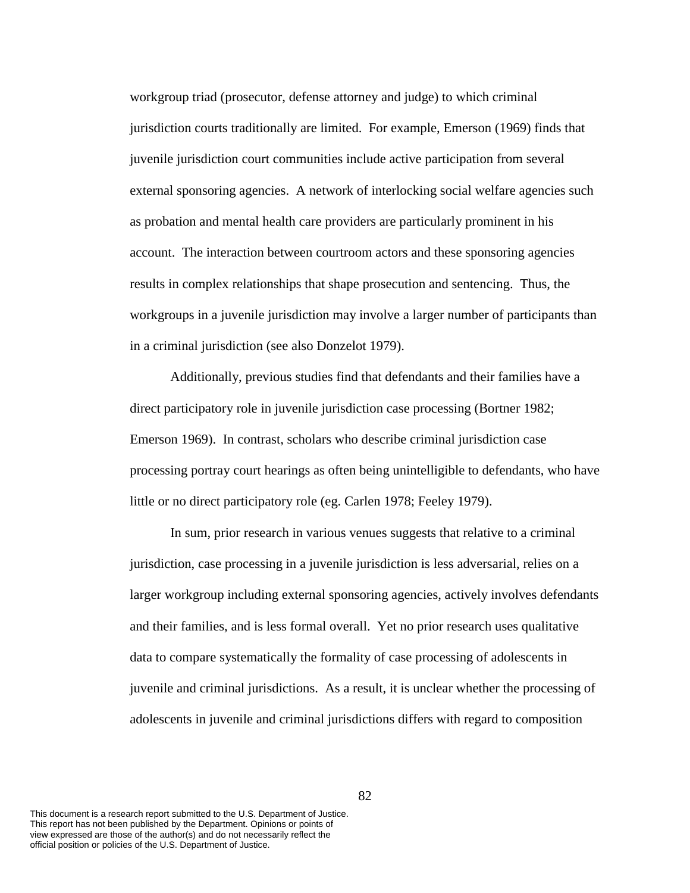workgroup triad (prosecutor, defense attorney and judge) to which criminal jurisdiction courts traditionally are limited. For example, Emerson (1969) finds that juvenile jurisdiction court communities include active participation from several external sponsoring agencies. A network of interlocking social welfare agencies such as probation and mental health care providers are particularly prominent in his account. The interaction between courtroom actors and these sponsoring agencies results in complex relationships that shape prosecution and sentencing. Thus, the workgroups in a juvenile jurisdiction may involve a larger number of participants than in a criminal jurisdiction (see also Donzelot 1979).

Additionally, previous studies find that defendants and their families have a direct participatory role in juvenile jurisdiction case processing (Bortner 1982; Emerson 1969). In contrast, scholars who describe criminal jurisdiction case processing portray court hearings as often being unintelligible to defendants, who have little or no direct participatory role (eg. Carlen 1978; Feeley 1979).

In sum, prior research in various venues suggests that relative to a criminal jurisdiction, case processing in a juvenile jurisdiction is less adversarial, relies on a larger workgroup including external sponsoring agencies, actively involves defendants and their families, and is less formal overall. Yet no prior research uses qualitative data to compare systematically the formality of case processing of adolescents in juvenile and criminal jurisdictions. As a result, it is unclear whether the processing of adolescents in juvenile and criminal jurisdictions differs with regard to composition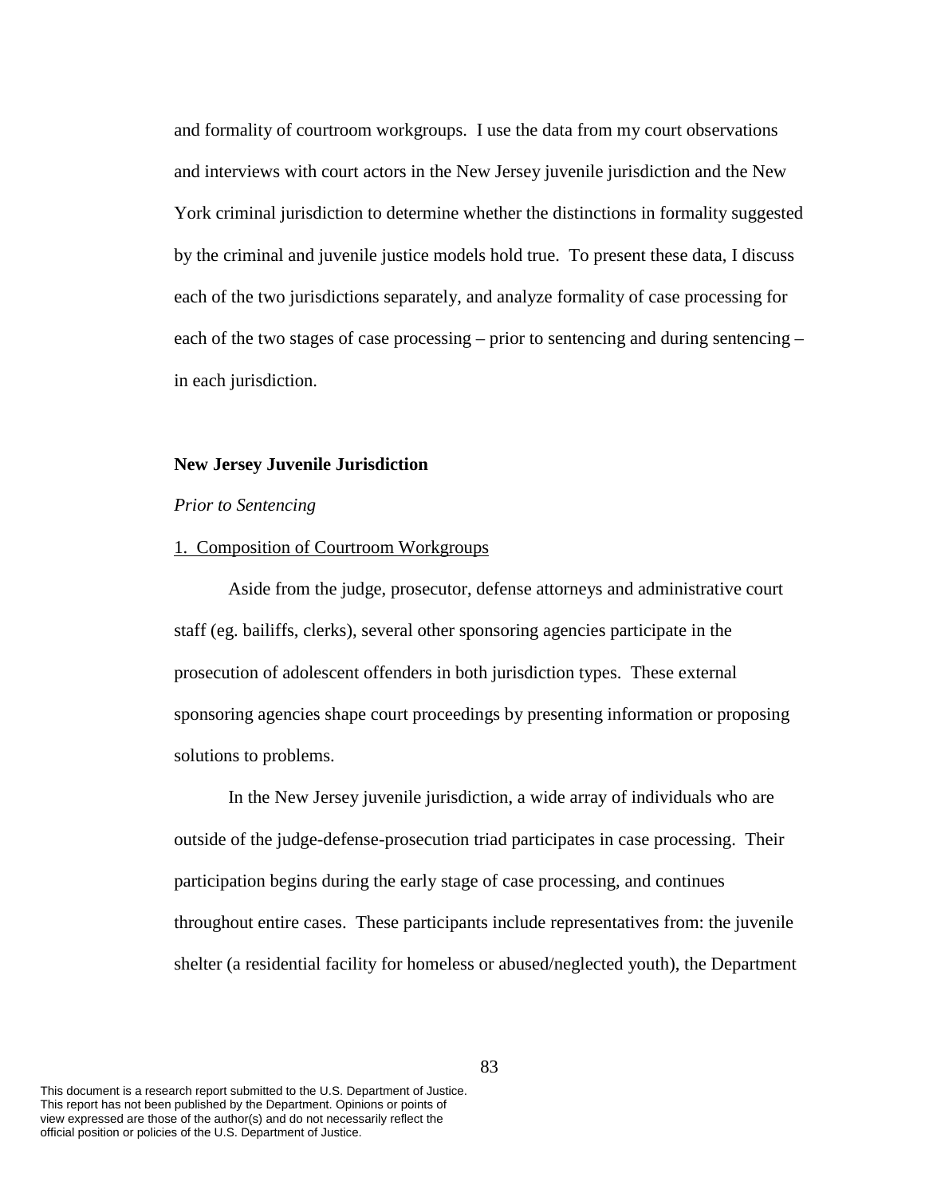and formality of courtroom workgroups. I use the data from my court observations and interviews with court actors in the New Jersey juvenile jurisdiction and the New York criminal jurisdiction to determine whether the distinctions in formality suggested by the criminal and juvenile justice models hold true. To present these data, I discuss each of the two jurisdictions separately, and analyze formality of case processing for each of the two stages of case processing – prior to sentencing and during sentencing – in each jurisdiction.

**New Jersey Juvenile Jurisdiction**

*Prior to Sentencing*

1. Composition of Courtroom Workgroups

Aside from the judge, prosecutor, defense attorneys and administrative court staff (eg. bailiffs, clerks), several other sponsoring agencies participate in the prosecution of adolescent offenders in both jurisdiction types. These external sponsoring agencies shape court proceedings by presenting information or proposing solutions to problems.

In the New Jersey juvenile jurisdiction, a wide array of individuals who are outside of the judge-defense-prosecution triad participates in case processing. Their participation begins during the early stage of case processing, and continues throughout entire cases. These participants include representatives from: the juvenile shelter (a residential facility for homeless or abused/neglected youth), the Department

This document is a research report submitted to the U.S. Department of Justice. This report has not been published by the Department. Opinions or points of view expressed are those of the author(s) and do not necessarily reflect the official position or policies of the U.S. Department of Justice.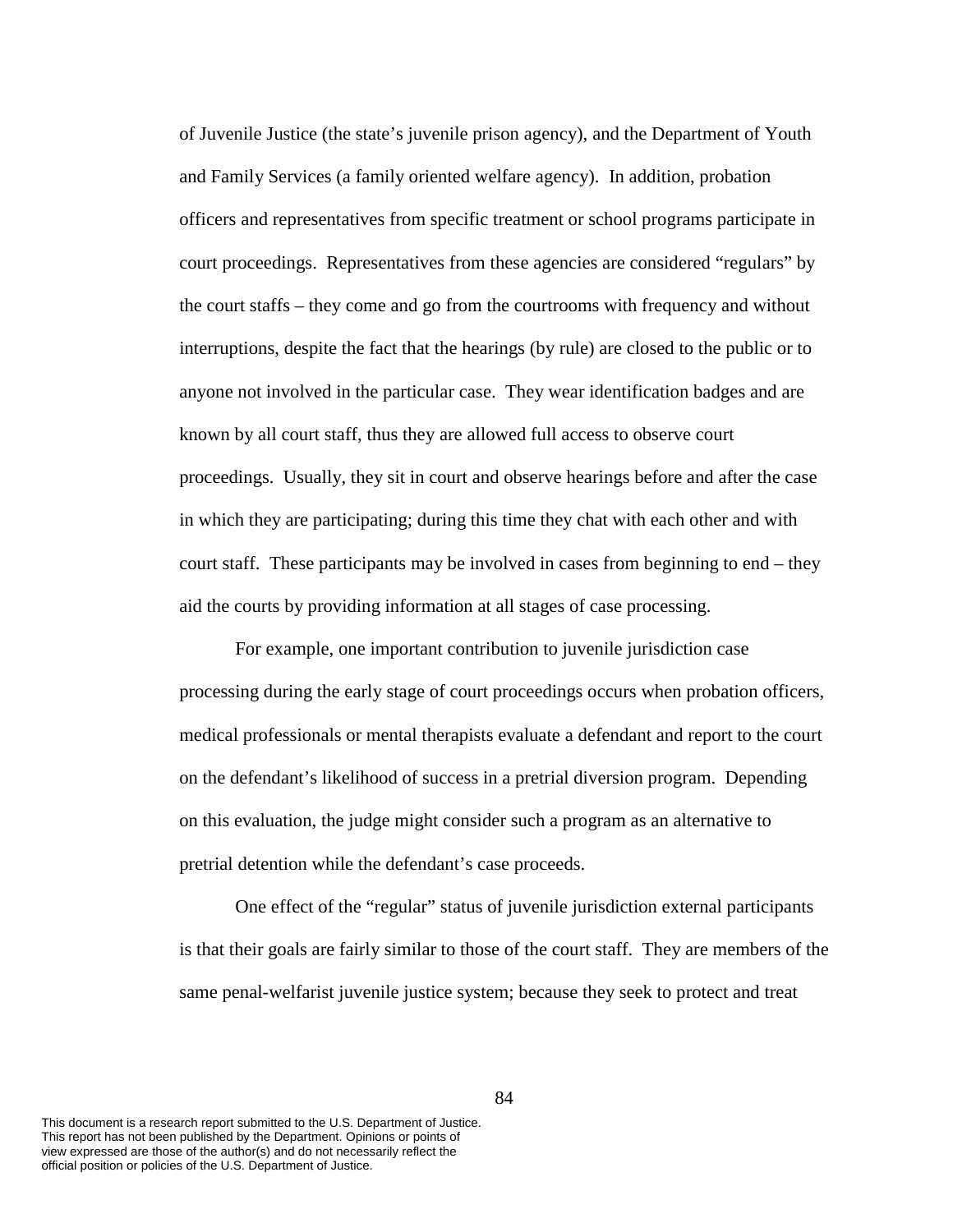of Juvenile Justice (the state's juvenile prison agency), and the Department of Youth and Family Services (a family oriented welfare agency). In addition, probation officers and representatives from specific treatment or school programs participate in court proceedings. Representatives from these agencies are considered "regulars" by the court staffs – they come and go from the courtrooms with frequency and without interruptions, despite the fact that the hearings (by rule) are closed to the public or to anyone not involved in the particular case. They wear identification badges and are known by all court staff, thus they are allowed full access to observe court proceedings. Usually, they sit in court and observe hearings before and after the case in which they are participating; during this time they chat with each other and with court staff. These participants may be involved in cases from beginning to end – they aid the courts by providing information at all stages of case processing.

For example, one important contribution to juvenile jurisdiction case processing during the early stage of court proceedings occurs when probation officers, medical professionals or mental therapists evaluate a defendant and report to the court on the defendant's likelihood of success in a pretrial diversion program. Depending on this evaluation, the judge might consider such a program as an alternative to pretrial detention while the defendant's case proceeds.

One effect of the "regular" status of juvenile jurisdiction external participants is that their goals are fairly similar to those of the court staff. They are members of the same penal-welfarist juvenile justice system; because they seek to protect and treat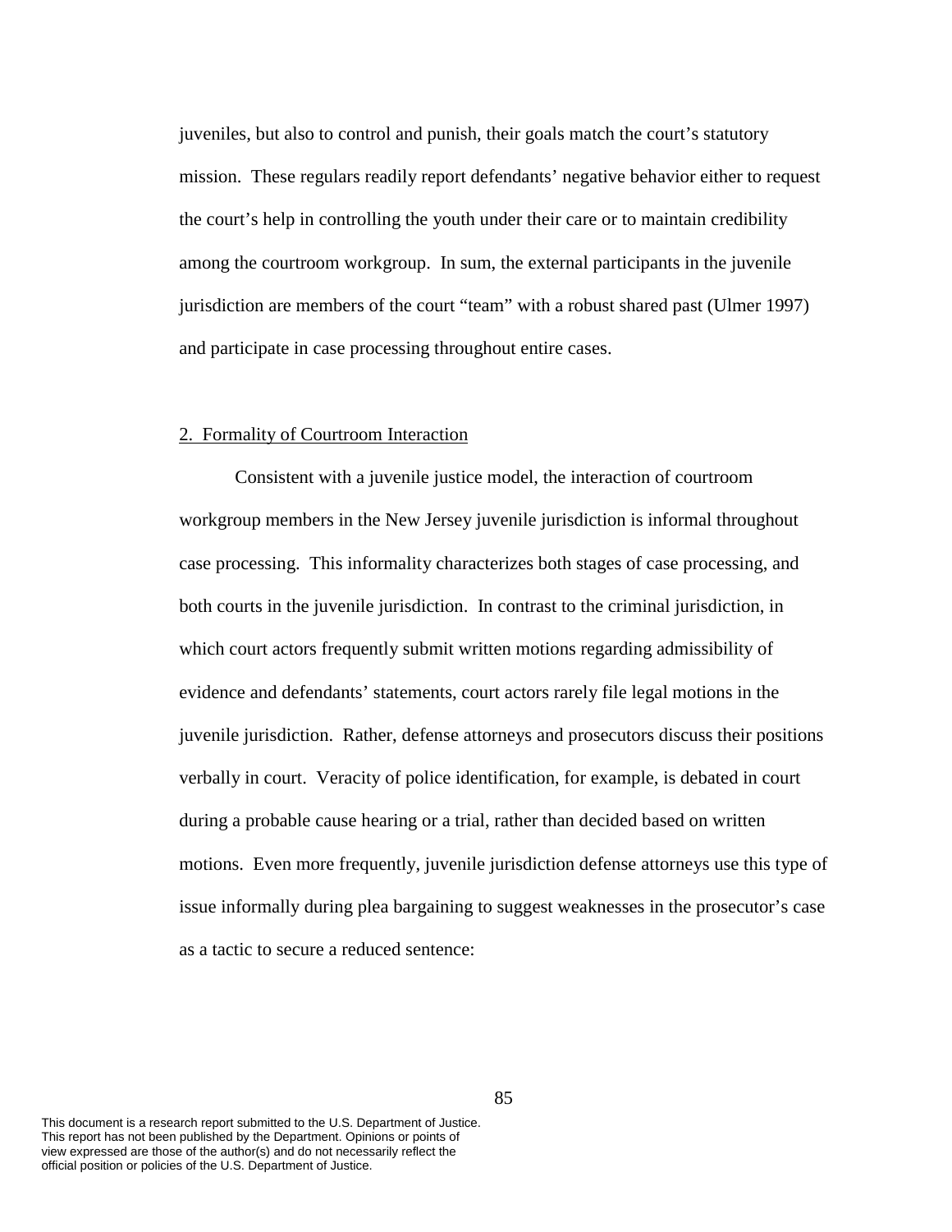juveniles, but also to control and punish, their goals match the court's statutory mission. These regulars readily report defendants' negative behavior either to request the court's help in controlling the youth under their care or to maintain credibility among the courtroom workgroup. In sum, the external participants in the juvenile jurisdiction are members of the court "team" with a robust shared past (Ulmer 1997) and participate in case processing throughout entire cases.

2. Formality of Courtroom Interaction

Consistent with a juvenile justice model, the interaction of courtroom workgroup members in the New Jersey juvenile jurisdiction is informal throughout case processing. This informality characterizes both stages of case processing, and both courts in the juvenile jurisdiction. In contrast to the criminal jurisdiction, in which court actors frequently submit written motions regarding admissibility of evidence and defendants' statements, court actors rarely file legal motions in the juvenile jurisdiction. Rather, defense attorneys and prosecutors discuss their positions verbally in court. Veracity of police identification, for example, is debated in court during a probable cause hearing or a trial, rather than decided based on written motions. Even more frequently, juvenile jurisdiction defense attorneys use this type of issue informally during plea bargaining to suggest weaknesses in the prosecutor's case as a tactic to secure a reduced sentence: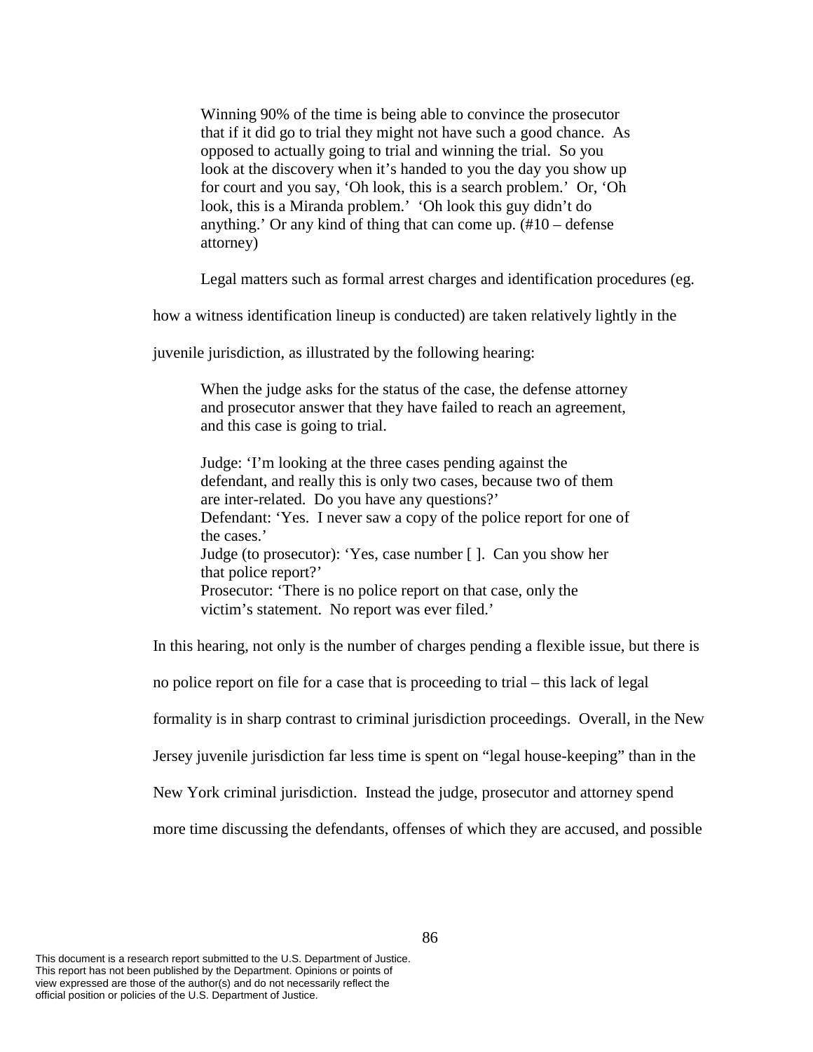> Winning 90% of the time is being able to convince the prosecutor that if it did go to trial they might not have such a good chance. As opposed to actually going to trial and winning the trial. So you look at the discovery when it's handed to you the day you show up for court and you say, 'Oh look, this is a search problem.' Or, 'Oh look, this is a Miranda problem.' 'Oh look this guy didn't do anything.' Or any kind of thing that can come up. (#10 – defense attorney)

Legal matters such as formal arrest charges and identification procedures (eg. how a witness identification lineup is conducted) are taken relatively lightly in the juvenile jurisdiction, as illustrated by the following hearing:

> When the judge asks for the status of the case, the defense attorney and prosecutor answer that they have failed to reach an agreement, and this case is going to trial.
>
> Judge: 'I'm looking at the three cases pending against the defendant, and really this is only two cases, because two of them are inter-related. Do you have any questions?'
> Defendant: 'Yes. I never saw a copy of the police report for one of the cases.'
> Judge (to prosecutor): 'Yes, case number [ ]. Can you show her that police report?'
> Prosecutor: 'There is no police report on that case, only the victim's statement. No report was ever filed.'

In this hearing, not only is the number of charges pending a flexible issue, but there is no police report on file for a case that is proceeding to trial – this lack of legal formality is in sharp contrast to criminal jurisdiction proceedings. Overall, in the New Jersey juvenile jurisdiction far less time is spent on "legal house-keeping" than in the New York criminal jurisdiction. Instead the judge, prosecutor and attorney spend more time discussing the defendants, offenses of which they are accused, and possible

This document is a research report submitted to the U.S. Department of Justice. This report has not been published by the Department. Opinions or points of view expressed are those of the author(s) and do not necessarily reflect the official position or policies of the U.S. Department of Justice.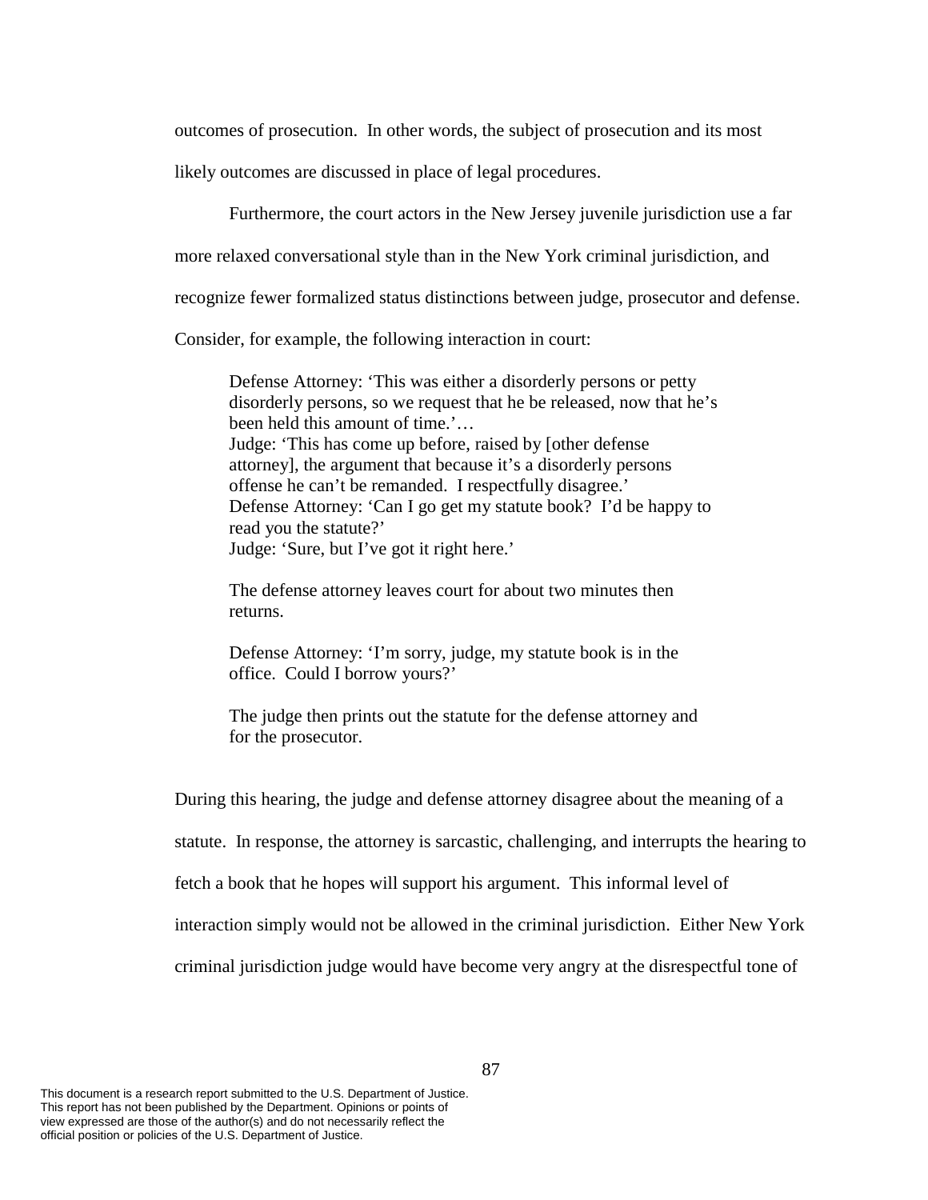outcomes of prosecution. In other words, the subject of prosecution and its most likely outcomes are discussed in place of legal procedures.

Furthermore, the court actors in the New Jersey juvenile jurisdiction use a far more relaxed conversational style than in the New York criminal jurisdiction, and recognize fewer formalized status distinctions between judge, prosecutor and defense. Consider, for example, the following interaction in court:

> Defense Attorney: 'This was either a disorderly persons or petty disorderly persons, so we request that he be released, now that he's been held this amount of time.'…
> Judge: 'This has come up before, raised by [other defense attorney], the argument that because it's a disorderly persons offense he can't be remanded. I respectfully disagree.'
> Defense Attorney: 'Can I go get my statute book? I'd be happy to read you the statute?'
> Judge: 'Sure, but I've got it right here.'
>
> The defense attorney leaves court for about two minutes then returns.
>
> Defense Attorney: 'I'm sorry, judge, my statute book is in the office. Could I borrow yours?'
>
> The judge then prints out the statute for the defense attorney and for the prosecutor.

During this hearing, the judge and defense attorney disagree about the meaning of a statute. In response, the attorney is sarcastic, challenging, and interrupts the hearing to fetch a book that he hopes will support his argument. This informal level of interaction simply would not be allowed in the criminal jurisdiction. Either New York criminal jurisdiction judge would have become very angry at the disrespectful tone of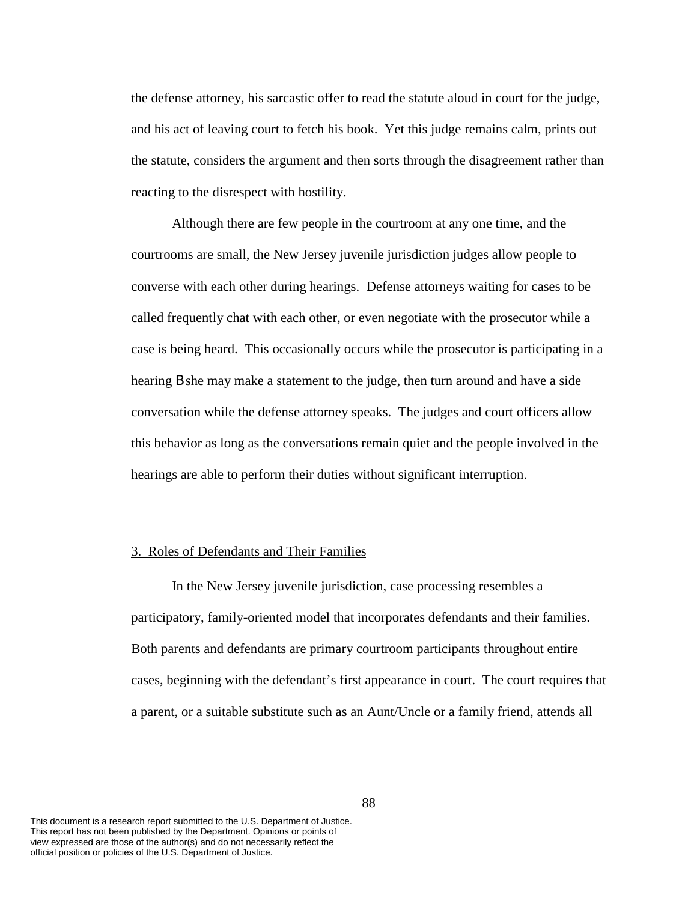the defense attorney, his sarcastic offer to read the statute aloud in court for the judge, and his act of leaving court to fetch his book. Yet this judge remains calm, prints out the statute, considers the argument and then sorts through the disagreement rather than reacting to the disrespect with hostility.

Although there are few people in the courtroom at any one time, and the courtrooms are small, the New Jersey juvenile jurisdiction judges allow people to converse with each other during hearings. Defense attorneys waiting for cases to be called frequently chat with each other, or even negotiate with the prosecutor while a case is being heard. This occasionally occurs while the prosecutor is participating in a hearing B she may make a statement to the judge, then turn around and have a side conversation while the defense attorney speaks. The judges and court officers allow this behavior as long as the conversations remain quiet and the people involved in the hearings are able to perform their duties without significant interruption.

3. Roles of Defendants and Their Families

In the New Jersey juvenile jurisdiction, case processing resembles a participatory, family-oriented model that incorporates defendants and their families. Both parents and defendants are primary courtroom participants throughout entire cases, beginning with the defendant's first appearance in court. The court requires that a parent, or a suitable substitute such as an Aunt/Uncle or a family friend, attends all

This document is a research report submitted to the U.S. Department of Justice. This report has not been published by the Department. Opinions or points of view expressed are those of the author(s) and do not necessarily reflect the official position or policies of the U.S. Department of Justice.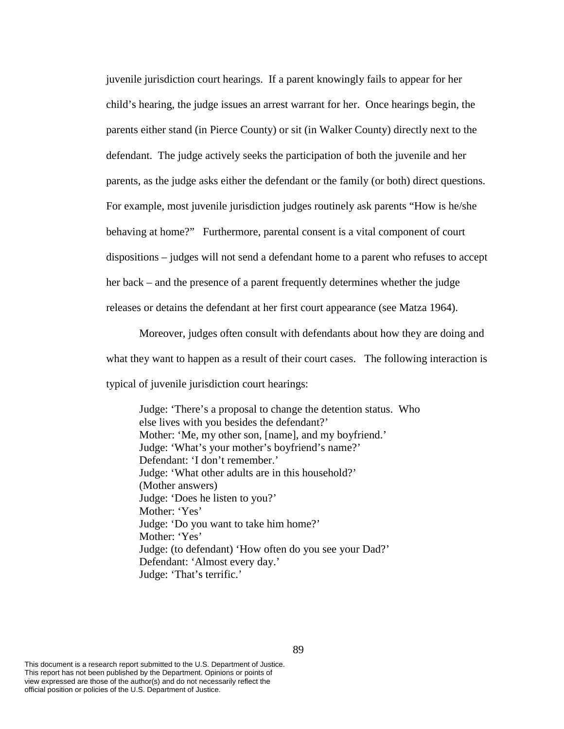juvenile jurisdiction court hearings. If a parent knowingly fails to appear for her child's hearing, the judge issues an arrest warrant for her. Once hearings begin, the parents either stand (in Pierce County) or sit (in Walker County) directly next to the defendant. The judge actively seeks the participation of both the juvenile and her parents, as the judge asks either the defendant or the family (or both) direct questions. For example, most juvenile jurisdiction judges routinely ask parents "How is he/she behaving at home?" Furthermore, parental consent is a vital component of court dispositions – judges will not send a defendant home to a parent who refuses to accept her back – and the presence of a parent frequently determines whether the judge releases or detains the defendant at her first court appearance (see Matza 1964).

Moreover, judges often consult with defendants about how they are doing and what they want to happen as a result of their court cases. The following interaction is typical of juvenile jurisdiction court hearings:

> Judge: 'There's a proposal to change the detention status. Who else lives with you besides the defendant?'
> Mother: 'Me, my other son, [name], and my boyfriend.'
> Judge: 'What's your mother's boyfriend's name?'
> Defendant: 'I don't remember.'
> Judge: 'What other adults are in this household?'
> (Mother answers)
> Judge: 'Does he listen to you?'
> Mother: 'Yes'
> Judge: 'Do you want to take him home?'
> Mother: 'Yes'
> Judge: (to defendant) 'How often do you see your Dad?'
> Defendant: 'Almost every day.'
> Judge: 'That's terrific.'

This document is a research report submitted to the U.S. Department of Justice. This report has not been published by the Department. Opinions or points of view expressed are those of the author(s) and do not necessarily reflect the official position or policies of the U.S. Department of Justice.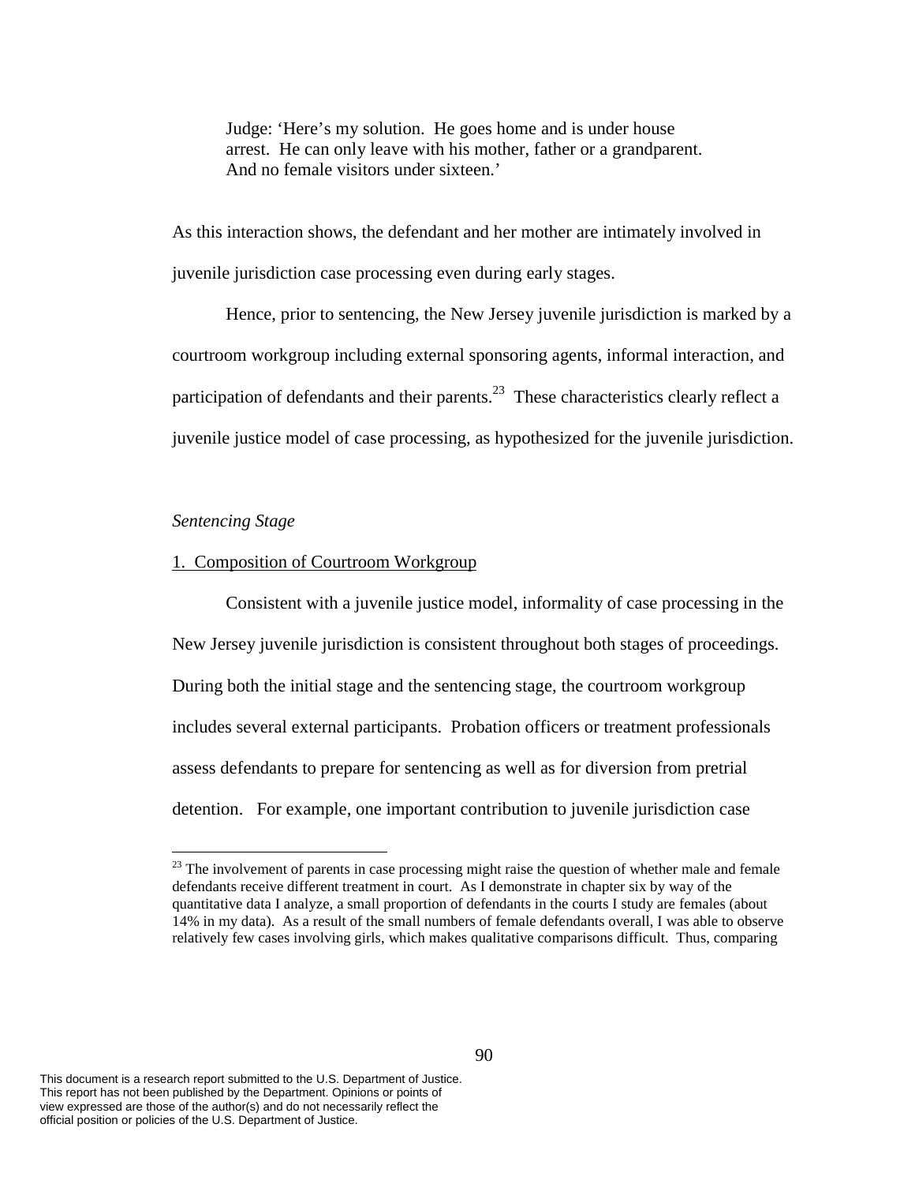> Judge: 'Here's my solution. He goes home and is under house arrest. He can only leave with his mother, father or a grandparent. And no female visitors under sixteen.'

As this interaction shows, the defendant and her mother are intimately involved in juvenile jurisdiction case processing even during early stages.

Hence, prior to sentencing, the New Jersey juvenile jurisdiction is marked by a courtroom workgroup including external sponsoring agents, informal interaction, and participation of defendants and their parents.[23] These characteristics clearly reflect a juvenile justice model of case processing, as hypothesized for the juvenile jurisdiction.

*Sentencing Stage*

1. Composition of Courtroom Workgroup

Consistent with a juvenile justice model, informality of case processing in the New Jersey juvenile jurisdiction is consistent throughout both stages of proceedings. During both the initial stage and the sentencing stage, the courtroom workgroup includes several external participants. Probation officers or treatment professionals assess defendants to prepare for sentencing as well as for diversion from pretrial detention. For example, one important contribution to juvenile jurisdiction case

[23] The involvement of parents in case processing might raise the question of whether male and female defendants receive different treatment in court. As I demonstrate in chapter six by way of the quantitative data I analyze, a small proportion of defendants in the courts I study are females (about 14% in my data). As a result of the small numbers of female defendants overall, I was able to observe relatively few cases involving girls, which makes qualitative comparisons difficult. Thus, comparing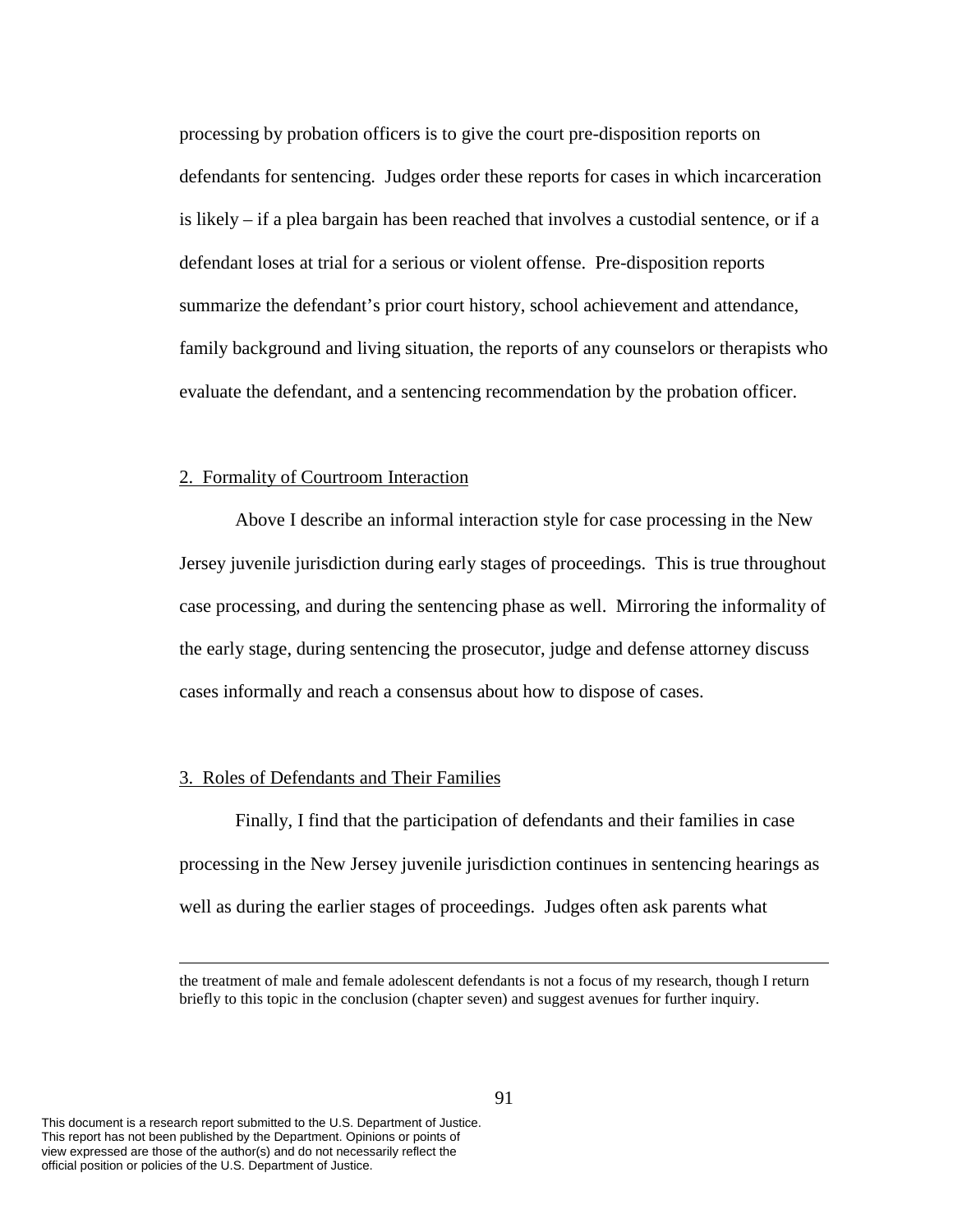processing by probation officers is to give the court pre-disposition reports on defendants for sentencing. Judges order these reports for cases in which incarceration is likely – if a plea bargain has been reached that involves a custodial sentence, or if a defendant loses at trial for a serious or violent offense. Pre-disposition reports summarize the defendant's prior court history, school achievement and attendance, family background and living situation, the reports of any counselors or therapists who evaluate the defendant, and a sentencing recommendation by the probation officer.

## 2. Formality of Courtroom Interaction

Above I describe an informal interaction style for case processing in the New Jersey juvenile jurisdiction during early stages of proceedings. This is true throughout case processing, and during the sentencing phase as well. Mirroring the informality of the early stage, during sentencing the prosecutor, judge and defense attorney discuss cases informally and reach a consensus about how to dispose of cases.

## 3. Roles of Defendants and Their Families

Finally, I find that the participation of defendants and their families in case processing in the New Jersey juvenile jurisdiction continues in sentencing hearings as well as during the earlier stages of proceedings. Judges often ask parents what

---

the treatment of male and female adolescent defendants is not a focus of my research, though I return briefly to this topic in the conclusion (chapter seven) and suggest avenues for further inquiry.

This document is a research report submitted to the U.S. Department of Justice. This report has not been published by the Department. Opinions or points of view expressed are those of the author(s) and do not necessarily reflect the official position or policies of the U.S. Department of Justice.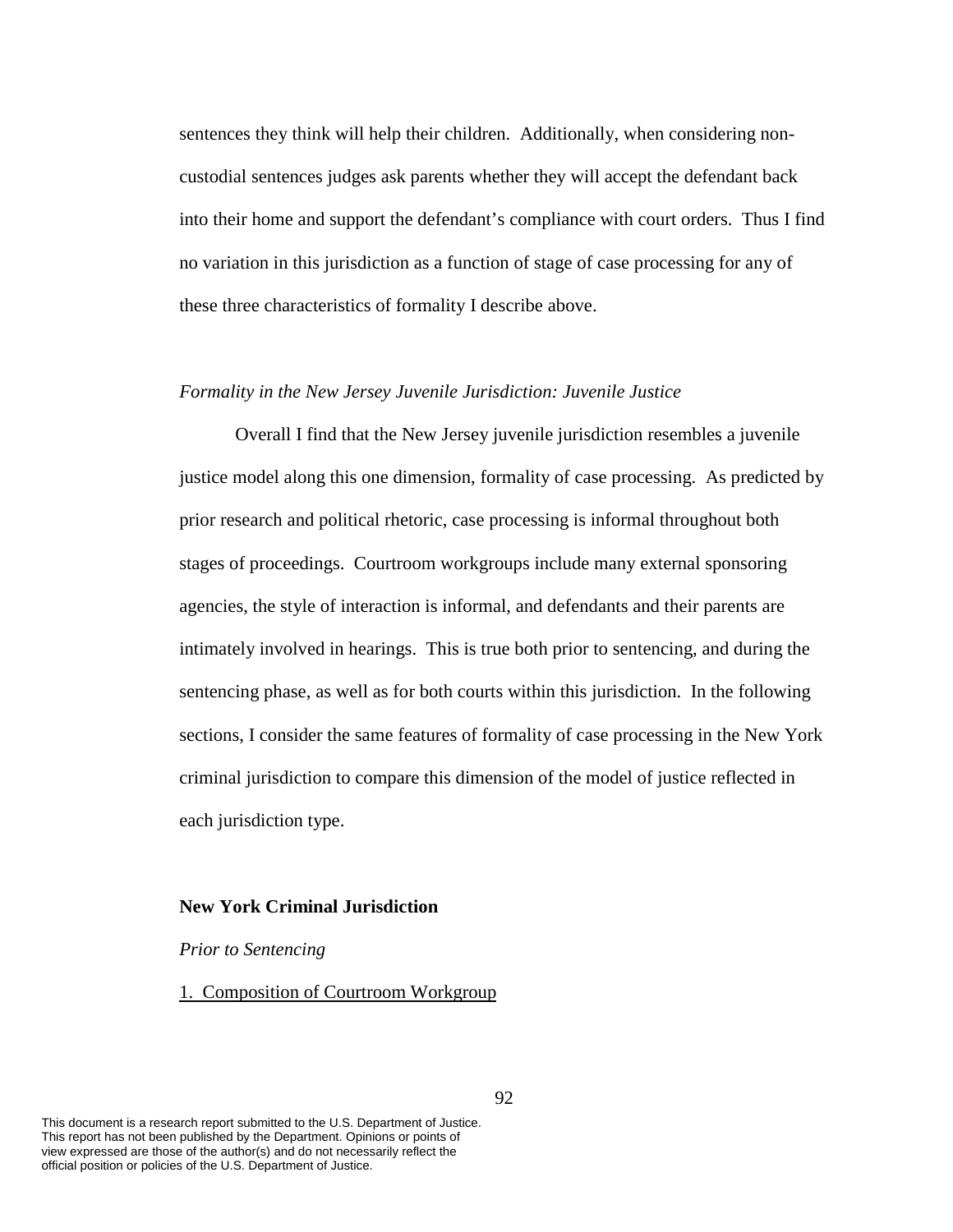sentences they think will help their children. Additionally, when considering non-custodial sentences judges ask parents whether they will accept the defendant back into their home and support the defendant's compliance with court orders. Thus I find no variation in this jurisdiction as a function of stage of case processing for any of these three characteristics of formality I describe above.

*Formality in the New Jersey Juvenile Jurisdiction: Juvenile Justice*

Overall I find that the New Jersey juvenile jurisdiction resembles a juvenile justice model along this one dimension, formality of case processing. As predicted by prior research and political rhetoric, case processing is informal throughout both stages of proceedings. Courtroom workgroups include many external sponsoring agencies, the style of interaction is informal, and defendants and their parents are intimately involved in hearings. This is true both prior to sentencing, and during the sentencing phase, as well as for both courts within this jurisdiction. In the following sections, I consider the same features of formality of case processing in the New York criminal jurisdiction to compare this dimension of the model of justice reflected in each jurisdiction type.

**New York Criminal Jurisdiction**

*Prior to Sentencing*

1. Composition of Courtroom Workgroup

This document is a research report submitted to the U.S. Department of Justice. This report has not been published by the Department. Opinions or points of view expressed are those of the author(s) and do not necessarily reflect the official position or policies of the U.S. Department of Justice.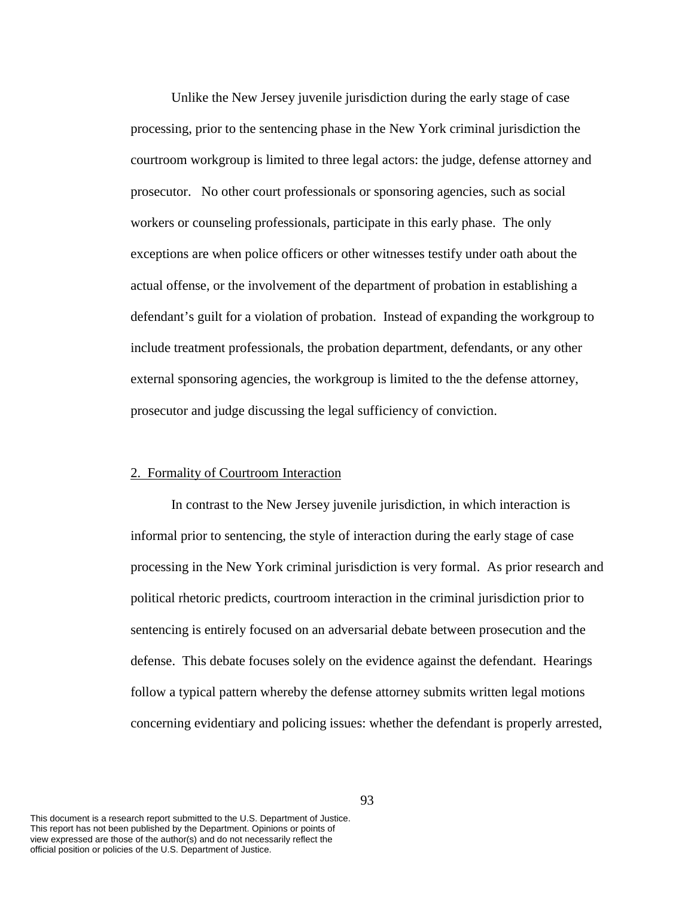Unlike the New Jersey juvenile jurisdiction during the early stage of case processing, prior to the sentencing phase in the New York criminal jurisdiction the courtroom workgroup is limited to three legal actors: the judge, defense attorney and prosecutor. No other court professionals or sponsoring agencies, such as social workers or counseling professionals, participate in this early phase. The only exceptions are when police officers or other witnesses testify under oath about the actual offense, or the involvement of the department of probation in establishing a defendant's guilt for a violation of probation. Instead of expanding the workgroup to include treatment professionals, the probation department, defendants, or any other external sponsoring agencies, the workgroup is limited to the the defense attorney, prosecutor and judge discussing the legal sufficiency of conviction.

2. Formality of Courtroom Interaction

In contrast to the New Jersey juvenile jurisdiction, in which interaction is informal prior to sentencing, the style of interaction during the early stage of case processing in the New York criminal jurisdiction is very formal. As prior research and political rhetoric predicts, courtroom interaction in the criminal jurisdiction prior to sentencing is entirely focused on an adversarial debate between prosecution and the defense. This debate focuses solely on the evidence against the defendant. Hearings follow a typical pattern whereby the defense attorney submits written legal motions concerning evidentiary and policing issues: whether the defendant is properly arrested,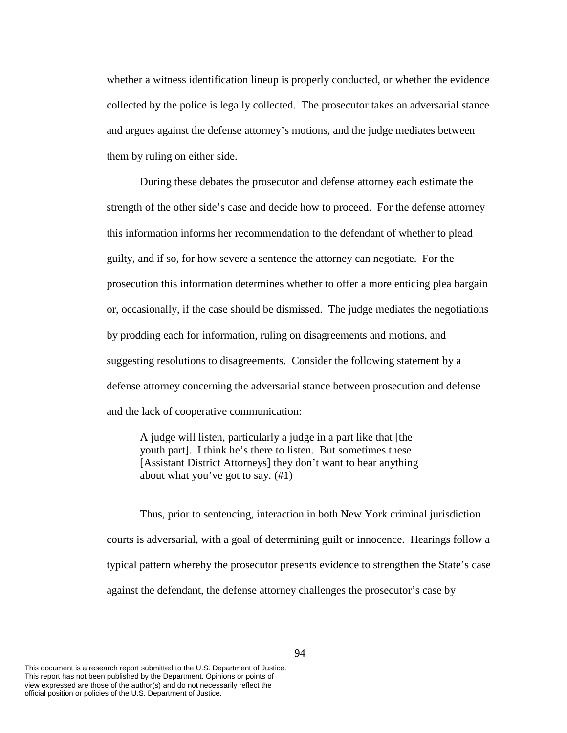whether a witness identification lineup is properly conducted, or whether the evidence collected by the police is legally collected. The prosecutor takes an adversarial stance and argues against the defense attorney's motions, and the judge mediates between them by ruling on either side.

During these debates the prosecutor and defense attorney each estimate the strength of the other side's case and decide how to proceed. For the defense attorney this information informs her recommendation to the defendant of whether to plead guilty, and if so, for how severe a sentence the attorney can negotiate. For the prosecution this information determines whether to offer a more enticing plea bargain or, occasionally, if the case should be dismissed. The judge mediates the negotiations by prodding each for information, ruling on disagreements and motions, and suggesting resolutions to disagreements. Consider the following statement by a defense attorney concerning the adversarial stance between prosecution and defense and the lack of cooperative communication:

> A judge will listen, particularly a judge in a part like that [the youth part]. I think he's there to listen. But sometimes these [Assistant District Attorneys] they don't want to hear anything about what you've got to say. (#1)

Thus, prior to sentencing, interaction in both New York criminal jurisdiction courts is adversarial, with a goal of determining guilt or innocence. Hearings follow a typical pattern whereby the prosecutor presents evidence to strengthen the State's case against the defendant, the defense attorney challenges the prosecutor's case by

This document is a research report submitted to the U.S. Department of Justice. This report has not been published by the Department. Opinions or points of view expressed are those of the author(s) and do not necessarily reflect the official position or policies of the U.S. Department of Justice.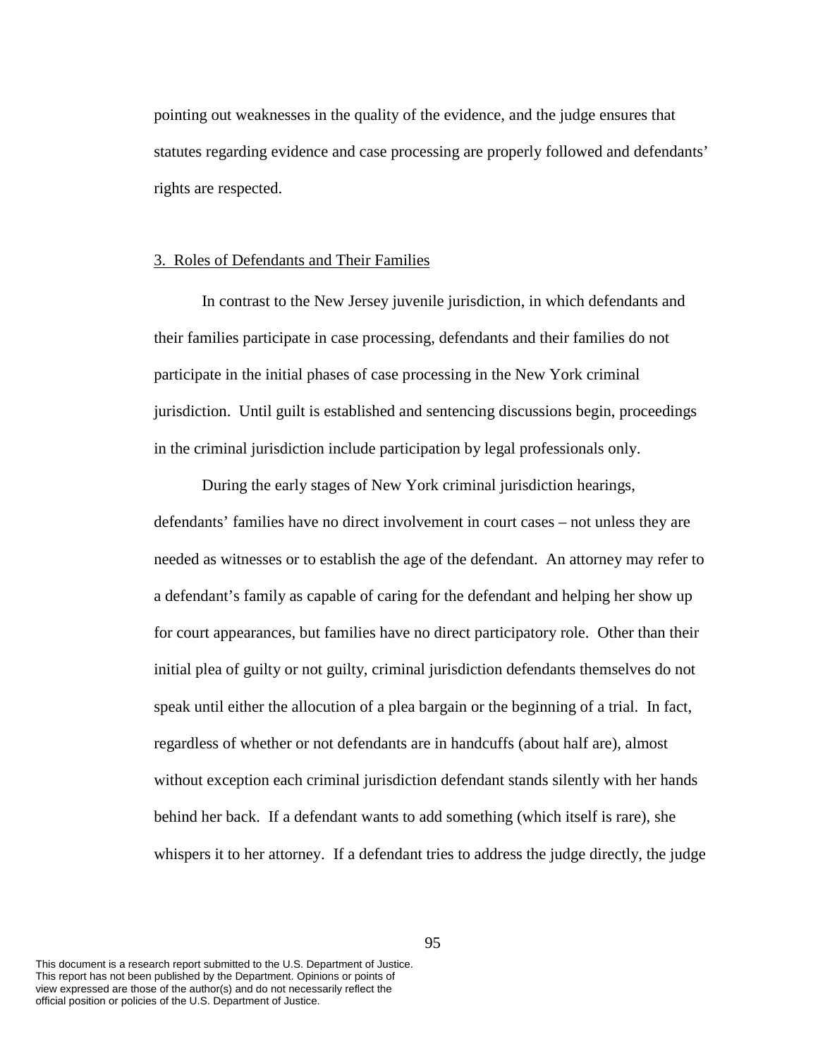pointing out weaknesses in the quality of the evidence, and the judge ensures that statutes regarding evidence and case processing are properly followed and defendants' rights are respected.

3. Roles of Defendants and Their Families

In contrast to the New Jersey juvenile jurisdiction, in which defendants and their families participate in case processing, defendants and their families do not participate in the initial phases of case processing in the New York criminal jurisdiction. Until guilt is established and sentencing discussions begin, proceedings in the criminal jurisdiction include participation by legal professionals only.

During the early stages of New York criminal jurisdiction hearings, defendants' families have no direct involvement in court cases – not unless they are needed as witnesses or to establish the age of the defendant. An attorney may refer to a defendant's family as capable of caring for the defendant and helping her show up for court appearances, but families have no direct participatory role. Other than their initial plea of guilty or not guilty, criminal jurisdiction defendants themselves do not speak until either the allocution of a plea bargain or the beginning of a trial. In fact, regardless of whether or not defendants are in handcuffs (about half are), almost without exception each criminal jurisdiction defendant stands silently with her hands behind her back. If a defendant wants to add something (which itself is rare), she whispers it to her attorney. If a defendant tries to address the judge directly, the judge

This document is a research report submitted to the U.S. Department of Justice. This report has not been published by the Department. Opinions or points of view expressed are those of the author(s) and do not necessarily reflect the official position or policies of the U.S. Department of Justice.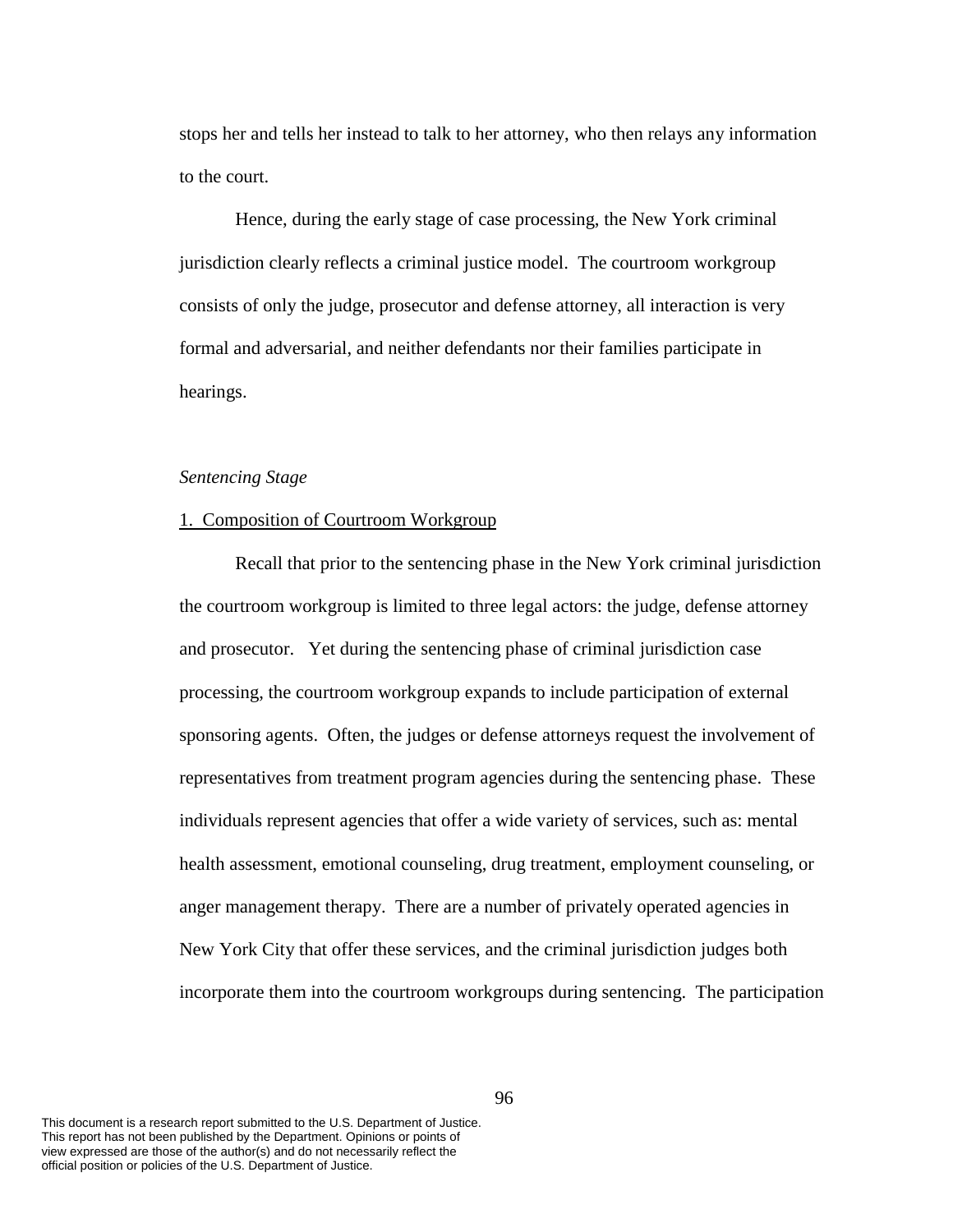stops her and tells her instead to talk to her attorney, who then relays any information to the court.

Hence, during the early stage of case processing, the New York criminal jurisdiction clearly reflects a criminal justice model. The courtroom workgroup consists of only the judge, prosecutor and defense attorney, all interaction is very formal and adversarial, and neither defendants nor their families participate in hearings.

*Sentencing Stage*

1. Composition of Courtroom Workgroup

Recall that prior to the sentencing phase in the New York criminal jurisdiction the courtroom workgroup is limited to three legal actors: the judge, defense attorney and prosecutor. Yet during the sentencing phase of criminal jurisdiction case processing, the courtroom workgroup expands to include participation of external sponsoring agents. Often, the judges or defense attorneys request the involvement of representatives from treatment program agencies during the sentencing phase. These individuals represent agencies that offer a wide variety of services, such as: mental health assessment, emotional counseling, drug treatment, employment counseling, or anger management therapy. There are a number of privately operated agencies in New York City that offer these services, and the criminal jurisdiction judges both incorporate them into the courtroom workgroups during sentencing. The participation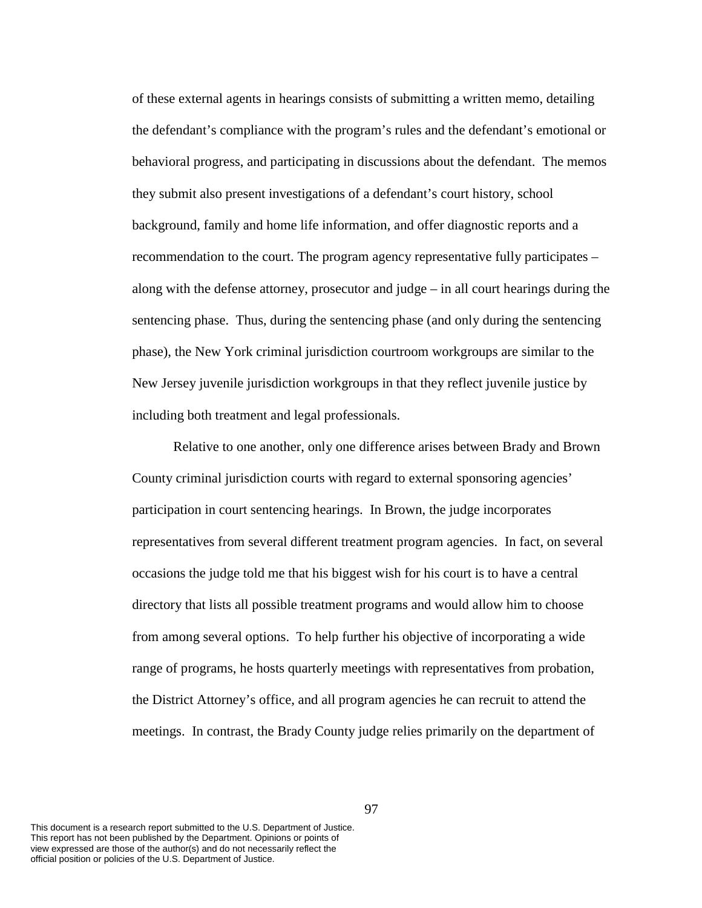of these external agents in hearings consists of submitting a written memo, detailing the defendant's compliance with the program's rules and the defendant's emotional or behavioral progress, and participating in discussions about the defendant. The memos they submit also present investigations of a defendant's court history, school background, family and home life information, and offer diagnostic reports and a recommendation to the court. The program agency representative fully participates – along with the defense attorney, prosecutor and judge – in all court hearings during the sentencing phase. Thus, during the sentencing phase (and only during the sentencing phase), the New York criminal jurisdiction courtroom workgroups are similar to the New Jersey juvenile jurisdiction workgroups in that they reflect juvenile justice by including both treatment and legal professionals.

Relative to one another, only one difference arises between Brady and Brown County criminal jurisdiction courts with regard to external sponsoring agencies' participation in court sentencing hearings. In Brown, the judge incorporates representatives from several different treatment program agencies. In fact, on several occasions the judge told me that his biggest wish for his court is to have a central directory that lists all possible treatment programs and would allow him to choose from among several options. To help further his objective of incorporating a wide range of programs, he hosts quarterly meetings with representatives from probation, the District Attorney's office, and all program agencies he can recruit to attend the meetings. In contrast, the Brady County judge relies primarily on the department of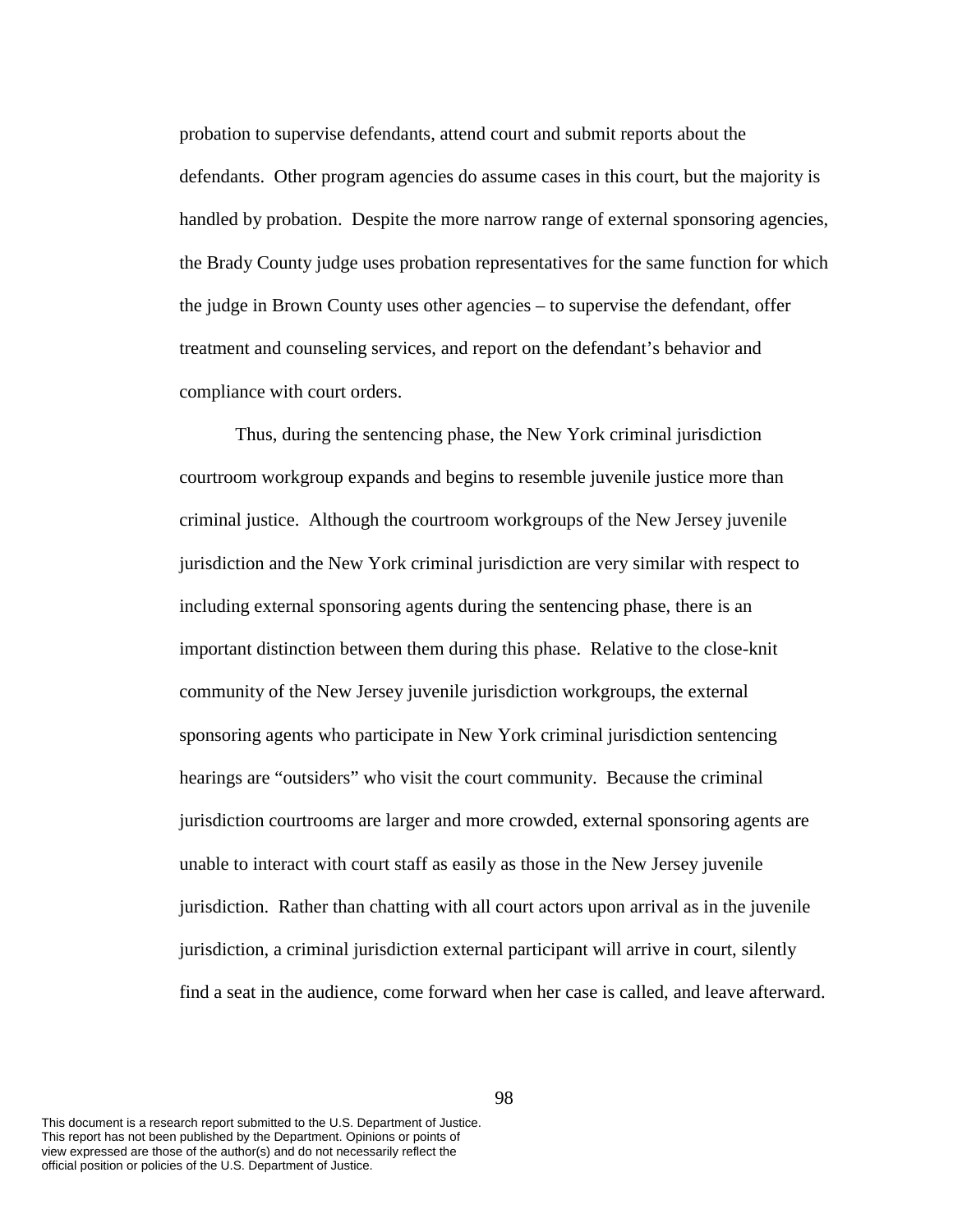probation to supervise defendants, attend court and submit reports about the defendants. Other program agencies do assume cases in this court, but the majority is handled by probation. Despite the more narrow range of external sponsoring agencies, the Brady County judge uses probation representatives for the same function for which the judge in Brown County uses other agencies – to supervise the defendant, offer treatment and counseling services, and report on the defendant's behavior and compliance with court orders.

Thus, during the sentencing phase, the New York criminal jurisdiction courtroom workgroup expands and begins to resemble juvenile justice more than criminal justice. Although the courtroom workgroups of the New Jersey juvenile jurisdiction and the New York criminal jurisdiction are very similar with respect to including external sponsoring agents during the sentencing phase, there is an important distinction between them during this phase. Relative to the close-knit community of the New Jersey juvenile jurisdiction workgroups, the external sponsoring agents who participate in New York criminal jurisdiction sentencing hearings are "outsiders" who visit the court community. Because the criminal jurisdiction courtrooms are larger and more crowded, external sponsoring agents are unable to interact with court staff as easily as those in the New Jersey juvenile jurisdiction. Rather than chatting with all court actors upon arrival as in the juvenile jurisdiction, a criminal jurisdiction external participant will arrive in court, silently find a seat in the audience, come forward when her case is called, and leave afterward.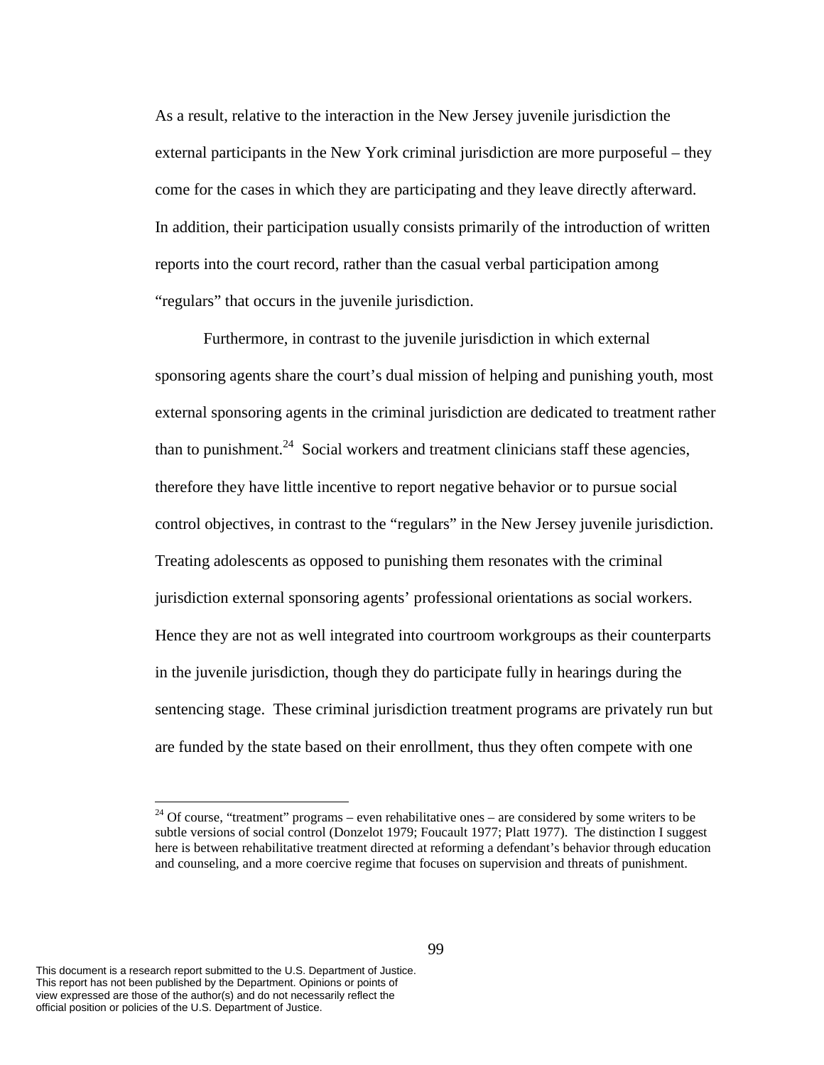As a result, relative to the interaction in the New Jersey juvenile jurisdiction the external participants in the New York criminal jurisdiction are more purposeful – they come for the cases in which they are participating and they leave directly afterward. In addition, their participation usually consists primarily of the introduction of written reports into the court record, rather than the casual verbal participation among "regulars" that occurs in the juvenile jurisdiction.

Furthermore, in contrast to the juvenile jurisdiction in which external sponsoring agents share the court's dual mission of helping and punishing youth, most external sponsoring agents in the criminal jurisdiction are dedicated to treatment rather than to punishment.[24] Social workers and treatment clinicians staff these agencies, therefore they have little incentive to report negative behavior or to pursue social control objectives, in contrast to the "regulars" in the New Jersey juvenile jurisdiction. Treating adolescents as opposed to punishing them resonates with the criminal jurisdiction external sponsoring agents' professional orientations as social workers. Hence they are not as well integrated into courtroom workgroups as their counterparts in the juvenile jurisdiction, though they do participate fully in hearings during the sentencing stage. These criminal jurisdiction treatment programs are privately run but are funded by the state based on their enrollment, thus they often compete with one

[24] Of course, "treatment" programs – even rehabilitative ones – are considered by some writers to be subtle versions of social control (Donzelot 1979; Foucault 1977; Platt 1977). The distinction I suggest here is between rehabilitative treatment directed at reforming a defendant's behavior through education and counseling, and a more coercive regime that focuses on supervision and threats of punishment.

This document is a research report submitted to the U.S. Department of Justice. This report has not been published by the Department. Opinions or points of view expressed are those of the author(s) and do not necessarily reflect the official position or policies of the U.S. Department of Justice.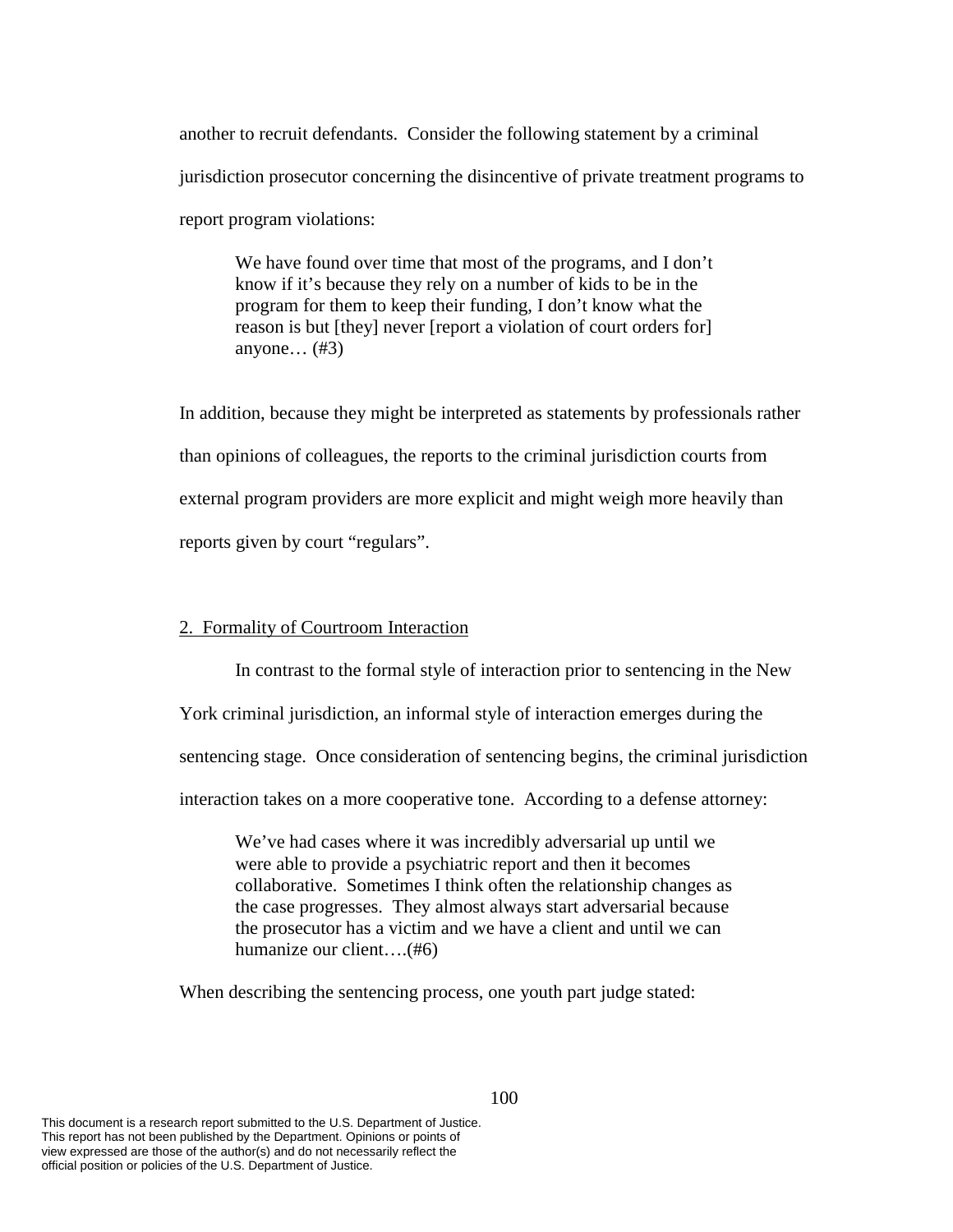another to recruit defendants. Consider the following statement by a criminal jurisdiction prosecutor concerning the disincentive of private treatment programs to report program violations:

> We have found over time that most of the programs, and I don't know if it's because they rely on a number of kids to be in the program for them to keep their funding, I don't know what the reason is but [they] never [report a violation of court orders for] anyone… (#3)

In addition, because they might be interpreted as statements by professionals rather than opinions of colleagues, the reports to the criminal jurisdiction courts from external program providers are more explicit and might weigh more heavily than reports given by court "regulars".

2. Formality of Courtroom Interaction

In contrast to the formal style of interaction prior to sentencing in the New York criminal jurisdiction, an informal style of interaction emerges during the sentencing stage. Once consideration of sentencing begins, the criminal jurisdiction interaction takes on a more cooperative tone. According to a defense attorney:

> We've had cases where it was incredibly adversarial up until we were able to provide a psychiatric report and then it becomes collaborative. Sometimes I think often the relationship changes as the case progresses. They almost always start adversarial because the prosecutor has a victim and we have a client and until we can humanize our client….(#6)

When describing the sentencing process, one youth part judge stated: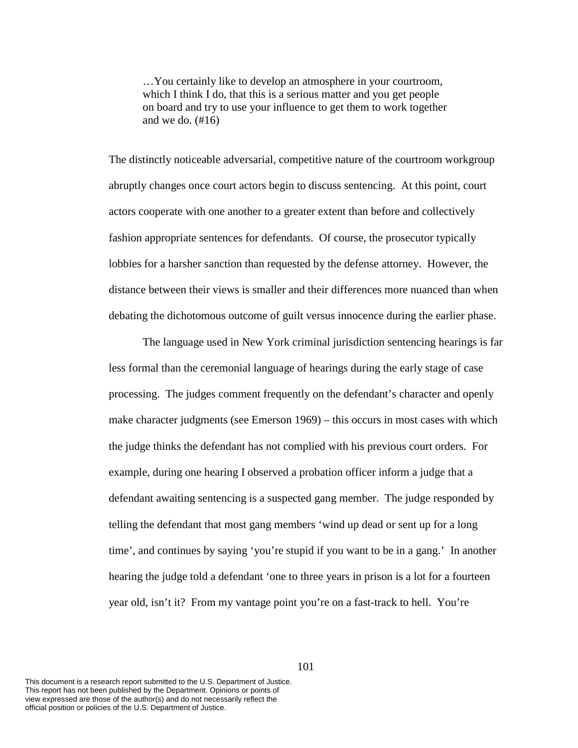> …You certainly like to develop an atmosphere in your courtroom, which I think I do, that this is a serious matter and you get people on board and try to use your influence to get them to work together and we do. (#16)

The distinctly noticeable adversarial, competitive nature of the courtroom workgroup abruptly changes once court actors begin to discuss sentencing. At this point, court actors cooperate with one another to a greater extent than before and collectively fashion appropriate sentences for defendants. Of course, the prosecutor typically lobbies for a harsher sanction than requested by the defense attorney. However, the distance between their views is smaller and their differences more nuanced than when debating the dichotomous outcome of guilt versus innocence during the earlier phase.

The language used in New York criminal jurisdiction sentencing hearings is far less formal than the ceremonial language of hearings during the early stage of case processing. The judges comment frequently on the defendant's character and openly make character judgments (see Emerson 1969) – this occurs in most cases with which the judge thinks the defendant has not complied with his previous court orders. For example, during one hearing I observed a probation officer inform a judge that a defendant awaiting sentencing is a suspected gang member. The judge responded by telling the defendant that most gang members 'wind up dead or sent up for a long time', and continues by saying 'you're stupid if you want to be in a gang.' In another hearing the judge told a defendant 'one to three years in prison is a lot for a fourteen year old, isn't it? From my vantage point you're on a fast-track to hell. You're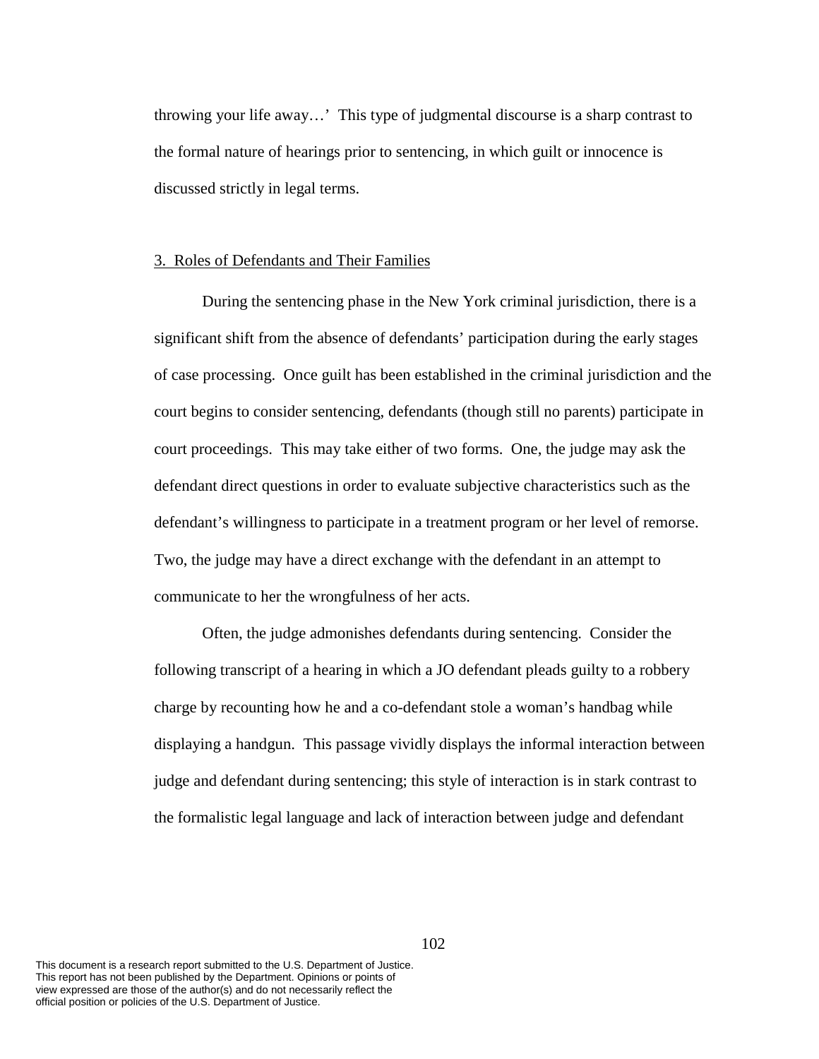throwing your life away…' This type of judgmental discourse is a sharp contrast to the formal nature of hearings prior to sentencing, in which guilt or innocence is discussed strictly in legal terms.

3. Roles of Defendants and Their Families

During the sentencing phase in the New York criminal jurisdiction, there is a significant shift from the absence of defendants' participation during the early stages of case processing. Once guilt has been established in the criminal jurisdiction and the court begins to consider sentencing, defendants (though still no parents) participate in court proceedings. This may take either of two forms. One, the judge may ask the defendant direct questions in order to evaluate subjective characteristics such as the defendant's willingness to participate in a treatment program or her level of remorse. Two, the judge may have a direct exchange with the defendant in an attempt to communicate to her the wrongfulness of her acts.

Often, the judge admonishes defendants during sentencing. Consider the following transcript of a hearing in which a JO defendant pleads guilty to a robbery charge by recounting how he and a co-defendant stole a woman's handbag while displaying a handgun. This passage vividly displays the informal interaction between judge and defendant during sentencing; this style of interaction is in stark contrast to the formalistic legal language and lack of interaction between judge and defendant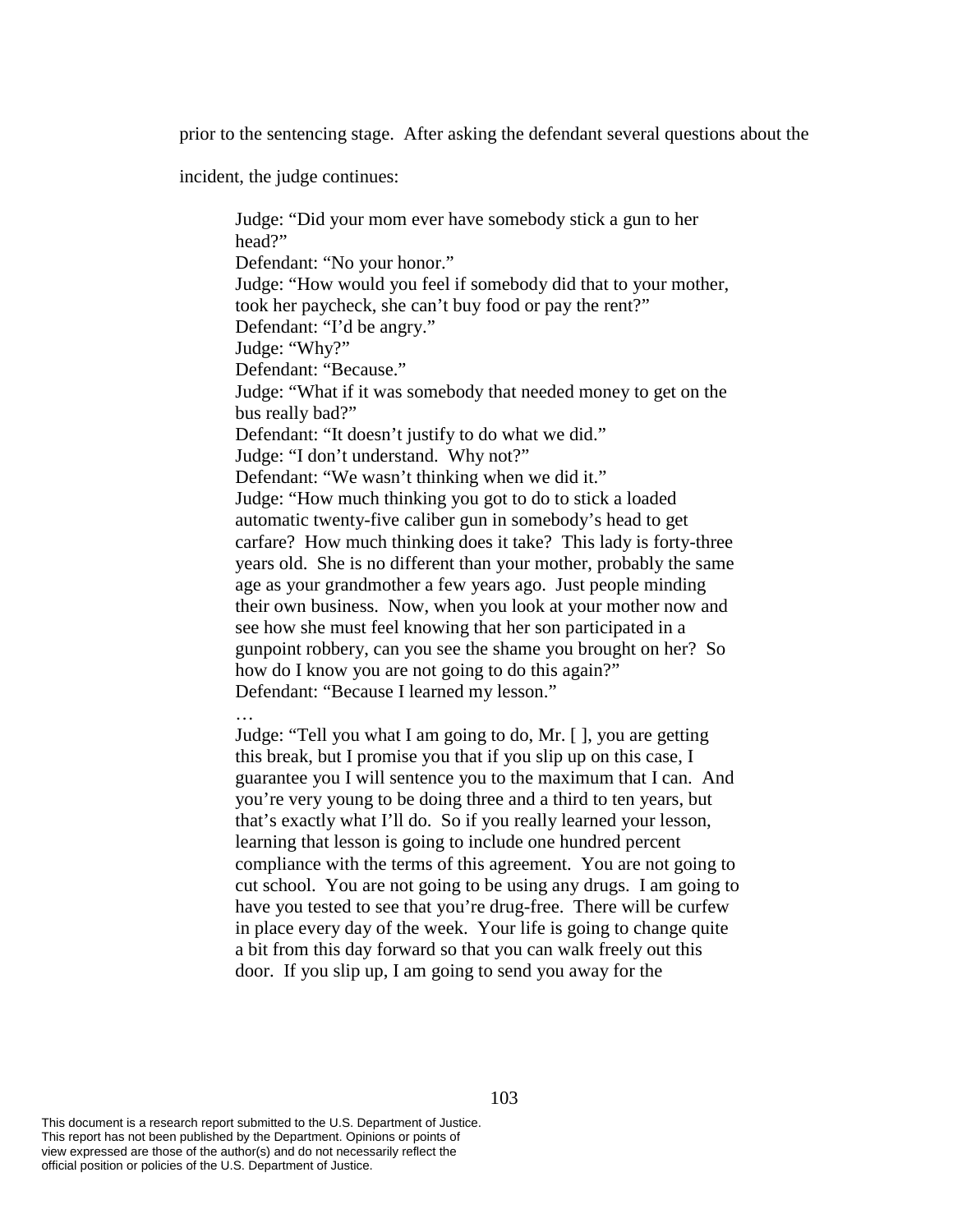prior to the sentencing stage. After asking the defendant several questions about the incident, the judge continues:

> Judge: "Did your mom ever have somebody stick a gun to her head?"
> Defendant: "No your honor."
> Judge: "How would you feel if somebody did that to your mother, took her paycheck, she can't buy food or pay the rent?"
> Defendant: "I'd be angry."
> Judge: "Why?"
> Defendant: "Because."
> Judge: "What if it was somebody that needed money to get on the bus really bad?"
> Defendant: "It doesn't justify to do what we did."
> Judge: "I don't understand. Why not?"
> Defendant: "We wasn't thinking when we did it."
> Judge: "How much thinking you got to do to stick a loaded automatic twenty-five caliber gun in somebody's head to get carfare? How much thinking does it take? This lady is forty-three years old. She is no different than your mother, probably the same age as your grandmother a few years ago. Just people minding their own business. Now, when you look at your mother now and see how she must feel knowing that her son participated in a gunpoint robbery, can you see the shame you brought on her? So how do I know you are not going to do this again?"
> Defendant: "Because I learned my lesson."
> …
> Judge: "Tell you what I am going to do, Mr. [ ], you are getting this break, but I promise you that if you slip up on this case, I guarantee you I will sentence you to the maximum that I can. And you're very young to be doing three and a third to ten years, but that's exactly what I'll do. So if you really learned your lesson, learning that lesson is going to include one hundred percent compliance with the terms of this agreement. You are not going to cut school. You are not going to be using any drugs. I am going to have you tested to see that you're drug-free. There will be curfew in place every day of the week. Your life is going to change quite a bit from this day forward so that you can walk freely out this door. If you slip up, I am going to send you away for the

This document is a research report submitted to the U.S. Department of Justice. This report has not been published by the Department. Opinions or points of view expressed are those of the author(s) and do not necessarily reflect the official position or policies of the U.S. Department of Justice.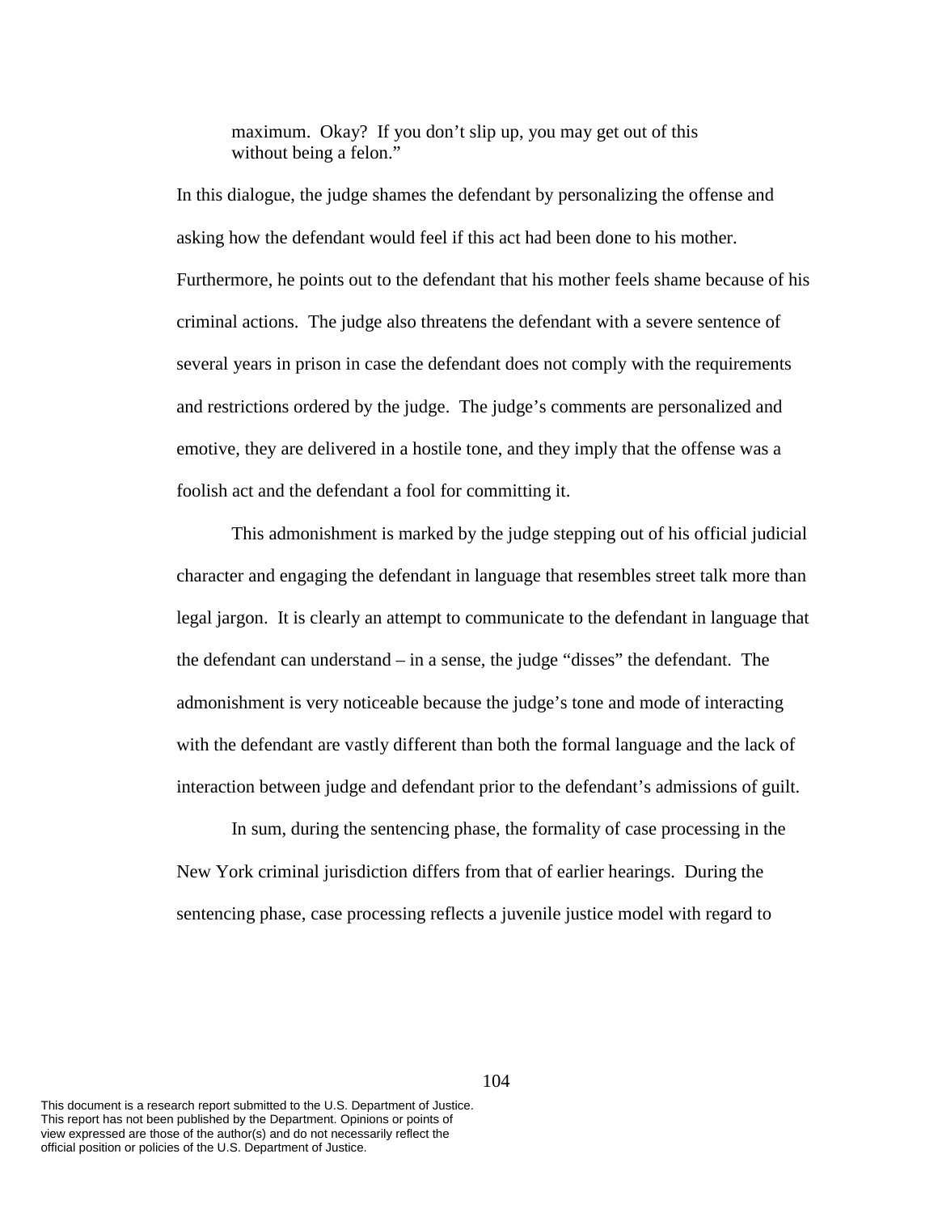> maximum. Okay? If you don't slip up, you may get out of this without being a felon."

In this dialogue, the judge shames the defendant by personalizing the offense and asking how the defendant would feel if this act had been done to his mother. Furthermore, he points out to the defendant that his mother feels shame because of his criminal actions. The judge also threatens the defendant with a severe sentence of several years in prison in case the defendant does not comply with the requirements and restrictions ordered by the judge. The judge's comments are personalized and emotive, they are delivered in a hostile tone, and they imply that the offense was a foolish act and the defendant a fool for committing it.

This admonishment is marked by the judge stepping out of his official judicial character and engaging the defendant in language that resembles street talk more than legal jargon. It is clearly an attempt to communicate to the defendant in language that the defendant can understand – in a sense, the judge "disses" the defendant. The admonishment is very noticeable because the judge's tone and mode of interacting with the defendant are vastly different than both the formal language and the lack of interaction between judge and defendant prior to the defendant's admissions of guilt.

In sum, during the sentencing phase, the formality of case processing in the New York criminal jurisdiction differs from that of earlier hearings. During the sentencing phase, case processing reflects a juvenile justice model with regard to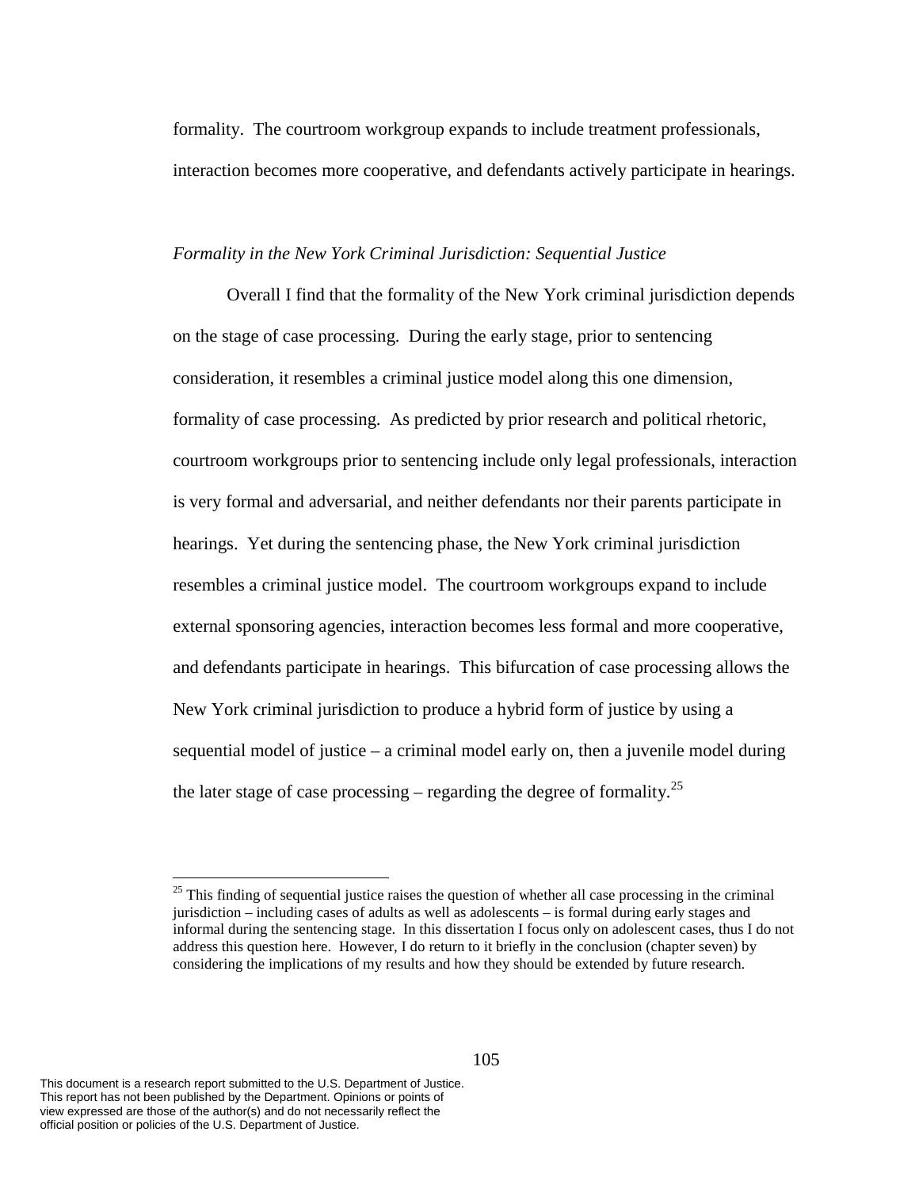formality. The courtroom workgroup expands to include treatment professionals, interaction becomes more cooperative, and defendants actively participate in hearings.

*Formality in the New York Criminal Jurisdiction: Sequential Justice*

Overall I find that the formality of the New York criminal jurisdiction depends on the stage of case processing. During the early stage, prior to sentencing consideration, it resembles a criminal justice model along this one dimension, formality of case processing. As predicted by prior research and political rhetoric, courtroom workgroups prior to sentencing include only legal professionals, interaction is very formal and adversarial, and neither defendants nor their parents participate in hearings. Yet during the sentencing phase, the New York criminal jurisdiction resembles a criminal justice model. The courtroom workgroups expand to include external sponsoring agencies, interaction becomes less formal and more cooperative, and defendants participate in hearings. This bifurcation of case processing allows the New York criminal jurisdiction to produce a hybrid form of justice by using a sequential model of justice – a criminal model early on, then a juvenile model during the later stage of case processing – regarding the degree of formality.[25]

[25] This finding of sequential justice raises the question of whether all case processing in the criminal jurisdiction – including cases of adults as well as adolescents – is formal during early stages and informal during the sentencing stage. In this dissertation I focus only on adolescent cases, thus I do not address this question here. However, I do return to it briefly in the conclusion (chapter seven) by considering the implications of my results and how they should be extended by future research.

This document is a research report submitted to the U.S. Department of Justice. This report has not been published by the Department. Opinions or points of view expressed are those of the author(s) and do not necessarily reflect the official position or policies of the U.S. Department of Justice.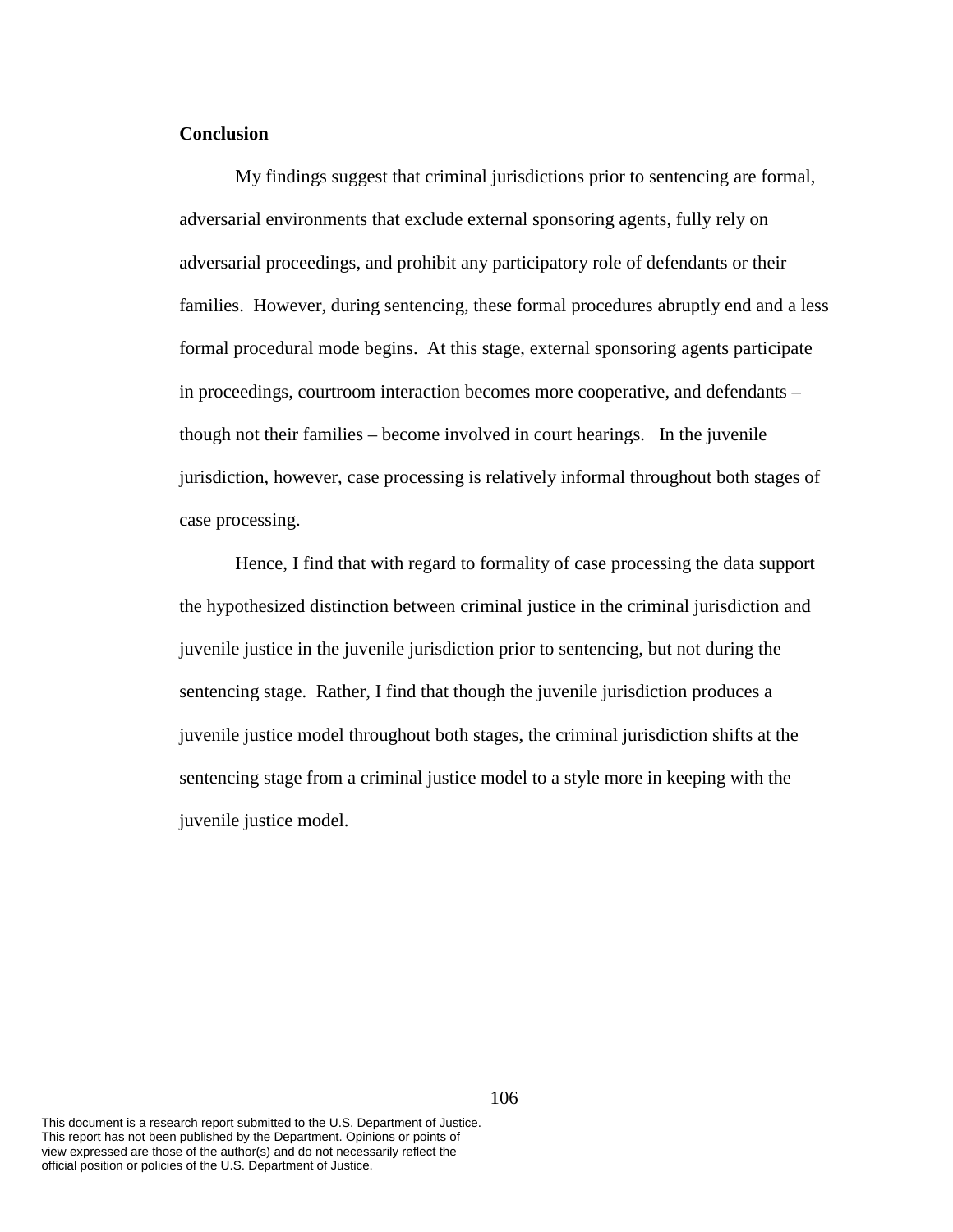**Conclusion**

My findings suggest that criminal jurisdictions prior to sentencing are formal, adversarial environments that exclude external sponsoring agents, fully rely on adversarial proceedings, and prohibit any participatory role of defendants or their families. However, during sentencing, these formal procedures abruptly end and a less formal procedural mode begins. At this stage, external sponsoring agents participate in proceedings, courtroom interaction becomes more cooperative, and defendants – though not their families – become involved in court hearings. In the juvenile jurisdiction, however, case processing is relatively informal throughout both stages of case processing.

Hence, I find that with regard to formality of case processing the data support the hypothesized distinction between criminal justice in the criminal jurisdiction and juvenile justice in the juvenile jurisdiction prior to sentencing, but not during the sentencing stage. Rather, I find that though the juvenile jurisdiction produces a juvenile justice model throughout both stages, the criminal jurisdiction shifts at the sentencing stage from a criminal justice model to a style more in keeping with the juvenile justice model.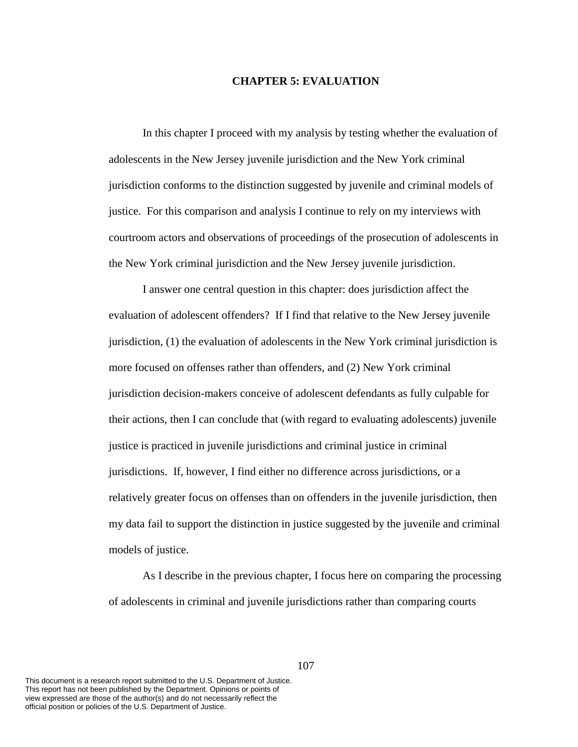# CHAPTER 5: EVALUATION

In this chapter I proceed with my analysis by testing whether the evaluation of adolescents in the New Jersey juvenile jurisdiction and the New York criminal jurisdiction conforms to the distinction suggested by juvenile and criminal models of justice. For this comparison and analysis I continue to rely on my interviews with courtroom actors and observations of proceedings of the prosecution of adolescents in the New York criminal jurisdiction and the New Jersey juvenile jurisdiction.

I answer one central question in this chapter: does jurisdiction affect the evaluation of adolescent offenders? If I find that relative to the New Jersey juvenile jurisdiction, (1) the evaluation of adolescents in the New York criminal jurisdiction is more focused on offenses rather than offenders, and (2) New York criminal jurisdiction decision-makers conceive of adolescent defendants as fully culpable for their actions, then I can conclude that (with regard to evaluating adolescents) juvenile justice is practiced in juvenile jurisdictions and criminal justice in criminal jurisdictions. If, however, I find either no difference across jurisdictions, or a relatively greater focus on offenses than on offenders in the juvenile jurisdiction, then my data fail to support the distinction in justice suggested by the juvenile and criminal models of justice.

As I describe in the previous chapter, I focus here on comparing the processing of adolescents in criminal and juvenile jurisdictions rather than comparing courts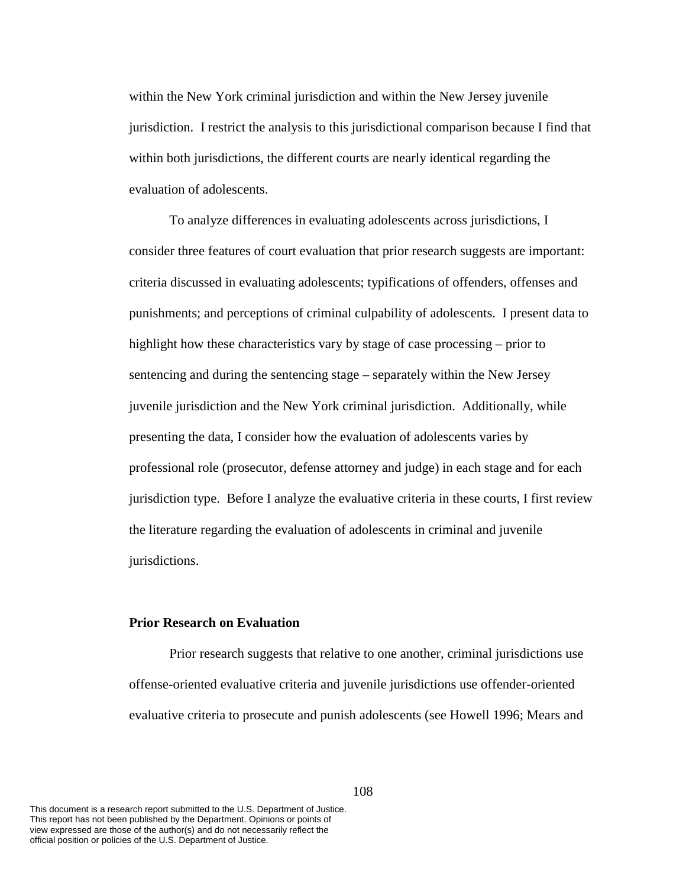within the New York criminal jurisdiction and within the New Jersey juvenile jurisdiction. I restrict the analysis to this jurisdictional comparison because I find that within both jurisdictions, the different courts are nearly identical regarding the evaluation of adolescents.

To analyze differences in evaluating adolescents across jurisdictions, I consider three features of court evaluation that prior research suggests are important: criteria discussed in evaluating adolescents; typifications of offenders, offenses and punishments; and perceptions of criminal culpability of adolescents. I present data to highlight how these characteristics vary by stage of case processing – prior to sentencing and during the sentencing stage – separately within the New Jersey juvenile jurisdiction and the New York criminal jurisdiction. Additionally, while presenting the data, I consider how the evaluation of adolescents varies by professional role (prosecutor, defense attorney and judge) in each stage and for each jurisdiction type. Before I analyze the evaluative criteria in these courts, I first review the literature regarding the evaluation of adolescents in criminal and juvenile jurisdictions.

### Prior Research on Evaluation

Prior research suggests that relative to one another, criminal jurisdictions use offense-oriented evaluative criteria and juvenile jurisdictions use offender-oriented evaluative criteria to prosecute and punish adolescents (see Howell 1996; Mears and

This document is a research report submitted to the U.S. Department of Justice. This report has not been published by the Department. Opinions or points of view expressed are those of the author(s) and do not necessarily reflect the official position or policies of the U.S. Department of Justice.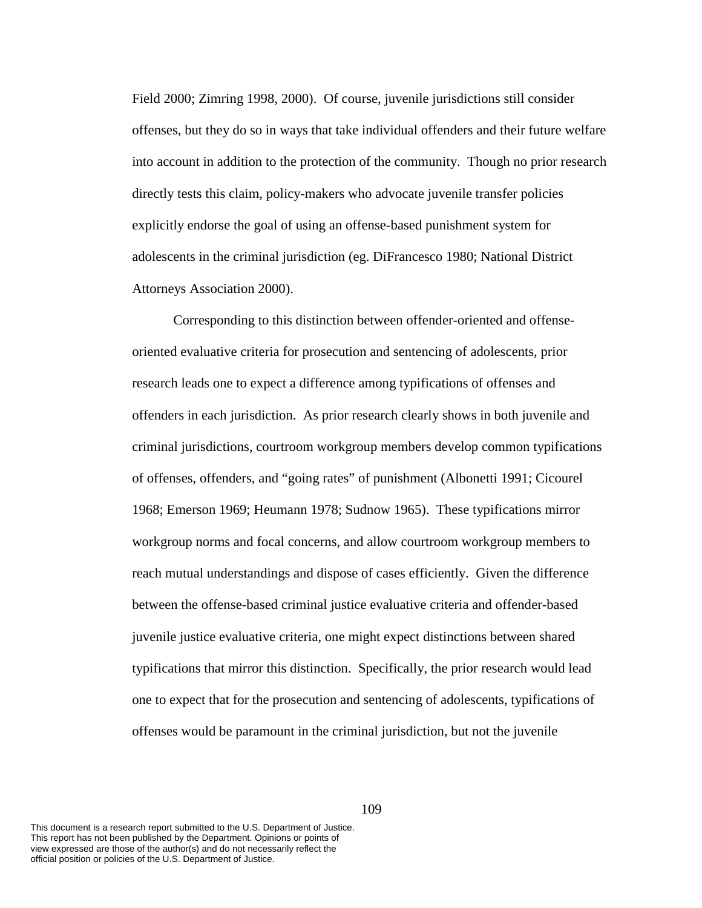Field 2000; Zimring 1998, 2000). Of course, juvenile jurisdictions still consider offenses, but they do so in ways that take individual offenders and their future welfare into account in addition to the protection of the community. Though no prior research directly tests this claim, policy-makers who advocate juvenile transfer policies explicitly endorse the goal of using an offense-based punishment system for adolescents in the criminal jurisdiction (eg. DiFrancesco 1980; National District Attorneys Association 2000).

Corresponding to this distinction between offender-oriented and offense-oriented evaluative criteria for prosecution and sentencing of adolescents, prior research leads one to expect a difference among typifications of offenses and offenders in each jurisdiction. As prior research clearly shows in both juvenile and criminal jurisdictions, courtroom workgroup members develop common typifications of offenses, offenders, and "going rates" of punishment (Albonetti 1991; Cicourel 1968; Emerson 1969; Heumann 1978; Sudnow 1965). These typifications mirror workgroup norms and focal concerns, and allow courtroom workgroup members to reach mutual understandings and dispose of cases efficiently. Given the difference between the offense-based criminal justice evaluative criteria and offender-based juvenile justice evaluative criteria, one might expect distinctions between shared typifications that mirror this distinction. Specifically, the prior research would lead one to expect that for the prosecution and sentencing of adolescents, typifications of offenses would be paramount in the criminal jurisdiction, but not the juvenile

This document is a research report submitted to the U.S. Department of Justice. This report has not been published by the Department. Opinions or points of view expressed are those of the author(s) and do not necessarily reflect the official position or policies of the U.S. Department of Justice.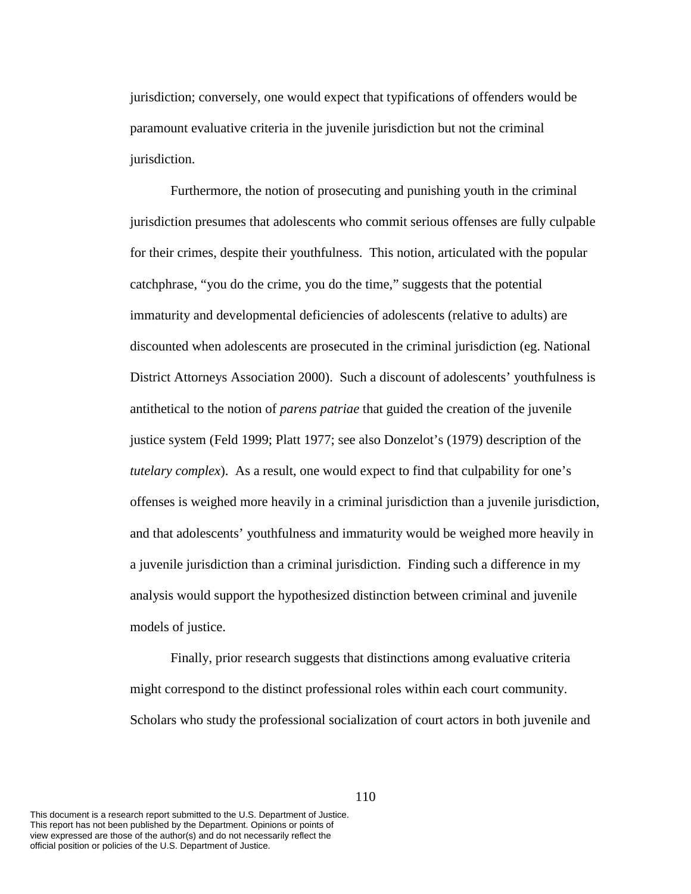jurisdiction; conversely, one would expect that typifications of offenders would be paramount evaluative criteria in the juvenile jurisdiction but not the criminal jurisdiction.

Furthermore, the notion of prosecuting and punishing youth in the criminal jurisdiction presumes that adolescents who commit serious offenses are fully culpable for their crimes, despite their youthfulness. This notion, articulated with the popular catchphrase, "you do the crime, you do the time," suggests that the potential immaturity and developmental deficiencies of adolescents (relative to adults) are discounted when adolescents are prosecuted in the criminal jurisdiction (eg. National District Attorneys Association 2000). Such a discount of adolescents' youthfulness is antithetical to the notion of *parens patriae* that guided the creation of the juvenile justice system (Feld 1999; Platt 1977; see also Donzelot's (1979) description of the *tutelary complex*). As a result, one would expect to find that culpability for one's offenses is weighed more heavily in a criminal jurisdiction than a juvenile jurisdiction, and that adolescents' youthfulness and immaturity would be weighed more heavily in a juvenile jurisdiction than a criminal jurisdiction. Finding such a difference in my analysis would support the hypothesized distinction between criminal and juvenile models of justice.

Finally, prior research suggests that distinctions among evaluative criteria might correspond to the distinct professional roles within each court community. Scholars who study the professional socialization of court actors in both juvenile and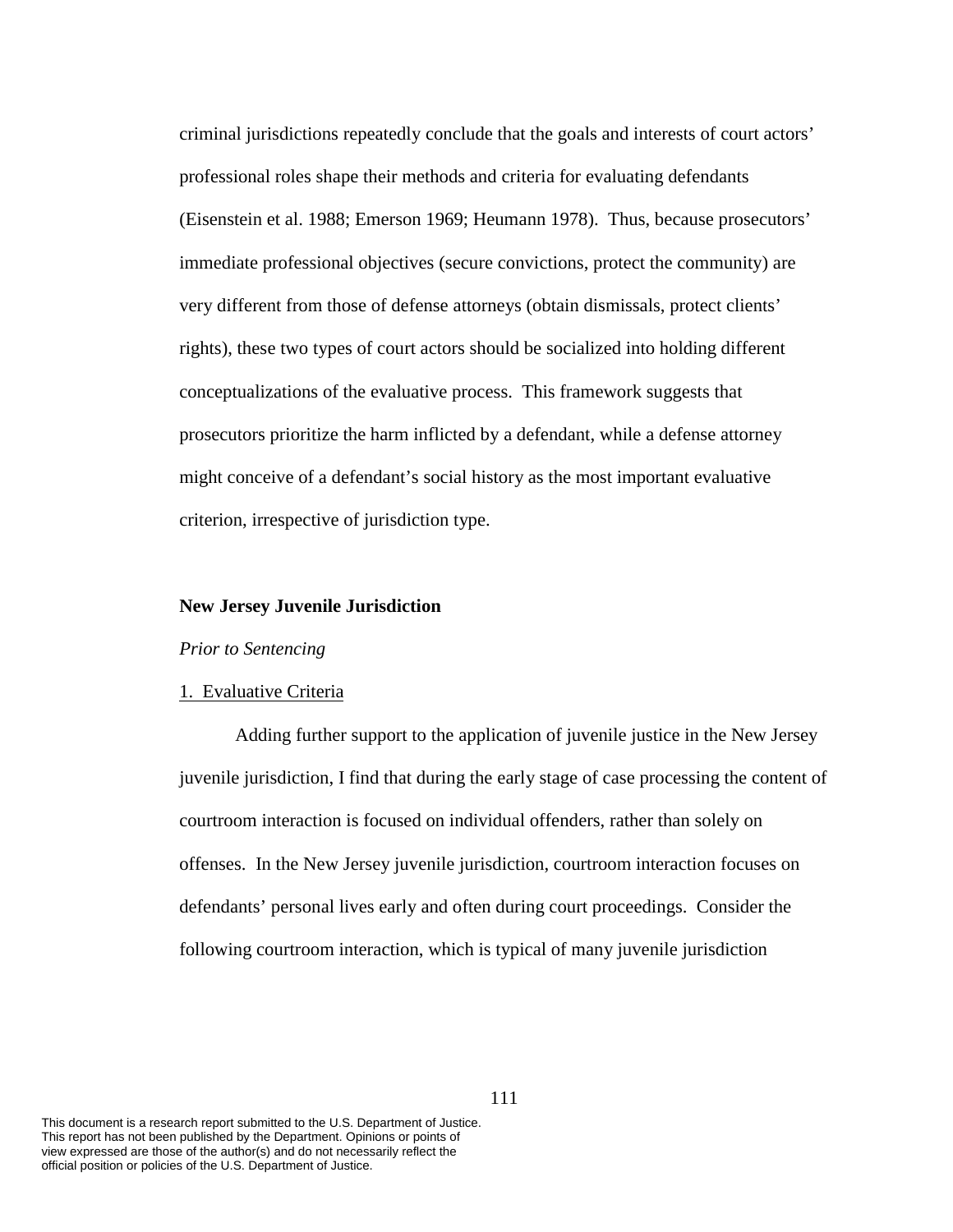criminal jurisdictions repeatedly conclude that the goals and interests of court actors' professional roles shape their methods and criteria for evaluating defendants (Eisenstein et al. 1988; Emerson 1969; Heumann 1978). Thus, because prosecutors' immediate professional objectives (secure convictions, protect the community) are very different from those of defense attorneys (obtain dismissals, protect clients' rights), these two types of court actors should be socialized into holding different conceptualizations of the evaluative process. This framework suggests that prosecutors prioritize the harm inflicted by a defendant, while a defense attorney might conceive of a defendant's social history as the most important evaluative criterion, irrespective of jurisdiction type.

**New Jersey Juvenile Jurisdiction**

*Prior to Sentencing*

1. Evaluative Criteria

Adding further support to the application of juvenile justice in the New Jersey juvenile jurisdiction, I find that during the early stage of case processing the content of courtroom interaction is focused on individual offenders, rather than solely on offenses. In the New Jersey juvenile jurisdiction, courtroom interaction focuses on defendants' personal lives early and often during court proceedings. Consider the following courtroom interaction, which is typical of many juvenile jurisdiction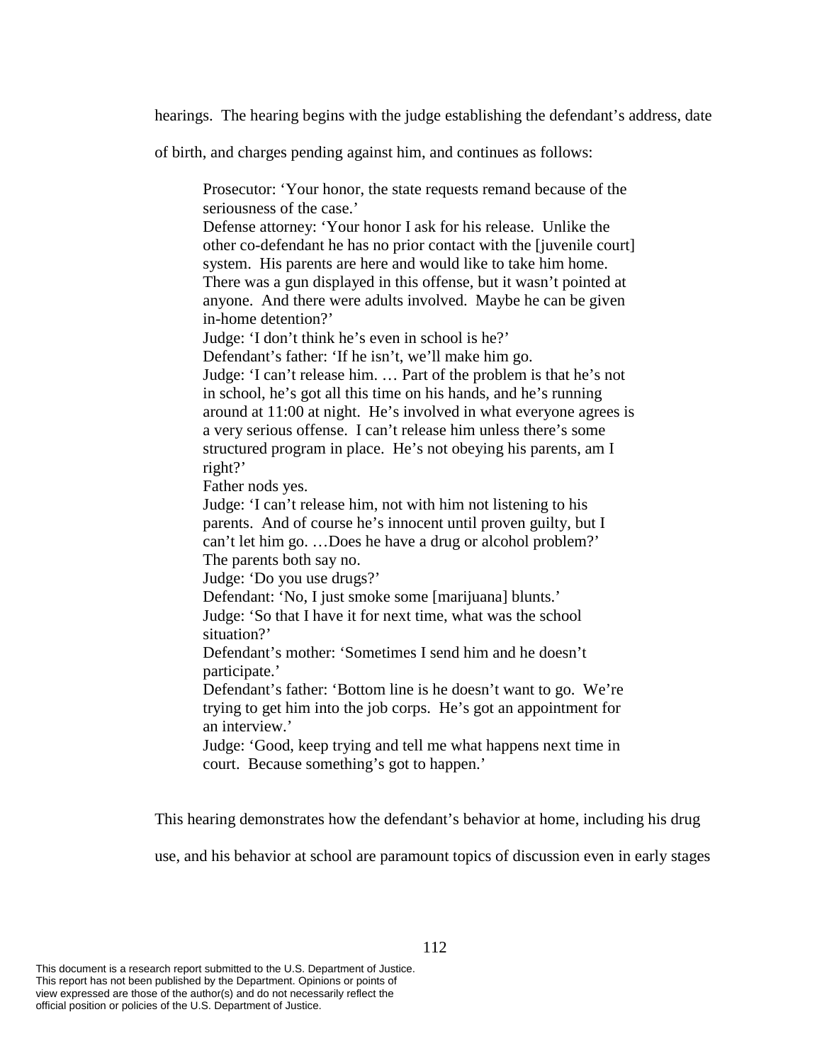hearings. The hearing begins with the judge establishing the defendant's address, date of birth, and charges pending against him, and continues as follows:

> Prosecutor: 'Your honor, the state requests remand because of the seriousness of the case.'
> Defense attorney: 'Your honor I ask for his release. Unlike the other co-defendant he has no prior contact with the [juvenile court] system. His parents are here and would like to take him home. There was a gun displayed in this offense, but it wasn't pointed at anyone. And there were adults involved. Maybe he can be given in-home detention?'
> Judge: 'I don't think he's even in school is he?'
> Defendant's father: 'If he isn't, we'll make him go.
> Judge: 'I can't release him. … Part of the problem is that he's not in school, he's got all this time on his hands, and he's running around at 11:00 at night. He's involved in what everyone agrees is a very serious offense. I can't release him unless there's some structured program in place. He's not obeying his parents, am I right?'
> Father nods yes.
> Judge: 'I can't release him, not with him not listening to his parents. And of course he's innocent until proven guilty, but I can't let him go. …Does he have a drug or alcohol problem?'
> The parents both say no.
> Judge: 'Do you use drugs?'
> Defendant: 'No, I just smoke some [marijuana] blunts.'
> Judge: 'So that I have it for next time, what was the school situation?'
> Defendant's mother: 'Sometimes I send him and he doesn't participate.'
> Defendant's father: 'Bottom line is he doesn't want to go. We're trying to get him into the job corps. He's got an appointment for an interview.'
> Judge: 'Good, keep trying and tell me what happens next time in court. Because something's got to happen.'

This hearing demonstrates how the defendant's behavior at home, including his drug use, and his behavior at school are paramount topics of discussion even in early stages

This document is a research report submitted to the U.S. Department of Justice. This report has not been published by the Department. Opinions or points of view expressed are those of the author(s) and do not necessarily reflect the official position or policies of the U.S. Department of Justice.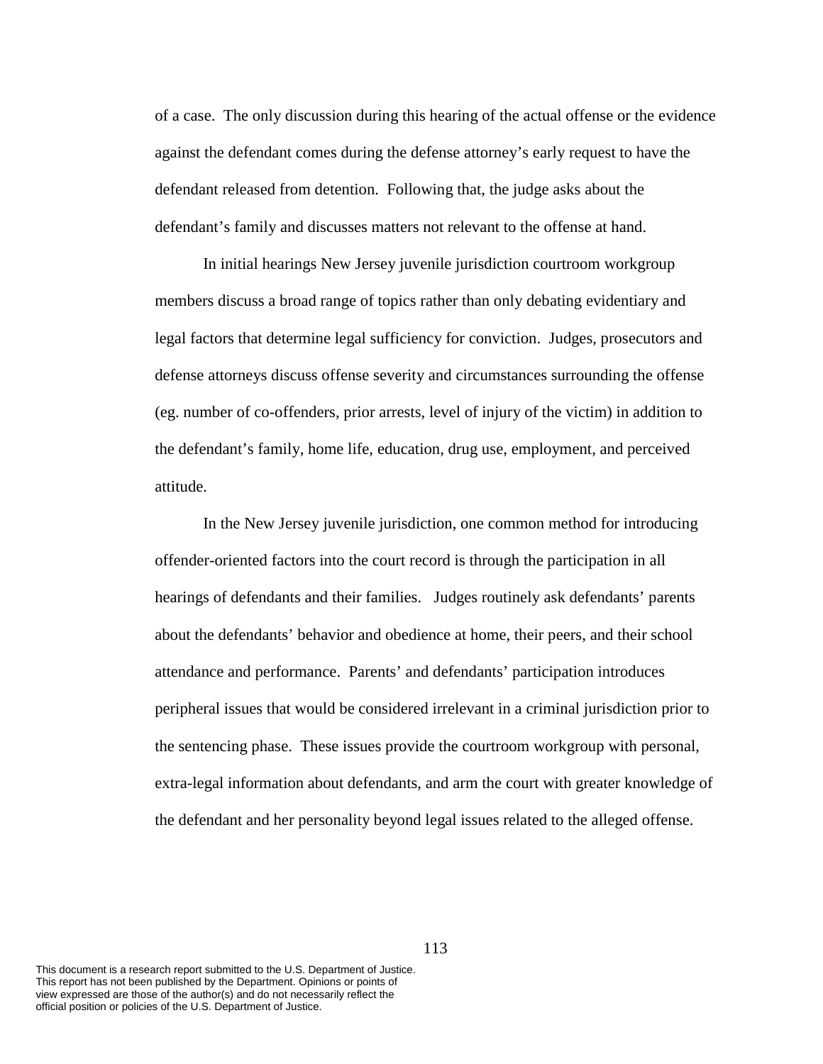of a case. The only discussion during this hearing of the actual offense or the evidence against the defendant comes during the defense attorney's early request to have the defendant released from detention. Following that, the judge asks about the defendant's family and discusses matters not relevant to the offense at hand.

In initial hearings New Jersey juvenile jurisdiction courtroom workgroup members discuss a broad range of topics rather than only debating evidentiary and legal factors that determine legal sufficiency for conviction. Judges, prosecutors and defense attorneys discuss offense severity and circumstances surrounding the offense (eg. number of co-offenders, prior arrests, level of injury of the victim) in addition to the defendant's family, home life, education, drug use, employment, and perceived attitude.

In the New Jersey juvenile jurisdiction, one common method for introducing offender-oriented factors into the court record is through the participation in all hearings of defendants and their families. Judges routinely ask defendants' parents about the defendants' behavior and obedience at home, their peers, and their school attendance and performance. Parents' and defendants' participation introduces peripheral issues that would be considered irrelevant in a criminal jurisdiction prior to the sentencing phase. These issues provide the courtroom workgroup with personal, extra-legal information about defendants, and arm the court with greater knowledge of the defendant and her personality beyond legal issues related to the alleged offense.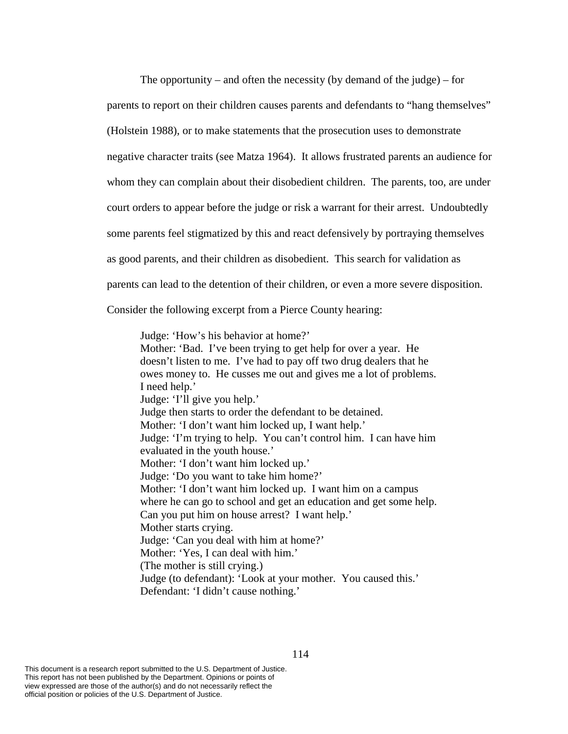The opportunity – and often the necessity (by demand of the judge) – for parents to report on their children causes parents and defendants to "hang themselves" (Holstein 1988), or to make statements that the prosecution uses to demonstrate negative character traits (see Matza 1964). It allows frustrated parents an audience for whom they can complain about their disobedient children. The parents, too, are under court orders to appear before the judge or risk a warrant for their arrest. Undoubtedly some parents feel stigmatized by this and react defensively by portraying themselves as good parents, and their children as disobedient. This search for validation as parents can lead to the detention of their children, or even a more severe disposition. Consider the following excerpt from a Pierce County hearing:

> Judge: 'How's his behavior at home?'
> Mother: 'Bad. I've been trying to get help for over a year. He doesn't listen to me. I've had to pay off two drug dealers that he owes money to. He cusses me out and gives me a lot of problems. I need help.'
> Judge: 'I'll give you help.'
> Judge then starts to order the defendant to be detained.
> Mother: 'I don't want him locked up, I want help.'
> Judge: 'I'm trying to help. You can't control him. I can have him evaluated in the youth house.'
> Mother: 'I don't want him locked up.'
> Judge: 'Do you want to take him home?'
> Mother: 'I don't want him locked up. I want him on a campus where he can go to school and get an education and get some help. Can you put him on house arrest? I want help.'
> Mother starts crying.
> Judge: 'Can you deal with him at home?'
> Mother: 'Yes, I can deal with him.'
> (The mother is still crying.)
> Judge (to defendant): 'Look at your mother. You caused this.'
> Defendant: 'I didn't cause nothing.'

This document is a research report submitted to the U.S. Department of Justice. This report has not been published by the Department. Opinions or points of view expressed are those of the author(s) and do not necessarily reflect the official position or policies of the U.S. Department of Justice.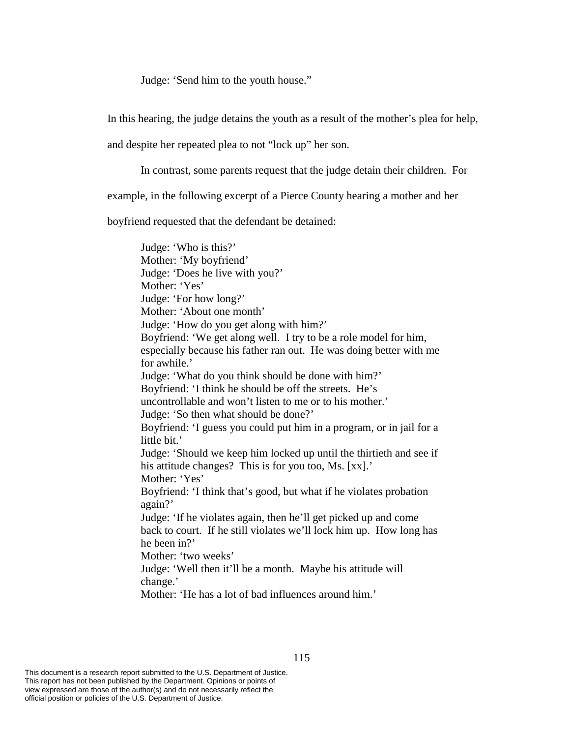Judge: 'Send him to the youth house."

In this hearing, the judge detains the youth as a result of the mother's plea for help, and despite her repeated plea to not "lock up" her son.

In contrast, some parents request that the judge detain their children. For example, in the following excerpt of a Pierce County hearing a mother and her boyfriend requested that the defendant be detained:

> Judge: 'Who is this?'
> Mother: 'My boyfriend'
> Judge: 'Does he live with you?'
> Mother: 'Yes'
> Judge: 'For how long?'
> Mother: 'About one month'
> Judge: 'How do you get along with him?'
> Boyfriend: 'We get along well. I try to be a role model for him, especially because his father ran out. He was doing better with me for awhile.'
> Judge: 'What do you think should be done with him?'
> Boyfriend: 'I think he should be off the streets. He's uncontrollable and won't listen to me or to his mother.'
> Judge: 'So then what should be done?'
> Boyfriend: 'I guess you could put him in a program, or in jail for a little bit.'
> Judge: 'Should we keep him locked up until the thirtieth and see if his attitude changes? This is for you too, Ms. [xx].'
> Mother: 'Yes'
> Boyfriend: 'I think that's good, but what if he violates probation again?'
> Judge: 'If he violates again, then he'll get picked up and come back to court. If he still violates we'll lock him up. How long has he been in?'
> Mother: 'two weeks'
> Judge: 'Well then it'll be a month. Maybe his attitude will change.'
> Mother: 'He has a lot of bad influences around him.'

This document is a research report submitted to the U.S. Department of Justice. This report has not been published by the Department. Opinions or points of view expressed are those of the author(s) and do not necessarily reflect the official position or policies of the U.S. Department of Justice.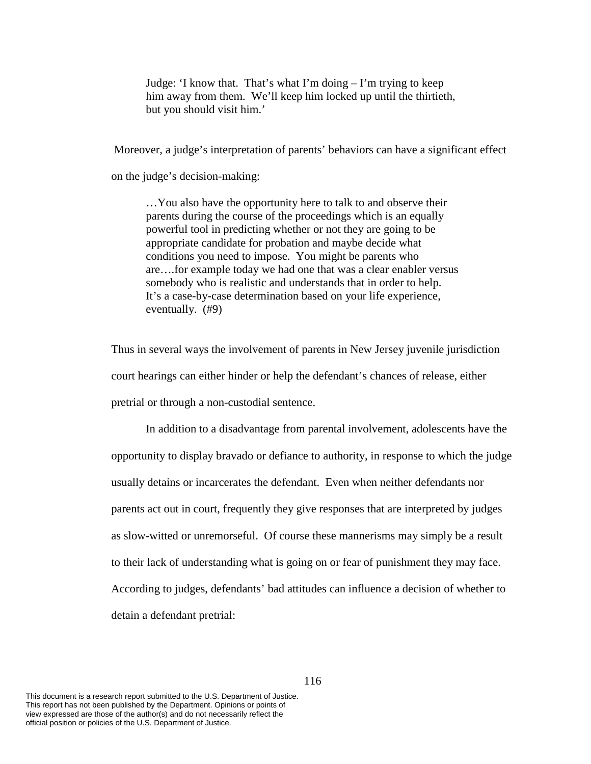> Judge: 'I know that. That's what I'm doing – I'm trying to keep him away from them. We'll keep him locked up until the thirtieth, but you should visit him.'

Moreover, a judge's interpretation of parents' behaviors can have a significant effect on the judge's decision-making:

> …You also have the opportunity here to talk to and observe their parents during the course of the proceedings which is an equally powerful tool in predicting whether or not they are going to be appropriate candidate for probation and maybe decide what conditions you need to impose. You might be parents who are….for example today we had one that was a clear enabler versus somebody who is realistic and understands that in order to help. It's a case-by-case determination based on your life experience, eventually. (#9)

Thus in several ways the involvement of parents in New Jersey juvenile jurisdiction court hearings can either hinder or help the defendant's chances of release, either pretrial or through a non-custodial sentence.

In addition to a disadvantage from parental involvement, adolescents have the opportunity to display bravado or defiance to authority, in response to which the judge usually detains or incarcerates the defendant. Even when neither defendants nor parents act out in court, frequently they give responses that are interpreted by judges as slow-witted or unremorseful. Of course these mannerisms may simply be a result to their lack of understanding what is going on or fear of punishment they may face. According to judges, defendants' bad attitudes can influence a decision of whether to detain a defendant pretrial: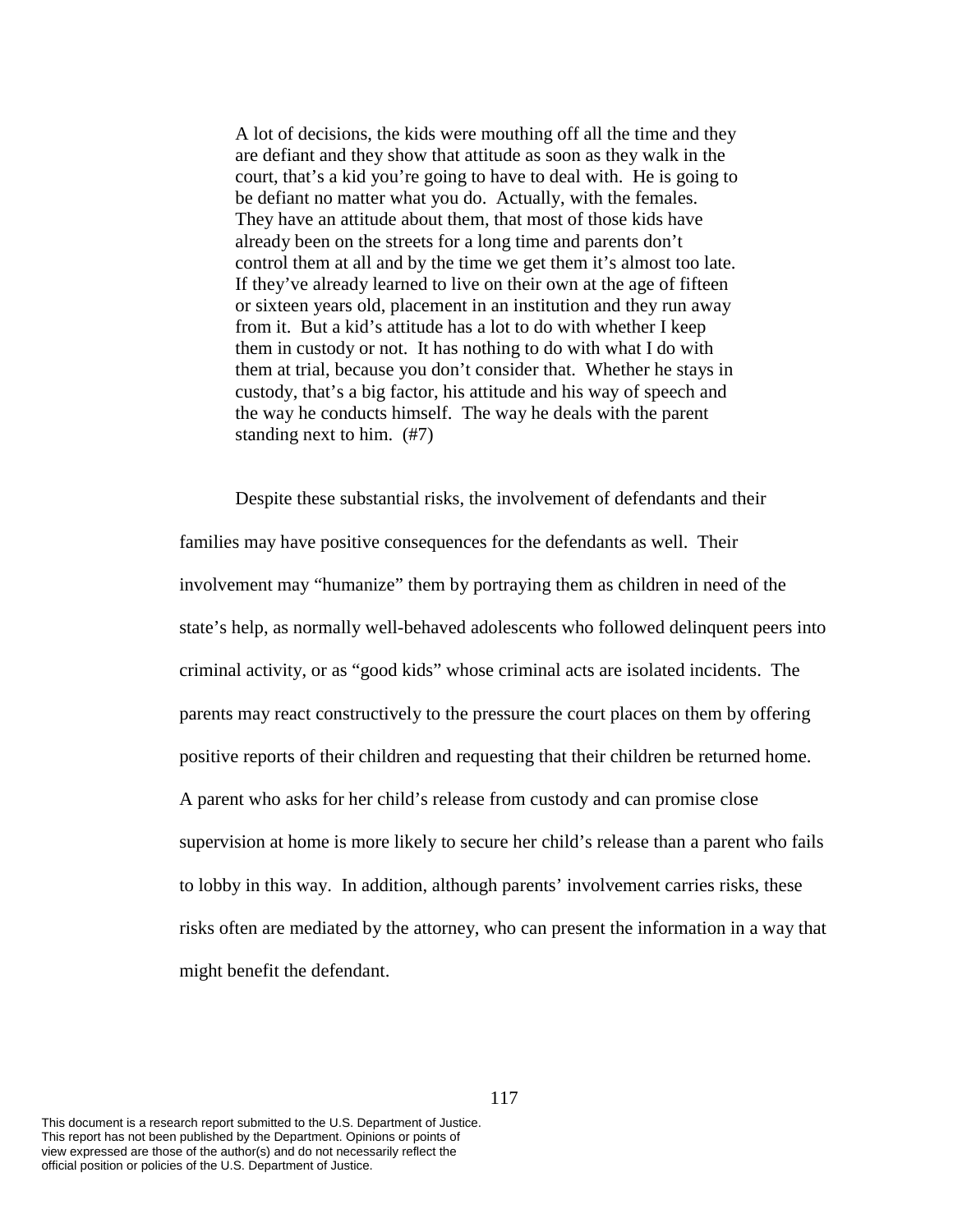> A lot of decisions, the kids were mouthing off all the time and they are defiant and they show that attitude as soon as they walk in the court, that's a kid you're going to have to deal with. He is going to be defiant no matter what you do. Actually, with the females. They have an attitude about them, that most of those kids have already been on the streets for a long time and parents don't control them at all and by the time we get them it's almost too late. If they've already learned to live on their own at the age of fifteen or sixteen years old, placement in an institution and they run away from it. But a kid's attitude has a lot to do with whether I keep them in custody or not. It has nothing to do with what I do with them at trial, because you don't consider that. Whether he stays in custody, that's a big factor, his attitude and his way of speech and the way he conducts himself. The way he deals with the parent standing next to him. (#7)

Despite these substantial risks, the involvement of defendants and their families may have positive consequences for the defendants as well. Their involvement may "humanize" them by portraying them as children in need of the state's help, as normally well-behaved adolescents who followed delinquent peers into criminal activity, or as "good kids" whose criminal acts are isolated incidents. The parents may react constructively to the pressure the court places on them by offering positive reports of their children and requesting that their children be returned home. A parent who asks for her child's release from custody and can promise close supervision at home is more likely to secure her child's release than a parent who fails to lobby in this way. In addition, although parents' involvement carries risks, these risks often are mediated by the attorney, who can present the information in a way that might benefit the defendant.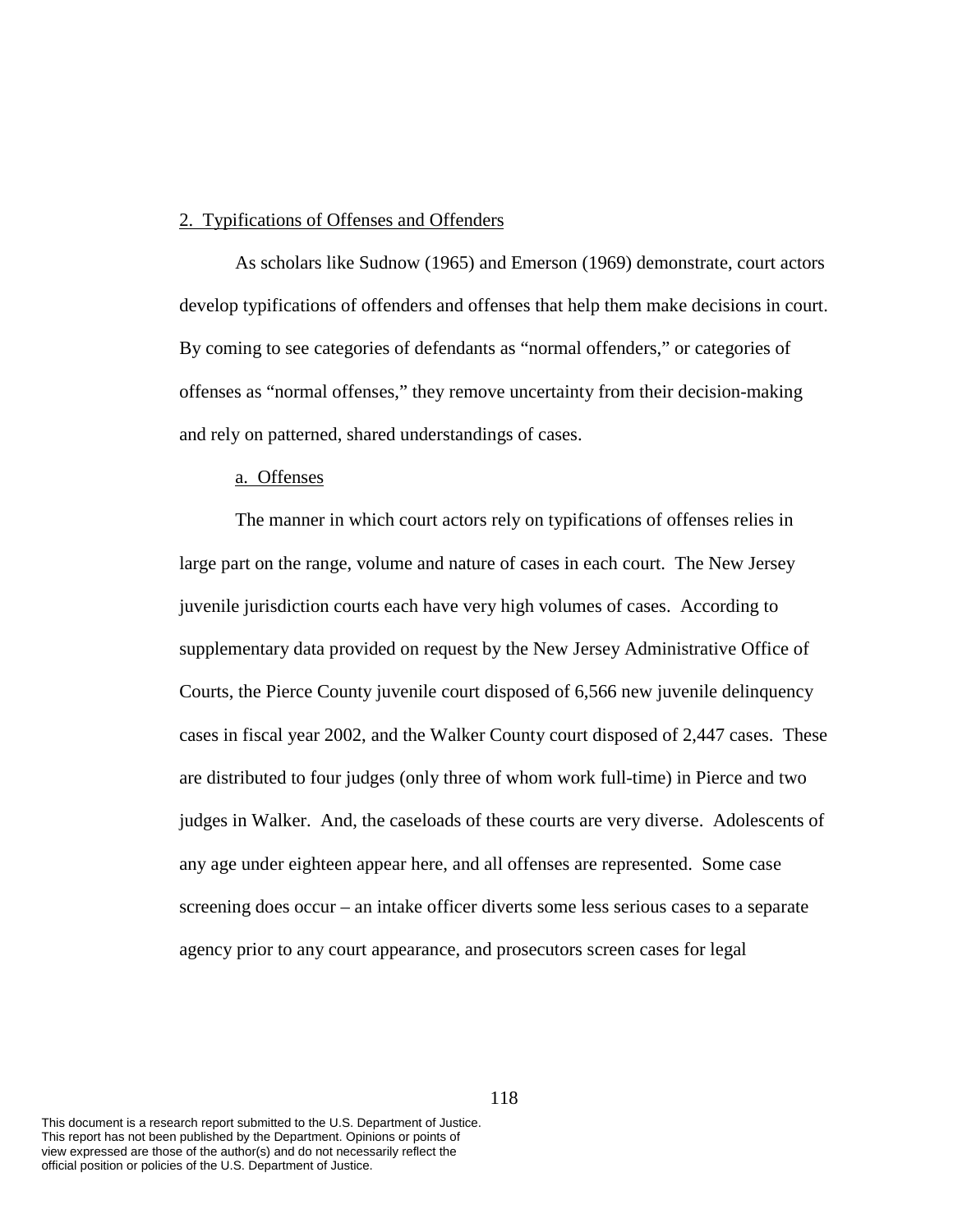2. Typifications of Offenses and Offenders

As scholars like Sudnow (1965) and Emerson (1969) demonstrate, court actors develop typifications of offenders and offenses that help them make decisions in court. By coming to see categories of defendants as "normal offenders," or categories of offenses as "normal offenses," they remove uncertainty from their decision-making and rely on patterned, shared understandings of cases.

a. Offenses

The manner in which court actors rely on typifications of offenses relies in large part on the range, volume and nature of cases in each court. The New Jersey juvenile jurisdiction courts each have very high volumes of cases. According to supplementary data provided on request by the New Jersey Administrative Office of Courts, the Pierce County juvenile court disposed of 6,566 new juvenile delinquency cases in fiscal year 2002, and the Walker County court disposed of 2,447 cases. These are distributed to four judges (only three of whom work full-time) in Pierce and two judges in Walker. And, the caseloads of these courts are very diverse. Adolescents of any age under eighteen appear here, and all offenses are represented. Some case screening does occur – an intake officer diverts some less serious cases to a separate agency prior to any court appearance, and prosecutors screen cases for legal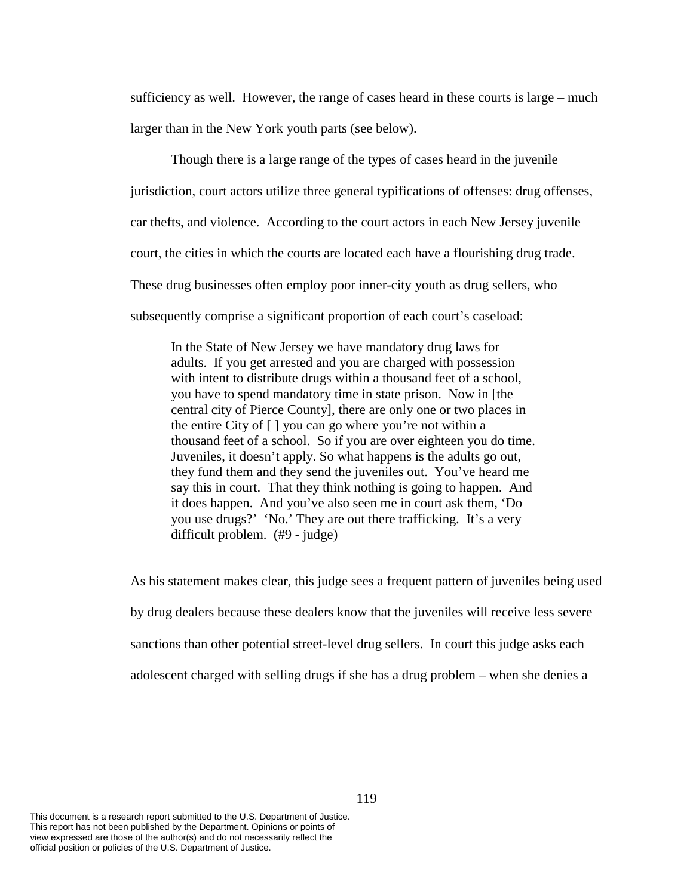sufficiency as well. However, the range of cases heard in these courts is large – much larger than in the New York youth parts (see below).

Though there is a large range of the types of cases heard in the juvenile jurisdiction, court actors utilize three general typifications of offenses: drug offenses, car thefts, and violence. According to the court actors in each New Jersey juvenile court, the cities in which the courts are located each have a flourishing drug trade. These drug businesses often employ poor inner-city youth as drug sellers, who subsequently comprise a significant proportion of each court's caseload:

> In the State of New Jersey we have mandatory drug laws for adults. If you get arrested and you are charged with possession with intent to distribute drugs within a thousand feet of a school, you have to spend mandatory time in state prison. Now in [the central city of Pierce County], there are only one or two places in the entire City of [ ] you can go where you're not within a thousand feet of a school. So if you are over eighteen you do time. Juveniles, it doesn't apply. So what happens is the adults go out, they fund them and they send the juveniles out. You've heard me say this in court. That they think nothing is going to happen. And it does happen. And you've also seen me in court ask them, 'Do you use drugs?' 'No.' They are out there trafficking. It's a very difficult problem. (#9 - judge)

As his statement makes clear, this judge sees a frequent pattern of juveniles being used by drug dealers because these dealers know that the juveniles will receive less severe sanctions than other potential street-level drug sellers. In court this judge asks each adolescent charged with selling drugs if she has a drug problem – when she denies a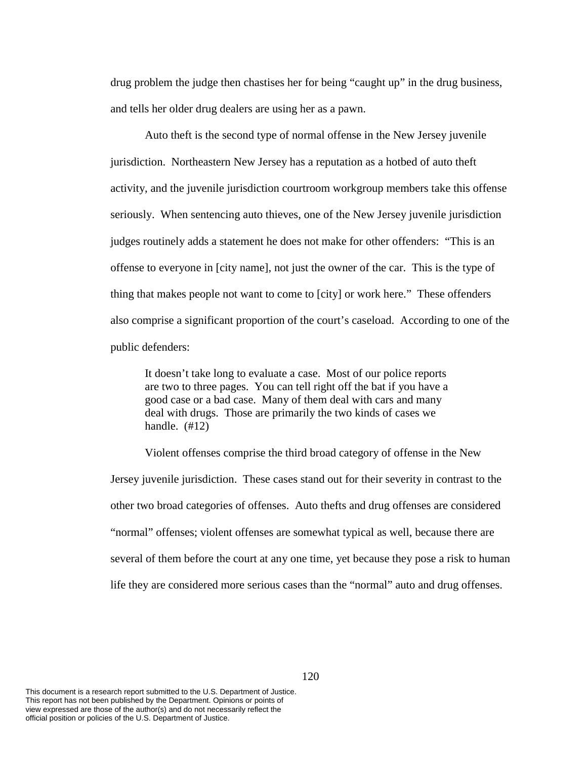drug problem the judge then chastises her for being "caught up" in the drug business, and tells her older drug dealers are using her as a pawn.

Auto theft is the second type of normal offense in the New Jersey juvenile jurisdiction. Northeastern New Jersey has a reputation as a hotbed of auto theft activity, and the juvenile jurisdiction courtroom workgroup members take this offense seriously. When sentencing auto thieves, one of the New Jersey juvenile jurisdiction judges routinely adds a statement he does not make for other offenders: "This is an offense to everyone in [city name], not just the owner of the car. This is the type of thing that makes people not want to come to [city] or work here." These offenders also comprise a significant proportion of the court's caseload. According to one of the public defenders:

> It doesn't take long to evaluate a case. Most of our police reports are two to three pages. You can tell right off the bat if you have a good case or a bad case. Many of them deal with cars and many deal with drugs. Those are primarily the two kinds of cases we handle. (#12)

Violent offenses comprise the third broad category of offense in the New Jersey juvenile jurisdiction. These cases stand out for their severity in contrast to the other two broad categories of offenses. Auto thefts and drug offenses are considered "normal" offenses; violent offenses are somewhat typical as well, because there are several of them before the court at any one time, yet because they pose a risk to human life they are considered more serious cases than the "normal" auto and drug offenses.

This document is a research report submitted to the U.S. Department of Justice. This report has not been published by the Department. Opinions or points of view expressed are those of the author(s) and do not necessarily reflect the official position or policies of the U.S. Department of Justice.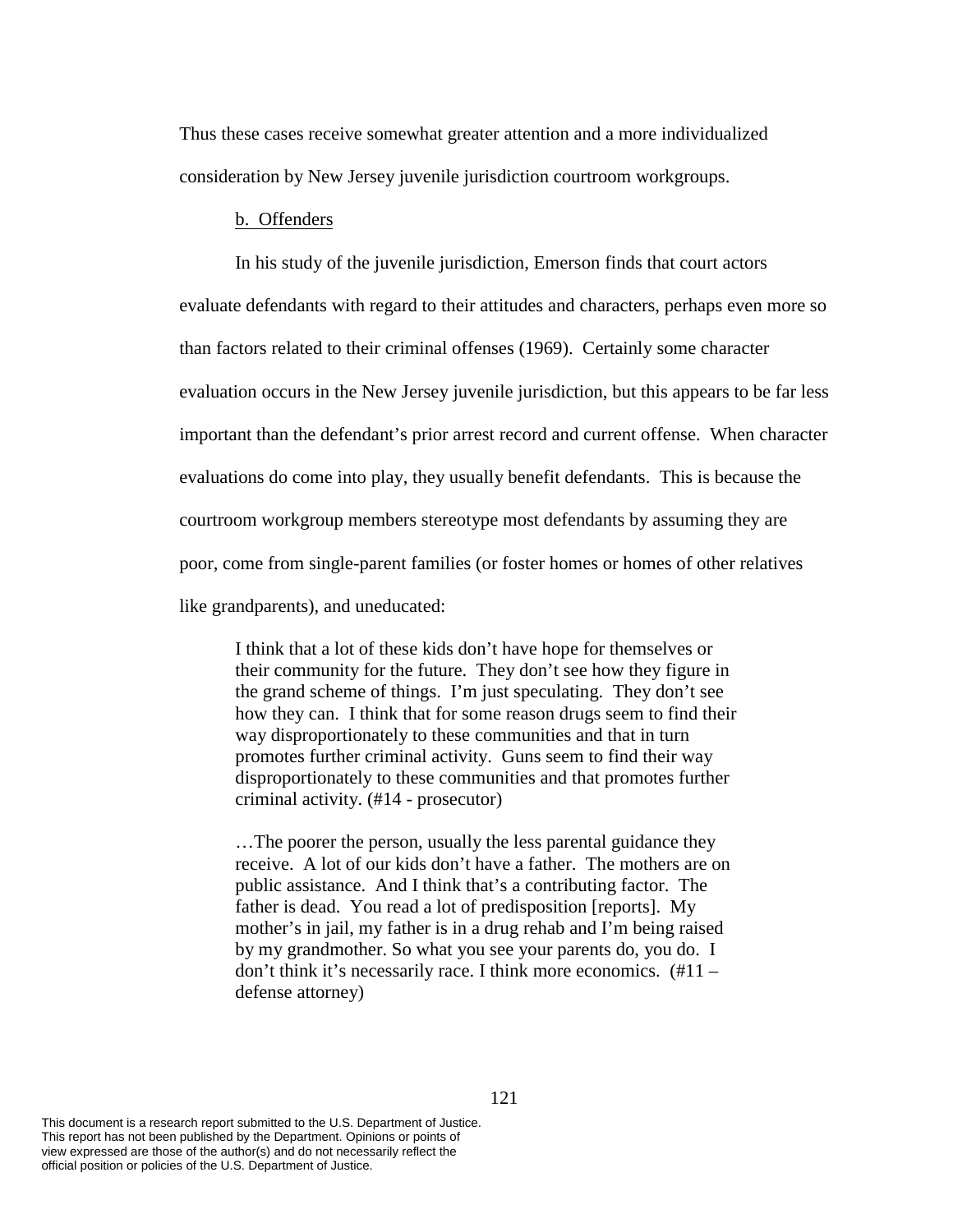Thus these cases receive somewhat greater attention and a more individualized consideration by New Jersey juvenile jurisdiction courtroom workgroups.

b. Offenders

In his study of the juvenile jurisdiction, Emerson finds that court actors evaluate defendants with regard to their attitudes and characters, perhaps even more so than factors related to their criminal offenses (1969). Certainly some character evaluation occurs in the New Jersey juvenile jurisdiction, but this appears to be far less important than the defendant's prior arrest record and current offense. When character evaluations do come into play, they usually benefit defendants. This is because the courtroom workgroup members stereotype most defendants by assuming they are poor, come from single-parent families (or foster homes or homes of other relatives like grandparents), and uneducated:

> I think that a lot of these kids don't have hope for themselves or their community for the future. They don't see how they figure in the grand scheme of things. I'm just speculating. They don't see how they can. I think that for some reason drugs seem to find their way disproportionately to these communities and that in turn promotes further criminal activity. Guns seem to find their way disproportionately to these communities and that promotes further criminal activity. (#14 - prosecutor)

> …The poorer the person, usually the less parental guidance they receive. A lot of our kids don't have a father. The mothers are on public assistance. And I think that's a contributing factor. The father is dead. You read a lot of predisposition [reports]. My mother's in jail, my father is in a drug rehab and I'm being raised by my grandmother. So what you see your parents do, you do. I don't think it's necessarily race. I think more economics. (#11 – defense attorney)

This document is a research report submitted to the U.S. Department of Justice. This report has not been published by the Department. Opinions or points of view expressed are those of the author(s) and do not necessarily reflect the official position or policies of the U.S. Department of Justice.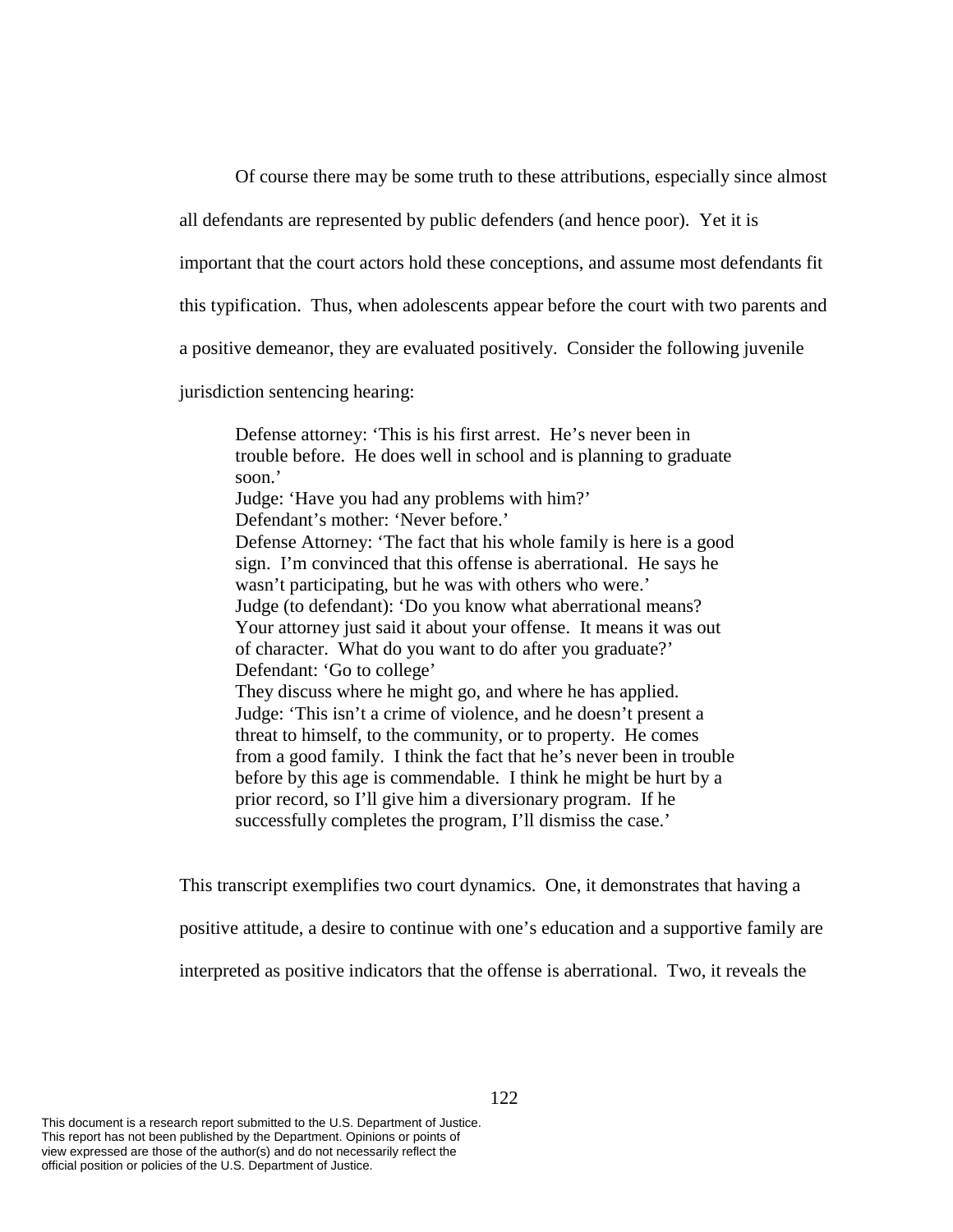Of course there may be some truth to these attributions, especially since almost all defendants are represented by public defenders (and hence poor). Yet it is important that the court actors hold these conceptions, and assume most defendants fit this typification. Thus, when adolescents appear before the court with two parents and a positive demeanor, they are evaluated positively. Consider the following juvenile jurisdiction sentencing hearing:

> Defense attorney: 'This is his first arrest. He's never been in trouble before. He does well in school and is planning to graduate soon.'
> Judge: 'Have you had any problems with him?'
> Defendant's mother: 'Never before.'
> Defense Attorney: 'The fact that his whole family is here is a good sign. I'm convinced that this offense is aberrational. He says he wasn't participating, but he was with others who were.'
> Judge (to defendant): 'Do you know what aberrational means? Your attorney just said it about your offense. It means it was out of character. What do you want to do after you graduate?'
> Defendant: 'Go to college'
> They discuss where he might go, and where he has applied.
> Judge: 'This isn't a crime of violence, and he doesn't present a threat to himself, to the community, or to property. He comes from a good family. I think the fact that he's never been in trouble before by this age is commendable. I think he might be hurt by a prior record, so I'll give him a diversionary program. If he successfully completes the program, I'll dismiss the case.'

This transcript exemplifies two court dynamics. One, it demonstrates that having a positive attitude, a desire to continue with one's education and a supportive family are interpreted as positive indicators that the offense is aberrational. Two, it reveals the

This document is a research report submitted to the U.S. Department of Justice. This report has not been published by the Department. Opinions or points of view expressed are those of the author(s) and do not necessarily reflect the official position or policies of the U.S. Department of Justice.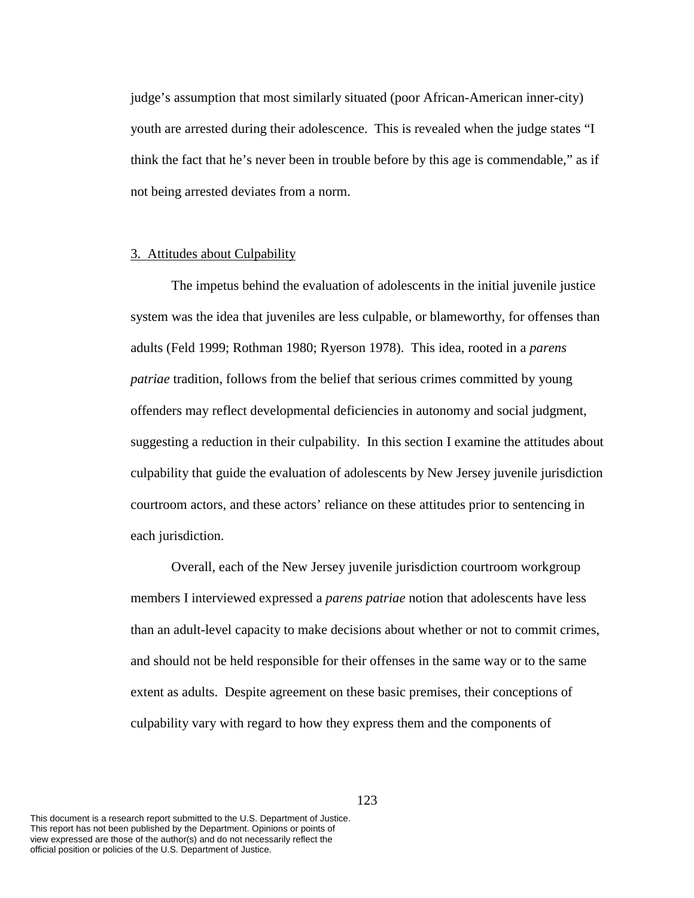judge's assumption that most similarly situated (poor African-American inner-city) youth are arrested during their adolescence. This is revealed when the judge states "I think the fact that he's never been in trouble before by this age is commendable," as if not being arrested deviates from a norm.

### 3. Attitudes about Culpability

The impetus behind the evaluation of adolescents in the initial juvenile justice system was the idea that juveniles are less culpable, or blameworthy, for offenses than adults (Feld 1999; Rothman 1980; Ryerson 1978). This idea, rooted in a *parens patriae* tradition, follows from the belief that serious crimes committed by young offenders may reflect developmental deficiencies in autonomy and social judgment, suggesting a reduction in their culpability. In this section I examine the attitudes about culpability that guide the evaluation of adolescents by New Jersey juvenile jurisdiction courtroom actors, and these actors' reliance on these attitudes prior to sentencing in each jurisdiction.

Overall, each of the New Jersey juvenile jurisdiction courtroom workgroup members I interviewed expressed a *parens patriae* notion that adolescents have less than an adult-level capacity to make decisions about whether or not to commit crimes, and should not be held responsible for their offenses in the same way or to the same extent as adults. Despite agreement on these basic premises, their conceptions of culpability vary with regard to how they express them and the components of

This document is a research report submitted to the U.S. Department of Justice. This report has not been published by the Department. Opinions or points of view expressed are those of the author(s) and do not necessarily reflect the official position or policies of the U.S. Department of Justice.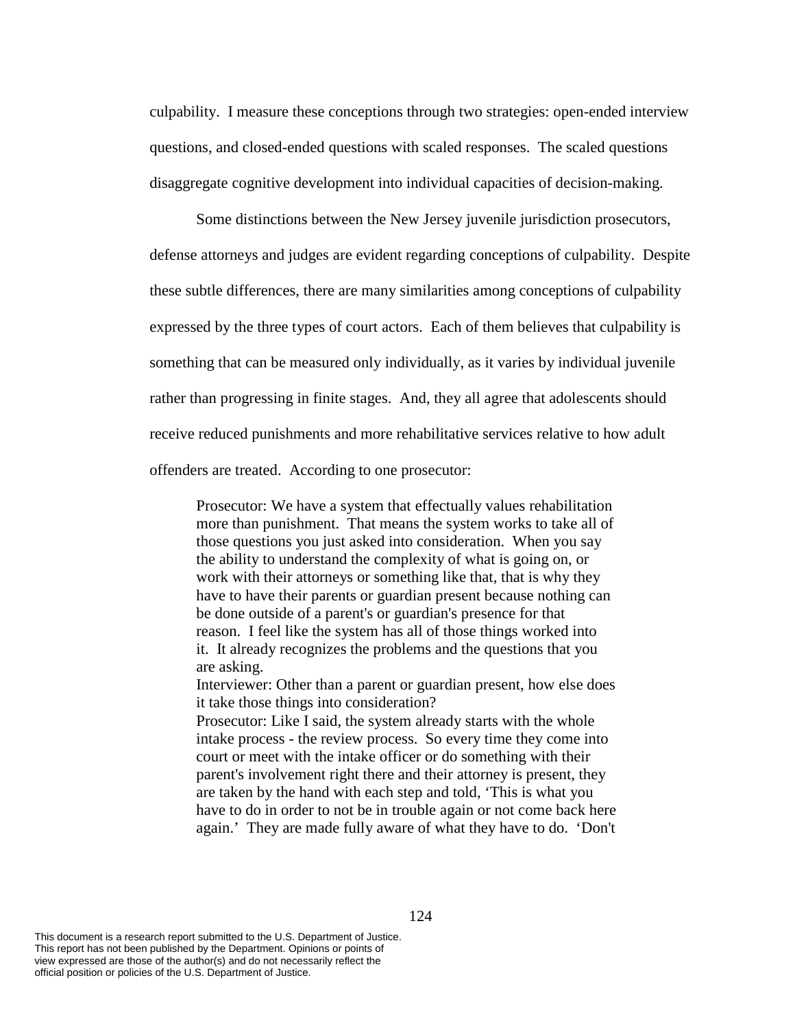culpability. I measure these conceptions through two strategies: open-ended interview questions, and closed-ended questions with scaled responses. The scaled questions disaggregate cognitive development into individual capacities of decision-making.

Some distinctions between the New Jersey juvenile jurisdiction prosecutors, defense attorneys and judges are evident regarding conceptions of culpability. Despite these subtle differences, there are many similarities among conceptions of culpability expressed by the three types of court actors. Each of them believes that culpability is something that can be measured only individually, as it varies by individual juvenile rather than progressing in finite stages. And, they all agree that adolescents should receive reduced punishments and more rehabilitative services relative to how adult offenders are treated. According to one prosecutor:

> Prosecutor: We have a system that effectually values rehabilitation more than punishment. That means the system works to take all of those questions you just asked into consideration. When you say the ability to understand the complexity of what is going on, or work with their attorneys or something like that, that is why they have to have their parents or guardian present because nothing can be done outside of a parent's or guardian's presence for that reason. I feel like the system has all of those things worked into it. It already recognizes the problems and the questions that you are asking.
> Interviewer: Other than a parent or guardian present, how else does it take those things into consideration?
> Prosecutor: Like I said, the system already starts with the whole intake process - the review process. So every time they come into court or meet with the intake officer or do something with their parent's involvement right there and their attorney is present, they are taken by the hand with each step and told, 'This is what you have to do in order to not be in trouble again or not come back here again.' They are made fully aware of what they have to do. 'Don't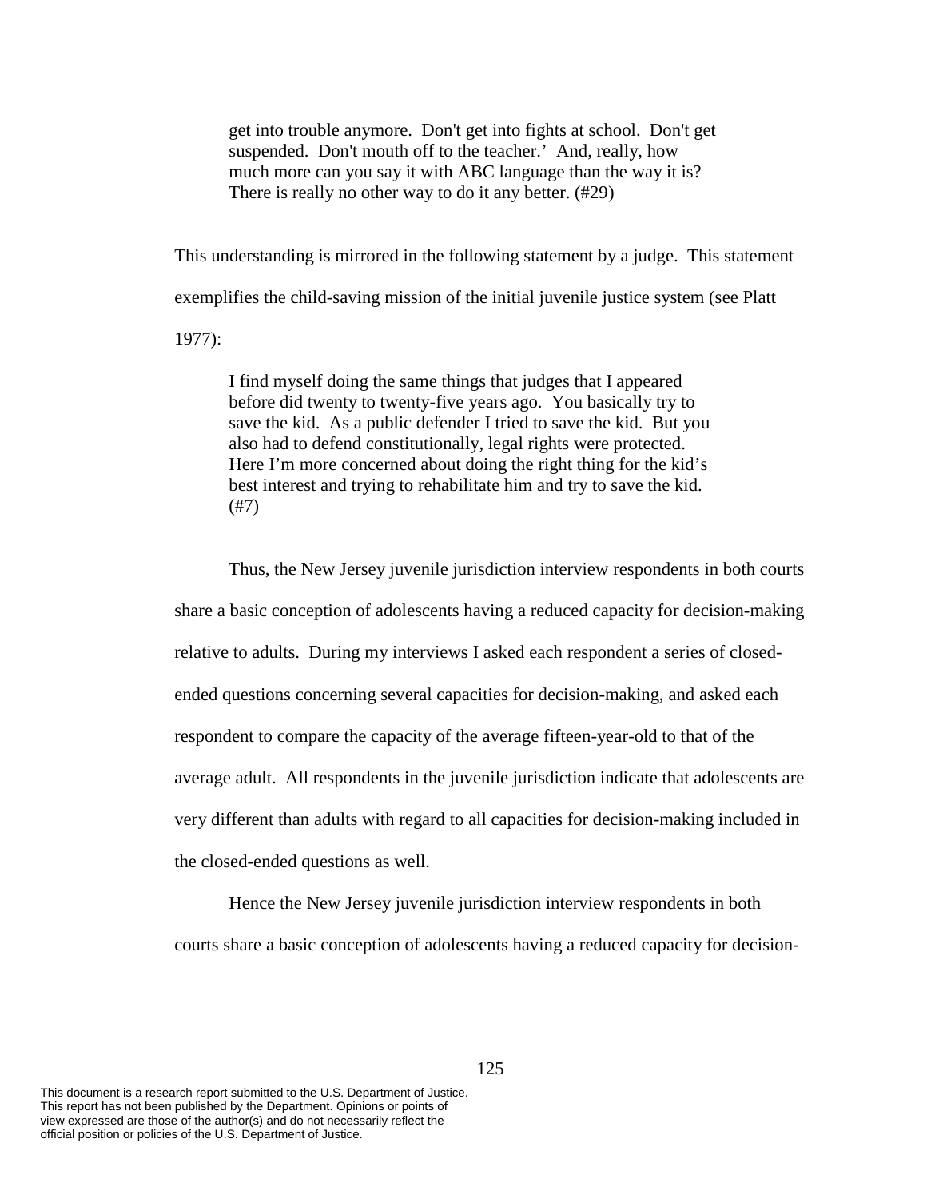> get into trouble anymore. Don't get into fights at school. Don't get suspended. Don't mouth off to the teacher.' And, really, how much more can you say it with ABC language than the way it is? There is really no other way to do it any better. (#29)

This understanding is mirrored in the following statement by a judge. This statement exemplifies the child-saving mission of the initial juvenile justice system (see Platt 1977):

> I find myself doing the same things that judges that I appeared before did twenty to twenty-five years ago. You basically try to save the kid. As a public defender I tried to save the kid. But you also had to defend constitutionally, legal rights were protected. Here I'm more concerned about doing the right thing for the kid's best interest and trying to rehabilitate him and try to save the kid. (#7)

Thus, the New Jersey juvenile jurisdiction interview respondents in both courts share a basic conception of adolescents having a reduced capacity for decision-making relative to adults. During my interviews I asked each respondent a series of closed-ended questions concerning several capacities for decision-making, and asked each respondent to compare the capacity of the average fifteen-year-old to that of the average adult. All respondents in the juvenile jurisdiction indicate that adolescents are very different than adults with regard to all capacities for decision-making included in the closed-ended questions as well.

Hence the New Jersey juvenile jurisdiction interview respondents in both courts share a basic conception of adolescents having a reduced capacity for decision-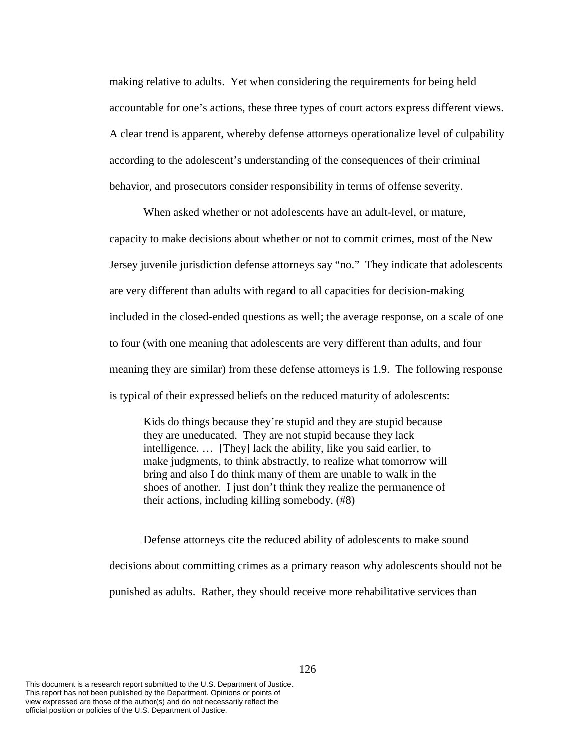making relative to adults. Yet when considering the requirements for being held accountable for one's actions, these three types of court actors express different views. A clear trend is apparent, whereby defense attorneys operationalize level of culpability according to the adolescent's understanding of the consequences of their criminal behavior, and prosecutors consider responsibility in terms of offense severity.

When asked whether or not adolescents have an adult-level, or mature, capacity to make decisions about whether or not to commit crimes, most of the New Jersey juvenile jurisdiction defense attorneys say "no." They indicate that adolescents are very different than adults with regard to all capacities for decision-making included in the closed-ended questions as well; the average response, on a scale of one to four (with one meaning that adolescents are very different than adults, and four meaning they are similar) from these defense attorneys is 1.9. The following response is typical of their expressed beliefs on the reduced maturity of adolescents:

> Kids do things because they're stupid and they are stupid because they are uneducated. They are not stupid because they lack intelligence. … [They] lack the ability, like you said earlier, to make judgments, to think abstractly, to realize what tomorrow will bring and also I do think many of them are unable to walk in the shoes of another. I just don't think they realize the permanence of their actions, including killing somebody. (#8)

Defense attorneys cite the reduced ability of adolescents to make sound decisions about committing crimes as a primary reason why adolescents should not be punished as adults. Rather, they should receive more rehabilitative services than

This document is a research report submitted to the U.S. Department of Justice. This report has not been published by the Department. Opinions or points of view expressed are those of the author(s) and do not necessarily reflect the official position or policies of the U.S. Department of Justice.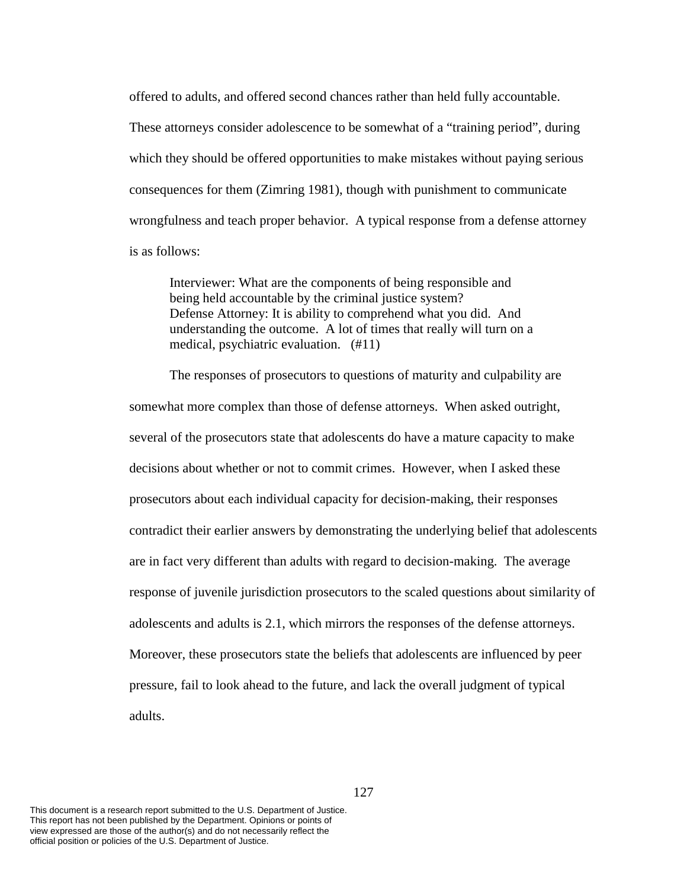offered to adults, and offered second chances rather than held fully accountable. These attorneys consider adolescence to be somewhat of a "training period", during which they should be offered opportunities to make mistakes without paying serious consequences for them (Zimring 1981), though with punishment to communicate wrongfulness and teach proper behavior. A typical response from a defense attorney is as follows:

> Interviewer: What are the components of being responsible and being held accountable by the criminal justice system?
> Defense Attorney: It is ability to comprehend what you did. And understanding the outcome. A lot of times that really will turn on a medical, psychiatric evaluation. (#11)

The responses of prosecutors to questions of maturity and culpability are somewhat more complex than those of defense attorneys. When asked outright, several of the prosecutors state that adolescents do have a mature capacity to make decisions about whether or not to commit crimes. However, when I asked these prosecutors about each individual capacity for decision-making, their responses contradict their earlier answers by demonstrating the underlying belief that adolescents are in fact very different than adults with regard to decision-making. The average response of juvenile jurisdiction prosecutors to the scaled questions about similarity of adolescents and adults is 2.1, which mirrors the responses of the defense attorneys. Moreover, these prosecutors state the beliefs that adolescents are influenced by peer pressure, fail to look ahead to the future, and lack the overall judgment of typical adults.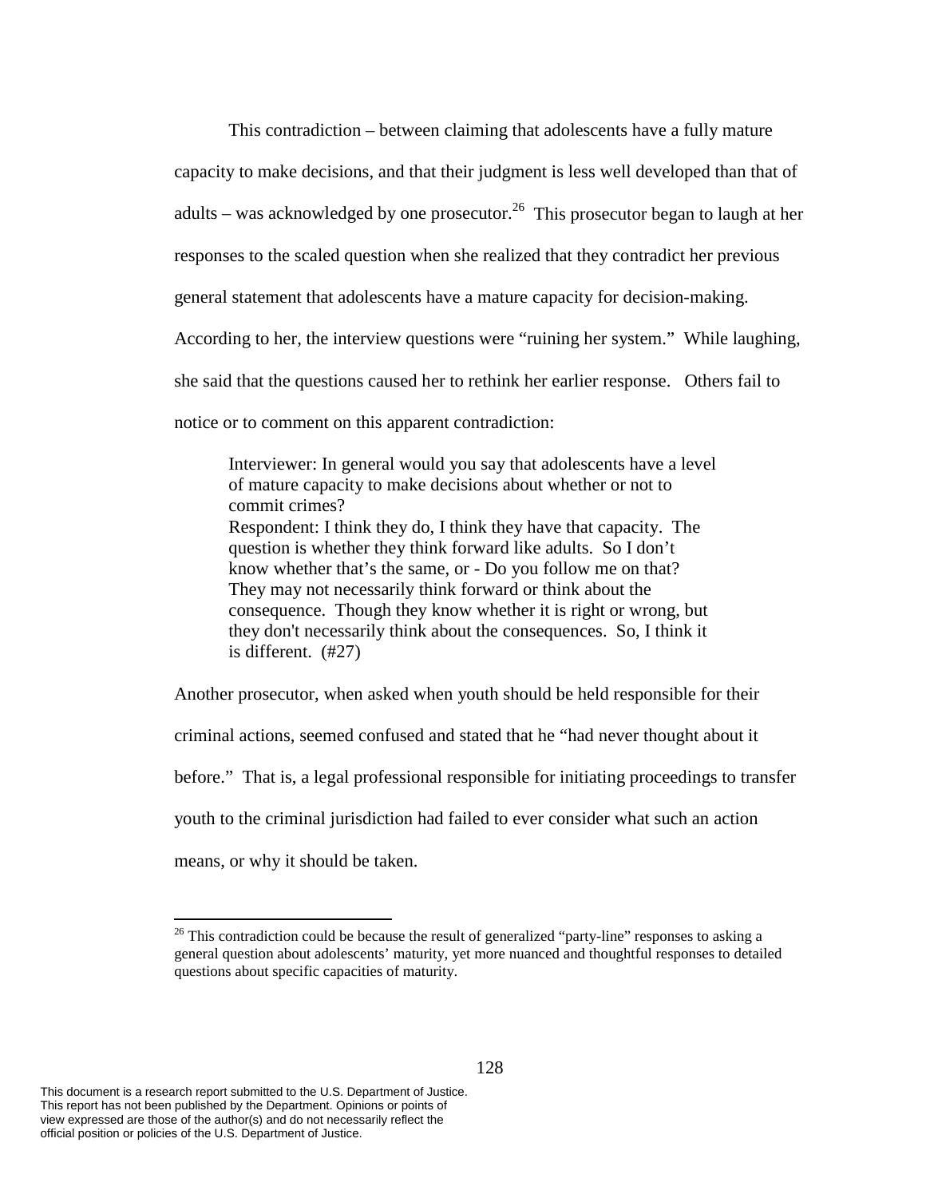This contradiction – between claiming that adolescents have a fully mature capacity to make decisions, and that their judgment is less well developed than that of adults – was acknowledged by one prosecutor.[26] This prosecutor began to laugh at her responses to the scaled question when she realized that they contradict her previous general statement that adolescents have a mature capacity for decision-making. According to her, the interview questions were "ruining her system." While laughing, she said that the questions caused her to rethink her earlier response. Others fail to notice or to comment on this apparent contradiction:

> Interviewer: In general would you say that adolescents have a level of mature capacity to make decisions about whether or not to commit crimes?
> Respondent: I think they do, I think they have that capacity. The question is whether they think forward like adults. So I don't know whether that's the same, or - Do you follow me on that? They may not necessarily think forward or think about the consequence. Though they know whether it is right or wrong, but they don't necessarily think about the consequences. So, I think it is different. (#27)

Another prosecutor, when asked when youth should be held responsible for their criminal actions, seemed confused and stated that he "had never thought about it before." That is, a legal professional responsible for initiating proceedings to transfer youth to the criminal jurisdiction had failed to ever consider what such an action means, or why it should be taken.

---

[26] This contradiction could be because the result of generalized "party-line" responses to asking a general question about adolescents' maturity, yet more nuanced and thoughtful responses to detailed questions about specific capacities of maturity.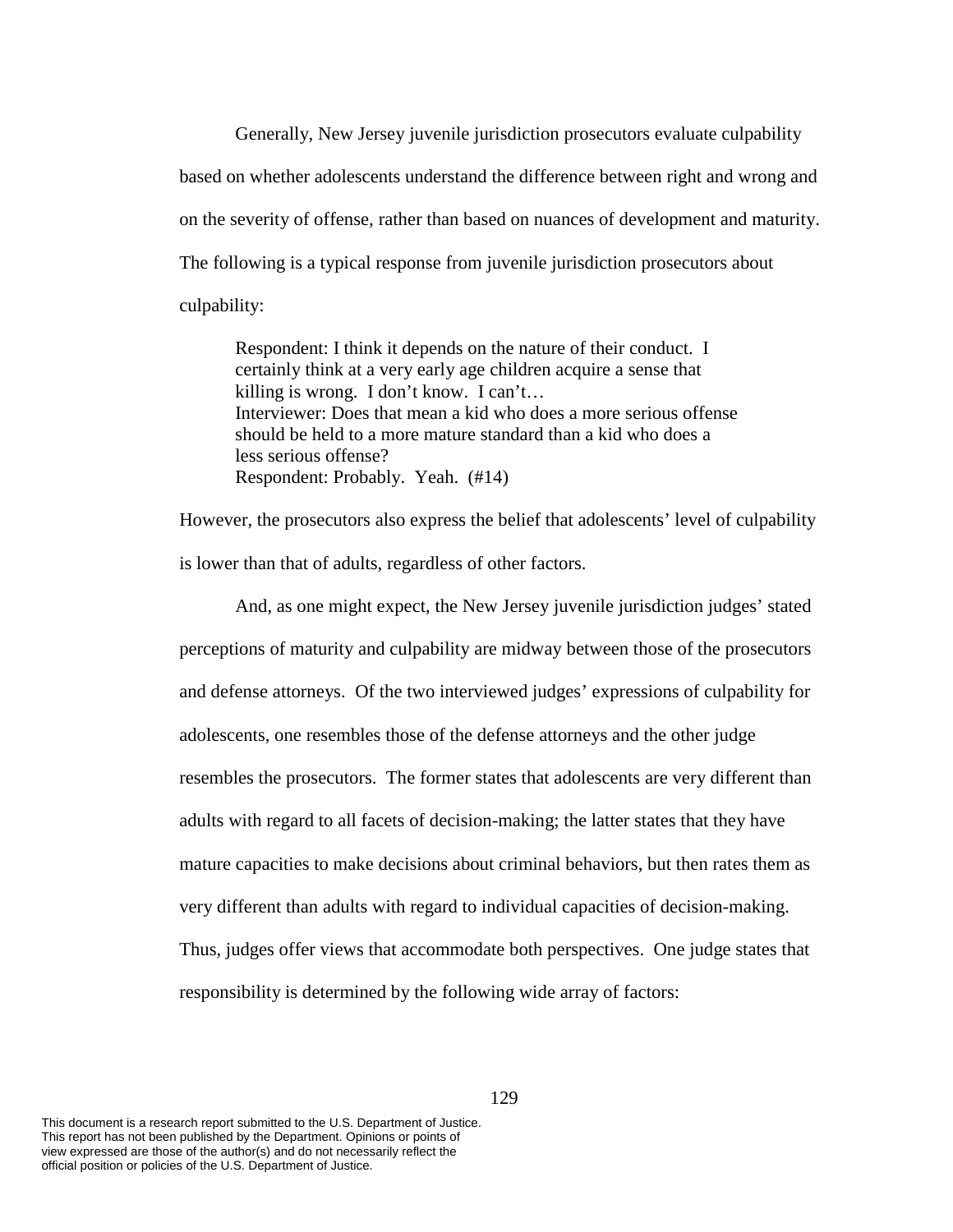Generally, New Jersey juvenile jurisdiction prosecutors evaluate culpability based on whether adolescents understand the difference between right and wrong and on the severity of offense, rather than based on nuances of development and maturity. The following is a typical response from juvenile jurisdiction prosecutors about culpability:

> Respondent: I think it depends on the nature of their conduct. I certainly think at a very early age children acquire a sense that killing is wrong. I don't know. I can't…
> Interviewer: Does that mean a kid who does a more serious offense should be held to a more mature standard than a kid who does a less serious offense?
> Respondent: Probably. Yeah. (#14)

However, the prosecutors also express the belief that adolescents' level of culpability is lower than that of adults, regardless of other factors.

And, as one might expect, the New Jersey juvenile jurisdiction judges' stated perceptions of maturity and culpability are midway between those of the prosecutors and defense attorneys. Of the two interviewed judges' expressions of culpability for adolescents, one resembles those of the defense attorneys and the other judge resembles the prosecutors. The former states that adolescents are very different than adults with regard to all facets of decision-making; the latter states that they have mature capacities to make decisions about criminal behaviors, but then rates them as very different than adults with regard to individual capacities of decision-making. Thus, judges offer views that accommodate both perspectives. One judge states that responsibility is determined by the following wide array of factors: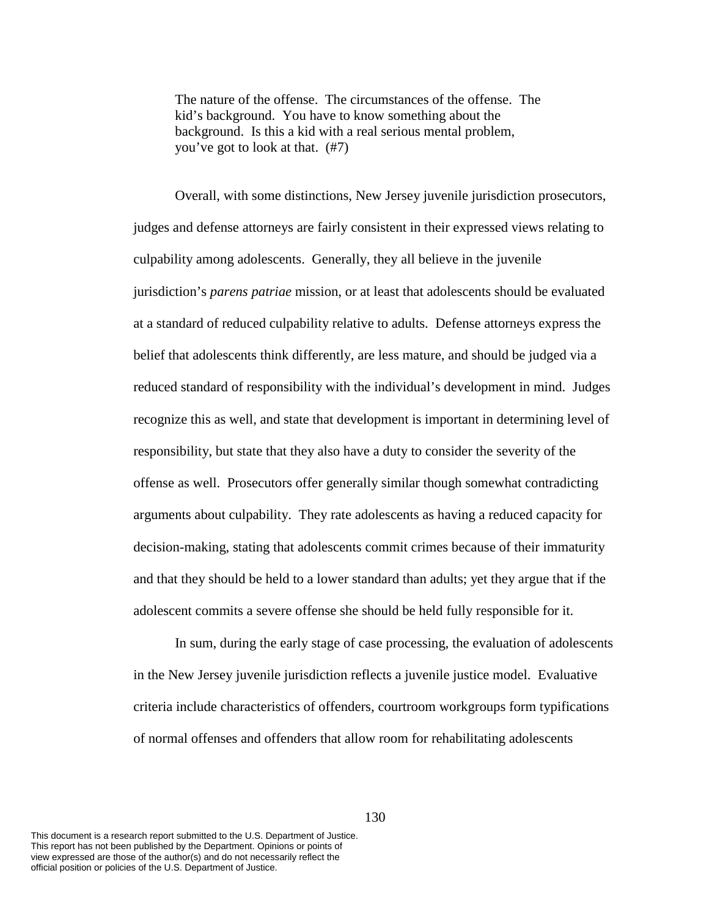> The nature of the offense. The circumstances of the offense. The kid's background. You have to know something about the background. Is this a kid with a real serious mental problem, you've got to look at that. (#7)

Overall, with some distinctions, New Jersey juvenile jurisdiction prosecutors, judges and defense attorneys are fairly consistent in their expressed views relating to culpability among adolescents. Generally, they all believe in the juvenile jurisdiction's *parens patriae* mission, or at least that adolescents should be evaluated at a standard of reduced culpability relative to adults. Defense attorneys express the belief that adolescents think differently, are less mature, and should be judged via a reduced standard of responsibility with the individual's development in mind. Judges recognize this as well, and state that development is important in determining level of responsibility, but state that they also have a duty to consider the severity of the offense as well. Prosecutors offer generally similar though somewhat contradicting arguments about culpability. They rate adolescents as having a reduced capacity for decision-making, stating that adolescents commit crimes because of their immaturity and that they should be held to a lower standard than adults; yet they argue that if the adolescent commits a severe offense she should be held fully responsible for it.

In sum, during the early stage of case processing, the evaluation of adolescents in the New Jersey juvenile jurisdiction reflects a juvenile justice model. Evaluative criteria include characteristics of offenders, courtroom workgroups form typifications of normal offenses and offenders that allow room for rehabilitating adolescents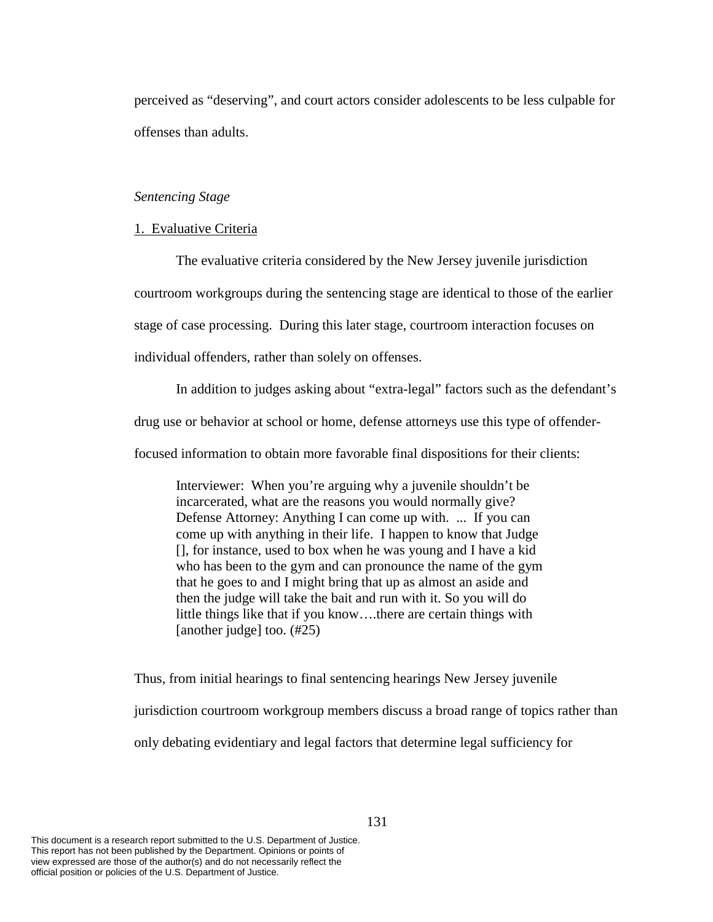perceived as “deserving”, and court actors consider adolescents to be less culpable for offenses than adults.

*Sentencing Stage*

1. Evaluative Criteria

The evaluative criteria considered by the New Jersey juvenile jurisdiction courtroom workgroups during the sentencing stage are identical to those of the earlier stage of case processing. During this later stage, courtroom interaction focuses on individual offenders, rather than solely on offenses.

In addition to judges asking about “extra-legal” factors such as the defendant’s drug use or behavior at school or home, defense attorneys use this type of offender-focused information to obtain more favorable final dispositions for their clients:

> Interviewer: When you’re arguing why a juvenile shouldn’t be incarcerated, what are the reasons you would normally give?
> Defense Attorney: Anything I can come up with. ... If you can come up with anything in their life. I happen to know that Judge [], for instance, used to box when he was young and I have a kid who has been to the gym and can pronounce the name of the gym that he goes to and I might bring that up as almost an aside and then the judge will take the bait and run with it. So you will do little things like that if you know….there are certain things with [another judge] too. (#25)

Thus, from initial hearings to final sentencing hearings New Jersey juvenile jurisdiction courtroom workgroup members discuss a broad range of topics rather than only debating evidentiary and legal factors that determine legal sufficiency for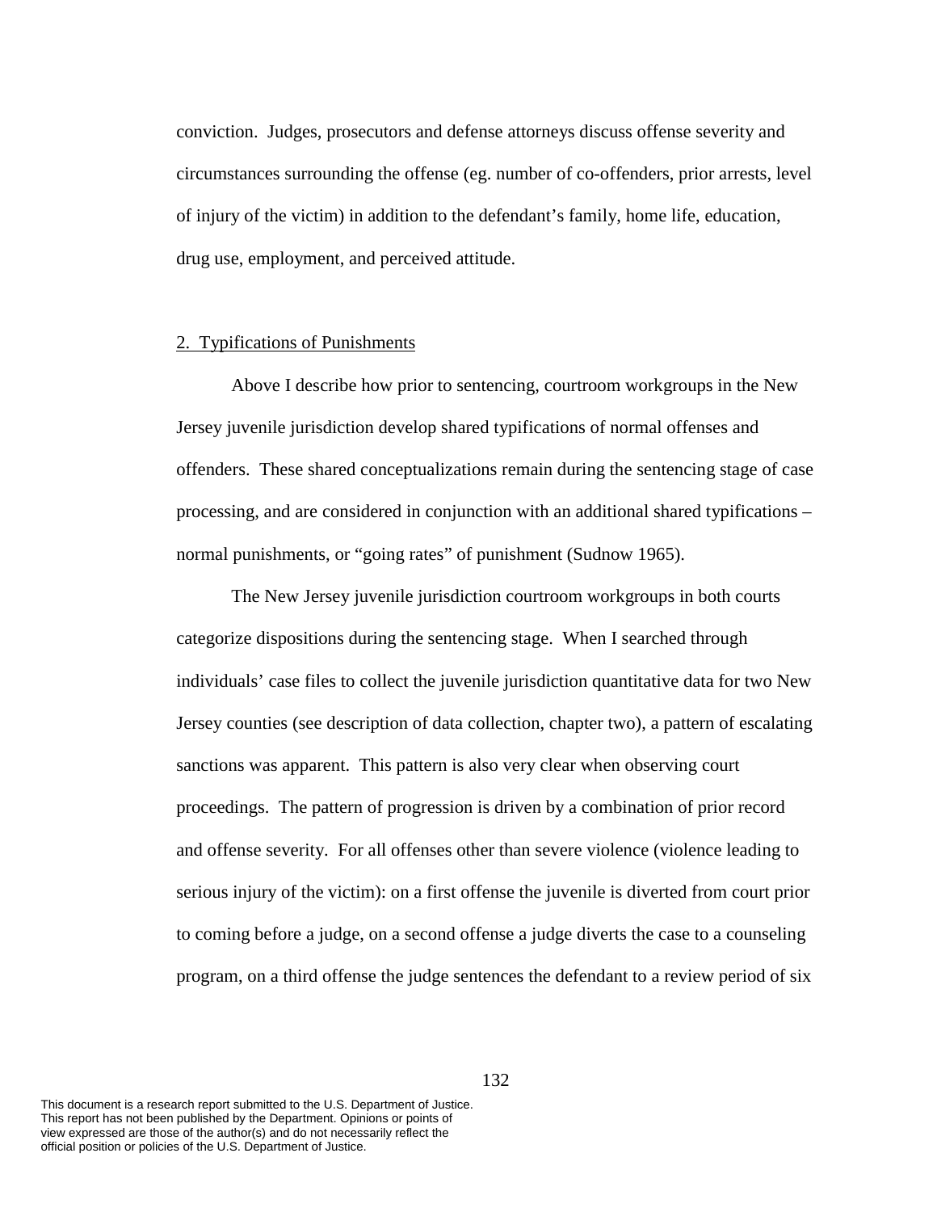conviction. Judges, prosecutors and defense attorneys discuss offense severity and circumstances surrounding the offense (eg. number of co-offenders, prior arrests, level of injury of the victim) in addition to the defendant's family, home life, education, drug use, employment, and perceived attitude.

2. Typifications of Punishments

Above I describe how prior to sentencing, courtroom workgroups in the New Jersey juvenile jurisdiction develop shared typifications of normal offenses and offenders. These shared conceptualizations remain during the sentencing stage of case processing, and are considered in conjunction with an additional shared typifications – normal punishments, or "going rates" of punishment (Sudnow 1965).

The New Jersey juvenile jurisdiction courtroom workgroups in both courts categorize dispositions during the sentencing stage. When I searched through individuals' case files to collect the juvenile jurisdiction quantitative data for two New Jersey counties (see description of data collection, chapter two), a pattern of escalating sanctions was apparent. This pattern is also very clear when observing court proceedings. The pattern of progression is driven by a combination of prior record and offense severity. For all offenses other than severe violence (violence leading to serious injury of the victim): on a first offense the juvenile is diverted from court prior to coming before a judge, on a second offense a judge diverts the case to a counseling program, on a third offense the judge sentences the defendant to a review period of six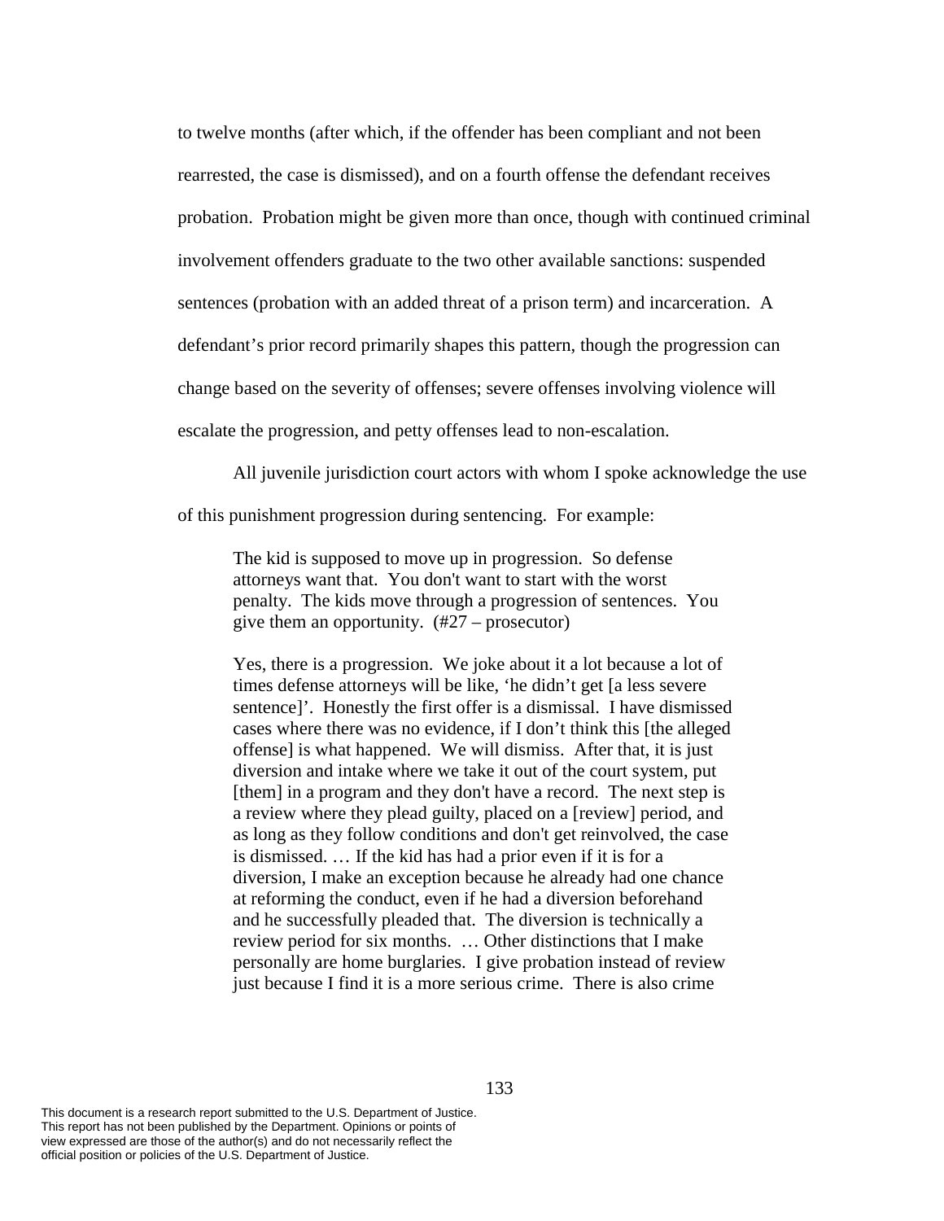to twelve months (after which, if the offender has been compliant and not been rearrested, the case is dismissed), and on a fourth offense the defendant receives probation. Probation might be given more than once, though with continued criminal involvement offenders graduate to the two other available sanctions: suspended sentences (probation with an added threat of a prison term) and incarceration. A defendant's prior record primarily shapes this pattern, though the progression can change based on the severity of offenses; severe offenses involving violence will escalate the progression, and petty offenses lead to non-escalation.

All juvenile jurisdiction court actors with whom I spoke acknowledge the use of this punishment progression during sentencing. For example:

> The kid is supposed to move up in progression. So defense attorneys want that. You don't want to start with the worst penalty. The kids move through a progression of sentences. You give them an opportunity. (#27 – prosecutor)

> Yes, there is a progression. We joke about it a lot because a lot of times defense attorneys will be like, 'he didn't get [a less severe sentence]'. Honestly the first offer is a dismissal. I have dismissed cases where there was no evidence, if I don't think this [the alleged offense] is what happened. We will dismiss. After that, it is just diversion and intake where we take it out of the court system, put [them] in a program and they don't have a record. The next step is a review where they plead guilty, placed on a [review] period, and as long as they follow conditions and don't get reinvolved, the case is dismissed. … If the kid has had a prior even if it is for a diversion, I make an exception because he already had one chance at reforming the conduct, even if he had a diversion beforehand and he successfully pleaded that. The diversion is technically a review period for six months. … Other distinctions that I make personally are home burglaries. I give probation instead of review just because I find it is a more serious crime. There is also crime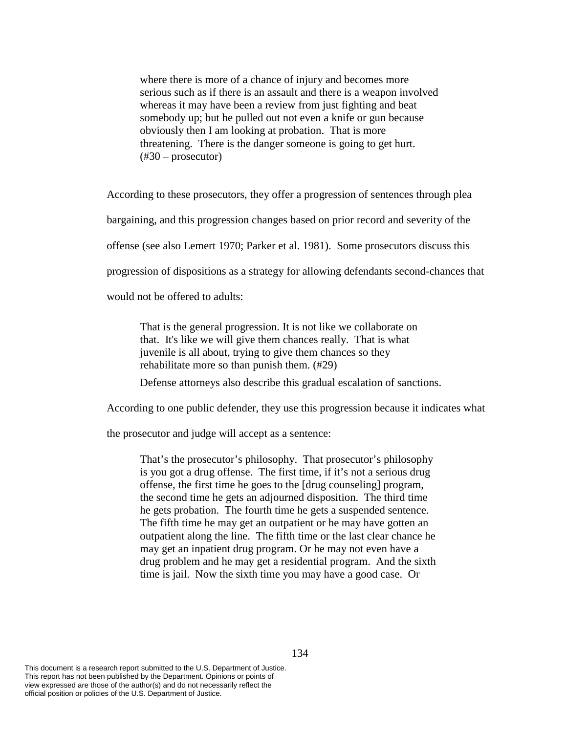> where there is more of a chance of injury and becomes more serious such as if there is an assault and there is a weapon involved whereas it may have been a review from just fighting and beat somebody up; but he pulled out not even a knife or gun because obviously then I am looking at probation. That is more threatening. There is the danger someone is going to get hurt. (#30 – prosecutor)

According to these prosecutors, they offer a progression of sentences through plea bargaining, and this progression changes based on prior record and severity of the offense (see also Lemert 1970; Parker et al. 1981). Some prosecutors discuss this progression of dispositions as a strategy for allowing defendants second-chances that would not be offered to adults:

> That is the general progression. It is not like we collaborate on that. It's like we will give them chances really. That is what juvenile is all about, trying to give them chances so they rehabilitate more so than punish them. (#29)

Defense attorneys also describe this gradual escalation of sanctions. According to one public defender, they use this progression because it indicates what the prosecutor and judge will accept as a sentence:

> That's the prosecutor's philosophy. That prosecutor's philosophy is you got a drug offense. The first time, if it's not a serious drug offense, the first time he goes to the [drug counseling] program, the second time he gets an adjourned disposition. The third time he gets probation. The fourth time he gets a suspended sentence. The fifth time he may get an outpatient or he may have gotten an outpatient along the line. The fifth time or the last clear chance he may get an inpatient drug program. Or he may not even have a drug problem and he may get a residential program. And the sixth time is jail. Now the sixth time you may have a good case. Or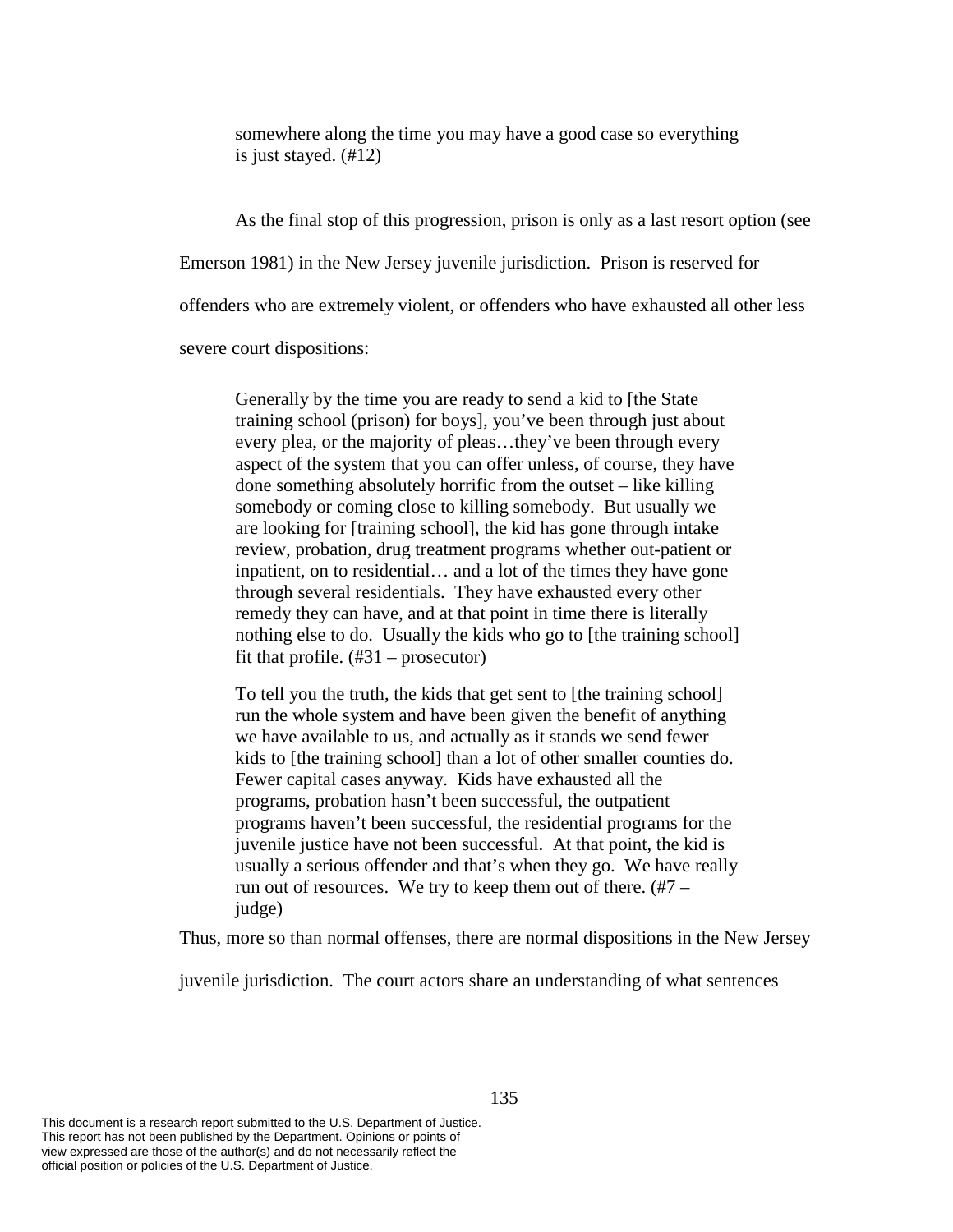> somewhere along the time you may have a good case so everything is just stayed. (#12)

As the final stop of this progression, prison is only as a last resort option (see Emerson 1981) in the New Jersey juvenile jurisdiction. Prison is reserved for offenders who are extremely violent, or offenders who have exhausted all other less severe court dispositions:

> Generally by the time you are ready to send a kid to [the State training school (prison) for boys], you've been through just about every plea, or the majority of pleas…they've been through every aspect of the system that you can offer unless, of course, they have done something absolutely horrific from the outset – like killing somebody or coming close to killing somebody. But usually we are looking for [training school], the kid has gone through intake review, probation, drug treatment programs whether out-patient or inpatient, on to residential… and a lot of the times they have gone through several residentials. They have exhausted every other remedy they can have, and at that point in time there is literally nothing else to do. Usually the kids who go to [the training school] fit that profile. (#31 – prosecutor)

> To tell you the truth, the kids that get sent to [the training school] run the whole system and have been given the benefit of anything we have available to us, and actually as it stands we send fewer kids to [the training school] than a lot of other smaller counties do. Fewer capital cases anyway. Kids have exhausted all the programs, probation hasn't been successful, the outpatient programs haven't been successful, the residential programs for the juvenile justice have not been successful. At that point, the kid is usually a serious offender and that's when they go. We have really run out of resources. We try to keep them out of there. (#7 – judge)

Thus, more so than normal offenses, there are normal dispositions in the New Jersey juvenile jurisdiction. The court actors share an understanding of what sentences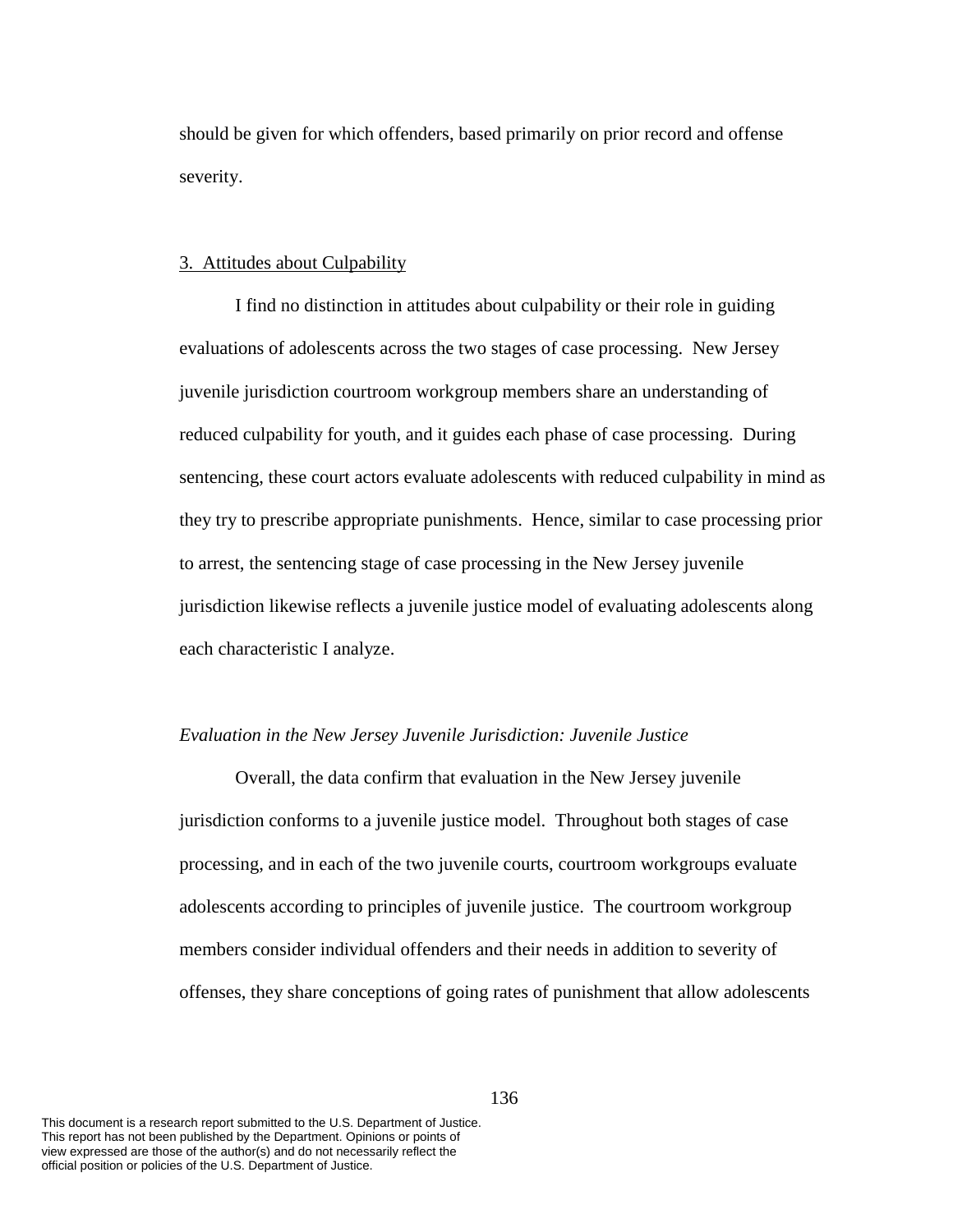should be given for which offenders, based primarily on prior record and offense severity.

3. Attitudes about Culpability

I find no distinction in attitudes about culpability or their role in guiding evaluations of adolescents across the two stages of case processing. New Jersey juvenile jurisdiction courtroom workgroup members share an understanding of reduced culpability for youth, and it guides each phase of case processing. During sentencing, these court actors evaluate adolescents with reduced culpability in mind as they try to prescribe appropriate punishments. Hence, similar to case processing prior to arrest, the sentencing stage of case processing in the New Jersey juvenile jurisdiction likewise reflects a juvenile justice model of evaluating adolescents along each characteristic I analyze.

*Evaluation in the New Jersey Juvenile Jurisdiction: Juvenile Justice*

Overall, the data confirm that evaluation in the New Jersey juvenile jurisdiction conforms to a juvenile justice model. Throughout both stages of case processing, and in each of the two juvenile courts, courtroom workgroups evaluate adolescents according to principles of juvenile justice. The courtroom workgroup members consider individual offenders and their needs in addition to severity of offenses, they share conceptions of going rates of punishment that allow adolescents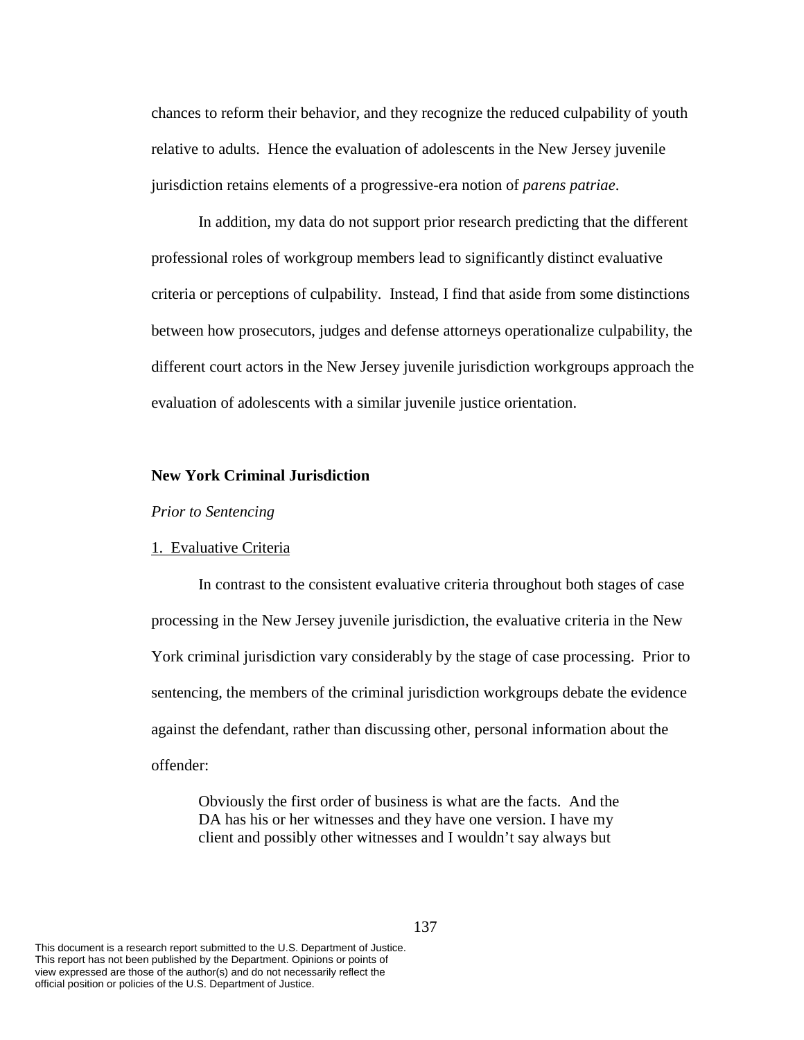chances to reform their behavior, and they recognize the reduced culpability of youth relative to adults. Hence the evaluation of adolescents in the New Jersey juvenile jurisdiction retains elements of a progressive-era notion of *parens patriae*.

In addition, my data do not support prior research predicting that the different professional roles of workgroup members lead to significantly distinct evaluative criteria or perceptions of culpability. Instead, I find that aside from some distinctions between how prosecutors, judges and defense attorneys operationalize culpability, the different court actors in the New Jersey juvenile jurisdiction workgroups approach the evaluation of adolescents with a similar juvenile justice orientation.

### New York Criminal Jurisdiction

*Prior to Sentencing*

1. Evaluative Criteria

In contrast to the consistent evaluative criteria throughout both stages of case processing in the New Jersey juvenile jurisdiction, the evaluative criteria in the New York criminal jurisdiction vary considerably by the stage of case processing. Prior to sentencing, the members of the criminal jurisdiction workgroups debate the evidence against the defendant, rather than discussing other, personal information about the offender:

> Obviously the first order of business is what are the facts. And the DA has his or her witnesses and they have one version. I have my client and possibly other witnesses and I wouldn't say always but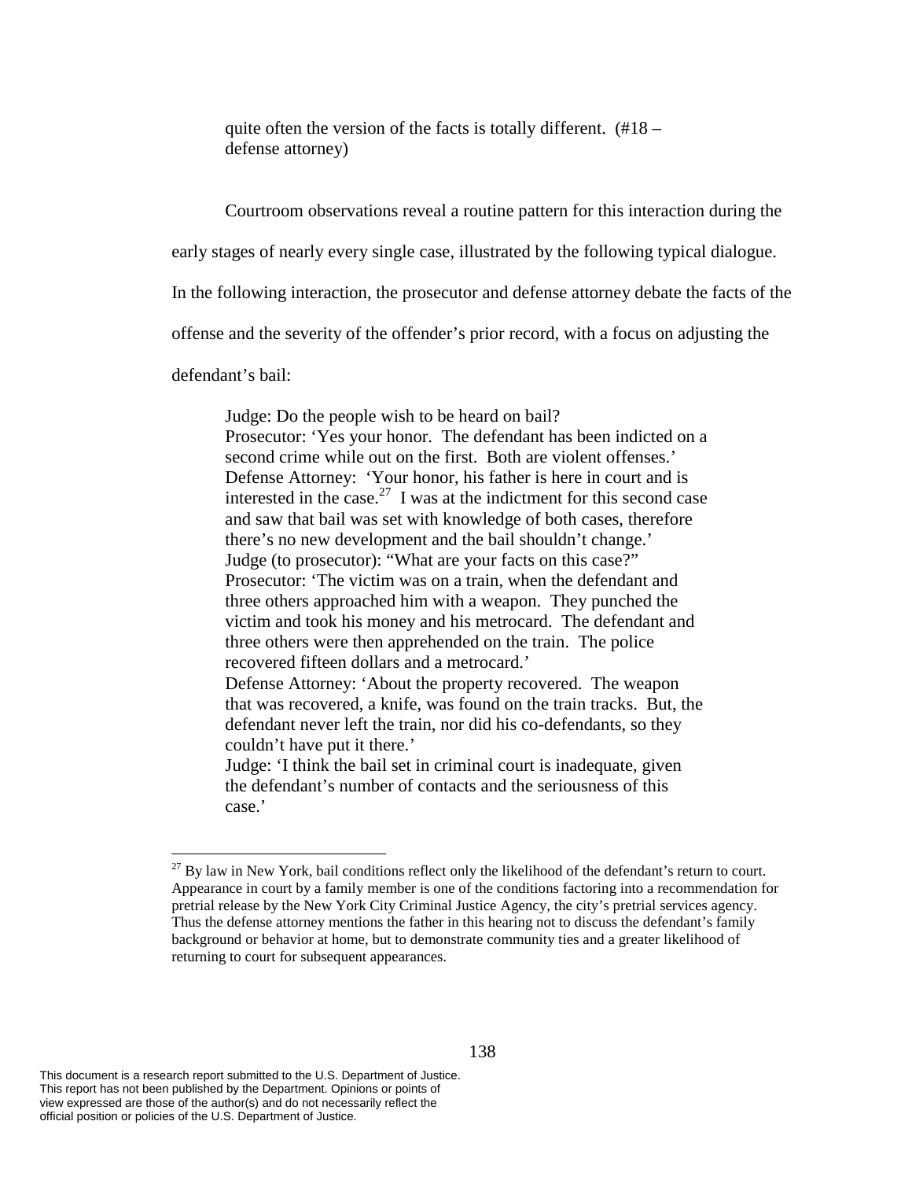> quite often the version of the facts is totally different. (#18 – defense attorney)

Courtroom observations reveal a routine pattern for this interaction during the early stages of nearly every single case, illustrated by the following typical dialogue. In the following interaction, the prosecutor and defense attorney debate the facts of the offense and the severity of the offender's prior record, with a focus on adjusting the defendant's bail:

> Judge: Do the people wish to be heard on bail?
> Prosecutor: 'Yes your honor. The defendant has been indicted on a second crime while out on the first. Both are violent offenses.'
> Defense Attorney: 'Your honor, his father is here in court and is interested in the case.[27] I was at the indictment for this second case and saw that bail was set with knowledge of both cases, therefore there's no new development and the bail shouldn't change.'
> Judge (to prosecutor): "What are your facts on this case?"
> Prosecutor: 'The victim was on a train, when the defendant and three others approached him with a weapon. They punched the victim and took his money and his metrocard. The defendant and three others were then apprehended on the train. The police recovered fifteen dollars and a metrocard.'
> Defense Attorney: 'About the property recovered. The weapon that was recovered, a knife, was found on the train tracks. But, the defendant never left the train, nor did his co-defendants, so they couldn't have put it there.'
> Judge: 'I think the bail set in criminal court is inadequate, given the defendant's number of contacts and the seriousness of this case.'

[27] By law in New York, bail conditions reflect only the likelihood of the defendant's return to court. Appearance in court by a family member is one of the conditions factoring into a recommendation for pretrial release by the New York City Criminal Justice Agency, the city's pretrial services agency. Thus the defense attorney mentions the father in this hearing not to discuss the defendant's family background or behavior at home, but to demonstrate community ties and a greater likelihood of returning to court for subsequent appearances.

This document is a research report submitted to the U.S. Department of Justice. This report has not been published by the Department. Opinions or points of view expressed are those of the author(s) and do not necessarily reflect the official position or policies of the U.S. Department of Justice.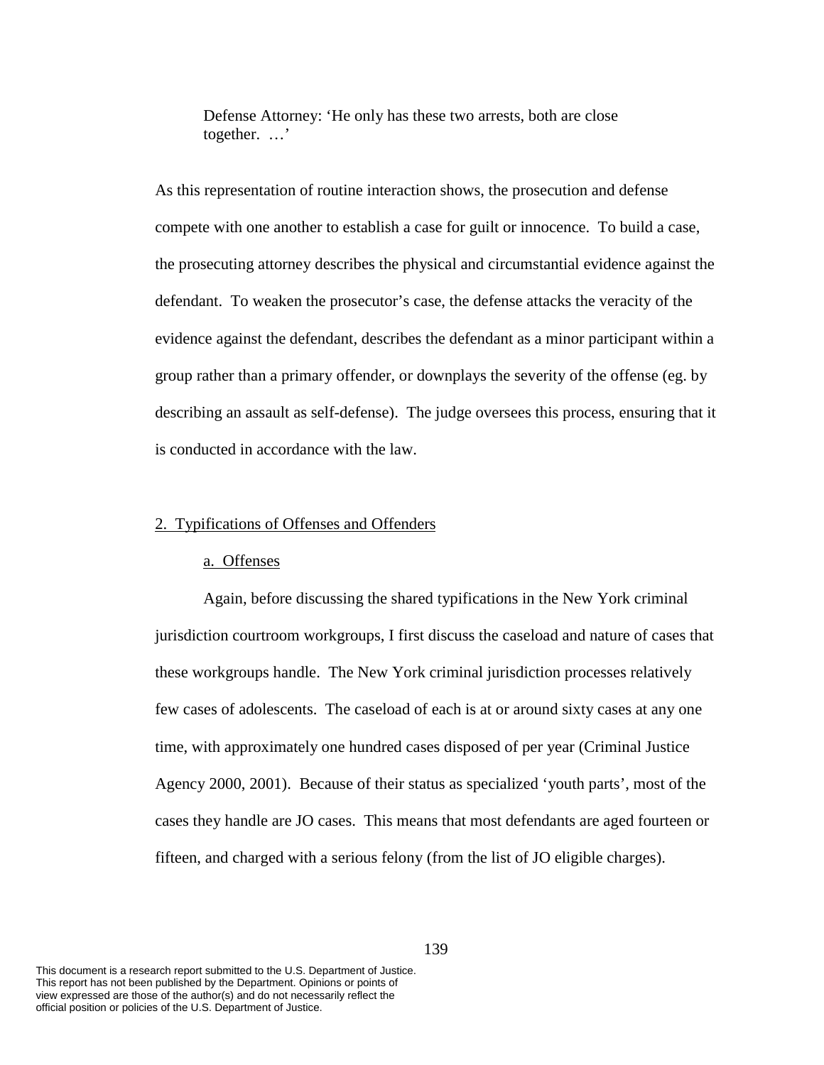> Defense Attorney: 'He only has these two arrests, both are close together. …'

As this representation of routine interaction shows, the prosecution and defense compete with one another to establish a case for guilt or innocence. To build a case, the prosecuting attorney describes the physical and circumstantial evidence against the defendant. To weaken the prosecutor's case, the defense attacks the veracity of the evidence against the defendant, describes the defendant as a minor participant within a group rather than a primary offender, or downplays the severity of the offense (eg. by describing an assault as self-defense). The judge oversees this process, ensuring that it is conducted in accordance with the law.

## 2. Typifications of Offenses and Offenders

### a. Offenses

Again, before discussing the shared typifications in the New York criminal jurisdiction courtroom workgroups, I first discuss the caseload and nature of cases that these workgroups handle. The New York criminal jurisdiction processes relatively few cases of adolescents. The caseload of each is at or around sixty cases at any one time, with approximately one hundred cases disposed of per year (Criminal Justice Agency 2000, 2001). Because of their status as specialized 'youth parts', most of the cases they handle are JO cases. This means that most defendants are aged fourteen or fifteen, and charged with a serious felony (from the list of JO eligible charges).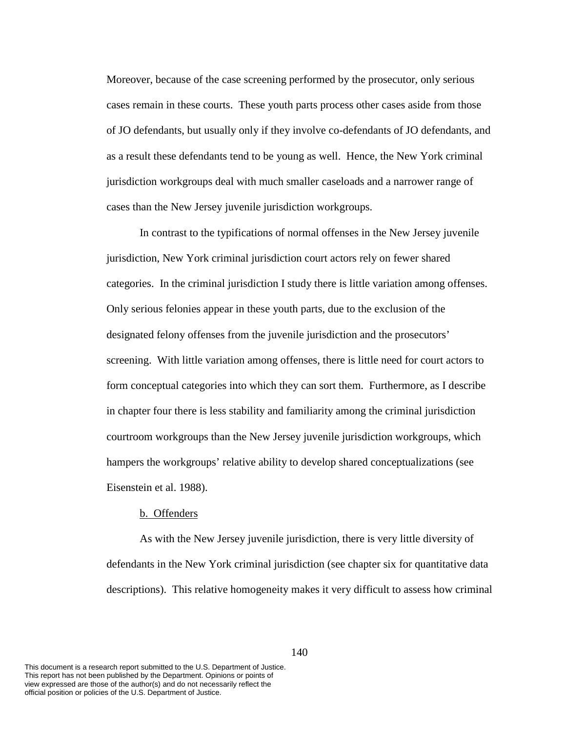Moreover, because of the case screening performed by the prosecutor, only serious cases remain in these courts. These youth parts process other cases aside from those of JO defendants, but usually only if they involve co-defendants of JO defendants, and as a result these defendants tend to be young as well. Hence, the New York criminal jurisdiction workgroups deal with much smaller caseloads and a narrower range of cases than the New Jersey juvenile jurisdiction workgroups.

In contrast to the typifications of normal offenses in the New Jersey juvenile jurisdiction, New York criminal jurisdiction court actors rely on fewer shared categories. In the criminal jurisdiction I study there is little variation among offenses. Only serious felonies appear in these youth parts, due to the exclusion of the designated felony offenses from the juvenile jurisdiction and the prosecutors' screening. With little variation among offenses, there is little need for court actors to form conceptual categories into which they can sort them. Furthermore, as I describe in chapter four there is less stability and familiarity among the criminal jurisdiction courtroom workgroups than the New Jersey juvenile jurisdiction workgroups, which hampers the workgroups' relative ability to develop shared conceptualizations (see Eisenstein et al. 1988).

b. Offenders

As with the New Jersey juvenile jurisdiction, there is very little diversity of defendants in the New York criminal jurisdiction (see chapter six for quantitative data descriptions). This relative homogeneity makes it very difficult to assess how criminal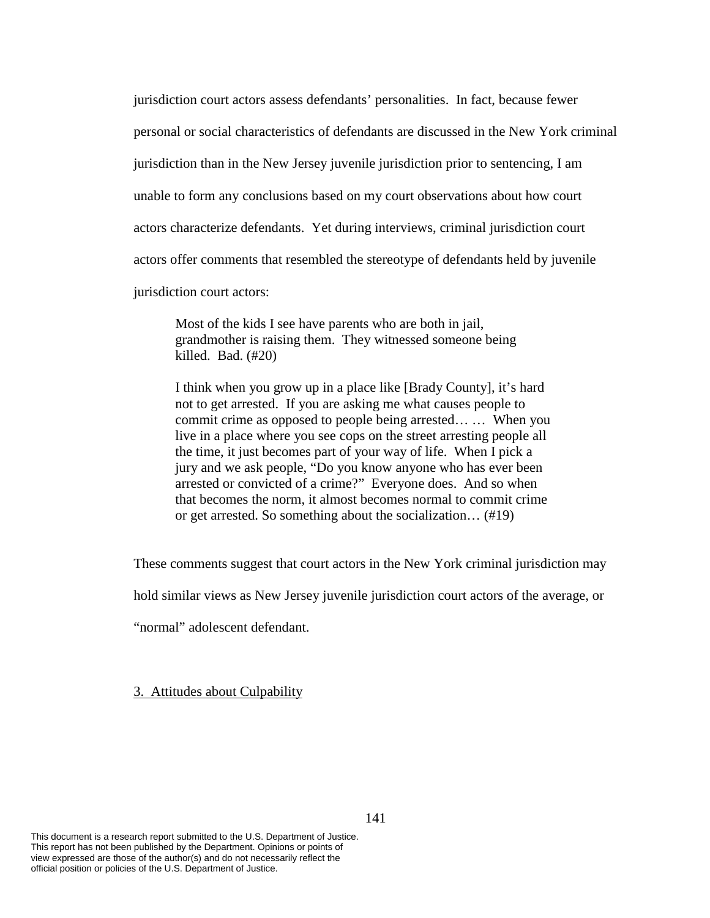jurisdiction court actors assess defendants' personalities. In fact, because fewer personal or social characteristics of defendants are discussed in the New York criminal jurisdiction than in the New Jersey juvenile jurisdiction prior to sentencing, I am unable to form any conclusions based on my court observations about how court actors characterize defendants. Yet during interviews, criminal jurisdiction court actors offer comments that resembled the stereotype of defendants held by juvenile jurisdiction court actors:

> Most of the kids I see have parents who are both in jail, grandmother is raising them. They witnessed someone being killed. Bad. (#20)
>
> I think when you grow up in a place like [Brady County], it's hard not to get arrested. If you are asking me what causes people to commit crime as opposed to people being arrested… … When you live in a place where you see cops on the street arresting people all the time, it just becomes part of your way of life. When I pick a jury and we ask people, "Do you know anyone who has ever been arrested or convicted of a crime?" Everyone does. And so when that becomes the norm, it almost becomes normal to commit crime or get arrested. So something about the socialization… (#19)

These comments suggest that court actors in the New York criminal jurisdiction may hold similar views as New Jersey juvenile jurisdiction court actors of the average, or "normal" adolescent defendant.

### 3. Attitudes about Culpability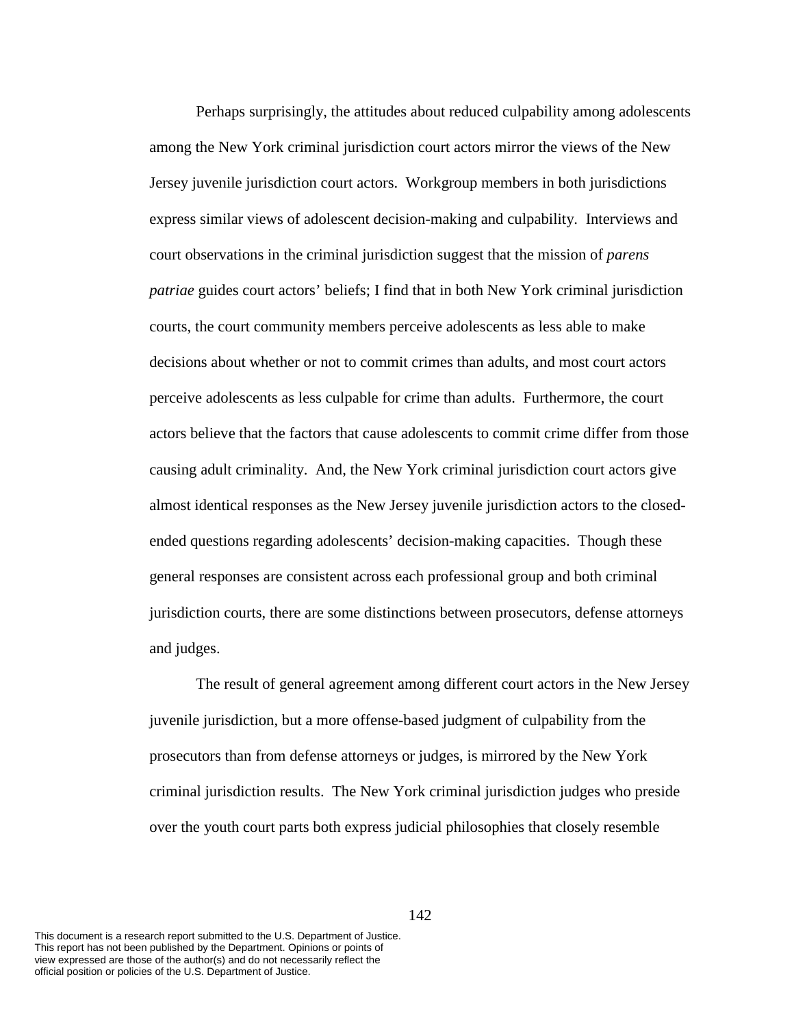Perhaps surprisingly, the attitudes about reduced culpability among adolescents among the New York criminal jurisdiction court actors mirror the views of the New Jersey juvenile jurisdiction court actors. Workgroup members in both jurisdictions express similar views of adolescent decision-making and culpability. Interviews and court observations in the criminal jurisdiction suggest that the mission of *parens patriae* guides court actors' beliefs; I find that in both New York criminal jurisdiction courts, the court community members perceive adolescents as less able to make decisions about whether or not to commit crimes than adults, and most court actors perceive adolescents as less culpable for crime than adults. Furthermore, the court actors believe that the factors that cause adolescents to commit crime differ from those causing adult criminality. And, the New York criminal jurisdiction court actors give almost identical responses as the New Jersey juvenile jurisdiction actors to the closed-ended questions regarding adolescents' decision-making capacities. Though these general responses are consistent across each professional group and both criminal jurisdiction courts, there are some distinctions between prosecutors, defense attorneys and judges.

The result of general agreement among different court actors in the New Jersey juvenile jurisdiction, but a more offense-based judgment of culpability from the prosecutors than from defense attorneys or judges, is mirrored by the New York criminal jurisdiction results. The New York criminal jurisdiction judges who preside over the youth court parts both express judicial philosophies that closely resemble

This document is a research report submitted to the U.S. Department of Justice. This report has not been published by the Department. Opinions or points of view expressed are those of the author(s) and do not necessarily reflect the official position or policies of the U.S. Department of Justice.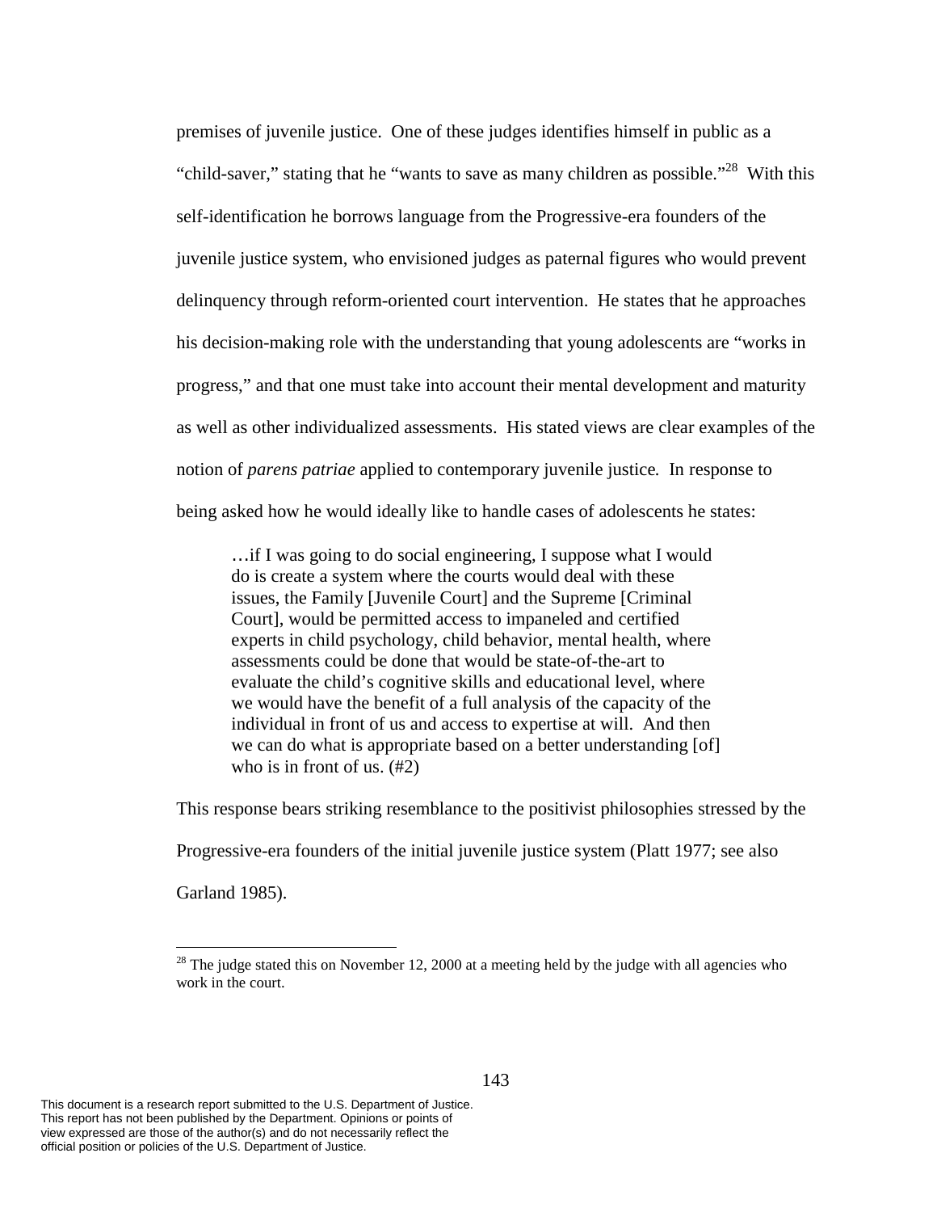premises of juvenile justice. One of these judges identifies himself in public as a "child-saver," stating that he "wants to save as many children as possible."[28] With this self-identification he borrows language from the Progressive-era founders of the juvenile justice system, who envisioned judges as paternal figures who would prevent delinquency through reform-oriented court intervention. He states that he approaches his decision-making role with the understanding that young adolescents are "works in progress," and that one must take into account their mental development and maturity as well as other individualized assessments. His stated views are clear examples of the notion of *parens patriae* applied to contemporary juvenile justice*.* In response to being asked how he would ideally like to handle cases of adolescents he states:

> …if I was going to do social engineering, I suppose what I would do is create a system where the courts would deal with these issues, the Family [Juvenile Court] and the Supreme [Criminal Court], would be permitted access to impaneled and certified experts in child psychology, child behavior, mental health, where assessments could be done that would be state-of-the-art to evaluate the child's cognitive skills and educational level, where we would have the benefit of a full analysis of the capacity of the individual in front of us and access to expertise at will. And then we can do what is appropriate based on a better understanding [of] who is in front of us. (#2)

This response bears striking resemblance to the positivist philosophies stressed by the Progressive-era founders of the initial juvenile justice system (Platt 1977; see also Garland 1985).

[28] The judge stated this on November 12, 2000 at a meeting held by the judge with all agencies who work in the court.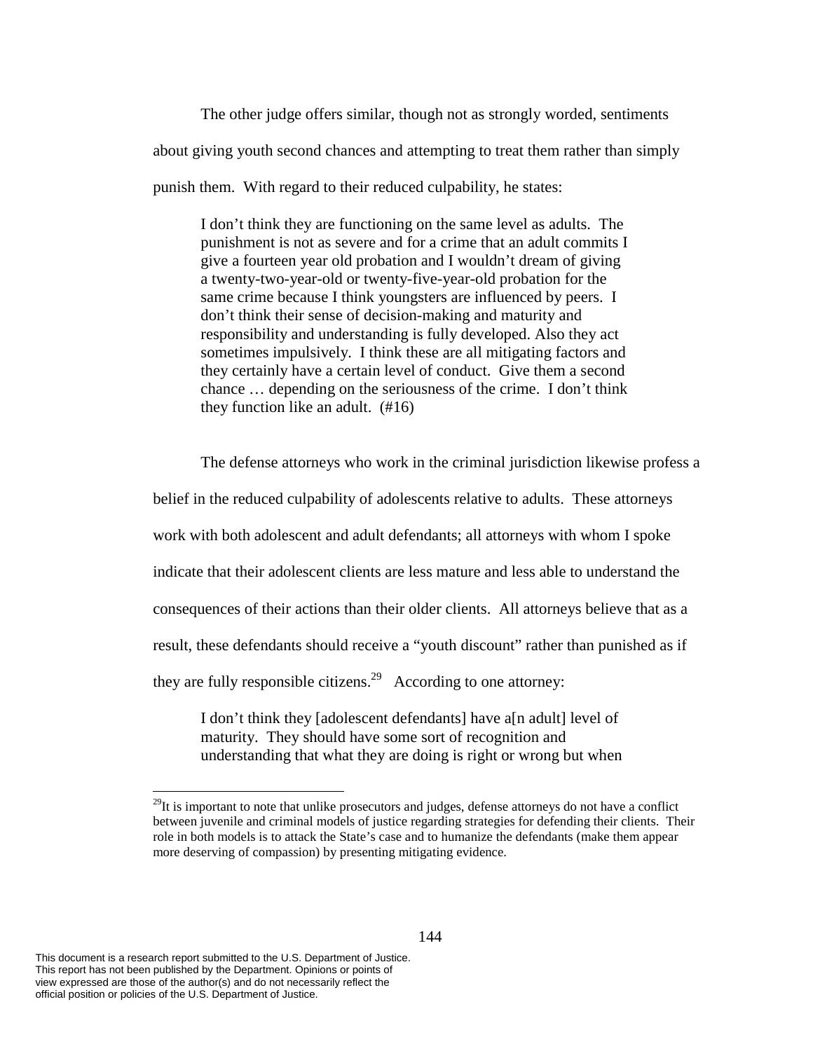The other judge offers similar, though not as strongly worded, sentiments about giving youth second chances and attempting to treat them rather than simply punish them. With regard to their reduced culpability, he states:

> I don't think they are functioning on the same level as adults. The punishment is not as severe and for a crime that an adult commits I give a fourteen year old probation and I wouldn't dream of giving a twenty-two-year-old or twenty-five-year-old probation for the same crime because I think youngsters are influenced by peers. I don't think their sense of decision-making and maturity and responsibility and understanding is fully developed. Also they act sometimes impulsively. I think these are all mitigating factors and they certainly have a certain level of conduct. Give them a second chance … depending on the seriousness of the crime. I don't think they function like an adult. (#16)

The defense attorneys who work in the criminal jurisdiction likewise profess a belief in the reduced culpability of adolescents relative to adults. These attorneys work with both adolescent and adult defendants; all attorneys with whom I spoke indicate that their adolescent clients are less mature and less able to understand the consequences of their actions than their older clients. All attorneys believe that as a result, these defendants should receive a "youth discount" rather than punished as if they are fully responsible citizens.[29] According to one attorney:

> I don't think they [adolescent defendants] have a[n adult] level of maturity. They should have some sort of recognition and understanding that what they are doing is right or wrong but when

[29] It is important to note that unlike prosecutors and judges, defense attorneys do not have a conflict between juvenile and criminal models of justice regarding strategies for defending their clients. Their role in both models is to attack the State's case and to humanize the defendants (make them appear more deserving of compassion) by presenting mitigating evidence.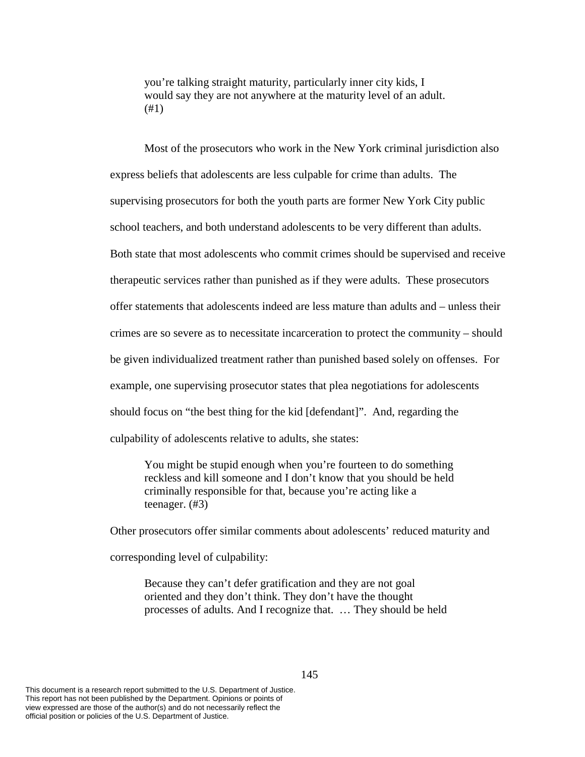> you're talking straight maturity, particularly inner city kids, I would say they are not anywhere at the maturity level of an adult. (#1)

Most of the prosecutors who work in the New York criminal jurisdiction also express beliefs that adolescents are less culpable for crime than adults. The supervising prosecutors for both the youth parts are former New York City public school teachers, and both understand adolescents to be very different than adults. Both state that most adolescents who commit crimes should be supervised and receive therapeutic services rather than punished as if they were adults. These prosecutors offer statements that adolescents indeed are less mature than adults and – unless their crimes are so severe as to necessitate incarceration to protect the community – should be given individualized treatment rather than punished based solely on offenses. For example, one supervising prosecutor states that plea negotiations for adolescents should focus on "the best thing for the kid [defendant]". And, regarding the culpability of adolescents relative to adults, she states:

> You might be stupid enough when you're fourteen to do something reckless and kill someone and I don't know that you should be held criminally responsible for that, because you're acting like a teenager. (#3)

Other prosecutors offer similar comments about adolescents' reduced maturity and corresponding level of culpability:

> Because they can't defer gratification and they are not goal oriented and they don't think. They don't have the thought processes of adults. And I recognize that. … They should be held

This document is a research report submitted to the U.S. Department of Justice. This report has not been published by the Department. Opinions or points of view expressed are those of the author(s) and do not necessarily reflect the official position or policies of the U.S. Department of Justice.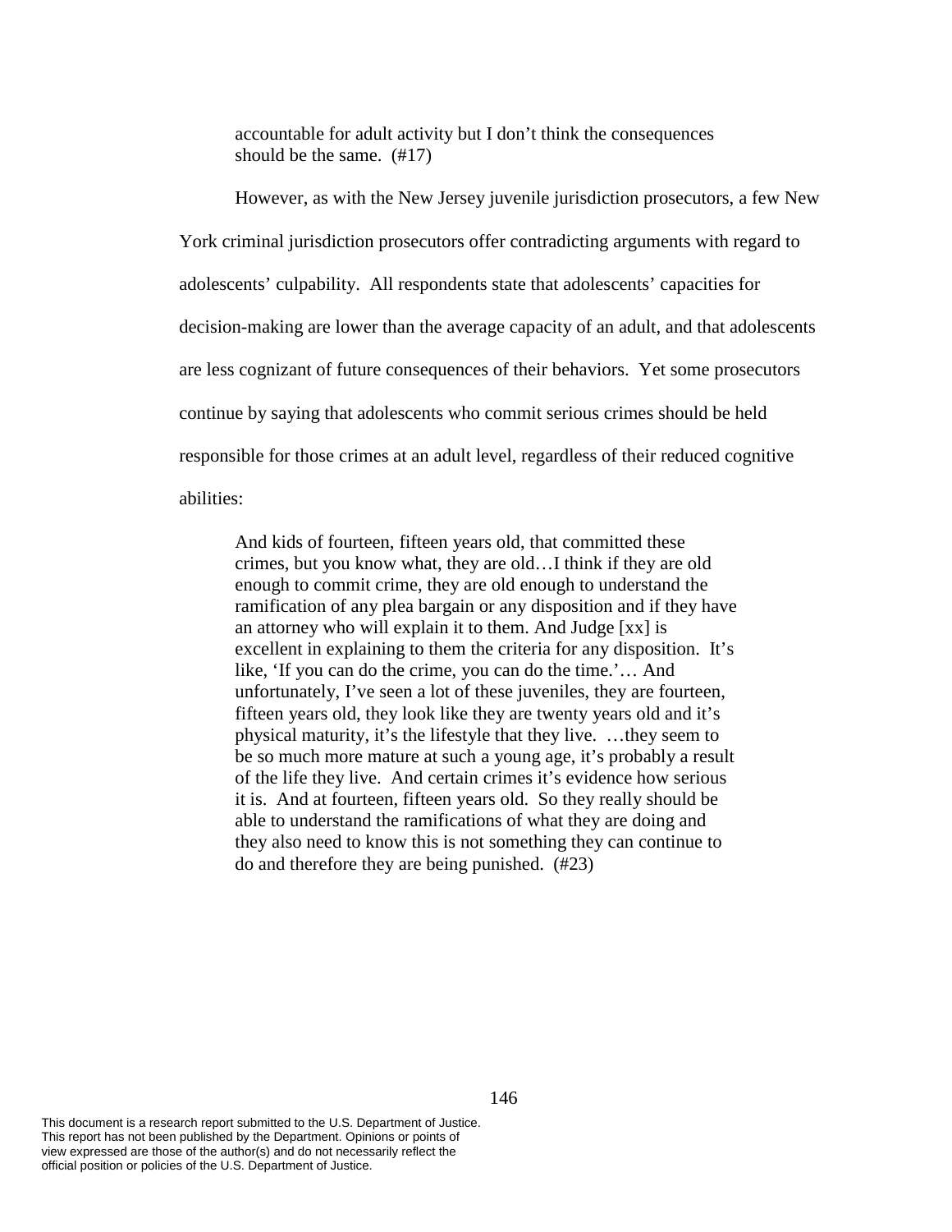> accountable for adult activity but I don't think the consequences should be the same. (#17)

However, as with the New Jersey juvenile jurisdiction prosecutors, a few New York criminal jurisdiction prosecutors offer contradicting arguments with regard to adolescents' culpability. All respondents state that adolescents' capacities for decision-making are lower than the average capacity of an adult, and that adolescents are less cognizant of future consequences of their behaviors. Yet some prosecutors continue by saying that adolescents who commit serious crimes should be held responsible for those crimes at an adult level, regardless of their reduced cognitive abilities:

> And kids of fourteen, fifteen years old, that committed these crimes, but you know what, they are old…I think if they are old enough to commit crime, they are old enough to understand the ramification of any plea bargain or any disposition and if they have an attorney who will explain it to them. And Judge [xx] is excellent in explaining to them the criteria for any disposition. It's like, 'If you can do the crime, you can do the time.'… And unfortunately, I've seen a lot of these juveniles, they are fourteen, fifteen years old, they look like they are twenty years old and it's physical maturity, it's the lifestyle that they live. …they seem to be so much more mature at such a young age, it's probably a result of the life they live. And certain crimes it's evidence how serious it is. And at fourteen, fifteen years old. So they really should be able to understand the ramifications of what they are doing and they also need to know this is not something they can continue to do and therefore they are being punished. (#23)

This document is a research report submitted to the U.S. Department of Justice. This report has not been published by the Department. Opinions or points of view expressed are those of the author(s) and do not necessarily reflect the official position or policies of the U.S. Department of Justice.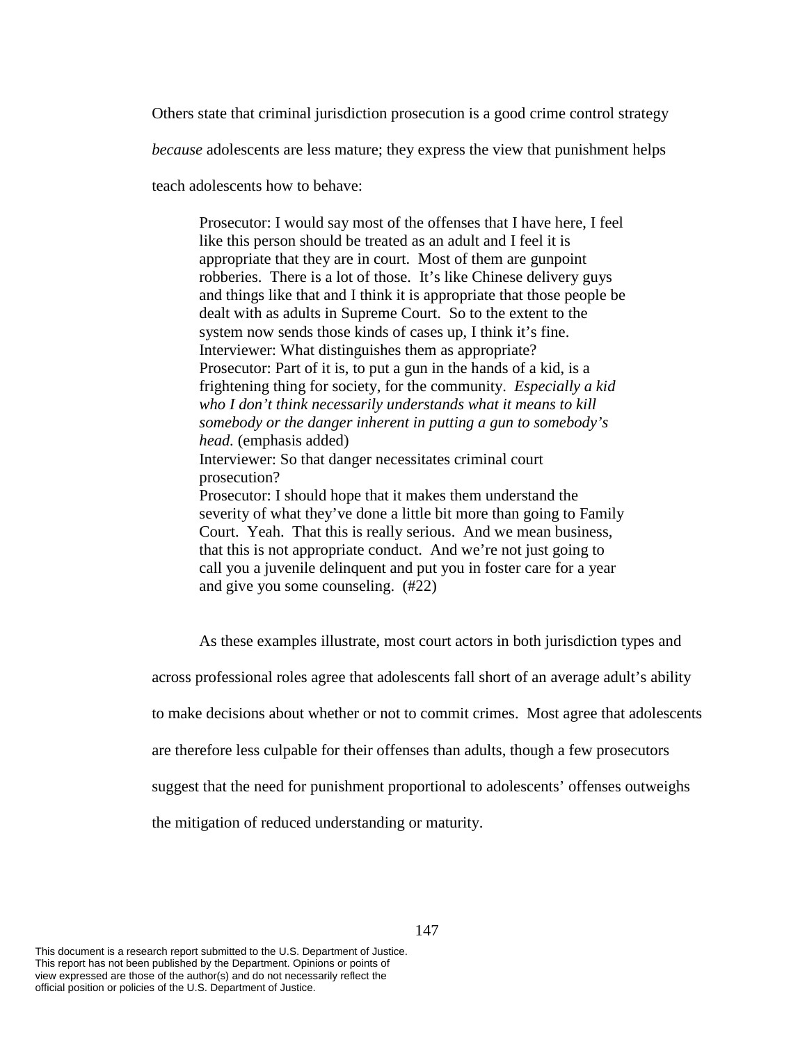Others state that criminal jurisdiction prosecution is a good crime control strategy *because* adolescents are less mature; they express the view that punishment helps teach adolescents how to behave:

> Prosecutor: I would say most of the offenses that I have here, I feel like this person should be treated as an adult and I feel it is appropriate that they are in court. Most of them are gunpoint robberies. There is a lot of those. It's like Chinese delivery guys and things like that and I think it is appropriate that those people be dealt with as adults in Supreme Court. So to the extent to the system now sends those kinds of cases up, I think it's fine.
> Interviewer: What distinguishes them as appropriate?
> Prosecutor: Part of it is, to put a gun in the hands of a kid, is a frightening thing for society, for the community. *Especially a kid who I don't think necessarily understands what it means to kill somebody or the danger inherent in putting a gun to somebody's head.* (emphasis added)
> Interviewer: So that danger necessitates criminal court prosecution?
> Prosecutor: I should hope that it makes them understand the severity of what they've done a little bit more than going to Family Court. Yeah. That this is really serious. And we mean business, that this is not appropriate conduct. And we're not just going to call you a juvenile delinquent and put you in foster care for a year and give you some counseling. (#22)

As these examples illustrate, most court actors in both jurisdiction types and across professional roles agree that adolescents fall short of an average adult's ability to make decisions about whether or not to commit crimes. Most agree that adolescents are therefore less culpable for their offenses than adults, though a few prosecutors suggest that the need for punishment proportional to adolescents' offenses outweighs the mitigation of reduced understanding or maturity.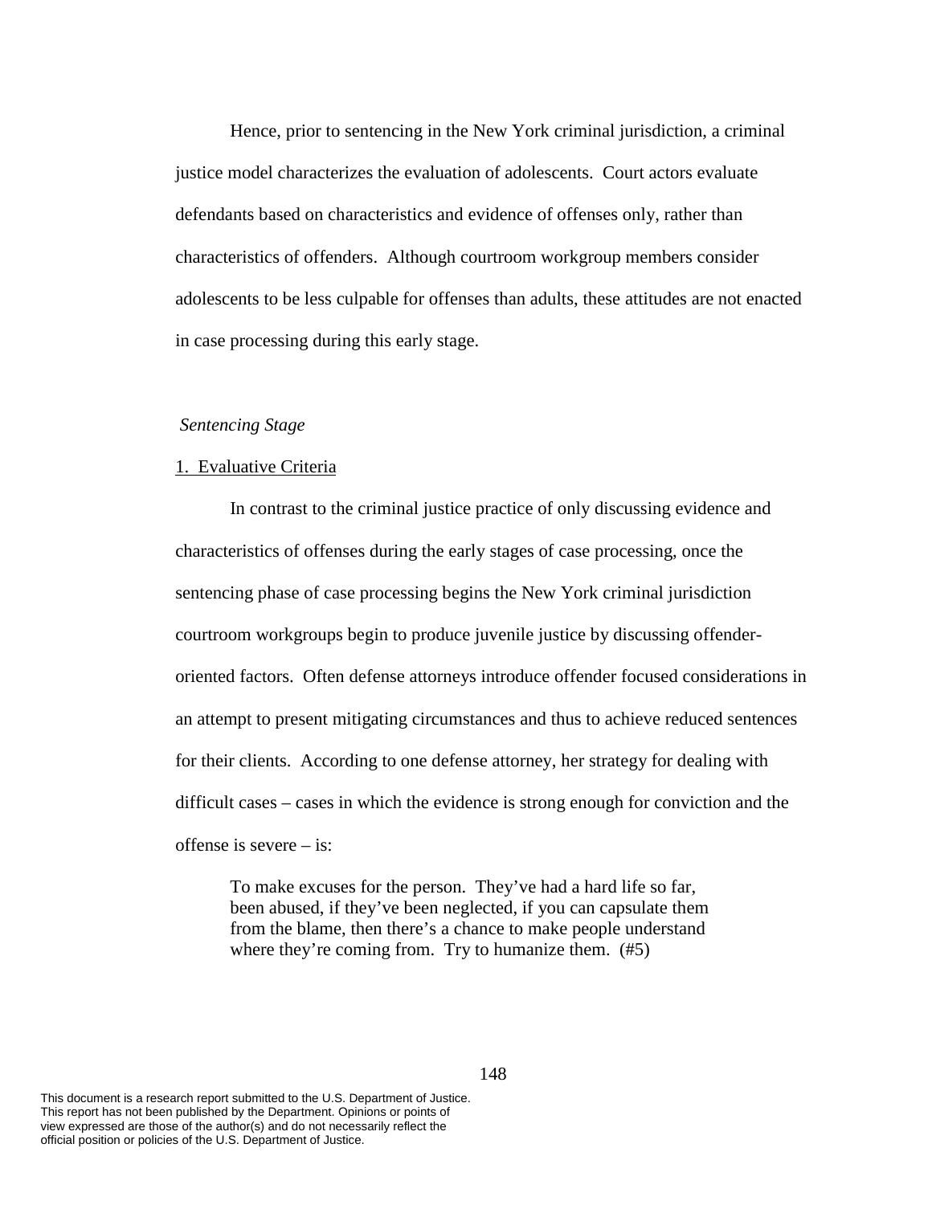Hence, prior to sentencing in the New York criminal jurisdiction, a criminal justice model characterizes the evaluation of adolescents. Court actors evaluate defendants based on characteristics and evidence of offenses only, rather than characteristics of offenders. Although courtroom workgroup members consider adolescents to be less culpable for offenses than adults, these attitudes are not enacted in case processing during this early stage.

*Sentencing Stage*

1. Evaluative Criteria

In contrast to the criminal justice practice of only discussing evidence and characteristics of offenses during the early stages of case processing, once the sentencing phase of case processing begins the New York criminal jurisdiction courtroom workgroups begin to produce juvenile justice by discussing offender-oriented factors. Often defense attorneys introduce offender focused considerations in an attempt to present mitigating circumstances and thus to achieve reduced sentences for their clients. According to one defense attorney, her strategy for dealing with difficult cases – cases in which the evidence is strong enough for conviction and the offense is severe – is:

> To make excuses for the person. They've had a hard life so far, been abused, if they've been neglected, if you can capsulate them from the blame, then there's a chance to make people understand where they're coming from. Try to humanize them. (#5)

This document is a research report submitted to the U.S. Department of Justice. This report has not been published by the Department. Opinions or points of view expressed are those of the author(s) and do not necessarily reflect the official position or policies of the U.S. Department of Justice.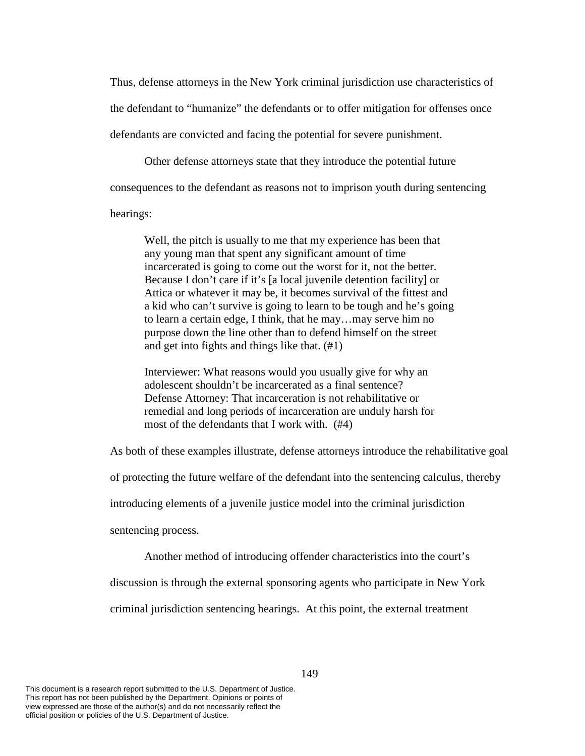Thus, defense attorneys in the New York criminal jurisdiction use characteristics of the defendant to "humanize" the defendants or to offer mitigation for offenses once defendants are convicted and facing the potential for severe punishment.

Other defense attorneys state that they introduce the potential future consequences to the defendant as reasons not to imprison youth during sentencing hearings:

> Well, the pitch is usually to me that my experience has been that any young man that spent any significant amount of time incarcerated is going to come out the worst for it, not the better. Because I don't care if it's [a local juvenile detention facility] or Attica or whatever it may be, it becomes survival of the fittest and a kid who can't survive is going to learn to be tough and he's going to learn a certain edge, I think, that he may…may serve him no purpose down the line other than to defend himself on the street and get into fights and things like that. (#1)
>
> Interviewer: What reasons would you usually give for why an adolescent shouldn't be incarcerated as a final sentence?
> Defense Attorney: That incarceration is not rehabilitative or remedial and long periods of incarceration are unduly harsh for most of the defendants that I work with. (#4)

As both of these examples illustrate, defense attorneys introduce the rehabilitative goal of protecting the future welfare of the defendant into the sentencing calculus, thereby introducing elements of a juvenile justice model into the criminal jurisdiction sentencing process.

Another method of introducing offender characteristics into the court's discussion is through the external sponsoring agents who participate in New York criminal jurisdiction sentencing hearings. At this point, the external treatment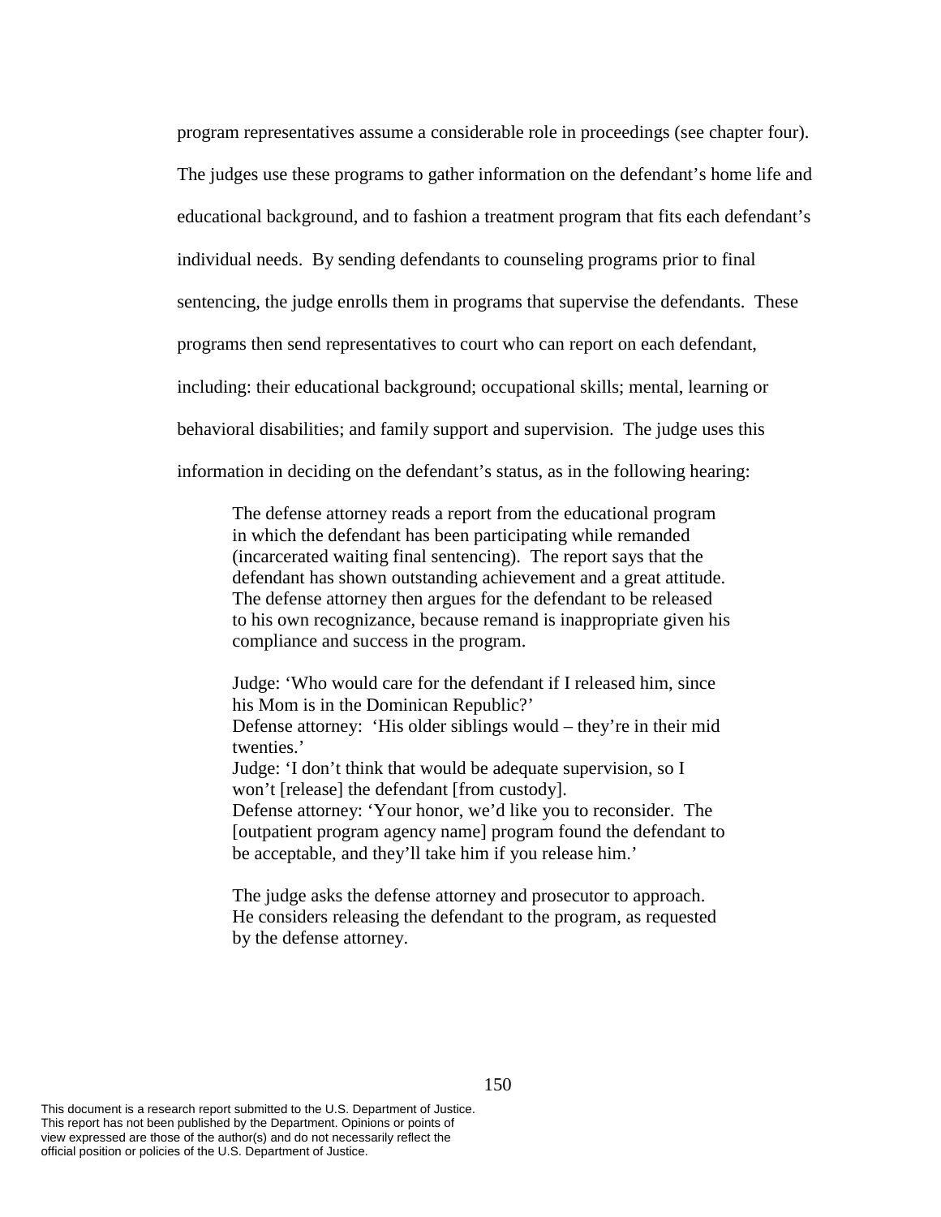program representatives assume a considerable role in proceedings (see chapter four). The judges use these programs to gather information on the defendant's home life and educational background, and to fashion a treatment program that fits each defendant's individual needs. By sending defendants to counseling programs prior to final sentencing, the judge enrolls them in programs that supervise the defendants. These programs then send representatives to court who can report on each defendant, including: their educational background; occupational skills; mental, learning or behavioral disabilities; and family support and supervision. The judge uses this information in deciding on the defendant's status, as in the following hearing:

> The defense attorney reads a report from the educational program in which the defendant has been participating while remanded (incarcerated waiting final sentencing). The report says that the defendant has shown outstanding achievement and a great attitude. The defense attorney then argues for the defendant to be released to his own recognizance, because remand is inappropriate given his compliance and success in the program.
>
> Judge: 'Who would care for the defendant if I released him, since his Mom is in the Dominican Republic?'
> Defense attorney: 'His older siblings would – they're in their mid twenties.'
> Judge: 'I don't think that would be adequate supervision, so I won't [release] the defendant [from custody].
> Defense attorney: 'Your honor, we'd like you to reconsider. The [outpatient program agency name] program found the defendant to be acceptable, and they'll take him if you release him.'
>
> The judge asks the defense attorney and prosecutor to approach. He considers releasing the defendant to the program, as requested by the defense attorney.

This document is a research report submitted to the U.S. Department of Justice. This report has not been published by the Department. Opinions or points of view expressed are those of the author(s) and do not necessarily reflect the official position or policies of the U.S. Department of Justice.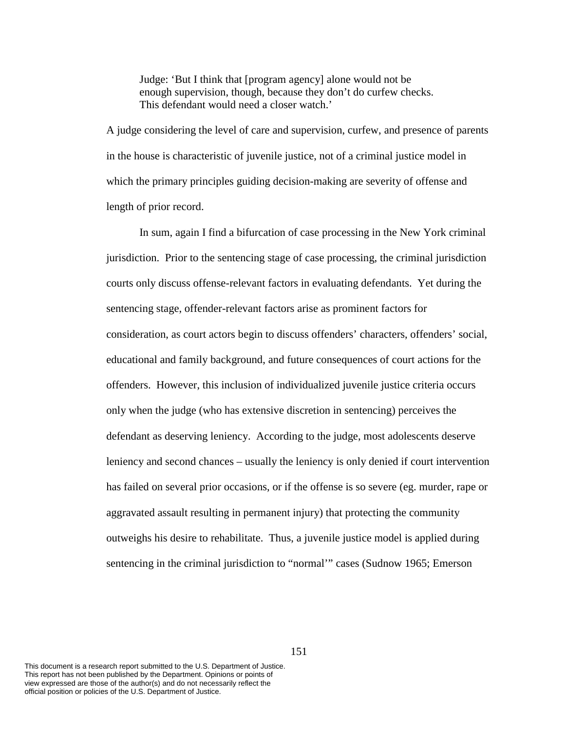> Judge: 'But I think that [program agency] alone would not be enough supervision, though, because they don't do curfew checks. This defendant would need a closer watch.'

A judge considering the level of care and supervision, curfew, and presence of parents in the house is characteristic of juvenile justice, not of a criminal justice model in which the primary principles guiding decision-making are severity of offense and length of prior record.

In sum, again I find a bifurcation of case processing in the New York criminal jurisdiction. Prior to the sentencing stage of case processing, the criminal jurisdiction courts only discuss offense-relevant factors in evaluating defendants. Yet during the sentencing stage, offender-relevant factors arise as prominent factors for consideration, as court actors begin to discuss offenders' characters, offenders' social, educational and family background, and future consequences of court actions for the offenders. However, this inclusion of individualized juvenile justice criteria occurs only when the judge (who has extensive discretion in sentencing) perceives the defendant as deserving leniency. According to the judge, most adolescents deserve leniency and second chances – usually the leniency is only denied if court intervention has failed on several prior occasions, or if the offense is so severe (eg. murder, rape or aggravated assault resulting in permanent injury) that protecting the community outweighs his desire to rehabilitate. Thus, a juvenile justice model is applied during sentencing in the criminal jurisdiction to "normal'" cases (Sudnow 1965; Emerson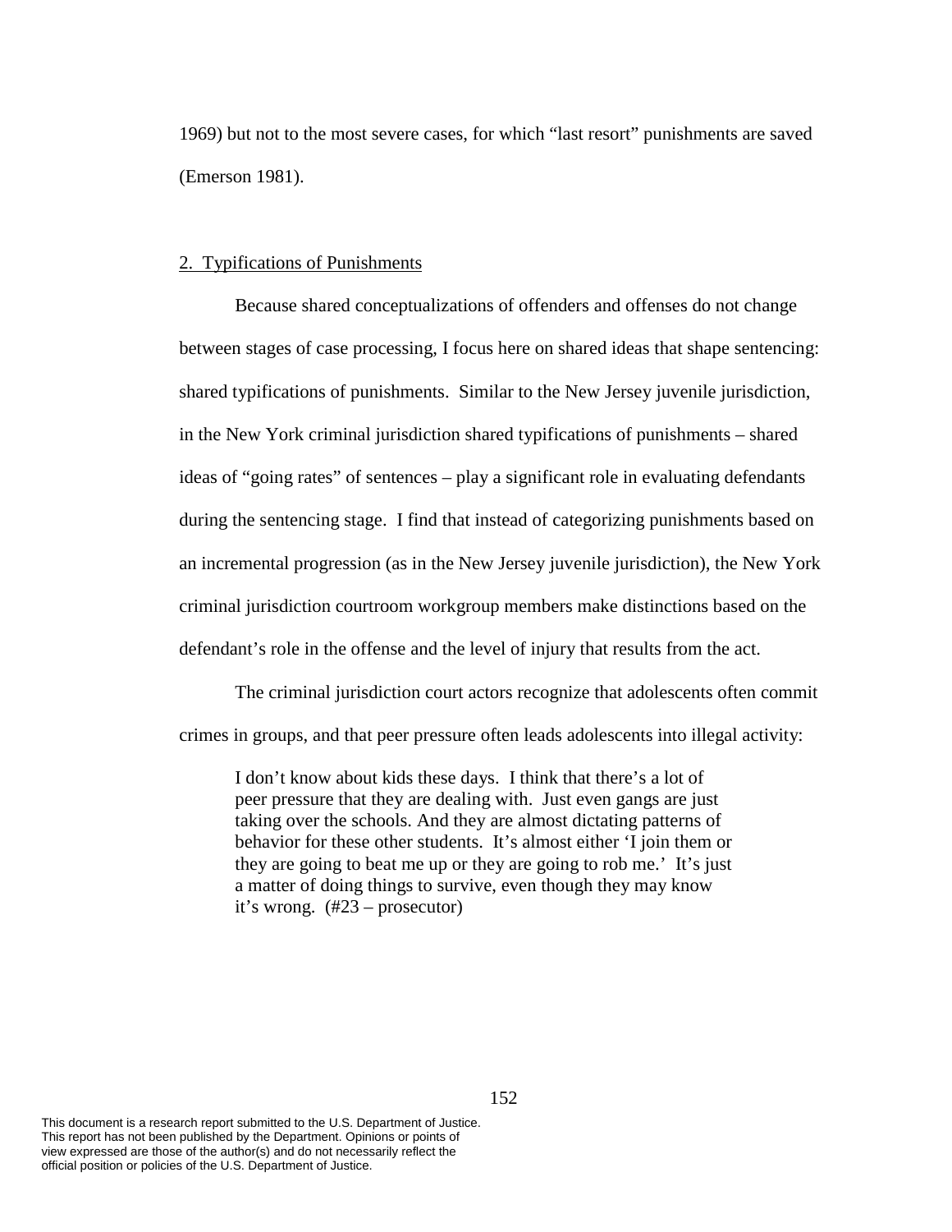1969) but not to the most severe cases, for which "last resort" punishments are saved (Emerson 1981).

2. Typifications of Punishments

Because shared conceptualizations of offenders and offenses do not change between stages of case processing, I focus here on shared ideas that shape sentencing: shared typifications of punishments. Similar to the New Jersey juvenile jurisdiction, in the New York criminal jurisdiction shared typifications of punishments – shared ideas of "going rates" of sentences – play a significant role in evaluating defendants during the sentencing stage. I find that instead of categorizing punishments based on an incremental progression (as in the New Jersey juvenile jurisdiction), the New York criminal jurisdiction courtroom workgroup members make distinctions based on the defendant's role in the offense and the level of injury that results from the act.

The criminal jurisdiction court actors recognize that adolescents often commit crimes in groups, and that peer pressure often leads adolescents into illegal activity:

> I don't know about kids these days. I think that there's a lot of peer pressure that they are dealing with. Just even gangs are just taking over the schools. And they are almost dictating patterns of behavior for these other students. It's almost either 'I join them or they are going to beat me up or they are going to rob me.' It's just a matter of doing things to survive, even though they may know it's wrong. (#23 – prosecutor)

This document is a research report submitted to the U.S. Department of Justice. This report has not been published by the Department. Opinions or points of view expressed are those of the author(s) and do not necessarily reflect the official position or policies of the U.S. Department of Justice.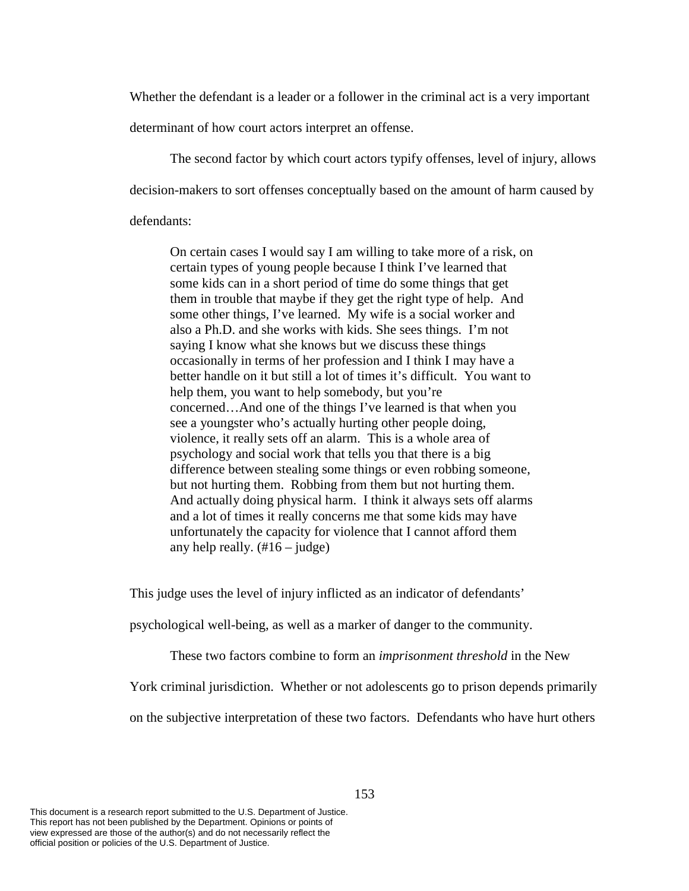Whether the defendant is a leader or a follower in the criminal act is a very important determinant of how court actors interpret an offense.

The second factor by which court actors typify offenses, level of injury, allows decision-makers to sort offenses conceptually based on the amount of harm caused by defendants:

> On certain cases I would say I am willing to take more of a risk, on certain types of young people because I think I've learned that some kids can in a short period of time do some things that get them in trouble that maybe if they get the right type of help. And some other things, I've learned. My wife is a social worker and also a Ph.D. and she works with kids. She sees things. I'm not saying I know what she knows but we discuss these things occasionally in terms of her profession and I think I may have a better handle on it but still a lot of times it's difficult. You want to help them, you want to help somebody, but you're concerned…And one of the things I've learned is that when you see a youngster who's actually hurting other people doing, violence, it really sets off an alarm. This is a whole area of psychology and social work that tells you that there is a big difference between stealing some things or even robbing someone, but not hurting them. Robbing from them but not hurting them. And actually doing physical harm. I think it always sets off alarms and a lot of times it really concerns me that some kids may have unfortunately the capacity for violence that I cannot afford them any help really. (#16 – judge)

This judge uses the level of injury inflicted as an indicator of defendants' psychological well-being, as well as a marker of danger to the community.

These two factors combine to form an *imprisonment threshold* in the New York criminal jurisdiction. Whether or not adolescents go to prison depends primarily on the subjective interpretation of these two factors. Defendants who have hurt others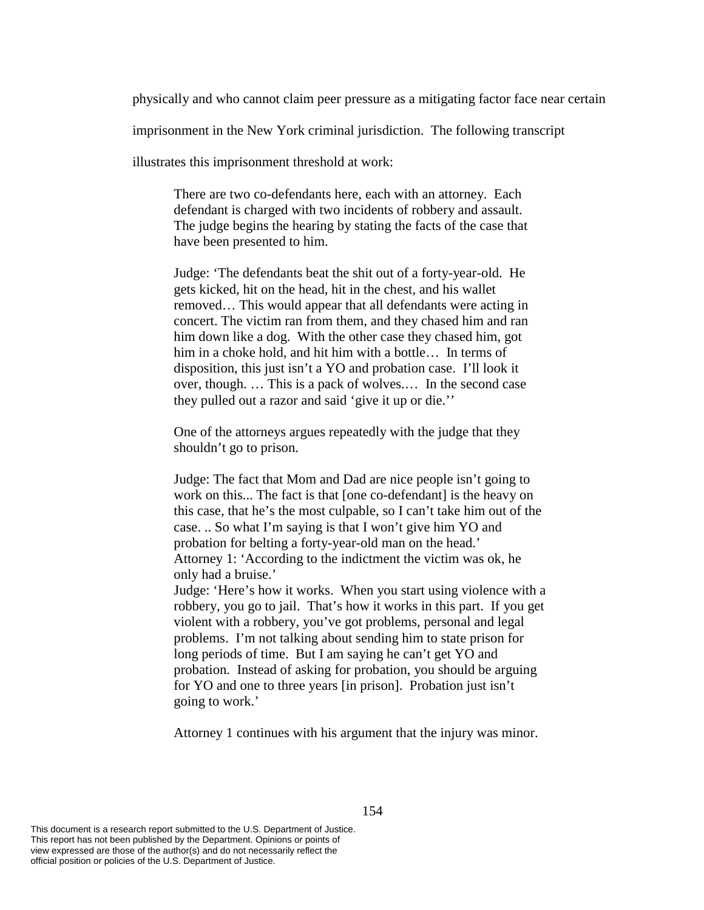physically and who cannot claim peer pressure as a mitigating factor face near certain imprisonment in the New York criminal jurisdiction. The following transcript illustrates this imprisonment threshold at work:

> There are two co-defendants here, each with an attorney. Each defendant is charged with two incidents of robbery and assault. The judge begins the hearing by stating the facts of the case that have been presented to him.
>
> Judge: 'The defendants beat the shit out of a forty-year-old. He gets kicked, hit on the head, hit in the chest, and his wallet removed… This would appear that all defendants were acting in concert. The victim ran from them, and they chased him and ran him down like a dog. With the other case they chased him, got him in a choke hold, and hit him with a bottle… In terms of disposition, this just isn't a YO and probation case. I'll look it over, though. … This is a pack of wolves.… In the second case they pulled out a razor and said 'give it up or die.''
>
> One of the attorneys argues repeatedly with the judge that they shouldn't go to prison.
>
> Judge: The fact that Mom and Dad are nice people isn't going to work on this... The fact is that [one co-defendant] is the heavy on this case, that he's the most culpable, so I can't take him out of the case. .. So what I'm saying is that I won't give him YO and probation for belting a forty-year-old man on the head.'
> Attorney 1: 'According to the indictment the victim was ok, he only had a bruise.'
> Judge: 'Here's how it works. When you start using violence with a robbery, you go to jail. That's how it works in this part. If you get violent with a robbery, you've got problems, personal and legal problems. I'm not talking about sending him to state prison for long periods of time. But I am saying he can't get YO and probation. Instead of asking for probation, you should be arguing for YO and one to three years [in prison]. Probation just isn't going to work.'
>
> Attorney 1 continues with his argument that the injury was minor.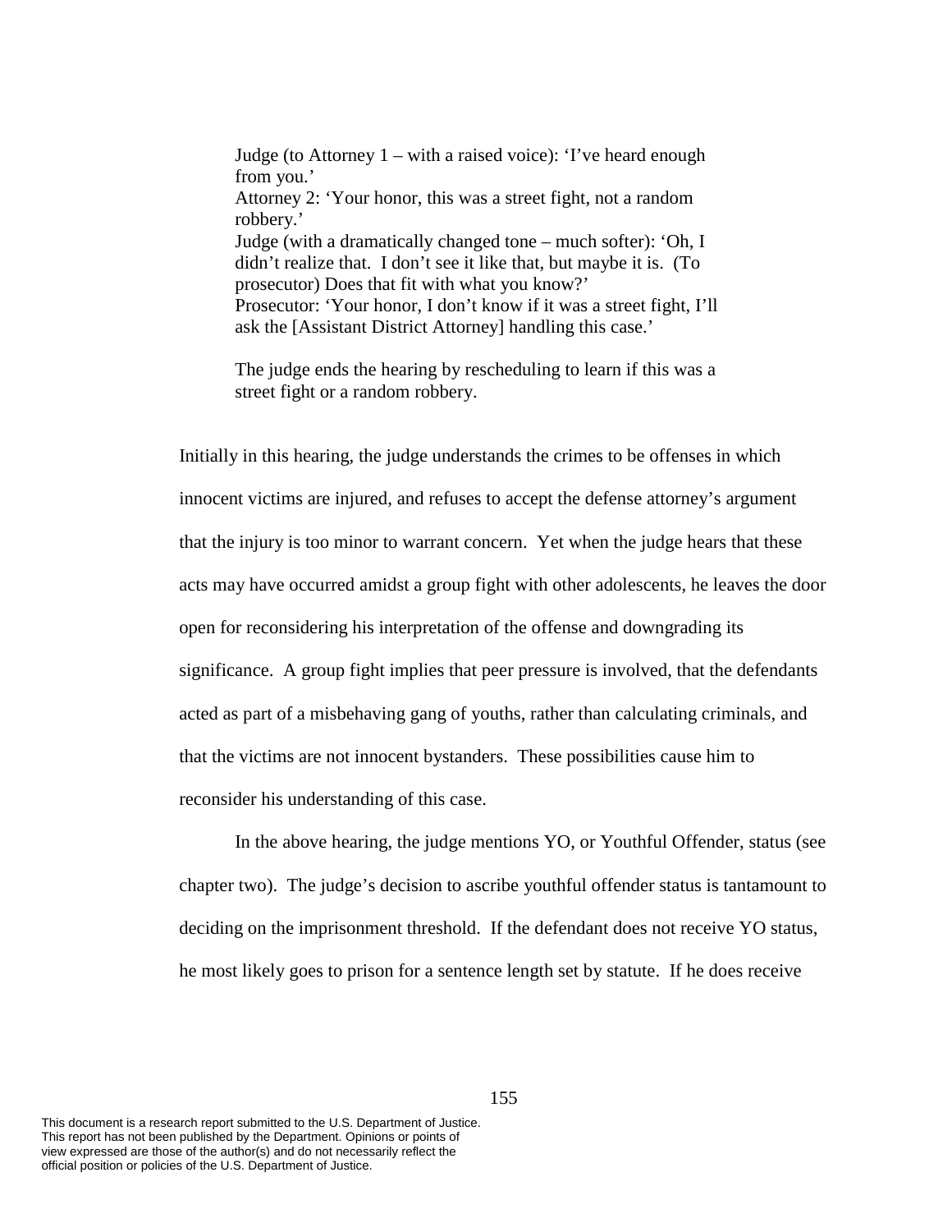> Judge (to Attorney 1 – with a raised voice): 'I've heard enough from you.'
> Attorney 2: 'Your honor, this was a street fight, not a random robbery.'
> Judge (with a dramatically changed tone – much softer): 'Oh, I didn't realize that. I don't see it like that, but maybe it is. (To prosecutor) Does that fit with what you know?'
> Prosecutor: 'Your honor, I don't know if it was a street fight, I'll ask the [Assistant District Attorney] handling this case.'
>
> The judge ends the hearing by rescheduling to learn if this was a street fight or a random robbery.

Initially in this hearing, the judge understands the crimes to be offenses in which innocent victims are injured, and refuses to accept the defense attorney's argument that the injury is too minor to warrant concern. Yet when the judge hears that these acts may have occurred amidst a group fight with other adolescents, he leaves the door open for reconsidering his interpretation of the offense and downgrading its significance. A group fight implies that peer pressure is involved, that the defendants acted as part of a misbehaving gang of youths, rather than calculating criminals, and that the victims are not innocent bystanders. These possibilities cause him to reconsider his understanding of this case.

In the above hearing, the judge mentions YO, or Youthful Offender, status (see chapter two). The judge's decision to ascribe youthful offender status is tantamount to deciding on the imprisonment threshold. If the defendant does not receive YO status, he most likely goes to prison for a sentence length set by statute. If he does receive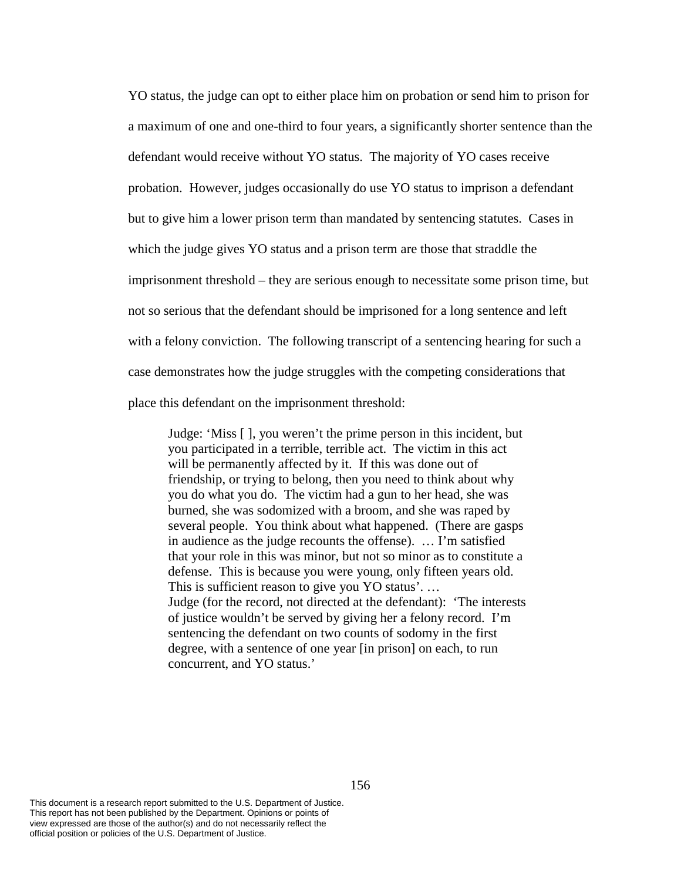YO status, the judge can opt to either place him on probation or send him to prison for a maximum of one and one-third to four years, a significantly shorter sentence than the defendant would receive without YO status. The majority of YO cases receive probation. However, judges occasionally do use YO status to imprison a defendant but to give him a lower prison term than mandated by sentencing statutes. Cases in which the judge gives YO status and a prison term are those that straddle the imprisonment threshold – they are serious enough to necessitate some prison time, but not so serious that the defendant should be imprisoned for a long sentence and left with a felony conviction. The following transcript of a sentencing hearing for such a case demonstrates how the judge struggles with the competing considerations that place this defendant on the imprisonment threshold:

> Judge: 'Miss [ ], you weren't the prime person in this incident, but you participated in a terrible, terrible act. The victim in this act will be permanently affected by it. If this was done out of friendship, or trying to belong, then you need to think about why you do what you do. The victim had a gun to her head, she was burned, she was sodomized with a broom, and she was raped by several people. You think about what happened. (There are gasps in audience as the judge recounts the offense). … I'm satisfied that your role in this was minor, but not so minor as to constitute a defense. This is because you were young, only fifteen years old. This is sufficient reason to give you YO status'. …
> Judge (for the record, not directed at the defendant): 'The interests of justice wouldn't be served by giving her a felony record. I'm sentencing the defendant on two counts of sodomy in the first degree, with a sentence of one year [in prison] on each, to run concurrent, and YO status.'

This document is a research report submitted to the U.S. Department of Justice. This report has not been published by the Department. Opinions or points of view expressed are those of the author(s) and do not necessarily reflect the official position or policies of the U.S. Department of Justice.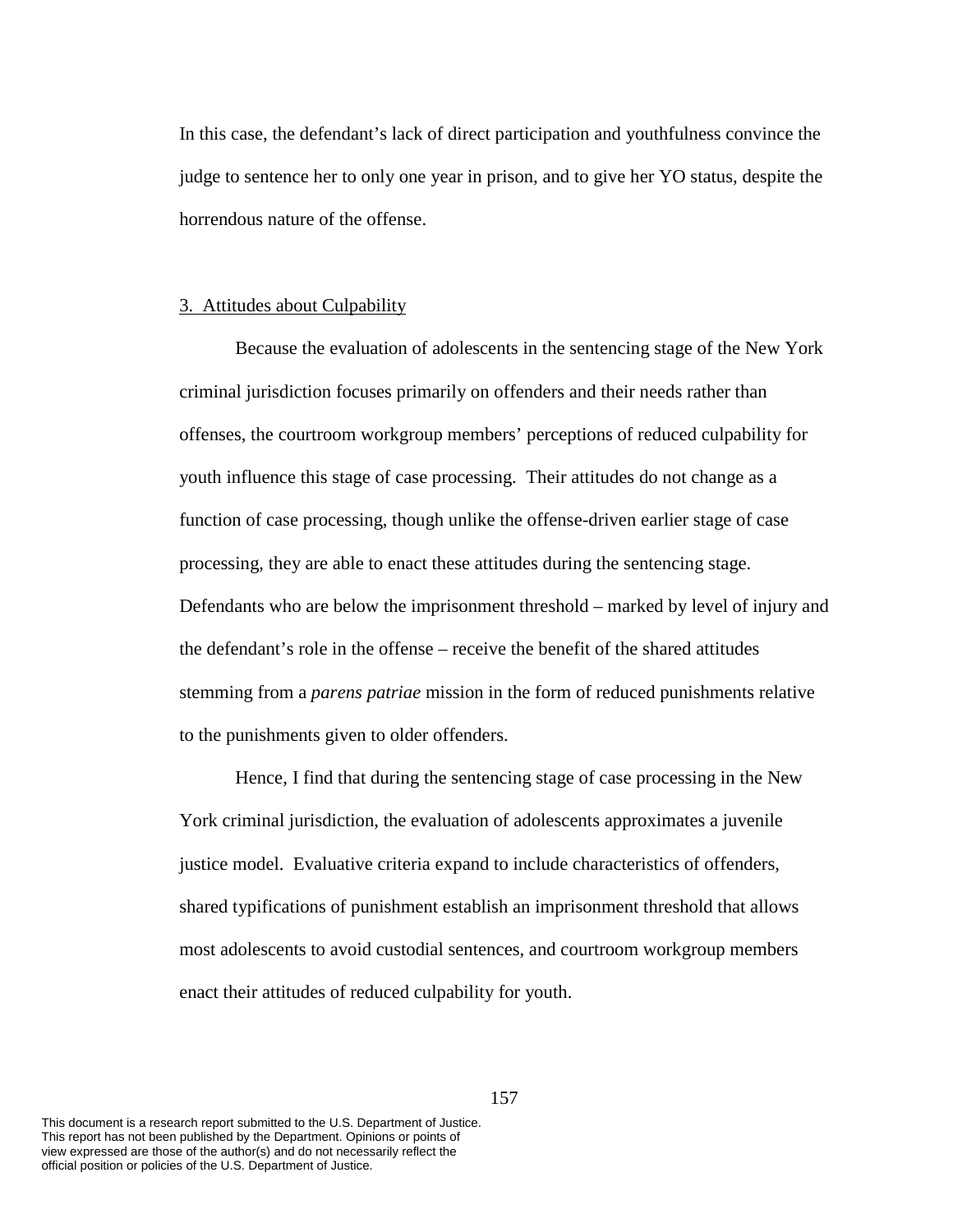In this case, the defendant's lack of direct participation and youthfulness convince the judge to sentence her to only one year in prison, and to give her YO status, despite the horrendous nature of the offense.

### 3. Attitudes about Culpability

Because the evaluation of adolescents in the sentencing stage of the New York criminal jurisdiction focuses primarily on offenders and their needs rather than offenses, the courtroom workgroup members' perceptions of reduced culpability for youth influence this stage of case processing. Their attitudes do not change as a function of case processing, though unlike the offense-driven earlier stage of case processing, they are able to enact these attitudes during the sentencing stage. Defendants who are below the imprisonment threshold – marked by level of injury and the defendant's role in the offense – receive the benefit of the shared attitudes stemming from a *parens patriae* mission in the form of reduced punishments relative to the punishments given to older offenders.

Hence, I find that during the sentencing stage of case processing in the New York criminal jurisdiction, the evaluation of adolescents approximates a juvenile justice model. Evaluative criteria expand to include characteristics of offenders, shared typifications of punishment establish an imprisonment threshold that allows most adolescents to avoid custodial sentences, and courtroom workgroup members enact their attitudes of reduced culpability for youth.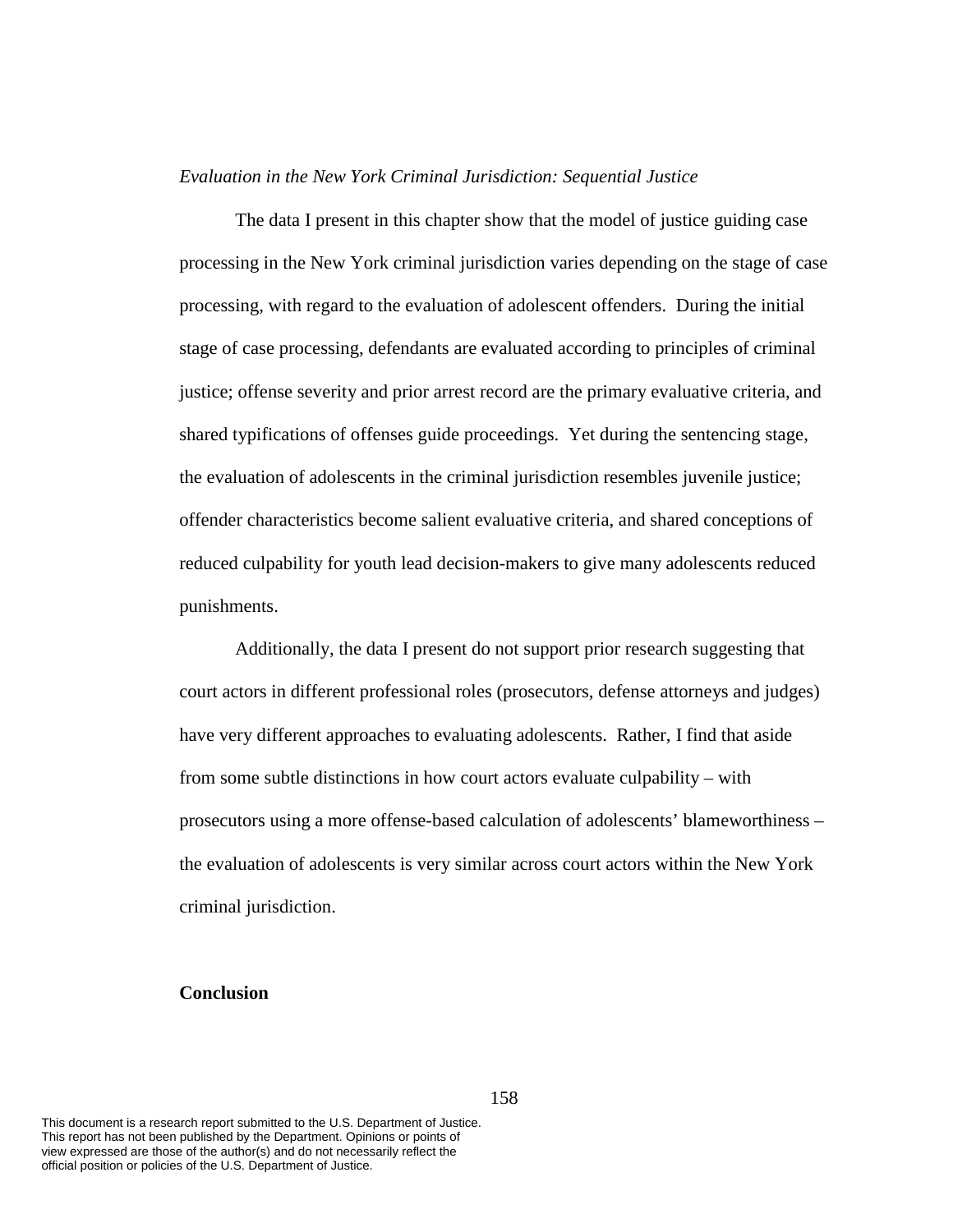*Evaluation in the New York Criminal Jurisdiction: Sequential Justice*

The data I present in this chapter show that the model of justice guiding case processing in the New York criminal jurisdiction varies depending on the stage of case processing, with regard to the evaluation of adolescent offenders. During the initial stage of case processing, defendants are evaluated according to principles of criminal justice; offense severity and prior arrest record are the primary evaluative criteria, and shared typifications of offenses guide proceedings. Yet during the sentencing stage, the evaluation of adolescents in the criminal jurisdiction resembles juvenile justice; offender characteristics become salient evaluative criteria, and shared conceptions of reduced culpability for youth lead decision-makers to give many adolescents reduced punishments.

Additionally, the data I present do not support prior research suggesting that court actors in different professional roles (prosecutors, defense attorneys and judges) have very different approaches to evaluating adolescents. Rather, I find that aside from some subtle distinctions in how court actors evaluate culpability – with prosecutors using a more offense-based calculation of adolescents' blameworthiness – the evaluation of adolescents is very similar across court actors within the New York criminal jurisdiction.

## Conclusion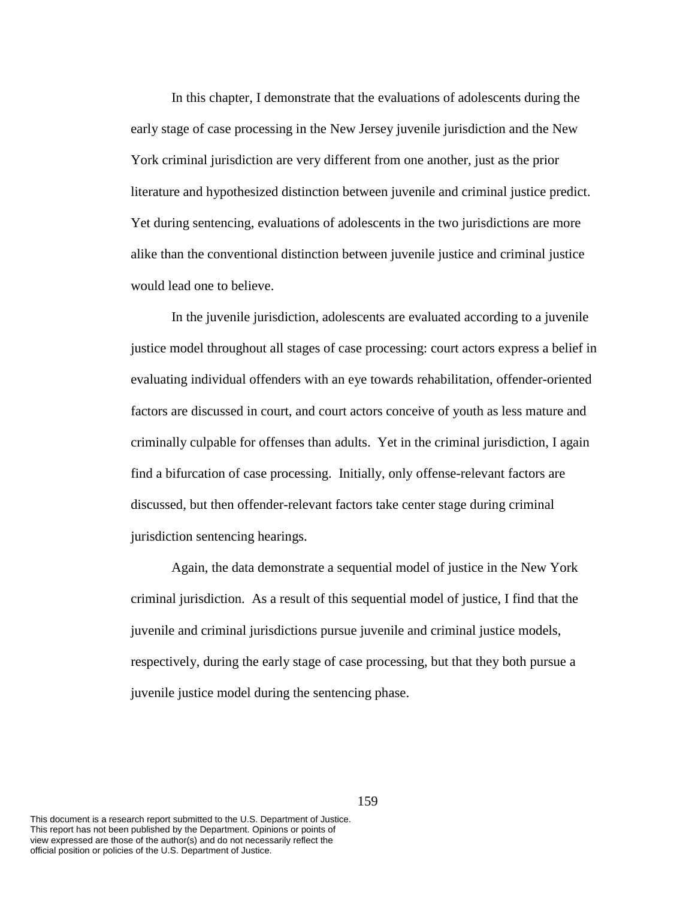In this chapter, I demonstrate that the evaluations of adolescents during the early stage of case processing in the New Jersey juvenile jurisdiction and the New York criminal jurisdiction are very different from one another, just as the prior literature and hypothesized distinction between juvenile and criminal justice predict. Yet during sentencing, evaluations of adolescents in the two jurisdictions are more alike than the conventional distinction between juvenile justice and criminal justice would lead one to believe.

In the juvenile jurisdiction, adolescents are evaluated according to a juvenile justice model throughout all stages of case processing: court actors express a belief in evaluating individual offenders with an eye towards rehabilitation, offender-oriented factors are discussed in court, and court actors conceive of youth as less mature and criminally culpable for offenses than adults. Yet in the criminal jurisdiction, I again find a bifurcation of case processing. Initially, only offense-relevant factors are discussed, but then offender-relevant factors take center stage during criminal jurisdiction sentencing hearings.

Again, the data demonstrate a sequential model of justice in the New York criminal jurisdiction. As a result of this sequential model of justice, I find that the juvenile and criminal jurisdictions pursue juvenile and criminal justice models, respectively, during the early stage of case processing, but that they both pursue a juvenile justice model during the sentencing phase.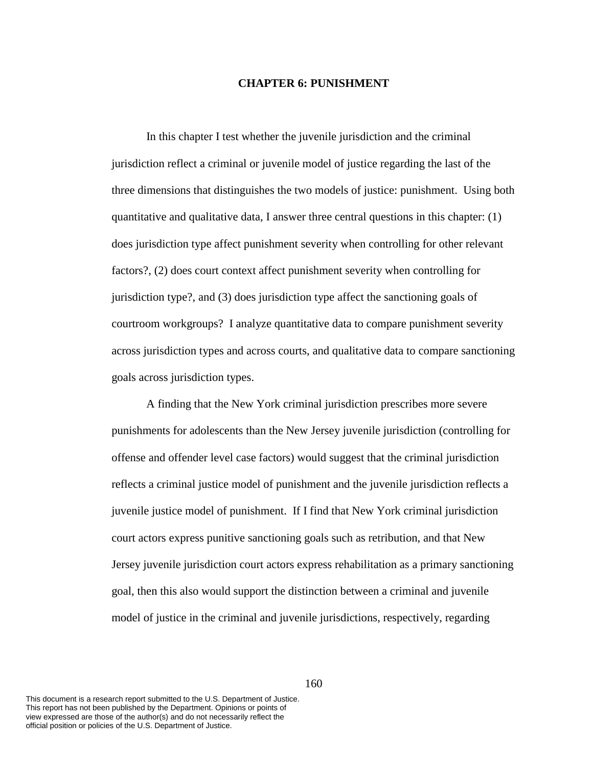# CHAPTER 6: PUNISHMENT

In this chapter I test whether the juvenile jurisdiction and the criminal jurisdiction reflect a criminal or juvenile model of justice regarding the last of the three dimensions that distinguishes the two models of justice: punishment. Using both quantitative and qualitative data, I answer three central questions in this chapter: (1) does jurisdiction type affect punishment severity when controlling for other relevant factors?, (2) does court context affect punishment severity when controlling for jurisdiction type?, and (3) does jurisdiction type affect the sanctioning goals of courtroom workgroups? I analyze quantitative data to compare punishment severity across jurisdiction types and across courts, and qualitative data to compare sanctioning goals across jurisdiction types.

A finding that the New York criminal jurisdiction prescribes more severe punishments for adolescents than the New Jersey juvenile jurisdiction (controlling for offense and offender level case factors) would suggest that the criminal jurisdiction reflects a criminal justice model of punishment and the juvenile jurisdiction reflects a juvenile justice model of punishment. If I find that New York criminal jurisdiction court actors express punitive sanctioning goals such as retribution, and that New Jersey juvenile jurisdiction court actors express rehabilitation as a primary sanctioning goal, then this also would support the distinction between a criminal and juvenile model of justice in the criminal and juvenile jurisdictions, respectively, regarding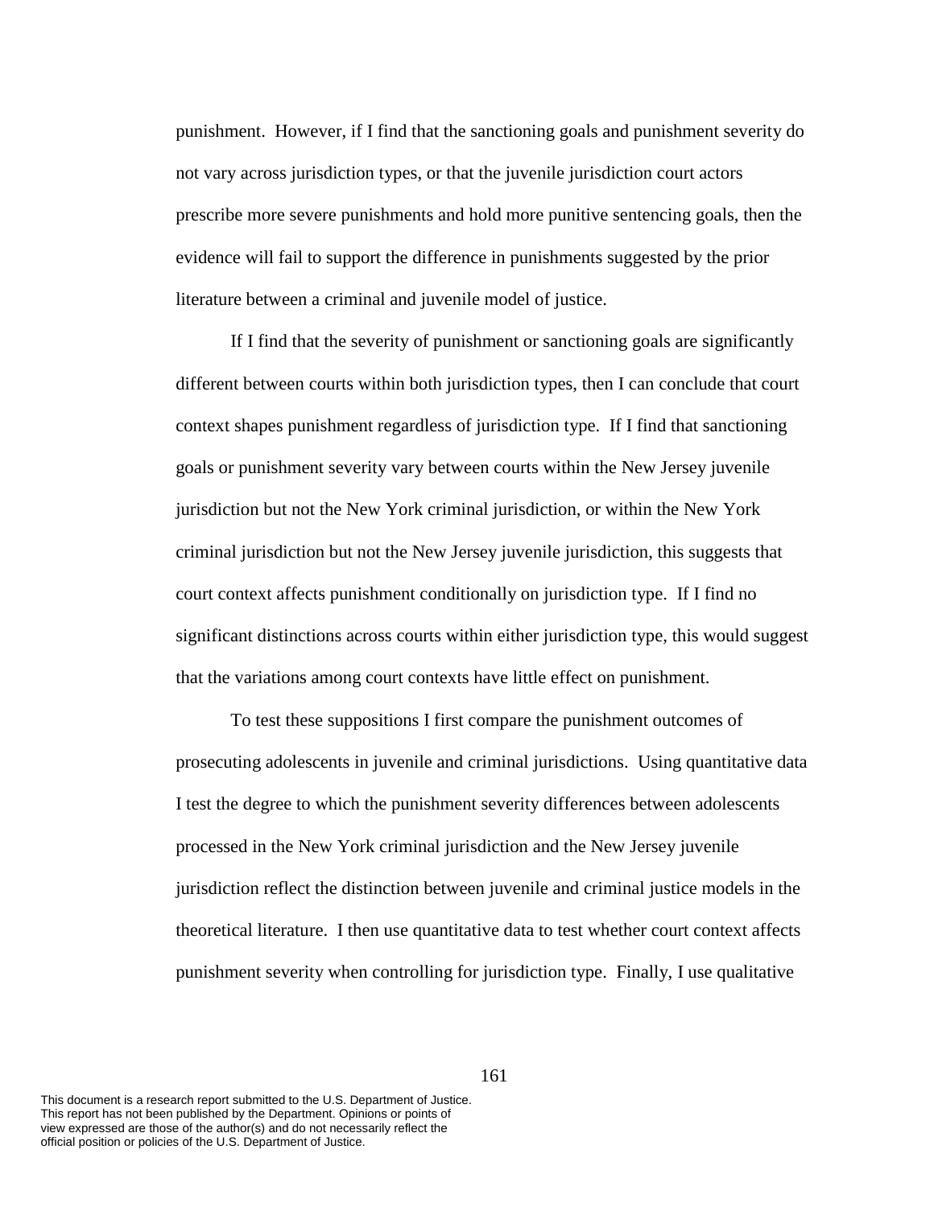punishment. However, if I find that the sanctioning goals and punishment severity do not vary across jurisdiction types, or that the juvenile jurisdiction court actors prescribe more severe punishments and hold more punitive sentencing goals, then the evidence will fail to support the difference in punishments suggested by the prior literature between a criminal and juvenile model of justice.

If I find that the severity of punishment or sanctioning goals are significantly different between courts within both jurisdiction types, then I can conclude that court context shapes punishment regardless of jurisdiction type. If I find that sanctioning goals or punishment severity vary between courts within the New Jersey juvenile jurisdiction but not the New York criminal jurisdiction, or within the New York criminal jurisdiction but not the New Jersey juvenile jurisdiction, this suggests that court context affects punishment conditionally on jurisdiction type. If I find no significant distinctions across courts within either jurisdiction type, this would suggest that the variations among court contexts have little effect on punishment.

To test these suppositions I first compare the punishment outcomes of prosecuting adolescents in juvenile and criminal jurisdictions. Using quantitative data I test the degree to which the punishment severity differences between adolescents processed in the New York criminal jurisdiction and the New Jersey juvenile jurisdiction reflect the distinction between juvenile and criminal justice models in the theoretical literature. I then use quantitative data to test whether court context affects punishment severity when controlling for jurisdiction type. Finally, I use qualitative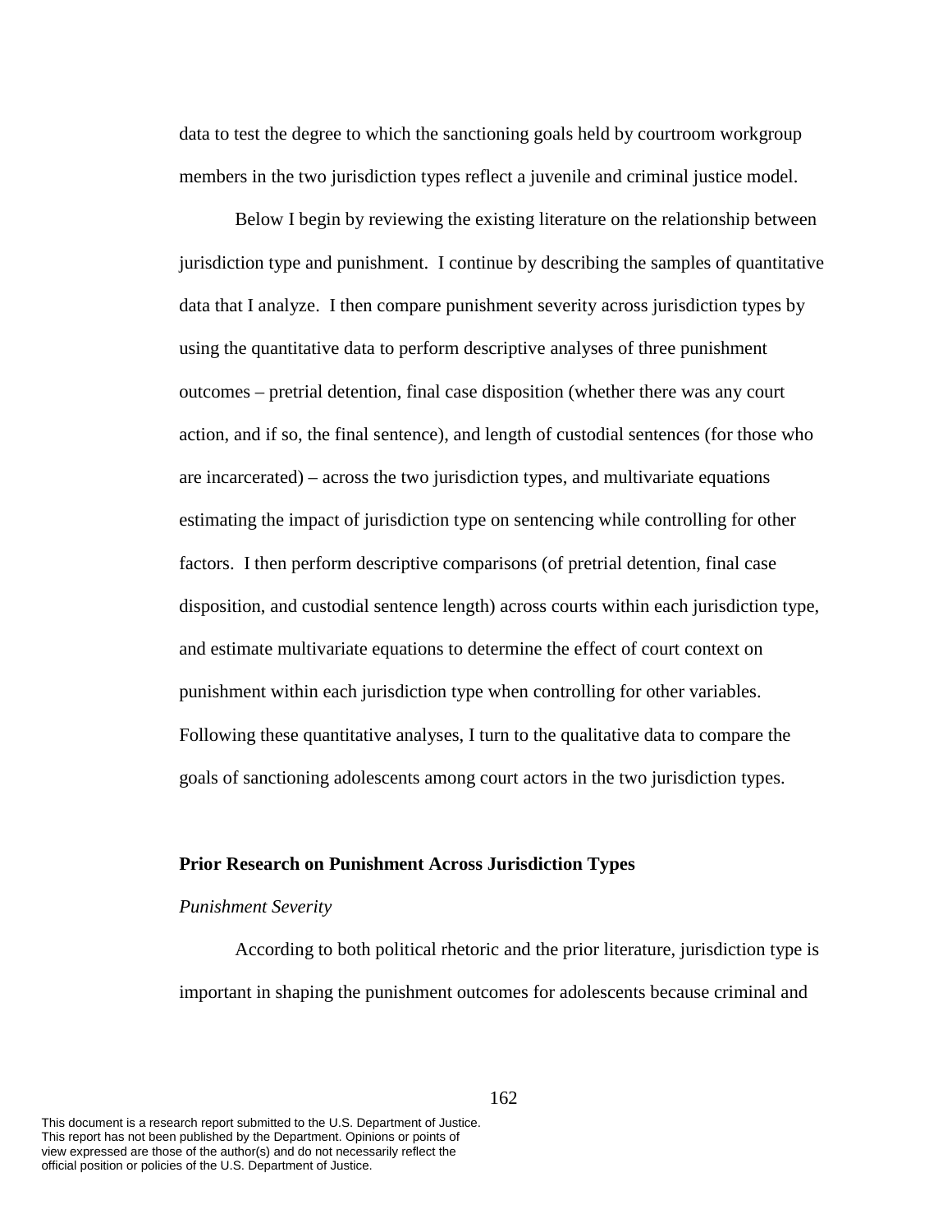data to test the degree to which the sanctioning goals held by courtroom workgroup members in the two jurisdiction types reflect a juvenile and criminal justice model.

Below I begin by reviewing the existing literature on the relationship between jurisdiction type and punishment. I continue by describing the samples of quantitative data that I analyze. I then compare punishment severity across jurisdiction types by using the quantitative data to perform descriptive analyses of three punishment outcomes – pretrial detention, final case disposition (whether there was any court action, and if so, the final sentence), and length of custodial sentences (for those who are incarcerated) – across the two jurisdiction types, and multivariate equations estimating the impact of jurisdiction type on sentencing while controlling for other factors. I then perform descriptive comparisons (of pretrial detention, final case disposition, and custodial sentence length) across courts within each jurisdiction type, and estimate multivariate equations to determine the effect of court context on punishment within each jurisdiction type when controlling for other variables. Following these quantitative analyses, I turn to the qualitative data to compare the goals of sanctioning adolescents among court actors in the two jurisdiction types.

## Prior Research on Punishment Across Jurisdiction Types

### *Punishment Severity*

According to both political rhetoric and the prior literature, jurisdiction type is important in shaping the punishment outcomes for adolescents because criminal and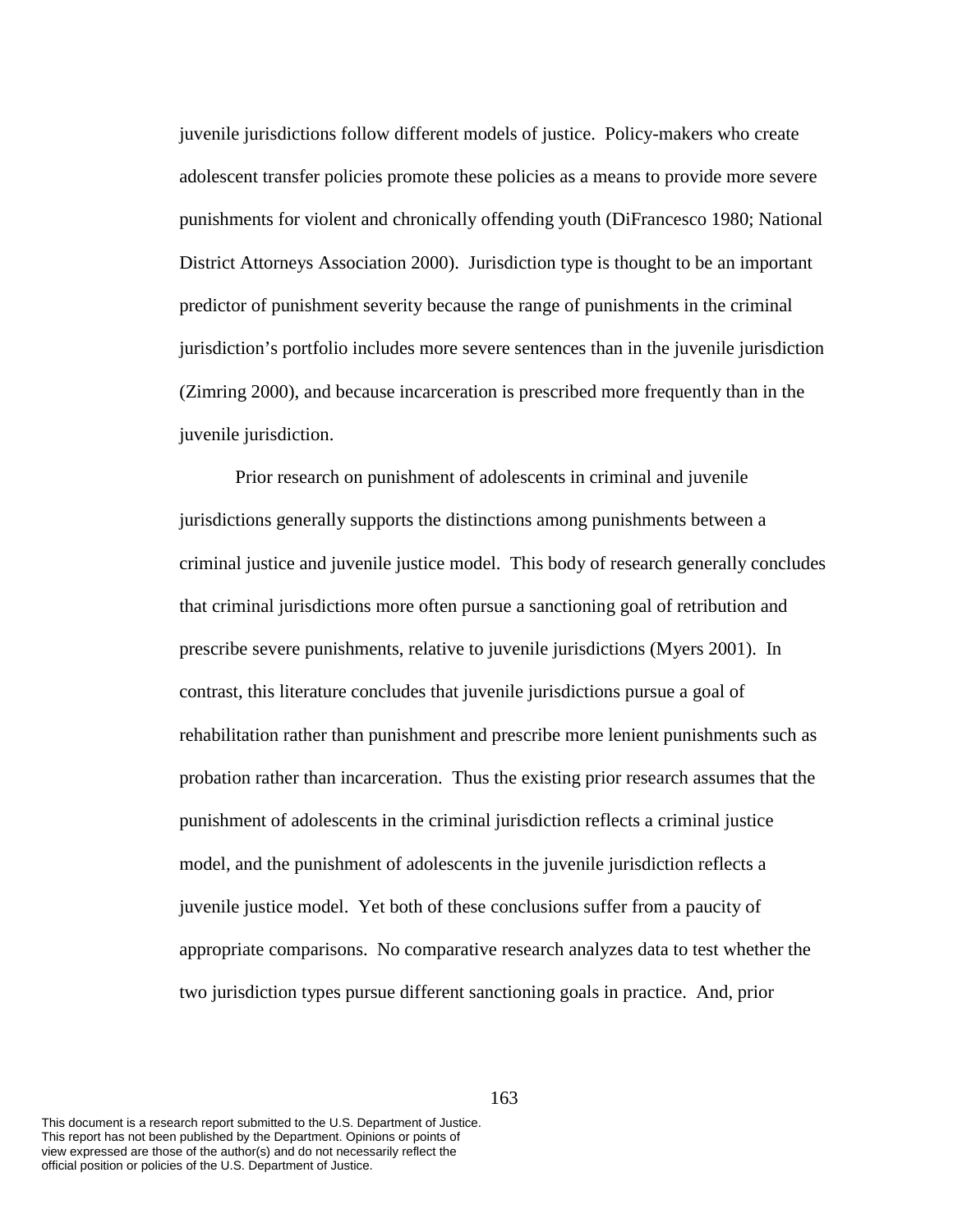juvenile jurisdictions follow different models of justice. Policy-makers who create adolescent transfer policies promote these policies as a means to provide more severe punishments for violent and chronically offending youth (DiFrancesco 1980; National District Attorneys Association 2000). Jurisdiction type is thought to be an important predictor of punishment severity because the range of punishments in the criminal jurisdiction's portfolio includes more severe sentences than in the juvenile jurisdiction (Zimring 2000), and because incarceration is prescribed more frequently than in the juvenile jurisdiction.

Prior research on punishment of adolescents in criminal and juvenile jurisdictions generally supports the distinctions among punishments between a criminal justice and juvenile justice model. This body of research generally concludes that criminal jurisdictions more often pursue a sanctioning goal of retribution and prescribe severe punishments, relative to juvenile jurisdictions (Myers 2001). In contrast, this literature concludes that juvenile jurisdictions pursue a goal of rehabilitation rather than punishment and prescribe more lenient punishments such as probation rather than incarceration. Thus the existing prior research assumes that the punishment of adolescents in the criminal jurisdiction reflects a criminal justice model, and the punishment of adolescents in the juvenile jurisdiction reflects a juvenile justice model. Yet both of these conclusions suffer from a paucity of appropriate comparisons. No comparative research analyzes data to test whether the two jurisdiction types pursue different sanctioning goals in practice. And, prior

This document is a research report submitted to the U.S. Department of Justice. This report has not been published by the Department. Opinions or points of view expressed are those of the author(s) and do not necessarily reflect the official position or policies of the U.S. Department of Justice.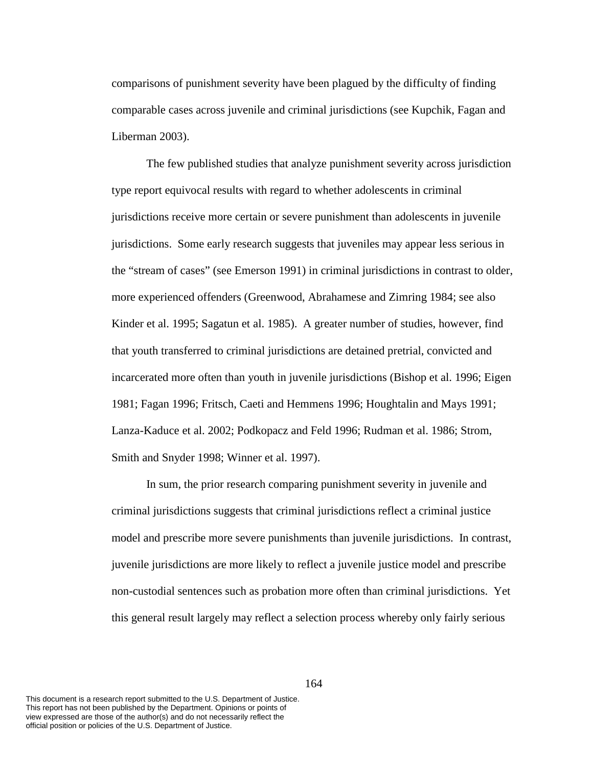comparisons of punishment severity have been plagued by the difficulty of finding comparable cases across juvenile and criminal jurisdictions (see Kupchik, Fagan and Liberman 2003).

The few published studies that analyze punishment severity across jurisdiction type report equivocal results with regard to whether adolescents in criminal jurisdictions receive more certain or severe punishment than adolescents in juvenile jurisdictions. Some early research suggests that juveniles may appear less serious in the "stream of cases" (see Emerson 1991) in criminal jurisdictions in contrast to older, more experienced offenders (Greenwood, Abrahamese and Zimring 1984; see also Kinder et al. 1995; Sagatun et al. 1985). A greater number of studies, however, find that youth transferred to criminal jurisdictions are detained pretrial, convicted and incarcerated more often than youth in juvenile jurisdictions (Bishop et al. 1996; Eigen 1981; Fagan 1996; Fritsch, Caeti and Hemmens 1996; Houghtalin and Mays 1991; Lanza-Kaduce et al. 2002; Podkopacz and Feld 1996; Rudman et al. 1986; Strom, Smith and Snyder 1998; Winner et al. 1997).

In sum, the prior research comparing punishment severity in juvenile and criminal jurisdictions suggests that criminal jurisdictions reflect a criminal justice model and prescribe more severe punishments than juvenile jurisdictions. In contrast, juvenile jurisdictions are more likely to reflect a juvenile justice model and prescribe non-custodial sentences such as probation more often than criminal jurisdictions. Yet this general result largely may reflect a selection process whereby only fairly serious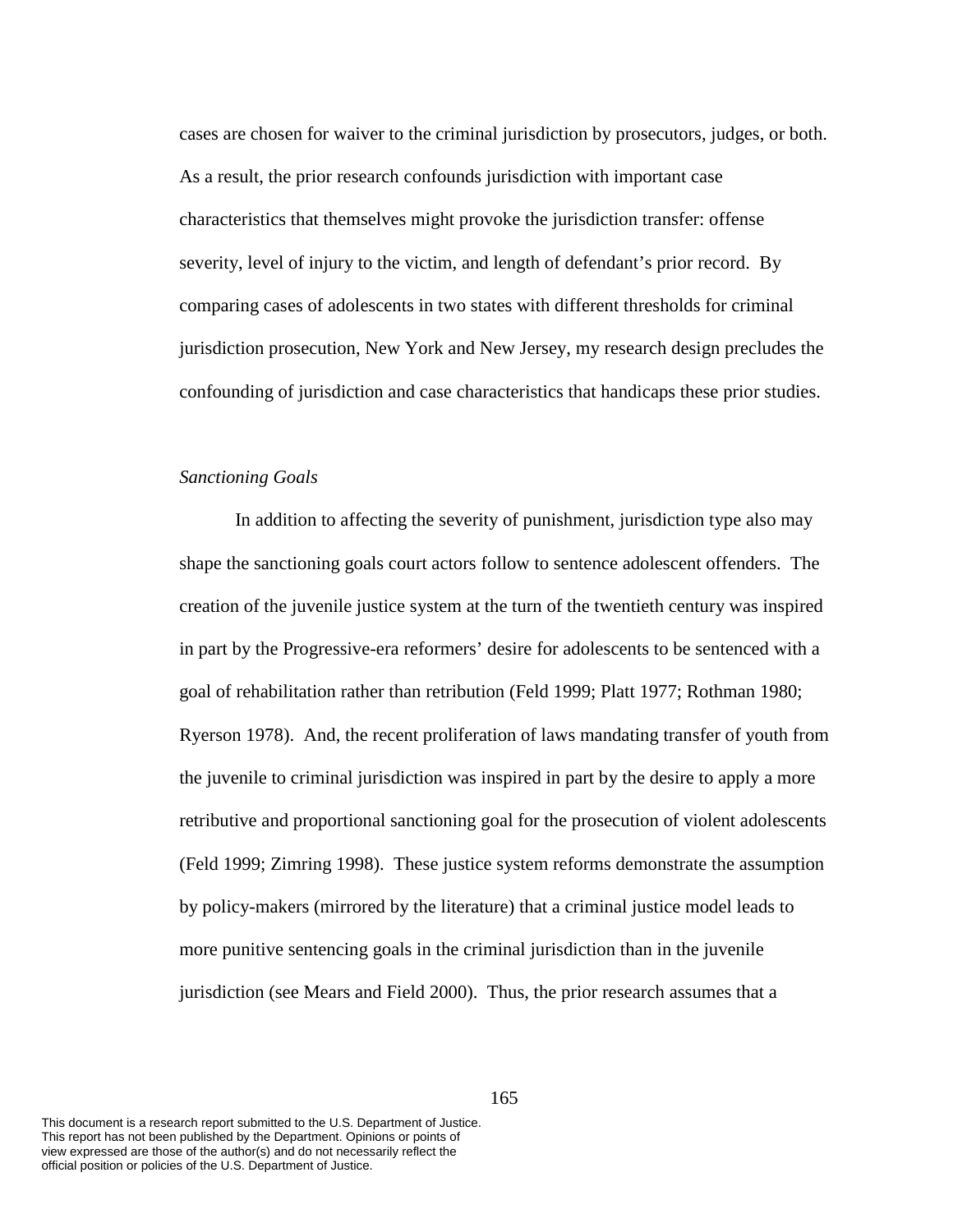cases are chosen for waiver to the criminal jurisdiction by prosecutors, judges, or both. As a result, the prior research confounds jurisdiction with important case characteristics that themselves might provoke the jurisdiction transfer: offense severity, level of injury to the victim, and length of defendant's prior record. By comparing cases of adolescents in two states with different thresholds for criminal jurisdiction prosecution, New York and New Jersey, my research design precludes the confounding of jurisdiction and case characteristics that handicaps these prior studies.

*Sanctioning Goals*

In addition to affecting the severity of punishment, jurisdiction type also may shape the sanctioning goals court actors follow to sentence adolescent offenders. The creation of the juvenile justice system at the turn of the twentieth century was inspired in part by the Progressive-era reformers' desire for adolescents to be sentenced with a goal of rehabilitation rather than retribution (Feld 1999; Platt 1977; Rothman 1980; Ryerson 1978). And, the recent proliferation of laws mandating transfer of youth from the juvenile to criminal jurisdiction was inspired in part by the desire to apply a more retributive and proportional sanctioning goal for the prosecution of violent adolescents (Feld 1999; Zimring 1998). These justice system reforms demonstrate the assumption by policy-makers (mirrored by the literature) that a criminal justice model leads to more punitive sentencing goals in the criminal jurisdiction than in the juvenile jurisdiction (see Mears and Field 2000). Thus, the prior research assumes that a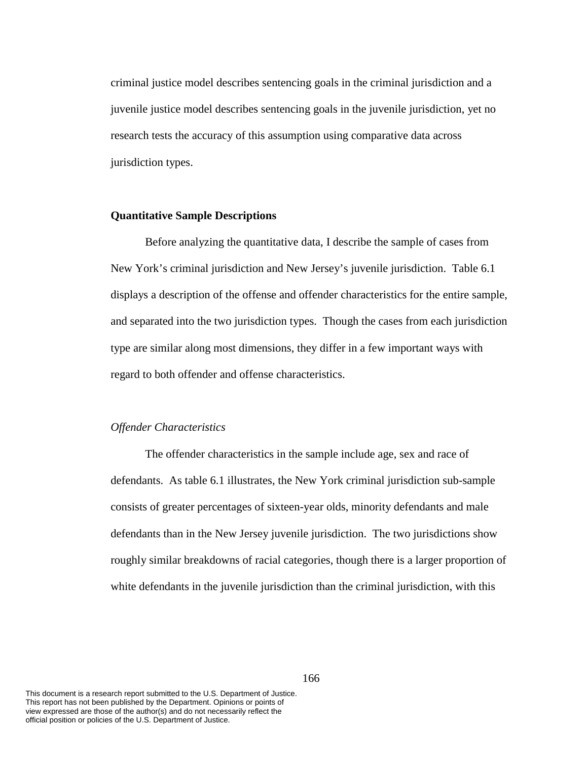criminal justice model describes sentencing goals in the criminal jurisdiction and a juvenile justice model describes sentencing goals in the juvenile jurisdiction, yet no research tests the accuracy of this assumption using comparative data across jurisdiction types.

### Quantitative Sample Descriptions

Before analyzing the quantitative data, I describe the sample of cases from New York's criminal jurisdiction and New Jersey's juvenile jurisdiction. Table 6.1 displays a description of the offense and offender characteristics for the entire sample, and separated into the two jurisdiction types. Though the cases from each jurisdiction type are similar along most dimensions, they differ in a few important ways with regard to both offender and offense characteristics.

#### *Offender Characteristics*

The offender characteristics in the sample include age, sex and race of defendants. As table 6.1 illustrates, the New York criminal jurisdiction sub-sample consists of greater percentages of sixteen-year olds, minority defendants and male defendants than in the New Jersey juvenile jurisdiction. The two jurisdictions show roughly similar breakdowns of racial categories, though there is a larger proportion of white defendants in the juvenile jurisdiction than the criminal jurisdiction, with this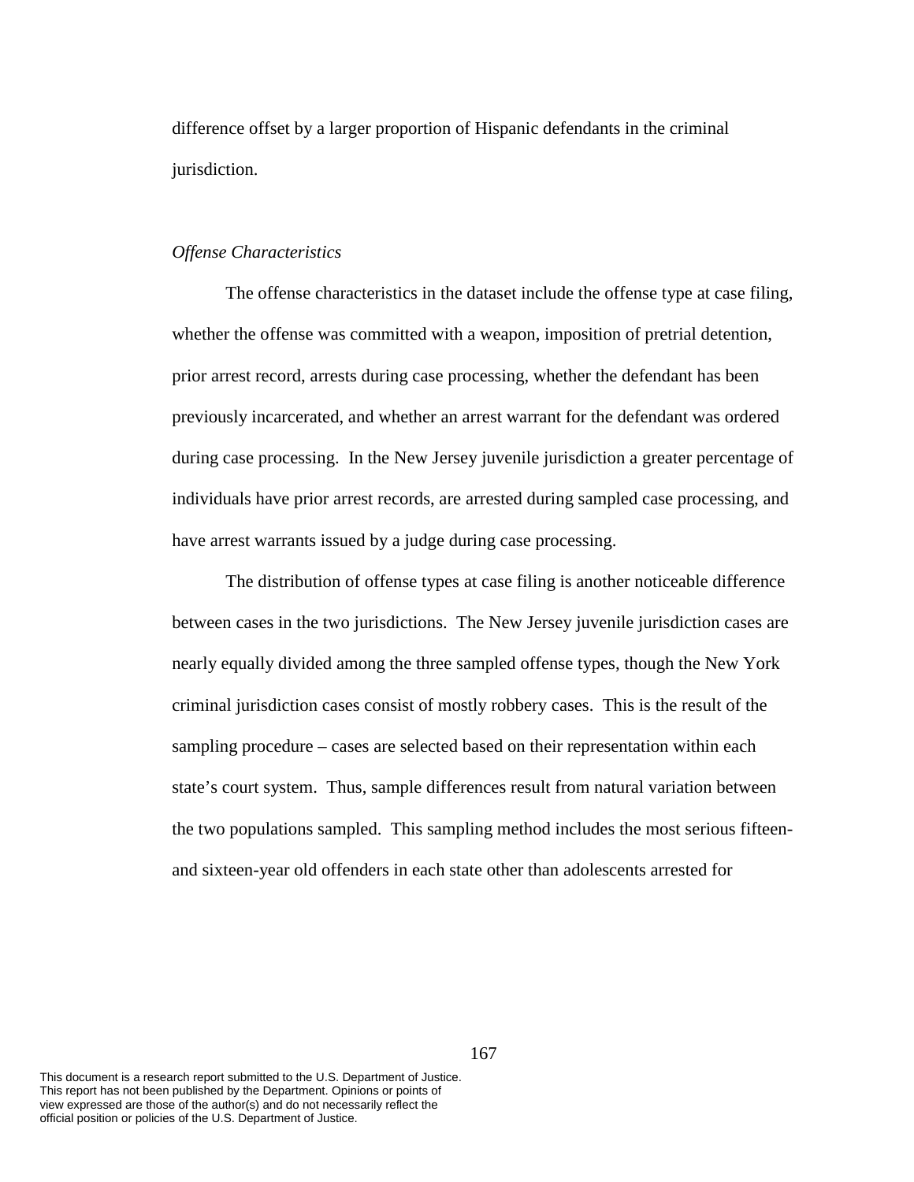difference offset by a larger proportion of Hispanic defendants in the criminal jurisdiction.

*Offense Characteristics*

The offense characteristics in the dataset include the offense type at case filing, whether the offense was committed with a weapon, imposition of pretrial detention, prior arrest record, arrests during case processing, whether the defendant has been previously incarcerated, and whether an arrest warrant for the defendant was ordered during case processing. In the New Jersey juvenile jurisdiction a greater percentage of individuals have prior arrest records, are arrested during sampled case processing, and have arrest warrants issued by a judge during case processing.

The distribution of offense types at case filing is another noticeable difference between cases in the two jurisdictions. The New Jersey juvenile jurisdiction cases are nearly equally divided among the three sampled offense types, though the New York criminal jurisdiction cases consist of mostly robbery cases. This is the result of the sampling procedure – cases are selected based on their representation within each state's court system. Thus, sample differences result from natural variation between the two populations sampled. This sampling method includes the most serious fifteen- and sixteen-year old offenders in each state other than adolescents arrested for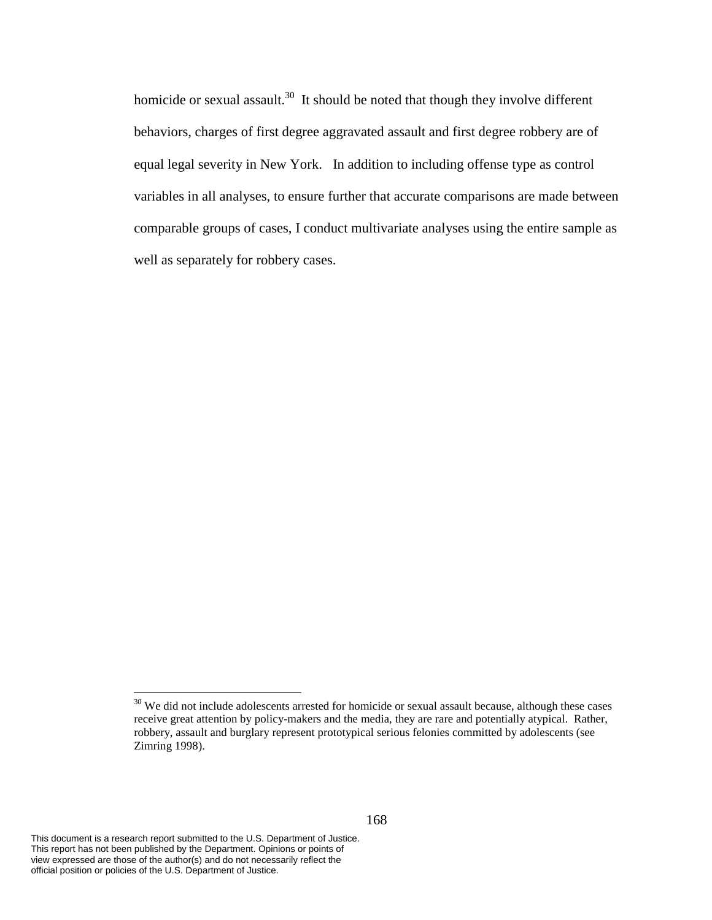homicide or sexual assault.[30] It should be noted that though they involve different behaviors, charges of first degree aggravated assault and first degree robbery are of equal legal severity in New York. In addition to including offense type as control variables in all analyses, to ensure further that accurate comparisons are made between comparable groups of cases, I conduct multivariate analyses using the entire sample as well as separately for robbery cases.

[30] We did not include adolescents arrested for homicide or sexual assault because, although these cases receive great attention by policy-makers and the media, they are rare and potentially atypical. Rather, robbery, assault and burglary represent prototypical serious felonies committed by adolescents (see Zimring 1998).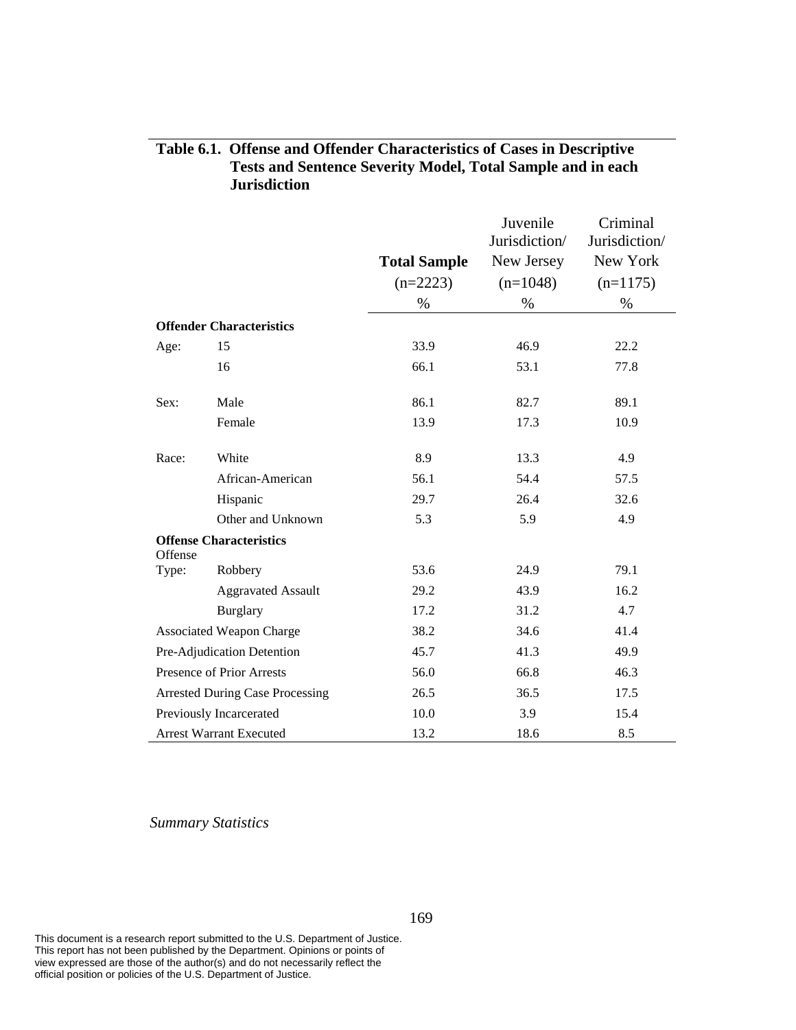**Table 6.1. Offense and Offender Characteristics of Cases in Descriptive Tests and Sentence Severity Model, Total Sample and in each Jurisdiction**

| | | **Total Sample** (n=2223) % | Juvenile Jurisdiction/ New Jersey (n=1048) % | Criminal Jurisdiction/ New York (n=1175) % |
|---|---|---|---|---|
| **Offender Characteristics** | | | | |
| Age: | 15 | 33.9 | 46.9 | 22.2 |
| | 16 | 66.1 | 53.1 | 77.8 |
| Sex: | Male | 86.1 | 82.7 | 89.1 |
| | Female | 13.9 | 17.3 | 10.9 |
| Race: | White | 8.9 | 13.3 | 4.9 |
| | African-American | 56.1 | 54.4 | 57.5 |
| | Hispanic | 29.7 | 26.4 | 32.6 |
| | Other and Unknown | 5.3 | 5.9 | 4.9 |
| **Offense Characteristics** | | | | |
| Offense Type: | Robbery | 53.6 | 24.9 | 79.1 |
| | Aggravated Assault | 29.2 | 43.9 | 16.2 |
| | Burglary | 17.2 | 31.2 | 4.7 |
| Associated Weapon Charge | | 38.2 | 34.6 | 41.4 |
| Pre-Adjudication Detention | | 45.7 | 41.3 | 49.9 |
| Presence of Prior Arrests | | 56.0 | 66.8 | 46.3 |
| Arrested During Case Processing | | 26.5 | 36.5 | 17.5 |
| Previously Incarcerated | | 10.0 | 3.9 | 15.4 |
| Arrest Warrant Executed | | 13.2 | 18.6 | 8.5 |

*Summary Statistics*

This document is a research report submitted to the U.S. Department of Justice. This report has not been published by the Department. Opinions or points of view expressed are those of the author(s) and do not necessarily reflect the official position or policies of the U.S. Department of Justice.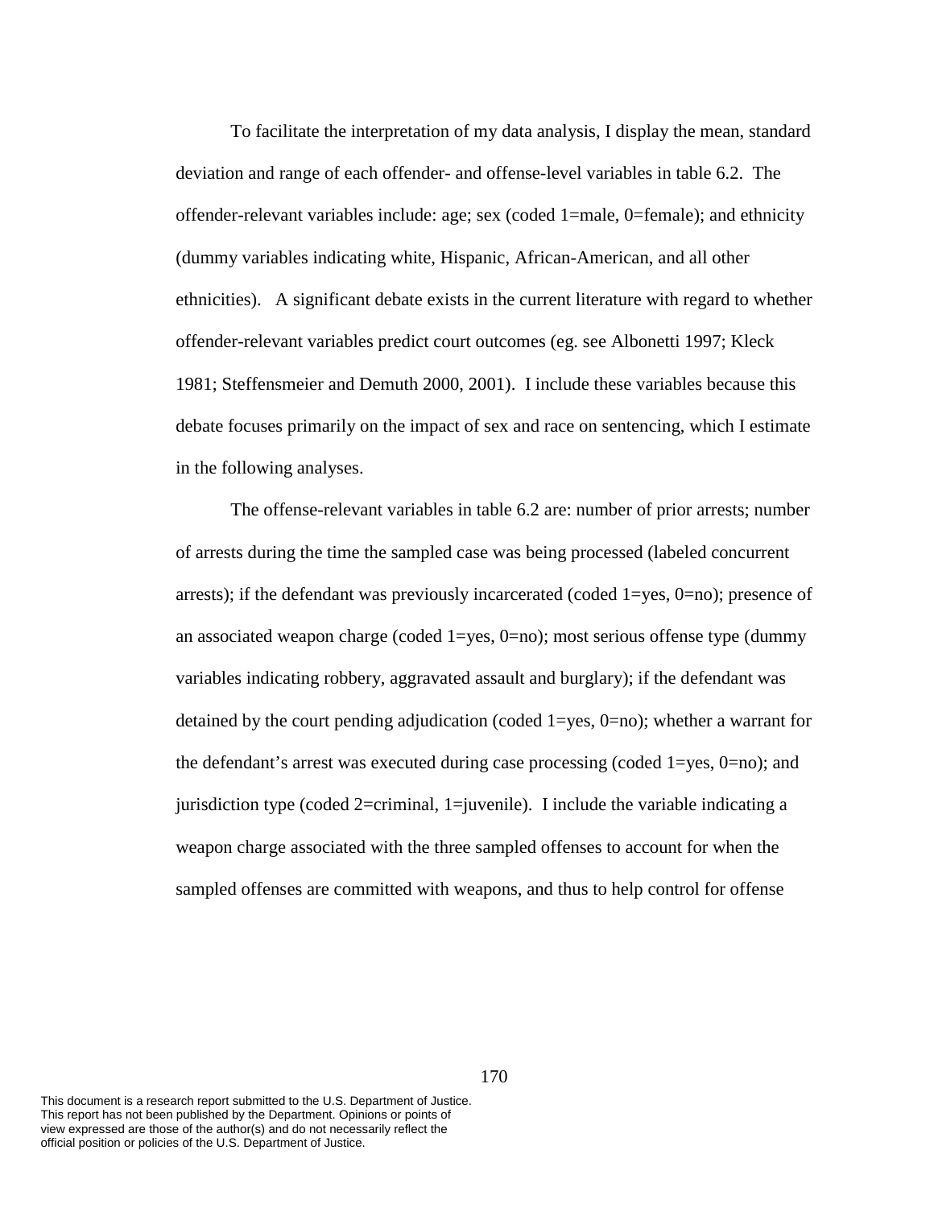To facilitate the interpretation of my data analysis, I display the mean, standard deviation and range of each offender- and offense-level variables in table 6.2. The offender-relevant variables include: age; sex (coded 1=male, 0=female); and ethnicity (dummy variables indicating white, Hispanic, African-American, and all other ethnicities). A significant debate exists in the current literature with regard to whether offender-relevant variables predict court outcomes (eg. see Albonetti 1997; Kleck 1981; Steffensmeier and Demuth 2000, 2001). I include these variables because this debate focuses primarily on the impact of sex and race on sentencing, which I estimate in the following analyses.

The offense-relevant variables in table 6.2 are: number of prior arrests; number of arrests during the time the sampled case was being processed (labeled concurrent arrests); if the defendant was previously incarcerated (coded 1=yes, 0=no); presence of an associated weapon charge (coded 1=yes, 0=no); most serious offense type (dummy variables indicating robbery, aggravated assault and burglary); if the defendant was detained by the court pending adjudication (coded 1=yes, 0=no); whether a warrant for the defendant's arrest was executed during case processing (coded 1=yes, 0=no); and jurisdiction type (coded 2=criminal, 1=juvenile). I include the variable indicating a weapon charge associated with the three sampled offenses to account for when the sampled offenses are committed with weapons, and thus to help control for offense

This document is a research report submitted to the U.S. Department of Justice. This report has not been published by the Department. Opinions or points of view expressed are those of the author(s) and do not necessarily reflect the official position or policies of the U.S. Department of Justice.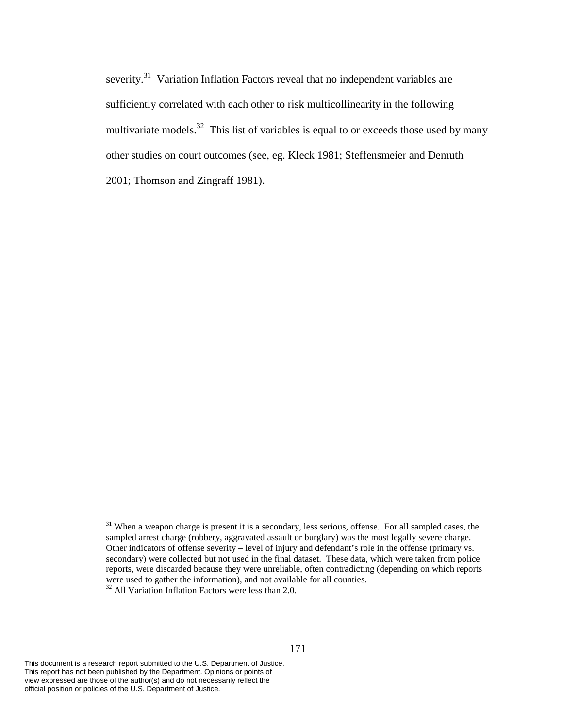severity.[31] Variation Inflation Factors reveal that no independent variables are sufficiently correlated with each other to risk multicollinearity in the following multivariate models.[32] This list of variables is equal to or exceeds those used by many other studies on court outcomes (see, eg. Kleck 1981; Steffensmeier and Demuth 2001; Thomson and Zingraff 1981).

---

[31] When a weapon charge is present it is a secondary, less serious, offense. For all sampled cases, the sampled arrest charge (robbery, aggravated assault or burglary) was the most legally severe charge. Other indicators of offense severity – level of injury and defendant's role in the offense (primary vs. secondary) were collected but not used in the final dataset. These data, which were taken from police reports, were discarded because they were unreliable, often contradicting (depending on which reports were used to gather the information), and not available for all counties.

[32] All Variation Inflation Factors were less than 2.0.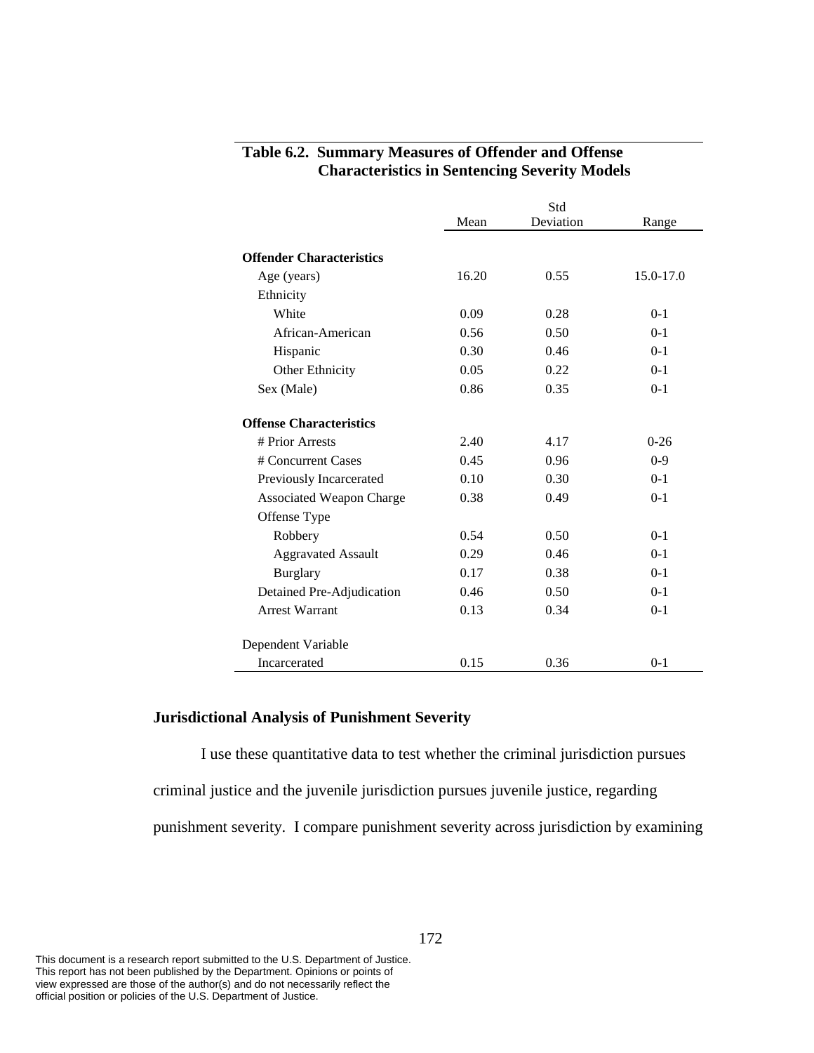**Table 6.2. Summary Measures of Offender and Offense Characteristics in Sentencing Severity Models**

| | Mean | Std Deviation | Range |
|---|---|---|---|
| **Offender Characteristics** | | | |
| Age (years) | 16.20 | 0.55 | 15.0-17.0 |
| Ethnicity | | | |
| White | 0.09 | 0.28 | 0-1 |
| African-American | 0.56 | 0.50 | 0-1 |
| Hispanic | 0.30 | 0.46 | 0-1 |
| Other Ethnicity | 0.05 | 0.22 | 0-1 |
| Sex (Male) | 0.86 | 0.35 | 0-1 |
| **Offense Characteristics** | | | |
| # Prior Arrests | 2.40 | 4.17 | 0-26 |
| # Concurrent Cases | 0.45 | 0.96 | 0-9 |
| Previously Incarcerated | 0.10 | 0.30 | 0-1 |
| Associated Weapon Charge | 0.38 | 0.49 | 0-1 |
| Offense Type | | | |
| Robbery | 0.54 | 0.50 | 0-1 |
| Aggravated Assault | 0.29 | 0.46 | 0-1 |
| Burglary | 0.17 | 0.38 | 0-1 |
| Detained Pre-Adjudication | 0.46 | 0.50 | 0-1 |
| Arrest Warrant | 0.13 | 0.34 | 0-1 |
| Dependent Variable | | | |
| Incarcerated | 0.15 | 0.36 | 0-1 |

## Jurisdictional Analysis of Punishment Severity

I use these quantitative data to test whether the criminal jurisdiction pursues criminal justice and the juvenile jurisdiction pursues juvenile justice, regarding punishment severity. I compare punishment severity across jurisdiction by examining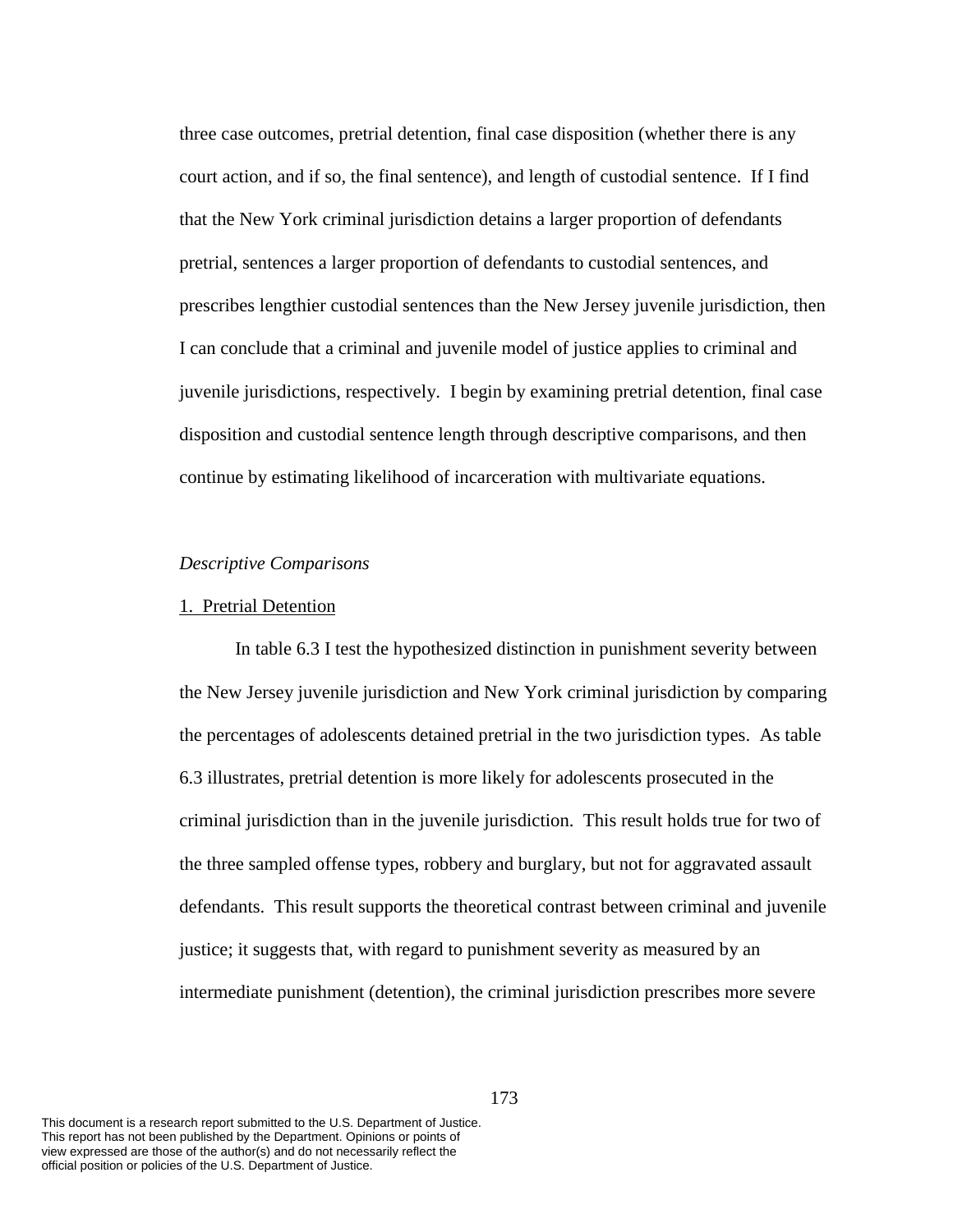three case outcomes, pretrial detention, final case disposition (whether there is any court action, and if so, the final sentence), and length of custodial sentence. If I find that the New York criminal jurisdiction detains a larger proportion of defendants pretrial, sentences a larger proportion of defendants to custodial sentences, and prescribes lengthier custodial sentences than the New Jersey juvenile jurisdiction, then I can conclude that a criminal and juvenile model of justice applies to criminal and juvenile jurisdictions, respectively. I begin by examining pretrial detention, final case disposition and custodial sentence length through descriptive comparisons, and then continue by estimating likelihood of incarceration with multivariate equations.

*Descriptive Comparisons*

1. Pretrial Detention

In table 6.3 I test the hypothesized distinction in punishment severity between the New Jersey juvenile jurisdiction and New York criminal jurisdiction by comparing the percentages of adolescents detained pretrial in the two jurisdiction types. As table 6.3 illustrates, pretrial detention is more likely for adolescents prosecuted in the criminal jurisdiction than in the juvenile jurisdiction. This result holds true for two of the three sampled offense types, robbery and burglary, but not for aggravated assault defendants. This result supports the theoretical contrast between criminal and juvenile justice; it suggests that, with regard to punishment severity as measured by an intermediate punishment (detention), the criminal jurisdiction prescribes more severe

This document is a research report submitted to the U.S. Department of Justice. This report has not been published by the Department. Opinions or points of view expressed are those of the author(s) and do not necessarily reflect the official position or policies of the U.S. Department of Justice.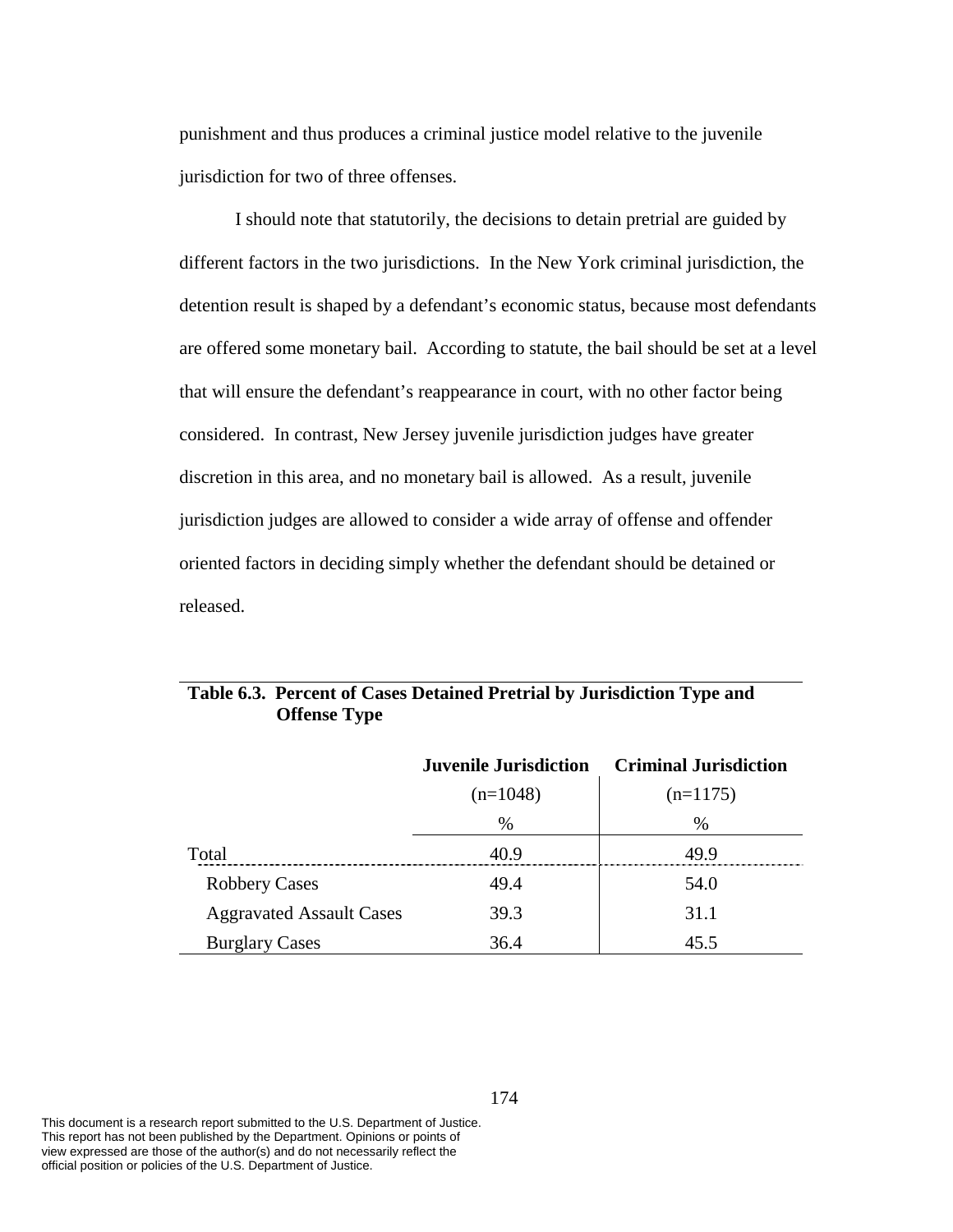punishment and thus produces a criminal justice model relative to the juvenile jurisdiction for two of three offenses.

I should note that statutorily, the decisions to detain pretrial are guided by different factors in the two jurisdictions. In the New York criminal jurisdiction, the detention result is shaped by a defendant's economic status, because most defendants are offered some monetary bail. According to statute, the bail should be set at a level that will ensure the defendant's reappearance in court, with no other factor being considered. In contrast, New Jersey juvenile jurisdiction judges have greater discretion in this area, and no monetary bail is allowed. As a result, juvenile jurisdiction judges are allowed to consider a wide array of offense and offender oriented factors in deciding simply whether the defendant should be detained or released.

**Table 6.3. Percent of Cases Detained Pretrial by Jurisdiction Type and Offense Type**

| | Juvenile Jurisdiction | Criminal Jurisdiction |
|---|---|---|
| | (n=1048) | (n=1175) |
| | % | % |
| Total | 40.9 | 49.9 |
| Robbery Cases | 49.4 | 54.0 |
| Aggravated Assault Cases | 39.3 | 31.1 |
| Burglary Cases | 36.4 | 45.5 |

This document is a research report submitted to the U.S. Department of Justice. This report has not been published by the Department. Opinions or points of view expressed are those of the author(s) and do not necessarily reflect the official position or policies of the U.S. Department of Justice.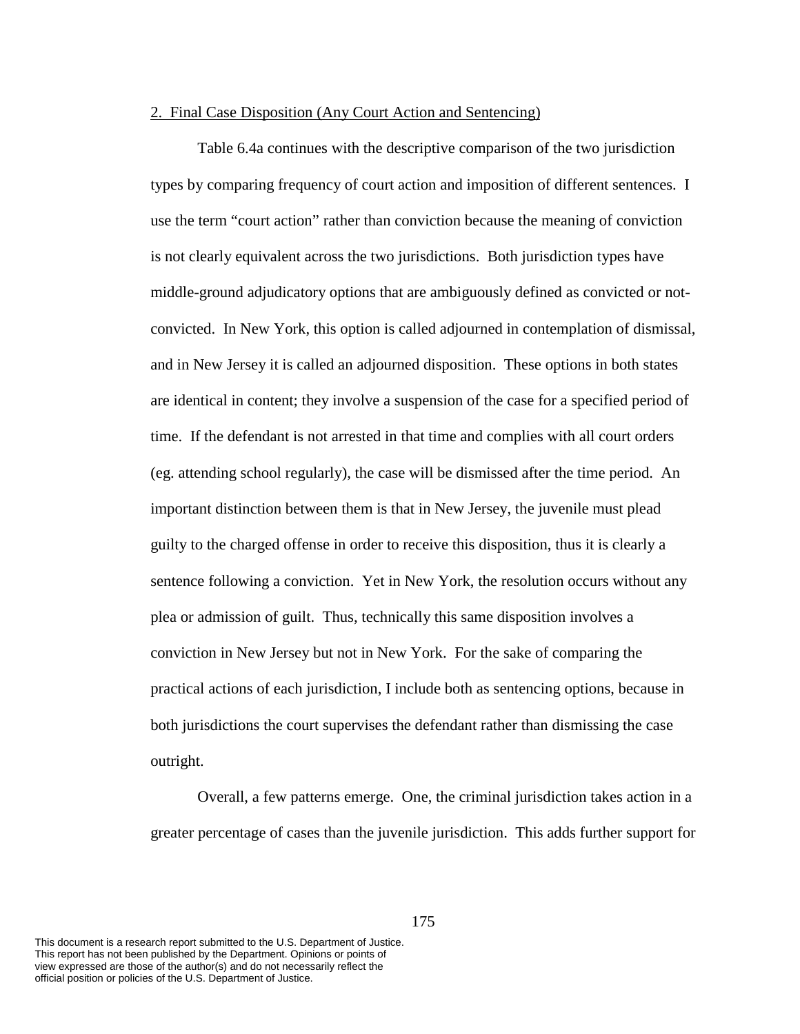2. Final Case Disposition (Any Court Action and Sentencing)

Table 6.4a continues with the descriptive comparison of the two jurisdiction types by comparing frequency of court action and imposition of different sentences. I use the term "court action" rather than conviction because the meaning of conviction is not clearly equivalent across the two jurisdictions. Both jurisdiction types have middle-ground adjudicatory options that are ambiguously defined as convicted or not-convicted. In New York, this option is called adjourned in contemplation of dismissal, and in New Jersey it is called an adjourned disposition. These options in both states are identical in content; they involve a suspension of the case for a specified period of time. If the defendant is not arrested in that time and complies with all court orders (eg. attending school regularly), the case will be dismissed after the time period. An important distinction between them is that in New Jersey, the juvenile must plead guilty to the charged offense in order to receive this disposition, thus it is clearly a sentence following a conviction. Yet in New York, the resolution occurs without any plea or admission of guilt. Thus, technically this same disposition involves a conviction in New Jersey but not in New York. For the sake of comparing the practical actions of each jurisdiction, I include both as sentencing options, because in both jurisdictions the court supervises the defendant rather than dismissing the case outright.

Overall, a few patterns emerge. One, the criminal jurisdiction takes action in a greater percentage of cases than the juvenile jurisdiction. This adds further support for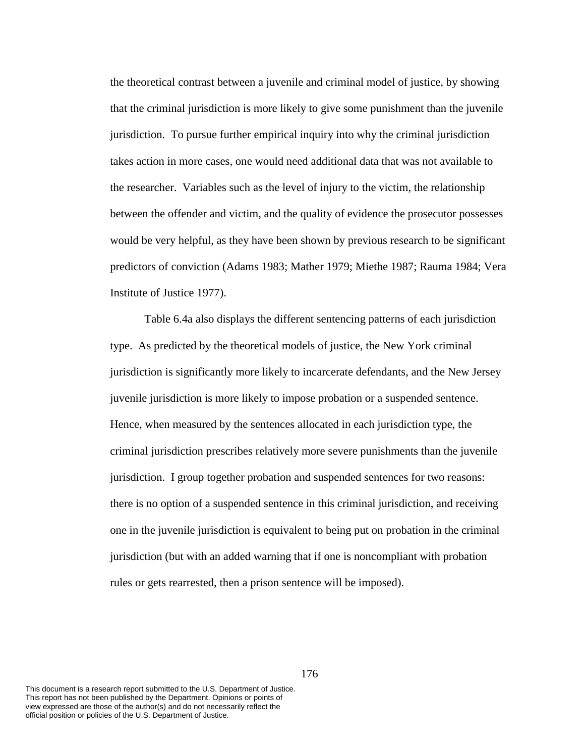the theoretical contrast between a juvenile and criminal model of justice, by showing that the criminal jurisdiction is more likely to give some punishment than the juvenile jurisdiction. To pursue further empirical inquiry into why the criminal jurisdiction takes action in more cases, one would need additional data that was not available to the researcher. Variables such as the level of injury to the victim, the relationship between the offender and victim, and the quality of evidence the prosecutor possesses would be very helpful, as they have been shown by previous research to be significant predictors of conviction (Adams 1983; Mather 1979; Miethe 1987; Rauma 1984; Vera Institute of Justice 1977).

Table 6.4a also displays the different sentencing patterns of each jurisdiction type. As predicted by the theoretical models of justice, the New York criminal jurisdiction is significantly more likely to incarcerate defendants, and the New Jersey juvenile jurisdiction is more likely to impose probation or a suspended sentence. Hence, when measured by the sentences allocated in each jurisdiction type, the criminal jurisdiction prescribes relatively more severe punishments than the juvenile jurisdiction. I group together probation and suspended sentences for two reasons: there is no option of a suspended sentence in this criminal jurisdiction, and receiving one in the juvenile jurisdiction is equivalent to being put on probation in the criminal jurisdiction (but with an added warning that if one is noncompliant with probation rules or gets rearrested, then a prison sentence will be imposed).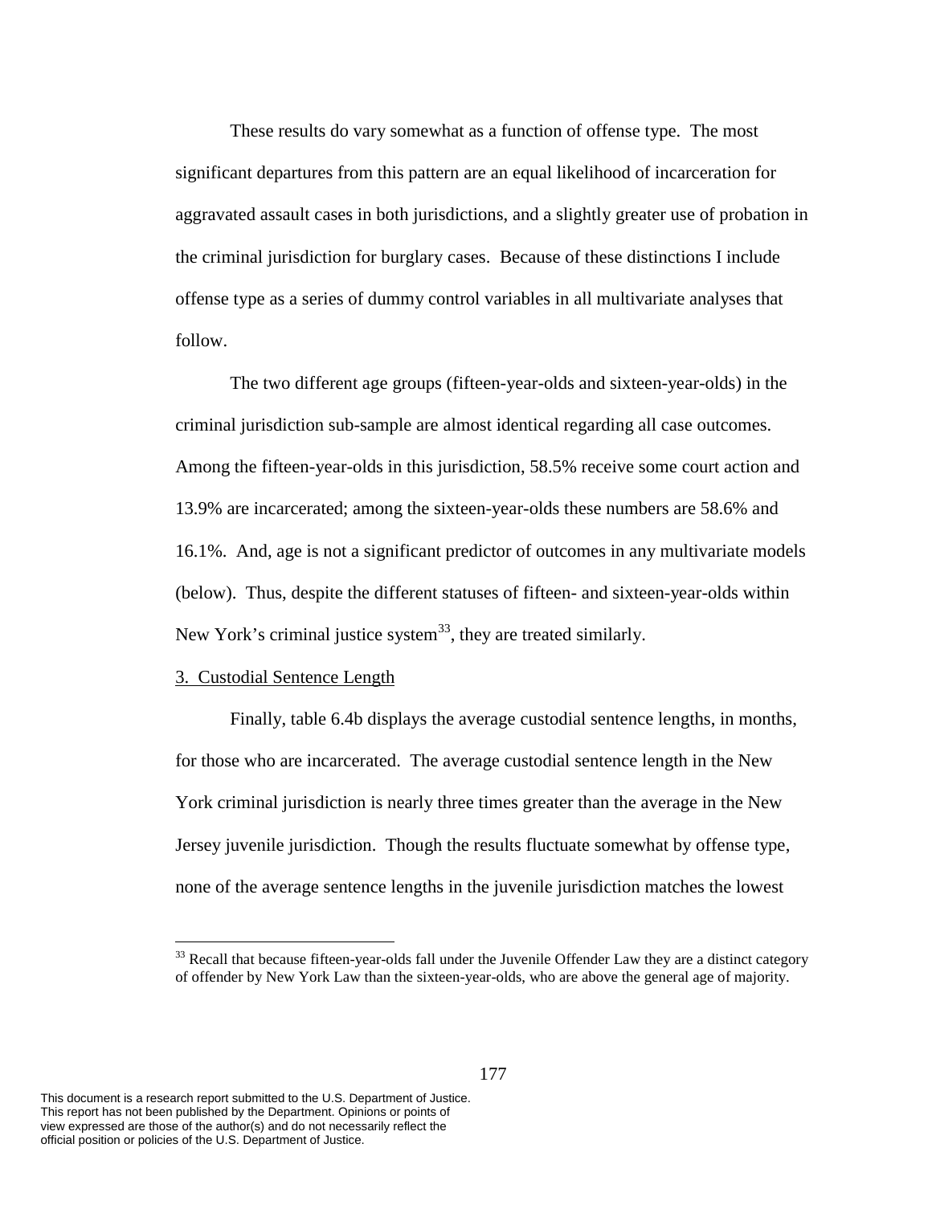These results do vary somewhat as a function of offense type. The most significant departures from this pattern are an equal likelihood of incarceration for aggravated assault cases in both jurisdictions, and a slightly greater use of probation in the criminal jurisdiction for burglary cases. Because of these distinctions I include offense type as a series of dummy control variables in all multivariate analyses that follow.

The two different age groups (fifteen-year-olds and sixteen-year-olds) in the criminal jurisdiction sub-sample are almost identical regarding all case outcomes. Among the fifteen-year-olds in this jurisdiction, 58.5% receive some court action and 13.9% are incarcerated; among the sixteen-year-olds these numbers are 58.6% and 16.1%. And, age is not a significant predictor of outcomes in any multivariate models (below). Thus, despite the different statuses of fifteen- and sixteen-year-olds within New York's criminal justice system[33], they are treated similarly.

### 3. Custodial Sentence Length

Finally, table 6.4b displays the average custodial sentence lengths, in months, for those who are incarcerated. The average custodial sentence length in the New York criminal jurisdiction is nearly three times greater than the average in the New Jersey juvenile jurisdiction. Though the results fluctuate somewhat by offense type, none of the average sentence lengths in the juvenile jurisdiction matches the lowest

---

[33] Recall that because fifteen-year-olds fall under the Juvenile Offender Law they are a distinct category of offender by New York Law than the sixteen-year-olds, who are above the general age of majority.

This document is a research report submitted to the U.S. Department of Justice. This report has not been published by the Department. Opinions or points of view expressed are those of the author(s) and do not necessarily reflect the official position or policies of the U.S. Department of Justice.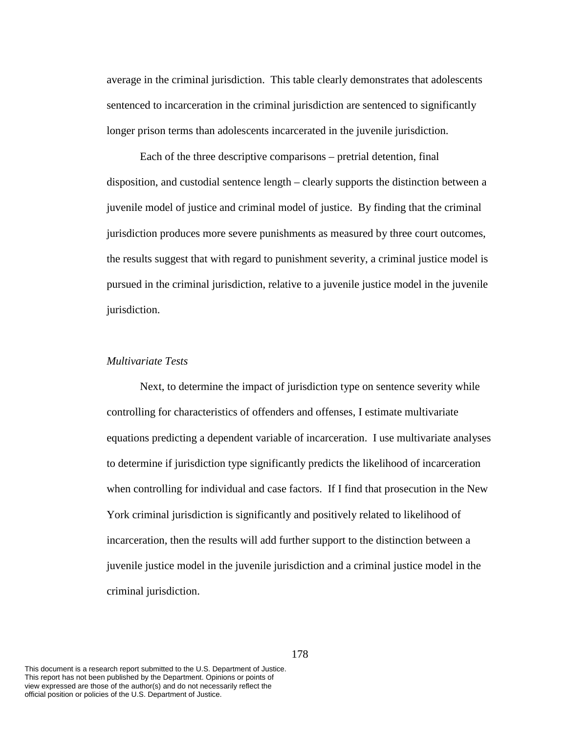average in the criminal jurisdiction. This table clearly demonstrates that adolescents sentenced to incarceration in the criminal jurisdiction are sentenced to significantly longer prison terms than adolescents incarcerated in the juvenile jurisdiction.

Each of the three descriptive comparisons – pretrial detention, final disposition, and custodial sentence length – clearly supports the distinction between a juvenile model of justice and criminal model of justice. By finding that the criminal jurisdiction produces more severe punishments as measured by three court outcomes, the results suggest that with regard to punishment severity, a criminal justice model is pursued in the criminal jurisdiction, relative to a juvenile justice model in the juvenile jurisdiction.

*Multivariate Tests*

Next, to determine the impact of jurisdiction type on sentence severity while controlling for characteristics of offenders and offenses, I estimate multivariate equations predicting a dependent variable of incarceration. I use multivariate analyses to determine if jurisdiction type significantly predicts the likelihood of incarceration when controlling for individual and case factors. If I find that prosecution in the New York criminal jurisdiction is significantly and positively related to likelihood of incarceration, then the results will add further support to the distinction between a juvenile justice model in the juvenile jurisdiction and a criminal justice model in the criminal jurisdiction.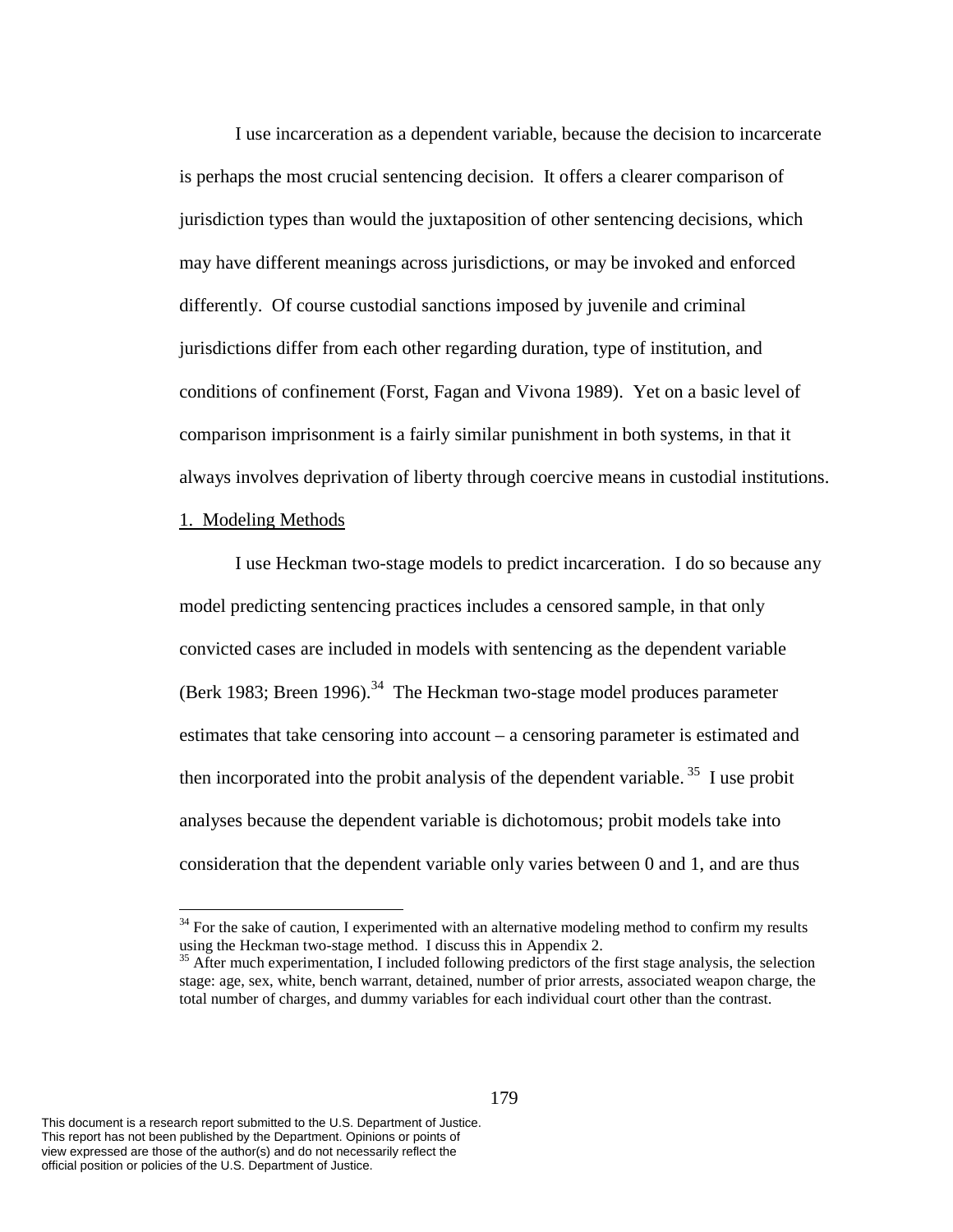I use incarceration as a dependent variable, because the decision to incarcerate is perhaps the most crucial sentencing decision. It offers a clearer comparison of jurisdiction types than would the juxtaposition of other sentencing decisions, which may have different meanings across jurisdictions, or may be invoked and enforced differently. Of course custodial sanctions imposed by juvenile and criminal jurisdictions differ from each other regarding duration, type of institution, and conditions of confinement (Forst, Fagan and Vivona 1989). Yet on a basic level of comparison imprisonment is a fairly similar punishment in both systems, in that it always involves deprivation of liberty through coercive means in custodial institutions.

1. Modeling Methods

I use Heckman two-stage models to predict incarceration. I do so because any model predicting sentencing practices includes a censored sample, in that only convicted cases are included in models with sentencing as the dependent variable (Berk 1983; Breen 1996).[34] The Heckman two-stage model produces parameter estimates that take censoring into account – a censoring parameter is estimated and then incorporated into the probit analysis of the dependent variable.[35] I use probit analyses because the dependent variable is dichotomous; probit models take into consideration that the dependent variable only varies between 0 and 1, and are thus

---

[34] For the sake of caution, I experimented with an alternative modeling method to confirm my results using the Heckman two-stage method. I discuss this in Appendix 2.

[35] After much experimentation, I included following predictors of the first stage analysis, the selection stage: age, sex, white, bench warrant, detained, number of prior arrests, associated weapon charge, the total number of charges, and dummy variables for each individual court other than the contrast.

This document is a research report submitted to the U.S. Department of Justice. This report has not been published by the Department. Opinions or points of view expressed are those of the author(s) and do not necessarily reflect the official position or policies of the U.S. Department of Justice.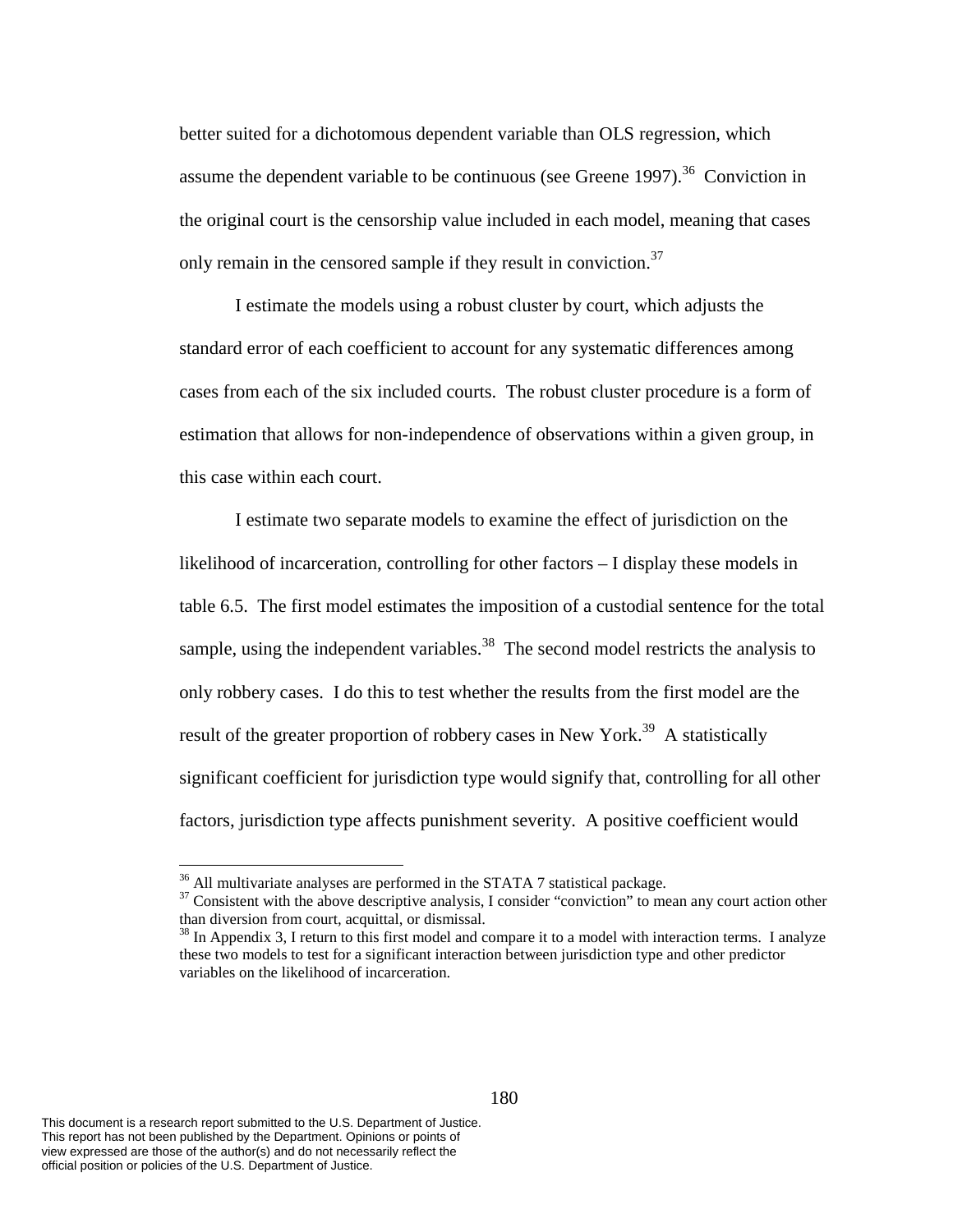better suited for a dichotomous dependent variable than OLS regression, which assume the dependent variable to be continuous (see Greene 1997).[36] Conviction in the original court is the censorship value included in each model, meaning that cases only remain in the censored sample if they result in conviction.[37]

I estimate the models using a robust cluster by court, which adjusts the standard error of each coefficient to account for any systematic differences among cases from each of the six included courts. The robust cluster procedure is a form of estimation that allows for non-independence of observations within a given group, in this case within each court.

I estimate two separate models to examine the effect of jurisdiction on the likelihood of incarceration, controlling for other factors – I display these models in table 6.5. The first model estimates the imposition of a custodial sentence for the total sample, using the independent variables.[38] The second model restricts the analysis to only robbery cases. I do this to test whether the results from the first model are the result of the greater proportion of robbery cases in New York.[39] A statistically significant coefficient for jurisdiction type would signify that, controlling for all other factors, jurisdiction type affects punishment severity. A positive coefficient would

---

[36] All multivariate analyses are performed in the STATA 7 statistical package.

[37] Consistent with the above descriptive analysis, I consider "conviction" to mean any court action other than diversion from court, acquittal, or dismissal.

[38] In Appendix 3, I return to this first model and compare it to a model with interaction terms. I analyze these two models to test for a significant interaction between jurisdiction type and other predictor variables on the likelihood of incarceration.

This document is a research report submitted to the U.S. Department of Justice. This report has not been published by the Department. Opinions or points of view expressed are those of the author(s) and do not necessarily reflect the official position or policies of the U.S. Department of Justice.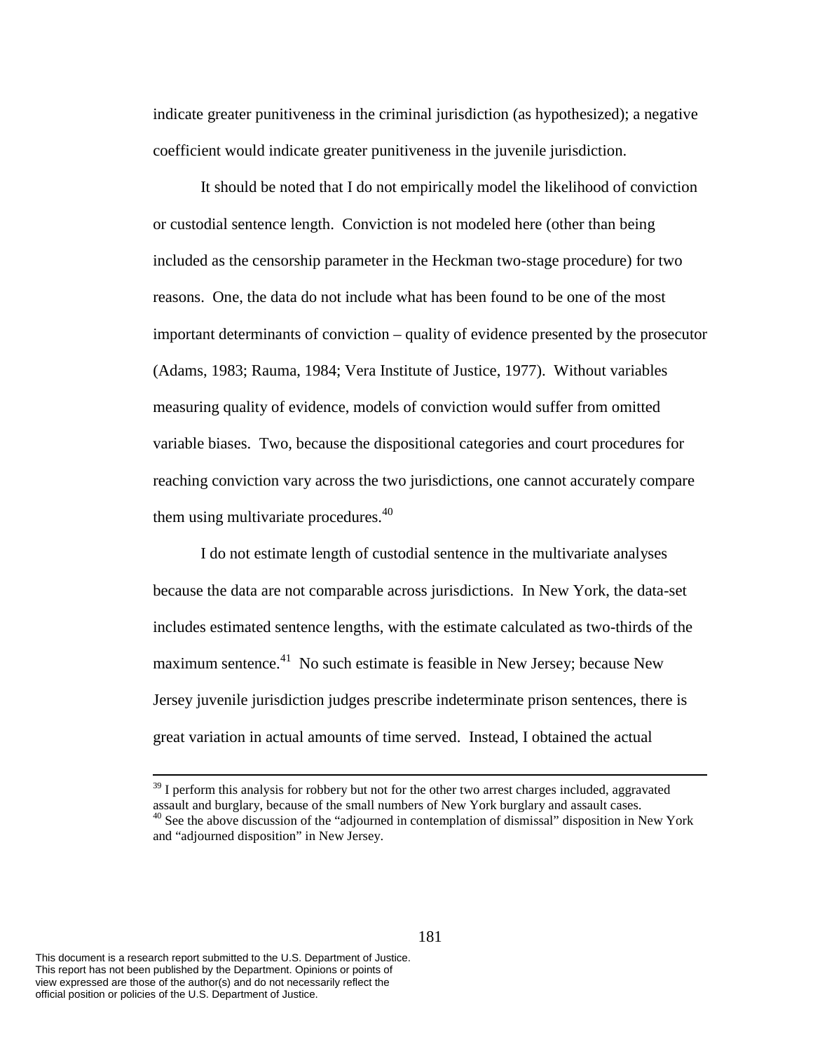indicate greater punitiveness in the criminal jurisdiction (as hypothesized); a negative coefficient would indicate greater punitiveness in the juvenile jurisdiction.

It should be noted that I do not empirically model the likelihood of conviction or custodial sentence length. Conviction is not modeled here (other than being included as the censorship parameter in the Heckman two-stage procedure) for two reasons. One, the data do not include what has been found to be one of the most important determinants of conviction – quality of evidence presented by the prosecutor (Adams, 1983; Rauma, 1984; Vera Institute of Justice, 1977). Without variables measuring quality of evidence, models of conviction would suffer from omitted variable biases. Two, because the dispositional categories and court procedures for reaching conviction vary across the two jurisdictions, one cannot accurately compare them using multivariate procedures.[40]

I do not estimate length of custodial sentence in the multivariate analyses because the data are not comparable across jurisdictions. In New York, the data-set includes estimated sentence lengths, with the estimate calculated as two-thirds of the maximum sentence.[41] No such estimate is feasible in New Jersey; because New Jersey juvenile jurisdiction judges prescribe indeterminate prison sentences, there is great variation in actual amounts of time served. Instead, I obtained the actual

---

[39] I perform this analysis for robbery but not for the other two arrest charges included, aggravated assault and burglary, because of the small numbers of New York burglary and assault cases.

[40] See the above discussion of the "adjourned in contemplation of dismissal" disposition in New York and "adjourned disposition" in New Jersey.

This document is a research report submitted to the U.S. Department of Justice. This report has not been published by the Department. Opinions or points of view expressed are those of the author(s) and do not necessarily reflect the official position or policies of the U.S. Department of Justice.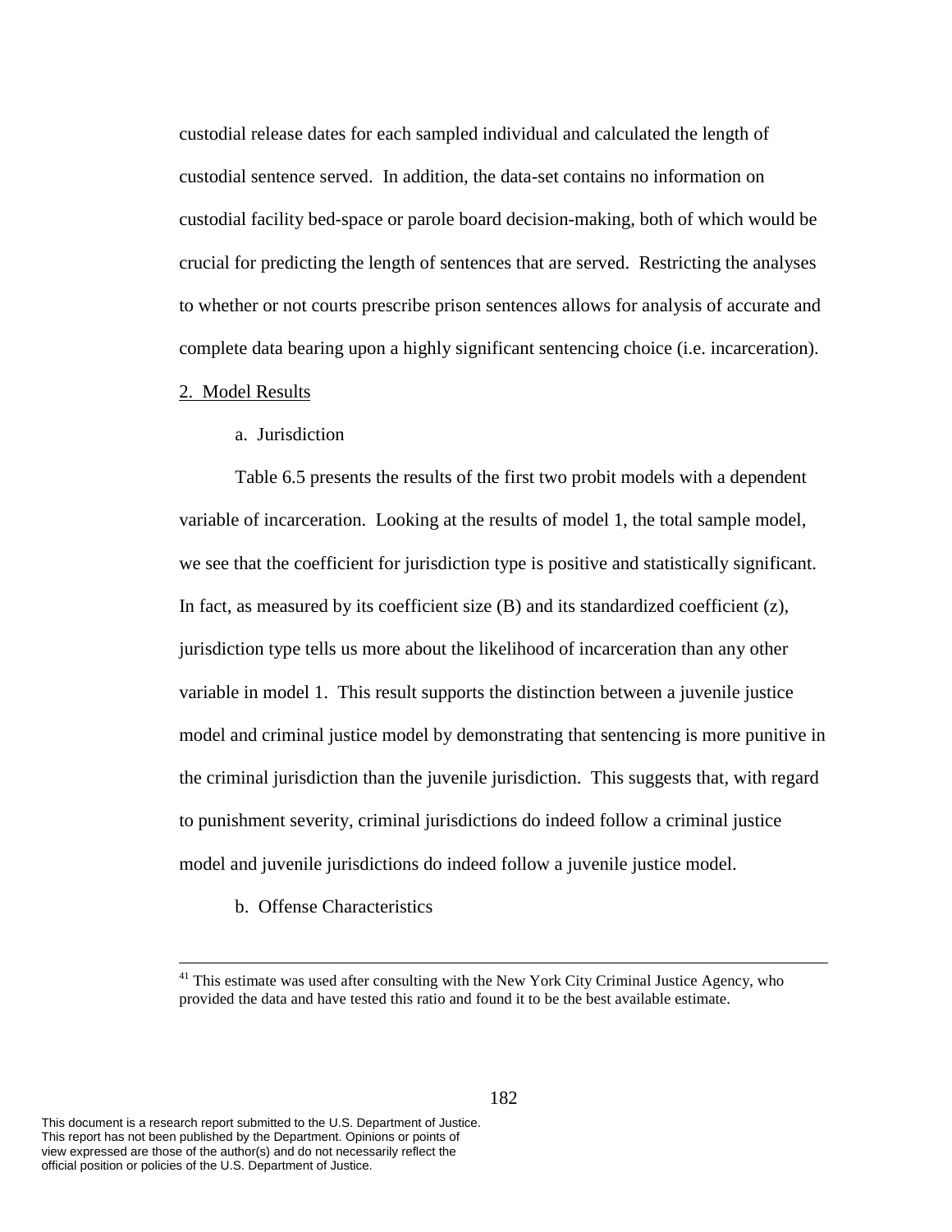custodial release dates for each sampled individual and calculated the length of custodial sentence served. In addition, the data-set contains no information on custodial facility bed-space or parole board decision-making, both of which would be crucial for predicting the length of sentences that are served. Restricting the analyses to whether or not courts prescribe prison sentences allows for analysis of accurate and complete data bearing upon a highly significant sentencing choice (i.e. incarceration).

2. Model Results

a. Jurisdiction

Table 6.5 presents the results of the first two probit models with a dependent variable of incarceration. Looking at the results of model 1, the total sample model, we see that the coefficient for jurisdiction type is positive and statistically significant. In fact, as measured by its coefficient size (B) and its standardized coefficient (z), jurisdiction type tells us more about the likelihood of incarceration than any other variable in model 1. This result supports the distinction between a juvenile justice model and criminal justice model by demonstrating that sentencing is more punitive in the criminal jurisdiction than the juvenile jurisdiction. This suggests that, with regard to punishment severity, criminal jurisdictions do indeed follow a criminal justice model and juvenile jurisdictions do indeed follow a juvenile justice model.

b. Offense Characteristics

[41] This estimate was used after consulting with the New York City Criminal Justice Agency, who provided the data and have tested this ratio and found it to be the best available estimate.

This document is a research report submitted to the U.S. Department of Justice. This report has not been published by the Department. Opinions or points of view expressed are those of the author(s) and do not necessarily reflect the official position or policies of the U.S. Department of Justice.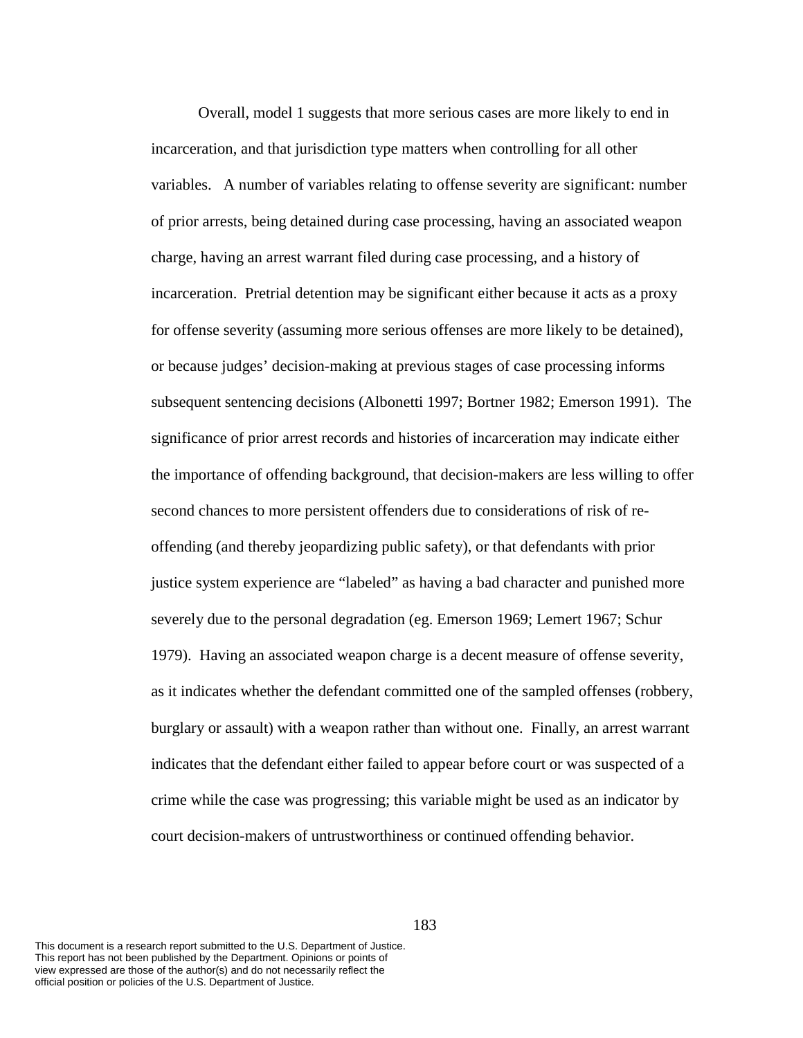Overall, model 1 suggests that more serious cases are more likely to end in incarceration, and that jurisdiction type matters when controlling for all other variables. A number of variables relating to offense severity are significant: number of prior arrests, being detained during case processing, having an associated weapon charge, having an arrest warrant filed during case processing, and a history of incarceration. Pretrial detention may be significant either because it acts as a proxy for offense severity (assuming more serious offenses are more likely to be detained), or because judges' decision-making at previous stages of case processing informs subsequent sentencing decisions (Albonetti 1997; Bortner 1982; Emerson 1991). The significance of prior arrest records and histories of incarceration may indicate either the importance of offending background, that decision-makers are less willing to offer second chances to more persistent offenders due to considerations of risk of re-offending (and thereby jeopardizing public safety), or that defendants with prior justice system experience are "labeled" as having a bad character and punished more severely due to the personal degradation (eg. Emerson 1969; Lemert 1967; Schur 1979). Having an associated weapon charge is a decent measure of offense severity, as it indicates whether the defendant committed one of the sampled offenses (robbery, burglary or assault) with a weapon rather than without one. Finally, an arrest warrant indicates that the defendant either failed to appear before court or was suspected of a crime while the case was progressing; this variable might be used as an indicator by court decision-makers of untrustworthiness or continued offending behavior.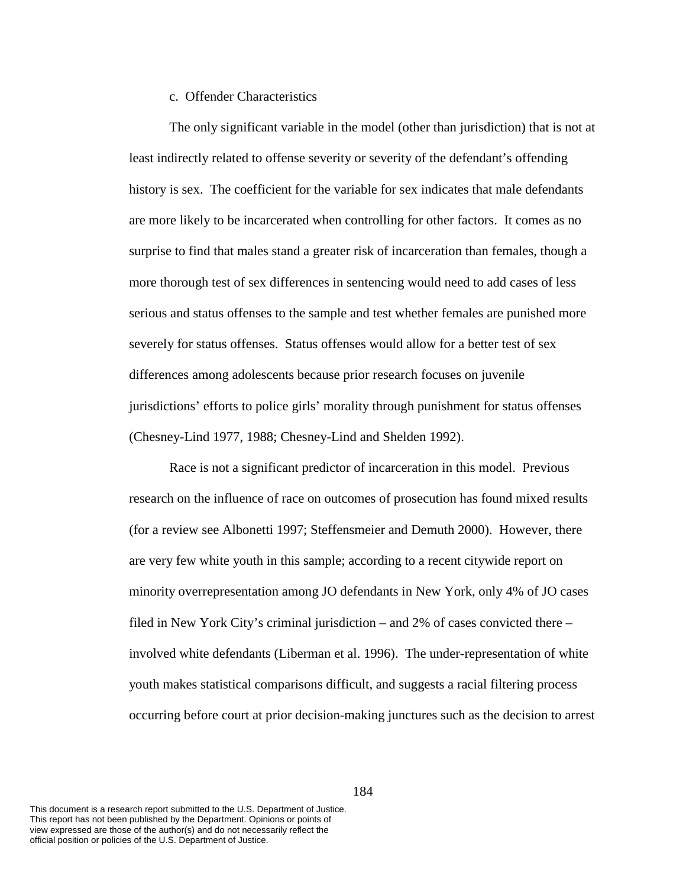c. Offender Characteristics

The only significant variable in the model (other than jurisdiction) that is not at least indirectly related to offense severity or severity of the defendant's offending history is sex. The coefficient for the variable for sex indicates that male defendants are more likely to be incarcerated when controlling for other factors. It comes as no surprise to find that males stand a greater risk of incarceration than females, though a more thorough test of sex differences in sentencing would need to add cases of less serious and status offenses to the sample and test whether females are punished more severely for status offenses. Status offenses would allow for a better test of sex differences among adolescents because prior research focuses on juvenile jurisdictions' efforts to police girls' morality through punishment for status offenses (Chesney-Lind 1977, 1988; Chesney-Lind and Shelden 1992).

Race is not a significant predictor of incarceration in this model. Previous research on the influence of race on outcomes of prosecution has found mixed results (for a review see Albonetti 1997; Steffensmeier and Demuth 2000). However, there are very few white youth in this sample; according to a recent citywide report on minority overrepresentation among JO defendants in New York, only 4% of JO cases filed in New York City's criminal jurisdiction – and 2% of cases convicted there – involved white defendants (Liberman et al. 1996). The under-representation of white youth makes statistical comparisons difficult, and suggests a racial filtering process occurring before court at prior decision-making junctures such as the decision to arrest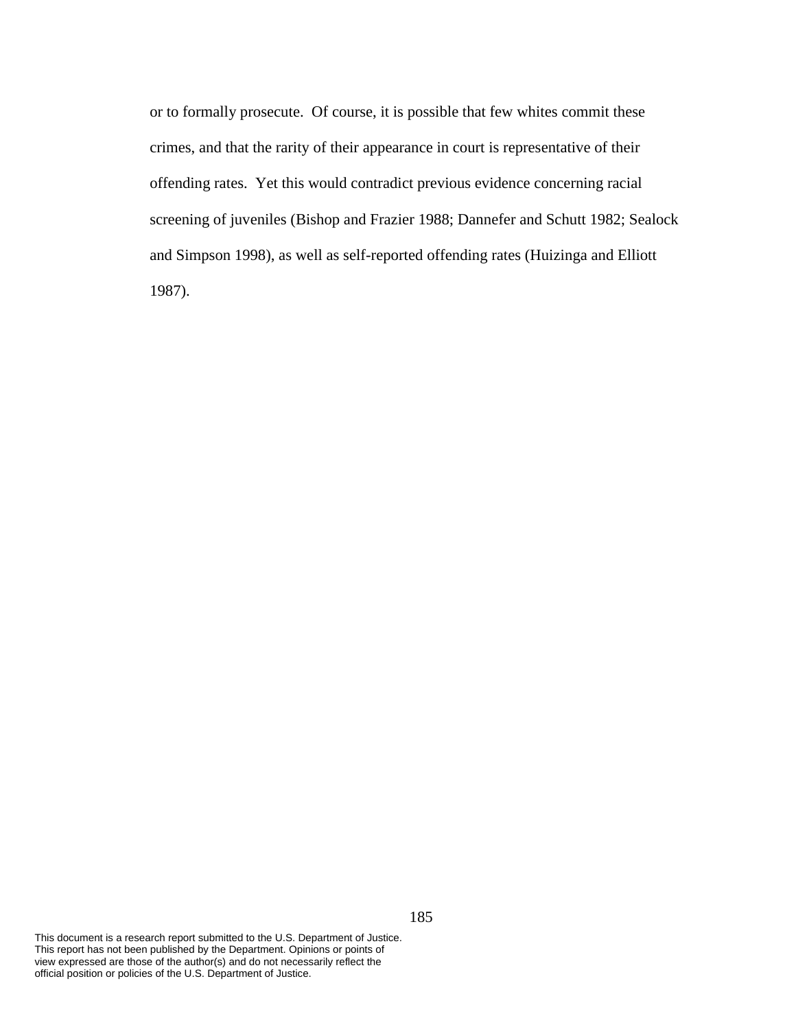or to formally prosecute. Of course, it is possible that few whites commit these crimes, and that the rarity of their appearance in court is representative of their offending rates. Yet this would contradict previous evidence concerning racial screening of juveniles (Bishop and Frazier 1988; Dannefer and Schutt 1982; Sealock and Simpson 1998), as well as self-reported offending rates (Huizinga and Elliott 1987).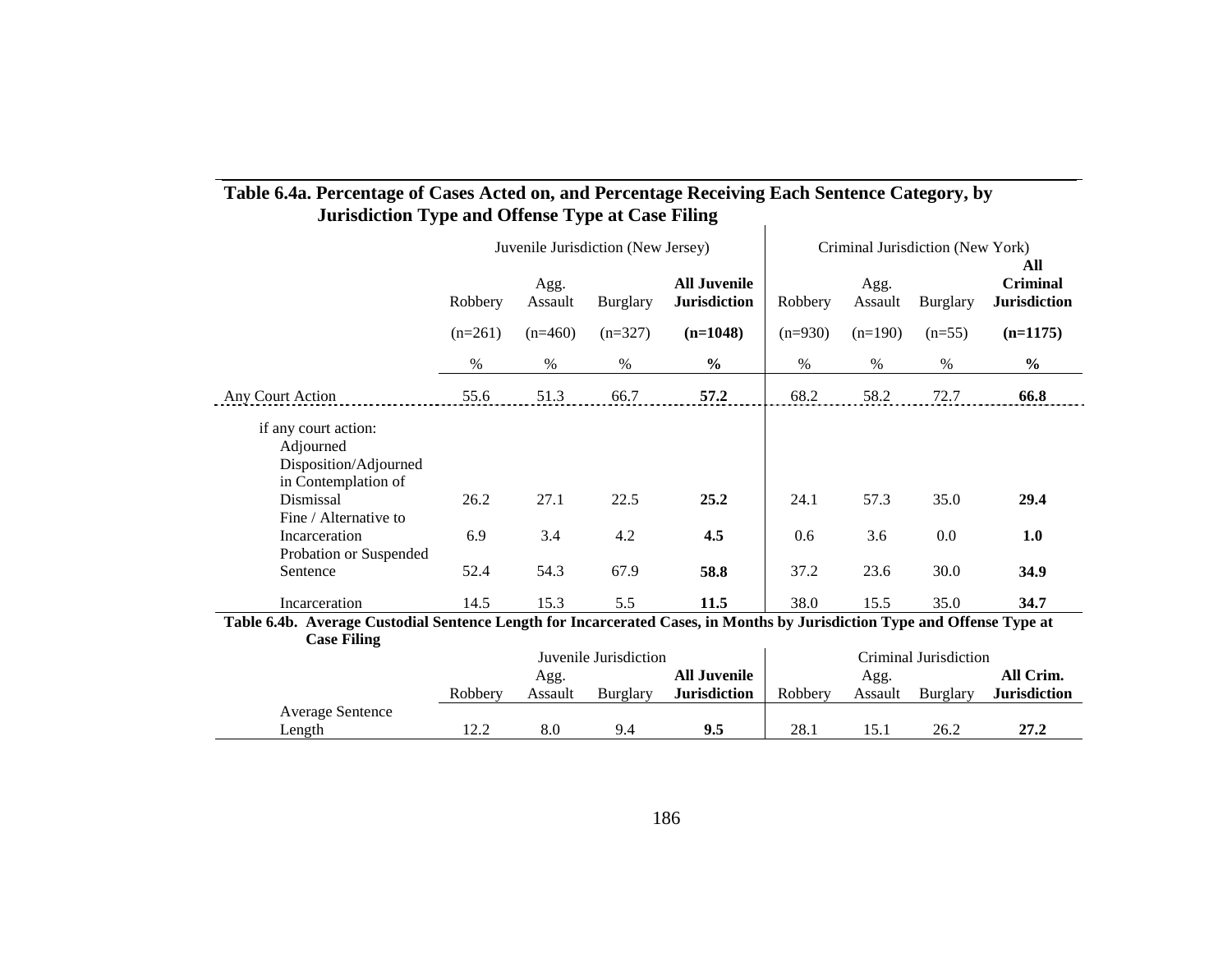**Table 6.4a. Percentage of Cases Acted on, and Percentage Receiving Each Sentence Category, by Jurisdiction Type and Offense Type at Case Filing**

| | Juvenile Jurisdiction (New Jersey) | | | | Criminal Jurisdiction (New York) | | | |
|---|---|---|---|---|---|---|---|---|
| | Robbery | Agg. Assault | Burglary | **All Juvenile Jurisdiction** | Robbery | Agg. Assault | Burglary | **All Criminal Jurisdiction** |
| | (n=261) | (n=460) | (n=327) | **(n=1048)** | (n=930) | (n=190) | (n=55) | **(n=1175)** |
| | % | % | % | **%** | % | % | % | **%** |
| Any Court Action | 55.6 | 51.3 | 66.7 | **57.2** | 68.2 | 58.2 | 72.7 | **66.8** |
| if any court action: | | | | | | | | |
| Adjourned Disposition/Adjourned in Contemplation of Dismissal | 26.2 | 27.1 | 22.5 | **25.2** | 24.1 | 57.3 | 35.0 | **29.4** |
| Fine / Alternative to Incarceration | 6.9 | 3.4 | 4.2 | **4.5** | 0.6 | 3.6 | 0.0 | **1.0** |
| Probation or Suspended Sentence | 52.4 | 54.3 | 67.9 | **58.8** | 37.2 | 23.6 | 30.0 | **34.9** |
| Incarceration | 14.5 | 15.3 | 5.5 | **11.5** | 38.0 | 15.5 | 35.0 | **34.7** |

**Table 6.4b. Average Custodial Sentence Length for Incarcerated Cases, in Months by Jurisdiction Type and Offense Type at Case Filing**

| | Juvenile Jurisdiction | | | | Criminal Jurisdiction | | | |
|---|---|---|---|---|---|---|---|---|
| | Robbery | Agg. Assault | Burglary | **All Juvenile Jurisdiction** | Robbery | Agg. Assault | Burglary | **All Crim. Jurisdiction** |
| Average Sentence Length | 12.2 | 8.0 | 9.4 | **9.5** | 28.1 | 15.1 | 26.2 | **27.2** |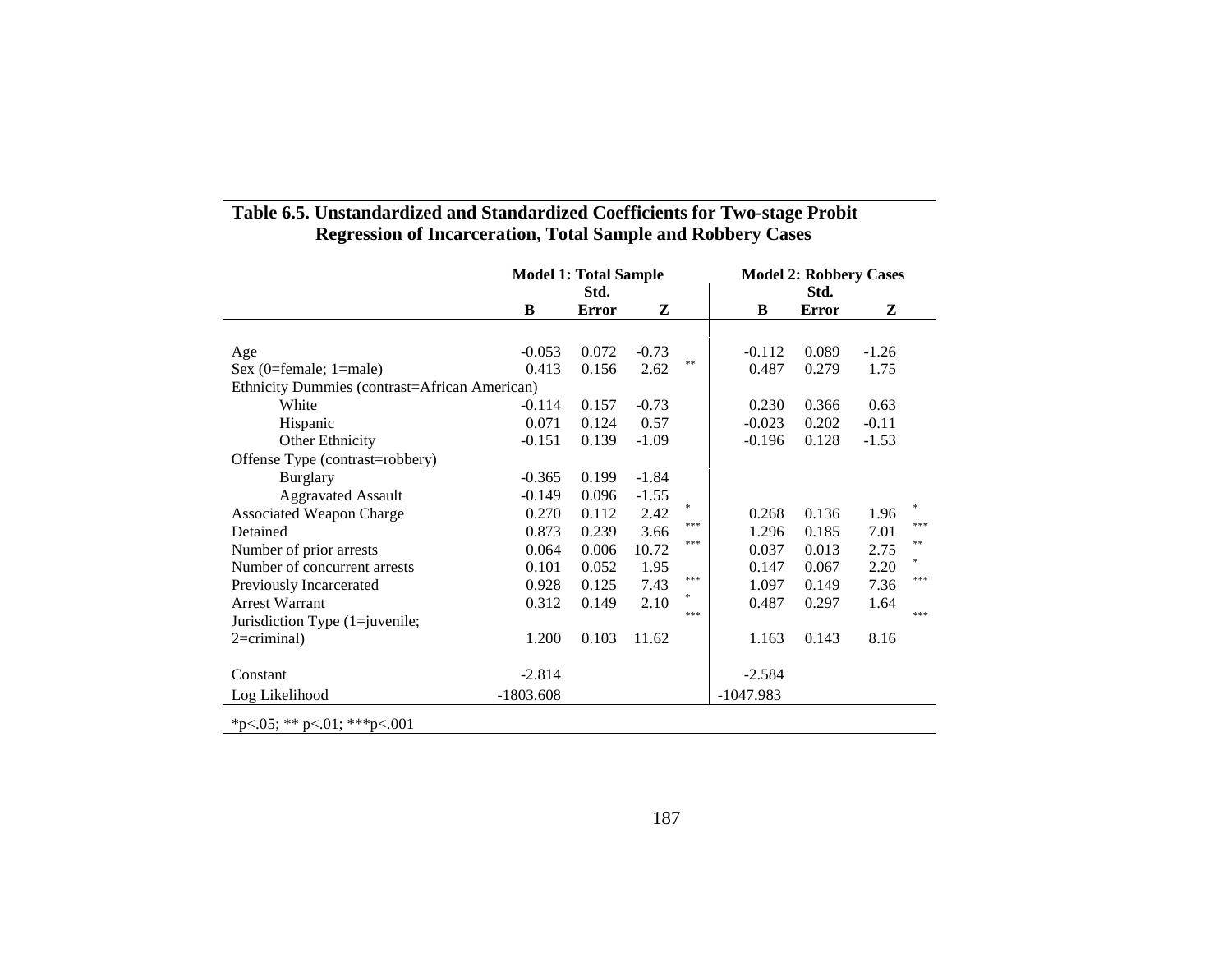**Table 6.5. Unstandardized and Standardized Coefficients for Two-stage Probit Regression of Incarceration, Total Sample and Robbery Cases**

| | Model 1: Total Sample | | | | Model 2: Robbery Cases | | | |
|---|---|---|---|---|---|---|---|---|
| | B | Std. Error | Z | | B | Std. Error | Z | |
| Age | -0.053 | 0.072 | -0.73 | | -0.112 | 0.089 | -1.26 | |
| Sex (0=female; 1=male) | 0.413 | 0.156 | 2.62 | ** | 0.487 | 0.279 | 1.75 | |
| Ethnicity Dummies (contrast=African American) | | | | | | | | |
| White | -0.114 | 0.157 | -0.73 | | 0.230 | 0.366 | 0.63 | |
| Hispanic | 0.071 | 0.124 | 0.57 | | -0.023 | 0.202 | -0.11 | |
| Other Ethnicity | -0.151 | 0.139 | -1.09 | | -0.196 | 0.128 | -1.53 | |
| Offense Type (contrast=robbery) | | | | | | | | |
| Burglary | -0.365 | 0.199 | -1.84 | | | | | |
| Aggravated Assault | -0.149 | 0.096 | -1.55 | | | | | |
| Associated Weapon Charge | 0.270 | 0.112 | 2.42 | * | 0.268 | 0.136 | 1.96 | * |
| Detained | 0.873 | 0.239 | 3.66 | *** | 1.296 | 0.185 | 7.01 | *** |
| Number of prior arrests | 0.064 | 0.006 | 10.72 | *** | 0.037 | 0.013 | 2.75 | ** |
| Number of concurrent arrests | 0.101 | 0.052 | 1.95 | | 0.147 | 0.067 | 2.20 | * |
| Previously Incarcerated | 0.928 | 0.125 | 7.43 | *** | 1.097 | 0.149 | 7.36 | *** |
| Arrest Warrant | 0.312 | 0.149 | 2.10 | * | 0.487 | 0.297 | 1.64 | |
| Jurisdiction Type (1=juvenile; 2=criminal) | 1.200 | 0.103 | 11.62 | *** | 1.163 | 0.143 | 8.16 | *** |
| Constant | -2.814 | | | | -2.584 | | | |
| Log Likelihood | -1803.608 | | | | -1047.983 | | | |

*p<.05; ** p<.01; ***p<.001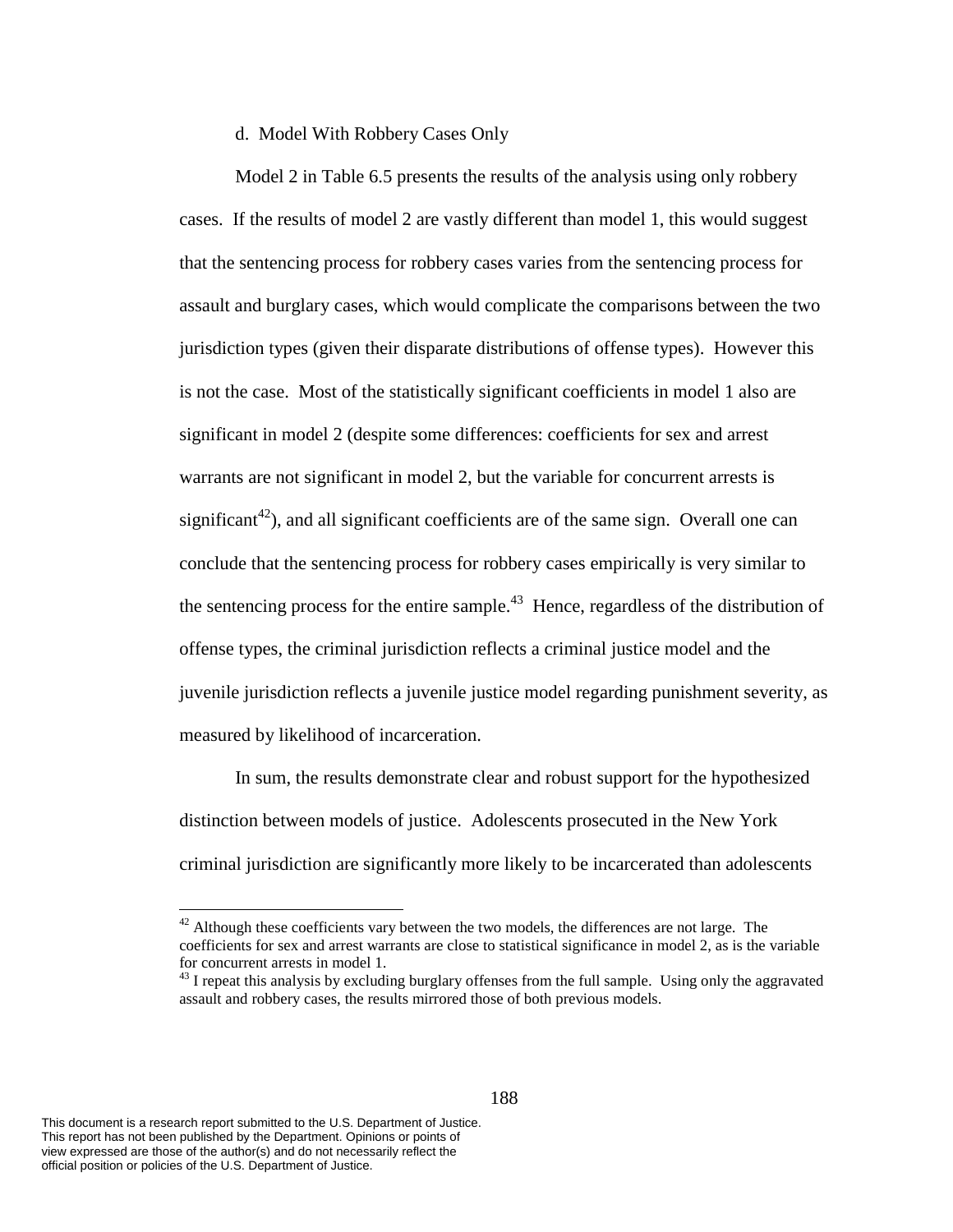d. Model With Robbery Cases Only

Model 2 in Table 6.5 presents the results of the analysis using only robbery cases. If the results of model 2 are vastly different than model 1, this would suggest that the sentencing process for robbery cases varies from the sentencing process for assault and burglary cases, which would complicate the comparisons between the two jurisdiction types (given their disparate distributions of offense types). However this is not the case. Most of the statistically significant coefficients in model 1 also are significant in model 2 (despite some differences: coefficients for sex and arrest warrants are not significant in model 2, but the variable for concurrent arrests is significant[42]), and all significant coefficients are of the same sign. Overall one can conclude that the sentencing process for robbery cases empirically is very similar to the sentencing process for the entire sample.[43] Hence, regardless of the distribution of offense types, the criminal jurisdiction reflects a criminal justice model and the juvenile jurisdiction reflects a juvenile justice model regarding punishment severity, as measured by likelihood of incarceration.

In sum, the results demonstrate clear and robust support for the hypothesized distinction between models of justice. Adolescents prosecuted in the New York criminal jurisdiction are significantly more likely to be incarcerated than adolescents

[42] Although these coefficients vary between the two models, the differences are not large. The coefficients for sex and arrest warrants are close to statistical significance in model 2, as is the variable for concurrent arrests in model 1.

[43] I repeat this analysis by excluding burglary offenses from the full sample. Using only the aggravated assault and robbery cases, the results mirrored those of both previous models.

This document is a research report submitted to the U.S. Department of Justice. This report has not been published by the Department. Opinions or points of view expressed are those of the author(s) and do not necessarily reflect the official position or policies of the U.S. Department of Justice.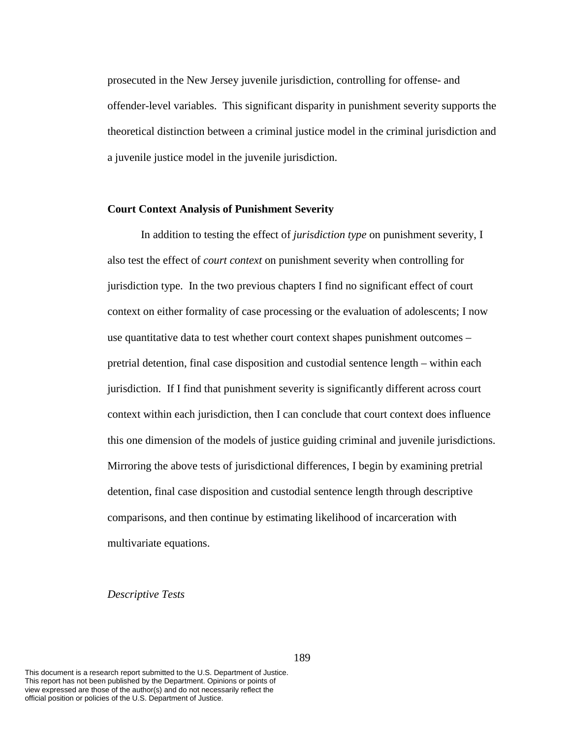prosecuted in the New Jersey juvenile jurisdiction, controlling for offense- and offender-level variables. This significant disparity in punishment severity supports the theoretical distinction between a criminal justice model in the criminal jurisdiction and a juvenile justice model in the juvenile jurisdiction.

**Court Context Analysis of Punishment Severity**

In addition to testing the effect of *jurisdiction type* on punishment severity, I also test the effect of *court context* on punishment severity when controlling for jurisdiction type. In the two previous chapters I find no significant effect of court context on either formality of case processing or the evaluation of adolescents; I now use quantitative data to test whether court context shapes punishment outcomes – pretrial detention, final case disposition and custodial sentence length – within each jurisdiction. If I find that punishment severity is significantly different across court context within each jurisdiction, then I can conclude that court context does influence this one dimension of the models of justice guiding criminal and juvenile jurisdictions. Mirroring the above tests of jurisdictional differences, I begin by examining pretrial detention, final case disposition and custodial sentence length through descriptive comparisons, and then continue by estimating likelihood of incarceration with multivariate equations.

*Descriptive Tests*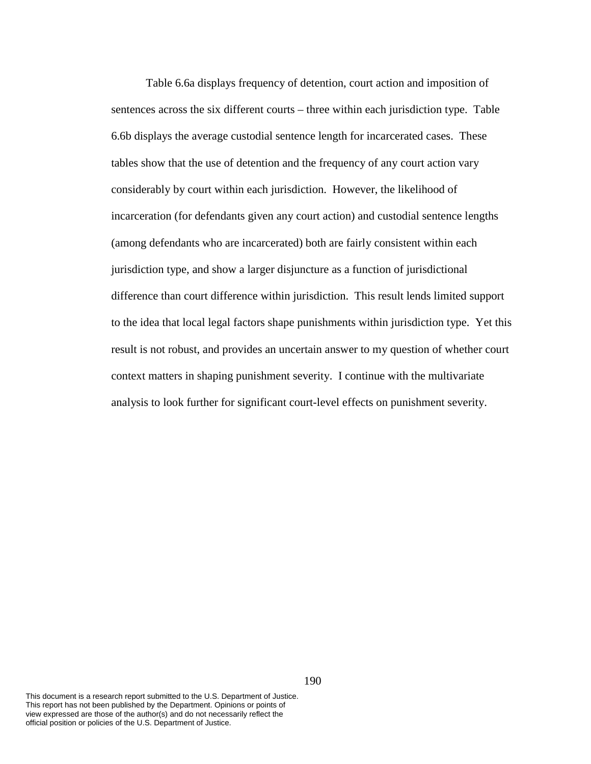Table 6.6a displays frequency of detention, court action and imposition of sentences across the six different courts – three within each jurisdiction type. Table 6.6b displays the average custodial sentence length for incarcerated cases. These tables show that the use of detention and the frequency of any court action vary considerably by court within each jurisdiction. However, the likelihood of incarceration (for defendants given any court action) and custodial sentence lengths (among defendants who are incarcerated) both are fairly consistent within each jurisdiction type, and show a larger disjuncture as a function of jurisdictional difference than court difference within jurisdiction. This result lends limited support to the idea that local legal factors shape punishments within jurisdiction type. Yet this result is not robust, and provides an uncertain answer to my question of whether court context matters in shaping punishment severity. I continue with the multivariate analysis to look further for significant court-level effects on punishment severity.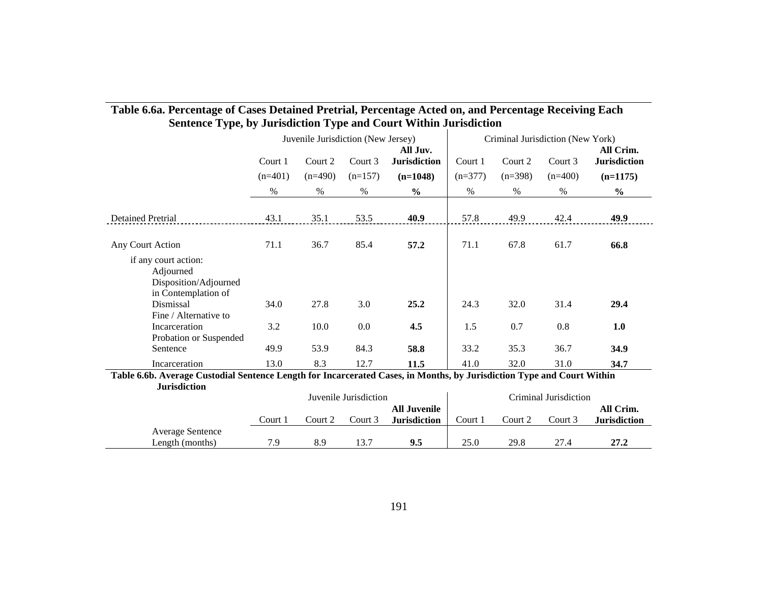**Table 6.6a. Percentage of Cases Detained Pretrial, Percentage Acted on, and Percentage Receiving Each Sentence Type, by Jurisdiction Type and Court Within Jurisdiction**

| | Juvenile Jurisdiction (New Jersey) | | | | Criminal Jurisdiction (New York) | | | |
|---|---|---|---|---|---|---|---|---|
| | Court 1 | Court 2 | Court 3 | **All Juv. Jurisdiction** | Court 1 | Court 2 | Court 3 | **All Crim. Jurisdiction** |
| | (n=401) | (n=490) | (n=157) | **(n=1048)** | (n=377) | (n=398) | (n=400) | **(n=1175)** |
| | % | % | % | **%** | % | % | % | **%** |
| Detained Pretrial | 43.1 | 35.1 | 53.5 | **40.9** | 57.8 | 49.9 | 42.4 | **49.9** |
| Any Court Action | 71.1 | 36.7 | 85.4 | **57.2** | 71.1 | 67.8 | 61.7 | **66.8** |
| if any court action: | | | | | | | | |
| Adjourned Disposition/Adjourned in Contemplation of Dismissal | 34.0 | 27.8 | 3.0 | **25.2** | 24.3 | 32.0 | 31.4 | **29.4** |
| Fine / Alternative to Incarceration | 3.2 | 10.0 | 0.0 | **4.5** | 1.5 | 0.7 | 0.8 | **1.0** |
| Probation or Suspended Sentence | 49.9 | 53.9 | 84.3 | **58.8** | 33.2 | 35.3 | 36.7 | **34.9** |
| Incarceration | 13.0 | 8.3 | 12.7 | **11.5** | 41.0 | 32.0 | 31.0 | **34.7** |

**Table 6.6b. Average Custodial Sentence Length for Incarcerated Cases, in Months, by Jurisdiction Type and Court Within Jurisdiction**

| | Juvenile Jurisdiction | | | | Criminal Jurisdiction | | | |
|---|---|---|---|---|---|---|---|---|
| | Court 1 | Court 2 | Court 3 | **All Juvenile Jurisdiction** | Court 1 | Court 2 | Court 3 | **All Crim. Jurisdiction** |
| Average Sentence Length (months) | 7.9 | 8.9 | 13.7 | **9.5** | 25.0 | 29.8 | 27.4 | **27.2** |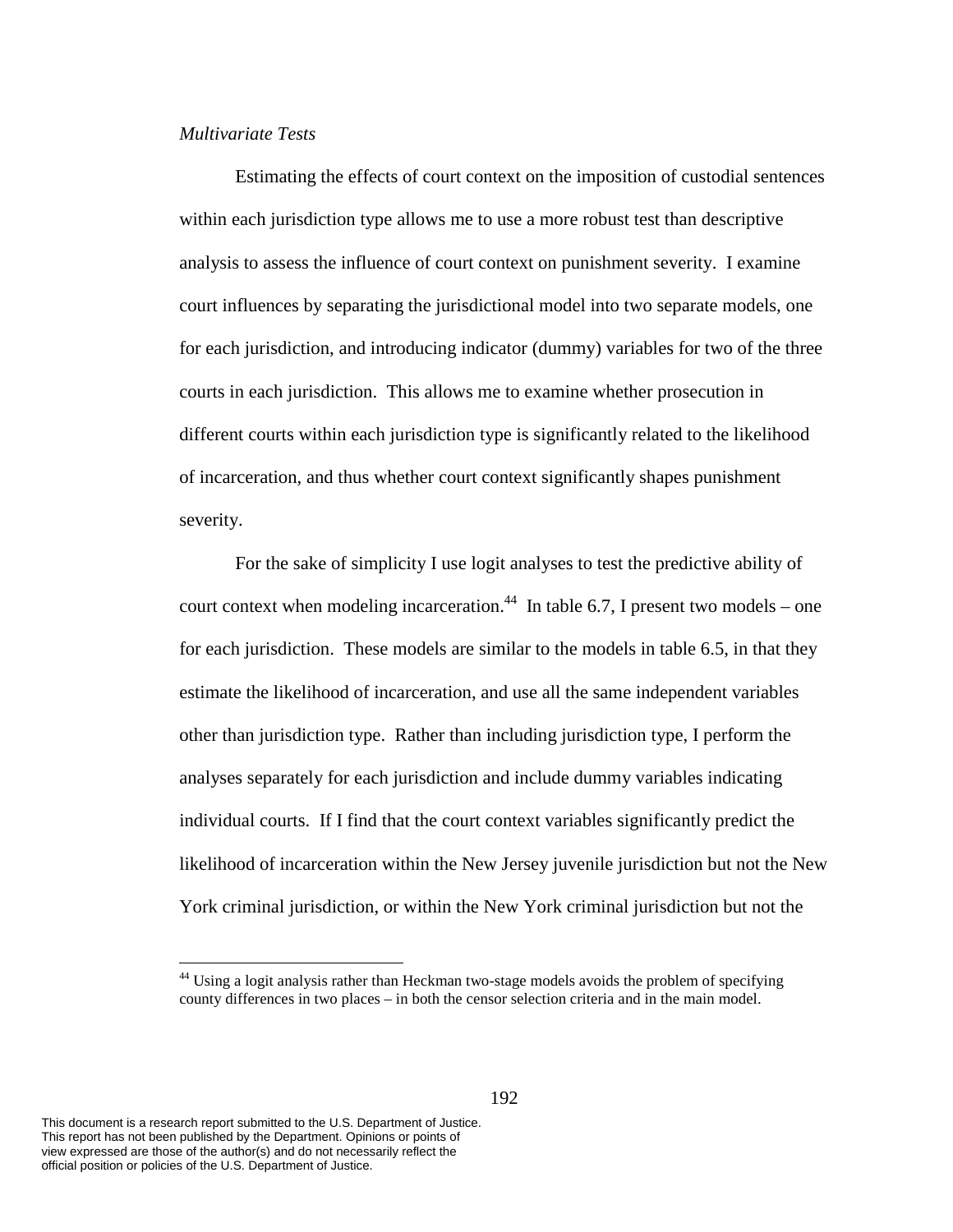*Multivariate Tests*

Estimating the effects of court context on the imposition of custodial sentences within each jurisdiction type allows me to use a more robust test than descriptive analysis to assess the influence of court context on punishment severity. I examine court influences by separating the jurisdictional model into two separate models, one for each jurisdiction, and introducing indicator (dummy) variables for two of the three courts in each jurisdiction. This allows me to examine whether prosecution in different courts within each jurisdiction type is significantly related to the likelihood of incarceration, and thus whether court context significantly shapes punishment severity.

For the sake of simplicity I use logit analyses to test the predictive ability of court context when modeling incarceration.[44] In table 6.7, I present two models – one for each jurisdiction. These models are similar to the models in table 6.5, in that they estimate the likelihood of incarceration, and use all the same independent variables other than jurisdiction type. Rather than including jurisdiction type, I perform the analyses separately for each jurisdiction and include dummy variables indicating individual courts. If I find that the court context variables significantly predict the likelihood of incarceration within the New Jersey juvenile jurisdiction but not the New York criminal jurisdiction, or within the New York criminal jurisdiction but not the

[44] Using a logit analysis rather than Heckman two-stage models avoids the problem of specifying county differences in two places – in both the censor selection criteria and in the main model.

This document is a research report submitted to the U.S. Department of Justice. This report has not been published by the Department. Opinions or points of view expressed are those of the author(s) and do not necessarily reflect the official position or policies of the U.S. Department of Justice.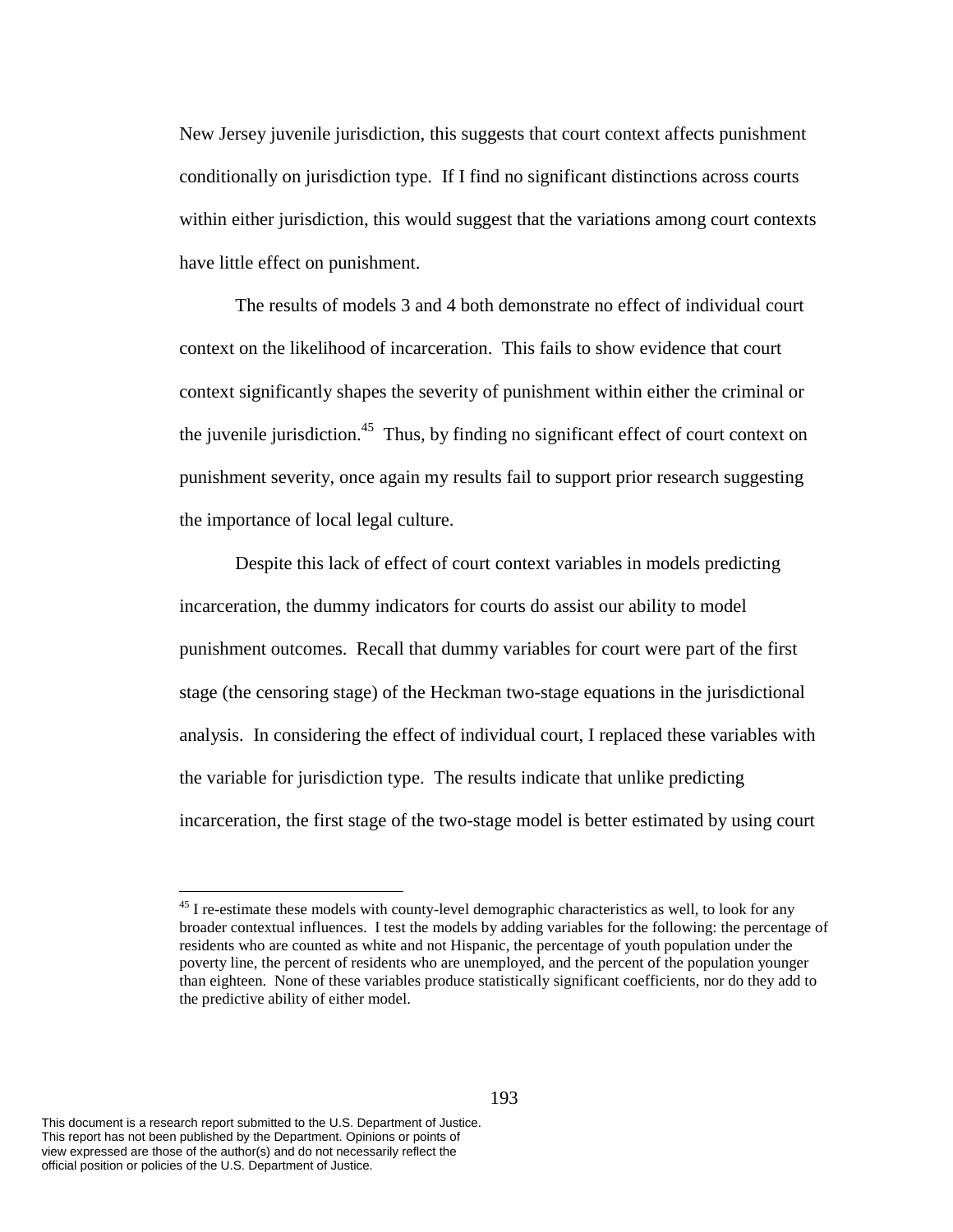New Jersey juvenile jurisdiction, this suggests that court context affects punishment conditionally on jurisdiction type. If I find no significant distinctions across courts within either jurisdiction, this would suggest that the variations among court contexts have little effect on punishment.

The results of models 3 and 4 both demonstrate no effect of individual court context on the likelihood of incarceration. This fails to show evidence that court context significantly shapes the severity of punishment within either the criminal or the juvenile jurisdiction.[45] Thus, by finding no significant effect of court context on punishment severity, once again my results fail to support prior research suggesting the importance of local legal culture.

Despite this lack of effect of court context variables in models predicting incarceration, the dummy indicators for courts do assist our ability to model punishment outcomes. Recall that dummy variables for court were part of the first stage (the censoring stage) of the Heckman two-stage equations in the jurisdictional analysis. In considering the effect of individual court, I replaced these variables with the variable for jurisdiction type. The results indicate that unlike predicting incarceration, the first stage of the two-stage model is better estimated by using court

---

[45] I re-estimate these models with county-level demographic characteristics as well, to look for any broader contextual influences. I test the models by adding variables for the following: the percentage of residents who are counted as white and not Hispanic, the percentage of youth population under the poverty line, the percent of residents who are unemployed, and the percent of the population younger than eighteen. None of these variables produce statistically significant coefficients, nor do they add to the predictive ability of either model.

This document is a research report submitted to the U.S. Department of Justice. This report has not been published by the Department. Opinions or points of view expressed are those of the author(s) and do not necessarily reflect the official position or policies of the U.S. Department of Justice.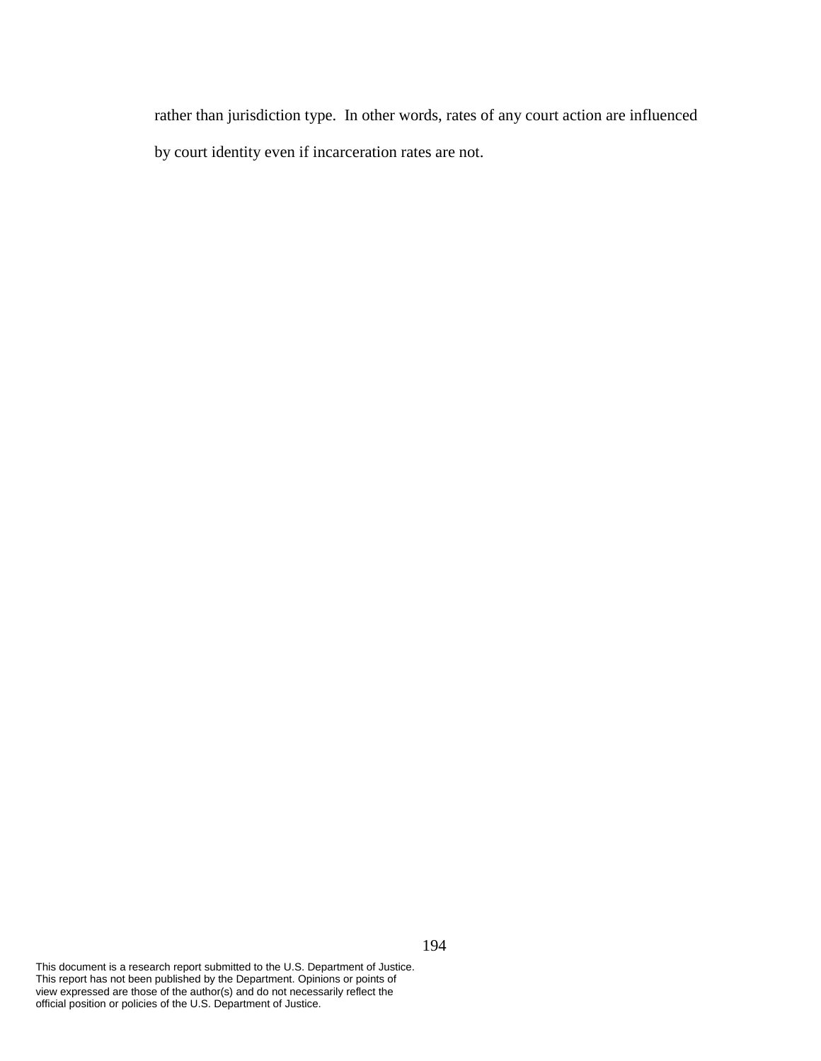rather than jurisdiction type. In other words, rates of any court action are influenced by court identity even if incarceration rates are not.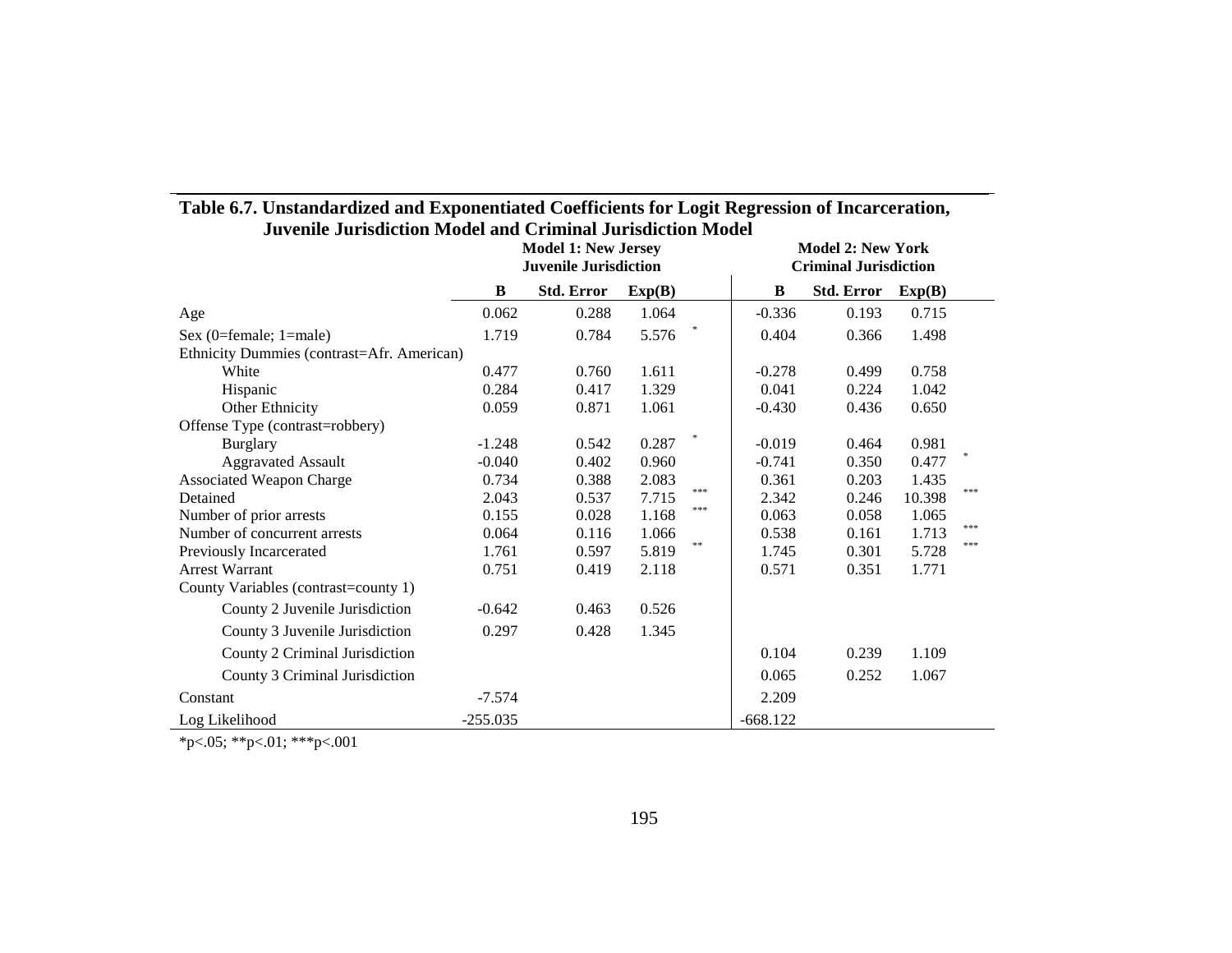**Table 6.7. Unstandardized and Exponentiated Coefficients for Logit Regression of Incarceration, Juvenile Jurisdiction Model and Criminal Jurisdiction Model**

| | Model 1: New Jersey Juvenile Jurisdiction | | | | Model 2: New York Criminal Jurisdiction | | | |
|---|---|---|---|---|---|---|---|---|
| | **B** | **Std. Error** | **Exp(B)** | | **B** | **Std. Error** | **Exp(B)** | |
| Age | 0.062 | 0.288 | 1.064 | | -0.336 | 0.193 | 0.715 | |
| Sex (0=female; 1=male) | 1.719 | 0.784 | 5.576 | * | 0.404 | 0.366 | 1.498 | |
| Ethnicity Dummies (contrast=Afr. American) | | | | | | | | |
| White | 0.477 | 0.760 | 1.611 | | -0.278 | 0.499 | 0.758 | |
| Hispanic | 0.284 | 0.417 | 1.329 | | 0.041 | 0.224 | 1.042 | |
| Other Ethnicity | 0.059 | 0.871 | 1.061 | | -0.430 | 0.436 | 0.650 | |
| Offense Type (contrast=robbery) | | | | | | | | |
| Burglary | -1.248 | 0.542 | 0.287 | * | -0.019 | 0.464 | 0.981 | |
| Aggravated Assault | -0.040 | 0.402 | 0.960 | | -0.741 | 0.350 | 0.477 | * |
| Associated Weapon Charge | 0.734 | 0.388 | 2.083 | | 0.361 | 0.203 | 1.435 | |
| Detained | 2.043 | 0.537 | 7.715 | *** | 2.342 | 0.246 | 10.398 | *** |
| Number of prior arrests | 0.155 | 0.028 | 1.168 | *** | 0.063 | 0.058 | 1.065 | |
| Number of concurrent arrests | 0.064 | 0.116 | 1.066 | | 0.538 | 0.161 | 1.713 | *** |
| Previously Incarcerated | 1.761 | 0.597 | 5.819 | ** | 1.745 | 0.301 | 5.728 | *** |
| Arrest Warrant | 0.751 | 0.419 | 2.118 | | 0.571 | 0.351 | 1.771 | |
| County Variables (contrast=county 1) | | | | | | | | |
| County 2 Juvenile Jurisdiction | -0.642 | 0.463 | 0.526 | | | | | |
| County 3 Juvenile Jurisdiction | 0.297 | 0.428 | 1.345 | | | | | |
| County 2 Criminal Jurisdiction | | | | | 0.104 | 0.239 | 1.109 | |
| County 3 Criminal Jurisdiction | | | | | 0.065 | 0.252 | 1.067 | |
| Constant | -7.574 | | | | 2.209 | | | |
| Log Likelihood | -255.035 | | | | -668.122 | | | |

*p<.05; **p<.01; ***p<.001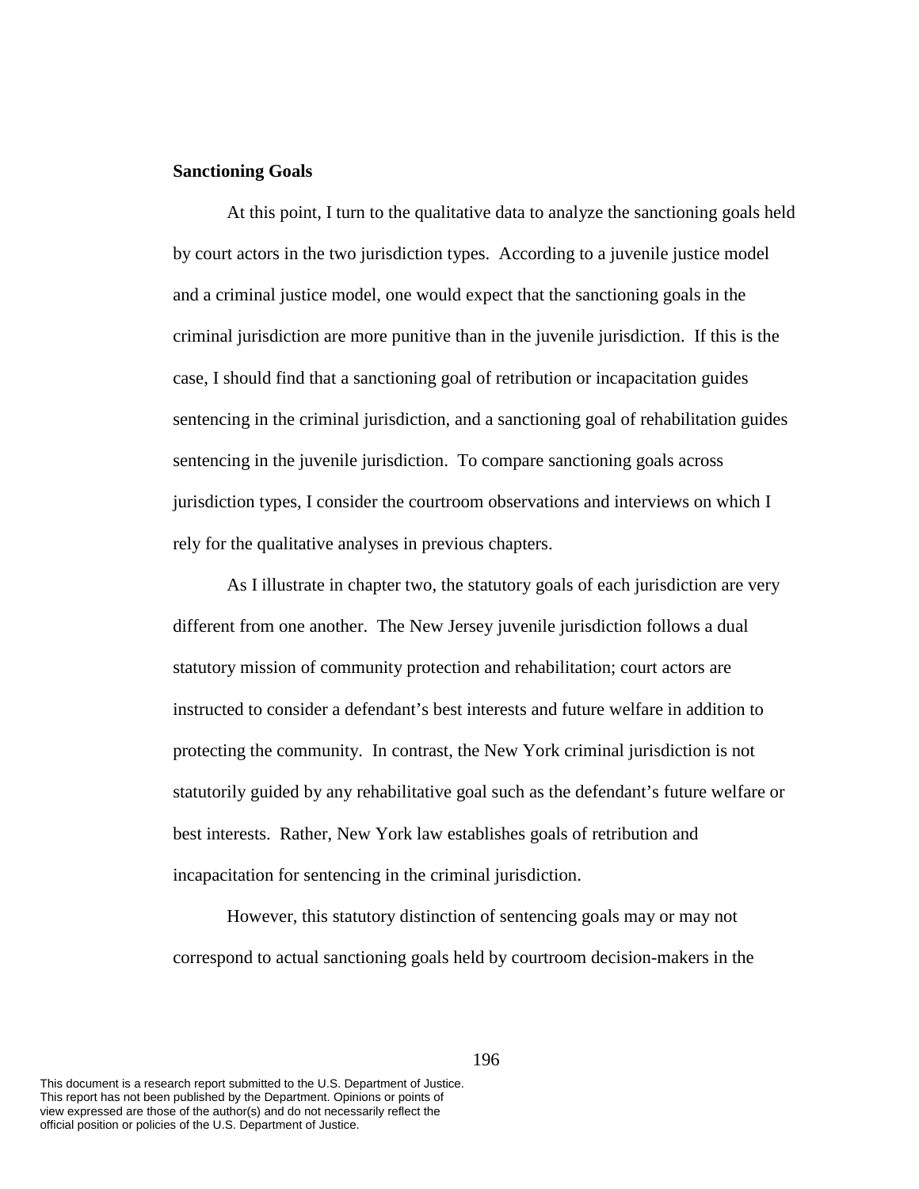**Sanctioning Goals**

At this point, I turn to the qualitative data to analyze the sanctioning goals held by court actors in the two jurisdiction types. According to a juvenile justice model and a criminal justice model, one would expect that the sanctioning goals in the criminal jurisdiction are more punitive than in the juvenile jurisdiction. If this is the case, I should find that a sanctioning goal of retribution or incapacitation guides sentencing in the criminal jurisdiction, and a sanctioning goal of rehabilitation guides sentencing in the juvenile jurisdiction. To compare sanctioning goals across jurisdiction types, I consider the courtroom observations and interviews on which I rely for the qualitative analyses in previous chapters.

As I illustrate in chapter two, the statutory goals of each jurisdiction are very different from one another. The New Jersey juvenile jurisdiction follows a dual statutory mission of community protection and rehabilitation; court actors are instructed to consider a defendant's best interests and future welfare in addition to protecting the community. In contrast, the New York criminal jurisdiction is not statutorily guided by any rehabilitative goal such as the defendant's future welfare or best interests. Rather, New York law establishes goals of retribution and incapacitation for sentencing in the criminal jurisdiction.

However, this statutory distinction of sentencing goals may or may not correspond to actual sanctioning goals held by courtroom decision-makers in the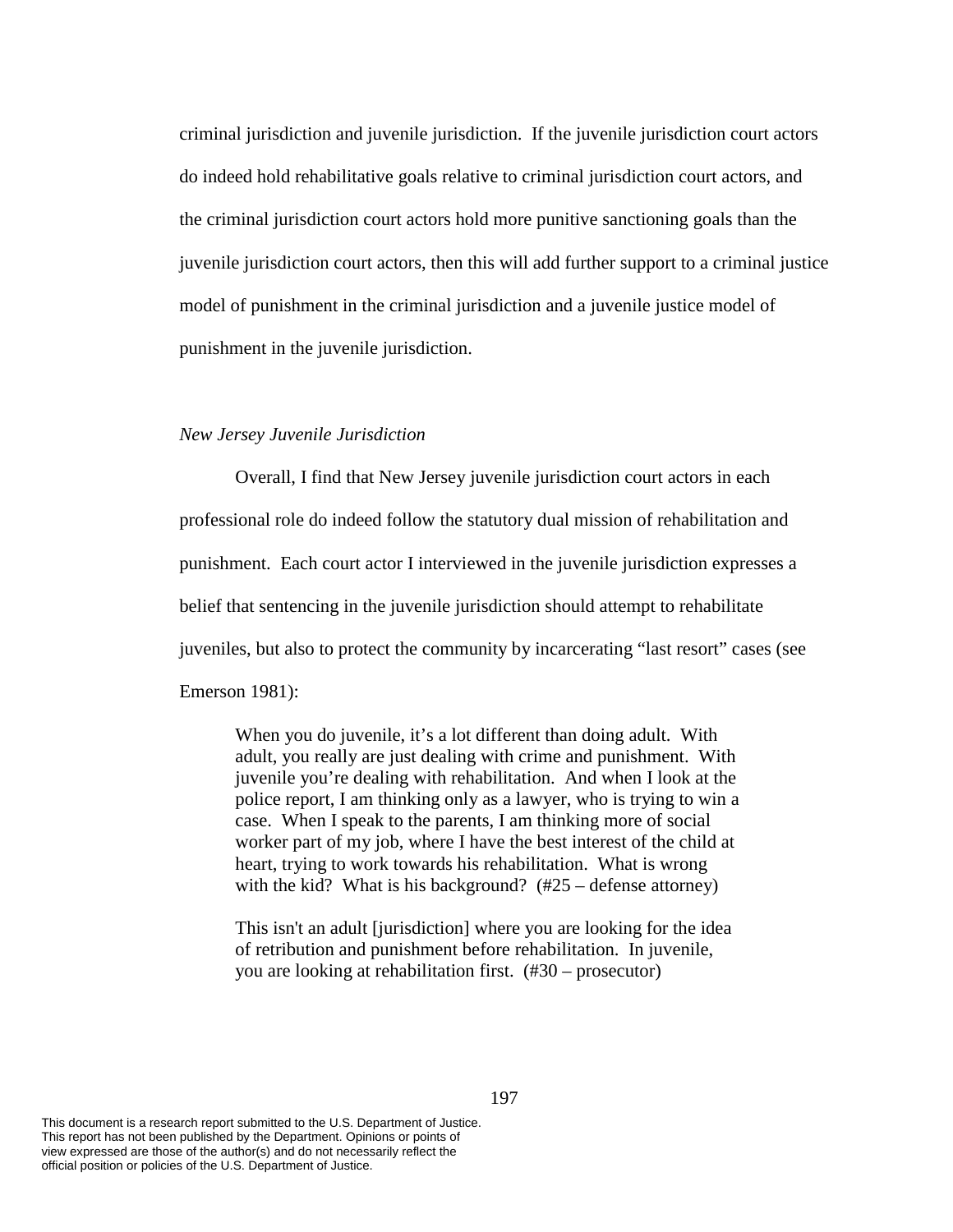criminal jurisdiction and juvenile jurisdiction. If the juvenile jurisdiction court actors do indeed hold rehabilitative goals relative to criminal jurisdiction court actors, and the criminal jurisdiction court actors hold more punitive sanctioning goals than the juvenile jurisdiction court actors, then this will add further support to a criminal justice model of punishment in the criminal jurisdiction and a juvenile justice model of punishment in the juvenile jurisdiction.

*New Jersey Juvenile Jurisdiction*

Overall, I find that New Jersey juvenile jurisdiction court actors in each professional role do indeed follow the statutory dual mission of rehabilitation and punishment. Each court actor I interviewed in the juvenile jurisdiction expresses a belief that sentencing in the juvenile jurisdiction should attempt to rehabilitate juveniles, but also to protect the community by incarcerating "last resort" cases (see Emerson 1981):

> When you do juvenile, it's a lot different than doing adult. With adult, you really are just dealing with crime and punishment. With juvenile you're dealing with rehabilitation. And when I look at the police report, I am thinking only as a lawyer, who is trying to win a case. When I speak to the parents, I am thinking more of social worker part of my job, where I have the best interest of the child at heart, trying to work towards his rehabilitation. What is wrong with the kid? What is his background? (#25 – defense attorney)

> This isn't an adult [jurisdiction] where you are looking for the idea of retribution and punishment before rehabilitation. In juvenile, you are looking at rehabilitation first. (#30 – prosecutor)

This document is a research report submitted to the U.S. Department of Justice. This report has not been published by the Department. Opinions or points of view expressed are those of the author(s) and do not necessarily reflect the official position or policies of the U.S. Department of Justice.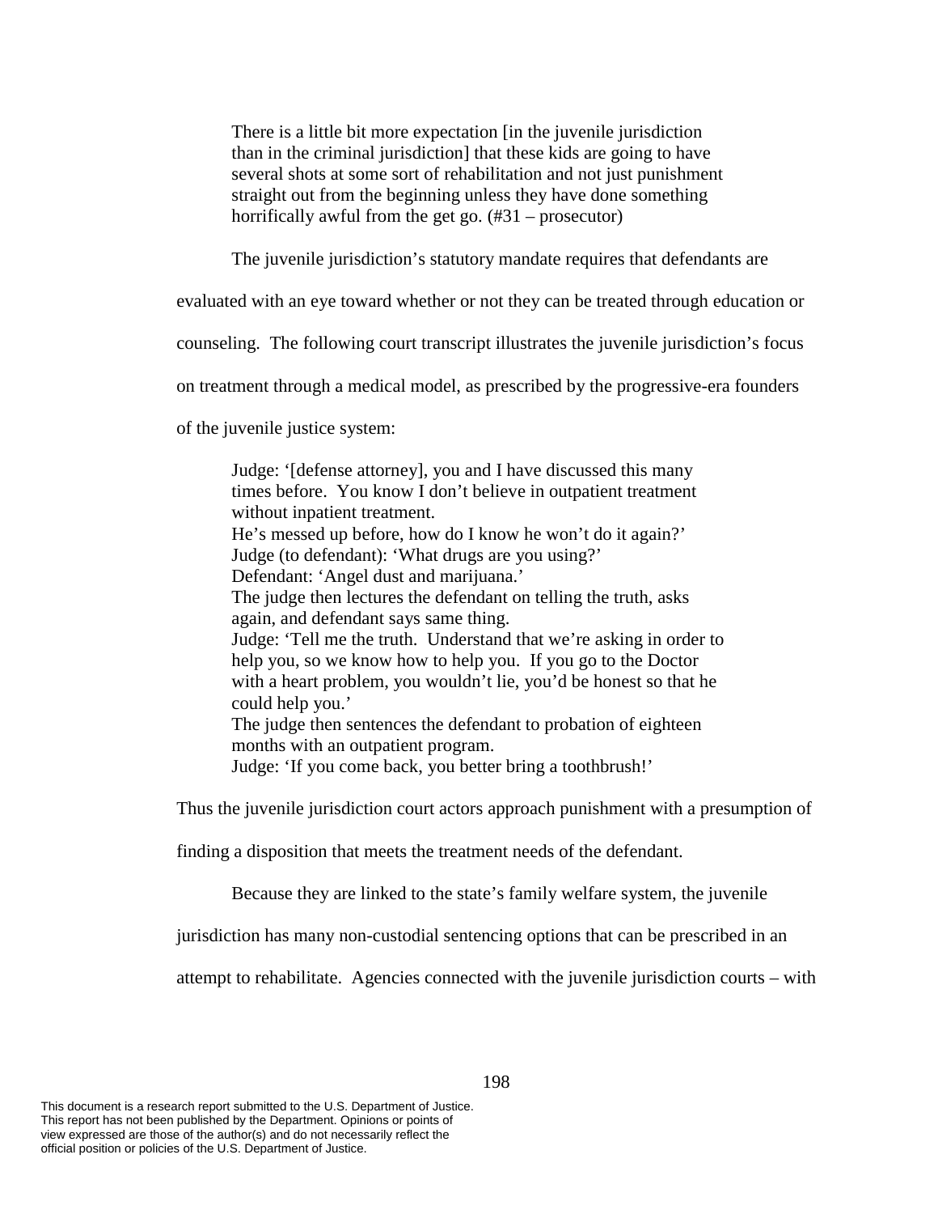> There is a little bit more expectation [in the juvenile jurisdiction than in the criminal jurisdiction] that these kids are going to have several shots at some sort of rehabilitation and not just punishment straight out from the beginning unless they have done something horrifically awful from the get go. (#31 – prosecutor)

The juvenile jurisdiction's statutory mandate requires that defendants are evaluated with an eye toward whether or not they can be treated through education or counseling. The following court transcript illustrates the juvenile jurisdiction's focus on treatment through a medical model, as prescribed by the progressive-era founders of the juvenile justice system:

> Judge: '[defense attorney], you and I have discussed this many times before. You know I don't believe in outpatient treatment without inpatient treatment.
> He's messed up before, how do I know he won't do it again?'
> Judge (to defendant): 'What drugs are you using?'
> Defendant: 'Angel dust and marijuana.'
> The judge then lectures the defendant on telling the truth, asks again, and defendant says same thing.
> Judge: 'Tell me the truth. Understand that we're asking in order to help you, so we know how to help you. If you go to the Doctor with a heart problem, you wouldn't lie, you'd be honest so that he could help you.'
> The judge then sentences the defendant to probation of eighteen months with an outpatient program.
> Judge: 'If you come back, you better bring a toothbrush!'

Thus the juvenile jurisdiction court actors approach punishment with a presumption of finding a disposition that meets the treatment needs of the defendant.

Because they are linked to the state's family welfare system, the juvenile jurisdiction has many non-custodial sentencing options that can be prescribed in an attempt to rehabilitate. Agencies connected with the juvenile jurisdiction courts – with

This document is a research report submitted to the U.S. Department of Justice. This report has not been published by the Department. Opinions or points of view expressed are those of the author(s) and do not necessarily reflect the official position or policies of the U.S. Department of Justice.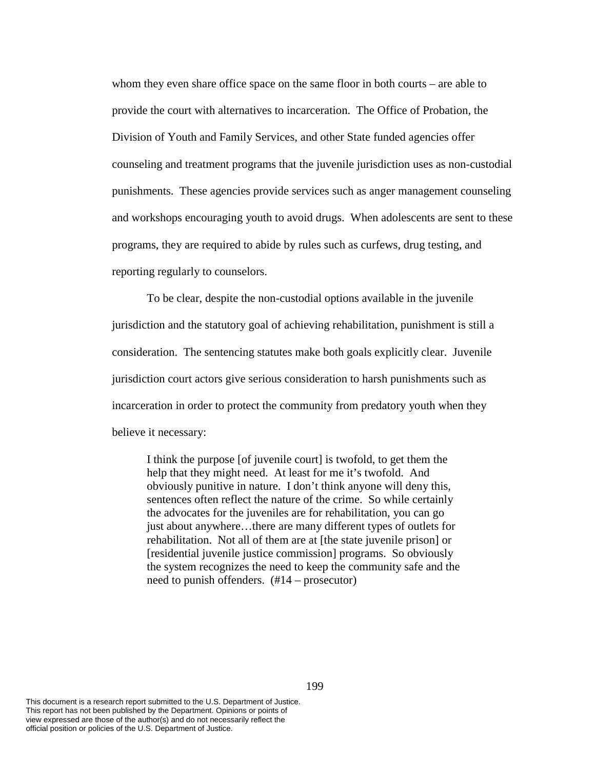whom they even share office space on the same floor in both courts – are able to provide the court with alternatives to incarceration. The Office of Probation, the Division of Youth and Family Services, and other State funded agencies offer counseling and treatment programs that the juvenile jurisdiction uses as non-custodial punishments. These agencies provide services such as anger management counseling and workshops encouraging youth to avoid drugs. When adolescents are sent to these programs, they are required to abide by rules such as curfews, drug testing, and reporting regularly to counselors.

To be clear, despite the non-custodial options available in the juvenile jurisdiction and the statutory goal of achieving rehabilitation, punishment is still a consideration. The sentencing statutes make both goals explicitly clear. Juvenile jurisdiction court actors give serious consideration to harsh punishments such as incarceration in order to protect the community from predatory youth when they believe it necessary:

> I think the purpose [of juvenile court] is twofold, to get them the help that they might need. At least for me it's twofold. And obviously punitive in nature. I don't think anyone will deny this, sentences often reflect the nature of the crime. So while certainly the advocates for the juveniles are for rehabilitation, you can go just about anywhere…there are many different types of outlets for rehabilitation. Not all of them are at [the state juvenile prison] or [residential juvenile justice commission] programs. So obviously the system recognizes the need to keep the community safe and the need to punish offenders. (#14 – prosecutor)

This document is a research report submitted to the U.S. Department of Justice. This report has not been published by the Department. Opinions or points of view expressed are those of the author(s) and do not necessarily reflect the official position or policies of the U.S. Department of Justice.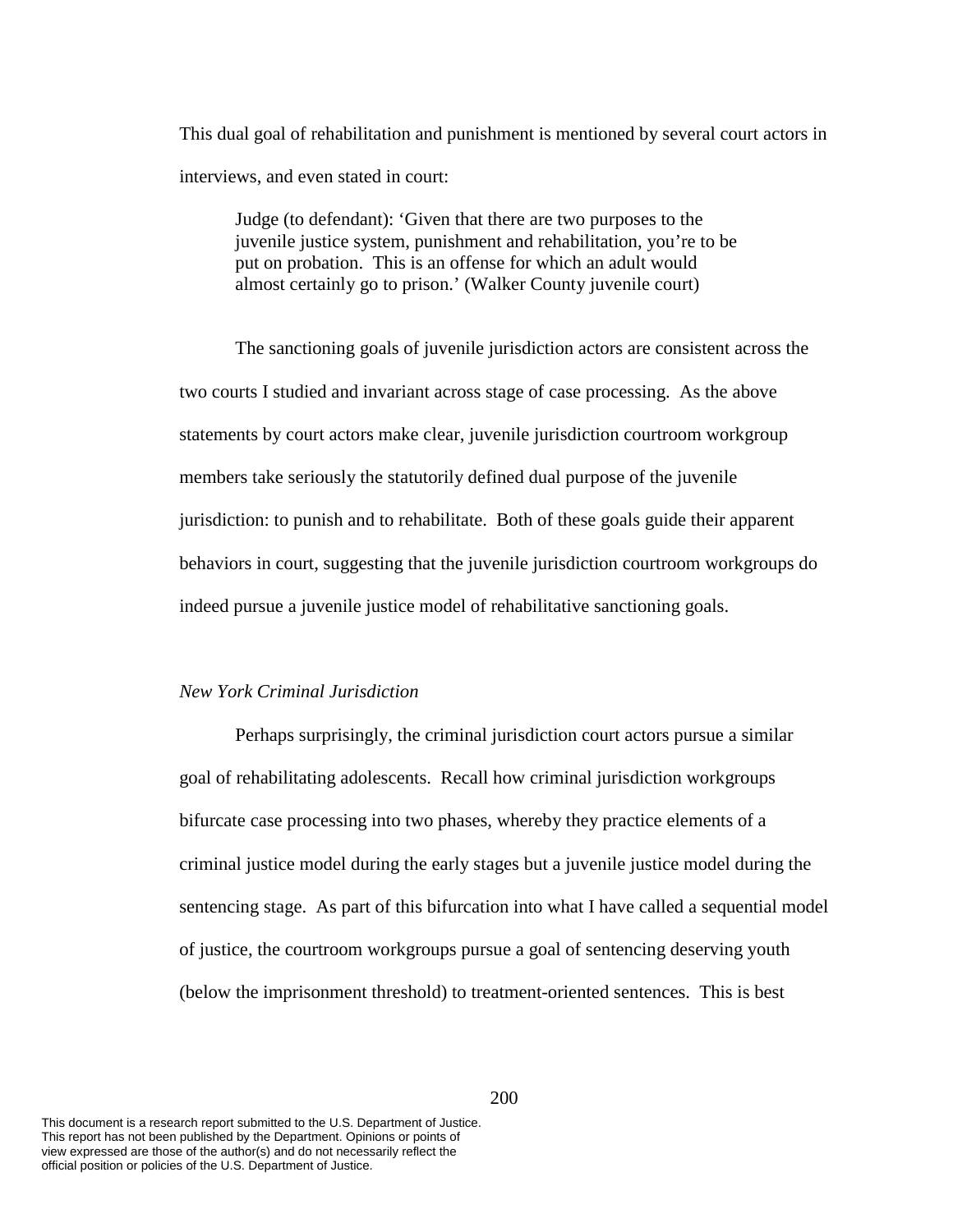This dual goal of rehabilitation and punishment is mentioned by several court actors in interviews, and even stated in court:

> Judge (to defendant): 'Given that there are two purposes to the juvenile justice system, punishment and rehabilitation, you're to be put on probation. This is an offense for which an adult would almost certainly go to prison.' (Walker County juvenile court)

The sanctioning goals of juvenile jurisdiction actors are consistent across the two courts I studied and invariant across stage of case processing. As the above statements by court actors make clear, juvenile jurisdiction courtroom workgroup members take seriously the statutorily defined dual purpose of the juvenile jurisdiction: to punish and to rehabilitate. Both of these goals guide their apparent behaviors in court, suggesting that the juvenile jurisdiction courtroom workgroups do indeed pursue a juvenile justice model of rehabilitative sanctioning goals.

*New York Criminal Jurisdiction*

Perhaps surprisingly, the criminal jurisdiction court actors pursue a similar goal of rehabilitating adolescents. Recall how criminal jurisdiction workgroups bifurcate case processing into two phases, whereby they practice elements of a criminal justice model during the early stages but a juvenile justice model during the sentencing stage. As part of this bifurcation into what I have called a sequential model of justice, the courtroom workgroups pursue a goal of sentencing deserving youth (below the imprisonment threshold) to treatment-oriented sentences. This is best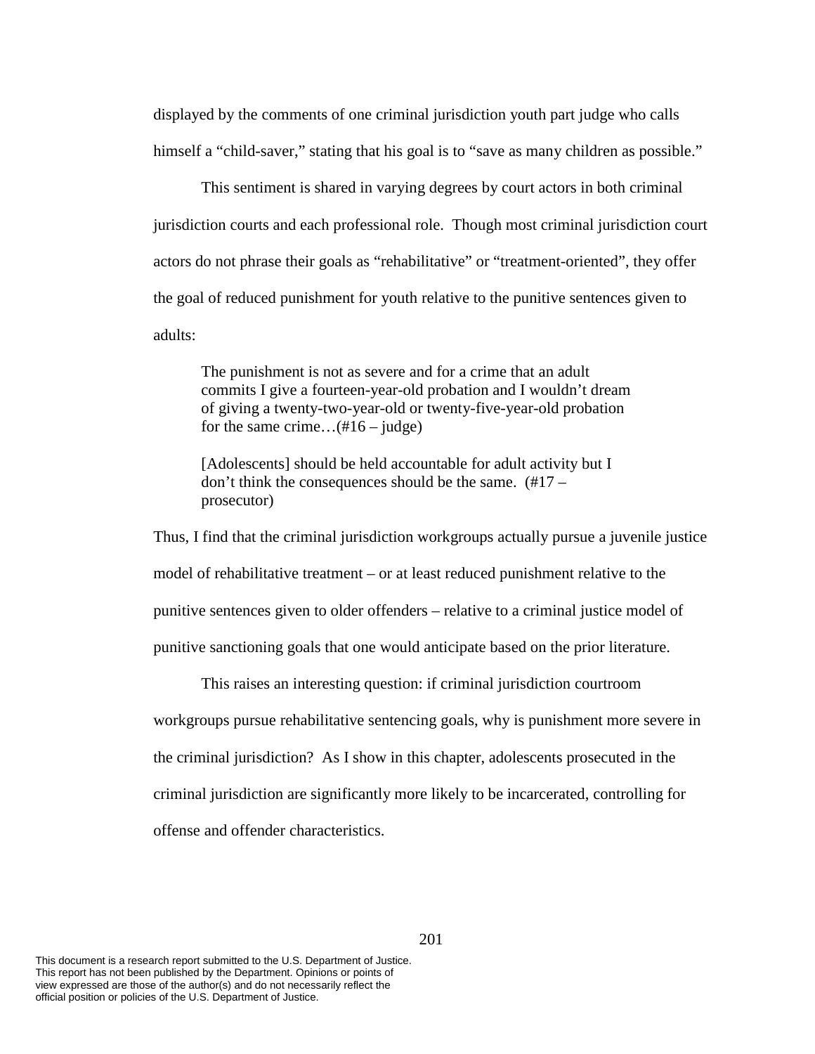displayed by the comments of one criminal jurisdiction youth part judge who calls himself a "child-saver," stating that his goal is to "save as many children as possible."

This sentiment is shared in varying degrees by court actors in both criminal jurisdiction courts and each professional role. Though most criminal jurisdiction court actors do not phrase their goals as "rehabilitative" or "treatment-oriented", they offer the goal of reduced punishment for youth relative to the punitive sentences given to adults:

> The punishment is not as severe and for a crime that an adult commits I give a fourteen-year-old probation and I wouldn't dream of giving a twenty-two-year-old or twenty-five-year-old probation for the same crime…(#16 – judge)

> [Adolescents] should be held accountable for adult activity but I don't think the consequences should be the same. (#17 – prosecutor)

Thus, I find that the criminal jurisdiction workgroups actually pursue a juvenile justice model of rehabilitative treatment – or at least reduced punishment relative to the punitive sentences given to older offenders – relative to a criminal justice model of punitive sanctioning goals that one would anticipate based on the prior literature.

This raises an interesting question: if criminal jurisdiction courtroom workgroups pursue rehabilitative sentencing goals, why is punishment more severe in the criminal jurisdiction? As I show in this chapter, adolescents prosecuted in the criminal jurisdiction are significantly more likely to be incarcerated, controlling for offense and offender characteristics.

This document is a research report submitted to the U.S. Department of Justice. This report has not been published by the Department. Opinions or points of view expressed are those of the author(s) and do not necessarily reflect the official position or policies of the U.S. Department of Justice.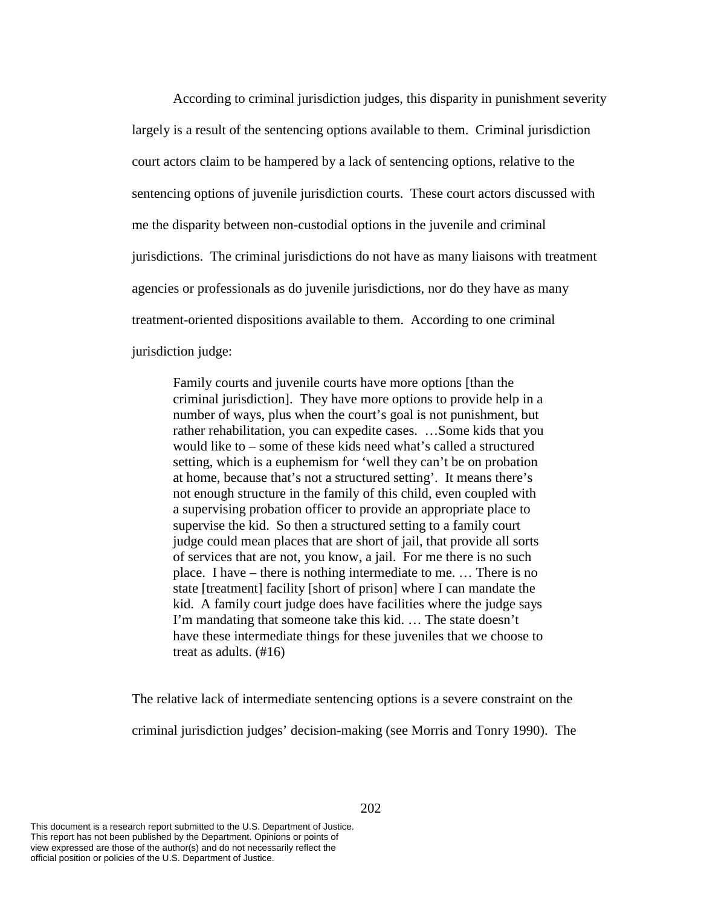According to criminal jurisdiction judges, this disparity in punishment severity largely is a result of the sentencing options available to them. Criminal jurisdiction court actors claim to be hampered by a lack of sentencing options, relative to the sentencing options of juvenile jurisdiction courts. These court actors discussed with me the disparity between non-custodial options in the juvenile and criminal jurisdictions. The criminal jurisdictions do not have as many liaisons with treatment agencies or professionals as do juvenile jurisdictions, nor do they have as many treatment-oriented dispositions available to them. According to one criminal jurisdiction judge:

> Family courts and juvenile courts have more options [than the criminal jurisdiction]. They have more options to provide help in a number of ways, plus when the court's goal is not punishment, but rather rehabilitation, you can expedite cases. …Some kids that you would like to – some of these kids need what's called a structured setting, which is a euphemism for 'well they can't be on probation at home, because that's not a structured setting'. It means there's not enough structure in the family of this child, even coupled with a supervising probation officer to provide an appropriate place to supervise the kid. So then a structured setting to a family court judge could mean places that are short of jail, that provide all sorts of services that are not, you know, a jail. For me there is no such place. I have – there is nothing intermediate to me. … There is no state [treatment] facility [short of prison] where I can mandate the kid. A family court judge does have facilities where the judge says I'm mandating that someone take this kid. … The state doesn't have these intermediate things for these juveniles that we choose to treat as adults. (#16)

The relative lack of intermediate sentencing options is a severe constraint on the criminal jurisdiction judges' decision-making (see Morris and Tonry 1990). The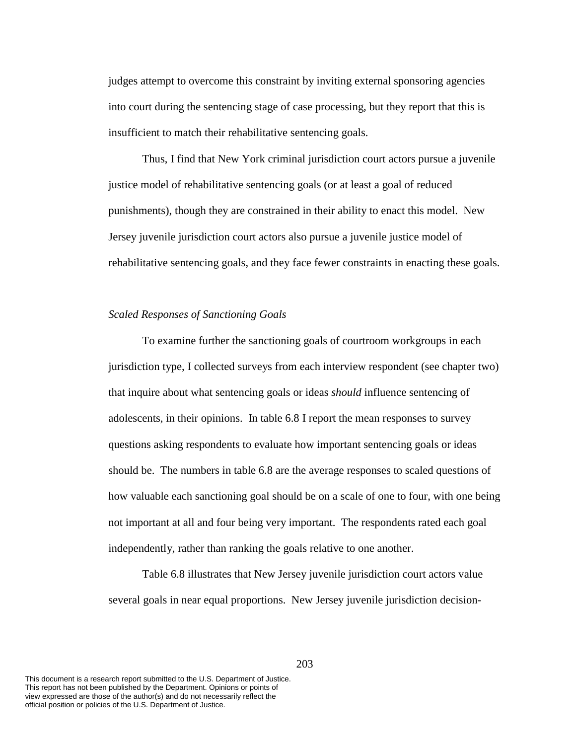judges attempt to overcome this constraint by inviting external sponsoring agencies into court during the sentencing stage of case processing, but they report that this is insufficient to match their rehabilitative sentencing goals.

Thus, I find that New York criminal jurisdiction court actors pursue a juvenile justice model of rehabilitative sentencing goals (or at least a goal of reduced punishments), though they are constrained in their ability to enact this model. New Jersey juvenile jurisdiction court actors also pursue a juvenile justice model of rehabilitative sentencing goals, and they face fewer constraints in enacting these goals.

*Scaled Responses of Sanctioning Goals*

To examine further the sanctioning goals of courtroom workgroups in each jurisdiction type, I collected surveys from each interview respondent (see chapter two) that inquire about what sentencing goals or ideas *should* influence sentencing of adolescents, in their opinions. In table 6.8 I report the mean responses to survey questions asking respondents to evaluate how important sentencing goals or ideas should be. The numbers in table 6.8 are the average responses to scaled questions of how valuable each sanctioning goal should be on a scale of one to four, with one being not important at all and four being very important. The respondents rated each goal independently, rather than ranking the goals relative to one another.

Table 6.8 illustrates that New Jersey juvenile jurisdiction court actors value several goals in near equal proportions. New Jersey juvenile jurisdiction decision-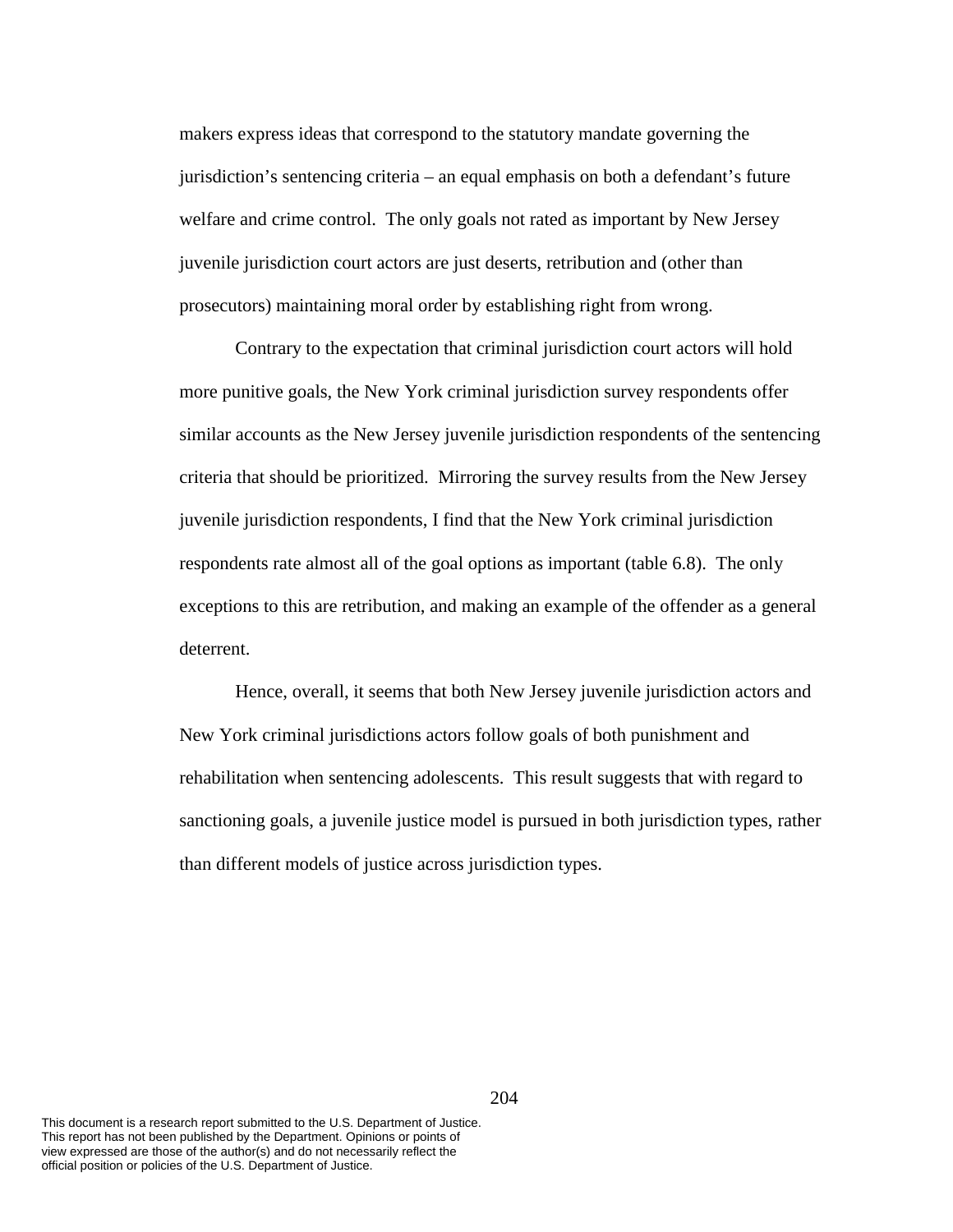makers express ideas that correspond to the statutory mandate governing the jurisdiction's sentencing criteria – an equal emphasis on both a defendant's future welfare and crime control. The only goals not rated as important by New Jersey juvenile jurisdiction court actors are just deserts, retribution and (other than prosecutors) maintaining moral order by establishing right from wrong.

Contrary to the expectation that criminal jurisdiction court actors will hold more punitive goals, the New York criminal jurisdiction survey respondents offer similar accounts as the New Jersey juvenile jurisdiction respondents of the sentencing criteria that should be prioritized. Mirroring the survey results from the New Jersey juvenile jurisdiction respondents, I find that the New York criminal jurisdiction respondents rate almost all of the goal options as important (table 6.8). The only exceptions to this are retribution, and making an example of the offender as a general deterrent.

Hence, overall, it seems that both New Jersey juvenile jurisdiction actors and New York criminal jurisdictions actors follow goals of both punishment and rehabilitation when sentencing adolescents. This result suggests that with regard to sanctioning goals, a juvenile justice model is pursued in both jurisdiction types, rather than different models of justice across jurisdiction types.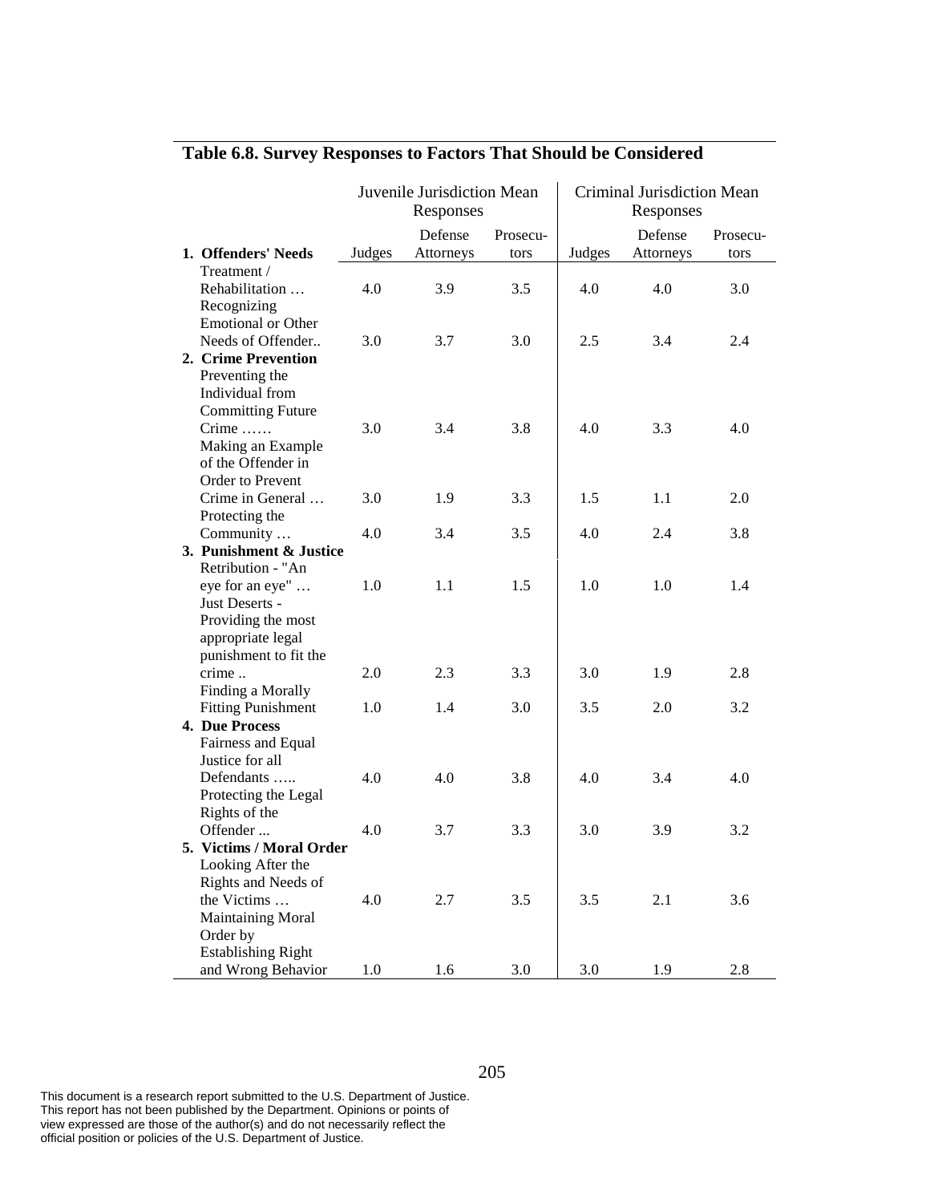## Table 6.8. Survey Responses to Factors That Should be Considered

| | Juvenile Jurisdiction Mean Responses | | | Criminal Jurisdiction Mean Responses | | |
|---|---|---|---|---|---|---|
| **1. Offenders' Needs** | Judges | Defense Attorneys | Prosecu-tors | Judges | Defense Attorneys | Prosecu-tors |
| Treatment / Rehabilitation … | 4.0 | 3.9 | 3.5 | 4.0 | 4.0 | 3.0 |
| Recognizing Emotional or Other Needs of Offender.. | 3.0 | 3.7 | 3.0 | 2.5 | 3.4 | 2.4 |
| **2. Crime Prevention** | | | | | | |
| Preventing the Individual from Committing Future Crime …… | 3.0 | 3.4 | 3.8 | 4.0 | 3.3 | 4.0 |
| Making an Example of the Offender in Order to Prevent Crime in General … | 3.0 | 1.9 | 3.3 | 1.5 | 1.1 | 2.0 |
| Protecting the Community … | 4.0 | 3.4 | 3.5 | 4.0 | 2.4 | 3.8 |
| **3. Punishment & Justice** | | | | | | |
| Retribution - "An eye for an eye" … | 1.0 | 1.1 | 1.5 | 1.0 | 1.0 | 1.4 |
| Just Deserts - Providing the most appropriate legal punishment to fit the crime .. | 2.0 | 2.3 | 3.3 | 3.0 | 1.9 | 2.8 |
| Finding a Morally Fitting Punishment | 1.0 | 1.4 | 3.0 | 3.5 | 2.0 | 3.2 |
| **4. Due Process** | | | | | | |
| Fairness and Equal Justice for all Defendants ….. | 4.0 | 4.0 | 3.8 | 4.0 | 3.4 | 4.0 |
| Protecting the Legal Rights of the Offender ... | 4.0 | 3.7 | 3.3 | 3.0 | 3.9 | 3.2 |
| **5. Victims / Moral Order** | | | | | | |
| Looking After the Rights and Needs of the Victims … | 4.0 | 2.7 | 3.5 | 3.5 | 2.1 | 3.6 |
| Maintaining Moral Order by Establishing Right and Wrong Behavior | 1.0 | 1.6 | 3.0 | 3.0 | 1.9 | 2.8 |

This document is a research report submitted to the U.S. Department of Justice. This report has not been published by the Department. Opinions or points of view expressed are those of the author(s) and do not necessarily reflect the official position or policies of the U.S. Department of Justice.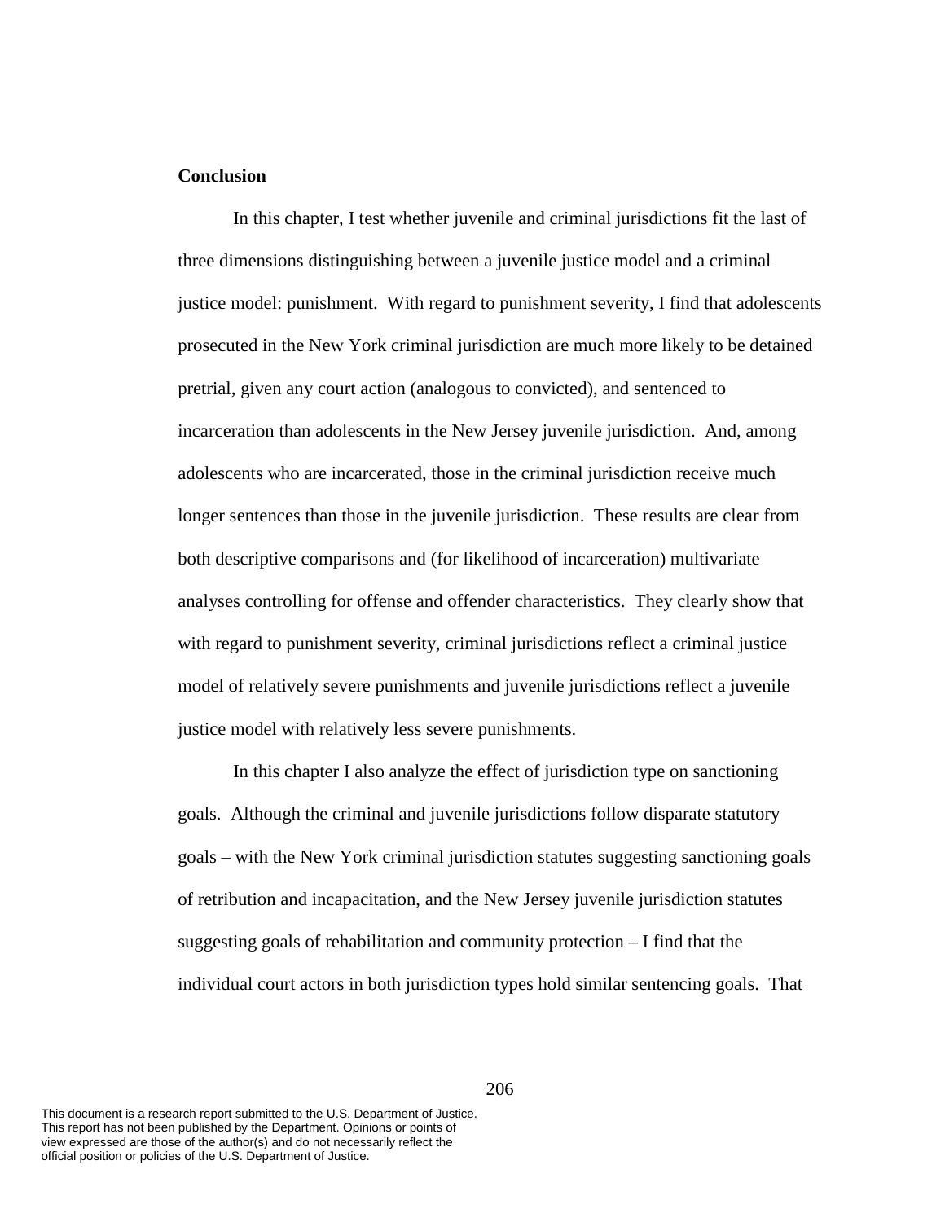**Conclusion**

In this chapter, I test whether juvenile and criminal jurisdictions fit the last of three dimensions distinguishing between a juvenile justice model and a criminal justice model: punishment. With regard to punishment severity, I find that adolescents prosecuted in the New York criminal jurisdiction are much more likely to be detained pretrial, given any court action (analogous to convicted), and sentenced to incarceration than adolescents in the New Jersey juvenile jurisdiction. And, among adolescents who are incarcerated, those in the criminal jurisdiction receive much longer sentences than those in the juvenile jurisdiction. These results are clear from both descriptive comparisons and (for likelihood of incarceration) multivariate analyses controlling for offense and offender characteristics. They clearly show that with regard to punishment severity, criminal jurisdictions reflect a criminal justice model of relatively severe punishments and juvenile jurisdictions reflect a juvenile justice model with relatively less severe punishments.

In this chapter I also analyze the effect of jurisdiction type on sanctioning goals. Although the criminal and juvenile jurisdictions follow disparate statutory goals – with the New York criminal jurisdiction statutes suggesting sanctioning goals of retribution and incapacitation, and the New Jersey juvenile jurisdiction statutes suggesting goals of rehabilitation and community protection – I find that the individual court actors in both jurisdiction types hold similar sentencing goals. That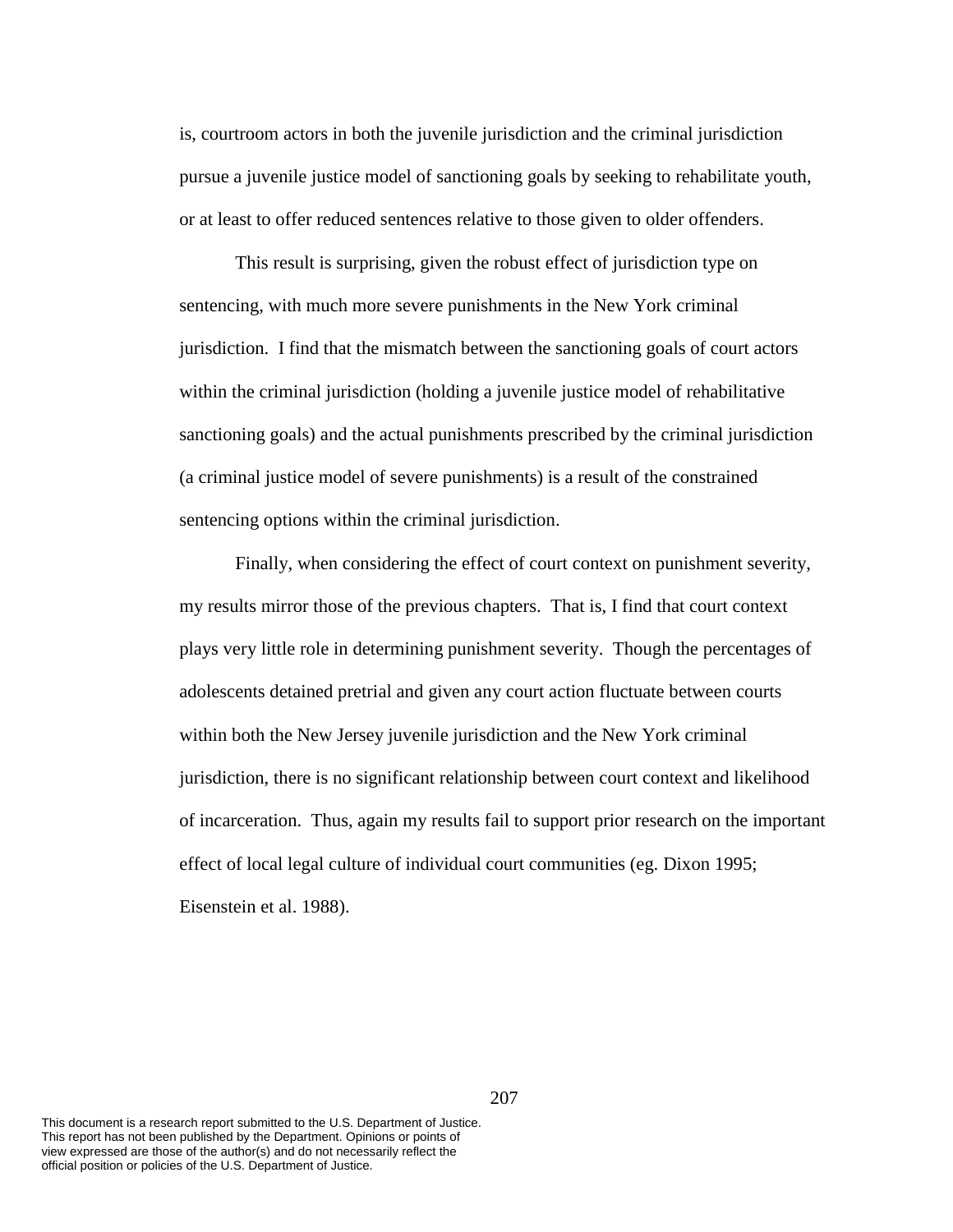is, courtroom actors in both the juvenile jurisdiction and the criminal jurisdiction pursue a juvenile justice model of sanctioning goals by seeking to rehabilitate youth, or at least to offer reduced sentences relative to those given to older offenders.

This result is surprising, given the robust effect of jurisdiction type on sentencing, with much more severe punishments in the New York criminal jurisdiction. I find that the mismatch between the sanctioning goals of court actors within the criminal jurisdiction (holding a juvenile justice model of rehabilitative sanctioning goals) and the actual punishments prescribed by the criminal jurisdiction (a criminal justice model of severe punishments) is a result of the constrained sentencing options within the criminal jurisdiction.

Finally, when considering the effect of court context on punishment severity, my results mirror those of the previous chapters. That is, I find that court context plays very little role in determining punishment severity. Though the percentages of adolescents detained pretrial and given any court action fluctuate between courts within both the New Jersey juvenile jurisdiction and the New York criminal jurisdiction, there is no significant relationship between court context and likelihood of incarceration. Thus, again my results fail to support prior research on the important effect of local legal culture of individual court communities (eg. Dixon 1995; Eisenstein et al. 1988).

This document is a research report submitted to the U.S. Department of Justice. This report has not been published by the Department. Opinions or points of view expressed are those of the author(s) and do not necessarily reflect the official position or policies of the U.S. Department of Justice.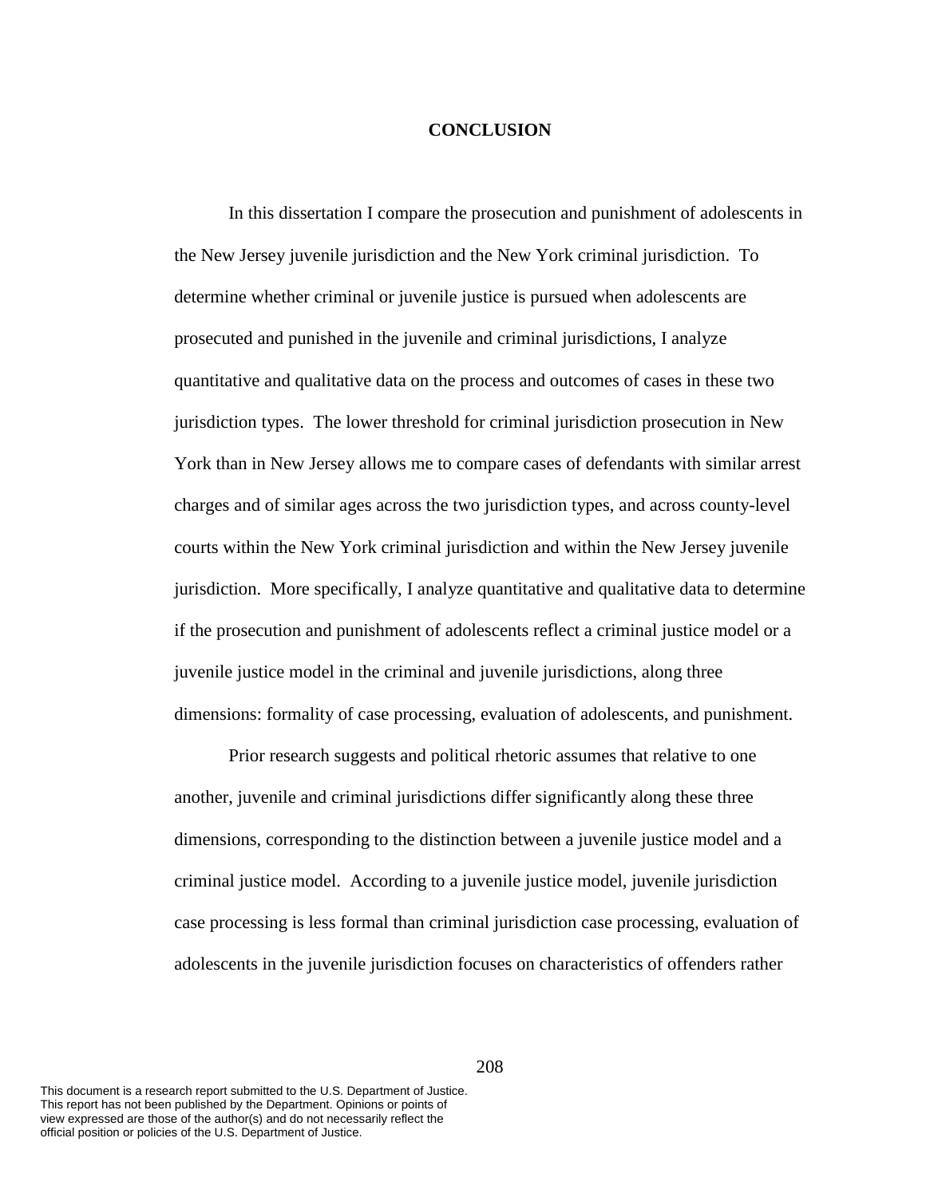# CONCLUSION

In this dissertation I compare the prosecution and punishment of adolescents in the New Jersey juvenile jurisdiction and the New York criminal jurisdiction. To determine whether criminal or juvenile justice is pursued when adolescents are prosecuted and punished in the juvenile and criminal jurisdictions, I analyze quantitative and qualitative data on the process and outcomes of cases in these two jurisdiction types. The lower threshold for criminal jurisdiction prosecution in New York than in New Jersey allows me to compare cases of defendants with similar arrest charges and of similar ages across the two jurisdiction types, and across county-level courts within the New York criminal jurisdiction and within the New Jersey juvenile jurisdiction. More specifically, I analyze quantitative and qualitative data to determine if the prosecution and punishment of adolescents reflect a criminal justice model or a juvenile justice model in the criminal and juvenile jurisdictions, along three dimensions: formality of case processing, evaluation of adolescents, and punishment.

Prior research suggests and political rhetoric assumes that relative to one another, juvenile and criminal jurisdictions differ significantly along these three dimensions, corresponding to the distinction between a juvenile justice model and a criminal justice model. According to a juvenile justice model, juvenile jurisdiction case processing is less formal than criminal jurisdiction case processing, evaluation of adolescents in the juvenile jurisdiction focuses on characteristics of offenders rather

This document is a research report submitted to the U.S. Department of Justice. This report has not been published by the Department. Opinions or points of view expressed are those of the author(s) and do not necessarily reflect the official position or policies of the U.S. Department of Justice.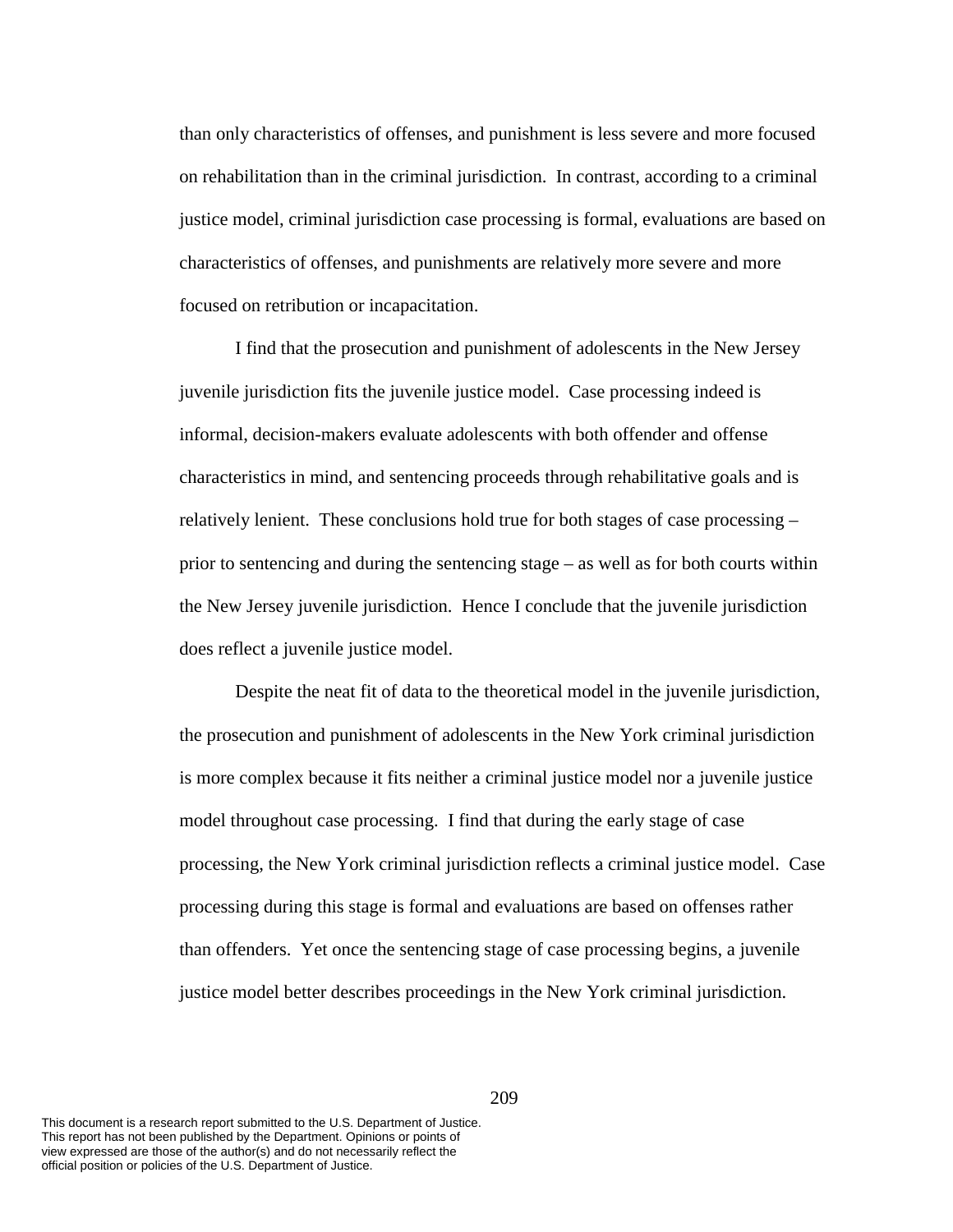than only characteristics of offenses, and punishment is less severe and more focused on rehabilitation than in the criminal jurisdiction. In contrast, according to a criminal justice model, criminal jurisdiction case processing is formal, evaluations are based on characteristics of offenses, and punishments are relatively more severe and more focused on retribution or incapacitation.

I find that the prosecution and punishment of adolescents in the New Jersey juvenile jurisdiction fits the juvenile justice model. Case processing indeed is informal, decision-makers evaluate adolescents with both offender and offense characteristics in mind, and sentencing proceeds through rehabilitative goals and is relatively lenient. These conclusions hold true for both stages of case processing – prior to sentencing and during the sentencing stage – as well as for both courts within the New Jersey juvenile jurisdiction. Hence I conclude that the juvenile jurisdiction does reflect a juvenile justice model.

Despite the neat fit of data to the theoretical model in the juvenile jurisdiction, the prosecution and punishment of adolescents in the New York criminal jurisdiction is more complex because it fits neither a criminal justice model nor a juvenile justice model throughout case processing. I find that during the early stage of case processing, the New York criminal jurisdiction reflects a criminal justice model. Case processing during this stage is formal and evaluations are based on offenses rather than offenders. Yet once the sentencing stage of case processing begins, a juvenile justice model better describes proceedings in the New York criminal jurisdiction.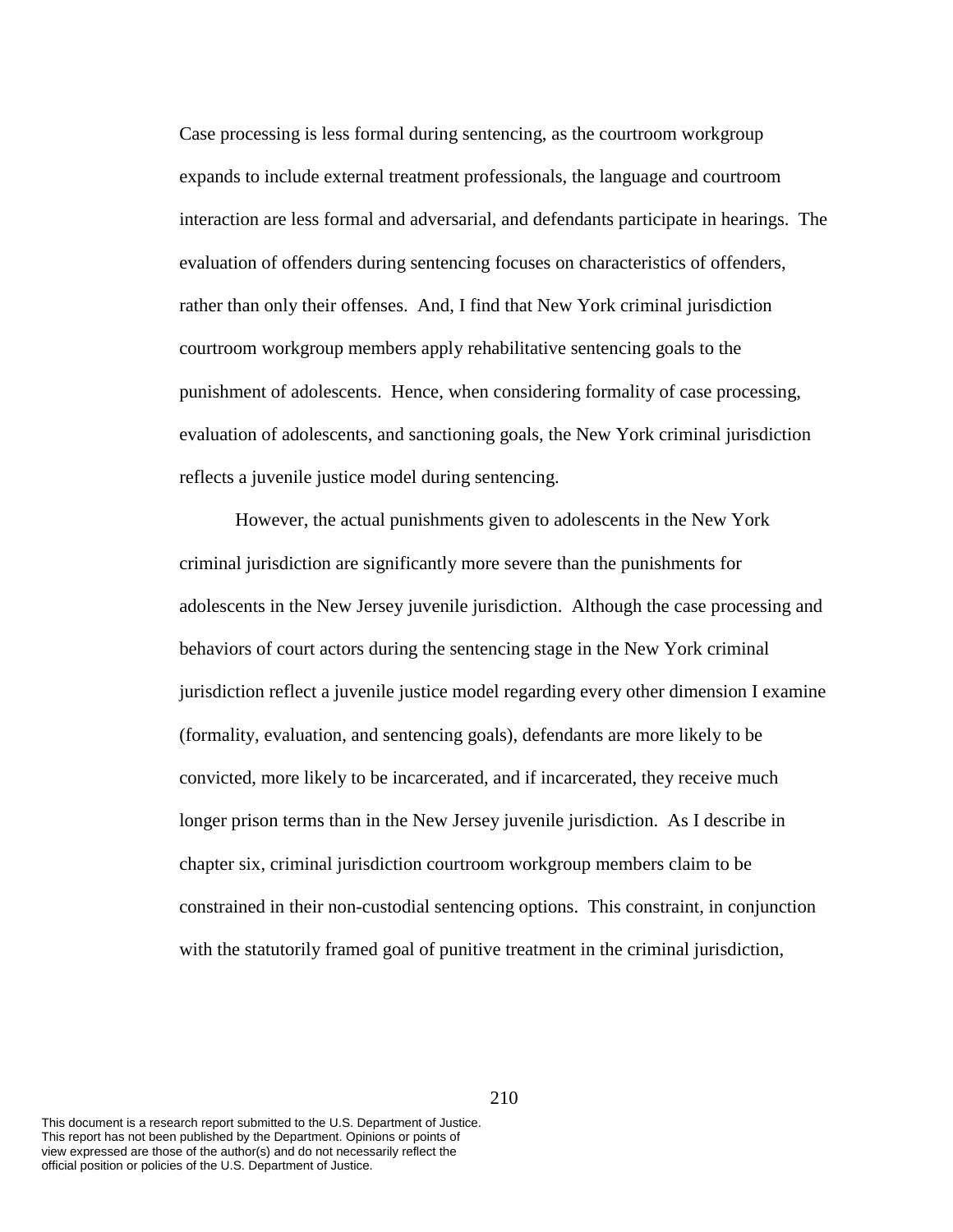Case processing is less formal during sentencing, as the courtroom workgroup expands to include external treatment professionals, the language and courtroom interaction are less formal and adversarial, and defendants participate in hearings. The evaluation of offenders during sentencing focuses on characteristics of offenders, rather than only their offenses. And, I find that New York criminal jurisdiction courtroom workgroup members apply rehabilitative sentencing goals to the punishment of adolescents. Hence, when considering formality of case processing, evaluation of adolescents, and sanctioning goals, the New York criminal jurisdiction reflects a juvenile justice model during sentencing.

However, the actual punishments given to adolescents in the New York criminal jurisdiction are significantly more severe than the punishments for adolescents in the New Jersey juvenile jurisdiction. Although the case processing and behaviors of court actors during the sentencing stage in the New York criminal jurisdiction reflect a juvenile justice model regarding every other dimension I examine (formality, evaluation, and sentencing goals), defendants are more likely to be convicted, more likely to be incarcerated, and if incarcerated, they receive much longer prison terms than in the New Jersey juvenile jurisdiction. As I describe in chapter six, criminal jurisdiction courtroom workgroup members claim to be constrained in their non-custodial sentencing options. This constraint, in conjunction with the statutorily framed goal of punitive treatment in the criminal jurisdiction,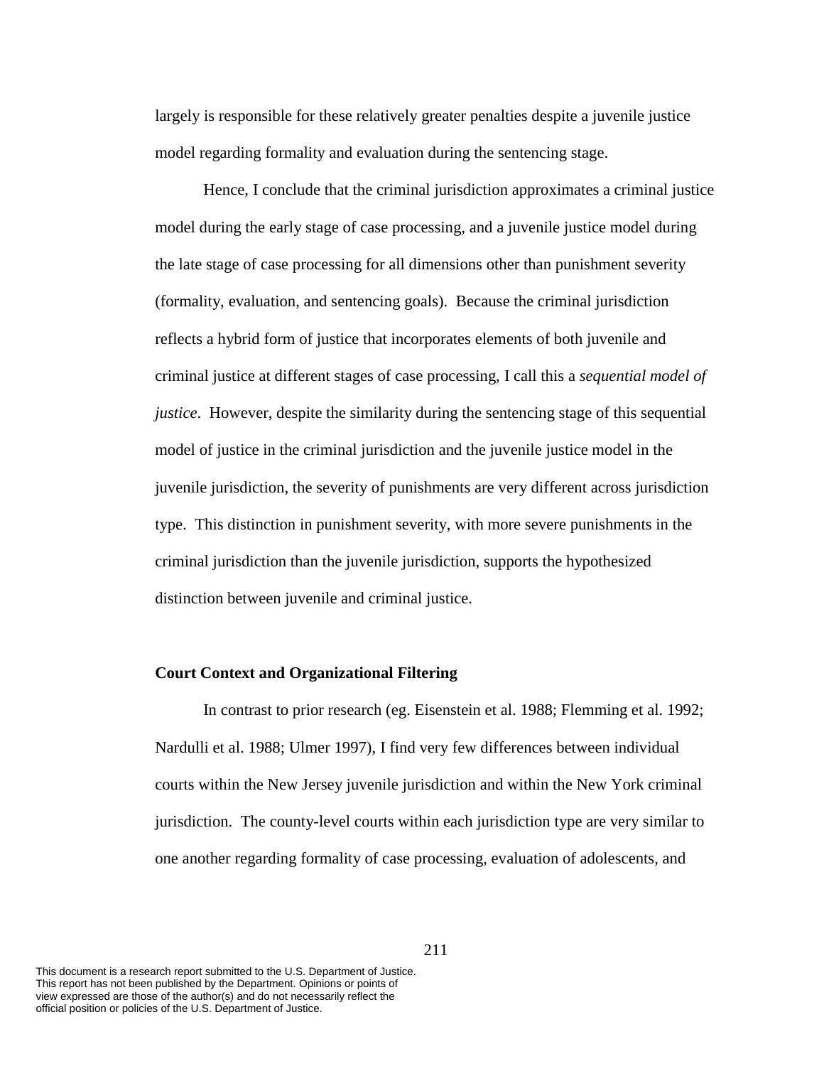largely is responsible for these relatively greater penalties despite a juvenile justice model regarding formality and evaluation during the sentencing stage.

Hence, I conclude that the criminal jurisdiction approximates a criminal justice model during the early stage of case processing, and a juvenile justice model during the late stage of case processing for all dimensions other than punishment severity (formality, evaluation, and sentencing goals). Because the criminal jurisdiction reflects a hybrid form of justice that incorporates elements of both juvenile and criminal justice at different stages of case processing, I call this a *sequential model of justice*. However, despite the similarity during the sentencing stage of this sequential model of justice in the criminal jurisdiction and the juvenile justice model in the juvenile jurisdiction, the severity of punishments are very different across jurisdiction type. This distinction in punishment severity, with more severe punishments in the criminal jurisdiction than the juvenile jurisdiction, supports the hypothesized distinction between juvenile and criminal justice.

**Court Context and Organizational Filtering**

In contrast to prior research (eg. Eisenstein et al. 1988; Flemming et al. 1992; Nardulli et al. 1988; Ulmer 1997), I find very few differences between individual courts within the New Jersey juvenile jurisdiction and within the New York criminal jurisdiction. The county-level courts within each jurisdiction type are very similar to one another regarding formality of case processing, evaluation of adolescents, and

This document is a research report submitted to the U.S. Department of Justice. This report has not been published by the Department. Opinions or points of view expressed are those of the author(s) and do not necessarily reflect the official position or policies of the U.S. Department of Justice.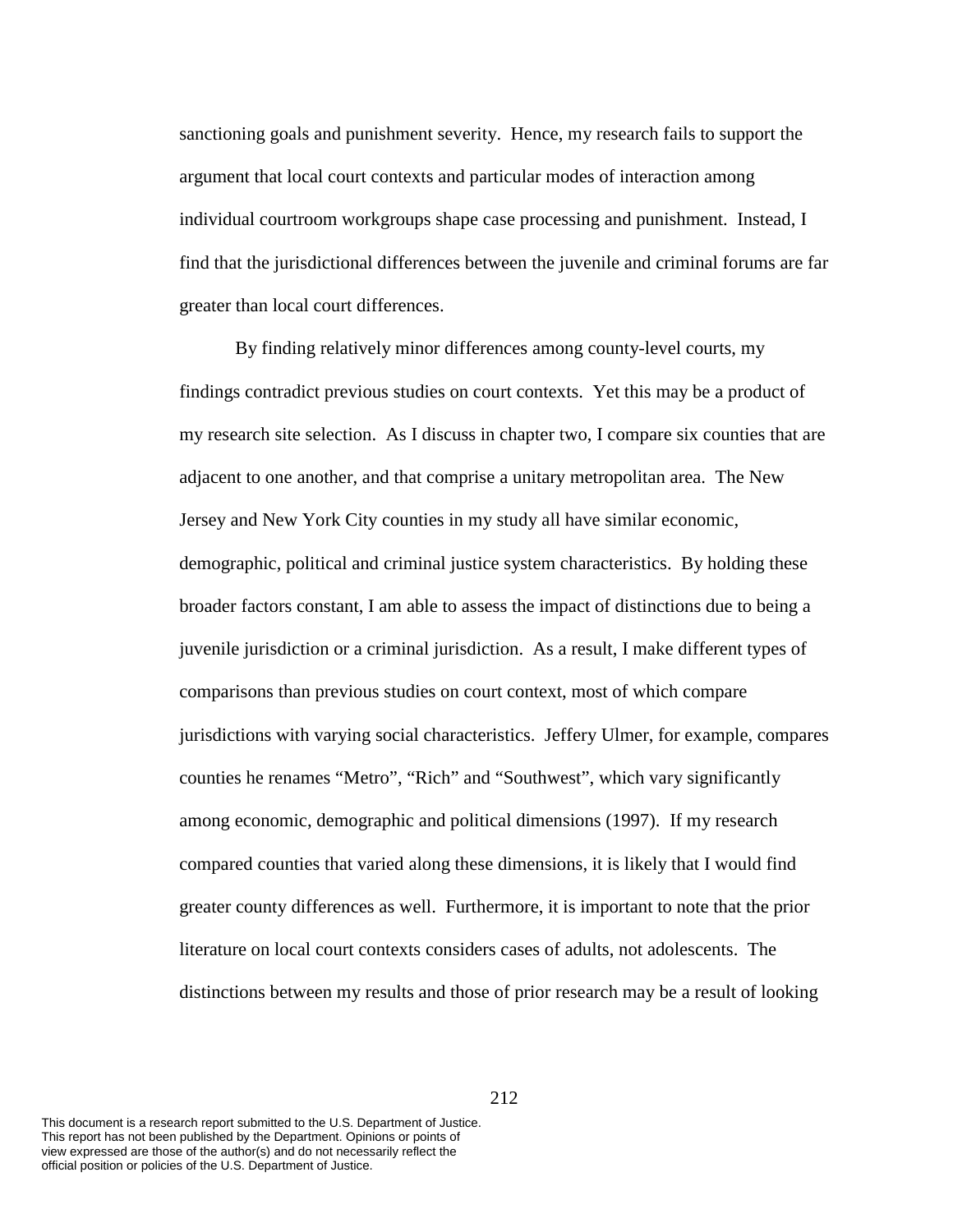sanctioning goals and punishment severity. Hence, my research fails to support the argument that local court contexts and particular modes of interaction among individual courtroom workgroups shape case processing and punishment. Instead, I find that the jurisdictional differences between the juvenile and criminal forums are far greater than local court differences.

By finding relatively minor differences among county-level courts, my findings contradict previous studies on court contexts. Yet this may be a product of my research site selection. As I discuss in chapter two, I compare six counties that are adjacent to one another, and that comprise a unitary metropolitan area. The New Jersey and New York City counties in my study all have similar economic, demographic, political and criminal justice system characteristics. By holding these broader factors constant, I am able to assess the impact of distinctions due to being a juvenile jurisdiction or a criminal jurisdiction. As a result, I make different types of comparisons than previous studies on court context, most of which compare jurisdictions with varying social characteristics. Jeffery Ulmer, for example, compares counties he renames "Metro", "Rich" and "Southwest", which vary significantly among economic, demographic and political dimensions (1997). If my research compared counties that varied along these dimensions, it is likely that I would find greater county differences as well. Furthermore, it is important to note that the prior literature on local court contexts considers cases of adults, not adolescents. The distinctions between my results and those of prior research may be a result of looking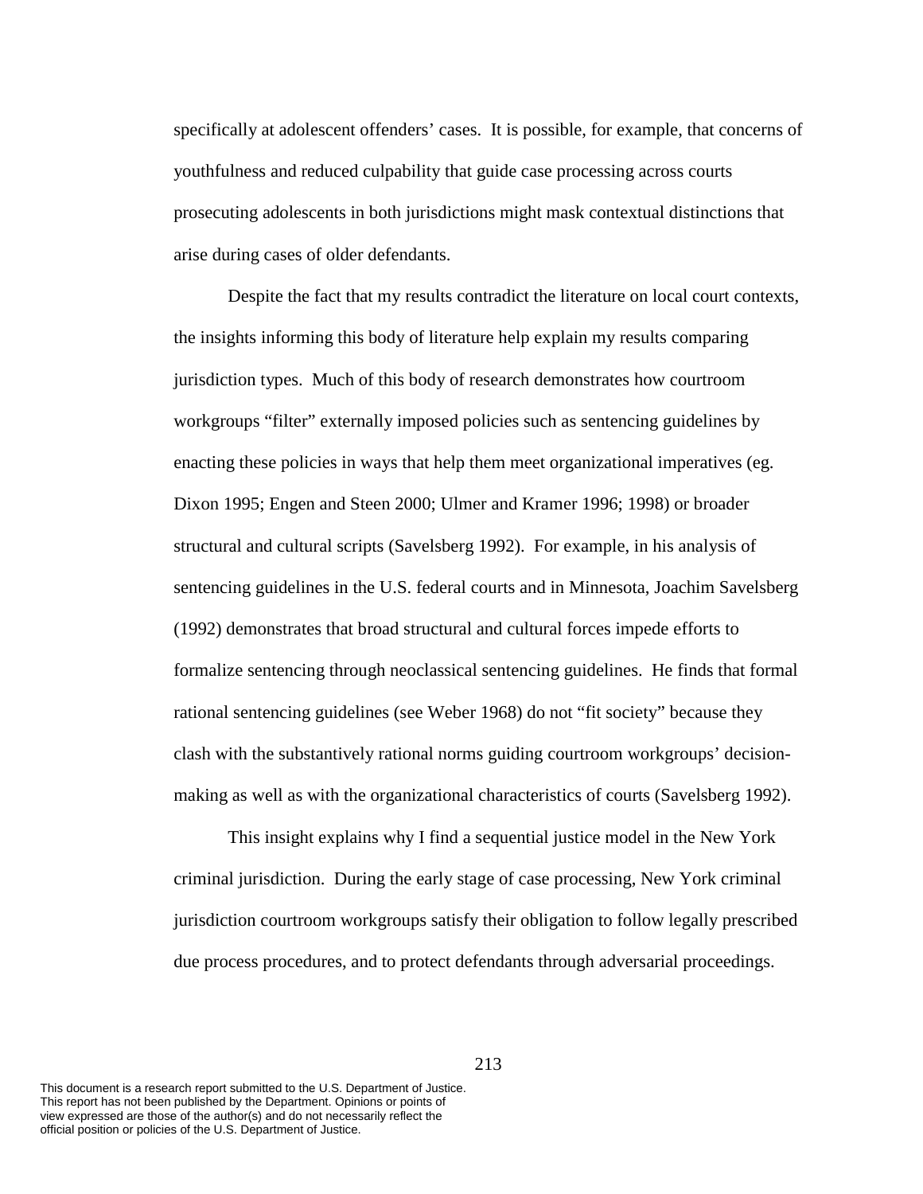specifically at adolescent offenders' cases. It is possible, for example, that concerns of youthfulness and reduced culpability that guide case processing across courts prosecuting adolescents in both jurisdictions might mask contextual distinctions that arise during cases of older defendants.

Despite the fact that my results contradict the literature on local court contexts, the insights informing this body of literature help explain my results comparing jurisdiction types. Much of this body of research demonstrates how courtroom workgroups "filter" externally imposed policies such as sentencing guidelines by enacting these policies in ways that help them meet organizational imperatives (eg. Dixon 1995; Engen and Steen 2000; Ulmer and Kramer 1996; 1998) or broader structural and cultural scripts (Savelsberg 1992). For example, in his analysis of sentencing guidelines in the U.S. federal courts and in Minnesota, Joachim Savelsberg (1992) demonstrates that broad structural and cultural forces impede efforts to formalize sentencing through neoclassical sentencing guidelines. He finds that formal rational sentencing guidelines (see Weber 1968) do not "fit society" because they clash with the substantively rational norms guiding courtroom workgroups' decision-making as well as with the organizational characteristics of courts (Savelsberg 1992).

This insight explains why I find a sequential justice model in the New York criminal jurisdiction. During the early stage of case processing, New York criminal jurisdiction courtroom workgroups satisfy their obligation to follow legally prescribed due process procedures, and to protect defendants through adversarial proceedings.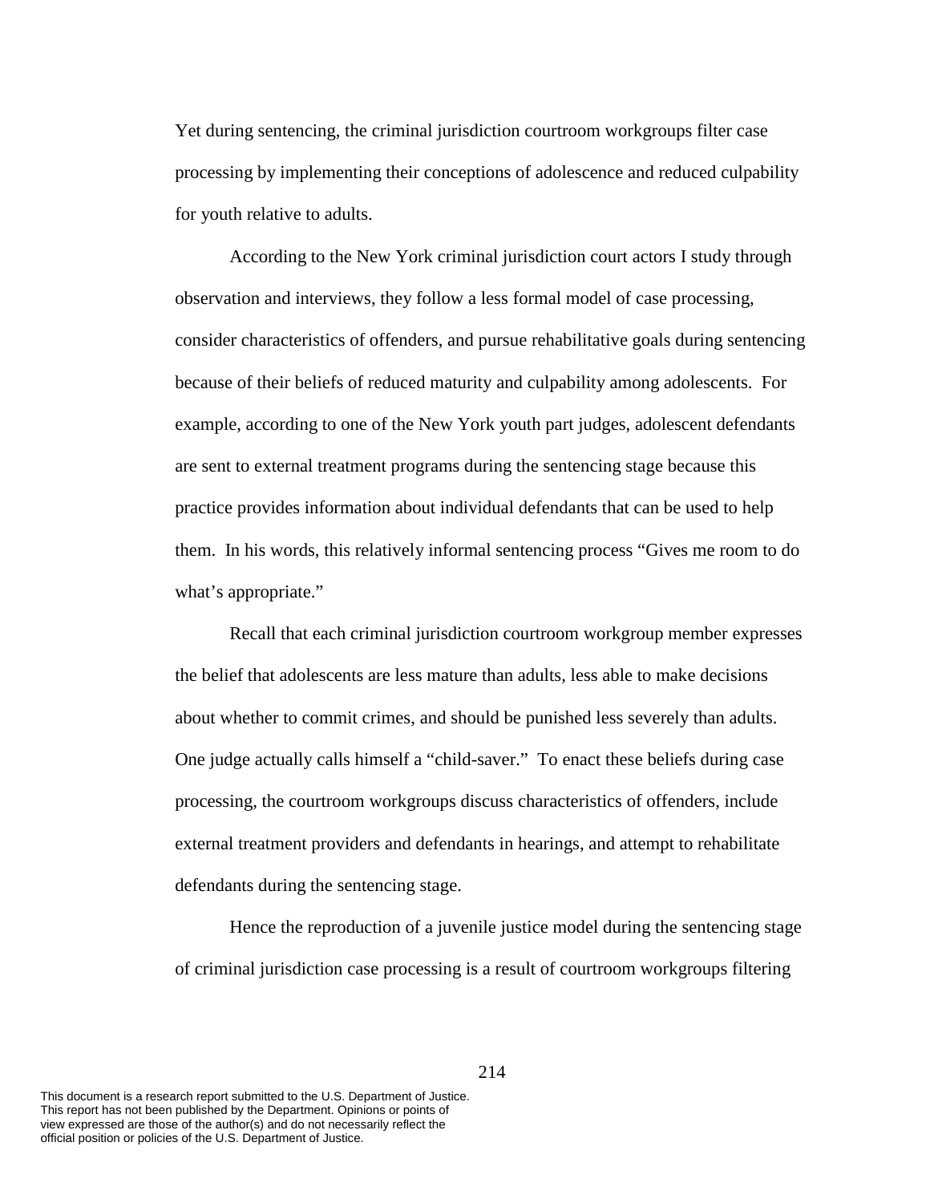Yet during sentencing, the criminal jurisdiction courtroom workgroups filter case processing by implementing their conceptions of adolescence and reduced culpability for youth relative to adults.

According to the New York criminal jurisdiction court actors I study through observation and interviews, they follow a less formal model of case processing, consider characteristics of offenders, and pursue rehabilitative goals during sentencing because of their beliefs of reduced maturity and culpability among adolescents. For example, according to one of the New York youth part judges, adolescent defendants are sent to external treatment programs during the sentencing stage because this practice provides information about individual defendants that can be used to help them. In his words, this relatively informal sentencing process "Gives me room to do what's appropriate."

Recall that each criminal jurisdiction courtroom workgroup member expresses the belief that adolescents are less mature than adults, less able to make decisions about whether to commit crimes, and should be punished less severely than adults. One judge actually calls himself a "child-saver." To enact these beliefs during case processing, the courtroom workgroups discuss characteristics of offenders, include external treatment providers and defendants in hearings, and attempt to rehabilitate defendants during the sentencing stage.

Hence the reproduction of a juvenile justice model during the sentencing stage of criminal jurisdiction case processing is a result of courtroom workgroups filtering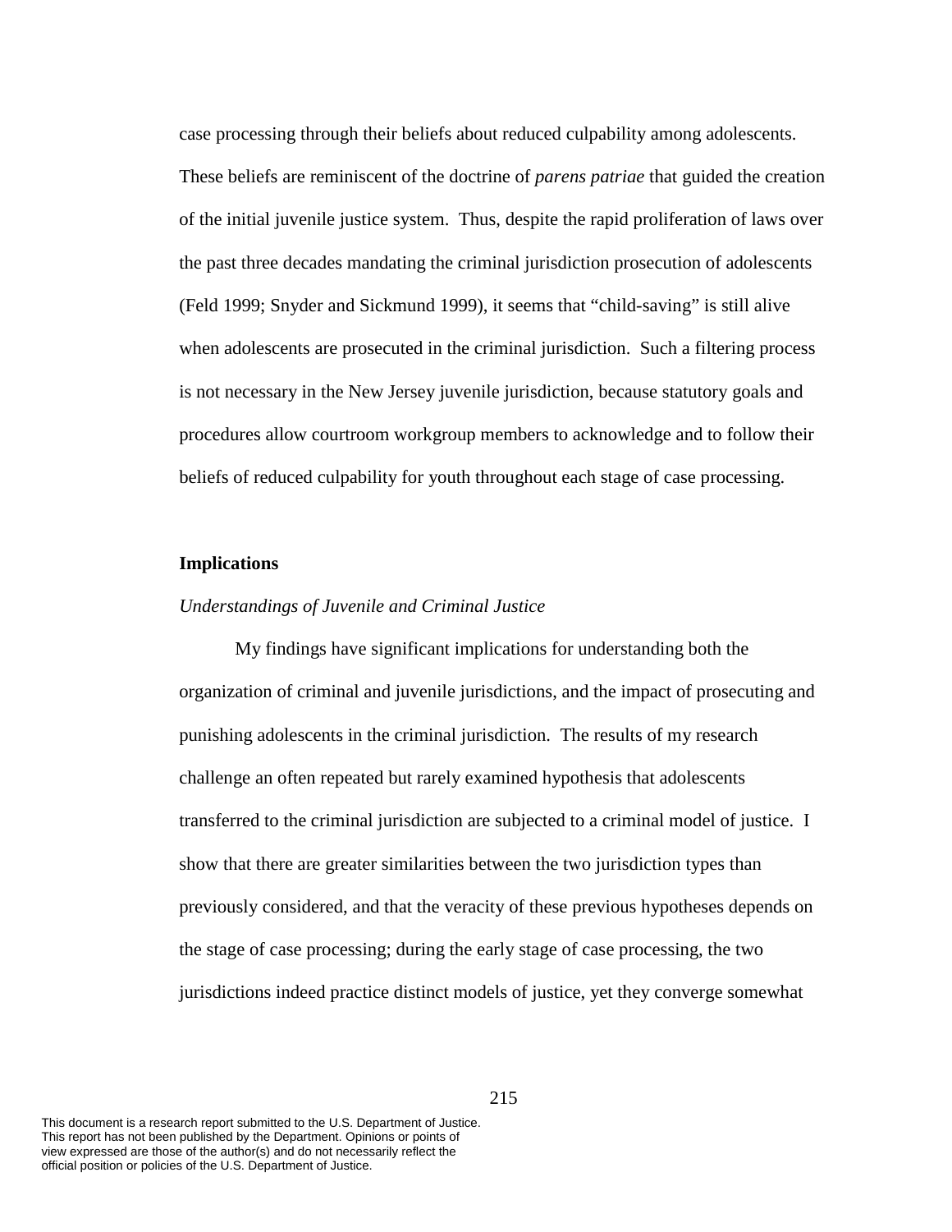case processing through their beliefs about reduced culpability among adolescents. These beliefs are reminiscent of the doctrine of *parens patriae* that guided the creation of the initial juvenile justice system. Thus, despite the rapid proliferation of laws over the past three decades mandating the criminal jurisdiction prosecution of adolescents (Feld 1999; Snyder and Sickmund 1999), it seems that "child-saving" is still alive when adolescents are prosecuted in the criminal jurisdiction. Such a filtering process is not necessary in the New Jersey juvenile jurisdiction, because statutory goals and procedures allow courtroom workgroup members to acknowledge and to follow their beliefs of reduced culpability for youth throughout each stage of case processing.

**Implications**

*Understandings of Juvenile and Criminal Justice*

My findings have significant implications for understanding both the organization of criminal and juvenile jurisdictions, and the impact of prosecuting and punishing adolescents in the criminal jurisdiction. The results of my research challenge an often repeated but rarely examined hypothesis that adolescents transferred to the criminal jurisdiction are subjected to a criminal model of justice. I show that there are greater similarities between the two jurisdiction types than previously considered, and that the veracity of these previous hypotheses depends on the stage of case processing; during the early stage of case processing, the two jurisdictions indeed practice distinct models of justice, yet they converge somewhat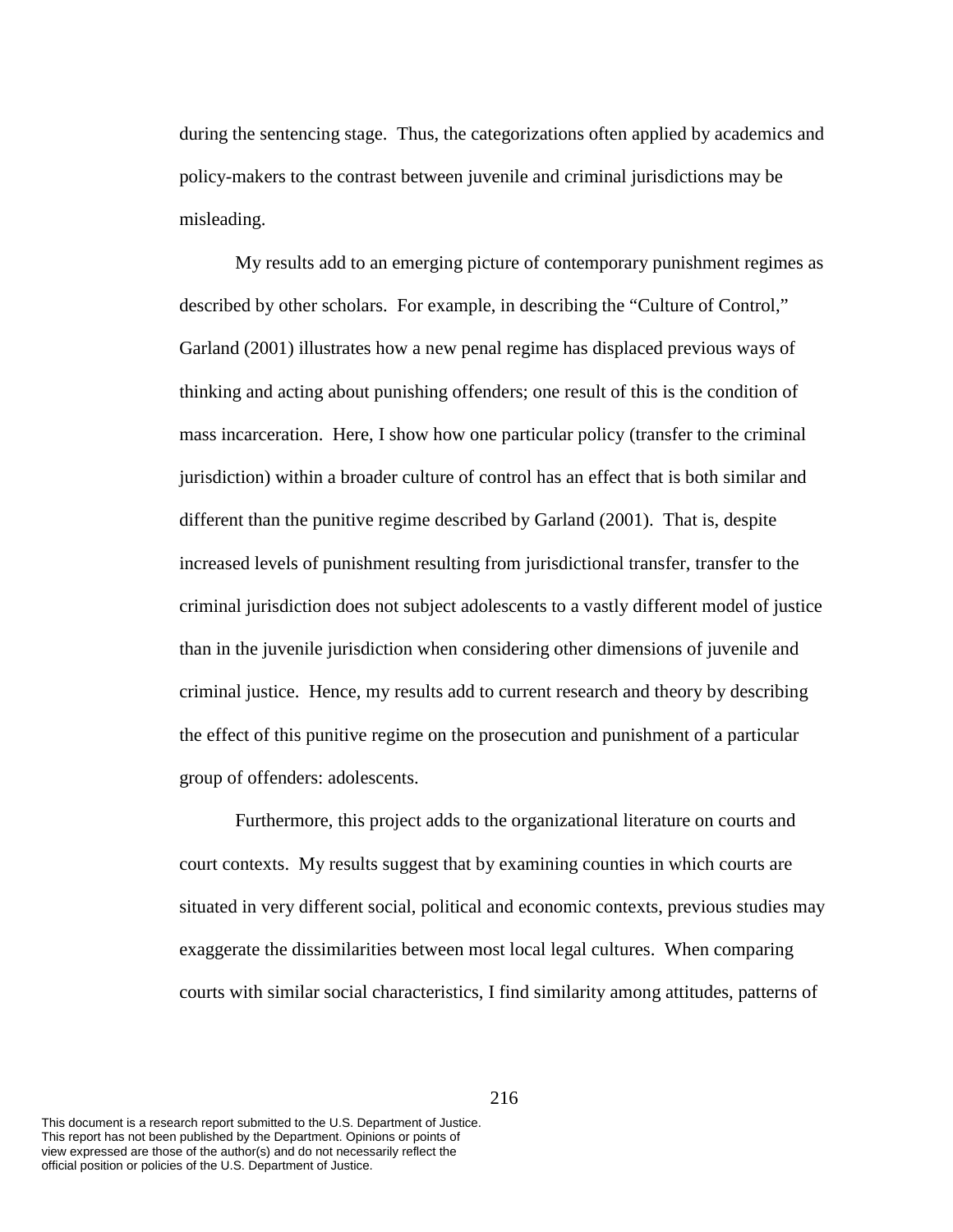during the sentencing stage. Thus, the categorizations often applied by academics and policy-makers to the contrast between juvenile and criminal jurisdictions may be misleading.

My results add to an emerging picture of contemporary punishment regimes as described by other scholars. For example, in describing the "Culture of Control," Garland (2001) illustrates how a new penal regime has displaced previous ways of thinking and acting about punishing offenders; one result of this is the condition of mass incarceration. Here, I show how one particular policy (transfer to the criminal jurisdiction) within a broader culture of control has an effect that is both similar and different than the punitive regime described by Garland (2001). That is, despite increased levels of punishment resulting from jurisdictional transfer, transfer to the criminal jurisdiction does not subject adolescents to a vastly different model of justice than in the juvenile jurisdiction when considering other dimensions of juvenile and criminal justice. Hence, my results add to current research and theory by describing the effect of this punitive regime on the prosecution and punishment of a particular group of offenders: adolescents.

Furthermore, this project adds to the organizational literature on courts and court contexts. My results suggest that by examining counties in which courts are situated in very different social, political and economic contexts, previous studies may exaggerate the dissimilarities between most local legal cultures. When comparing courts with similar social characteristics, I find similarity among attitudes, patterns of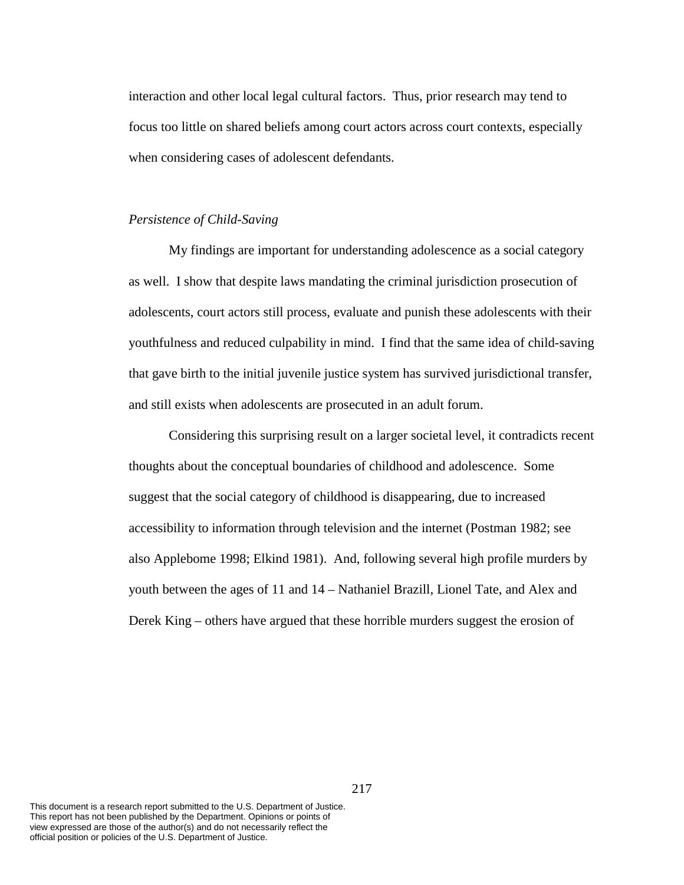interaction and other local legal cultural factors. Thus, prior research may tend to focus too little on shared beliefs among court actors across court contexts, especially when considering cases of adolescent defendants.

*Persistence of Child-Saving*

My findings are important for understanding adolescence as a social category as well. I show that despite laws mandating the criminal jurisdiction prosecution of adolescents, court actors still process, evaluate and punish these adolescents with their youthfulness and reduced culpability in mind. I find that the same idea of child-saving that gave birth to the initial juvenile justice system has survived jurisdictional transfer, and still exists when adolescents are prosecuted in an adult forum.

Considering this surprising result on a larger societal level, it contradicts recent thoughts about the conceptual boundaries of childhood and adolescence. Some suggest that the social category of childhood is disappearing, due to increased accessibility to information through television and the internet (Postman 1982; see also Applebome 1998; Elkind 1981). And, following several high profile murders by youth between the ages of 11 and 14 – Nathaniel Brazill, Lionel Tate, and Alex and Derek King – others have argued that these horrible murders suggest the erosion of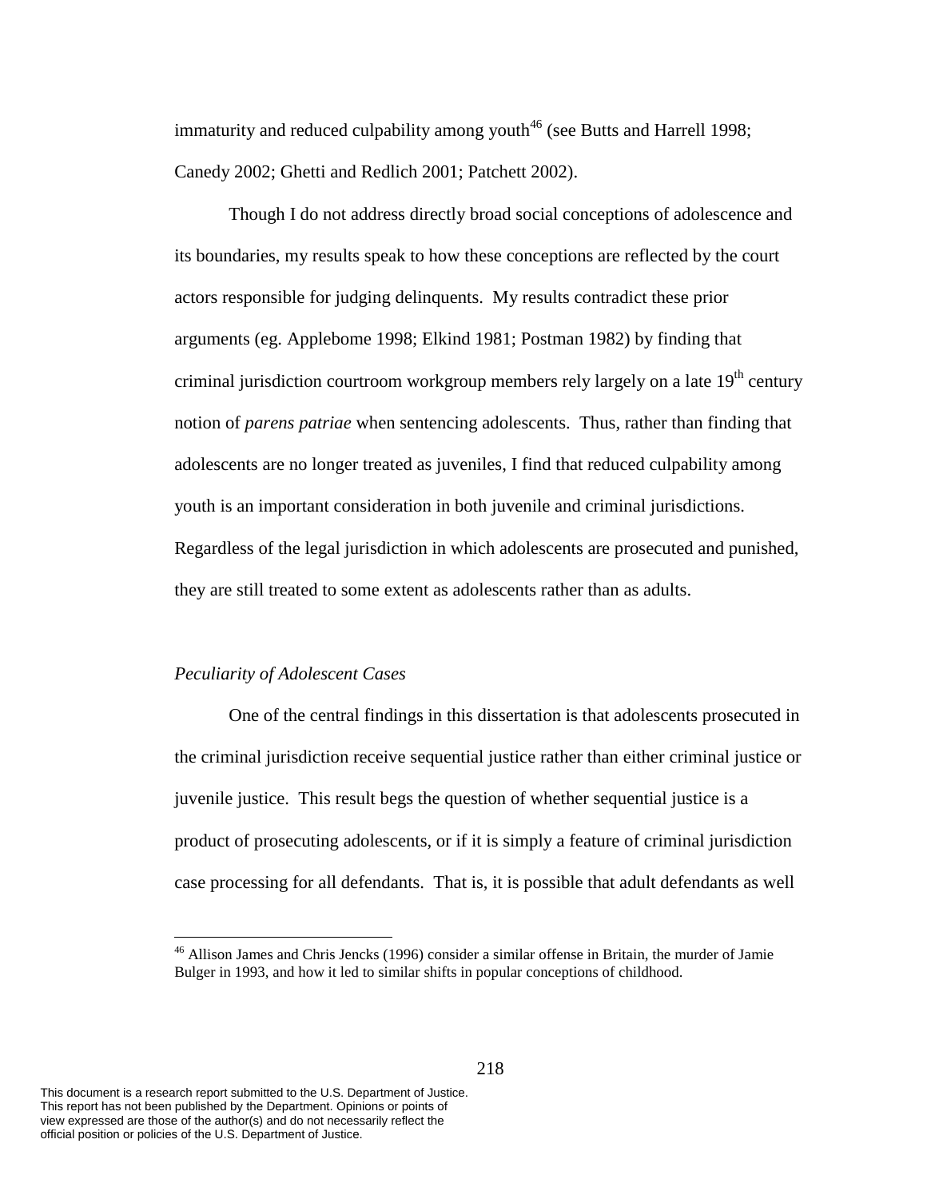immaturity and reduced culpability among youth[46] (see Butts and Harrell 1998; Canedy 2002; Ghetti and Redlich 2001; Patchett 2002).

Though I do not address directly broad social conceptions of adolescence and its boundaries, my results speak to how these conceptions are reflected by the court actors responsible for judging delinquents. My results contradict these prior arguments (eg. Applebome 1998; Elkind 1981; Postman 1982) by finding that criminal jurisdiction courtroom workgroup members rely largely on a late 19th century notion of *parens patriae* when sentencing adolescents. Thus, rather than finding that adolescents are no longer treated as juveniles, I find that reduced culpability among youth is an important consideration in both juvenile and criminal jurisdictions. Regardless of the legal jurisdiction in which adolescents are prosecuted and punished, they are still treated to some extent as adolescents rather than as adults.

*Peculiarity of Adolescent Cases*

One of the central findings in this dissertation is that adolescents prosecuted in the criminal jurisdiction receive sequential justice rather than either criminal justice or juvenile justice. This result begs the question of whether sequential justice is a product of prosecuting adolescents, or if it is simply a feature of criminal jurisdiction case processing for all defendants. That is, it is possible that adult defendants as well

[46] Allison James and Chris Jencks (1996) consider a similar offense in Britain, the murder of Jamie Bulger in 1993, and how it led to similar shifts in popular conceptions of childhood.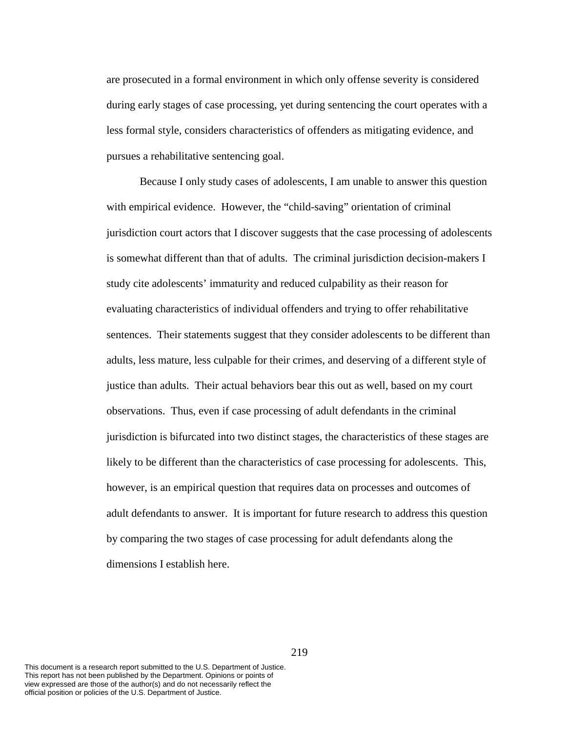are prosecuted in a formal environment in which only offense severity is considered during early stages of case processing, yet during sentencing the court operates with a less formal style, considers characteristics of offenders as mitigating evidence, and pursues a rehabilitative sentencing goal.

Because I only study cases of adolescents, I am unable to answer this question with empirical evidence. However, the "child-saving" orientation of criminal jurisdiction court actors that I discover suggests that the case processing of adolescents is somewhat different than that of adults. The criminal jurisdiction decision-makers I study cite adolescents' immaturity and reduced culpability as their reason for evaluating characteristics of individual offenders and trying to offer rehabilitative sentences. Their statements suggest that they consider adolescents to be different than adults, less mature, less culpable for their crimes, and deserving of a different style of justice than adults. Their actual behaviors bear this out as well, based on my court observations. Thus, even if case processing of adult defendants in the criminal jurisdiction is bifurcated into two distinct stages, the characteristics of these stages are likely to be different than the characteristics of case processing for adolescents. This, however, is an empirical question that requires data on processes and outcomes of adult defendants to answer. It is important for future research to address this question by comparing the two stages of case processing for adult defendants along the dimensions I establish here.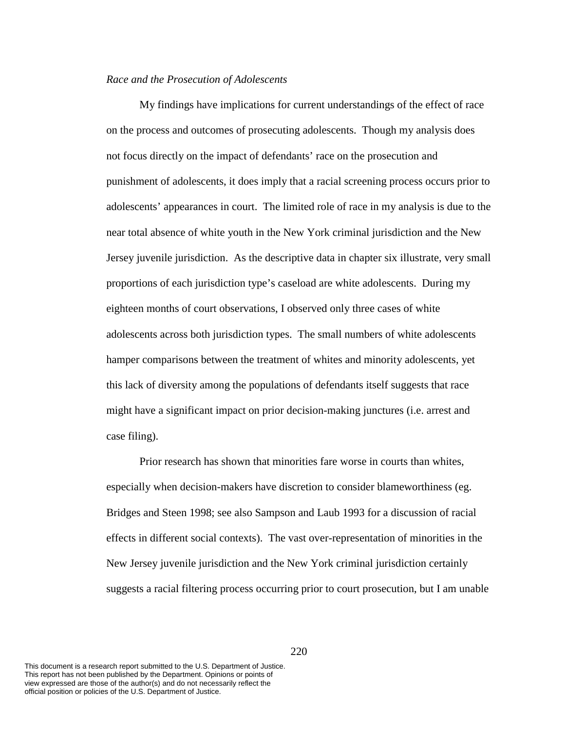*Race and the Prosecution of Adolescents*

My findings have implications for current understandings of the effect of race on the process and outcomes of prosecuting adolescents. Though my analysis does not focus directly on the impact of defendants' race on the prosecution and punishment of adolescents, it does imply that a racial screening process occurs prior to adolescents' appearances in court. The limited role of race in my analysis is due to the near total absence of white youth in the New York criminal jurisdiction and the New Jersey juvenile jurisdiction. As the descriptive data in chapter six illustrate, very small proportions of each jurisdiction type's caseload are white adolescents. During my eighteen months of court observations, I observed only three cases of white adolescents across both jurisdiction types. The small numbers of white adolescents hamper comparisons between the treatment of whites and minority adolescents, yet this lack of diversity among the populations of defendants itself suggests that race might have a significant impact on prior decision-making junctures (i.e. arrest and case filing).

Prior research has shown that minorities fare worse in courts than whites, especially when decision-makers have discretion to consider blameworthiness (eg. Bridges and Steen 1998; see also Sampson and Laub 1993 for a discussion of racial effects in different social contexts). The vast over-representation of minorities in the New Jersey juvenile jurisdiction and the New York criminal jurisdiction certainly suggests a racial filtering process occurring prior to court prosecution, but I am unable

This document is a research report submitted to the U.S. Department of Justice. This report has not been published by the Department. Opinions or points of view expressed are those of the author(s) and do not necessarily reflect the official position or policies of the U.S. Department of Justice.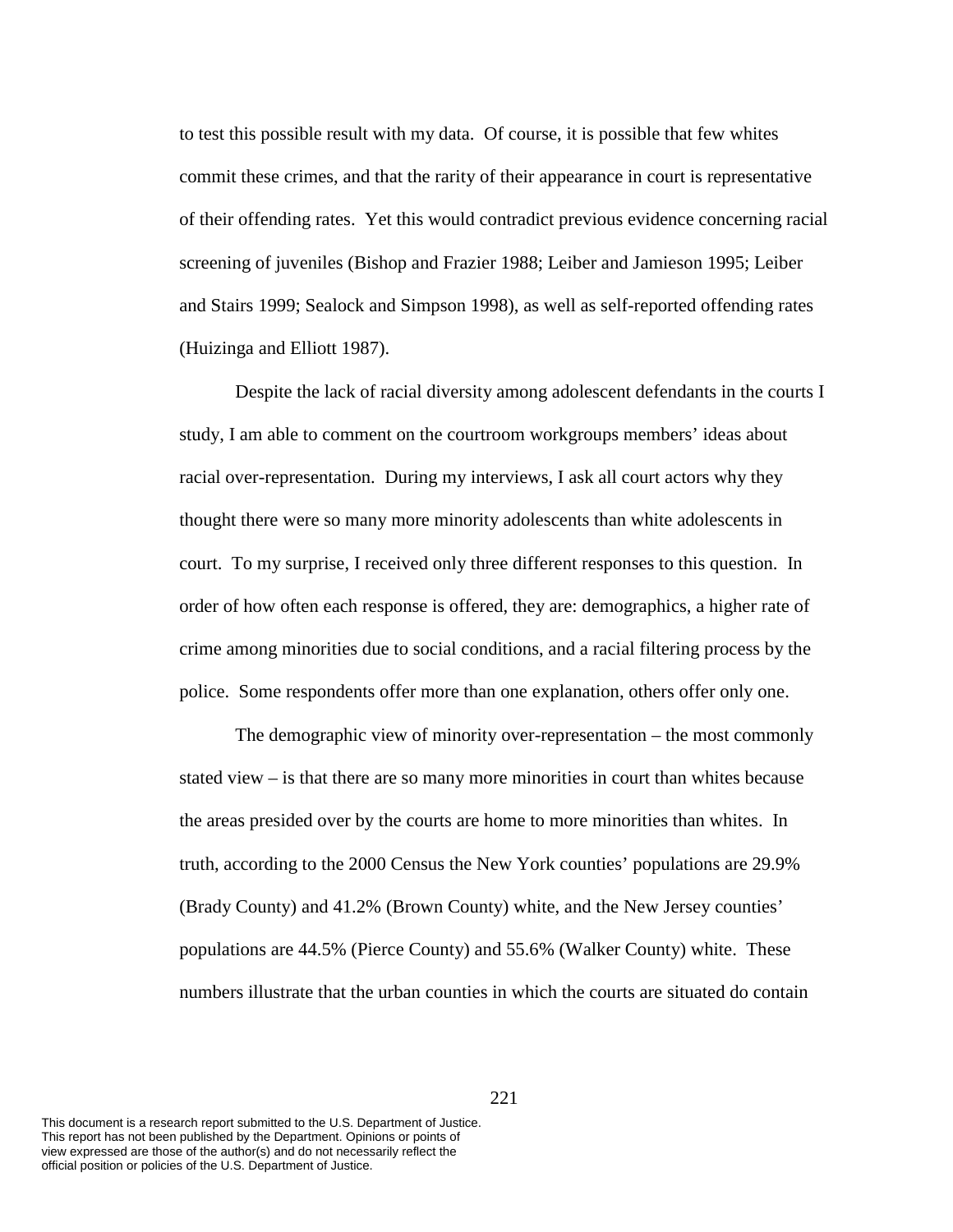to test this possible result with my data. Of course, it is possible that few whites commit these crimes, and that the rarity of their appearance in court is representative of their offending rates. Yet this would contradict previous evidence concerning racial screening of juveniles (Bishop and Frazier 1988; Leiber and Jamieson 1995; Leiber and Stairs 1999; Sealock and Simpson 1998), as well as self-reported offending rates (Huizinga and Elliott 1987).

Despite the lack of racial diversity among adolescent defendants in the courts I study, I am able to comment on the courtroom workgroups members' ideas about racial over-representation. During my interviews, I ask all court actors why they thought there were so many more minority adolescents than white adolescents in court. To my surprise, I received only three different responses to this question. In order of how often each response is offered, they are: demographics, a higher rate of crime among minorities due to social conditions, and a racial filtering process by the police. Some respondents offer more than one explanation, others offer only one.

The demographic view of minority over-representation – the most commonly stated view – is that there are so many more minorities in court than whites because the areas presided over by the courts are home to more minorities than whites. In truth, according to the 2000 Census the New York counties' populations are 29.9% (Brady County) and 41.2% (Brown County) white, and the New Jersey counties' populations are 44.5% (Pierce County) and 55.6% (Walker County) white. These numbers illustrate that the urban counties in which the courts are situated do contain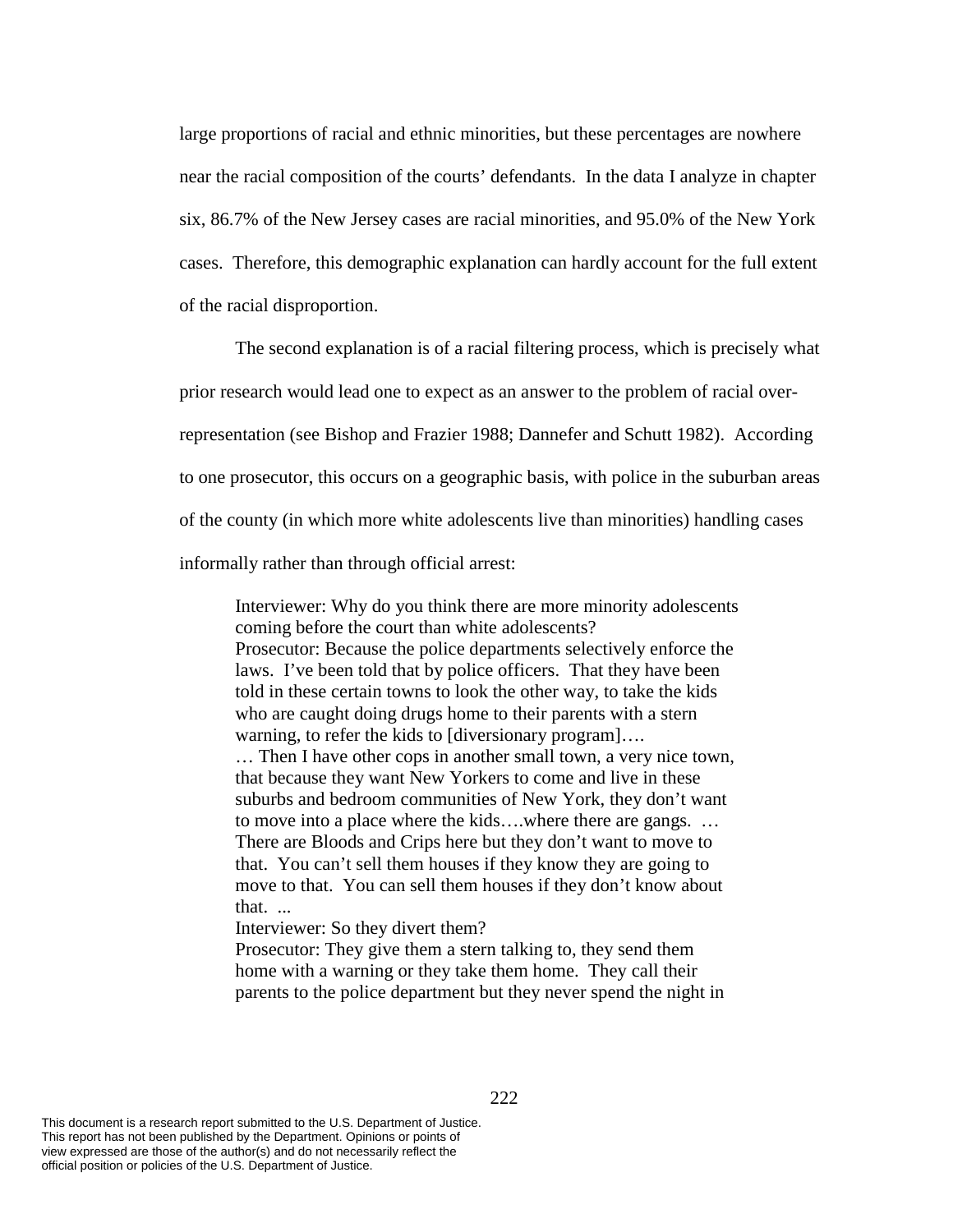large proportions of racial and ethnic minorities, but these percentages are nowhere near the racial composition of the courts' defendants. In the data I analyze in chapter six, 86.7% of the New Jersey cases are racial minorities, and 95.0% of the New York cases. Therefore, this demographic explanation can hardly account for the full extent of the racial disproportion.

The second explanation is of a racial filtering process, which is precisely what prior research would lead one to expect as an answer to the problem of racial over-representation (see Bishop and Frazier 1988; Dannefer and Schutt 1982). According to one prosecutor, this occurs on a geographic basis, with police in the suburban areas of the county (in which more white adolescents live than minorities) handling cases informally rather than through official arrest:

> Interviewer: Why do you think there are more minority adolescents coming before the court than white adolescents?
> Prosecutor: Because the police departments selectively enforce the laws. I've been told that by police officers. That they have been told in these certain towns to look the other way, to take the kids who are caught doing drugs home to their parents with a stern warning, to refer the kids to [diversionary program]….
> … Then I have other cops in another small town, a very nice town, that because they want New Yorkers to come and live in these suburbs and bedroom communities of New York, they don't want to move into a place where the kids….where there are gangs. … There are Bloods and Crips here but they don't want to move to that. You can't sell them houses if they know they are going to move to that. You can sell them houses if they don't know about that. ...
> Interviewer: So they divert them?
> Prosecutor: They give them a stern talking to, they send them home with a warning or they take them home. They call their parents to the police department but they never spend the night in

This document is a research report submitted to the U.S. Department of Justice. This report has not been published by the Department. Opinions or points of view expressed are those of the author(s) and do not necessarily reflect the official position or policies of the U.S. Department of Justice.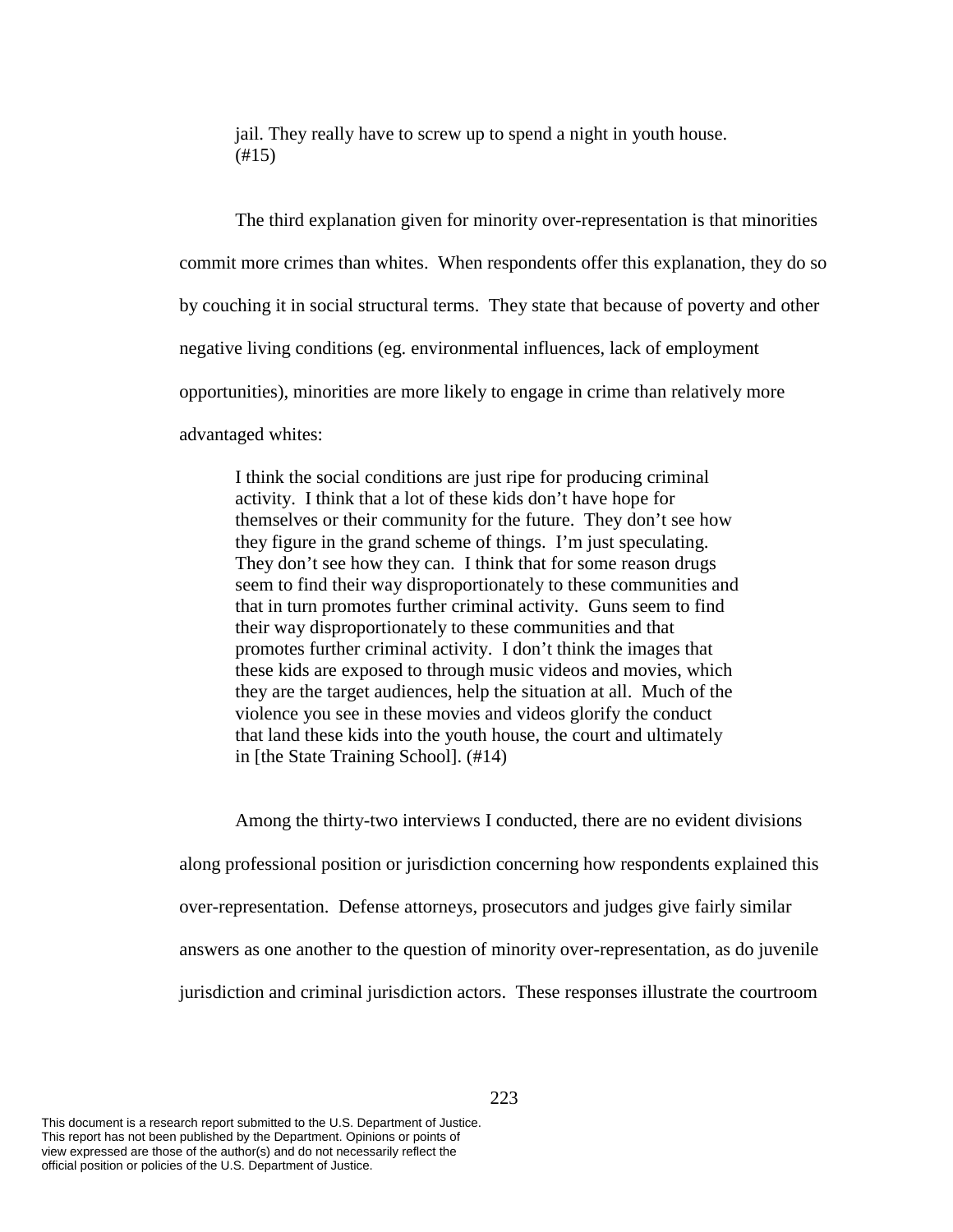> jail. They really have to screw up to spend a night in youth house. (#15)

The third explanation given for minority over-representation is that minorities commit more crimes than whites. When respondents offer this explanation, they do so by couching it in social structural terms. They state that because of poverty and other negative living conditions (eg. environmental influences, lack of employment opportunities), minorities are more likely to engage in crime than relatively more advantaged whites:

> I think the social conditions are just ripe for producing criminal activity. I think that a lot of these kids don't have hope for themselves or their community for the future. They don't see how they figure in the grand scheme of things. I'm just speculating. They don't see how they can. I think that for some reason drugs seem to find their way disproportionately to these communities and that in turn promotes further criminal activity. Guns seem to find their way disproportionately to these communities and that promotes further criminal activity. I don't think the images that these kids are exposed to through music videos and movies, which they are the target audiences, help the situation at all. Much of the violence you see in these movies and videos glorify the conduct that land these kids into the youth house, the court and ultimately in [the State Training School]. (#14)

Among the thirty-two interviews I conducted, there are no evident divisions along professional position or jurisdiction concerning how respondents explained this over-representation. Defense attorneys, prosecutors and judges give fairly similar answers as one another to the question of minority over-representation, as do juvenile jurisdiction and criminal jurisdiction actors. These responses illustrate the courtroom

This document is a research report submitted to the U.S. Department of Justice. This report has not been published by the Department. Opinions or points of view expressed are those of the author(s) and do not necessarily reflect the official position or policies of the U.S. Department of Justice.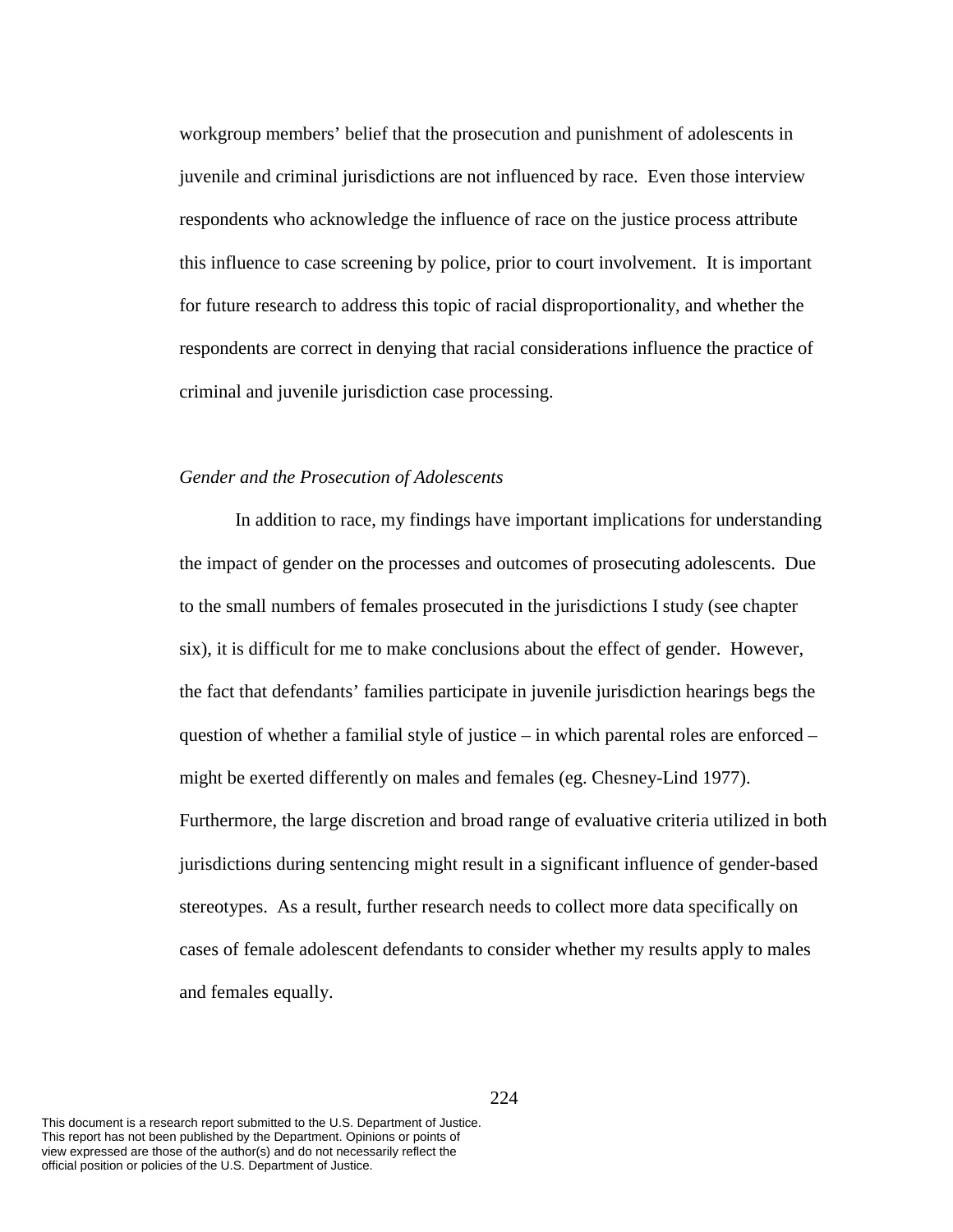workgroup members' belief that the prosecution and punishment of adolescents in juvenile and criminal jurisdictions are not influenced by race. Even those interview respondents who acknowledge the influence of race on the justice process attribute this influence to case screening by police, prior to court involvement. It is important for future research to address this topic of racial disproportionality, and whether the respondents are correct in denying that racial considerations influence the practice of criminal and juvenile jurisdiction case processing.

*Gender and the Prosecution of Adolescents*

In addition to race, my findings have important implications for understanding the impact of gender on the processes and outcomes of prosecuting adolescents. Due to the small numbers of females prosecuted in the jurisdictions I study (see chapter six), it is difficult for me to make conclusions about the effect of gender. However, the fact that defendants' families participate in juvenile jurisdiction hearings begs the question of whether a familial style of justice – in which parental roles are enforced – might be exerted differently on males and females (eg. Chesney-Lind 1977). Furthermore, the large discretion and broad range of evaluative criteria utilized in both jurisdictions during sentencing might result in a significant influence of gender-based stereotypes. As a result, further research needs to collect more data specifically on cases of female adolescent defendants to consider whether my results apply to males and females equally.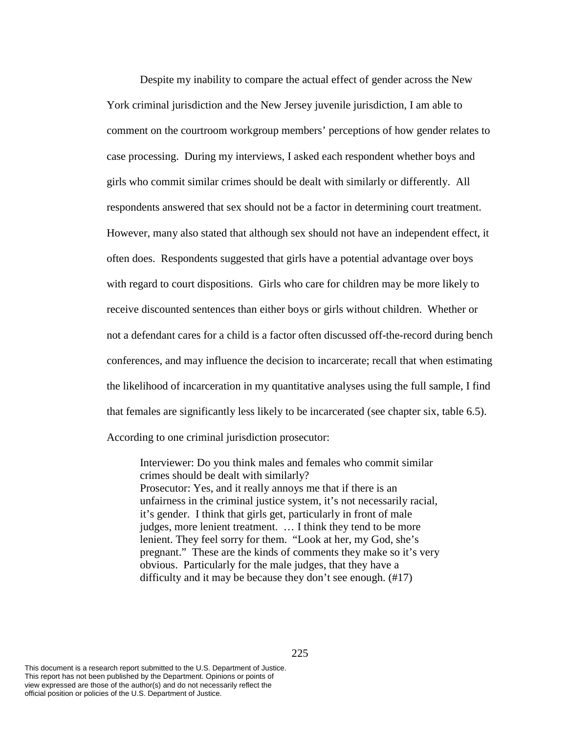Despite my inability to compare the actual effect of gender across the New York criminal jurisdiction and the New Jersey juvenile jurisdiction, I am able to comment on the courtroom workgroup members' perceptions of how gender relates to case processing. During my interviews, I asked each respondent whether boys and girls who commit similar crimes should be dealt with similarly or differently. All respondents answered that sex should not be a factor in determining court treatment. However, many also stated that although sex should not have an independent effect, it often does. Respondents suggested that girls have a potential advantage over boys with regard to court dispositions. Girls who care for children may be more likely to receive discounted sentences than either boys or girls without children. Whether or not a defendant cares for a child is a factor often discussed off-the-record during bench conferences, and may influence the decision to incarcerate; recall that when estimating the likelihood of incarceration in my quantitative analyses using the full sample, I find that females are significantly less likely to be incarcerated (see chapter six, table 6.5). According to one criminal jurisdiction prosecutor:

> Interviewer: Do you think males and females who commit similar crimes should be dealt with similarly?
> Prosecutor: Yes, and it really annoys me that if there is an unfairness in the criminal justice system, it's not necessarily racial, it's gender. I think that girls get, particularly in front of male judges, more lenient treatment. … I think they tend to be more lenient. They feel sorry for them. "Look at her, my God, she's pregnant." These are the kinds of comments they make so it's very obvious. Particularly for the male judges, that they have a difficulty and it may be because they don't see enough. (#17)

This document is a research report submitted to the U.S. Department of Justice. This report has not been published by the Department. Opinions or points of view expressed are those of the author(s) and do not necessarily reflect the official position or policies of the U.S. Department of Justice.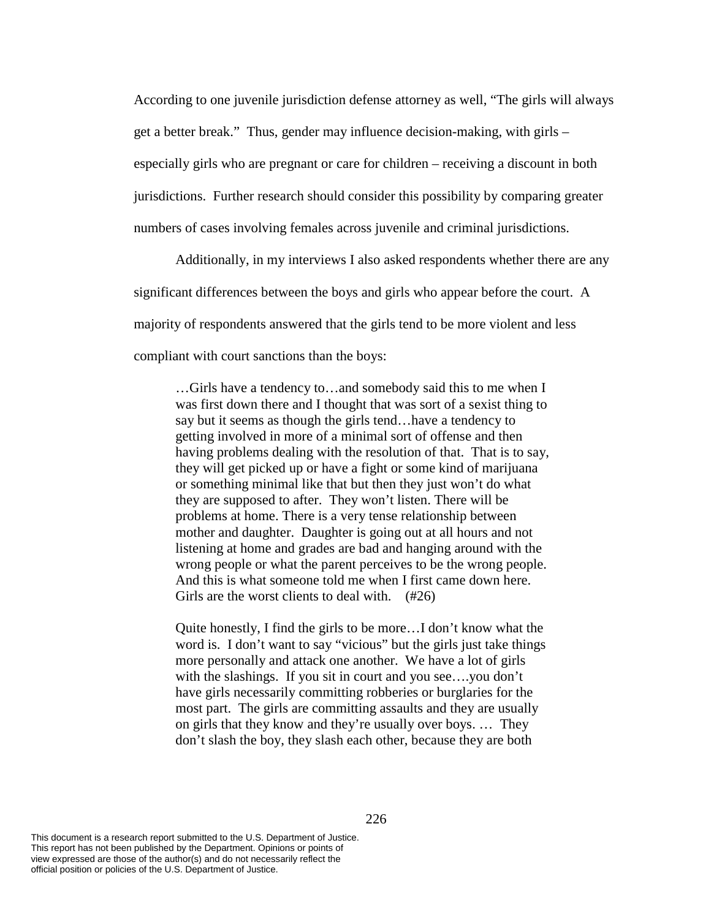According to one juvenile jurisdiction defense attorney as well, "The girls will always get a better break." Thus, gender may influence decision-making, with girls – especially girls who are pregnant or care for children – receiving a discount in both jurisdictions. Further research should consider this possibility by comparing greater numbers of cases involving females across juvenile and criminal jurisdictions.

Additionally, in my interviews I also asked respondents whether there are any significant differences between the boys and girls who appear before the court. A majority of respondents answered that the girls tend to be more violent and less compliant with court sanctions than the boys:

> …Girls have a tendency to…and somebody said this to me when I was first down there and I thought that was sort of a sexist thing to say but it seems as though the girls tend…have a tendency to getting involved in more of a minimal sort of offense and then having problems dealing with the resolution of that. That is to say, they will get picked up or have a fight or some kind of marijuana or something minimal like that but then they just won't do what they are supposed to after. They won't listen. There will be problems at home. There is a very tense relationship between mother and daughter. Daughter is going out at all hours and not listening at home and grades are bad and hanging around with the wrong people or what the parent perceives to be the wrong people. And this is what someone told me when I first came down here. Girls are the worst clients to deal with. (#26)

> Quite honestly, I find the girls to be more…I don't know what the word is. I don't want to say "vicious" but the girls just take things more personally and attack one another. We have a lot of girls with the slashings. If you sit in court and you see….you don't have girls necessarily committing robberies or burglaries for the most part. The girls are committing assaults and they are usually on girls that they know and they're usually over boys. … They don't slash the boy, they slash each other, because they are both

This document is a research report submitted to the U.S. Department of Justice. This report has not been published by the Department. Opinions or points of view expressed are those of the author(s) and do not necessarily reflect the official position or policies of the U.S. Department of Justice.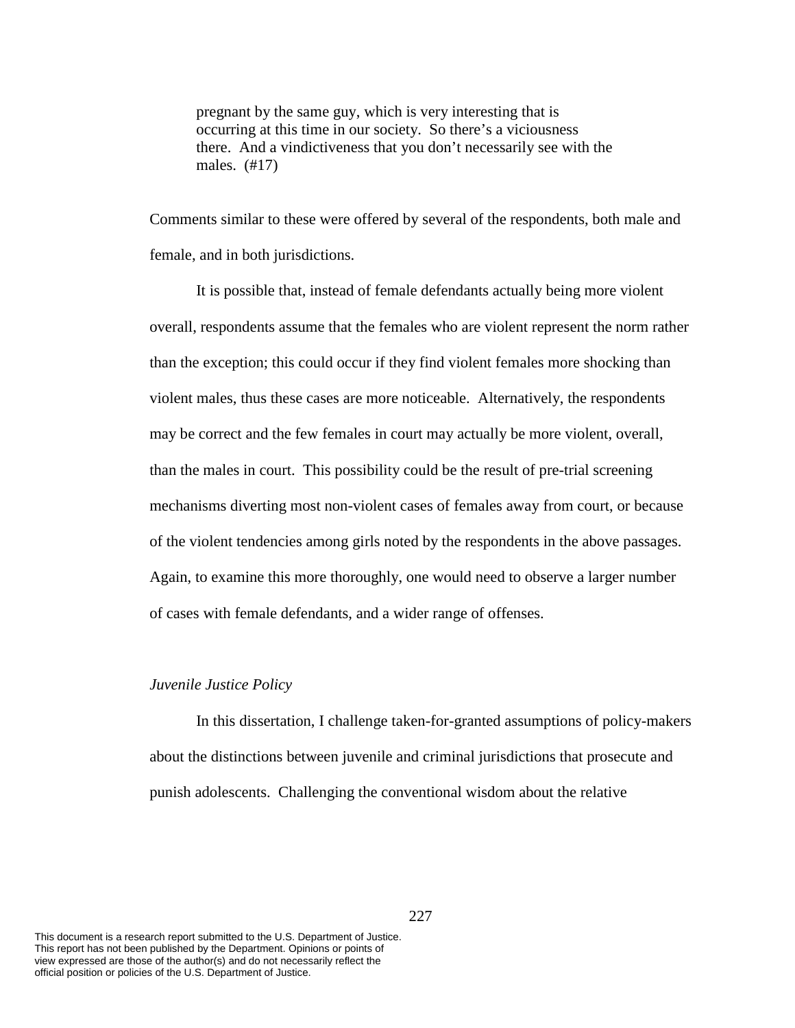> pregnant by the same guy, which is very interesting that is occurring at this time in our society. So there's a viciousness there. And a vindictiveness that you don't necessarily see with the males. (#17)

Comments similar to these were offered by several of the respondents, both male and female, and in both jurisdictions.

It is possible that, instead of female defendants actually being more violent overall, respondents assume that the females who are violent represent the norm rather than the exception; this could occur if they find violent females more shocking than violent males, thus these cases are more noticeable. Alternatively, the respondents may be correct and the few females in court may actually be more violent, overall, than the males in court. This possibility could be the result of pre-trial screening mechanisms diverting most non-violent cases of females away from court, or because of the violent tendencies among girls noted by the respondents in the above passages. Again, to examine this more thoroughly, one would need to observe a larger number of cases with female defendants, and a wider range of offenses.

*Juvenile Justice Policy*

In this dissertation, I challenge taken-for-granted assumptions of policy-makers about the distinctions between juvenile and criminal jurisdictions that prosecute and punish adolescents. Challenging the conventional wisdom about the relative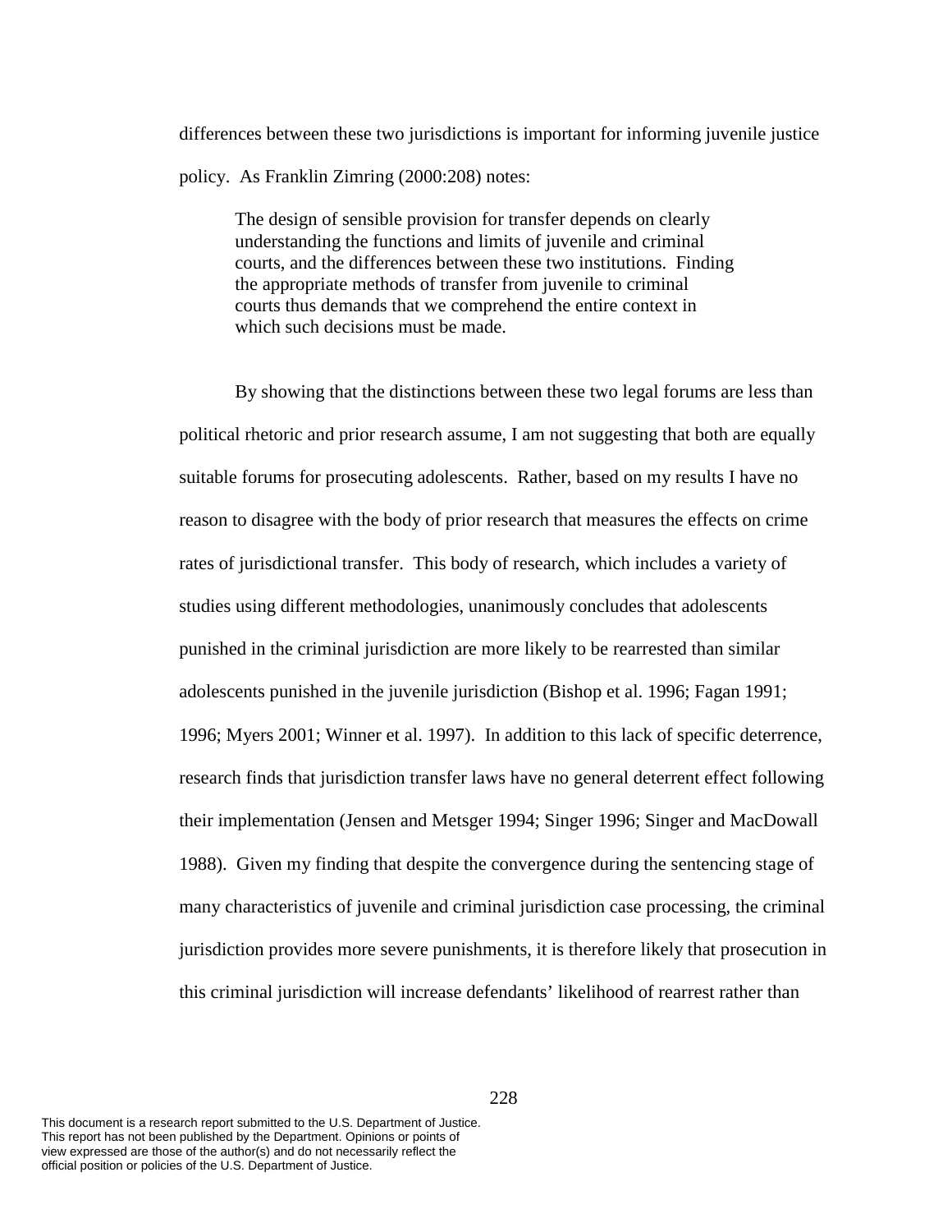differences between these two jurisdictions is important for informing juvenile justice policy. As Franklin Zimring (2000:208) notes:

> The design of sensible provision for transfer depends on clearly understanding the functions and limits of juvenile and criminal courts, and the differences between these two institutions. Finding the appropriate methods of transfer from juvenile to criminal courts thus demands that we comprehend the entire context in which such decisions must be made.

By showing that the distinctions between these two legal forums are less than political rhetoric and prior research assume, I am not suggesting that both are equally suitable forums for prosecuting adolescents. Rather, based on my results I have no reason to disagree with the body of prior research that measures the effects on crime rates of jurisdictional transfer. This body of research, which includes a variety of studies using different methodologies, unanimously concludes that adolescents punished in the criminal jurisdiction are more likely to be rearrested than similar adolescents punished in the juvenile jurisdiction (Bishop et al. 1996; Fagan 1991; 1996; Myers 2001; Winner et al. 1997). In addition to this lack of specific deterrence, research finds that jurisdiction transfer laws have no general deterrent effect following their implementation (Jensen and Metsger 1994; Singer 1996; Singer and MacDowall 1988). Given my finding that despite the convergence during the sentencing stage of many characteristics of juvenile and criminal jurisdiction case processing, the criminal jurisdiction provides more severe punishments, it is therefore likely that prosecution in this criminal jurisdiction will increase defendants' likelihood of rearrest rather than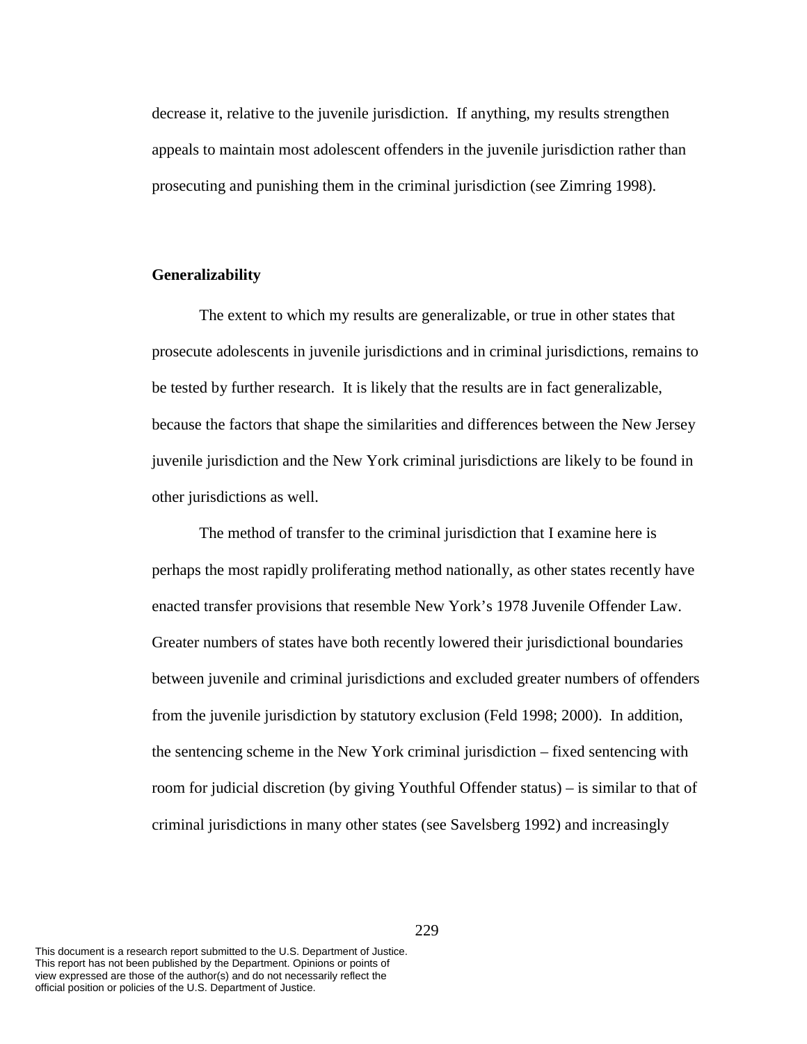decrease it, relative to the juvenile jurisdiction. If anything, my results strengthen appeals to maintain most adolescent offenders in the juvenile jurisdiction rather than prosecuting and punishing them in the criminal jurisdiction (see Zimring 1998).

**Generalizability**

The extent to which my results are generalizable, or true in other states that prosecute adolescents in juvenile jurisdictions and in criminal jurisdictions, remains to be tested by further research. It is likely that the results are in fact generalizable, because the factors that shape the similarities and differences between the New Jersey juvenile jurisdiction and the New York criminal jurisdictions are likely to be found in other jurisdictions as well.

The method of transfer to the criminal jurisdiction that I examine here is perhaps the most rapidly proliferating method nationally, as other states recently have enacted transfer provisions that resemble New York's 1978 Juvenile Offender Law. Greater numbers of states have both recently lowered their jurisdictional boundaries between juvenile and criminal jurisdictions and excluded greater numbers of offenders from the juvenile jurisdiction by statutory exclusion (Feld 1998; 2000). In addition, the sentencing scheme in the New York criminal jurisdiction – fixed sentencing with room for judicial discretion (by giving Youthful Offender status) – is similar to that of criminal jurisdictions in many other states (see Savelsberg 1992) and increasingly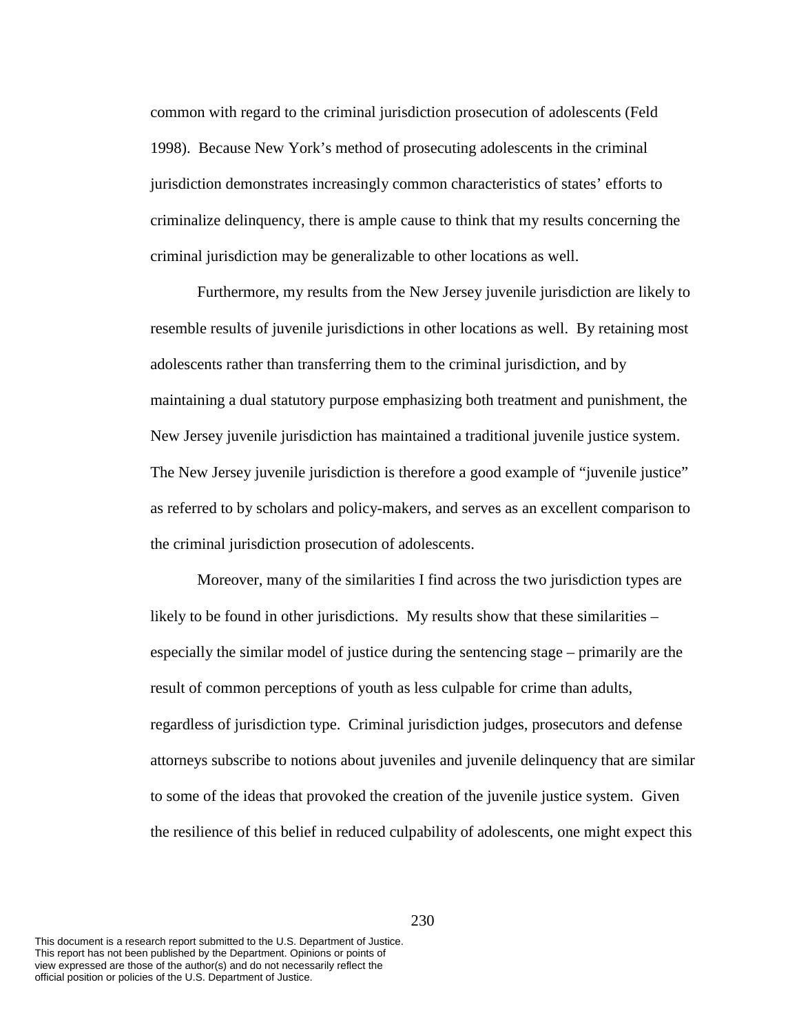common with regard to the criminal jurisdiction prosecution of adolescents (Feld 1998). Because New York's method of prosecuting adolescents in the criminal jurisdiction demonstrates increasingly common characteristics of states' efforts to criminalize delinquency, there is ample cause to think that my results concerning the criminal jurisdiction may be generalizable to other locations as well.

Furthermore, my results from the New Jersey juvenile jurisdiction are likely to resemble results of juvenile jurisdictions in other locations as well. By retaining most adolescents rather than transferring them to the criminal jurisdiction, and by maintaining a dual statutory purpose emphasizing both treatment and punishment, the New Jersey juvenile jurisdiction has maintained a traditional juvenile justice system. The New Jersey juvenile jurisdiction is therefore a good example of "juvenile justice" as referred to by scholars and policy-makers, and serves as an excellent comparison to the criminal jurisdiction prosecution of adolescents.

Moreover, many of the similarities I find across the two jurisdiction types are likely to be found in other jurisdictions. My results show that these similarities – especially the similar model of justice during the sentencing stage – primarily are the result of common perceptions of youth as less culpable for crime than adults, regardless of jurisdiction type. Criminal jurisdiction judges, prosecutors and defense attorneys subscribe to notions about juveniles and juvenile delinquency that are similar to some of the ideas that provoked the creation of the juvenile justice system. Given the resilience of this belief in reduced culpability of adolescents, one might expect this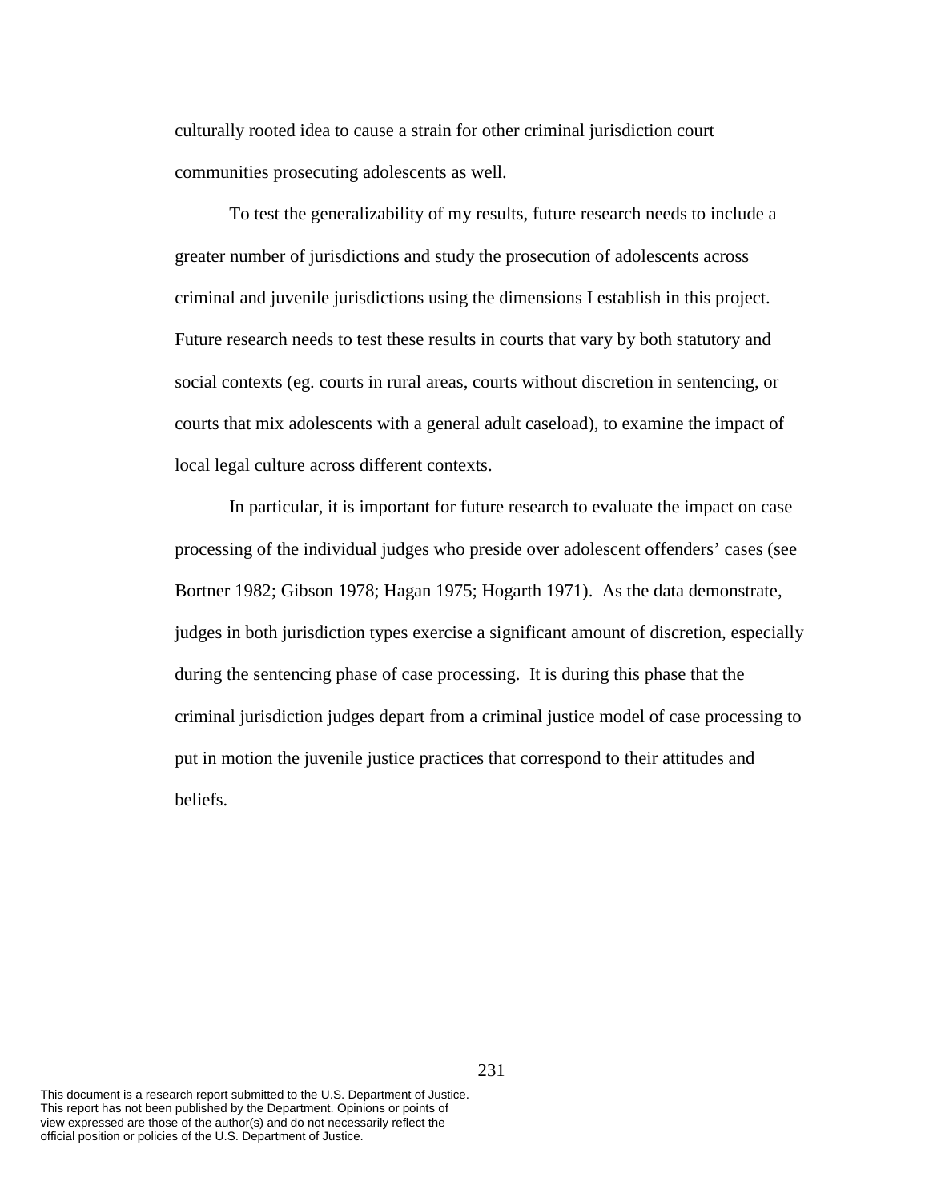culturally rooted idea to cause a strain for other criminal jurisdiction court communities prosecuting adolescents as well.

To test the generalizability of my results, future research needs to include a greater number of jurisdictions and study the prosecution of adolescents across criminal and juvenile jurisdictions using the dimensions I establish in this project. Future research needs to test these results in courts that vary by both statutory and social contexts (eg. courts in rural areas, courts without discretion in sentencing, or courts that mix adolescents with a general adult caseload), to examine the impact of local legal culture across different contexts.

In particular, it is important for future research to evaluate the impact on case processing of the individual judges who preside over adolescent offenders' cases (see Bortner 1982; Gibson 1978; Hagan 1975; Hogarth 1971). As the data demonstrate, judges in both jurisdiction types exercise a significant amount of discretion, especially during the sentencing phase of case processing. It is during this phase that the criminal jurisdiction judges depart from a criminal justice model of case processing to put in motion the juvenile justice practices that correspond to their attitudes and beliefs.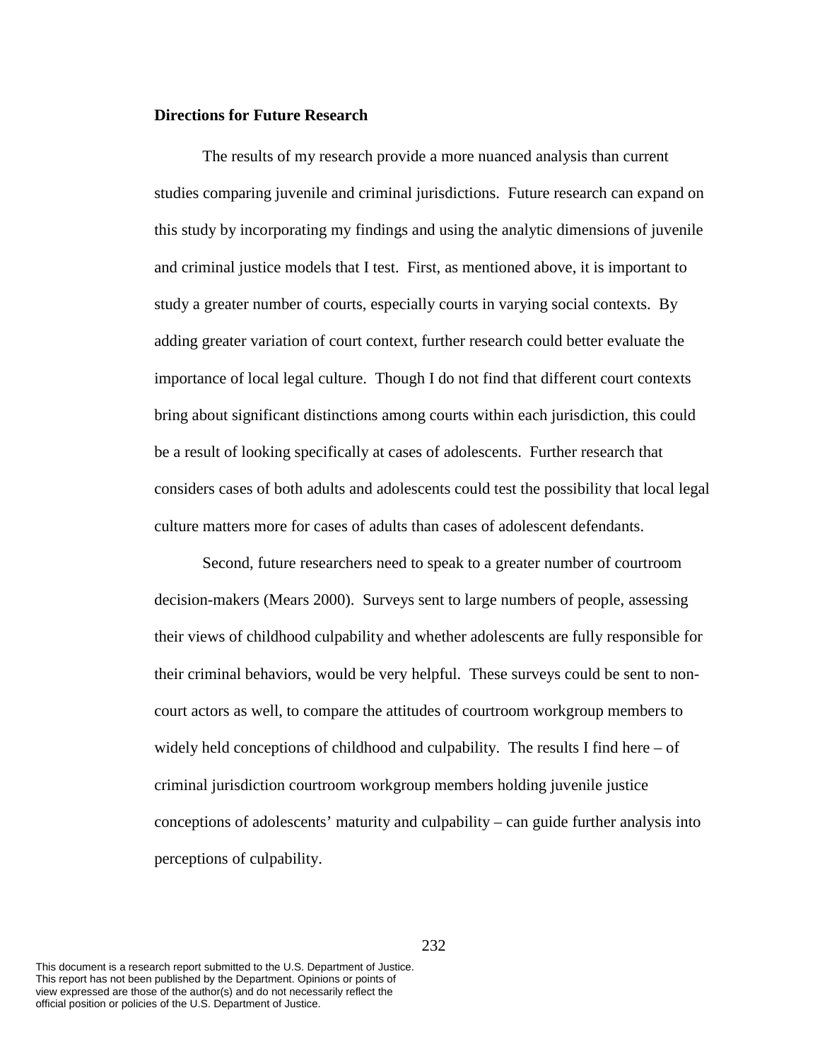**Directions for Future Research**

The results of my research provide a more nuanced analysis than current studies comparing juvenile and criminal jurisdictions. Future research can expand on this study by incorporating my findings and using the analytic dimensions of juvenile and criminal justice models that I test. First, as mentioned above, it is important to study a greater number of courts, especially courts in varying social contexts. By adding greater variation of court context, further research could better evaluate the importance of local legal culture. Though I do not find that different court contexts bring about significant distinctions among courts within each jurisdiction, this could be a result of looking specifically at cases of adolescents. Further research that considers cases of both adults and adolescents could test the possibility that local legal culture matters more for cases of adults than cases of adolescent defendants.

Second, future researchers need to speak to a greater number of courtroom decision-makers (Mears 2000). Surveys sent to large numbers of people, assessing their views of childhood culpability and whether adolescents are fully responsible for their criminal behaviors, would be very helpful. These surveys could be sent to non-court actors as well, to compare the attitudes of courtroom workgroup members to widely held conceptions of childhood and culpability. The results I find here – of criminal jurisdiction courtroom workgroup members holding juvenile justice conceptions of adolescents' maturity and culpability – can guide further analysis into perceptions of culpability.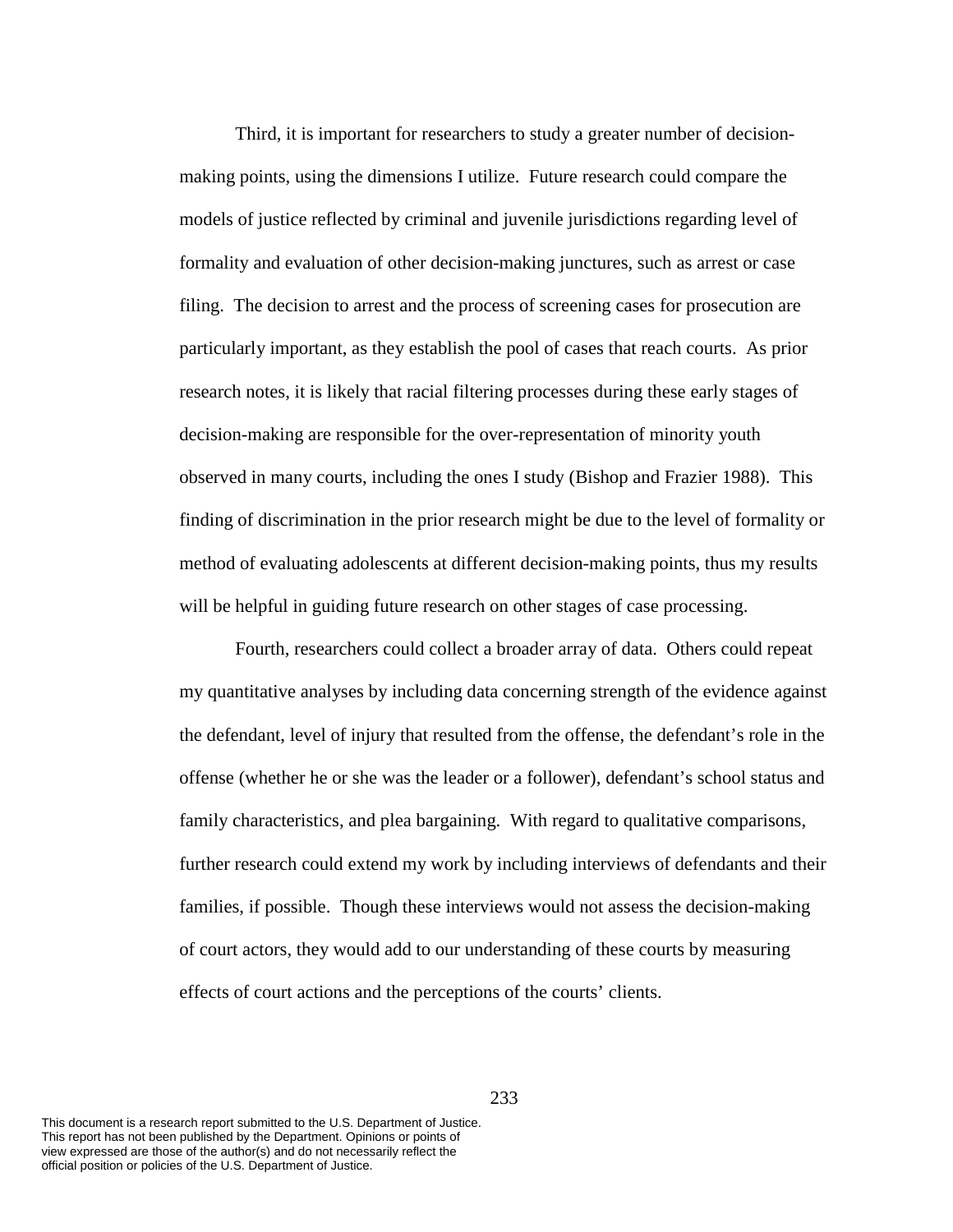Third, it is important for researchers to study a greater number of decision-making points, using the dimensions I utilize. Future research could compare the models of justice reflected by criminal and juvenile jurisdictions regarding level of formality and evaluation of other decision-making junctures, such as arrest or case filing. The decision to arrest and the process of screening cases for prosecution are particularly important, as they establish the pool of cases that reach courts. As prior research notes, it is likely that racial filtering processes during these early stages of decision-making are responsible for the over-representation of minority youth observed in many courts, including the ones I study (Bishop and Frazier 1988). This finding of discrimination in the prior research might be due to the level of formality or method of evaluating adolescents at different decision-making points, thus my results will be helpful in guiding future research on other stages of case processing.

Fourth, researchers could collect a broader array of data. Others could repeat my quantitative analyses by including data concerning strength of the evidence against the defendant, level of injury that resulted from the offense, the defendant's role in the offense (whether he or she was the leader or a follower), defendant's school status and family characteristics, and plea bargaining. With regard to qualitative comparisons, further research could extend my work by including interviews of defendants and their families, if possible. Though these interviews would not assess the decision-making of court actors, they would add to our understanding of these courts by measuring effects of court actions and the perceptions of the courts' clients.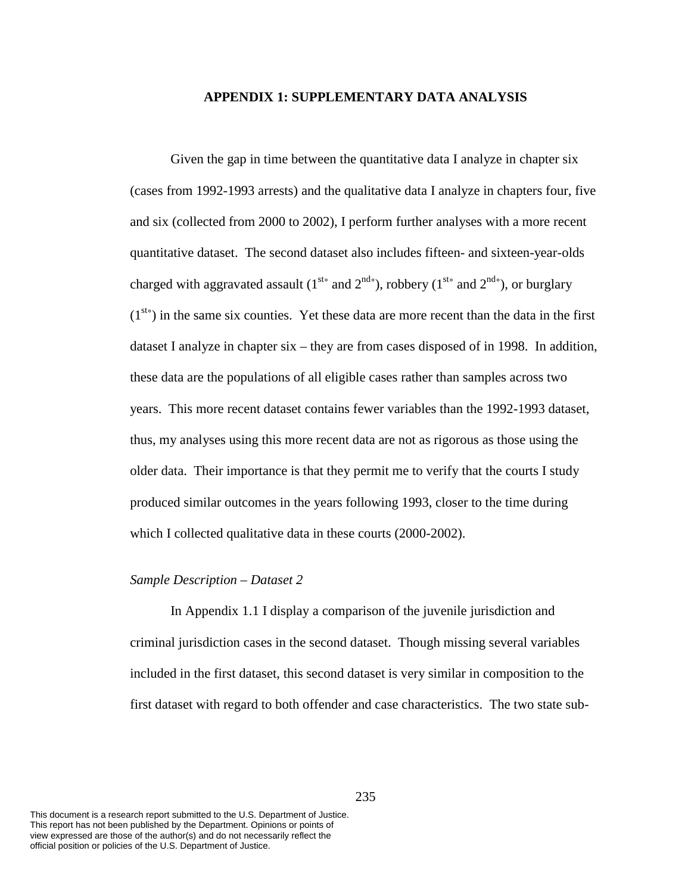**APPENDIX 1: SUPPLEMENTARY DATA ANALYSIS**

Given the gap in time between the quantitative data I analyze in chapter six (cases from 1992-1993 arrests) and the qualitative data I analyze in chapters four, five and six (collected from 2000 to 2002), I perform further analyses with a more recent quantitative dataset. The second dataset also includes fifteen- and sixteen-year-olds charged with aggravated assault (1st° and 2nd°), robbery (1st° and 2nd°), or burglary (1st°) in the same six counties. Yet these data are more recent than the data in the first dataset I analyze in chapter six – they are from cases disposed of in 1998. In addition, these data are the populations of all eligible cases rather than samples across two years. This more recent dataset contains fewer variables than the 1992-1993 dataset, thus, my analyses using this more recent data are not as rigorous as those using the older data. Their importance is that they permit me to verify that the courts I study produced similar outcomes in the years following 1993, closer to the time during which I collected qualitative data in these courts (2000-2002).

*Sample Description – Dataset 2*

In Appendix 1.1 I display a comparison of the juvenile jurisdiction and criminal jurisdiction cases in the second dataset. Though missing several variables included in the first dataset, this second dataset is very similar in composition to the first dataset with regard to both offender and case characteristics. The two state sub-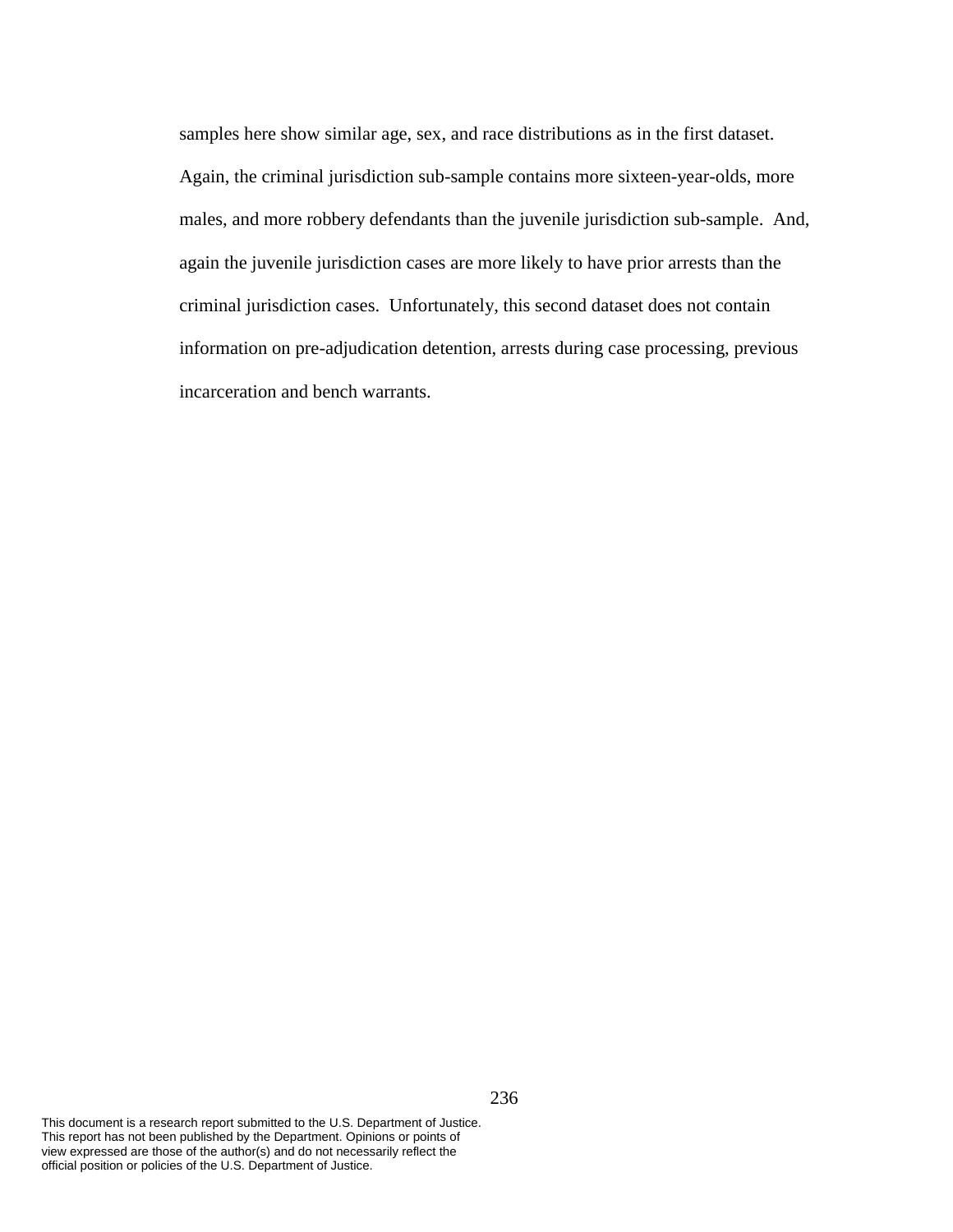samples here show similar age, sex, and race distributions as in the first dataset. Again, the criminal jurisdiction sub-sample contains more sixteen-year-olds, more males, and more robbery defendants than the juvenile jurisdiction sub-sample. And, again the juvenile jurisdiction cases are more likely to have prior arrests than the criminal jurisdiction cases. Unfortunately, this second dataset does not contain information on pre-adjudication detention, arrests during case processing, previous incarceration and bench warrants.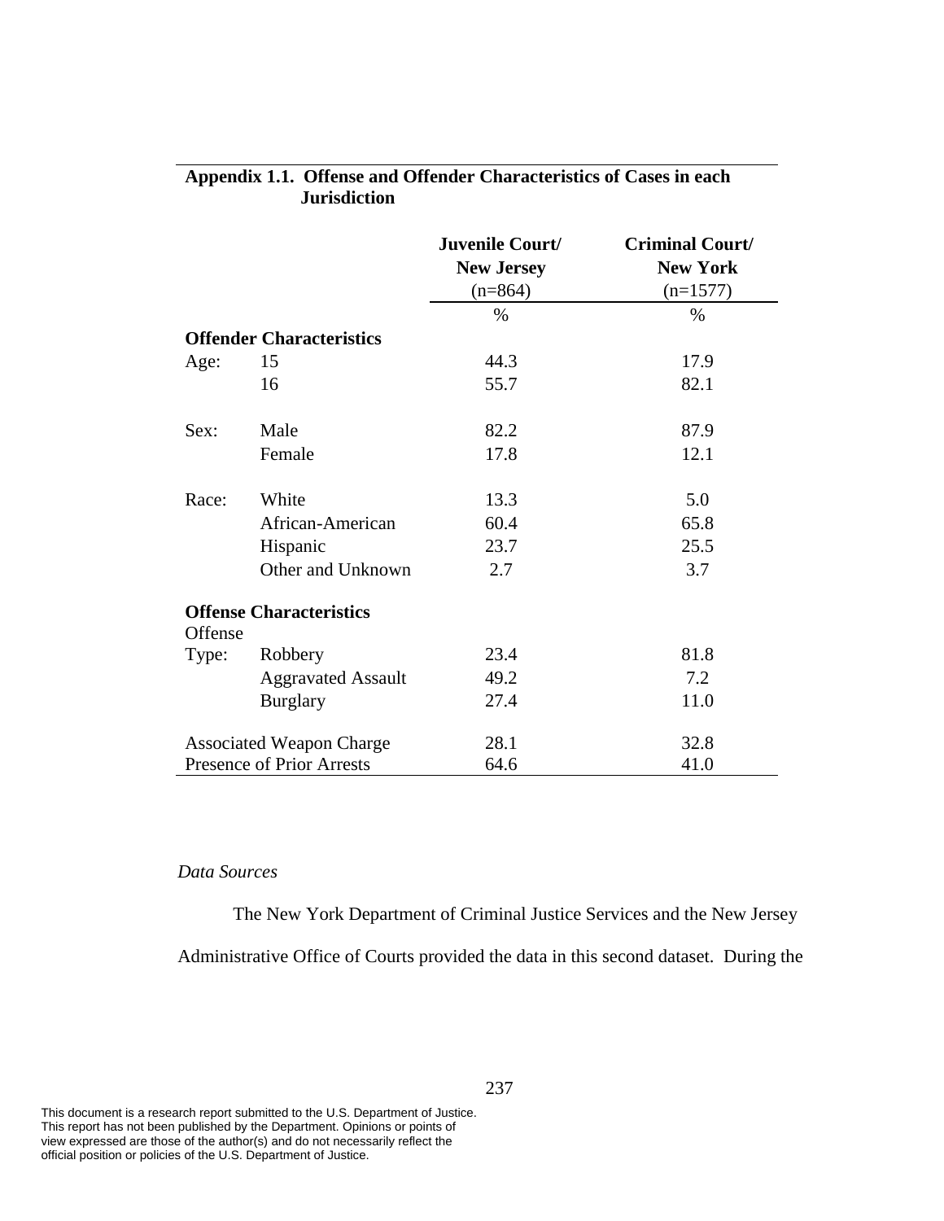**Appendix 1.1. Offense and Offender Characteristics of Cases in each Jurisdiction**

| | | Juvenile Court/ New Jersey (n=864) | Criminal Court/ New York (n=1577) |
|---|---|---|---|
| | | % | % |
| **Offender Characteristics** | | | |
| Age: | 15 | 44.3 | 17.9 |
| | 16 | 55.7 | 82.1 |
| Sex: | Male | 82.2 | 87.9 |
| | Female | 17.8 | 12.1 |
| Race: | White | 13.3 | 5.0 |
| | African-American | 60.4 | 65.8 |
| | Hispanic | 23.7 | 25.5 |
| | Other and Unknown | 2.7 | 3.7 |
| **Offense Characteristics** | | | |
| Offense Type: | Robbery | 23.4 | 81.8 |
| | Aggravated Assault | 49.2 | 7.2 |
| | Burglary | 27.4 | 11.0 |
| Associated Weapon Charge | | 28.1 | 32.8 |
| Presence of Prior Arrests | | 64.6 | 41.0 |

*Data Sources*

The New York Department of Criminal Justice Services and the New Jersey Administrative Office of Courts provided the data in this second dataset. During the

This document is a research report submitted to the U.S. Department of Justice. This report has not been published by the Department. Opinions or points of view expressed are those of the author(s) and do not necessarily reflect the official position or policies of the U.S. Department of Justice.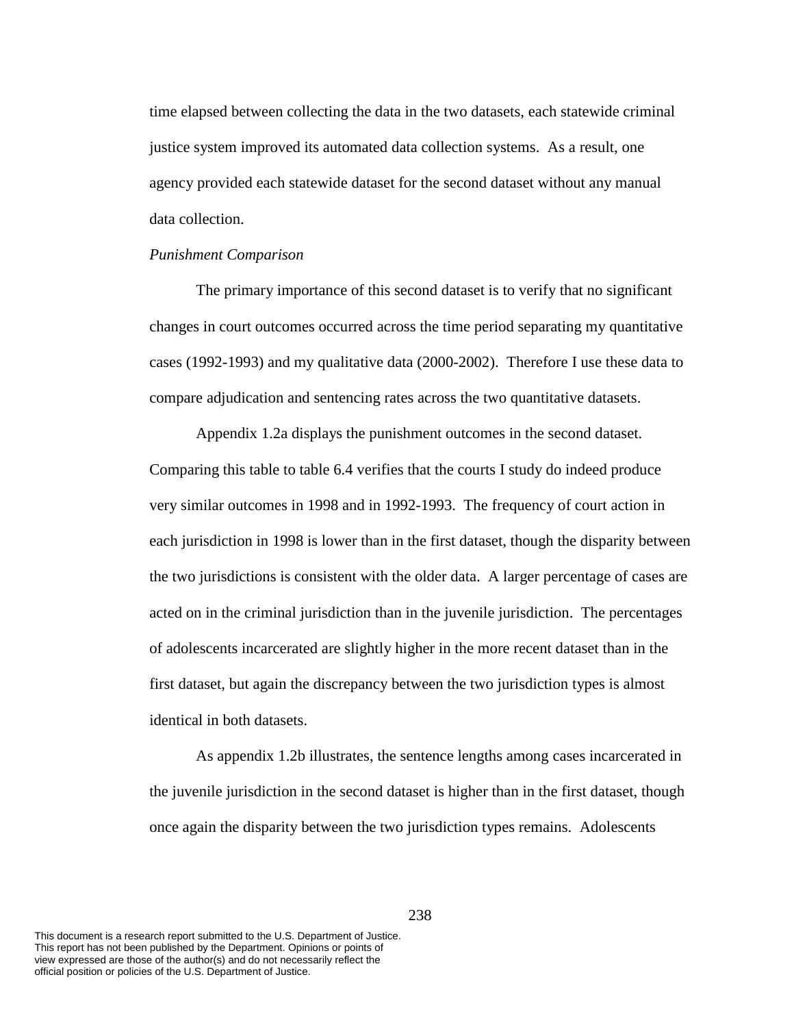time elapsed between collecting the data in the two datasets, each statewide criminal justice system improved its automated data collection systems. As a result, one agency provided each statewide dataset for the second dataset without any manual data collection.

*Punishment Comparison*

The primary importance of this second dataset is to verify that no significant changes in court outcomes occurred across the time period separating my quantitative cases (1992-1993) and my qualitative data (2000-2002). Therefore I use these data to compare adjudication and sentencing rates across the two quantitative datasets.

Appendix 1.2a displays the punishment outcomes in the second dataset. Comparing this table to table 6.4 verifies that the courts I study do indeed produce very similar outcomes in 1998 and in 1992-1993. The frequency of court action in each jurisdiction in 1998 is lower than in the first dataset, though the disparity between the two jurisdictions is consistent with the older data. A larger percentage of cases are acted on in the criminal jurisdiction than in the juvenile jurisdiction. The percentages of adolescents incarcerated are slightly higher in the more recent dataset than in the first dataset, but again the discrepancy between the two jurisdiction types is almost identical in both datasets.

As appendix 1.2b illustrates, the sentence lengths among cases incarcerated in the juvenile jurisdiction in the second dataset is higher than in the first dataset, though once again the disparity between the two jurisdiction types remains. Adolescents

This document is a research report submitted to the U.S. Department of Justice. This report has not been published by the Department. Opinions or points of view expressed are those of the author(s) and do not necessarily reflect the official position or policies of the U.S. Department of Justice.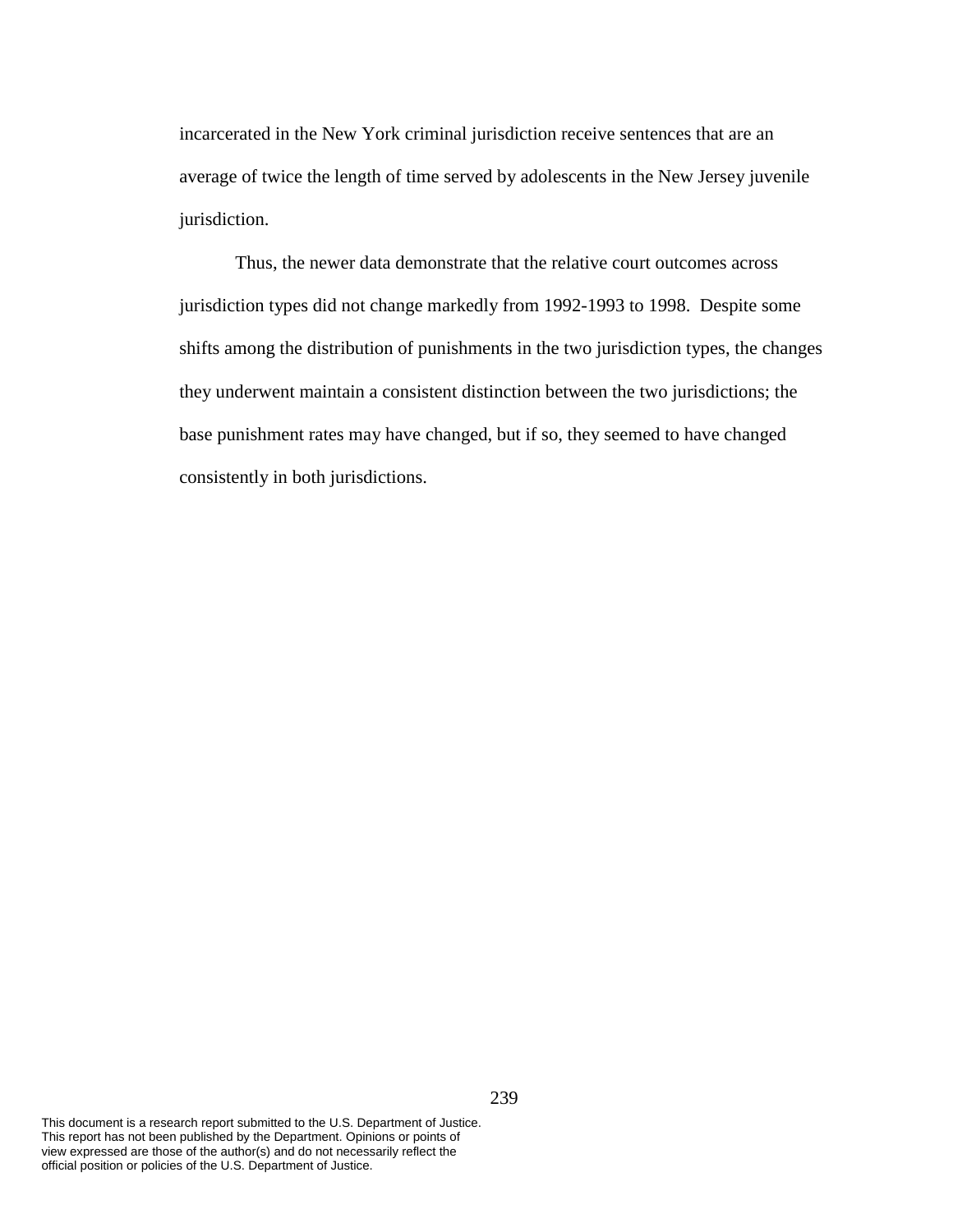incarcerated in the New York criminal jurisdiction receive sentences that are an average of twice the length of time served by adolescents in the New Jersey juvenile jurisdiction.

Thus, the newer data demonstrate that the relative court outcomes across jurisdiction types did not change markedly from 1992-1993 to 1998. Despite some shifts among the distribution of punishments in the two jurisdiction types, the changes they underwent maintain a consistent distinction between the two jurisdictions; the base punishment rates may have changed, but if so, they seemed to have changed consistently in both jurisdictions.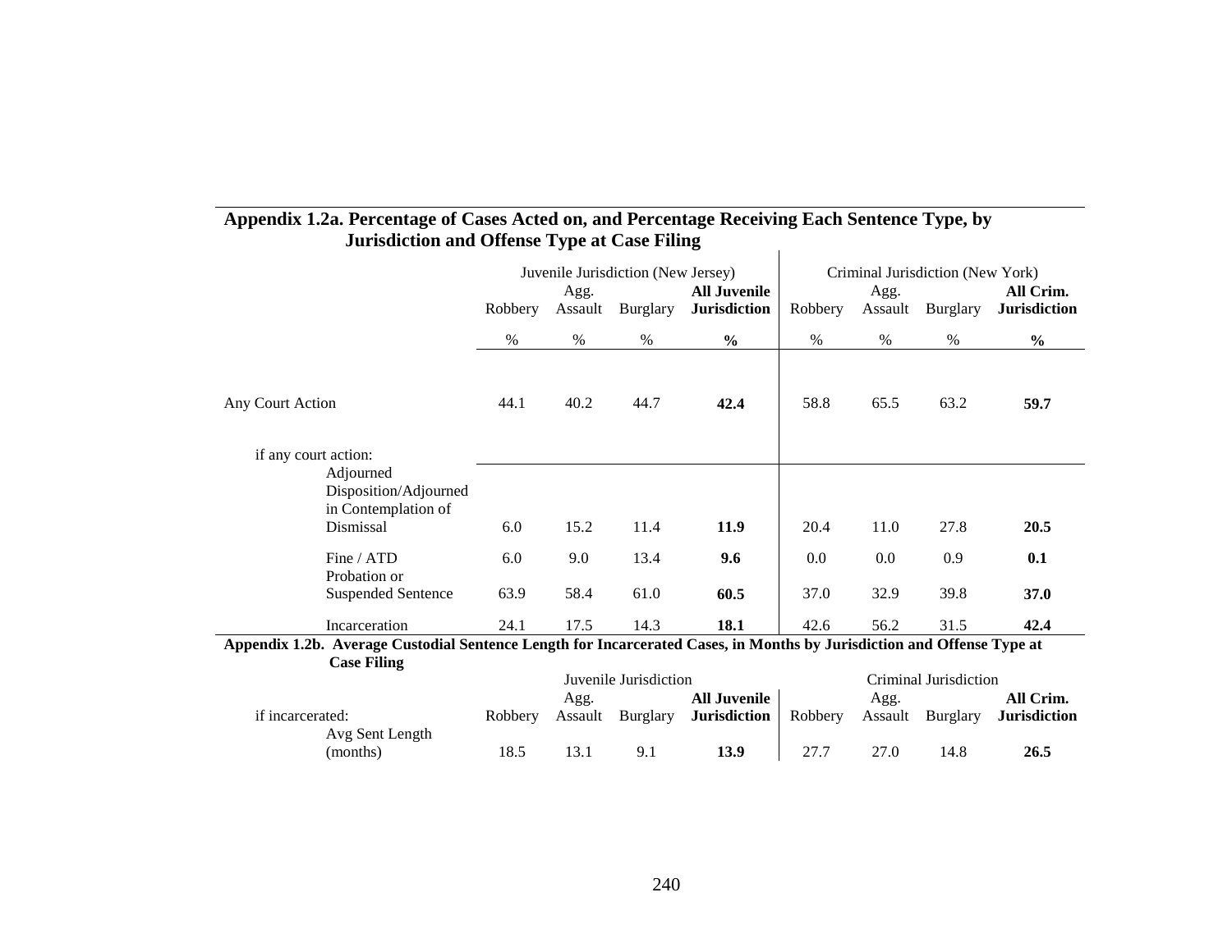## Appendix 1.2a. Percentage of Cases Acted on, and Percentage Receiving Each Sentence Type, by Jurisdiction and Offense Type at Case Filing

| | Juvenile Jurisdiction (New Jersey) | | | | Criminal Jurisdiction (New York) | | | |
|---|---|---|---|---|---|---|---|---|
| | Robbery | Agg. Assault | Burglary | **All Juvenile Jurisdiction** | Robbery | Agg. Assault | Burglary | **All Crim. Jurisdiction** |
| | % | % | % | **%** | % | % | % | **%** |
| Any Court Action | 44.1 | 40.2 | 44.7 | **42.4** | 58.8 | 65.5 | 63.2 | **59.7** |
| if any court action: | | | | | | | | |
| Adjourned Disposition/Adjourned in Contemplation of Dismissal | 6.0 | 15.2 | 11.4 | **11.9** | 20.4 | 11.0 | 27.8 | **20.5** |
| Fine / ATD | 6.0 | 9.0 | 13.4 | **9.6** | 0.0 | 0.0 | 0.9 | **0.1** |
| Probation or Suspended Sentence | 63.9 | 58.4 | 61.0 | **60.5** | 37.0 | 32.9 | 39.8 | **37.0** |
| Incarceration | 24.1 | 17.5 | 14.3 | **18.1** | 42.6 | 56.2 | 31.5 | **42.4** |

## Appendix 1.2b. Average Custodial Sentence Length for Incarcerated Cases, in Months by Jurisdiction and Offense Type at Case Filing

| | Juvenile Jurisdiction | | | | Criminal Jurisdiction | | | |
|---|---|---|---|---|---|---|---|---|
| if incarcerated: | Robbery | Agg. Assault | Burglary | **All Juvenile Jurisdiction** | Robbery | Agg. Assault | Burglary | **All Crim. Jurisdiction** |
| Avg Sent Length (months) | 18.5 | 13.1 | 9.1 | **13.9** | 27.7 | 27.0 | 14.8 | **26.5** |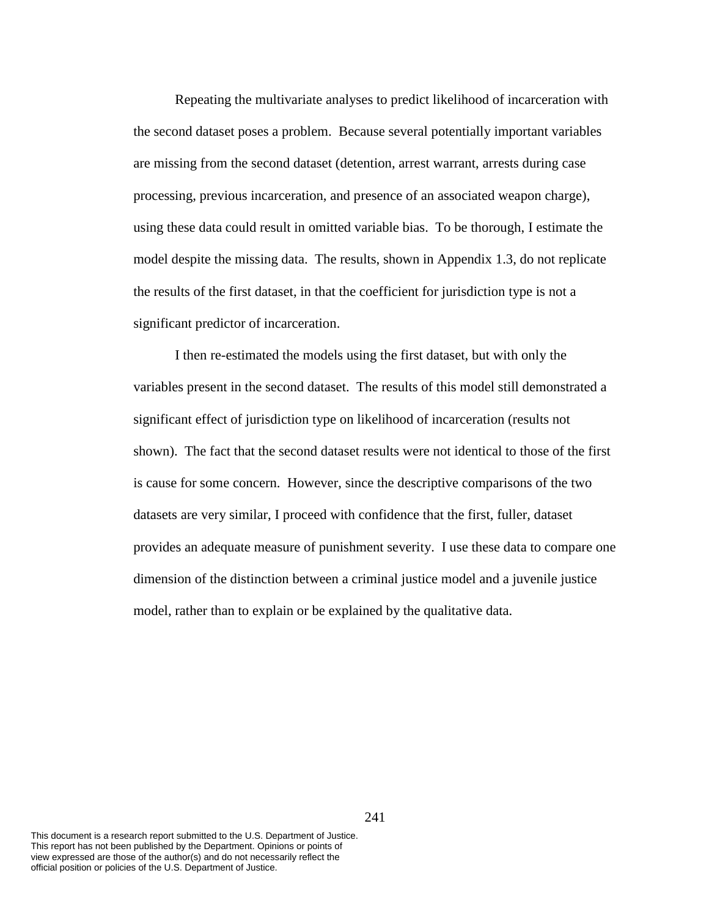Repeating the multivariate analyses to predict likelihood of incarceration with the second dataset poses a problem. Because several potentially important variables are missing from the second dataset (detention, arrest warrant, arrests during case processing, previous incarceration, and presence of an associated weapon charge), using these data could result in omitted variable bias. To be thorough, I estimate the model despite the missing data. The results, shown in Appendix 1.3, do not replicate the results of the first dataset, in that the coefficient for jurisdiction type is not a significant predictor of incarceration.

I then re-estimated the models using the first dataset, but with only the variables present in the second dataset. The results of this model still demonstrated a significant effect of jurisdiction type on likelihood of incarceration (results not shown). The fact that the second dataset results were not identical to those of the first is cause for some concern. However, since the descriptive comparisons of the two datasets are very similar, I proceed with confidence that the first, fuller, dataset provides an adequate measure of punishment severity. I use these data to compare one dimension of the distinction between a criminal justice model and a juvenile justice model, rather than to explain or be explained by the qualitative data.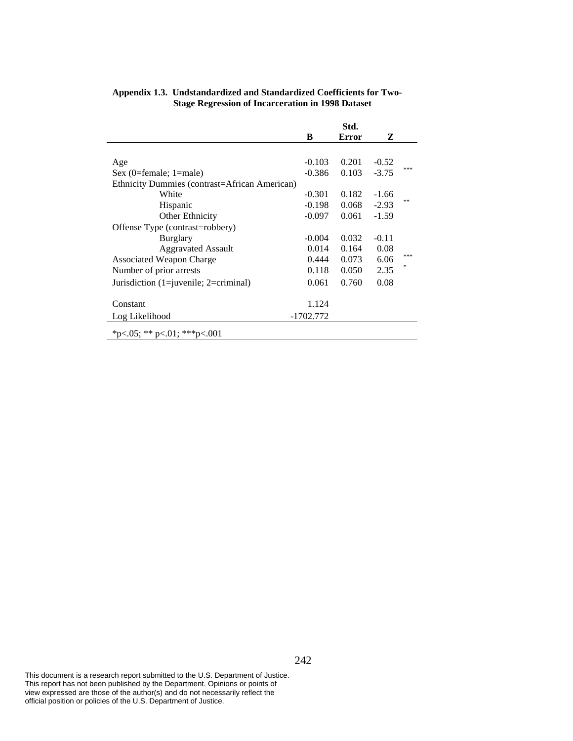**Appendix 1.3. Undstandardized and Standardized Coefficients for Two-Stage Regression of Incarceration in 1998 Dataset**

| | B | Std. Error | Z | |
|---|---|---|---|---|
| Age | -0.103 | 0.201 | -0.52 | |
| Sex (0=female; 1=male) | -0.386 | 0.103 | -3.75 | *** |
| Ethnicity Dummies (contrast=African American) | | | | |
| White | -0.301 | 0.182 | -1.66 | |
| Hispanic | -0.198 | 0.068 | -2.93 | ** |
| Other Ethnicity | -0.097 | 0.061 | -1.59 | |
| Offense Type (contrast=robbery) | | | | |
| Burglary | -0.004 | 0.032 | -0.11 | |
| Aggravated Assault | 0.014 | 0.164 | 0.08 | |
| Associated Weapon Charge | 0.444 | 0.073 | 6.06 | *** |
| Number of prior arrests | 0.118 | 0.050 | 2.35 | * |
| Jurisdiction (1=juvenile; 2=criminal) | 0.061 | 0.760 | 0.08 | |
| Constant | 1.124 | | | |
| Log Likelihood | -1702.772 | | | |

*p<.05; ** p<.01; ***p<.001

This document is a research report submitted to the U.S. Department of Justice. This report has not been published by the Department. Opinions or points of view expressed are those of the author(s) and do not necessarily reflect the official position or policies of the U.S. Department of Justice.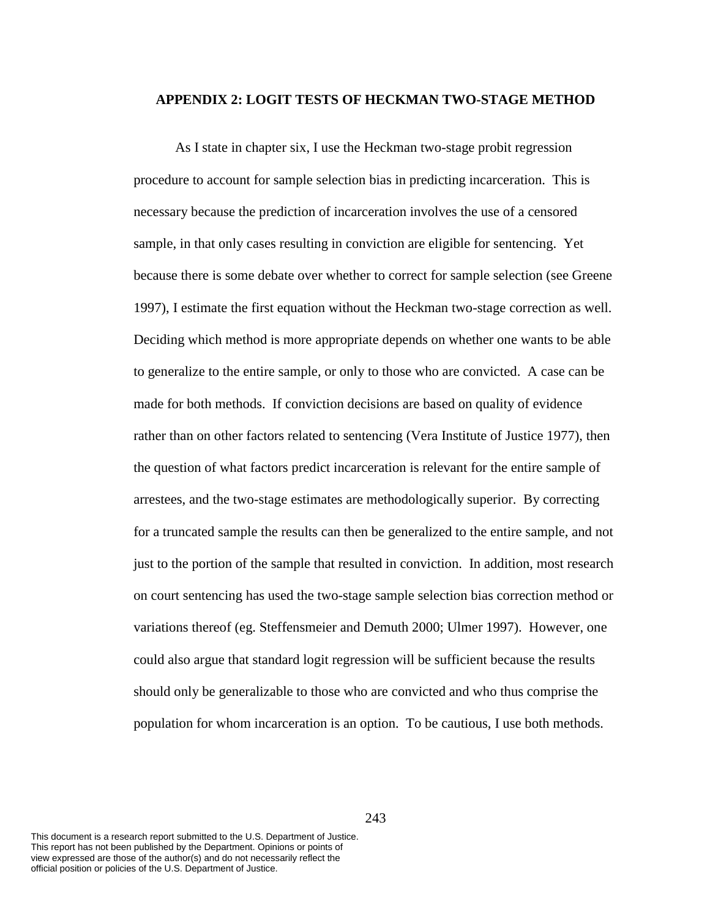## APPENDIX 2: LOGIT TESTS OF HECKMAN TWO-STAGE METHOD

As I state in chapter six, I use the Heckman two-stage probit regression procedure to account for sample selection bias in predicting incarceration. This is necessary because the prediction of incarceration involves the use of a censored sample, in that only cases resulting in conviction are eligible for sentencing. Yet because there is some debate over whether to correct for sample selection (see Greene 1997), I estimate the first equation without the Heckman two-stage correction as well. Deciding which method is more appropriate depends on whether one wants to be able to generalize to the entire sample, or only to those who are convicted. A case can be made for both methods. If conviction decisions are based on quality of evidence rather than on other factors related to sentencing (Vera Institute of Justice 1977), then the question of what factors predict incarceration is relevant for the entire sample of arrestees, and the two-stage estimates are methodologically superior. By correcting for a truncated sample the results can then be generalized to the entire sample, and not just to the portion of the sample that resulted in conviction. In addition, most research on court sentencing has used the two-stage sample selection bias correction method or variations thereof (eg. Steffensmeier and Demuth 2000; Ulmer 1997). However, one could also argue that standard logit regression will be sufficient because the results should only be generalizable to those who are convicted and who thus comprise the population for whom incarceration is an option. To be cautious, I use both methods.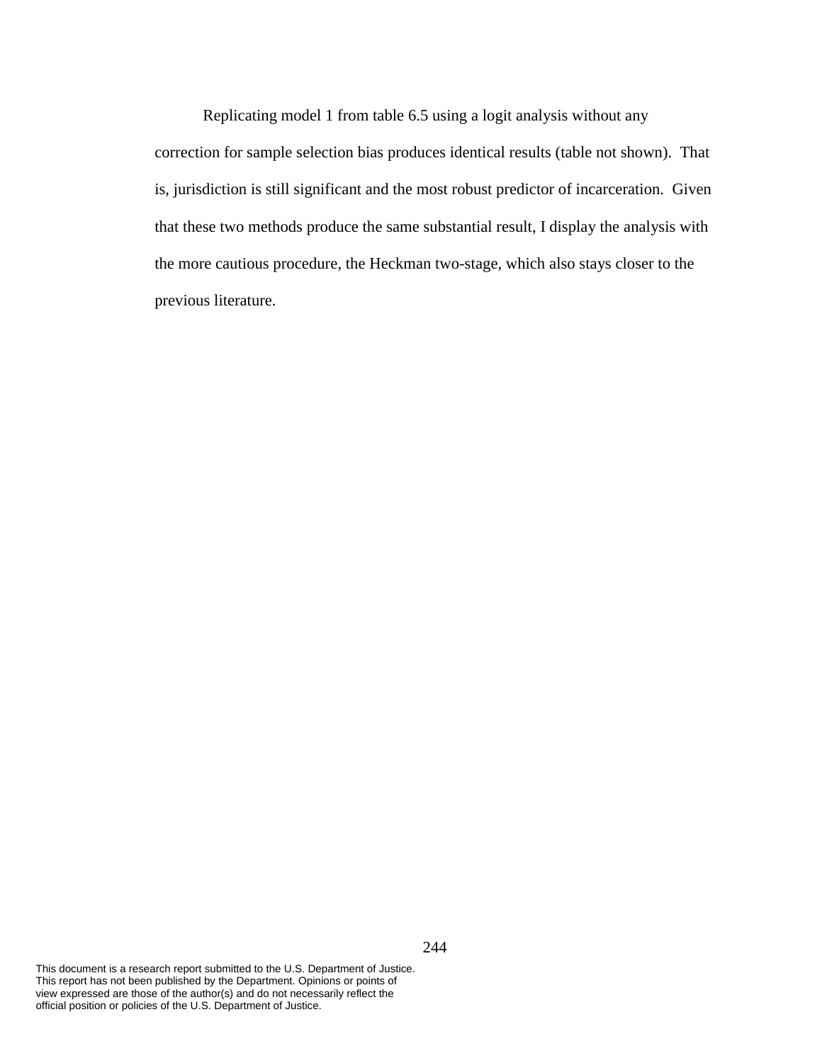Replicating model 1 from table 6.5 using a logit analysis without any correction for sample selection bias produces identical results (table not shown). That is, jurisdiction is still significant and the most robust predictor of incarceration. Given that these two methods produce the same substantial result, I display the analysis with the more cautious procedure, the Heckman two-stage, which also stays closer to the previous literature.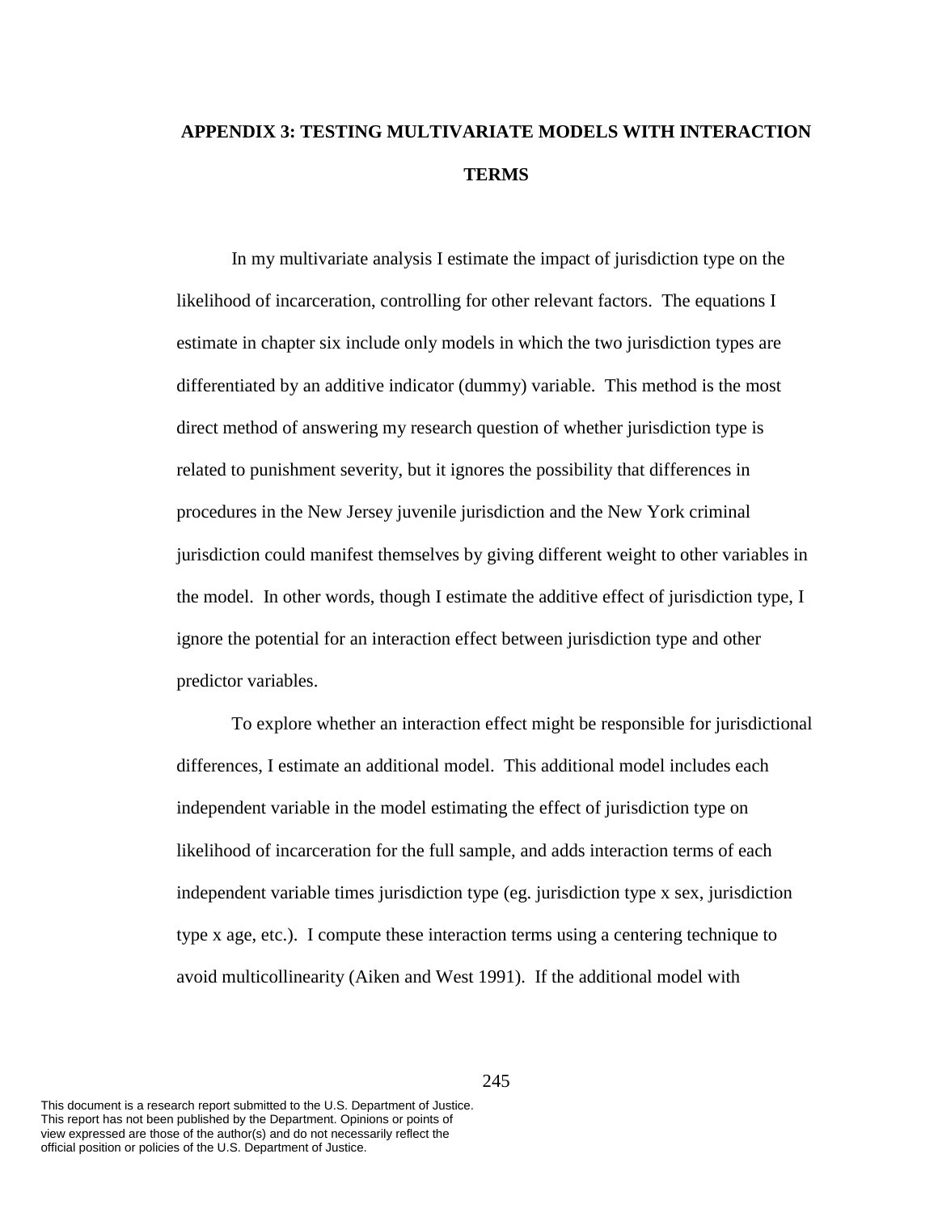# APPENDIX 3: TESTING MULTIVARIATE MODELS WITH INTERACTION TERMS

In my multivariate analysis I estimate the impact of jurisdiction type on the likelihood of incarceration, controlling for other relevant factors. The equations I estimate in chapter six include only models in which the two jurisdiction types are differentiated by an additive indicator (dummy) variable. This method is the most direct method of answering my research question of whether jurisdiction type is related to punishment severity, but it ignores the possibility that differences in procedures in the New Jersey juvenile jurisdiction and the New York criminal jurisdiction could manifest themselves by giving different weight to other variables in the model. In other words, though I estimate the additive effect of jurisdiction type, I ignore the potential for an interaction effect between jurisdiction type and other predictor variables.

To explore whether an interaction effect might be responsible for jurisdictional differences, I estimate an additional model. This additional model includes each independent variable in the model estimating the effect of jurisdiction type on likelihood of incarceration for the full sample, and adds interaction terms of each independent variable times jurisdiction type (eg. jurisdiction type x sex, jurisdiction type x age, etc.). I compute these interaction terms using a centering technique to avoid multicollinearity (Aiken and West 1991). If the additional model with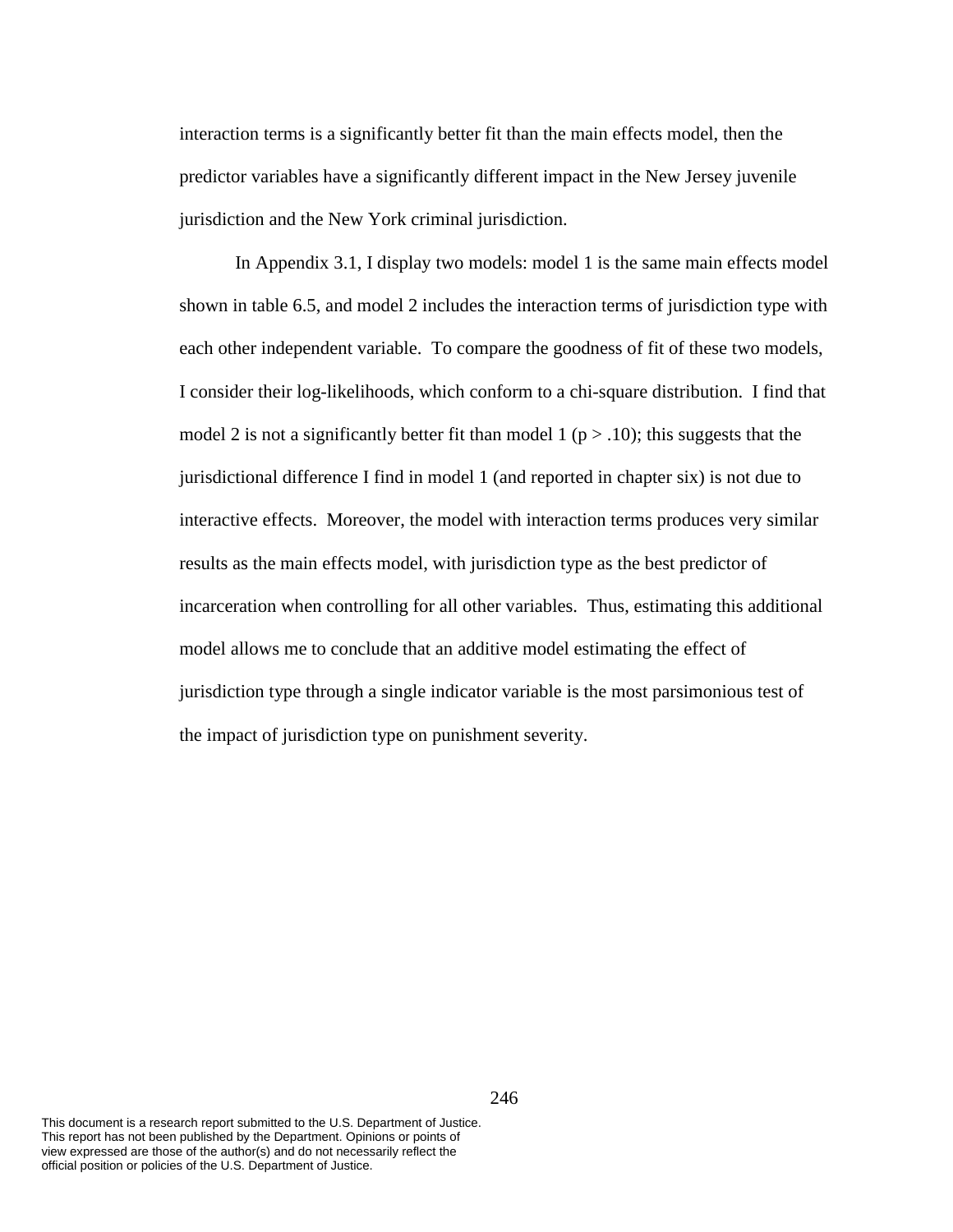interaction terms is a significantly better fit than the main effects model, then the predictor variables have a significantly different impact in the New Jersey juvenile jurisdiction and the New York criminal jurisdiction.

In Appendix 3.1, I display two models: model 1 is the same main effects model shown in table 6.5, and model 2 includes the interaction terms of jurisdiction type with each other independent variable. To compare the goodness of fit of these two models, I consider their log-likelihoods, which conform to a chi-square distribution. I find that model 2 is not a significantly better fit than model 1 ($p > .10$); this suggests that the jurisdictional difference I find in model 1 (and reported in chapter six) is not due to interactive effects. Moreover, the model with interaction terms produces very similar results as the main effects model, with jurisdiction type as the best predictor of incarceration when controlling for all other variables. Thus, estimating this additional model allows me to conclude that an additive model estimating the effect of jurisdiction type through a single indicator variable is the most parsimonious test of the impact of jurisdiction type on punishment severity.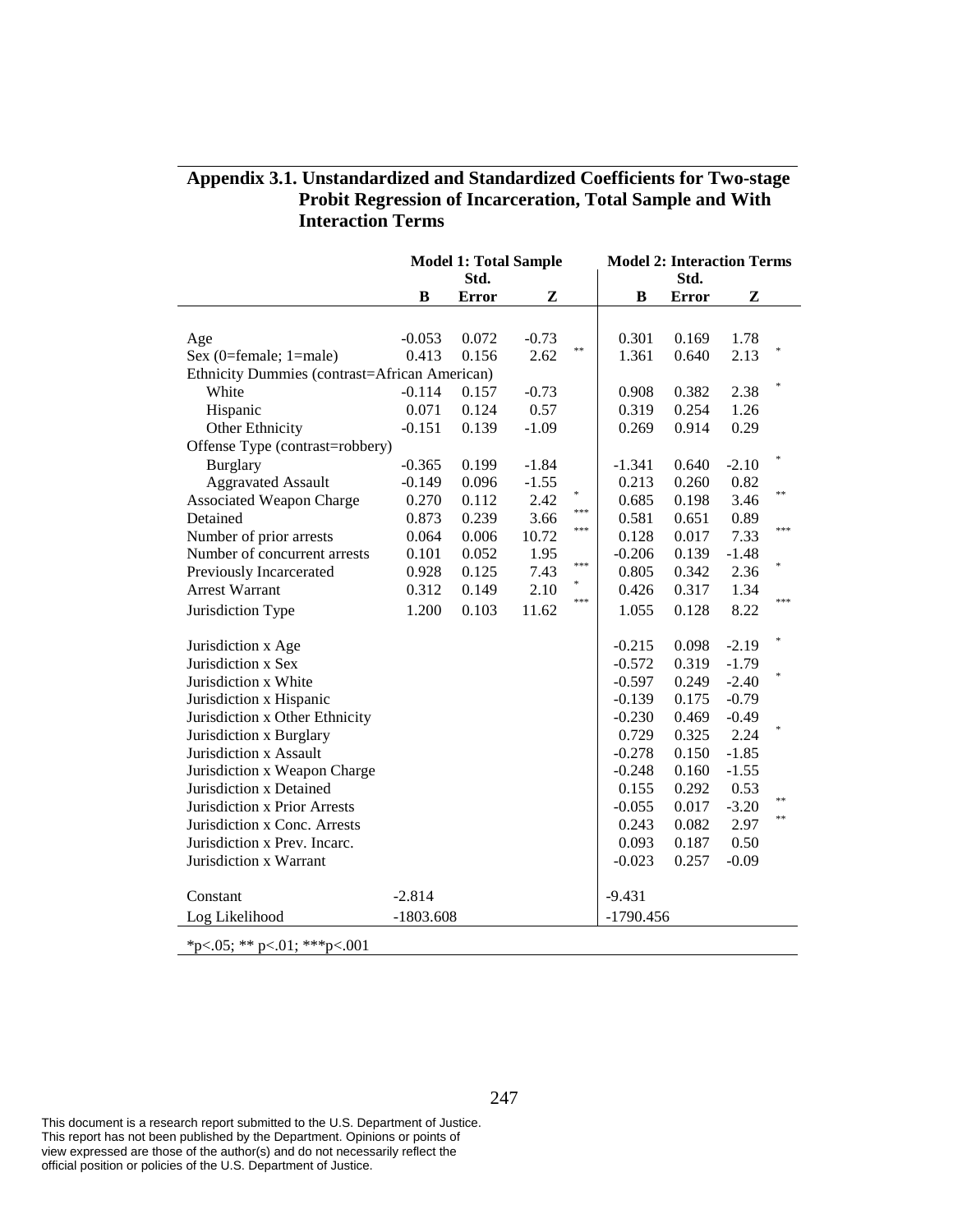## Appendix 3.1. Unstandardized and Standardized Coefficients for Two-stage Probit Regression of Incarceration, Total Sample and With Interaction Terms

| | Model 1: Total Sample | | | | Model 2: Interaction Terms | | | |
|---|---|---|---|---|---|---|---|---|
| | B | Std. Error | Z | | B | Std. Error | Z | |
| Age | -0.053 | 0.072 | -0.73 | | 0.301 | 0.169 | 1.78 | |
| Sex (0=female; 1=male) | 0.413 | 0.156 | 2.62 | ** | 1.361 | 0.640 | 2.13 | * |
| Ethnicity Dummies (contrast=African American) | | | | | | | | |
| White | -0.114 | 0.157 | -0.73 | | 0.908 | 0.382 | 2.38 | * |
| Hispanic | 0.071 | 0.124 | 0.57 | | 0.319 | 0.254 | 1.26 | |
| Other Ethnicity | -0.151 | 0.139 | -1.09 | | 0.269 | 0.914 | 0.29 | |
| Offense Type (contrast=robbery) | | | | | | | | |
| Burglary | -0.365 | 0.199 | -1.84 | | -1.341 | 0.640 | -2.10 | * |
| Aggravated Assault | -0.149 | 0.096 | -1.55 | | 0.213 | 0.260 | 0.82 | |
| Associated Weapon Charge | 0.270 | 0.112 | 2.42 | * | 0.685 | 0.198 | 3.46 | ** |
| Detained | 0.873 | 0.239 | 3.66 | *** | 0.581 | 0.651 | 0.89 | |
| Number of prior arrests | 0.064 | 0.006 | 10.72 | *** | 0.128 | 0.017 | 7.33 | *** |
| Number of concurrent arrests | 0.101 | 0.052 | 1.95 | | -0.206 | 0.139 | -1.48 | |
| Previously Incarcerated | 0.928 | 0.125 | 7.43 | *** | 0.805 | 0.342 | 2.36 | * |
| Arrest Warrant | 0.312 | 0.149 | 2.10 | * | 0.426 | 0.317 | 1.34 | |
| Jurisdiction Type | 1.200 | 0.103 | 11.62 | *** | 1.055 | 0.128 | 8.22 | *** |
| Jurisdiction x Age | | | | | -0.215 | 0.098 | -2.19 | * |
| Jurisdiction x Sex | | | | | -0.572 | 0.319 | -1.79 | |
| Jurisdiction x White | | | | | -0.597 | 0.249 | -2.40 | * |
| Jurisdiction x Hispanic | | | | | -0.139 | 0.175 | -0.79 | |
| Jurisdiction x Other Ethnicity | | | | | -0.230 | 0.469 | -0.49 | |
| Jurisdiction x Burglary | | | | | 0.729 | 0.325 | 2.24 | * |
| Jurisdiction x Assault | | | | | -0.278 | 0.150 | -1.85 | |
| Jurisdiction x Weapon Charge | | | | | -0.248 | 0.160 | -1.55 | |
| Jurisdiction x Detained | | | | | 0.155 | 0.292 | 0.53 | |
| Jurisdiction x Prior Arrests | | | | | -0.055 | 0.017 | -3.20 | ** |
| Jurisdiction x Conc. Arrests | | | | | 0.243 | 0.082 | 2.97 | ** |
| Jurisdiction x Prev. Incarc. | | | | | 0.093 | 0.187 | 0.50 | |
| Jurisdiction x Warrant | | | | | -0.023 | 0.257 | -0.09 | |
| Constant | -2.814 | | | | -9.431 | | | |
| Log Likelihood | -1803.608 | | | | -1790.456 | | | |

*p<.05; ** p<.01; ***p<.001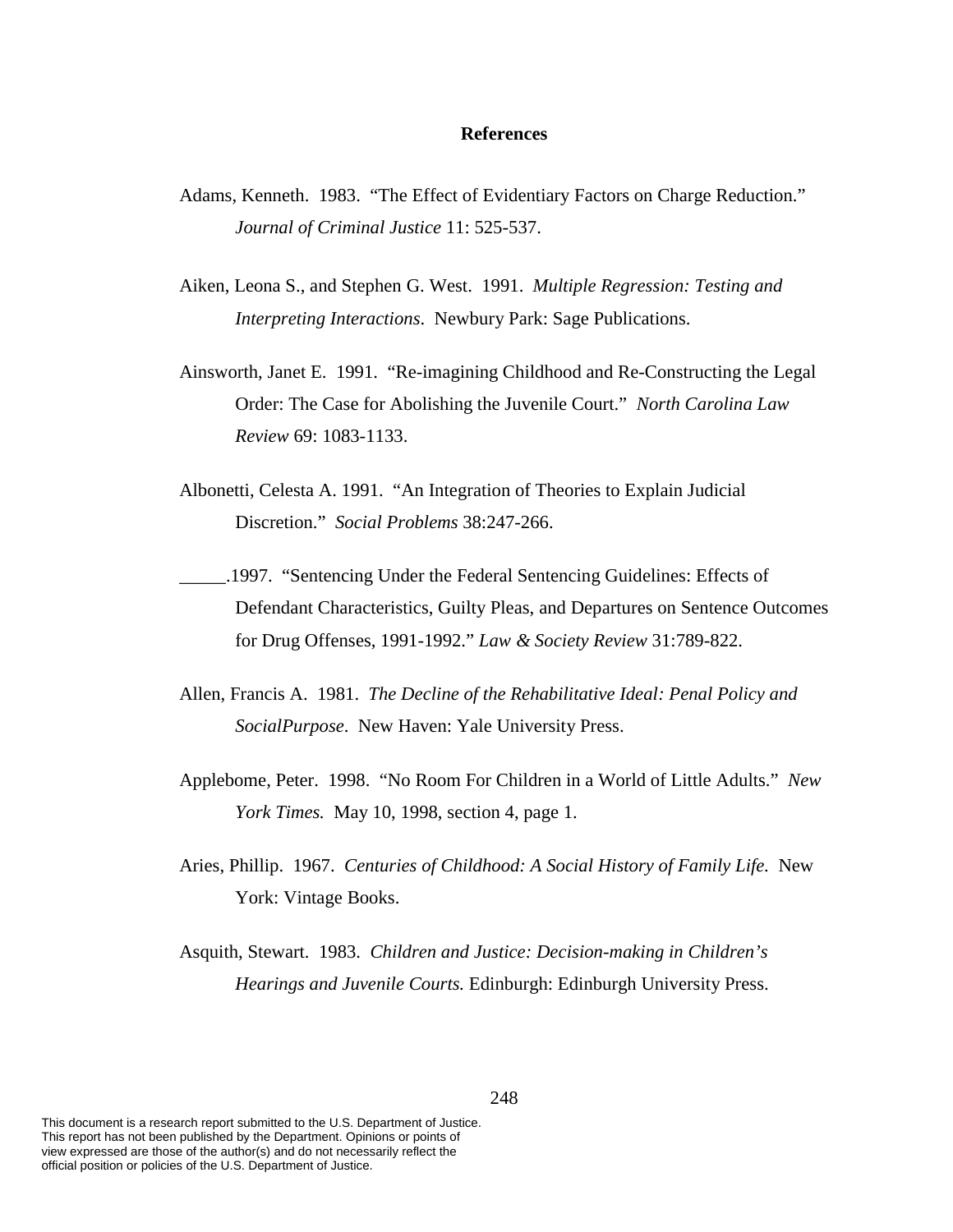## References

Adams, Kenneth. 1983. "The Effect of Evidentiary Factors on Charge Reduction." *Journal of Criminal Justice* 11: 525-537.

Aiken, Leona S., and Stephen G. West. 1991. *Multiple Regression: Testing and Interpreting Interactions*. Newbury Park: Sage Publications.

Ainsworth, Janet E. 1991. "Re-imagining Childhood and Re-Constructing the Legal Order: The Case for Abolishing the Juvenile Court." *North Carolina Law Review* 69: 1083-1133.

Albonetti, Celesta A. 1991. "An Integration of Theories to Explain Judicial Discretion." *Social Problems* 38:247-266.

_____.1997. "Sentencing Under the Federal Sentencing Guidelines: Effects of Defendant Characteristics, Guilty Pleas, and Departures on Sentence Outcomes for Drug Offenses, 1991-1992." *Law & Society Review* 31:789-822.

Allen, Francis A. 1981. *The Decline of the Rehabilitative Ideal: Penal Policy and SocialPurpose*. New Haven: Yale University Press.

Applebome, Peter. 1998. "No Room For Children in a World of Little Adults." *New York Times.* May 10, 1998, section 4, page 1.

Aries, Phillip. 1967. *Centuries of Childhood: A Social History of Family Life.* New York: Vintage Books.

Asquith, Stewart. 1983. *Children and Justice: Decision-making in Children's Hearings and Juvenile Courts.* Edinburgh: Edinburgh University Press.

This document is a research report submitted to the U.S. Department of Justice. This report has not been published by the Department. Opinions or points of view expressed are those of the author(s) and do not necessarily reflect the official position or policies of the U.S. Department of Justice.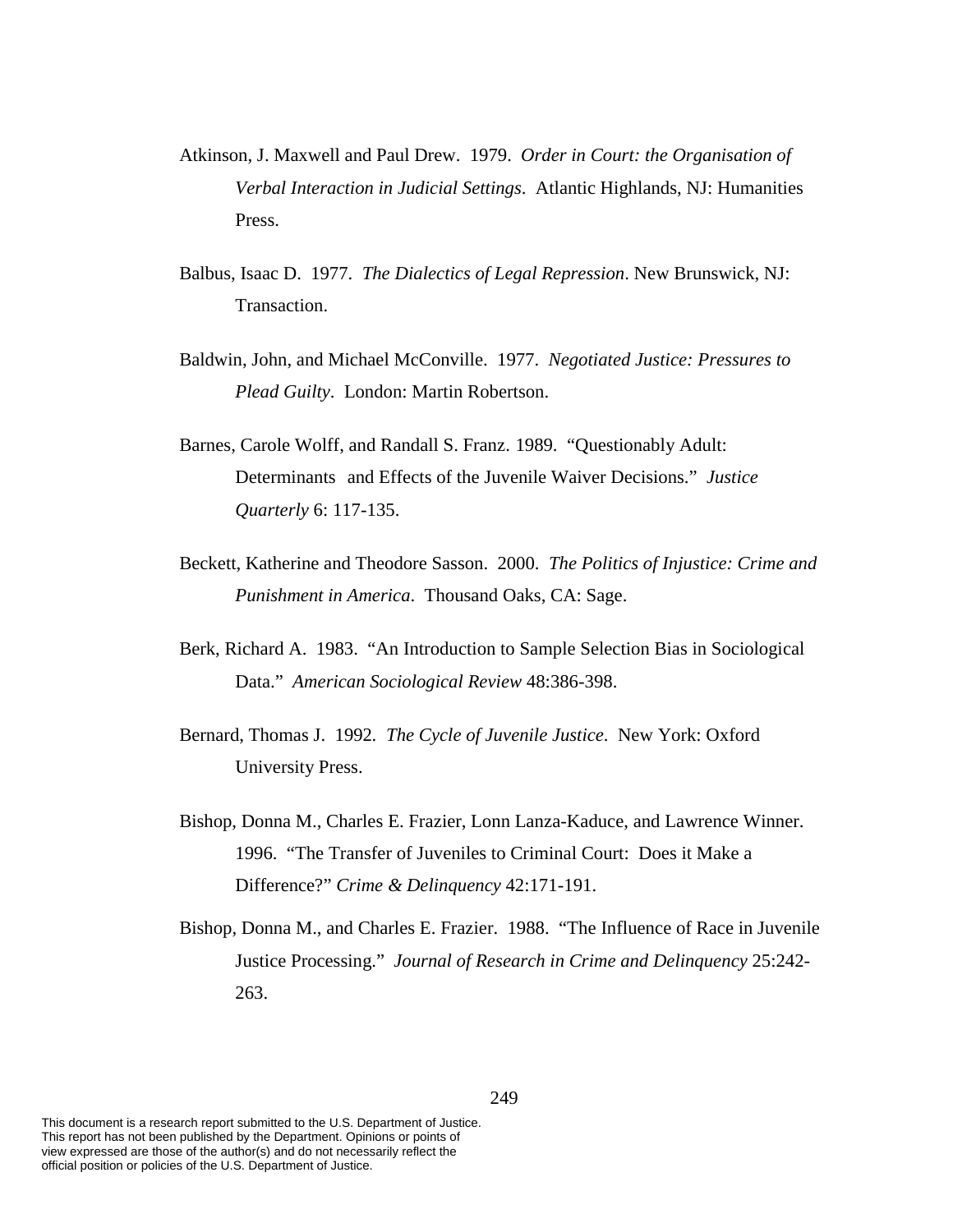Atkinson, J. Maxwell and Paul Drew. 1979. *Order in Court: the Organisation of Verbal Interaction in Judicial Settings*. Atlantic Highlands, NJ: Humanities Press.

Balbus, Isaac D. 1977. *The Dialectics of Legal Repression*. New Brunswick, NJ: Transaction.

Baldwin, John, and Michael McConville. 1977. *Negotiated Justice: Pressures to Plead Guilty*. London: Martin Robertson.

Barnes, Carole Wolff, and Randall S. Franz. 1989. "Questionably Adult: Determinants and Effects of the Juvenile Waiver Decisions." *Justice Quarterly* 6: 117-135.

Beckett, Katherine and Theodore Sasson. 2000. *The Politics of Injustice: Crime and Punishment in America*. Thousand Oaks, CA: Sage.

Berk, Richard A. 1983. "An Introduction to Sample Selection Bias in Sociological Data." *American Sociological Review* 48:386-398.

Bernard, Thomas J. 1992. *The Cycle of Juvenile Justice*. New York: Oxford University Press.

Bishop, Donna M., Charles E. Frazier, Lonn Lanza-Kaduce, and Lawrence Winner. 1996. "The Transfer of Juveniles to Criminal Court: Does it Make a Difference?" *Crime & Delinquency* 42:171-191.

Bishop, Donna M., and Charles E. Frazier. 1988. "The Influence of Race in Juvenile Justice Processing." *Journal of Research in Crime and Delinquency* 25:242-263.

This document is a research report submitted to the U.S. Department of Justice. This report has not been published by the Department. Opinions or points of view expressed are those of the author(s) and do not necessarily reflect the official position or policies of the U.S. Department of Justice.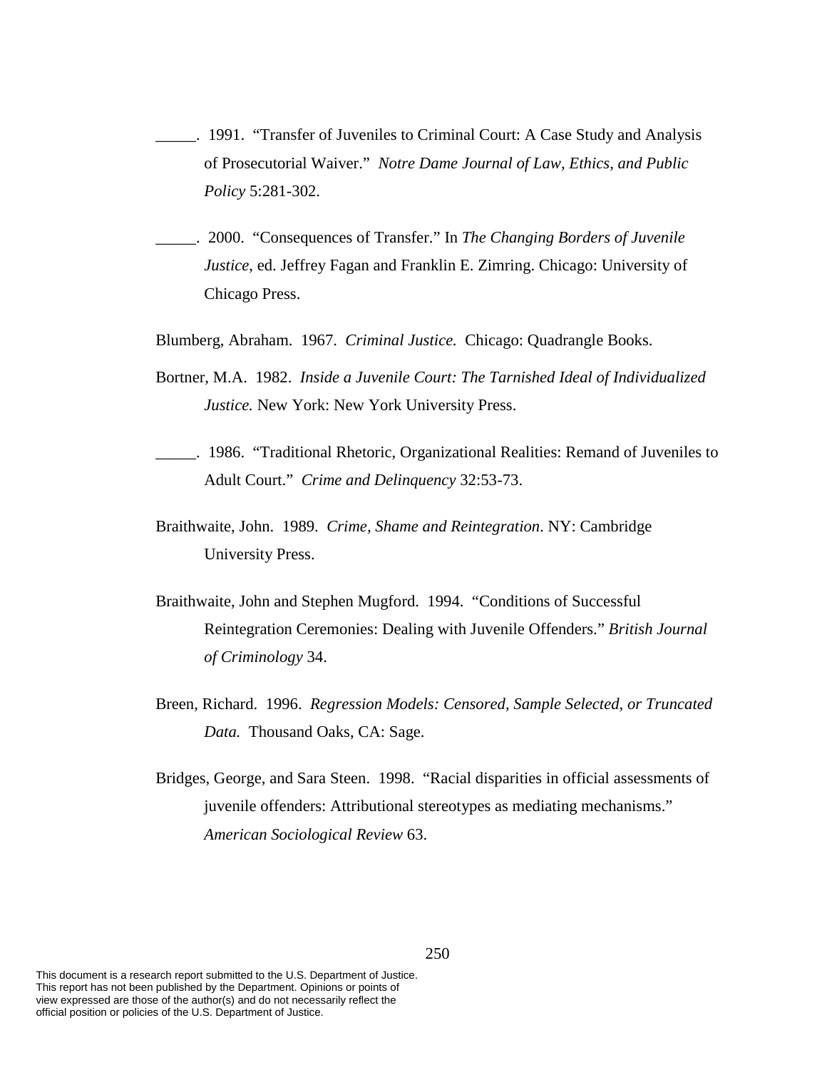_____. 1991. "Transfer of Juveniles to Criminal Court: A Case Study and Analysis of Prosecutorial Waiver." *Notre Dame Journal of Law, Ethics, and Public Policy* 5:281-302.

_____. 2000. "Consequences of Transfer." In *The Changing Borders of Juvenile Justice*, ed. Jeffrey Fagan and Franklin E. Zimring. Chicago: University of Chicago Press.

Blumberg, Abraham. 1967. *Criminal Justice.* Chicago: Quadrangle Books.

Bortner, M.A. 1982. *Inside a Juvenile Court: The Tarnished Ideal of Individualized Justice.* New York: New York University Press.

_____. 1986. "Traditional Rhetoric, Organizational Realities: Remand of Juveniles to Adult Court." *Crime and Delinquency* 32:53-73.

Braithwaite, John. 1989. *Crime, Shame and Reintegration*. NY: Cambridge University Press.

Braithwaite, John and Stephen Mugford. 1994. "Conditions of Successful Reintegration Ceremonies: Dealing with Juvenile Offenders." *British Journal of Criminology* 34.

Breen, Richard. 1996. *Regression Models: Censored, Sample Selected, or Truncated Data.* Thousand Oaks, CA: Sage.

Bridges, George, and Sara Steen. 1998. "Racial disparities in official assessments of juvenile offenders: Attributional stereotypes as mediating mechanisms." *American Sociological Review* 63.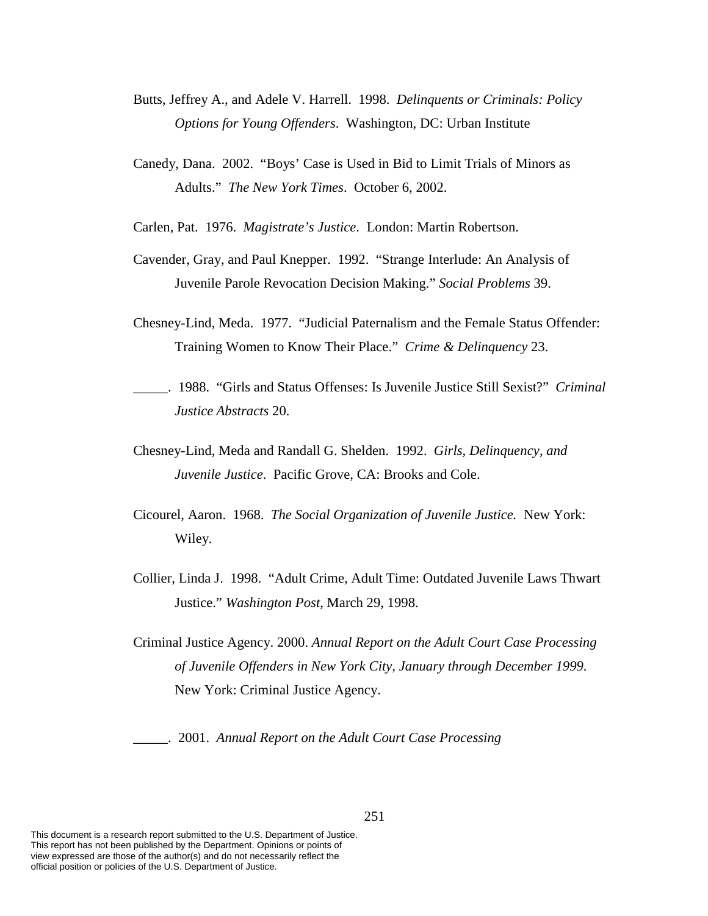Butts, Jeffrey A., and Adele V. Harrell. 1998. *Delinquents or Criminals: Policy Options for Young Offenders*. Washington, DC: Urban Institute

Canedy, Dana. 2002. "Boys' Case is Used in Bid to Limit Trials of Minors as Adults." *The New York Times*. October 6, 2002.

Carlen, Pat. 1976. *Magistrate's Justice*. London: Martin Robertson.

Cavender, Gray, and Paul Knepper. 1992. "Strange Interlude: An Analysis of Juvenile Parole Revocation Decision Making." *Social Problems* 39.

Chesney-Lind, Meda. 1977. "Judicial Paternalism and the Female Status Offender: Training Women to Know Their Place." *Crime & Delinquency* 23.

_____. 1988. "Girls and Status Offenses: Is Juvenile Justice Still Sexist?" *Criminal Justice Abstracts* 20.

Chesney-Lind, Meda and Randall G. Shelden. 1992. *Girls, Delinquency, and Juvenile Justice*. Pacific Grove, CA: Brooks and Cole.

Cicourel, Aaron. 1968. *The Social Organization of Juvenile Justice.* New York: Wiley.

Collier, Linda J. 1998. "Adult Crime, Adult Time: Outdated Juvenile Laws Thwart Justice." *Washington Post,* March 29, 1998.

Criminal Justice Agency. 2000. *Annual Report on the Adult Court Case Processing of Juvenile Offenders in New York City, January through December 1999*. New York: Criminal Justice Agency.

_____. 2001. *Annual Report on the Adult Court Case Processing*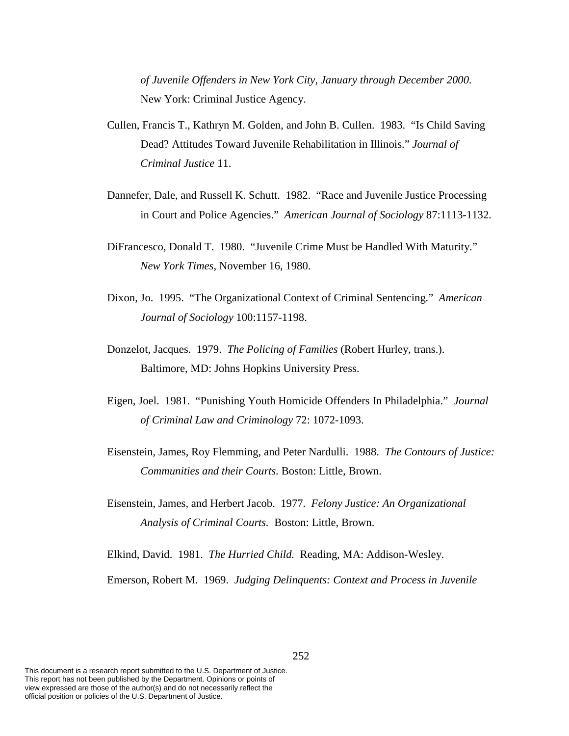*of Juvenile Offenders in New York City, January through December 2000.* New York: Criminal Justice Agency.

Cullen, Francis T., Kathryn M. Golden, and John B. Cullen. 1983. "Is Child Saving Dead? Attitudes Toward Juvenile Rehabilitation in Illinois." *Journal of Criminal Justice* 11.

Dannefer, Dale, and Russell K. Schutt. 1982. "Race and Juvenile Justice Processing in Court and Police Agencies." *American Journal of Sociology* 87:1113-1132.

DiFrancesco, Donald T. 1980. "Juvenile Crime Must be Handled With Maturity." *New York Times*, November 16, 1980.

Dixon, Jo. 1995. "The Organizational Context of Criminal Sentencing." *American Journal of Sociology* 100:1157-1198.

Donzelot, Jacques. 1979. *The Policing of Families* (Robert Hurley, trans.). Baltimore, MD: Johns Hopkins University Press.

Eigen, Joel. 1981. "Punishing Youth Homicide Offenders In Philadelphia." *Journal of Criminal Law and Criminology* 72: 1072-1093.

Eisenstein, James, Roy Flemming, and Peter Nardulli. 1988. *The Contours of Justice: Communities and their Courts.* Boston: Little, Brown.

Eisenstein, James, and Herbert Jacob. 1977. *Felony Justice: An Organizational Analysis of Criminal Courts.* Boston: Little, Brown.

Elkind, David. 1981. *The Hurried Child.* Reading, MA: Addison-Wesley.

Emerson, Robert M. 1969. *Judging Delinquents: Context and Process in Juvenile*

This document is a research report submitted to the U.S. Department of Justice. This report has not been published by the Department. Opinions or points of view expressed are those of the author(s) and do not necessarily reflect the official position or policies of the U.S. Department of Justice.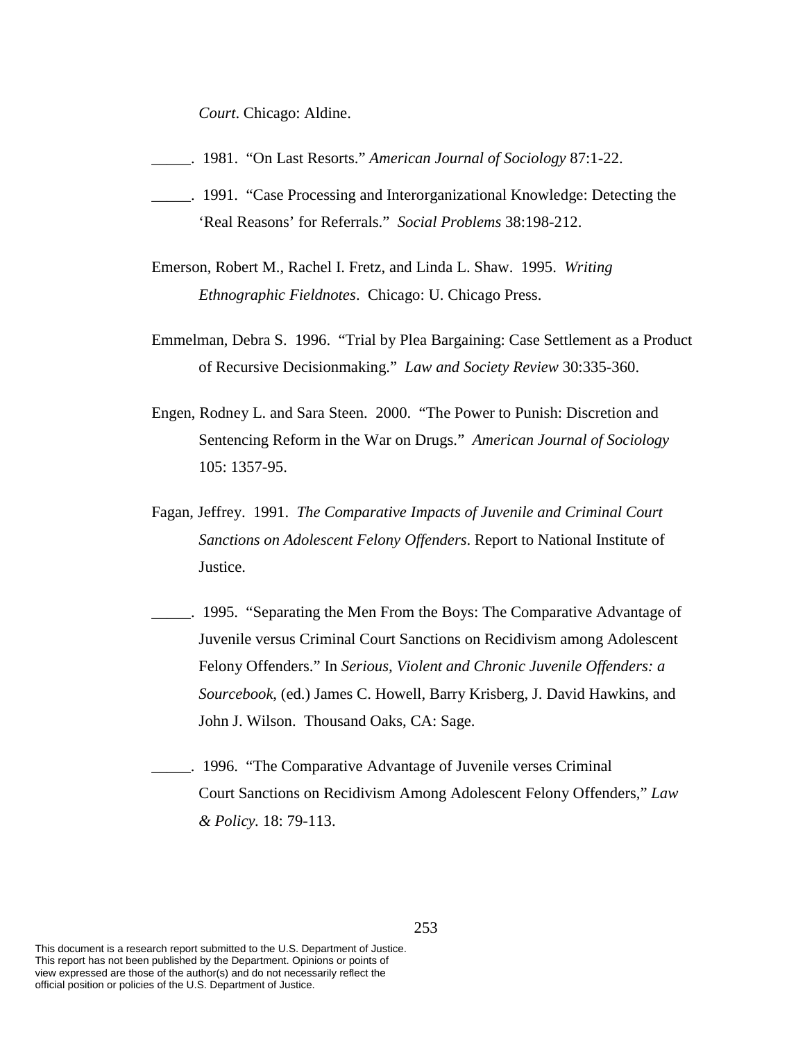*Court*. Chicago: Aldine.

_____. 1981. "On Last Resorts." *American Journal of Sociology* 87:1-22.

_____. 1991. "Case Processing and Interorganizational Knowledge: Detecting the 'Real Reasons' for Referrals." *Social Problems* 38:198-212.

Emerson, Robert M., Rachel I. Fretz, and Linda L. Shaw. 1995. *Writing Ethnographic Fieldnotes*. Chicago: U. Chicago Press.

Emmelman, Debra S. 1996. "Trial by Plea Bargaining: Case Settlement as a Product of Recursive Decisionmaking." *Law and Society Review* 30:335-360.

Engen, Rodney L. and Sara Steen. 2000. "The Power to Punish: Discretion and Sentencing Reform in the War on Drugs." *American Journal of Sociology* 105: 1357-95.

Fagan, Jeffrey. 1991. *The Comparative Impacts of Juvenile and Criminal Court Sanctions on Adolescent Felony Offenders*. Report to National Institute of Justice.

_____. 1995. "Separating the Men From the Boys: The Comparative Advantage of Juvenile versus Criminal Court Sanctions on Recidivism among Adolescent Felony Offenders." In *Serious, Violent and Chronic Juvenile Offenders: a Sourcebook*, (ed.) James C. Howell, Barry Krisberg, J. David Hawkins, and John J. Wilson. Thousand Oaks, CA: Sage.

_____. 1996. "The Comparative Advantage of Juvenile verses Criminal Court Sanctions on Recidivism Among Adolescent Felony Offenders," *Law & Policy.* 18: 79-113.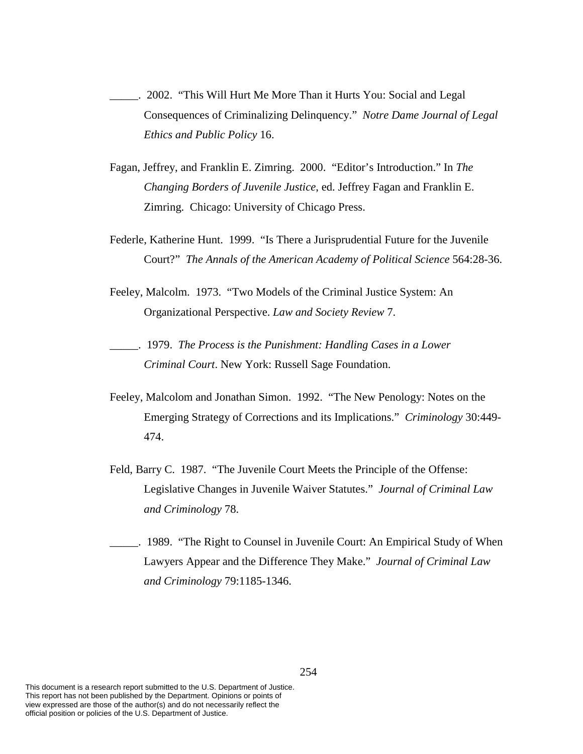_____. 2002. "This Will Hurt Me More Than it Hurts You: Social and Legal Consequences of Criminalizing Delinquency." *Notre Dame Journal of Legal Ethics and Public Policy* 16.

Fagan, Jeffrey, and Franklin E. Zimring. 2000. "Editor's Introduction." In *The Changing Borders of Juvenile Justice*, ed. Jeffrey Fagan and Franklin E. Zimring. Chicago: University of Chicago Press.

Federle, Katherine Hunt. 1999. "Is There a Jurisprudential Future for the Juvenile Court?" *The Annals of the American Academy of Political Science* 564:28-36.

Feeley, Malcolm. 1973. "Two Models of the Criminal Justice System: An Organizational Perspective. *Law and Society Review* 7.

_____. 1979. *The Process is the Punishment: Handling Cases in a Lower Criminal Court*. New York: Russell Sage Foundation.

Feeley, Malcolom and Jonathan Simon. 1992. "The New Penology: Notes on the Emerging Strategy of Corrections and its Implications." *Criminology* 30:449-474.

Feld, Barry C. 1987. "The Juvenile Court Meets the Principle of the Offense: Legislative Changes in Juvenile Waiver Statutes." *Journal of Criminal Law and Criminology* 78.

_____. 1989. "The Right to Counsel in Juvenile Court: An Empirical Study of When Lawyers Appear and the Difference They Make." *Journal of Criminal Law and Criminology* 79:1185-1346.

This document is a research report submitted to the U.S. Department of Justice. This report has not been published by the Department. Opinions or points of view expressed are those of the author(s) and do not necessarily reflect the official position or policies of the U.S. Department of Justice.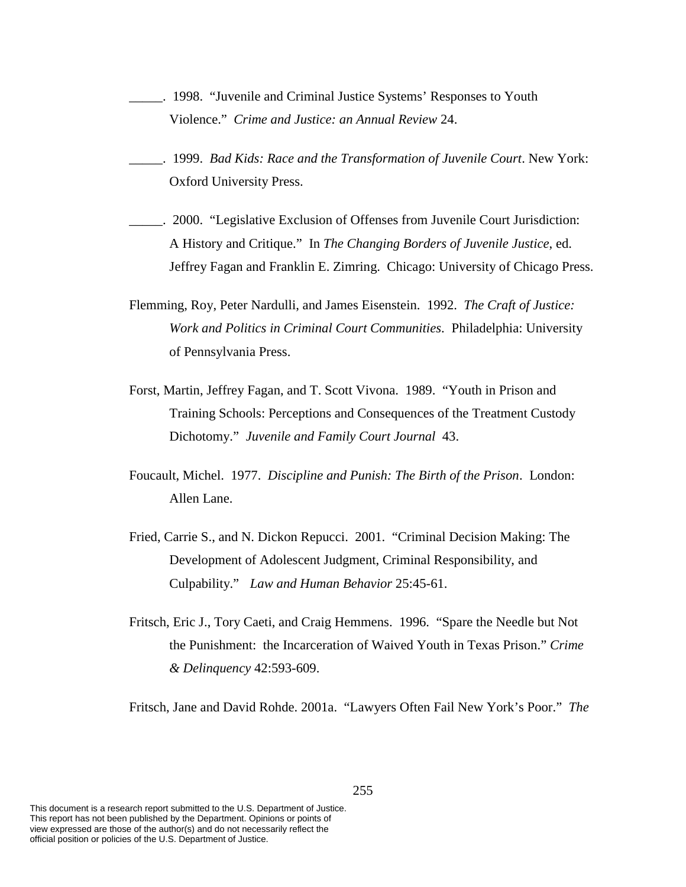_____. 1998. "Juvenile and Criminal Justice Systems' Responses to Youth Violence." *Crime and Justice: an Annual Review* 24.

_____. 1999. *Bad Kids: Race and the Transformation of Juvenile Court*. New York: Oxford University Press.

_____. 2000. "Legislative Exclusion of Offenses from Juvenile Court Jurisdiction: A History and Critique." In *The Changing Borders of Juvenile Justice*, ed. Jeffrey Fagan and Franklin E. Zimring. Chicago: University of Chicago Press.

Flemming, Roy, Peter Nardulli, and James Eisenstein. 1992. *The Craft of Justice: Work and Politics in Criminal Court Communities*. Philadelphia: University of Pennsylvania Press.

Forst, Martin, Jeffrey Fagan, and T. Scott Vivona. 1989. "Youth in Prison and Training Schools: Perceptions and Consequences of the Treatment Custody Dichotomy." *Juvenile and Family Court Journal* 43.

Foucault, Michel. 1977. *Discipline and Punish: The Birth of the Prison*. London: Allen Lane.

Fried, Carrie S., and N. Dickon Repucci. 2001. "Criminal Decision Making: The Development of Adolescent Judgment, Criminal Responsibility, and Culpability." *Law and Human Behavior* 25:45-61.

Fritsch, Eric J., Tory Caeti, and Craig Hemmens. 1996. "Spare the Needle but Not the Punishment: the Incarceration of Waived Youth in Texas Prison." *Crime & Delinquency* 42:593-609.

Fritsch, Jane and David Rohde. 2001a. "Lawyers Often Fail New York's Poor." *The*

This document is a research report submitted to the U.S. Department of Justice. This report has not been published by the Department. Opinions or points of view expressed are those of the author(s) and do not necessarily reflect the official position or policies of the U.S. Department of Justice.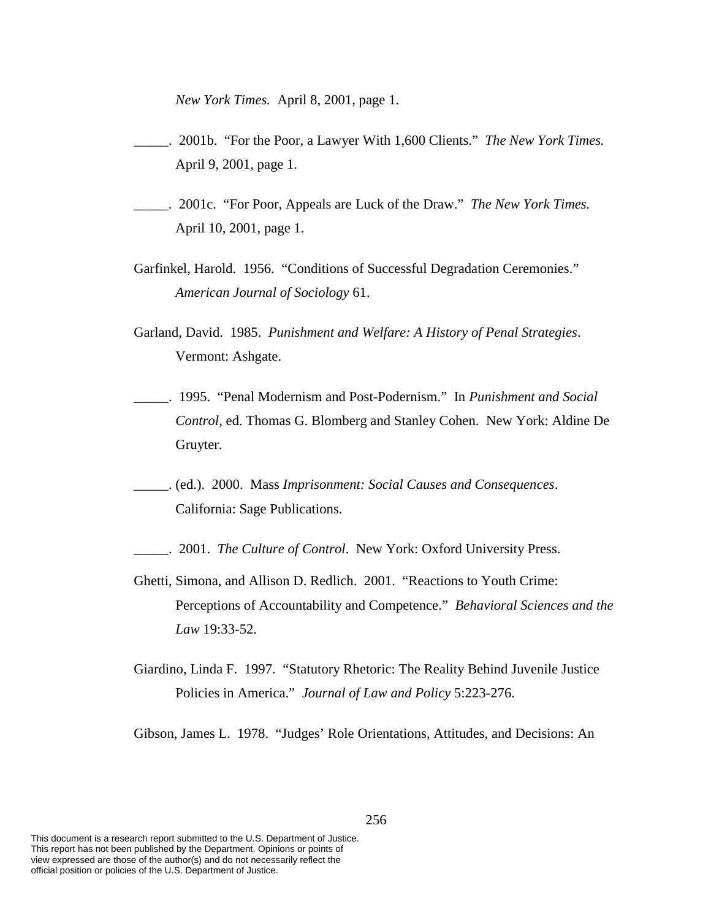*New York Times.* April 8, 2001, page 1.

_____. 2001b. "For the Poor, a Lawyer With 1,600 Clients." *The New York Times.* April 9, 2001, page 1.

_____. 2001c. "For Poor, Appeals are Luck of the Draw." *The New York Times.* April 10, 2001, page 1.

Garfinkel, Harold. 1956. "Conditions of Successful Degradation Ceremonies." *American Journal of Sociology* 61.

Garland, David. 1985. *Punishment and Welfare: A History of Penal Strategies*. Vermont: Ashgate.

_____. 1995. "Penal Modernism and Post-Podernism." In *Punishment and Social Control*, ed. Thomas G. Blomberg and Stanley Cohen. New York: Aldine De Gruyter.

_____. (ed.). 2000. Mass *Imprisonment: Social Causes and Consequences*. California: Sage Publications.

_____. 2001. *The Culture of Control*. New York: Oxford University Press.

Ghetti, Simona, and Allison D. Redlich. 2001. "Reactions to Youth Crime: Perceptions of Accountability and Competence." *Behavioral Sciences and the Law* 19:33-52.

Giardino, Linda F. 1997. "Statutory Rhetoric: The Reality Behind Juvenile Justice Policies in America." *Journal of Law and Policy* 5:223-276.

Gibson, James L. 1978. "Judges' Role Orientations, Attitudes, and Decisions: An

This document is a research report submitted to the U.S. Department of Justice. This report has not been published by the Department. Opinions or points of view expressed are those of the author(s) and do not necessarily reflect the official position or policies of the U.S. Department of Justice.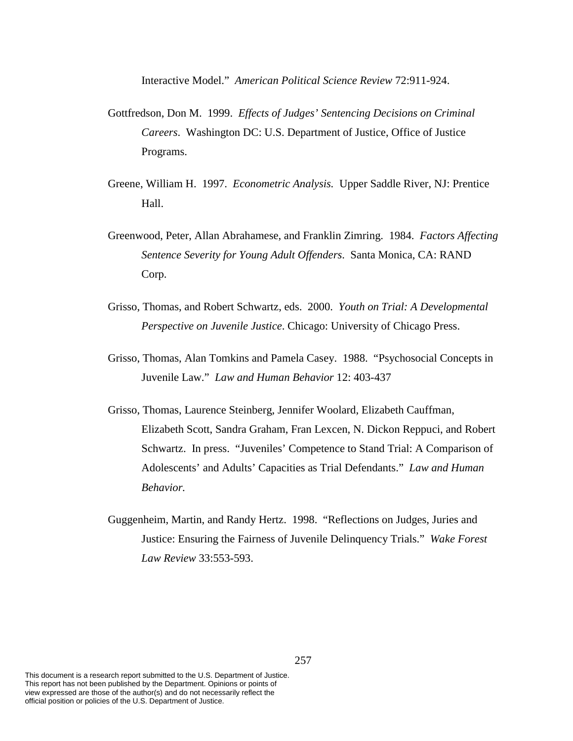Interactive Model." *American Political Science Review* 72:911-924.

Gottfredson, Don M. 1999. *Effects of Judges' Sentencing Decisions on Criminal Careers*. Washington DC: U.S. Department of Justice, Office of Justice Programs.

Greene, William H. 1997. *Econometric Analysis.* Upper Saddle River, NJ: Prentice Hall.

Greenwood, Peter, Allan Abrahamese, and Franklin Zimring. 1984. *Factors Affecting Sentence Severity for Young Adult Offenders*. Santa Monica, CA: RAND Corp.

Grisso, Thomas, and Robert Schwartz, eds. 2000. *Youth on Trial: A Developmental Perspective on Juvenile Justice*. Chicago: University of Chicago Press.

Grisso, Thomas, Alan Tomkins and Pamela Casey. 1988. "Psychosocial Concepts in Juvenile Law." *Law and Human Behavior* 12: 403-437

Grisso, Thomas, Laurence Steinberg, Jennifer Woolard, Elizabeth Cauffman, Elizabeth Scott, Sandra Graham, Fran Lexcen, N. Dickon Reppuci, and Robert Schwartz. In press. "Juveniles' Competence to Stand Trial: A Comparison of Adolescents' and Adults' Capacities as Trial Defendants." *Law and Human Behavior.*

Guggenheim, Martin, and Randy Hertz. 1998. "Reflections on Judges, Juries and Justice: Ensuring the Fairness of Juvenile Delinquency Trials." *Wake Forest Law Review* 33:553-593.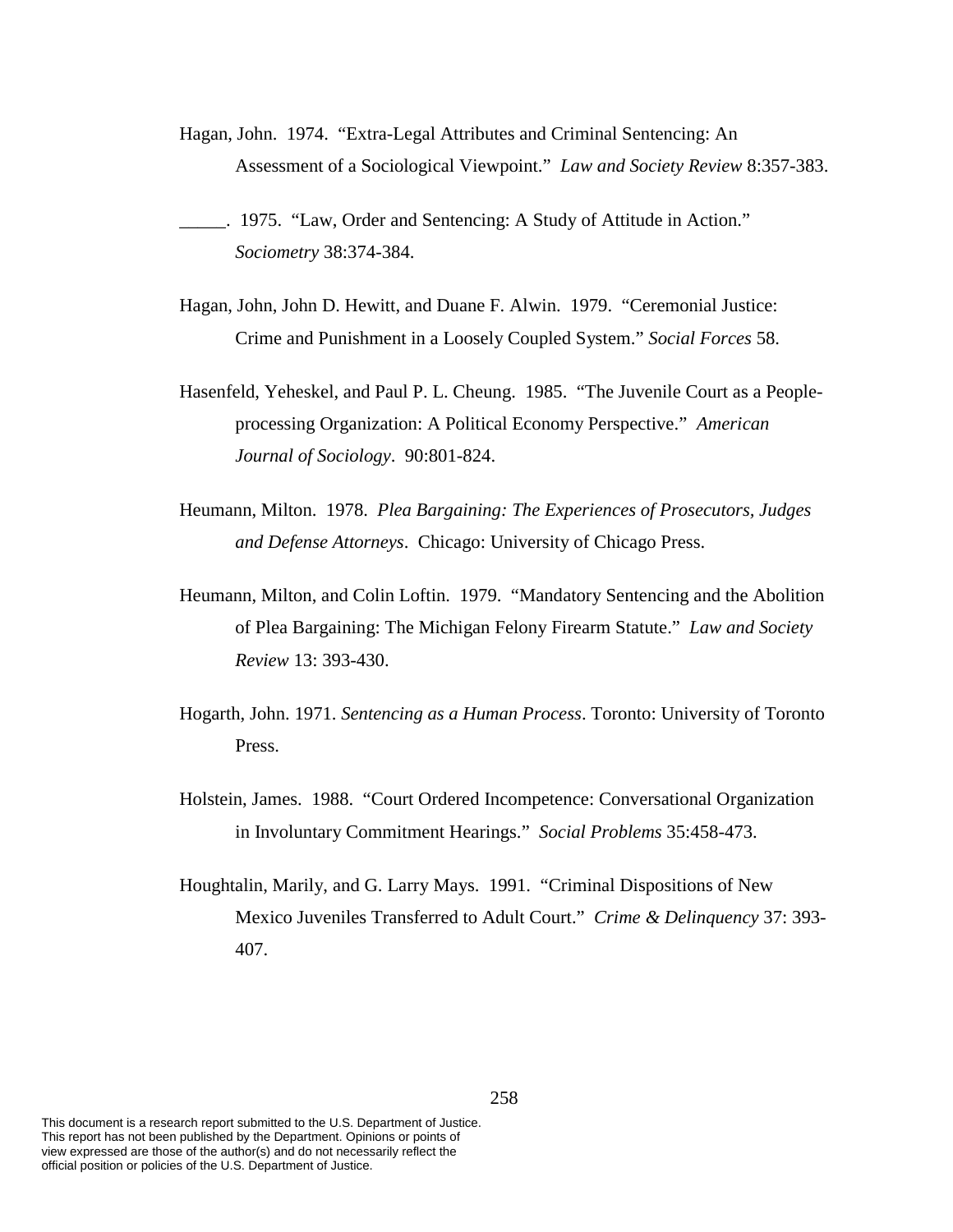Hagan, John. 1974. "Extra-Legal Attributes and Criminal Sentencing: An Assessment of a Sociological Viewpoint." *Law and Society Review* 8:357-383.

_____. 1975. "Law, Order and Sentencing: A Study of Attitude in Action." *Sociometry* 38:374-384.

Hagan, John, John D. Hewitt, and Duane F. Alwin. 1979. "Ceremonial Justice: Crime and Punishment in a Loosely Coupled System." *Social Forces* 58.

Hasenfeld, Yeheskel, and Paul P. L. Cheung. 1985. "The Juvenile Court as a People-processing Organization: A Political Economy Perspective." *American Journal of Sociology*. 90:801-824.

Heumann, Milton. 1978. *Plea Bargaining: The Experiences of Prosecutors, Judges and Defense Attorneys*. Chicago: University of Chicago Press.

Heumann, Milton, and Colin Loftin. 1979. "Mandatory Sentencing and the Abolition of Plea Bargaining: The Michigan Felony Firearm Statute." *Law and Society Review* 13: 393-430.

Hogarth, John. 1971. *Sentencing as a Human Process*. Toronto: University of Toronto Press.

Holstein, James. 1988. "Court Ordered Incompetence: Conversational Organization in Involuntary Commitment Hearings." *Social Problems* 35:458-473.

Houghtalin, Marily, and G. Larry Mays. 1991. "Criminal Dispositions of New Mexico Juveniles Transferred to Adult Court." *Crime & Delinquency* 37: 393-407.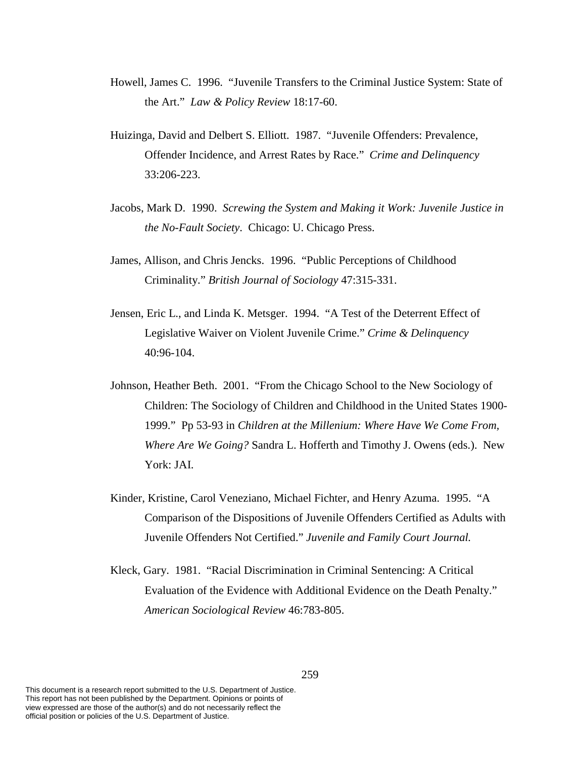Howell, James C. 1996. "Juvenile Transfers to the Criminal Justice System: State of the Art." *Law & Policy Review* 18:17-60.

Huizinga, David and Delbert S. Elliott. 1987. "Juvenile Offenders: Prevalence, Offender Incidence, and Arrest Rates by Race." *Crime and Delinquency* 33:206-223.

Jacobs, Mark D. 1990. *Screwing the System and Making it Work: Juvenile Justice in the No-Fault Society*. Chicago: U. Chicago Press.

James, Allison, and Chris Jencks. 1996. "Public Perceptions of Childhood Criminality." *British Journal of Sociology* 47:315-331.

Jensen, Eric L., and Linda K. Metsger. 1994. "A Test of the Deterrent Effect of Legislative Waiver on Violent Juvenile Crime." *Crime & Delinquency* 40:96-104.

Johnson, Heather Beth. 2001. "From the Chicago School to the New Sociology of Children: The Sociology of Children and Childhood in the United States 1900-1999." Pp 53-93 in *Children at the Millenium: Where Have We Come From, Where Are We Going?* Sandra L. Hofferth and Timothy J. Owens (eds.). New York: JAI.

Kinder, Kristine, Carol Veneziano, Michael Fichter, and Henry Azuma. 1995. "A Comparison of the Dispositions of Juvenile Offenders Certified as Adults with Juvenile Offenders Not Certified." *Juvenile and Family Court Journal.*

Kleck, Gary. 1981. "Racial Discrimination in Criminal Sentencing: A Critical Evaluation of the Evidence with Additional Evidence on the Death Penalty." *American Sociological Review* 46:783-805.

This document is a research report submitted to the U.S. Department of Justice. This report has not been published by the Department. Opinions or points of view expressed are those of the author(s) and do not necessarily reflect the official position or policies of the U.S. Department of Justice.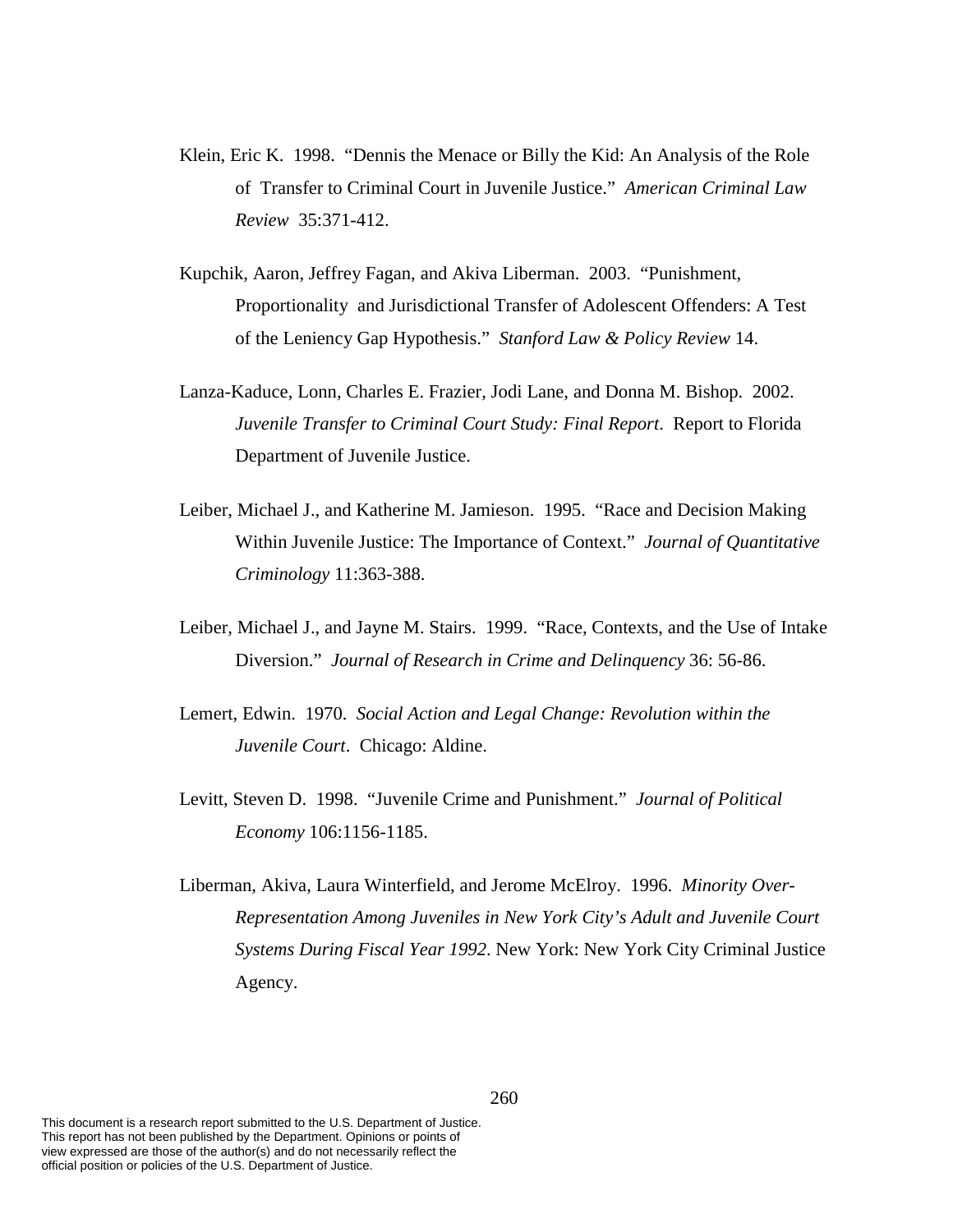Klein, Eric K. 1998. "Dennis the Menace or Billy the Kid: An Analysis of the Role of Transfer to Criminal Court in Juvenile Justice." *American Criminal Law Review* 35:371-412.

Kupchik, Aaron, Jeffrey Fagan, and Akiva Liberman. 2003. "Punishment, Proportionality and Jurisdictional Transfer of Adolescent Offenders: A Test of the Leniency Gap Hypothesis." *Stanford Law & Policy Review* 14.

Lanza-Kaduce, Lonn, Charles E. Frazier, Jodi Lane, and Donna M. Bishop. 2002. *Juvenile Transfer to Criminal Court Study: Final Report*. Report to Florida Department of Juvenile Justice.

Leiber, Michael J., and Katherine M. Jamieson. 1995. "Race and Decision Making Within Juvenile Justice: The Importance of Context." *Journal of Quantitative Criminology* 11:363-388.

Leiber, Michael J., and Jayne M. Stairs. 1999. "Race, Contexts, and the Use of Intake Diversion." *Journal of Research in Crime and Delinquency* 36: 56-86.

Lemert, Edwin. 1970. *Social Action and Legal Change: Revolution within the Juvenile Court*. Chicago: Aldine.

Levitt, Steven D. 1998. "Juvenile Crime and Punishment." *Journal of Political Economy* 106:1156-1185.

Liberman, Akiva, Laura Winterfield, and Jerome McElroy. 1996. *Minority Over-Representation Among Juveniles in New York City's Adult and Juvenile Court Systems During Fiscal Year 1992*. New York: New York City Criminal Justice Agency.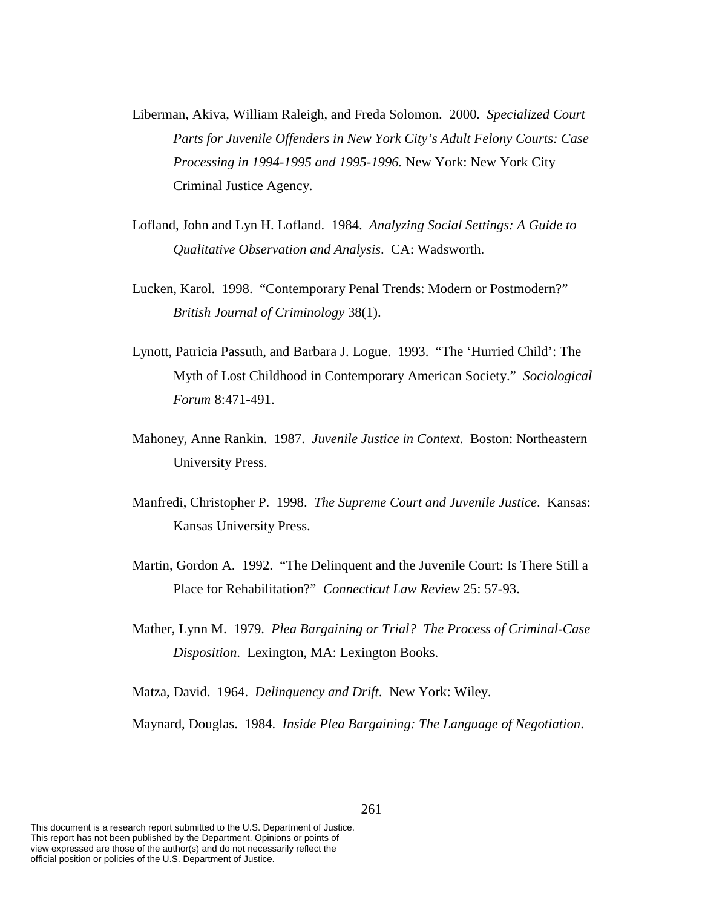Liberman, Akiva, William Raleigh, and Freda Solomon. 2000. *Specialized Court Parts for Juvenile Offenders in New York City's Adult Felony Courts: Case Processing in 1994-1995 and 1995-1996.* New York: New York City Criminal Justice Agency.

Lofland, John and Lyn H. Lofland. 1984. *Analyzing Social Settings: A Guide to Qualitative Observation and Analysis*. CA: Wadsworth.

Lucken, Karol. 1998. "Contemporary Penal Trends: Modern or Postmodern?" *British Journal of Criminology* 38(1).

Lynott, Patricia Passuth, and Barbara J. Logue. 1993. "The 'Hurried Child': The Myth of Lost Childhood in Contemporary American Society." *Sociological Forum* 8:471-491.

Mahoney, Anne Rankin. 1987. *Juvenile Justice in Context*. Boston: Northeastern University Press.

Manfredi, Christopher P. 1998. *The Supreme Court and Juvenile Justice*. Kansas: Kansas University Press.

Martin, Gordon A. 1992. "The Delinquent and the Juvenile Court: Is There Still a Place for Rehabilitation?" *Connecticut Law Review* 25: 57-93.

Mather, Lynn M. 1979. *Plea Bargaining or Trial? The Process of Criminal-Case Disposition*. Lexington, MA: Lexington Books.

Matza, David. 1964. *Delinquency and Drift*. New York: Wiley.

Maynard, Douglas. 1984. *Inside Plea Bargaining: The Language of Negotiation*.

This document is a research report submitted to the U.S. Department of Justice. This report has not been published by the Department. Opinions or points of view expressed are those of the author(s) and do not necessarily reflect the official position or policies of the U.S. Department of Justice.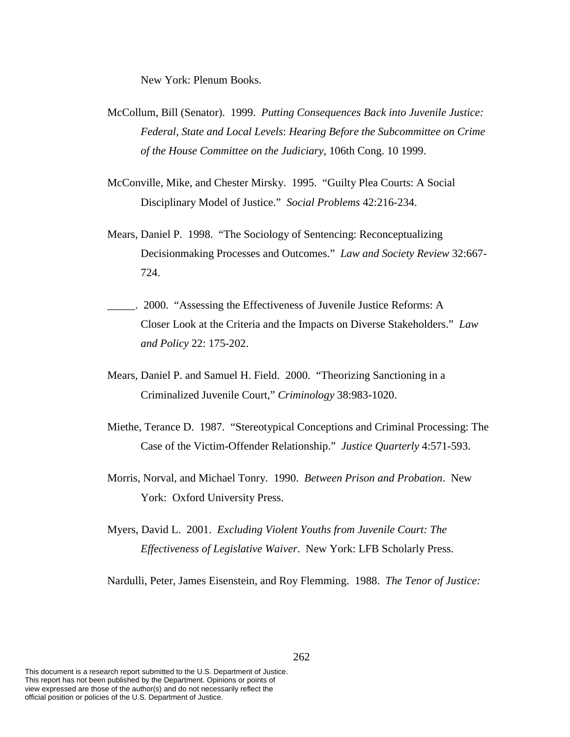New York: Plenum Books.

McCollum, Bill (Senator). 1999. *Putting Consequences Back into Juvenile Justice: Federal, State and Local Levels*: *Hearing Before the Subcommittee on Crime of the House Committee on the Judiciary*, 106th Cong. 10 1999.

McConville, Mike, and Chester Mirsky. 1995. "Guilty Plea Courts: A Social Disciplinary Model of Justice." *Social Problems* 42:216-234.

Mears, Daniel P. 1998. "The Sociology of Sentencing: Reconceptualizing Decisionmaking Processes and Outcomes." *Law and Society Review* 32:667-724.

_____. 2000. "Assessing the Effectiveness of Juvenile Justice Reforms: A Closer Look at the Criteria and the Impacts on Diverse Stakeholders." *Law and Policy* 22: 175-202.

Mears, Daniel P. and Samuel H. Field. 2000. "Theorizing Sanctioning in a Criminalized Juvenile Court," *Criminology* 38:983-1020.

Miethe, Terance D. 1987. "Stereotypical Conceptions and Criminal Processing: The Case of the Victim-Offender Relationship." *Justice Quarterly* 4:571-593.

Morris, Norval, and Michael Tonry. 1990. *Between Prison and Probation*. New York: Oxford University Press.

Myers, David L. 2001. *Excluding Violent Youths from Juvenile Court: The Effectiveness of Legislative Waiver*. New York: LFB Scholarly Press.

Nardulli, Peter, James Eisenstein, and Roy Flemming. 1988. *The Tenor of Justice:*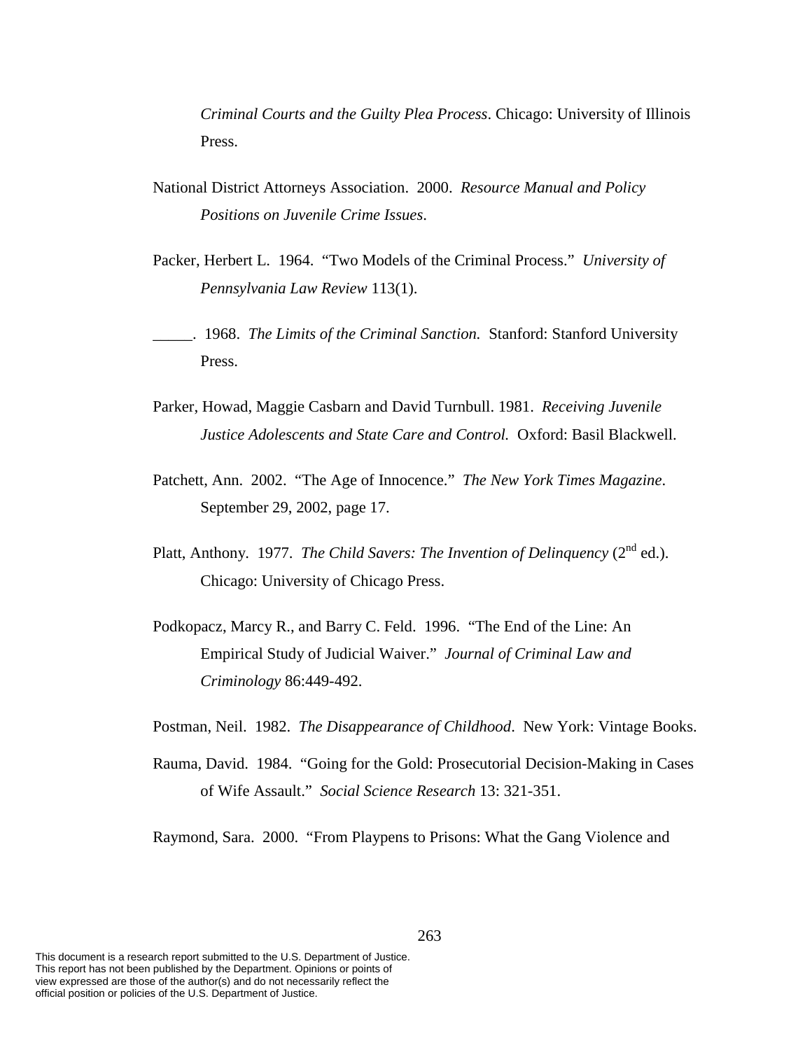*Criminal Courts and the Guilty Plea Process*. Chicago: University of Illinois Press.

National District Attorneys Association. 2000. *Resource Manual and Policy Positions on Juvenile Crime Issues*.

Packer, Herbert L. 1964. "Two Models of the Criminal Process." *University of Pennsylvania Law Review* 113(1).

_____. 1968. *The Limits of the Criminal Sanction.* Stanford: Stanford University Press.

Parker, Howad, Maggie Casbarn and David Turnbull. 1981. *Receiving Juvenile Justice Adolescents and State Care and Control.* Oxford: Basil Blackwell.

Patchett, Ann. 2002. "The Age of Innocence." *The New York Times Magazine*. September 29, 2002, page 17.

Platt, Anthony. 1977. *The Child Savers: The Invention of Delinquency* (2nd ed.). Chicago: University of Chicago Press.

Podkopacz, Marcy R., and Barry C. Feld. 1996. "The End of the Line: An Empirical Study of Judicial Waiver." *Journal of Criminal Law and Criminology* 86:449-492.

Postman, Neil. 1982. *The Disappearance of Childhood*. New York: Vintage Books.

Rauma, David. 1984. "Going for the Gold: Prosecutorial Decision-Making in Cases of Wife Assault." *Social Science Research* 13: 321-351.

Raymond, Sara. 2000. "From Playpens to Prisons: What the Gang Violence and

This document is a research report submitted to the U.S. Department of Justice. This report has not been published by the Department. Opinions or points of view expressed are those of the author(s) and do not necessarily reflect the official position or policies of the U.S. Department of Justice.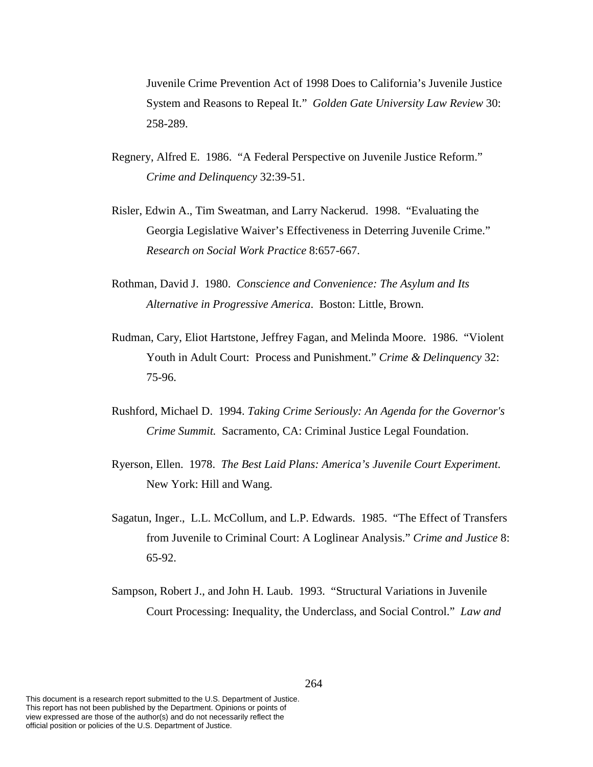Juvenile Crime Prevention Act of 1998 Does to California's Juvenile Justice System and Reasons to Repeal It." *Golden Gate University Law Review* 30: 258-289.

Regnery, Alfred E. 1986. "A Federal Perspective on Juvenile Justice Reform." *Crime and Delinquency* 32:39-51.

Risler, Edwin A., Tim Sweatman, and Larry Nackerud. 1998. "Evaluating the Georgia Legislative Waiver's Effectiveness in Deterring Juvenile Crime." *Research on Social Work Practice* 8:657-667.

Rothman, David J. 1980. *Conscience and Convenience: The Asylum and Its Alternative in Progressive America*. Boston: Little, Brown.

Rudman, Cary, Eliot Hartstone, Jeffrey Fagan, and Melinda Moore. 1986. "Violent Youth in Adult Court: Process and Punishment." *Crime & Delinquency* 32: 75-96.

Rushford, Michael D. 1994. *Taking Crime Seriously: An Agenda for the Governor's Crime Summit.* Sacramento, CA: Criminal Justice Legal Foundation.

Ryerson, Ellen. 1978. *The Best Laid Plans: America's Juvenile Court Experiment.* New York: Hill and Wang.

Sagatun, Inger., L.L. McCollum, and L.P. Edwards. 1985. "The Effect of Transfers from Juvenile to Criminal Court: A Loglinear Analysis." *Crime and Justice* 8: 65-92.

Sampson, Robert J., and John H. Laub. 1993. "Structural Variations in Juvenile Court Processing: Inequality, the Underclass, and Social Control." *Law and*

This document is a research report submitted to the U.S. Department of Justice. This report has not been published by the Department. Opinions or points of view expressed are those of the author(s) and do not necessarily reflect the official position or policies of the U.S. Department of Justice.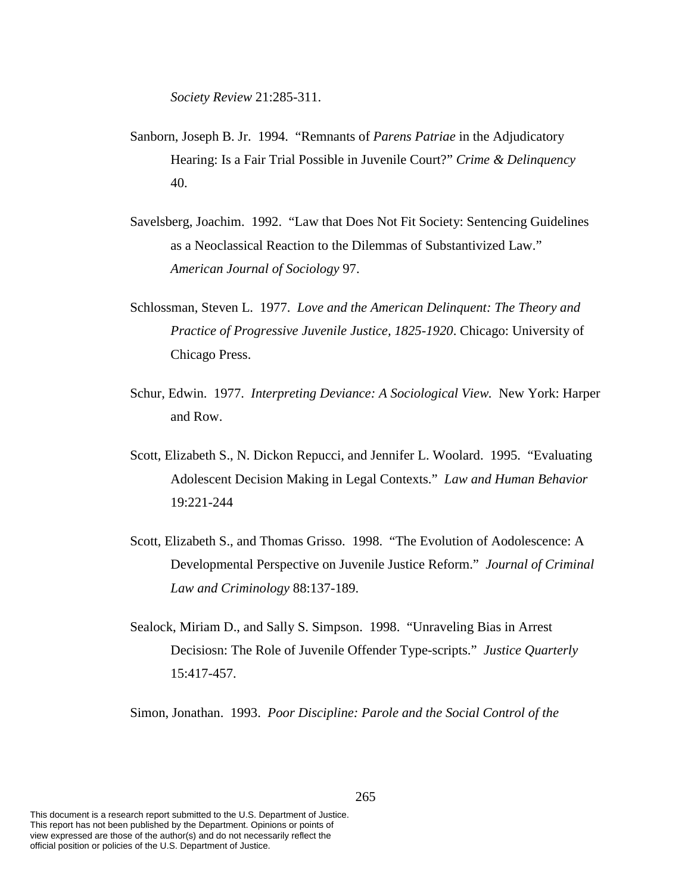*Society Review* 21:285-311.

Sanborn, Joseph B. Jr. 1994. "Remnants of *Parens Patriae* in the Adjudicatory Hearing: Is a Fair Trial Possible in Juvenile Court?" *Crime & Delinquency* 40.

Savelsberg, Joachim. 1992. "Law that Does Not Fit Society: Sentencing Guidelines as a Neoclassical Reaction to the Dilemmas of Substantivized Law." *American Journal of Sociology* 97.

Schlossman, Steven L. 1977. *Love and the American Delinquent: The Theory and Practice of Progressive Juvenile Justice, 1825-1920*. Chicago: University of Chicago Press.

Schur, Edwin. 1977. *Interpreting Deviance: A Sociological View.* New York: Harper and Row.

Scott, Elizabeth S., N. Dickon Repucci, and Jennifer L. Woolard. 1995. "Evaluating Adolescent Decision Making in Legal Contexts." *Law and Human Behavior* 19:221-244

Scott, Elizabeth S., and Thomas Grisso. 1998. "The Evolution of Aodolescence: A Developmental Perspective on Juvenile Justice Reform." *Journal of Criminal Law and Criminology* 88:137-189.

Sealock, Miriam D., and Sally S. Simpson. 1998. "Unraveling Bias in Arrest Decisiosn: The Role of Juvenile Offender Type-scripts." *Justice Quarterly* 15:417-457.

Simon, Jonathan. 1993. *Poor Discipline: Parole and the Social Control of the*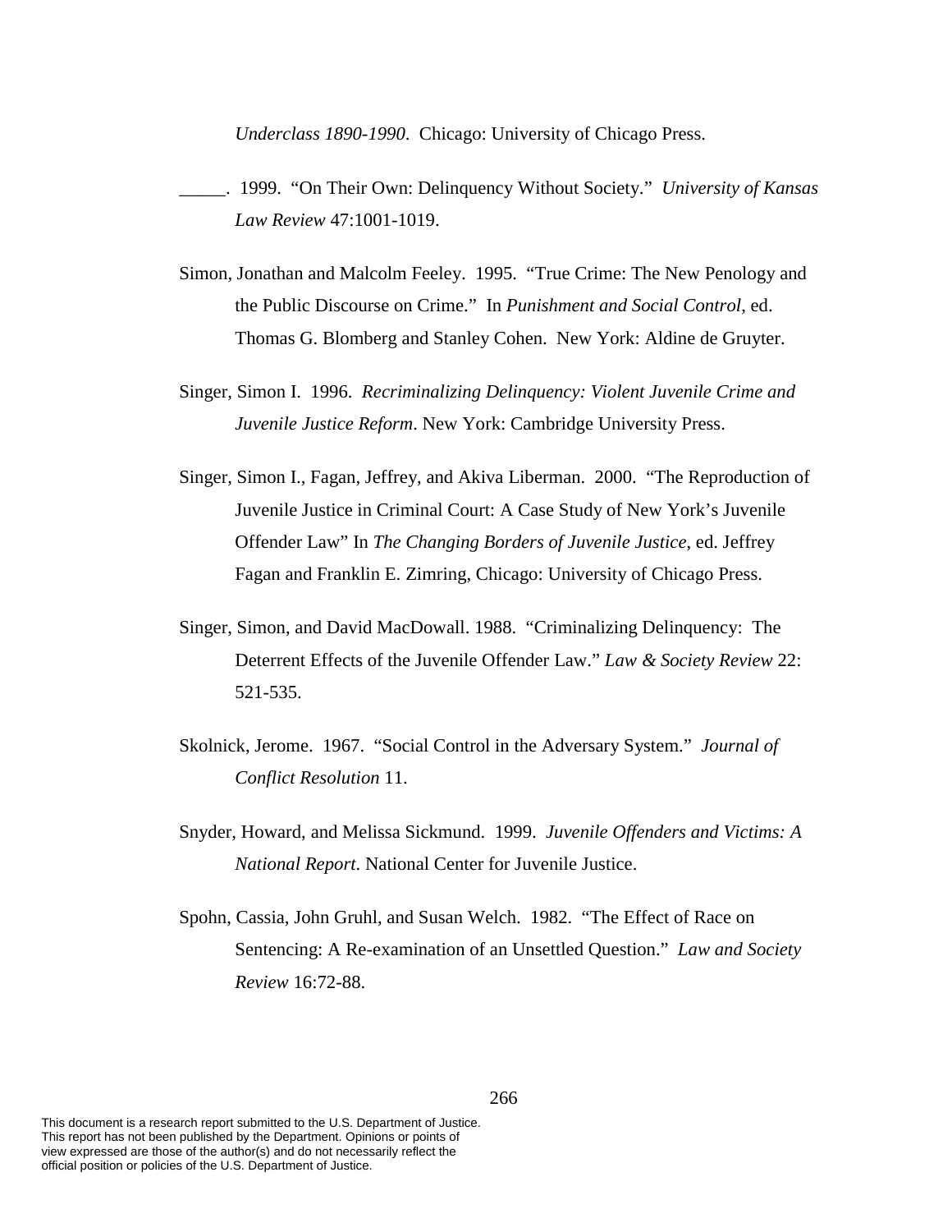*Underclass 1890-1990*. Chicago: University of Chicago Press.

_____. 1999. "On Their Own: Delinquency Without Society." *University of Kansas Law Review* 47:1001-1019.

Simon, Jonathan and Malcolm Feeley. 1995. "True Crime: The New Penology and the Public Discourse on Crime." In *Punishment and Social Control*, ed. Thomas G. Blomberg and Stanley Cohen. New York: Aldine de Gruyter.

Singer, Simon I. 1996. *Recriminalizing Delinquency: Violent Juvenile Crime and Juvenile Justice Reform*. New York: Cambridge University Press.

Singer, Simon I., Fagan, Jeffrey, and Akiva Liberman. 2000. "The Reproduction of Juvenile Justice in Criminal Court: A Case Study of New York's Juvenile Offender Law" In *The Changing Borders of Juvenile Justice*, ed. Jeffrey Fagan and Franklin E. Zimring, Chicago: University of Chicago Press.

Singer, Simon, and David MacDowall. 1988. "Criminalizing Delinquency: The Deterrent Effects of the Juvenile Offender Law." *Law & Society Review* 22: 521-535.

Skolnick, Jerome. 1967. "Social Control in the Adversary System." *Journal of Conflict Resolution* 11.

Snyder, Howard, and Melissa Sickmund. 1999. *Juvenile Offenders and Victims: A National Report*. National Center for Juvenile Justice.

Spohn, Cassia, John Gruhl, and Susan Welch. 1982. "The Effect of Race on Sentencing: A Re-examination of an Unsettled Question." *Law and Society Review* 16:72-88.

This document is a research report submitted to the U.S. Department of Justice. This report has not been published by the Department. Opinions or points of view expressed are those of the author(s) and do not necessarily reflect the official position or policies of the U.S. Department of Justice.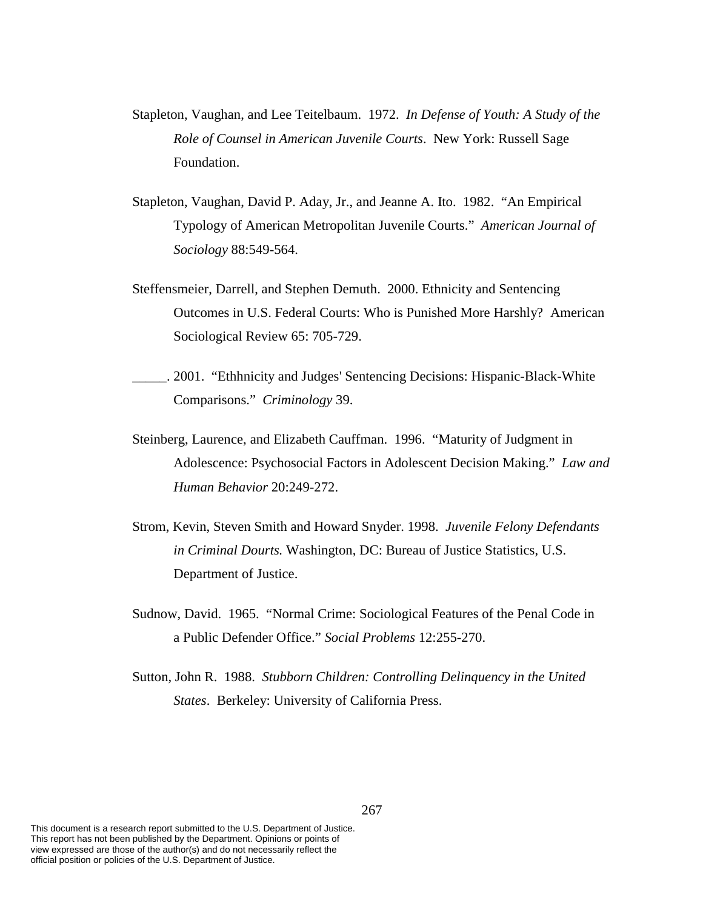Stapleton, Vaughan, and Lee Teitelbaum. 1972. *In Defense of Youth: A Study of the Role of Counsel in American Juvenile Courts*. New York: Russell Sage Foundation.

Stapleton, Vaughan, David P. Aday, Jr., and Jeanne A. Ito. 1982. "An Empirical Typology of American Metropolitan Juvenile Courts." *American Journal of Sociology* 88:549-564.

Steffensmeier, Darrell, and Stephen Demuth. 2000. Ethnicity and Sentencing Outcomes in U.S. Federal Courts: Who is Punished More Harshly? American Sociological Review 65: 705-729.

_____. 2001. "Ethhnicity and Judges' Sentencing Decisions: Hispanic-Black-White Comparisons." *Criminology* 39.

Steinberg, Laurence, and Elizabeth Cauffman. 1996. "Maturity of Judgment in Adolescence: Psychosocial Factors in Adolescent Decision Making." *Law and Human Behavior* 20:249-272.

Strom, Kevin, Steven Smith and Howard Snyder. 1998. *Juvenile Felony Defendants in Criminal Dourts.* Washington, DC: Bureau of Justice Statistics, U.S. Department of Justice.

Sudnow, David. 1965. "Normal Crime: Sociological Features of the Penal Code in a Public Defender Office." *Social Problems* 12:255-270.

Sutton, John R. 1988. *Stubborn Children: Controlling Delinquency in the United States*. Berkeley: University of California Press.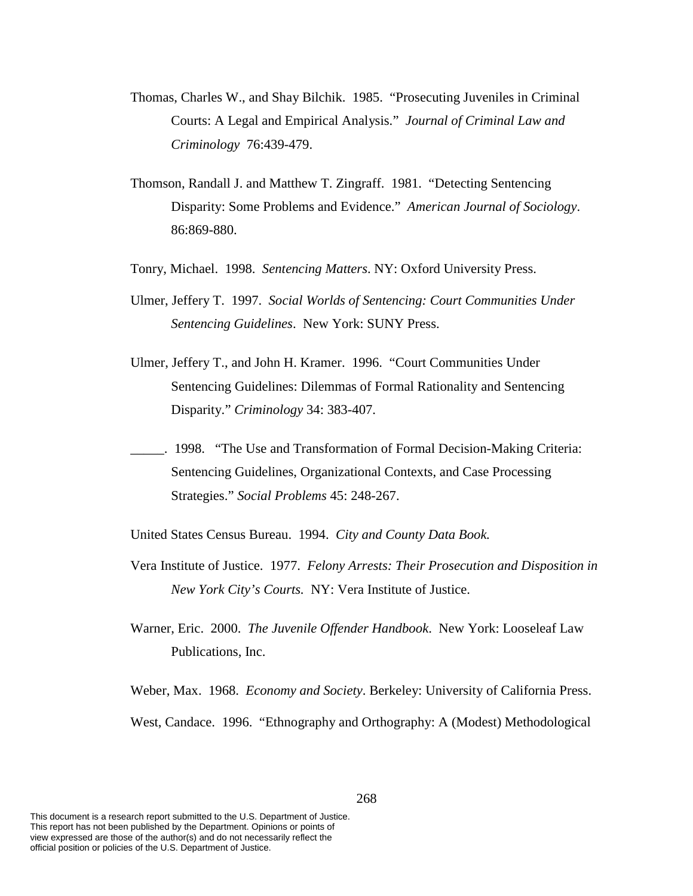Thomas, Charles W., and Shay Bilchik. 1985. "Prosecuting Juveniles in Criminal Courts: A Legal and Empirical Analysis." *Journal of Criminal Law and Criminology* 76:439-479.

Thomson, Randall J. and Matthew T. Zingraff. 1981. "Detecting Sentencing Disparity: Some Problems and Evidence." *American Journal of Sociology*. 86:869-880.

Tonry, Michael. 1998. *Sentencing Matters*. NY: Oxford University Press.

Ulmer, Jeffery T. 1997. *Social Worlds of Sentencing: Court Communities Under Sentencing Guidelines*. New York: SUNY Press.

Ulmer, Jeffery T., and John H. Kramer. 1996. "Court Communities Under Sentencing Guidelines: Dilemmas of Formal Rationality and Sentencing Disparity." *Criminology* 34: 383-407.

_____. 1998. "The Use and Transformation of Formal Decision-Making Criteria: Sentencing Guidelines, Organizational Contexts, and Case Processing Strategies." *Social Problems* 45: 248-267.

United States Census Bureau. 1994. *City and County Data Book.*

Vera Institute of Justice. 1977. *Felony Arrests: Their Prosecution and Disposition in New York City's Courts.* NY: Vera Institute of Justice.

Warner, Eric. 2000. *The Juvenile Offender Handbook*. New York: Looseleaf Law Publications, Inc.

Weber, Max. 1968. *Economy and Society*. Berkeley: University of California Press.

West, Candace. 1996. "Ethnography and Orthography: A (Modest) Methodological

This document is a research report submitted to the U.S. Department of Justice. This report has not been published by the Department. Opinions or points of view expressed are those of the author(s) and do not necessarily reflect the official position or policies of the U.S. Department of Justice.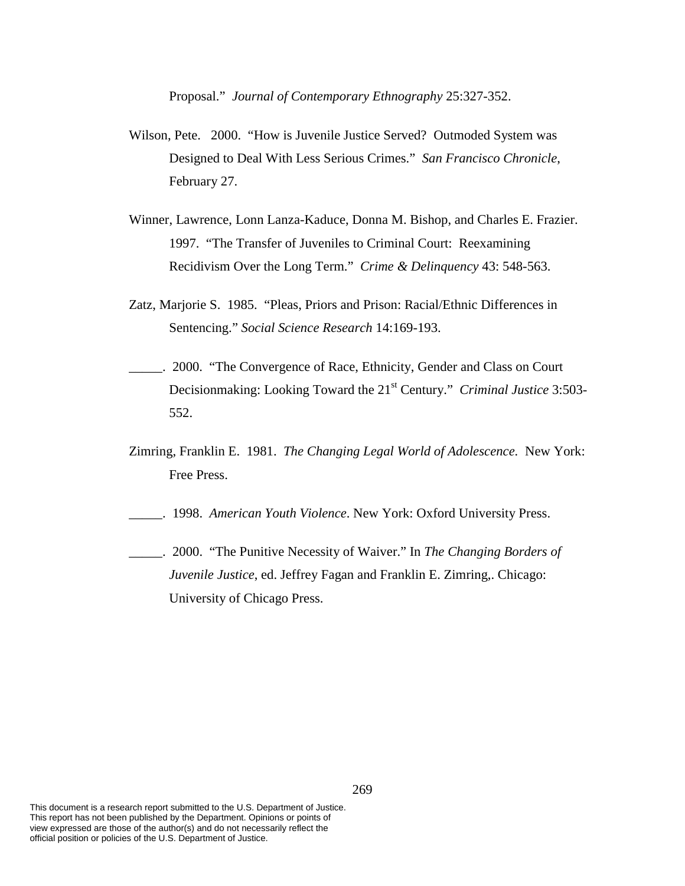Proposal." *Journal of Contemporary Ethnography* 25:327-352.

Wilson, Pete. 2000. "How is Juvenile Justice Served? Outmoded System was Designed to Deal With Less Serious Crimes." *San Francisco Chronicle*, February 27.

Winner, Lawrence, Lonn Lanza-Kaduce, Donna M. Bishop, and Charles E. Frazier. 1997. "The Transfer of Juveniles to Criminal Court: Reexamining Recidivism Over the Long Term." *Crime & Delinquency* 43: 548-563.

Zatz, Marjorie S. 1985. "Pleas, Priors and Prison: Racial/Ethnic Differences in Sentencing." *Social Science Research* 14:169-193.

_____. 2000. "The Convergence of Race, Ethnicity, Gender and Class on Court Decisionmaking: Looking Toward the 21st Century." *Criminal Justice* 3:503-552.

Zimring, Franklin E. 1981. *The Changing Legal World of Adolescence.* New York: Free Press.

_____. 1998. *American Youth Violence*. New York: Oxford University Press.

_____. 2000. "The Punitive Necessity of Waiver." In *The Changing Borders of Juvenile Justice*, ed. Jeffrey Fagan and Franklin E. Zimring,. Chicago: University of Chicago Press.

This document is a research report submitted to the U.S. Department of Justice. This report has not been published by the Department. Opinions or points of view expressed are those of the author(s) and do not necessarily reflect the official position or policies of the U.S. Department of Justice.